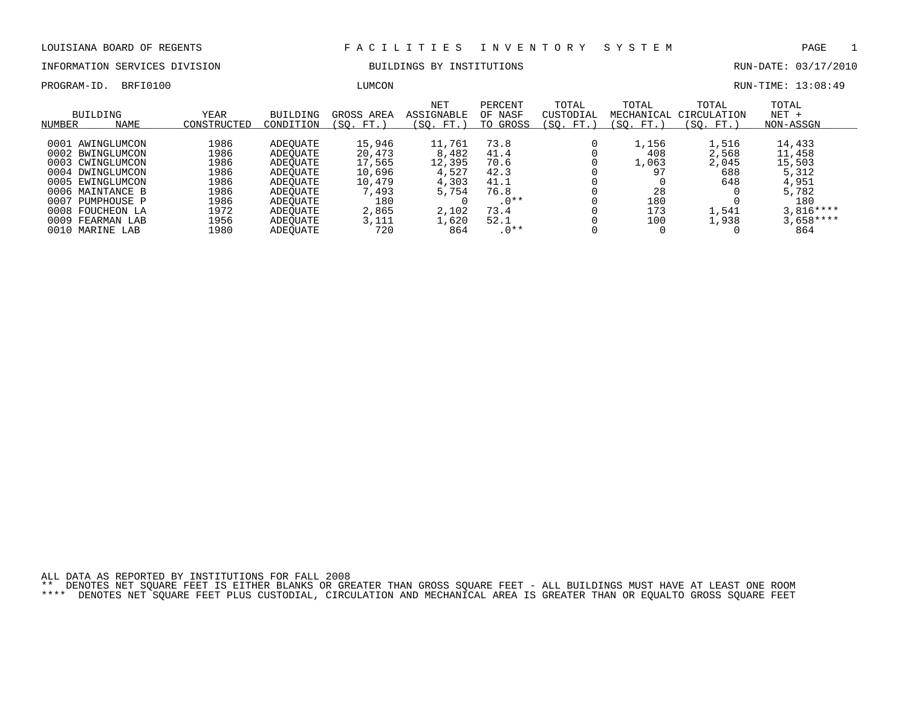LOUISIANA BOARD OF REGENTS — FACILITIES INVENTORY SYSTEM

INFORMATION SERVICES DIVISION — BUILDINGS BY INSTITUTIONS — RUN-DATE: 03/17/2010

PROGRAM-ID. BRFI0100 — LUMCON — RUN-TIME: 13:08:49

| BUILDING NUMBER | NAME | YEAR CONSTRUCTED | BUILDING CONDITION | GROSS AREA (SQ. FT.) | NET ASSIGNABLE (SQ. FT.) | PERCENT OF NASF TO GROSS | TOTAL CUSTODIAL (SQ. FT.) | TOTAL MECHANICAL (SQ. FT.) | TOTAL CIRCULATION (SQ. FT.) | TOTAL NET + NON-ASSGN |
|---|---|---|---|---|---|---|---|---|---|---|
| 0001 | AWINGLUMCON | 1986 | ADEQUATE | 15,946 | 11,761 | 73.8 | 0 | 1,156 | 1,516 | 14,433 |
| 0002 | BWINGLUMCON | 1986 | ADEQUATE | 20,473 | 8,482 | 41.4 | 0 | 408 | 2,568 | 11,458 |
| 0003 | CWINGLUMCON | 1986 | ADEQUATE | 17,565 | 12,395 | 70.6 | 0 | 1,063 | 2,045 | 15,503 |
| 0004 | DWINGLUMCON | 1986 | ADEQUATE | 10,696 | 4,527 | 42.3 | 0 | 97 | 688 | 5,312 |
| 0005 | EWINGLUMCON | 1986 | ADEQUATE | 10,479 | 4,303 | 41.1 | 0 | 0 | 648 | 4,951 |
| 0006 | MAINTANCE B | 1986 | ADEQUATE | 7,493 | 5,754 | 76.8 | 0 | 28 | 0 | 5,782 |
| 0007 | PUMPHOUSE P | 1986 | ADEQUATE | 180 | 0 | .0** | 0 | 180 | 0 | 180 |
| 0008 | FOUCHEON LA | 1972 | ADEQUATE | 2,865 | 2,102 | 73.4 | 0 | 173 | 1,541 | 3,816**** |
| 0009 | FEARMAN LAB | 1956 | ADEQUATE | 3,111 | 1,620 | 52.1 | 0 | 100 | 1,938 | 3,658**** |
| 0010 | MARINE LAB | 1980 | ADEQUATE | 720 | 864 | .0** | 0 | 0 | 0 | 864 |

ALL DATA AS REPORTED BY INSTITUTIONS FOR FALL 2008

** DENOTES NET SQUARE FEET IS EITHER BLANKS OR GREATER THAN GROSS SQUARE FEET - ALL BUILDINGS MUST HAVE AT LEAST ONE ROOM

**** DENOTES NET SQUARE FEET PLUS CUSTODIAL, CIRCULATION AND MECHANICAL AREA IS GREATER THAN OR EQUALTO GROSS SQUARE FEET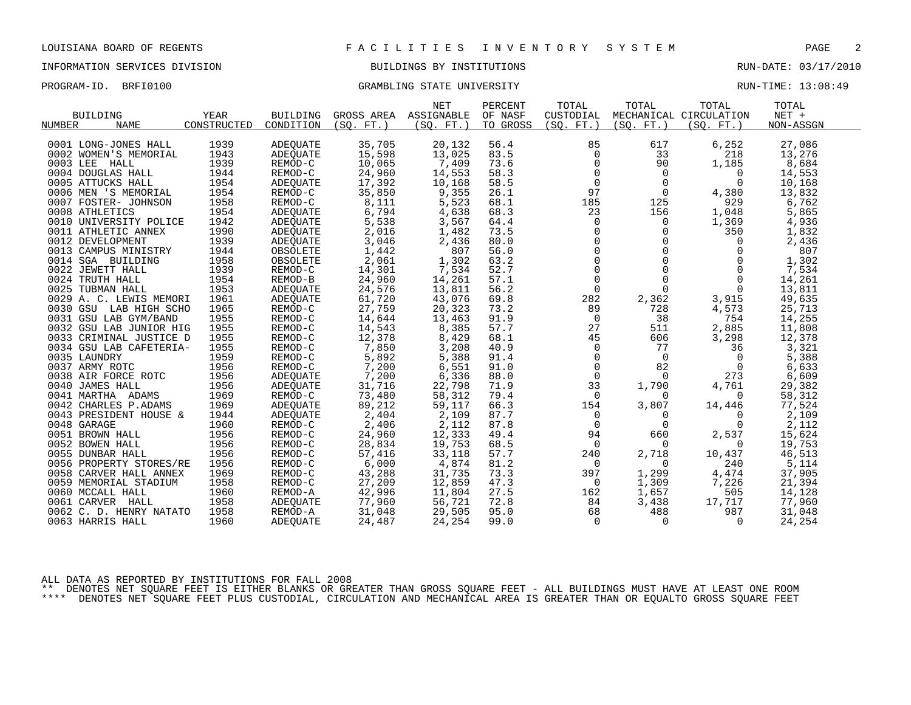LOUISIANA BOARD OF REGENTS — FACILITIES INVENTORY SYSTEM

INFORMATION SERVICES DIVISION — BUILDINGS BY INSTITUTIONS — RUN-DATE: 03/17/2010

PROGRAM-ID. BRFI0100 — GRAMBLING STATE UNIVERSITY — RUN-TIME: 13:08:49

| BUILDING NUMBER | NAME | YEAR CONSTRUCTED | BUILDING CONDITION | GROSS AREA (SQ. FT.) | NET ASSIGNABLE (SQ. FT.) | PERCENT OF NASF TO GROSS | TOTAL CUSTODIAL (SQ. FT.) | TOTAL MECHANICAL (SQ. FT.) | TOTAL CIRCULATION (SQ. FT.) | TOTAL NET + NON-ASSGN |
|---|---|---|---|---|---|---|---|---|---|---|
| 0001 | LONG-JONES HALL | 1939 | ADEQUATE | 35,705 | 20,132 | 56.4 | 85 | 617 | 6,252 | 27,086 |
| 0002 | WOMEN'S MEMORIAL | 1943 | ADEQUATE | 15,598 | 13,025 | 83.5 | 0 | 33 | 218 | 13,276 |
| 0003 | LEE HALL | 1939 | REMOD-C | 10,065 | 7,409 | 73.6 | 0 | 90 | 1,185 | 8,684 |
| 0004 | DOUGLAS HALL | 1944 | REMOD-C | 24,960 | 14,553 | 58.3 | 0 | 0 | 0 | 14,553 |
| 0005 | ATTUCKS HALL | 1954 | ADEQUATE | 17,392 | 10,168 | 58.5 | 0 | 0 | 0 | 10,168 |
| 0006 | MEN 'S MEMORIAL | 1954 | REMOD-C | 35,850 | 9,355 | 26.1 | 97 | 0 | 4,380 | 13,832 |
| 0007 | FOSTER- JOHNSON | 1958 | REMOD-C | 8,111 | 5,523 | 68.1 | 185 | 125 | 929 | 6,762 |
| 0008 | ATHLETICS | 1954 | ADEQUATE | 6,794 | 4,638 | 68.3 | 23 | 156 | 1,048 | 5,865 |
| 0010 | UNIVERSITY POLICE | 1942 | ADEQUATE | 5,538 | 3,567 | 64.4 | 0 | 0 | 1,369 | 4,936 |
| 0011 | ATHLETIC ANNEX | 1990 | ADEQUATE | 2,016 | 1,482 | 73.5 | 0 | 0 | 350 | 1,832 |
| 0012 | DEVELOPMENT | 1939 | ADEQUATE | 3,046 | 2,436 | 80.0 | 0 | 0 | 0 | 2,436 |
| 0013 | CAMPUS MINISTRY | 1944 | OBSOLETE | 1,442 | 807 | 56.0 | 0 | 0 | 0 | 807 |
| 0014 | SGA BUILDING | 1958 | OBSOLETE | 2,061 | 1,302 | 63.2 | 0 | 0 | 0 | 1,302 |
| 0022 | JEWETT HALL | 1939 | REMOD-C | 14,301 | 7,534 | 52.7 | 0 | 0 | 0 | 7,534 |
| 0024 | TRUTH HALL | 1954 | REMOD-B | 24,960 | 14,261 | 57.1 | 0 | 0 | 0 | 14,261 |
| 0025 | TUBMAN HALL | 1953 | ADEQUATE | 24,576 | 13,811 | 56.2 | 0 | 0 | 0 | 13,811 |
| 0029 | A. C. LEWIS MEMORI | 1961 | ADEQUATE | 61,720 | 43,076 | 69.8 | 282 | 2,362 | 3,915 | 49,635 |
| 0030 | GSU LAB HIGH SCHO | 1965 | REMOD-C | 27,759 | 20,323 | 73.2 | 89 | 728 | 4,573 | 25,713 |
| 0031 | GSU LAB GYM/BAND | 1955 | REMOD-C | 14,644 | 13,463 | 91.9 | 0 | 38 | 754 | 14,255 |
| 0032 | GSU LAB JUNIOR HIG | 1955 | REMOD-C | 14,543 | 8,385 | 57.7 | 27 | 511 | 2,885 | 11,808 |
| 0033 | CRIMINAL JUSTICE D | 1955 | REMOD-C | 12,378 | 8,429 | 68.1 | 45 | 606 | 3,298 | 12,378 |
| 0034 | GSU LAB CAFETERIA- | 1955 | REMOD-C | 7,850 | 3,208 | 40.9 | 0 | 77 | 36 | 3,321 |
| 0035 | LAUNDRY | 1959 | REMOD-C | 5,892 | 5,388 | 91.4 | 0 | 0 | 0 | 5,388 |
| 0037 | ARMY ROTC | 1956 | REMOD-C | 7,200 | 6,551 | 91.0 | 0 | 82 | 0 | 6,633 |
| 0038 | AIR FORCE ROTC | 1956 | ADEQUATE | 7,200 | 6,336 | 88.0 | 0 | 0 | 273 | 6,609 |
| 0040 | JAMES HALL | 1956 | ADEQUATE | 31,716 | 22,798 | 71.9 | 33 | 1,790 | 4,761 | 29,382 |
| 0041 | MARTHA ADAMS | 1969 | REMOD-C | 73,480 | 58,312 | 79.4 | 0 | 0 | 0 | 58,312 |
| 0042 | CHARLES P.ADAMS | 1969 | ADEQUATE | 89,212 | 59,117 | 66.3 | 154 | 3,807 | 14,446 | 77,524 |
| 0043 | PRESIDENT HOUSE & | 1944 | ADEQUATE | 2,404 | 2,109 | 87.7 | 0 | 0 | 0 | 2,109 |
| 0048 | GARAGE | 1960 | REMOD-C | 2,406 | 2,112 | 87.8 | 0 | 0 | 0 | 2,112 |
| 0051 | BROWN HALL | 1956 | REMOD-C | 24,960 | 12,333 | 49.4 | 94 | 660 | 2,537 | 15,624 |
| 0052 | BOWEN HALL | 1956 | REMOD-C | 28,834 | 19,753 | 68.5 | 0 | 0 | 0 | 19,753 |
| 0055 | DUNBAR HALL | 1956 | REMOD-C | 57,416 | 33,118 | 57.7 | 240 | 2,718 | 10,437 | 46,513 |
| 0056 | PROPERTY STORES/RE | 1956 | REMOD-C | 6,000 | 4,874 | 81.2 | 0 | 0 | 240 | 5,114 |
| 0058 | CARVER HALL ANNEX | 1969 | REMOD-C | 43,288 | 31,735 | 73.3 | 397 | 1,299 | 4,474 | 37,905 |
| 0059 | MEMORIAL STADIUM | 1958 | REMOD-C | 27,209 | 12,859 | 47.3 | 0 | 1,309 | 7,226 | 21,394 |
| 0060 | MCCALL HALL | 1960 | REMOD-A | 42,996 | 11,804 | 27.5 | 162 | 1,657 | 505 | 14,128 |
| 0061 | CARVER HALL | 1958 | ADEQUATE | 77,960 | 56,721 | 72.8 | 84 | 3,438 | 17,717 | 77,960 |
| 0062 | C. D. HENRY NATATO | 1958 | REMOD-A | 31,048 | 29,505 | 95.0 | 68 | 488 | 987 | 31,048 |
| 0063 | HARRIS HALL | 1960 | ADEQUATE | 24,487 | 24,254 | 99.0 | 0 | 0 | 0 | 24,254 |

ALL DATA AS REPORTED BY INSTITUTIONS FOR FALL 2008

** DENOTES NET SQUARE FEET IS EITHER BLANKS OR GREATER THAN GROSS SQUARE FEET - ALL BUILDINGS MUST HAVE AT LEAST ONE ROOM

**** DENOTES NET SQUARE FEET PLUS CUSTODIAL, CIRCULATION AND MECHANICAL AREA IS GREATER THAN OR EQUALTO GROSS SQUARE FEET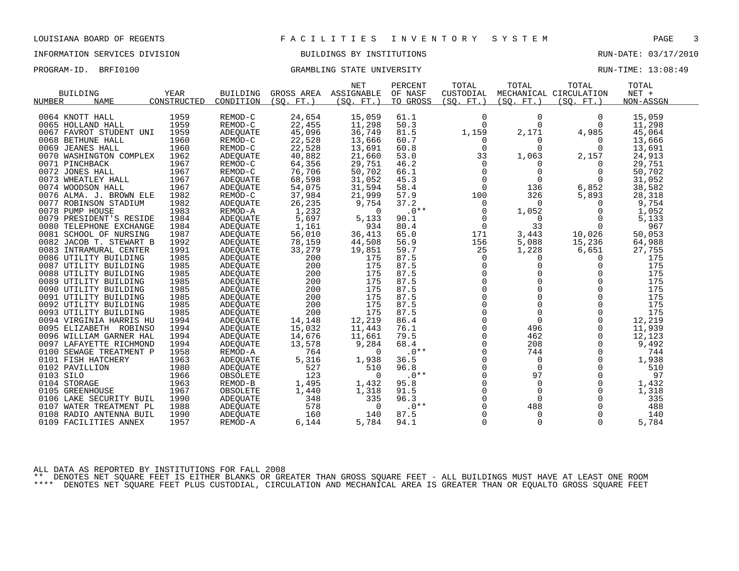LOUISIANA BOARD OF REGENTS — FACILITIES INVENTORY SYSTEM

INFORMATION SERVICES DIVISION — BUILDINGS BY INSTITUTIONS — RUN-DATE: 03/17/2010

PROGRAM-ID. BRFI0100 — GRAMBLING STATE UNIVERSITY — RUN-TIME: 13:08:49

| BUILDING NUMBER | BUILDING NAME | YEAR CONSTRUCTED | BUILDING CONDITION | GROSS AREA (SQ. FT.) | NET ASSIGNABLE (SQ. FT.) | PERCENT OF NASF TO GROSS | TOTAL CUSTODIAL (SQ. FT.) | TOTAL MECHANICAL (SQ. FT.) | TOTAL CIRCULATION (SQ. FT.) | TOTAL NET + NON-ASSGN |
|---|---|---|---|---|---|---|---|---|---|---|
| 0064 | KNOTT HALL | 1959 | REMOD-C | 24,654 | 15,059 | 61.1 | 0 | 0 | 0 | 15,059 |
| 0065 | HOLLAND HALL | 1959 | REMOD-C | 22,455 | 11,298 | 50.3 | 0 | 0 | 0 | 11,298 |
| 0067 | FAVROT STUDENT UNI | 1959 | ADEQUATE | 45,096 | 36,749 | 81.5 | 1,159 | 2,171 | 4,985 | 45,064 |
| 0068 | BETHUNE HALL | 1960 | REMOD-C | 22,528 | 13,666 | 60.7 | 0 | 0 | 0 | 13,666 |
| 0069 | JEANES HALL | 1960 | REMOD-C | 22,528 | 13,691 | 60.8 | 0 | 0 | 0 | 13,691 |
| 0070 | WASHINGTON COMPLEX | 1962 | ADEQUATE | 40,882 | 21,660 | 53.0 | 33 | 1,063 | 2,157 | 24,913 |
| 0071 | PINCHBACK | 1967 | REMOD-C | 64,356 | 29,751 | 46.2 | 0 | 0 | 0 | 29,751 |
| 0072 | JONES HALL | 1967 | REMOD-C | 76,706 | 50,702 | 66.1 | 0 | 0 | 0 | 50,702 |
| 0073 | WHEATLEY HALL | 1967 | ADEQUATE | 68,598 | 31,052 | 45.3 | 0 | 0 | 0 | 31,052 |
| 0074 | WOODSON HALL | 1967 | ADEQUATE | 54,075 | 31,594 | 58.4 | 0 | 136 | 6,852 | 38,582 |
| 0076 | ALMA. J. BROWN ELE | 1982 | REMOD-C | 37,984 | 21,999 | 57.9 | 100 | 326 | 5,893 | 28,318 |
| 0077 | ROBINSON STADIUM | 1982 | ADEQUATE | 26,235 | 9,754 | 37.2 | 0 | 0 | 0 | 9,754 |
| 0078 | PUMP HOUSE | 1983 | REMOD-A | 1,232 | 0 | .0** | 0 | 1,052 | 0 | 1,052 |
| 0079 | PRESIDENT'S RESIDE | 1984 | ADEQUATE | 5,697 | 5,133 | 90.1 | 0 | 0 | 0 | 5,133 |
| 0080 | TELEPHONE EXCHANGE | 1984 | ADEQUATE | 1,161 | 934 | 80.4 | 0 | 33 | 0 | 967 |
| 0081 | SCHOOL OF NURSING | 1987 | ADEQUATE | 56,010 | 36,413 | 65.0 | 171 | 3,443 | 10,026 | 50,053 |
| 0082 | JACOB T. STEWART B | 1992 | ADEQUATE | 78,159 | 44,508 | 56.9 | 156 | 5,088 | 15,236 | 64,988 |
| 0083 | INTRAMURAL CENTER | 1991 | ADEQUATE | 33,279 | 19,851 | 59.7 | 25 | 1,228 | 6,651 | 27,755 |
| 0086 | UTILITY BUILDING | 1985 | ADEQUATE | 200 | 175 | 87.5 | 0 | 0 | 0 | 175 |
| 0087 | UTILITY BUILDING | 1985 | ADEQUATE | 200 | 175 | 87.5 | 0 | 0 | 0 | 175 |
| 0088 | UTILITY BUILDING | 1985 | ADEQUATE | 200 | 175 | 87.5 | 0 | 0 | 0 | 175 |
| 0089 | UTILITY BUILDING | 1985 | ADEQUATE | 200 | 175 | 87.5 | 0 | 0 | 0 | 175 |
| 0090 | UTILITY BUILDING | 1985 | ADEQUATE | 200 | 175 | 87.5 | 0 | 0 | 0 | 175 |
| 0091 | UTILITY BUILDING | 1985 | ADEQUATE | 200 | 175 | 87.5 | 0 | 0 | 0 | 175 |
| 0092 | UTILITY BUILDING | 1985 | ADEQUATE | 200 | 175 | 87.5 | 0 | 0 | 0 | 175 |
| 0093 | UTILITY BUILDING | 1985 | ADEQUATE | 200 | 175 | 87.5 | 0 | 0 | 0 | 175 |
| 0094 | VIRGINIA HARRIS HU | 1994 | ADEQUATE | 14,148 | 12,219 | 86.4 | 0 | 0 | 0 | 12,219 |
| 0095 | ELIZABETH ROBINSO | 1994 | ADEQUATE | 15,032 | 11,443 | 76.1 | 0 | 496 | 0 | 11,939 |
| 0096 | WILLIAM GARNER HAL | 1994 | ADEQUATE | 14,676 | 11,661 | 79.5 | 0 | 462 | 0 | 12,123 |
| 0097 | LAFAYETTE RICHMOND | 1994 | ADEQUATE | 13,578 | 9,284 | 68.4 | 0 | 208 | 0 | 9,492 |
| 0100 | SEWAGE TREATMENT P | 1958 | REMOD-A | 764 | 0 | .0** | 0 | 744 | 0 | 744 |
| 0101 | FISH HATCHERY | 1963 | ADEQUATE | 5,316 | 1,938 | 36.5 | 0 | 0 | 0 | 1,938 |
| 0102 | PAVILLION | 1980 | ADEQUATE | 527 | 510 | 96.8 | 0 | 0 | 0 | 510 |
| 0103 | SILO | 1966 | OBSOLETE | 123 | 0 | .0** | 0 | 97 | 0 | 97 |
| 0104 | STORAGE | 1963 | REMOD-B | 1,495 | 1,432 | 95.8 | 0 | 0 | 0 | 1,432 |
| 0105 | GREENHOUSE | 1967 | OBSOLETE | 1,440 | 1,318 | 91.5 | 0 | 0 | 0 | 1,318 |
| 0106 | LAKE SECURITY BUIL | 1990 | ADEQUATE | 348 | 335 | 96.3 | 0 | 0 | 0 | 335 |
| 0107 | WATER TREATMENT PL | 1988 | ADEQUATE | 578 | 0 | .0** | 0 | 488 | 0 | 488 |
| 0108 | RADIO ANTENNA BUIL | 1990 | ADEQUATE | 160 | 140 | 87.5 | 0 | 0 | 0 | 140 |
| 0109 | FACILITIES ANNEX | 1957 | REMOD-A | 6,144 | 5,784 | 94.1 | 0 | 0 | 0 | 5,784 |

ALL DATA AS REPORTED BY INSTITUTIONS FOR FALL 2008

** DENOTES NET SQUARE FEET IS EITHER BLANKS OR GREATER THAN GROSS SQUARE FEET - ALL BUILDINGS MUST HAVE AT LEAST ONE ROOM

**** DENOTES NET SQUARE FEET PLUS CUSTODIAL, CIRCULATION AND MECHANICAL AREA IS GREATER THAN OR EQUALTO GROSS SQUARE FEET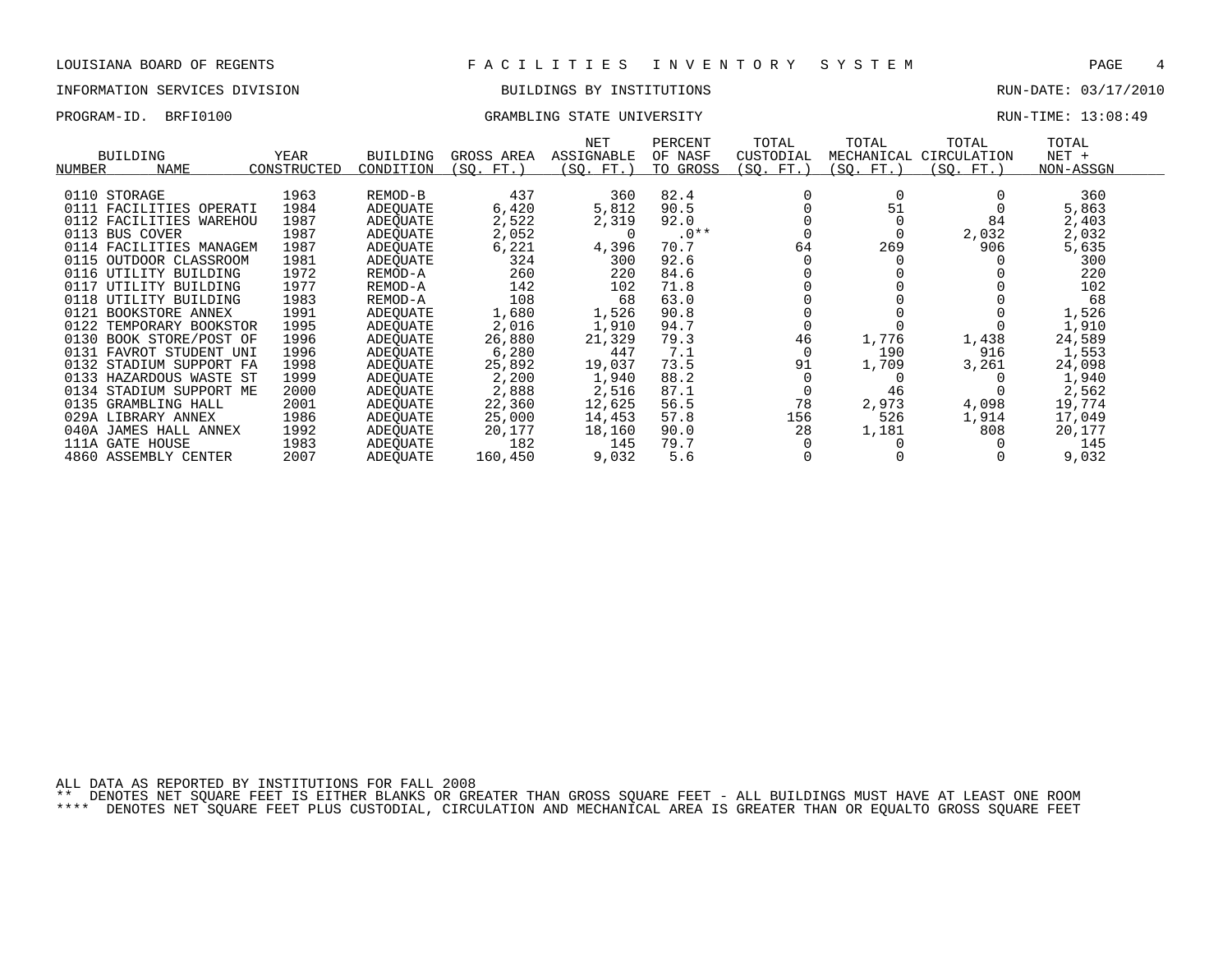LOUISIANA BOARD OF REGENTS — F A C I L I T I E S I N V E N T O R Y S Y S T E M

INFORMATION SERVICES DIVISION — BUILDINGS BY INSTITUTIONS — RUN-DATE: 03/17/2010

PROGRAM-ID. BRFI0100 — GRAMBLING STATE UNIVERSITY — RUN-TIME: 13:08:49

| BUILDING NUMBER | NAME | YEAR CONSTRUCTED | BUILDING CONDITION | GROSS AREA (SQ. FT.) | NET ASSIGNABLE (SQ. FT.) | PERCENT OF NASF TO GROSS | TOTAL CUSTODIAL (SQ. FT.) | TOTAL MECHANICAL (SQ. FT.) | TOTAL CIRCULATION (SQ. FT.) | TOTAL NET + NON-ASSGN |
|---|---|---|---|---|---|---|---|---|---|---|
| 0110 | STORAGE | 1963 | REMOD-B | 437 | 360 | 82.4 | 0 | 0 | 0 | 360 |
| 0111 | FACILITIES OPERATI | 1984 | ADEQUATE | 6,420 | 5,812 | 90.5 | 0 | 51 | 0 | 5,863 |
| 0112 | FACILITIES WAREHOU | 1987 | ADEQUATE | 2,522 | 2,319 | 92.0 | 0 | 0 | 84 | 2,403 |
| 0113 | BUS COVER | 1987 | ADEQUATE | 2,052 | 0 | .0** | 0 | 0 | 2,032 | 2,032 |
| 0114 | FACILITIES MANAGEM | 1987 | ADEQUATE | 6,221 | 4,396 | 70.7 | 64 | 269 | 906 | 5,635 |
| 0115 | OUTDOOR CLASSROOM | 1981 | ADEQUATE | 324 | 300 | 92.6 | 0 | 0 | 0 | 300 |
| 0116 | UTILITY BUILDING | 1972 | REMOD-A | 260 | 220 | 84.6 | 0 | 0 | 0 | 220 |
| 0117 | UTILITY BUILDING | 1977 | REMOD-A | 142 | 102 | 71.8 | 0 | 0 | 0 | 102 |
| 0118 | UTILITY BUILDING | 1983 | REMOD-A | 108 | 68 | 63.0 | 0 | 0 | 0 | 68 |
| 0121 | BOOKSTORE ANNEX | 1991 | ADEQUATE | 1,680 | 1,526 | 90.8 | 0 | 0 | 0 | 1,526 |
| 0122 | TEMPORARY BOOKSTOR | 1995 | ADEQUATE | 2,016 | 1,910 | 94.7 | 0 | 0 | 0 | 1,910 |
| 0130 | BOOK STORE/POST OF | 1996 | ADEQUATE | 26,880 | 21,329 | 79.3 | 46 | 1,776 | 1,438 | 24,589 |
| 0131 | FAVROT STUDENT UNI | 1996 | ADEQUATE | 6,280 | 447 | 7.1 | 0 | 190 | 916 | 1,553 |
| 0132 | STADIUM SUPPORT FA | 1998 | ADEQUATE | 25,892 | 19,037 | 73.5 | 91 | 1,709 | 3,261 | 24,098 |
| 0133 | HAZARDOUS WASTE ST | 1999 | ADEQUATE | 2,200 | 1,940 | 88.2 | 0 | 0 | 0 | 1,940 |
| 0134 | STADIUM SUPPORT ME | 2000 | ADEQUATE | 2,888 | 2,516 | 87.1 | 0 | 46 | 0 | 2,562 |
| 0135 | GRAMBLING HALL | 2001 | ADEQUATE | 22,360 | 12,625 | 56.5 | 78 | 2,973 | 4,098 | 19,774 |
| 029A | LIBRARY ANNEX | 1986 | ADEQUATE | 25,000 | 14,453 | 57.8 | 156 | 526 | 1,914 | 17,049 |
| 040A | JAMES HALL ANNEX | 1992 | ADEQUATE | 20,177 | 18,160 | 90.0 | 28 | 1,181 | 808 | 20,177 |
| 111A | GATE HOUSE | 1983 | ADEQUATE | 182 | 145 | 79.7 | 0 | 0 | 0 | 145 |
| 4860 | ASSEMBLY CENTER | 2007 | ADEQUATE | 160,450 | 9,032 | 5.6 | 0 | 0 | 0 | 9,032 |

ALL DATA AS REPORTED BY INSTITUTIONS FOR FALL 2008

** DENOTES NET SQUARE FEET IS EITHER BLANKS OR GREATER THAN GROSS SQUARE FEET - ALL BUILDINGS MUST HAVE AT LEAST ONE ROOM

**** DENOTES NET SQUARE FEET PLUS CUSTODIAL, CIRCULATION AND MECHANICAL AREA IS GREATER THAN OR EQUALTO GROSS SQUARE FEET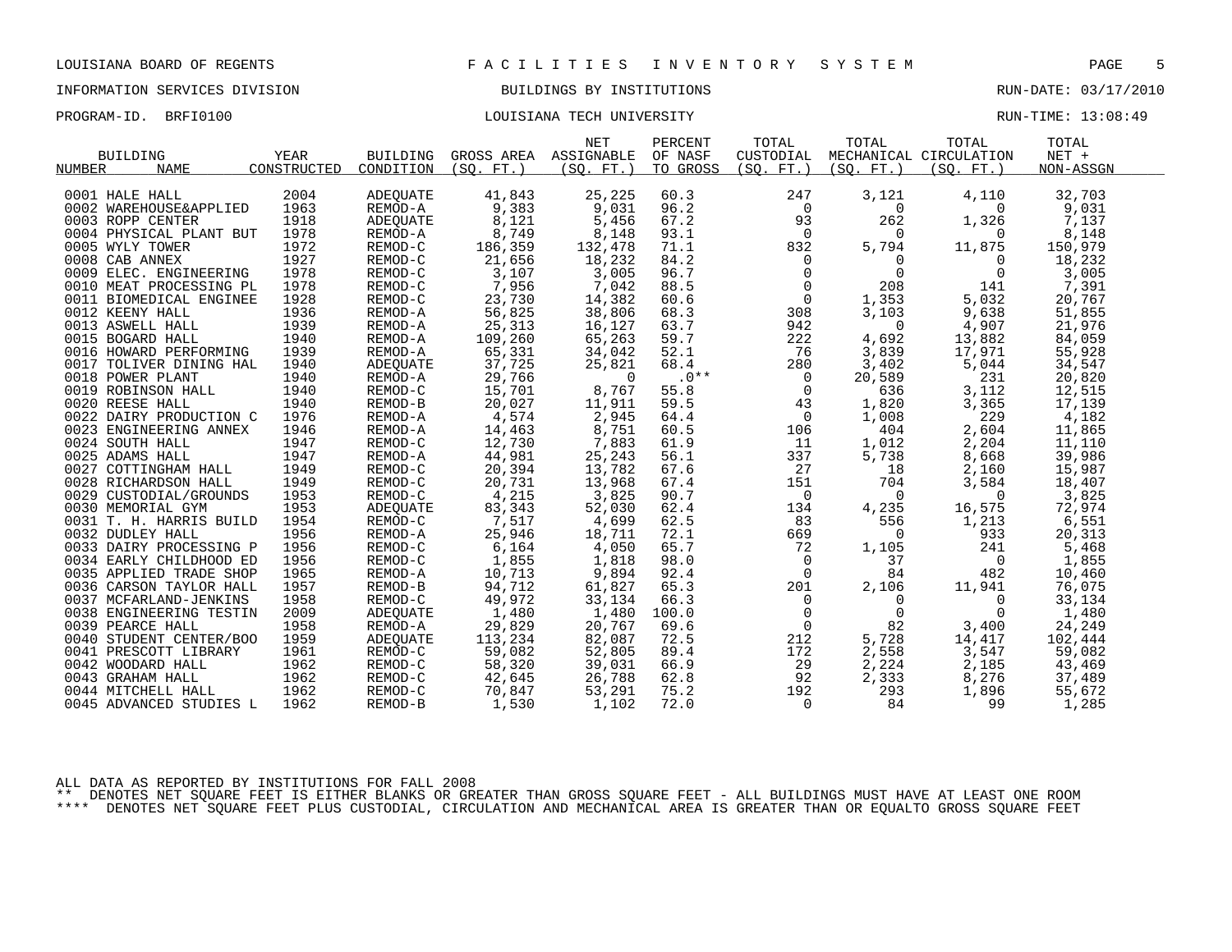LOUISIANA BOARD OF REGENTS — FACILITIES INVENTORY SYSTEM

INFORMATION SERVICES DIVISION — BUILDINGS BY INSTITUTIONS — RUN-DATE: 03/17/2010

PROGRAM-ID. BRFI0100 — LOUISIANA TECH UNIVERSITY — RUN-TIME: 13:08:49

| BUILDING NUMBER | NAME | YEAR CONSTRUCTED | BUILDING CONDITION | GROSS AREA (SQ. FT.) | NET ASSIGNABLE (SQ. FT.) | PERCENT OF NASF TO GROSS | TOTAL CUSTODIAL (SQ. FT.) | TOTAL MECHANICAL (SQ. FT.) | TOTAL CIRCULATION (SQ. FT.) | TOTAL NET + NON-ASSGN |
|---|---|---|---|---|---|---|---|---|---|---|
| 0001 | HALE HALL | 2004 | ADEQUATE | 41,843 | 25,225 | 60.3 | 247 | 3,121 | 4,110 | 32,703 |
| 0002 | WAREHOUSE&APPLIED | 1963 | REMOD-A | 9,383 | 9,031 | 96.2 | 0 | 0 | 0 | 9,031 |
| 0003 | ROPP CENTER | 1918 | ADEQUATE | 8,121 | 5,456 | 67.2 | 93 | 262 | 1,326 | 7,137 |
| 0004 | PHYSICAL PLANT BUT | 1978 | REMOD-A | 8,749 | 8,148 | 93.1 | 0 | 0 | 0 | 8,148 |
| 0005 | WYLY TOWER | 1972 | REMOD-C | 186,359 | 132,478 | 71.1 | 832 | 5,794 | 11,875 | 150,979 |
| 0008 | CAB ANNEX | 1927 | REMOD-C | 21,656 | 18,232 | 84.2 | 0 | 0 | 0 | 18,232 |
| 0009 | ELEC. ENGINEERING | 1978 | REMOD-C | 3,107 | 3,005 | 96.7 | 0 | 0 | 0 | 3,005 |
| 0010 | MEAT PROCESSING PL | 1978 | REMOD-C | 7,956 | 7,042 | 88.5 | 0 | 208 | 141 | 7,391 |
| 0011 | BIOMEDICAL ENGINEE | 1928 | REMOD-C | 23,730 | 14,382 | 60.6 | 0 | 1,353 | 5,032 | 20,767 |
| 0012 | KEENY HALL | 1936 | REMOD-A | 56,825 | 38,806 | 68.3 | 308 | 3,103 | 9,638 | 51,855 |
| 0013 | ASWELL HALL | 1939 | REMOD-A | 25,313 | 16,127 | 63.7 | 942 | 0 | 4,907 | 21,976 |
| 0015 | BOGARD HALL | 1940 | REMOD-A | 109,260 | 65,263 | 59.7 | 222 | 4,692 | 13,882 | 84,059 |
| 0016 | HOWARD PERFORMING | 1939 | REMOD-A | 65,331 | 34,042 | 52.1 | 76 | 3,839 | 17,971 | 55,928 |
| 0017 | TOLIVER DINING HAL | 1940 | ADEQUATE | 37,725 | 25,821 | 68.4 | 280 | 3,402 | 5,044 | 34,547 |
| 0018 | POWER PLANT | 1940 | REMOD-A | 29,766 | 0 | .0** | 0 | 20,589 | 231 | 20,820 |
| 0019 | ROBINSON HALL | 1940 | REMOD-C | 15,701 | 8,767 | 55.8 | 0 | 636 | 3,112 | 12,515 |
| 0020 | REESE HALL | 1940 | REMOD-B | 20,027 | 11,911 | 59.5 | 43 | 1,820 | 3,365 | 17,139 |
| 0022 | DAIRY PRODUCTION C | 1976 | REMOD-A | 4,574 | 2,945 | 64.4 | 0 | 1,008 | 229 | 4,182 |
| 0023 | ENGINEERING ANNEX | 1946 | REMOD-A | 14,463 | 8,751 | 60.5 | 106 | 404 | 2,604 | 11,865 |
| 0024 | SOUTH HALL | 1947 | REMOD-C | 12,730 | 7,883 | 61.9 | 11 | 1,012 | 2,204 | 11,110 |
| 0025 | ADAMS HALL | 1947 | REMOD-A | 44,981 | 25,243 | 56.1 | 337 | 5,738 | 8,668 | 39,986 |
| 0027 | COTTINGHAM HALL | 1949 | REMOD-C | 20,394 | 13,782 | 67.6 | 27 | 18 | 2,160 | 15,987 |
| 0028 | RICHARDSON HALL | 1949 | REMOD-C | 20,731 | 13,968 | 67.4 | 151 | 704 | 3,584 | 18,407 |
| 0029 | CUSTODIAL/GROUNDS | 1953 | REMOD-C | 4,215 | 3,825 | 90.7 | 0 | 0 | 0 | 3,825 |
| 0030 | MEMORIAL GYM | 1953 | ADEQUATE | 83,343 | 52,030 | 62.4 | 134 | 4,235 | 16,575 | 72,974 |
| 0031 | T. H. HARRIS BUILD | 1954 | REMOD-C | 7,517 | 4,699 | 62.5 | 83 | 556 | 1,213 | 6,551 |
| 0032 | DUDLEY HALL | 1956 | REMOD-A | 25,946 | 18,711 | 72.1 | 669 | 0 | 933 | 20,313 |
| 0033 | DAIRY PROCESSING P | 1956 | REMOD-C | 6,164 | 4,050 | 65.7 | 72 | 1,105 | 241 | 5,468 |
| 0034 | EARLY CHILDHOOD ED | 1956 | REMOD-C | 1,855 | 1,818 | 98.0 | 0 | 37 | 0 | 1,855 |
| 0035 | APPLIED TRADE SHOP | 1965 | REMOD-A | 10,713 | 9,894 | 92.4 | 0 | 84 | 482 | 10,460 |
| 0036 | CARSON TAYLOR HALL | 1957 | REMOD-B | 94,712 | 61,827 | 65.3 | 201 | 2,106 | 11,941 | 76,075 |
| 0037 | MCFARLAND-JENKINS | 1958 | REMOD-C | 49,972 | 33,134 | 66.3 | 0 | 0 | 0 | 33,134 |
| 0038 | ENGINEERING TESTIN | 2009 | ADEQUATE | 1,480 | 1,480 | 100.0 | 0 | 0 | 0 | 1,480 |
| 0039 | PEARCE HALL | 1958 | REMOD-A | 29,829 | 20,767 | 69.6 | 0 | 82 | 3,400 | 24,249 |
| 0040 | STUDENT CENTER/BOO | 1959 | ADEQUATE | 113,234 | 82,087 | 72.5 | 212 | 5,728 | 14,417 | 102,444 |
| 0041 | PRESCOTT LIBRARY | 1961 | REMOD-C | 59,082 | 52,805 | 89.4 | 172 | 2,558 | 3,547 | 59,082 |
| 0042 | WOODARD HALL | 1962 | REMOD-C | 58,320 | 39,031 | 66.9 | 29 | 2,224 | 2,185 | 43,469 |
| 0043 | GRAHAM HALL | 1962 | REMOD-C | 42,645 | 26,788 | 62.8 | 92 | 2,333 | 8,276 | 37,489 |
| 0044 | MITCHELL HALL | 1962 | REMOD-C | 70,847 | 53,291 | 75.2 | 192 | 293 | 1,896 | 55,672 |
| 0045 | ADVANCED STUDIES L | 1962 | REMOD-B | 1,530 | 1,102 | 72.0 | 0 | 84 | 99 | 1,285 |

ALL DATA AS REPORTED BY INSTITUTIONS FOR FALL 2008

** DENOTES NET SQUARE FEET IS EITHER BLANKS OR GREATER THAN GROSS SQUARE FEET - ALL BUILDINGS MUST HAVE AT LEAST ONE ROOM

**** DENOTES NET SQUARE FEET PLUS CUSTODIAL, CIRCULATION AND MECHANICAL AREA IS GREATER THAN OR EQUALTO GROSS SQUARE FEET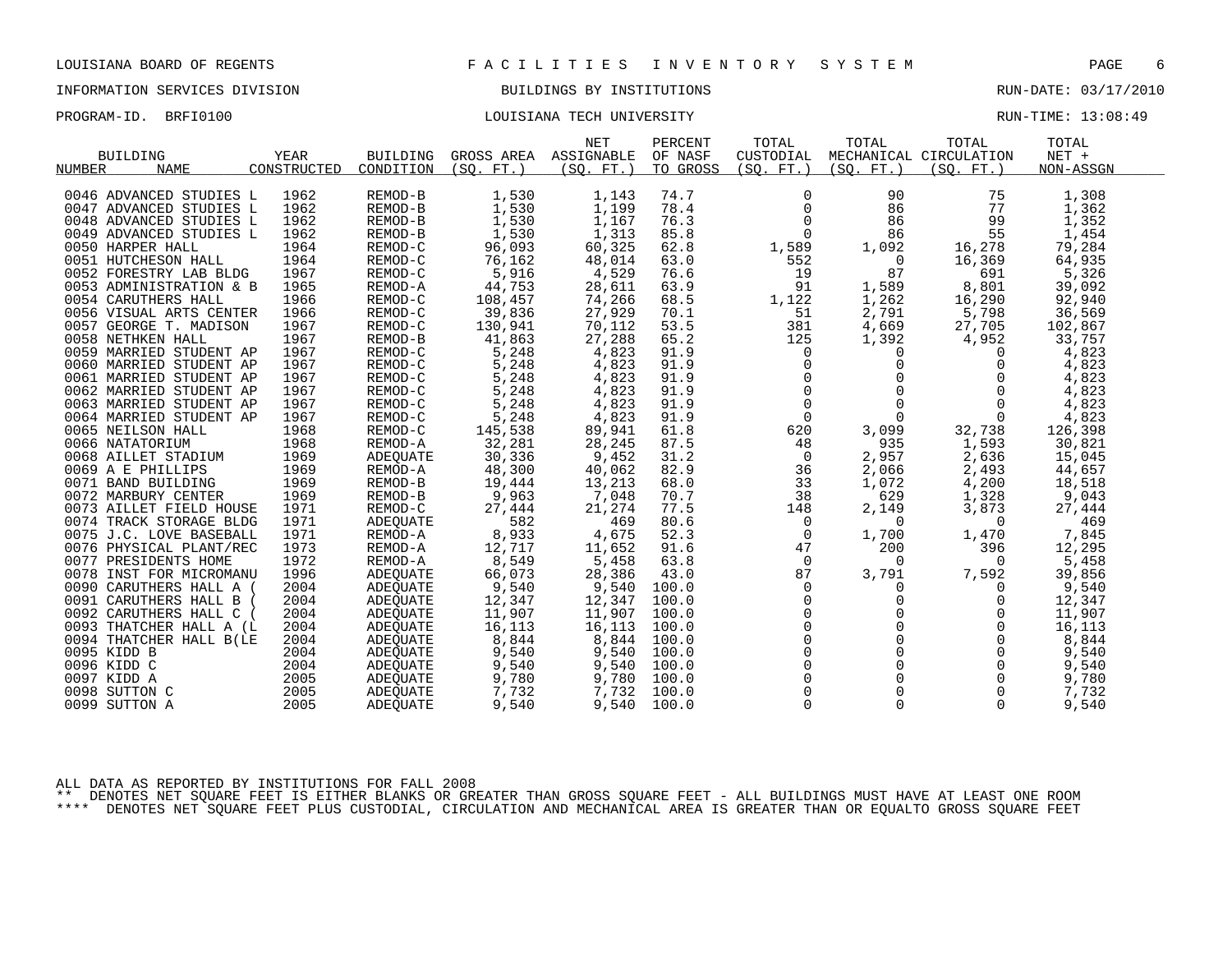LOUISIANA BOARD OF REGENTS — FACILITIES INVENTORY SYSTEM

INFORMATION SERVICES DIVISION — BUILDINGS BY INSTITUTIONS — RUN-DATE: 03/17/2010

PROGRAM-ID. BRFI0100 — LOUISIANA TECH UNIVERSITY — RUN-TIME: 13:08:49

| BUILDING NUMBER | NAME | YEAR CONSTRUCTED | BUILDING CONDITION | GROSS AREA (SQ. FT.) | NET ASSIGNABLE (SQ. FT.) | PERCENT OF NASF TO GROSS | TOTAL CUSTODIAL (SQ. FT.) | TOTAL MECHANICAL (SQ. FT.) | TOTAL CIRCULATION (SQ. FT.) | TOTAL NET + NON-ASSGN |
|---|---|---|---|---|---|---|---|---|---|---|
| 0046 | ADVANCED STUDIES L | 1962 | REMOD-B | 1,530 | 1,143 | 74.7 | 0 | 90 | 75 | 1,308 |
| 0047 | ADVANCED STUDIES L | 1962 | REMOD-B | 1,530 | 1,199 | 78.4 | 0 | 86 | 77 | 1,362 |
| 0048 | ADVANCED STUDIES L | 1962 | REMOD-B | 1,530 | 1,167 | 76.3 | 0 | 86 | 99 | 1,352 |
| 0049 | ADVANCED STUDIES L | 1962 | REMOD-B | 1,530 | 1,313 | 85.8 | 0 | 86 | 55 | 1,454 |
| 0050 | HARPER HALL | 1964 | REMOD-C | 96,093 | 60,325 | 62.8 | 1,589 | 1,092 | 16,278 | 79,284 |
| 0051 | HUTCHESON HALL | 1964 | REMOD-C | 76,162 | 48,014 | 63.0 | 552 | 0 | 16,369 | 64,935 |
| 0052 | FORESTRY LAB BLDG | 1967 | REMOD-C | 5,916 | 4,529 | 76.6 | 19 | 87 | 691 | 5,326 |
| 0053 | ADMINISTRATION & B | 1965 | REMOD-A | 44,753 | 28,611 | 63.9 | 91 | 1,589 | 8,801 | 39,092 |
| 0054 | CARUTHERS HALL | 1966 | REMOD-C | 108,457 | 74,266 | 68.5 | 1,122 | 1,262 | 16,290 | 92,940 |
| 0056 | VISUAL ARTS CENTER | 1966 | REMOD-C | 39,836 | 27,929 | 70.1 | 51 | 2,791 | 5,798 | 36,569 |
| 0057 | GEORGE T. MADISON | 1967 | REMOD-C | 130,941 | 70,112 | 53.5 | 381 | 4,669 | 27,705 | 102,867 |
| 0058 | NETHKEN HALL | 1967 | REMOD-B | 41,863 | 27,288 | 65.2 | 125 | 1,392 | 4,952 | 33,757 |
| 0059 | MARRIED STUDENT AP | 1967 | REMOD-C | 5,248 | 4,823 | 91.9 | 0 | 0 | 0 | 4,823 |
| 0060 | MARRIED STUDENT AP | 1967 | REMOD-C | 5,248 | 4,823 | 91.9 | 0 | 0 | 0 | 4,823 |
| 0061 | MARRIED STUDENT AP | 1967 | REMOD-C | 5,248 | 4,823 | 91.9 | 0 | 0 | 0 | 4,823 |
| 0062 | MARRIED STUDENT AP | 1967 | REMOD-C | 5,248 | 4,823 | 91.9 | 0 | 0 | 0 | 4,823 |
| 0063 | MARRIED STUDENT AP | 1967 | REMOD-C | 5,248 | 4,823 | 91.9 | 0 | 0 | 0 | 4,823 |
| 0064 | MARRIED STUDENT AP | 1967 | REMOD-C | 5,248 | 4,823 | 91.9 | 0 | 0 | 0 | 4,823 |
| 0065 | NEILSON HALL | 1968 | REMOD-C | 145,538 | 89,941 | 61.8 | 620 | 3,099 | 32,738 | 126,398 |
| 0066 | NATATORIUM | 1968 | REMOD-A | 32,281 | 28,245 | 87.5 | 48 | 935 | 1,593 | 30,821 |
| 0068 | AILLET STADIUM | 1969 | ADEQUATE | 30,336 | 9,452 | 31.2 | 0 | 2,957 | 2,636 | 15,045 |
| 0069 | A E PHILLIPS | 1969 | REMOD-A | 48,300 | 40,062 | 82.9 | 36 | 2,066 | 2,493 | 44,657 |
| 0071 | BAND BUILDING | 1969 | REMOD-B | 19,444 | 13,213 | 68.0 | 33 | 1,072 | 4,200 | 18,518 |
| 0072 | MARBURY CENTER | 1969 | REMOD-B | 9,963 | 7,048 | 70.7 | 38 | 629 | 1,328 | 9,043 |
| 0073 | AILLET FIELD HOUSE | 1971 | REMOD-C | 27,444 | 21,274 | 77.5 | 148 | 2,149 | 3,873 | 27,444 |
| 0074 | TRACK STORAGE BLDG | 1971 | ADEQUATE | 582 | 469 | 80.6 | 0 | 0 | 0 | 469 |
| 0075 | J.C. LOVE BASEBALL | 1971 | REMOD-A | 8,933 | 4,675 | 52.3 | 0 | 1,700 | 1,470 | 7,845 |
| 0076 | PHYSICAL PLANT/REC | 1973 | REMOD-A | 12,717 | 11,652 | 91.6 | 47 | 200 | 396 | 12,295 |
| 0077 | PRESIDENTS HOME | 1972 | REMOD-A | 8,549 | 5,458 | 63.8 | 0 | 0 | 0 | 5,458 |
| 0078 | INST FOR MICROMANU | 1996 | ADEQUATE | 66,073 | 28,386 | 43.0 | 87 | 3,791 | 7,592 | 39,856 |
| 0090 | CARUTHERS HALL A ( | 2004 | ADEQUATE | 9,540 | 9,540 | 100.0 | 0 | 0 | 0 | 9,540 |
| 0091 | CARUTHERS HALL B ( | 2004 | ADEQUATE | 12,347 | 12,347 | 100.0 | 0 | 0 | 0 | 12,347 |
| 0092 | CARUTHERS HALL C ( | 2004 | ADEQUATE | 11,907 | 11,907 | 100.0 | 0 | 0 | 0 | 11,907 |
| 0093 | THATCHER HALL A (L | 2004 | ADEQUATE | 16,113 | 16,113 | 100.0 | 0 | 0 | 0 | 16,113 |
| 0094 | THATCHER HALL B(LE | 2004 | ADEQUATE | 8,844 | 8,844 | 100.0 | 0 | 0 | 0 | 8,844 |
| 0095 | KIDD B | 2004 | ADEQUATE | 9,540 | 9,540 | 100.0 | 0 | 0 | 0 | 9,540 |
| 0096 | KIDD C | 2004 | ADEQUATE | 9,540 | 9,540 | 100.0 | 0 | 0 | 0 | 9,540 |
| 0097 | KIDD A | 2005 | ADEQUATE | 9,780 | 9,780 | 100.0 | 0 | 0 | 0 | 9,780 |
| 0098 | SUTTON C | 2005 | ADEQUATE | 7,732 | 7,732 | 100.0 | 0 | 0 | 0 | 7,732 |
| 0099 | SUTTON A | 2005 | ADEQUATE | 9,540 | 9,540 | 100.0 | 0 | 0 | 0 | 9,540 |

ALL DATA AS REPORTED BY INSTITUTIONS FOR FALL 2008

** DENOTES NET SQUARE FEET IS EITHER BLANKS OR GREATER THAN GROSS SQUARE FEET - ALL BUILDINGS MUST HAVE AT LEAST ONE ROOM

**** DENOTES NET SQUARE FEET PLUS CUSTODIAL, CIRCULATION AND MECHANICAL AREA IS GREATER THAN OR EQUALTO GROSS SQUARE FEET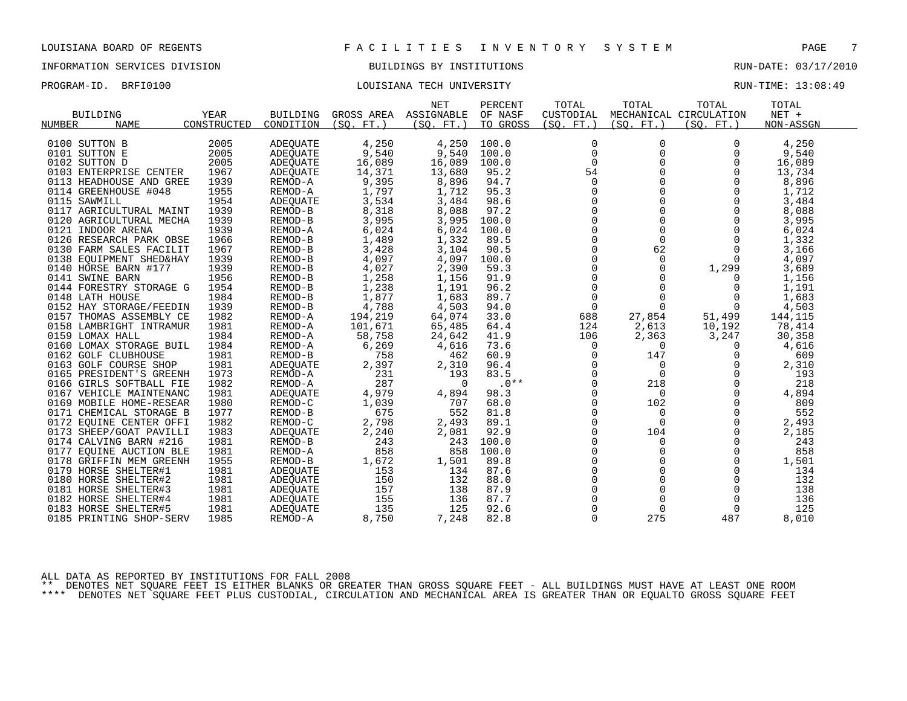LOUISIANA BOARD OF REGENTS — FACILITIES INVENTORY SYSTEM

INFORMATION SERVICES DIVISION — BUILDINGS BY INSTITUTIONS — RUN-DATE: 03/17/2010

PROGRAM-ID. BRFI0100 — LOUISIANA TECH UNIVERSITY — RUN-TIME: 13:08:49

| BUILDING NUMBER | BUILDING NAME | YEAR CONSTRUCTED | BUILDING CONDITION | GROSS AREA (SQ. FT.) | NET ASSIGNABLE (SQ. FT.) | PERCENT OF NASF TO GROSS | TOTAL CUSTODIAL (SQ. FT.) | TOTAL MECHANICAL (SQ. FT.) | TOTAL CIRCULATION (SQ. FT.) | TOTAL NET + NON-ASSGN |
|---|---|---|---|---|---|---|---|---|---|---|
| 0100 | SUTTON B | 2005 | ADEQUATE | 4,250 | 4,250 | 100.0 | 0 | 0 | 0 | 4,250 |
| 0101 | SUTTON E | 2005 | ADEQUATE | 9,540 | 9,540 | 100.0 | 0 | 0 | 0 | 9,540 |
| 0102 | SUTTON D | 2005 | ADEQUATE | 16,089 | 16,089 | 100.0 | 0 | 0 | 0 | 16,089 |
| 0103 | ENTERPRISE CENTER | 1967 | ADEQUATE | 14,371 | 13,680 | 95.2 | 54 | 0 | 0 | 13,734 |
| 0113 | HEADHOUSE AND GREE | 1939 | REMOD-A | 9,395 | 8,896 | 94.7 | 0 | 0 | 0 | 8,896 |
| 0114 | GREENHOUSE #048 | 1955 | REMOD-A | 1,797 | 1,712 | 95.3 | 0 | 0 | 0 | 1,712 |
| 0115 | SAWMILL | 1954 | ADEQUATE | 3,534 | 3,484 | 98.6 | 0 | 0 | 0 | 3,484 |
| 0117 | AGRICULTURAL MAINT | 1939 | REMOD-B | 8,318 | 8,088 | 97.2 | 0 | 0 | 0 | 8,088 |
| 0120 | AGRICULTURAL MECHA | 1939 | REMOD-B | 3,995 | 3,995 | 100.0 | 0 | 0 | 0 | 3,995 |
| 0121 | INDOOR ARENA | 1939 | REMOD-A | 6,024 | 6,024 | 100.0 | 0 | 0 | 0 | 6,024 |
| 0126 | RESEARCH PARK OBSE | 1966 | REMOD-B | 1,489 | 1,332 | 89.5 | 0 | 0 | 0 | 1,332 |
| 0130 | FARM SALES FACILIT | 1967 | REMOD-B | 3,428 | 3,104 | 90.5 | 0 | 62 | 0 | 3,166 |
| 0138 | EQUIPMENT SHED&HAY | 1939 | REMOD-B | 4,097 | 4,097 | 100.0 | 0 | 0 | 0 | 4,097 |
| 0140 | HORSE BARN #177 | 1939 | REMOD-B | 4,027 | 2,390 | 59.3 | 0 | 0 | 1,299 | 3,689 |
| 0141 | SWINE BARN | 1956 | REMOD-B | 1,258 | 1,156 | 91.9 | 0 | 0 | 0 | 1,156 |
| 0144 | FORESTRY STORAGE G | 1954 | REMOD-B | 1,238 | 1,191 | 96.2 | 0 | 0 | 0 | 1,191 |
| 0148 | LATH HOUSE | 1984 | REMOD-B | 1,877 | 1,683 | 89.7 | 0 | 0 | 0 | 1,683 |
| 0152 | HAY STORAGE/FEEDIN | 1939 | REMOD-B | 4,788 | 4,503 | 94.0 | 0 | 0 | 0 | 4,503 |
| 0157 | THOMAS ASSEMBLY CE | 1982 | REMOD-A | 194,219 | 64,074 | 33.0 | 688 | 27,854 | 51,499 | 144,115 |
| 0158 | LAMBRIGHT INTRAMUR | 1981 | REMOD-A | 101,671 | 65,485 | 64.4 | 124 | 2,613 | 10,192 | 78,414 |
| 0159 | LOMAX HALL | 1984 | REMOD-A | 58,758 | 24,642 | 41.9 | 106 | 2,363 | 3,247 | 30,358 |
| 0160 | LOMAX STORAGE BUIL | 1984 | REMOD-A | 6,269 | 4,616 | 73.6 | 0 | 0 | 0 | 4,616 |
| 0162 | GOLF CLUBHOUSE | 1981 | REMOD-B | 758 | 462 | 60.9 | 0 | 147 | 0 | 609 |
| 0163 | GOLF COURSE SHOP | 1981 | ADEQUATE | 2,397 | 2,310 | 96.4 | 0 | 0 | 0 | 2,310 |
| 0165 | PRESIDENT'S GREENH | 1973 | REMOD-A | 231 | 193 | 83.5 | 0 | 0 | 0 | 193 |
| 0166 | GIRLS SOFTBALL FIE | 1982 | REMOD-A | 287 | 0 | .0** | 0 | 218 | 0 | 218 |
| 0167 | VEHICLE MAINTENANC | 1981 | ADEQUATE | 4,979 | 4,894 | 98.3 | 0 | 0 | 0 | 4,894 |
| 0169 | MOBILE HOME-RESEAR | 1980 | REMOD-C | 1,039 | 707 | 68.0 | 0 | 102 | 0 | 809 |
| 0171 | CHEMICAL STORAGE B | 1977 | REMOD-B | 675 | 552 | 81.8 | 0 | 0 | 0 | 552 |
| 0172 | EQUINE CENTER OFFI | 1982 | REMOD-C | 2,798 | 2,493 | 89.1 | 0 | 0 | 0 | 2,493 |
| 0173 | SHEEP/GOAT PAVILLI | 1983 | ADEQUATE | 2,240 | 2,081 | 92.9 | 0 | 104 | 0 | 2,185 |
| 0174 | CALVING BARN #216 | 1981 | REMOD-B | 243 | 243 | 100.0 | 0 | 0 | 0 | 243 |
| 0177 | EQUINE AUCTION BLE | 1981 | REMOD-A | 858 | 858 | 100.0 | 0 | 0 | 0 | 858 |
| 0178 | GRIFFIN MEM GREENH | 1955 | REMOD-B | 1,672 | 1,501 | 89.8 | 0 | 0 | 0 | 1,501 |
| 0179 | HORSE SHELTER#1 | 1981 | ADEQUATE | 153 | 134 | 87.6 | 0 | 0 | 0 | 134 |
| 0180 | HORSE SHELTER#2 | 1981 | ADEQUATE | 150 | 132 | 88.0 | 0 | 0 | 0 | 132 |
| 0181 | HORSE SHELTER#3 | 1981 | ADEQUATE | 157 | 138 | 87.9 | 0 | 0 | 0 | 138 |
| 0182 | HORSE SHELTER#4 | 1981 | ADEQUATE | 155 | 136 | 87.7 | 0 | 0 | 0 | 136 |
| 0183 | HORSE SHELTER#5 | 1981 | ADEQUATE | 135 | 125 | 92.6 | 0 | 0 | 0 | 125 |
| 0185 | PRINTING SHOP-SERV | 1985 | REMOD-A | 8,750 | 7,248 | 82.8 | 0 | 275 | 487 | 8,010 |

ALL DATA AS REPORTED BY INSTITUTIONS FOR FALL 2008

** DENOTES NET SQUARE FEET IS EITHER BLANKS OR GREATER THAN GROSS SQUARE FEET - ALL BUILDINGS MUST HAVE AT LEAST ONE ROOM

**** DENOTES NET SQUARE FEET PLUS CUSTODIAL, CIRCULATION AND MECHANICAL AREA IS GREATER THAN OR EQUALTO GROSS SQUARE FEET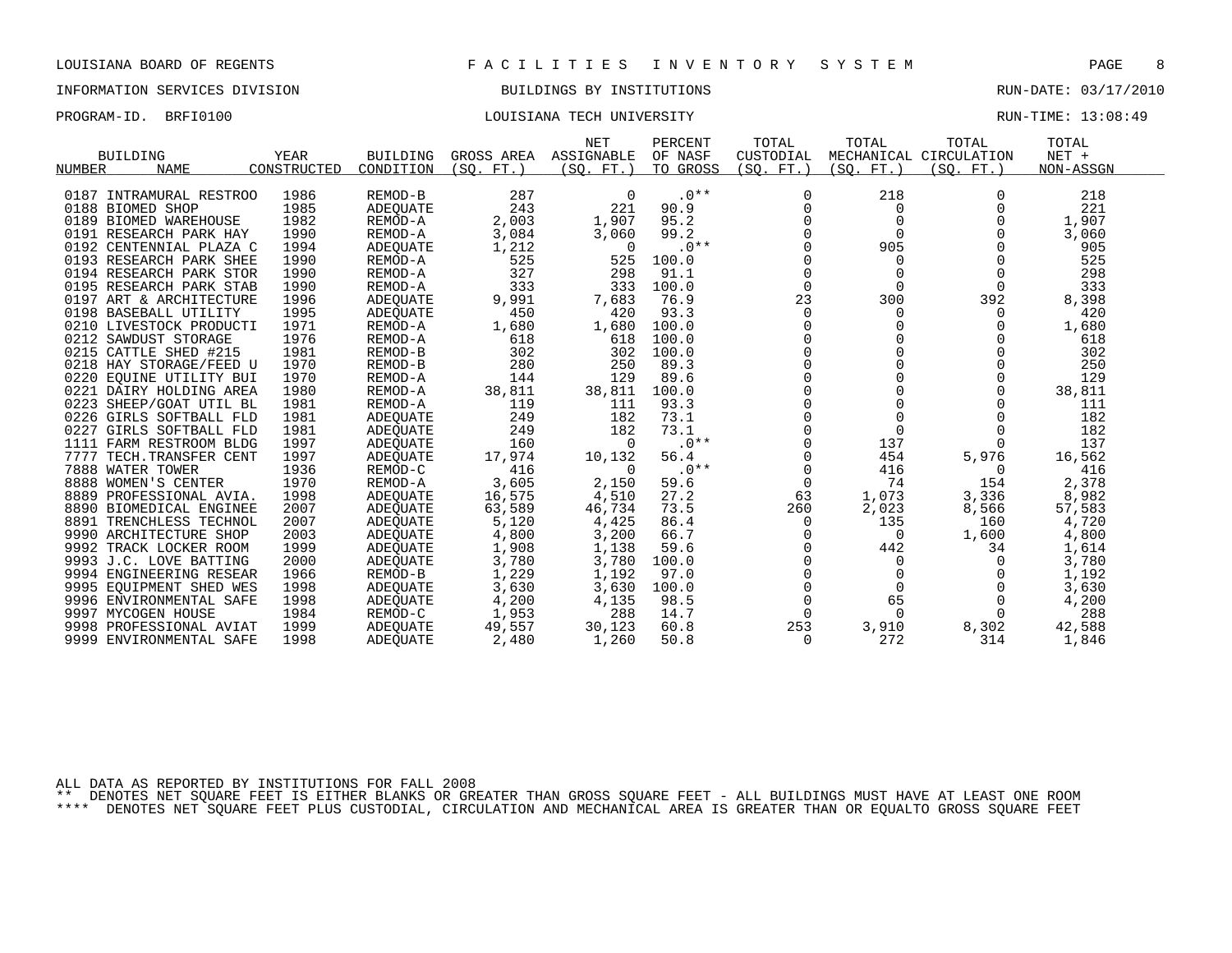LOUISIANA BOARD OF REGENTS — FACILITIES INVENTORY SYSTEM

INFORMATION SERVICES DIVISION — BUILDINGS BY INSTITUTIONS — RUN-DATE: 03/17/2010

PROGRAM-ID. BRFI0100 — LOUISIANA TECH UNIVERSITY — RUN-TIME: 13:08:49

| BUILDING NUMBER | NAME | YEAR CONSTRUCTED | BUILDING CONDITION | GROSS AREA (SQ. FT.) | NET ASSIGNABLE (SQ. FT.) | PERCENT OF NASF TO GROSS | TOTAL CUSTODIAL (SQ. FT.) | TOTAL MECHANICAL (SQ. FT.) | TOTAL CIRCULATION (SQ. FT.) | TOTAL NET + NON-ASSGN |
|---|---|---|---|---|---|---|---|---|---|---|
| 0187 | INTRAMURAL RESTROO | 1986 | REMOD-B | 287 | 0 | .0** | 0 | 218 | 0 | 218 |
| 0188 | BIOMED SHOP | 1985 | ADEQUATE | 243 | 221 | 90.9 | 0 | 0 | 0 | 221 |
| 0189 | BIOMED WAREHOUSE | 1982 | REMOD-A | 2,003 | 1,907 | 95.2 | 0 | 0 | 0 | 1,907 |
| 0191 | RESEARCH PARK HAY | 1990 | REMOD-A | 3,084 | 3,060 | 99.2 | 0 | 0 | 0 | 3,060 |
| 0192 | CENTENNIAL PLAZA C | 1994 | ADEQUATE | 1,212 | 0 | .0** | 0 | 905 | 0 | 905 |
| 0193 | RESEARCH PARK SHEE | 1990 | REMOD-A | 525 | 525 | 100.0 | 0 | 0 | 0 | 525 |
| 0194 | RESEARCH PARK STOR | 1990 | REMOD-A | 327 | 298 | 91.1 | 0 | 0 | 0 | 298 |
| 0195 | RESEARCH PARK STAB | 1990 | REMOD-A | 333 | 333 | 100.0 | 0 | 0 | 0 | 333 |
| 0197 | ART & ARCHITECTURE | 1996 | ADEQUATE | 9,991 | 7,683 | 76.9 | 23 | 300 | 392 | 8,398 |
| 0198 | BASEBALL UTILITY | 1995 | ADEQUATE | 450 | 420 | 93.3 | 0 | 0 | 0 | 420 |
| 0210 | LIVESTOCK PRODUCTI | 1971 | REMOD-A | 1,680 | 1,680 | 100.0 | 0 | 0 | 0 | 1,680 |
| 0212 | SAWDUST STORAGE | 1976 | REMOD-A | 618 | 618 | 100.0 | 0 | 0 | 0 | 618 |
| 0215 | CATTLE SHED #215 | 1981 | REMOD-B | 302 | 302 | 100.0 | 0 | 0 | 0 | 302 |
| 0218 | HAY STORAGE/FEED U | 1970 | REMOD-B | 280 | 250 | 89.3 | 0 | 0 | 0 | 250 |
| 0220 | EQUINE UTILITY BUI | 1970 | REMOD-A | 144 | 129 | 89.6 | 0 | 0 | 0 | 129 |
| 0221 | DAIRY HOLDING AREA | 1980 | REMOD-A | 38,811 | 38,811 | 100.0 | 0 | 0 | 0 | 38,811 |
| 0223 | SHEEP/GOAT UTIL BL | 1981 | REMOD-A | 119 | 111 | 93.3 | 0 | 0 | 0 | 111 |
| 0226 | GIRLS SOFTBALL FLD | 1981 | ADEQUATE | 249 | 182 | 73.1 | 0 | 0 | 0 | 182 |
| 0227 | GIRLS SOFTBALL FLD | 1981 | ADEQUATE | 249 | 182 | 73.1 | 0 | 0 | 0 | 182 |
| 1111 | FARM RESTROOM BLDG | 1997 | ADEQUATE | 160 | 0 | .0** | 0 | 137 | 0 | 137 |
| 7777 | TECH.TRANSFER CENT | 1997 | ADEQUATE | 17,974 | 10,132 | 56.4 | 0 | 454 | 5,976 | 16,562 |
| 7888 | WATER TOWER | 1936 | REMOD-C | 416 | 0 | .0** | 0 | 416 | 0 | 416 |
| 8888 | WOMEN'S CENTER | 1970 | REMOD-A | 3,605 | 2,150 | 59.6 | 0 | 74 | 154 | 2,378 |
| 8889 | PROFESSIONAL AVIA. | 1998 | ADEQUATE | 16,575 | 4,510 | 27.2 | 63 | 1,073 | 3,336 | 8,982 |
| 8890 | BIOMEDICAL ENGINEE | 2007 | ADEQUATE | 63,589 | 46,734 | 73.5 | 260 | 2,023 | 8,566 | 57,583 |
| 8891 | TRENCHLESS TECHNOL | 2007 | ADEQUATE | 5,120 | 4,425 | 86.4 | 0 | 135 | 160 | 4,720 |
| 9990 | ARCHITECTURE SHOP | 2003 | ADEQUATE | 4,800 | 3,200 | 66.7 | 0 | 0 | 1,600 | 4,800 |
| 9992 | TRACK LOCKER ROOM | 1999 | ADEQUATE | 1,908 | 1,138 | 59.6 | 0 | 442 | 34 | 1,614 |
| 9993 | J.C. LOVE BATTING | 2000 | ADEQUATE | 3,780 | 3,780 | 100.0 | 0 | 0 | 0 | 3,780 |
| 9994 | ENGINEERING RESEAR | 1966 | REMOD-B | 1,229 | 1,192 | 97.0 | 0 | 0 | 0 | 1,192 |
| 9995 | EQUIPMENT SHED WES | 1998 | ADEQUATE | 3,630 | 3,630 | 100.0 | 0 | 0 | 0 | 3,630 |
| 9996 | ENVIRONMENTAL SAFE | 1998 | ADEQUATE | 4,200 | 4,135 | 98.5 | 0 | 65 | 0 | 4,200 |
| 9997 | MYCOGEN HOUSE | 1984 | REMOD-C | 1,953 | 288 | 14.7 | 0 | 0 | 0 | 288 |
| 9998 | PROFESSIONAL AVIAT | 1999 | ADEQUATE | 49,557 | 30,123 | 60.8 | 253 | 3,910 | 8,302 | 42,588 |
| 9999 | ENVIRONMENTAL SAFE | 1998 | ADEQUATE | 2,480 | 1,260 | 50.8 | 0 | 272 | 314 | 1,846 |

ALL DATA AS REPORTED BY INSTITUTIONS FOR FALL 2008

** DENOTES NET SQUARE FEET IS EITHER BLANKS OR GREATER THAN GROSS SQUARE FEET - ALL BUILDINGS MUST HAVE AT LEAST ONE ROOM

**** DENOTES NET SQUARE FEET PLUS CUSTODIAL, CIRCULATION AND MECHANICAL AREA IS GREATER THAN OR EQUALTO GROSS SQUARE FEET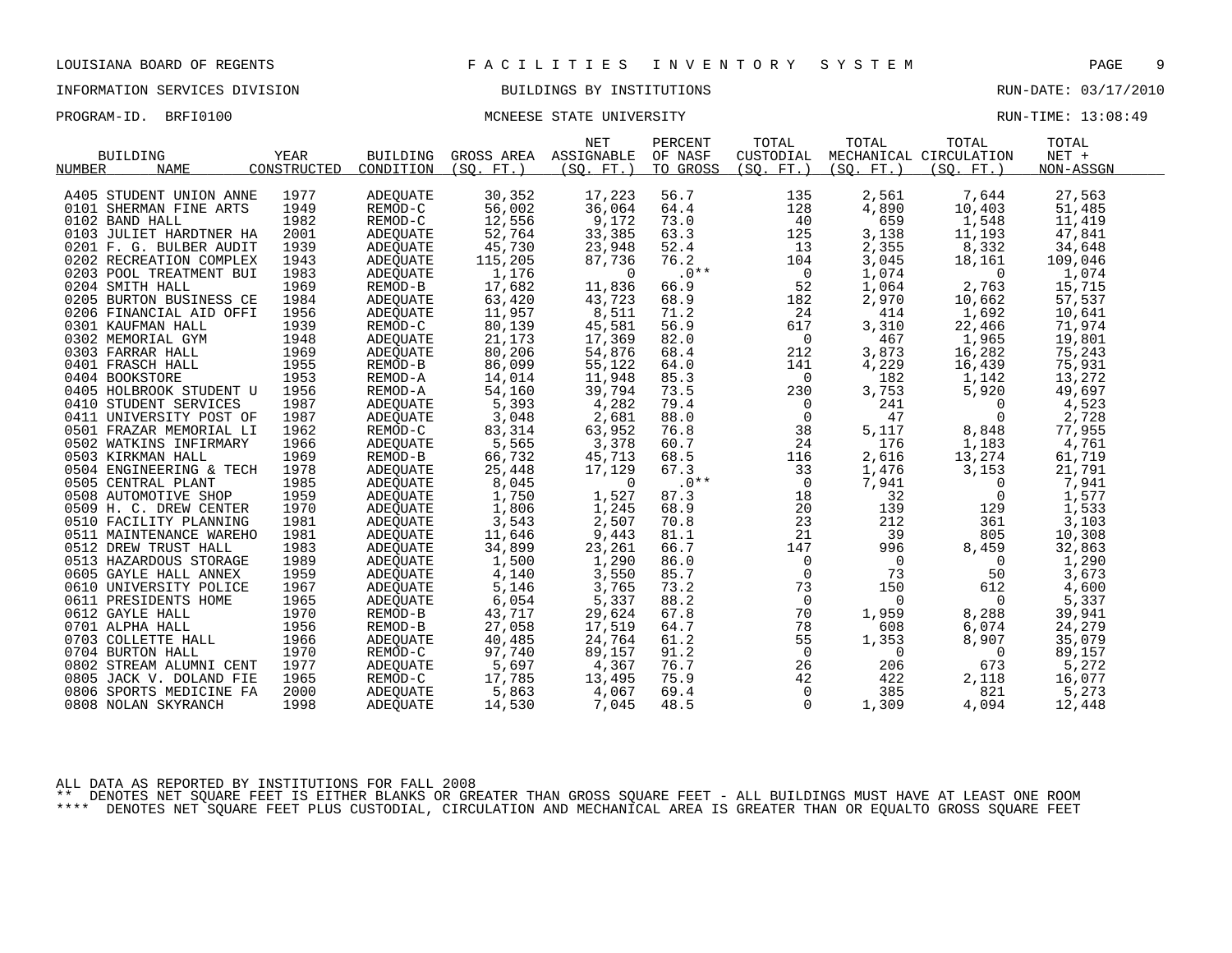LOUISIANA BOARD OF REGENTS — FACILITIES INVENTORY SYSTEM

INFORMATION SERVICES DIVISION — BUILDINGS BY INSTITUTIONS — RUN-DATE: 03/17/2010

PROGRAM-ID. BRFI0100 — MCNEESE STATE UNIVERSITY — RUN-TIME: 13:08:49

| BUILDING NUMBER | NAME | YEAR CONSTRUCTED | BUILDING CONDITION | GROSS AREA (SQ. FT.) | NET ASSIGNABLE (SQ. FT.) | PERCENT OF NASF TO GROSS | TOTAL CUSTODIAL (SQ. FT.) | TOTAL MECHANICAL (SQ. FT.) | TOTAL CIRCULATION (SQ. FT.) | TOTAL NET + NON-ASSGN |
|---|---|---|---|---|---|---|---|---|---|---|
| A405 | STUDENT UNION ANNE | 1977 | ADEQUATE | 30,352 | 17,223 | 56.7 | 135 | 2,561 | 7,644 | 27,563 |
| 0101 | SHERMAN FINE ARTS | 1949 | REMOD-C | 56,002 | 36,064 | 64.4 | 128 | 4,890 | 10,403 | 51,485 |
| 0102 | BAND HALL | 1982 | REMOD-C | 12,556 | 9,172 | 73.0 | 40 | 659 | 1,548 | 11,419 |
| 0103 | JULIET HARDTNER HA | 2001 | ADEQUATE | 52,764 | 33,385 | 63.3 | 125 | 3,138 | 11,193 | 47,841 |
| 0201 | F. G. BULBER AUDIT | 1939 | ADEQUATE | 45,730 | 23,948 | 52.4 | 13 | 2,355 | 8,332 | 34,648 |
| 0202 | RECREATION COMPLEX | 1943 | ADEQUATE | 115,205 | 87,736 | 76.2 | 104 | 3,045 | 18,161 | 109,046 |
| 0203 | POOL TREATMENT BUI | 1983 | ADEQUATE | 1,176 | 0 | .0** | 0 | 1,074 | 0 | 1,074 |
| 0204 | SMITH HALL | 1969 | REMOD-B | 17,682 | 11,836 | 66.9 | 52 | 1,064 | 2,763 | 15,715 |
| 0205 | BURTON BUSINESS CE | 1984 | ADEQUATE | 63,420 | 43,723 | 68.9 | 182 | 2,970 | 10,662 | 57,537 |
| 0206 | FINANCIAL AID OFFI | 1956 | ADEQUATE | 11,957 | 8,511 | 71.2 | 24 | 414 | 1,692 | 10,641 |
| 0301 | KAUFMAN HALL | 1939 | REMOD-C | 80,139 | 45,581 | 56.9 | 617 | 3,310 | 22,466 | 71,974 |
| 0302 | MEMORIAL GYM | 1948 | ADEQUATE | 21,173 | 17,369 | 82.0 | 0 | 467 | 1,965 | 19,801 |
| 0303 | FARRAR HALL | 1969 | ADEQUATE | 80,206 | 54,876 | 68.4 | 212 | 3,873 | 16,282 | 75,243 |
| 0401 | FRASCH HALL | 1955 | REMOD-B | 86,099 | 55,122 | 64.0 | 141 | 4,229 | 16,439 | 75,931 |
| 0404 | BOOKSTORE | 1953 | REMOD-A | 14,014 | 11,948 | 85.3 | 0 | 182 | 1,142 | 13,272 |
| 0405 | HOLBROOK STUDENT U | 1956 | REMOD-A | 54,160 | 39,794 | 73.5 | 230 | 3,753 | 5,920 | 49,697 |
| 0410 | STUDENT SERVICES | 1987 | ADEQUATE | 5,393 | 4,282 | 79.4 | 0 | 241 | 0 | 4,523 |
| 0411 | UNIVERSITY POST OF | 1987 | ADEQUATE | 3,048 | 2,681 | 88.0 | 0 | 47 | 0 | 2,728 |
| 0501 | FRAZAR MEMORIAL LI | 1962 | REMOD-C | 83,314 | 63,952 | 76.8 | 38 | 5,117 | 8,848 | 77,955 |
| 0502 | WATKINS INFIRMARY | 1966 | ADEQUATE | 5,565 | 3,378 | 60.7 | 24 | 176 | 1,183 | 4,761 |
| 0503 | KIRKMAN HALL | 1969 | REMOD-B | 66,732 | 45,713 | 68.5 | 116 | 2,616 | 13,274 | 61,719 |
| 0504 | ENGINEERING & TECH | 1978 | ADEQUATE | 25,448 | 17,129 | 67.3 | 33 | 1,476 | 3,153 | 21,791 |
| 0505 | CENTRAL PLANT | 1985 | ADEQUATE | 8,045 | 0 | .0** | 0 | 7,941 | 0 | 7,941 |
| 0508 | AUTOMOTIVE SHOP | 1959 | ADEQUATE | 1,750 | 1,527 | 87.3 | 18 | 32 | 0 | 1,577 |
| 0509 | H. C. DREW CENTER | 1970 | ADEQUATE | 1,806 | 1,245 | 68.9 | 20 | 139 | 129 | 1,533 |
| 0510 | FACILITY PLANNING | 1981 | ADEQUATE | 3,543 | 2,507 | 70.8 | 23 | 212 | 361 | 3,103 |
| 0511 | MAINTENANCE WAREHO | 1981 | ADEQUATE | 11,646 | 9,443 | 81.1 | 21 | 39 | 805 | 10,308 |
| 0512 | DREW TRUST HALL | 1983 | ADEQUATE | 34,899 | 23,261 | 66.7 | 147 | 996 | 8,459 | 32,863 |
| 0513 | HAZARDOUS STORAGE | 1989 | ADEQUATE | 1,500 | 1,290 | 86.0 | 0 | 0 | 0 | 1,290 |
| 0605 | GAYLE HALL ANNEX | 1959 | ADEQUATE | 4,140 | 3,550 | 85.7 | 0 | 73 | 50 | 3,673 |
| 0610 | UNIVERSITY POLICE | 1967 | ADEQUATE | 5,146 | 3,765 | 73.2 | 73 | 150 | 612 | 4,600 |
| 0611 | PRESIDENTS HOME | 1965 | ADEQUATE | 6,054 | 5,337 | 88.2 | 0 | 0 | 0 | 5,337 |
| 0612 | GAYLE HALL | 1970 | REMOD-B | 43,717 | 29,624 | 67.8 | 70 | 1,959 | 8,288 | 39,941 |
| 0701 | ALPHA HALL | 1956 | REMOD-B | 27,058 | 17,519 | 64.7 | 78 | 608 | 6,074 | 24,279 |
| 0703 | COLLETTE HALL | 1966 | ADEQUATE | 40,485 | 24,764 | 61.2 | 55 | 1,353 | 8,907 | 35,079 |
| 0704 | BURTON HALL | 1970 | REMOD-C | 97,740 | 89,157 | 91.2 | 0 | 0 | 0 | 89,157 |
| 0802 | STREAM ALUMNI CENT | 1977 | ADEQUATE | 5,697 | 4,367 | 76.7 | 26 | 206 | 673 | 5,272 |
| 0805 | JACK V. DOLAND FIE | 1965 | REMOD-C | 17,785 | 13,495 | 75.9 | 42 | 422 | 2,118 | 16,077 |
| 0806 | SPORTS MEDICINE FA | 2000 | ADEQUATE | 5,863 | 4,067 | 69.4 | 0 | 385 | 821 | 5,273 |
| 0808 | NOLAN SKYRANCH | 1998 | ADEQUATE | 14,530 | 7,045 | 48.5 | 0 | 1,309 | 4,094 | 12,448 |

ALL DATA AS REPORTED BY INSTITUTIONS FOR FALL 2008

** DENOTES NET SQUARE FEET IS EITHER BLANKS OR GREATER THAN GROSS SQUARE FEET - ALL BUILDINGS MUST HAVE AT LEAST ONE ROOM

**** DENOTES NET SQUARE FEET PLUS CUSTODIAL, CIRCULATION AND MECHANICAL AREA IS GREATER THAN OR EQUALTO GROSS SQUARE FEET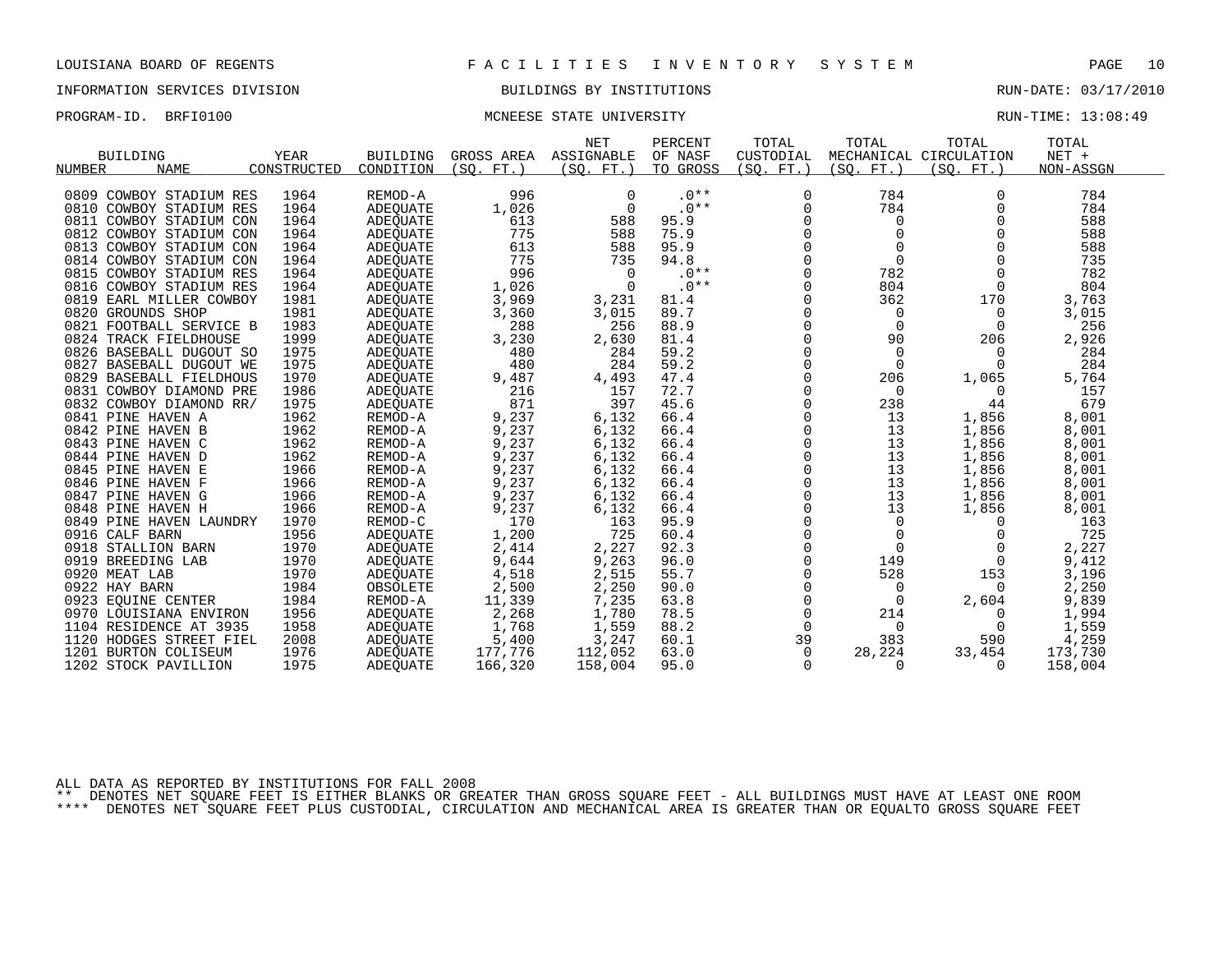LOUISIANA BOARD OF REGENTS — F A C I L I T I E S   I N V E N T O R Y   S Y S T E M

INFORMATION SERVICES DIVISION — BUILDINGS BY INSTITUTIONS — RUN-DATE: 03/17/2010

PROGRAM-ID. BRFI0100 — MCNEESE STATE UNIVERSITY — RUN-TIME: 13:08:49

| BUILDING NUMBER | NAME | YEAR CONSTRUCTED | BUILDING CONDITION | GROSS AREA (SQ. FT.) | NET ASSIGNABLE (SQ. FT.) | PERCENT OF NASF TO GROSS | TOTAL CUSTODIAL (SQ. FT.) | TOTAL MECHANICAL (SQ. FT.) | TOTAL CIRCULATION (SQ. FT.) | TOTAL NET + NON-ASSGN |
|---|---|---|---|---|---|---|---|---|---|---|
| 0809 | COWBOY STADIUM RES | 1964 | REMOD-A | 996 | 0 | .0** | 0 | 784 | 0 | 784 |
| 0810 | COWBOY STADIUM RES | 1964 | ADEQUATE | 1,026 | 0 | .0** | 0 | 784 | 0 | 784 |
| 0811 | COWBOY STADIUM CON | 1964 | ADEQUATE | 613 | 588 | 95.9 | 0 | 0 | 0 | 588 |
| 0812 | COWBOY STADIUM CON | 1964 | ADEQUATE | 775 | 588 | 75.9 | 0 | 0 | 0 | 588 |
| 0813 | COWBOY STADIUM CON | 1964 | ADEQUATE | 613 | 588 | 95.9 | 0 | 0 | 0 | 588 |
| 0814 | COWBOY STADIUM CON | 1964 | ADEQUATE | 775 | 735 | 94.8 | 0 | 0 | 0 | 735 |
| 0815 | COWBOY STADIUM RES | 1964 | ADEQUATE | 996 | 0 | .0** | 0 | 782 | 0 | 782 |
| 0816 | COWBOY STADIUM RES | 1964 | ADEQUATE | 1,026 | 0 | .0** | 0 | 804 | 0 | 804 |
| 0819 | EARL MILLER COWBOY | 1981 | ADEQUATE | 3,969 | 3,231 | 81.4 | 0 | 362 | 170 | 3,763 |
| 0820 | GROUNDS SHOP | 1981 | ADEQUATE | 3,360 | 3,015 | 89.7 | 0 | 0 | 0 | 3,015 |
| 0821 | FOOTBALL SERVICE B | 1983 | ADEQUATE | 288 | 256 | 88.9 | 0 | 0 | 0 | 256 |
| 0824 | TRACK FIELDHOUSE | 1999 | ADEQUATE | 3,230 | 2,630 | 81.4 | 0 | 90 | 206 | 2,926 |
| 0826 | BASEBALL DUGOUT SO | 1975 | ADEQUATE | 480 | 284 | 59.2 | 0 | 0 | 0 | 284 |
| 0827 | BASEBALL DUGOUT WE | 1975 | ADEQUATE | 480 | 284 | 59.2 | 0 | 0 | 0 | 284 |
| 0829 | BASEBALL FIELDHOUS | 1970 | ADEQUATE | 9,487 | 4,493 | 47.4 | 0 | 206 | 1,065 | 5,764 |
| 0831 | COWBOY DIAMOND PRE | 1986 | ADEQUATE | 216 | 157 | 72.7 | 0 | 0 | 0 | 157 |
| 0832 | COWBOY DIAMOND RR/ | 1975 | ADEQUATE | 871 | 397 | 45.6 | 0 | 238 | 44 | 679 |
| 0841 | PINE HAVEN A | 1962 | REMOD-A | 9,237 | 6,132 | 66.4 | 0 | 13 | 1,856 | 8,001 |
| 0842 | PINE HAVEN B | 1962 | REMOD-A | 9,237 | 6,132 | 66.4 | 0 | 13 | 1,856 | 8,001 |
| 0843 | PINE HAVEN C | 1962 | REMOD-A | 9,237 | 6,132 | 66.4 | 0 | 13 | 1,856 | 8,001 |
| 0844 | PINE HAVEN D | 1962 | REMOD-A | 9,237 | 6,132 | 66.4 | 0 | 13 | 1,856 | 8,001 |
| 0845 | PINE HAVEN E | 1966 | REMOD-A | 9,237 | 6,132 | 66.4 | 0 | 13 | 1,856 | 8,001 |
| 0846 | PINE HAVEN F | 1966 | REMOD-A | 9,237 | 6,132 | 66.4 | 0 | 13 | 1,856 | 8,001 |
| 0847 | PINE HAVEN G | 1966 | REMOD-A | 9,237 | 6,132 | 66.4 | 0 | 13 | 1,856 | 8,001 |
| 0848 | PINE HAVEN H | 1966 | REMOD-A | 9,237 | 6,132 | 66.4 | 0 | 13 | 1,856 | 8,001 |
| 0849 | PINE HAVEN LAUNDRY | 1970 | REMOD-C | 170 | 163 | 95.9 | 0 | 0 | 0 | 163 |
| 0916 | CALF BARN | 1956 | ADEQUATE | 1,200 | 725 | 60.4 | 0 | 0 | 0 | 725 |
| 0918 | STALLION BARN | 1970 | ADEQUATE | 2,414 | 2,227 | 92.3 | 0 | 0 | 0 | 2,227 |
| 0919 | BREEDING LAB | 1970 | ADEQUATE | 9,644 | 9,263 | 96.0 | 0 | 149 | 0 | 9,412 |
| 0920 | MEAT LAB | 1970 | ADEQUATE | 4,518 | 2,515 | 55.7 | 0 | 528 | 153 | 3,196 |
| 0922 | HAY BARN | 1984 | OBSOLETE | 2,500 | 2,250 | 90.0 | 0 | 0 | 0 | 2,250 |
| 0923 | EQUINE CENTER | 1984 | REMOD-A | 11,339 | 7,235 | 63.8 | 0 | 0 | 2,604 | 9,839 |
| 0970 | LOUISIANA ENVIRON | 1956 | ADEQUATE | 2,268 | 1,780 | 78.5 | 0 | 214 | 0 | 1,994 |
| 1104 | RESIDENCE AT 3935 | 1958 | ADEQUATE | 1,768 | 1,559 | 88.2 | 0 | 0 | 0 | 1,559 |
| 1120 | HODGES STREET FIEL | 2008 | ADEQUATE | 5,400 | 3,247 | 60.1 | 39 | 383 | 590 | 4,259 |
| 1201 | BURTON COLISEUM | 1976 | ADEQUATE | 177,776 | 112,052 | 63.0 | 0 | 28,224 | 33,454 | 173,730 |
| 1202 | STOCK PAVILLION | 1975 | ADEQUATE | 166,320 | 158,004 | 95.0 | 0 | 0 | 0 | 158,004 |

ALL DATA AS REPORTED BY INSTITUTIONS FOR FALL 2008

** DENOTES NET SQUARE FEET IS EITHER BLANKS OR GREATER THAN GROSS SQUARE FEET - ALL BUILDINGS MUST HAVE AT LEAST ONE ROOM

**** DENOTES NET SQUARE FEET PLUS CUSTODIAL, CIRCULATION AND MECHANICAL AREA IS GREATER THAN OR EQUALTO GROSS SQUARE FEET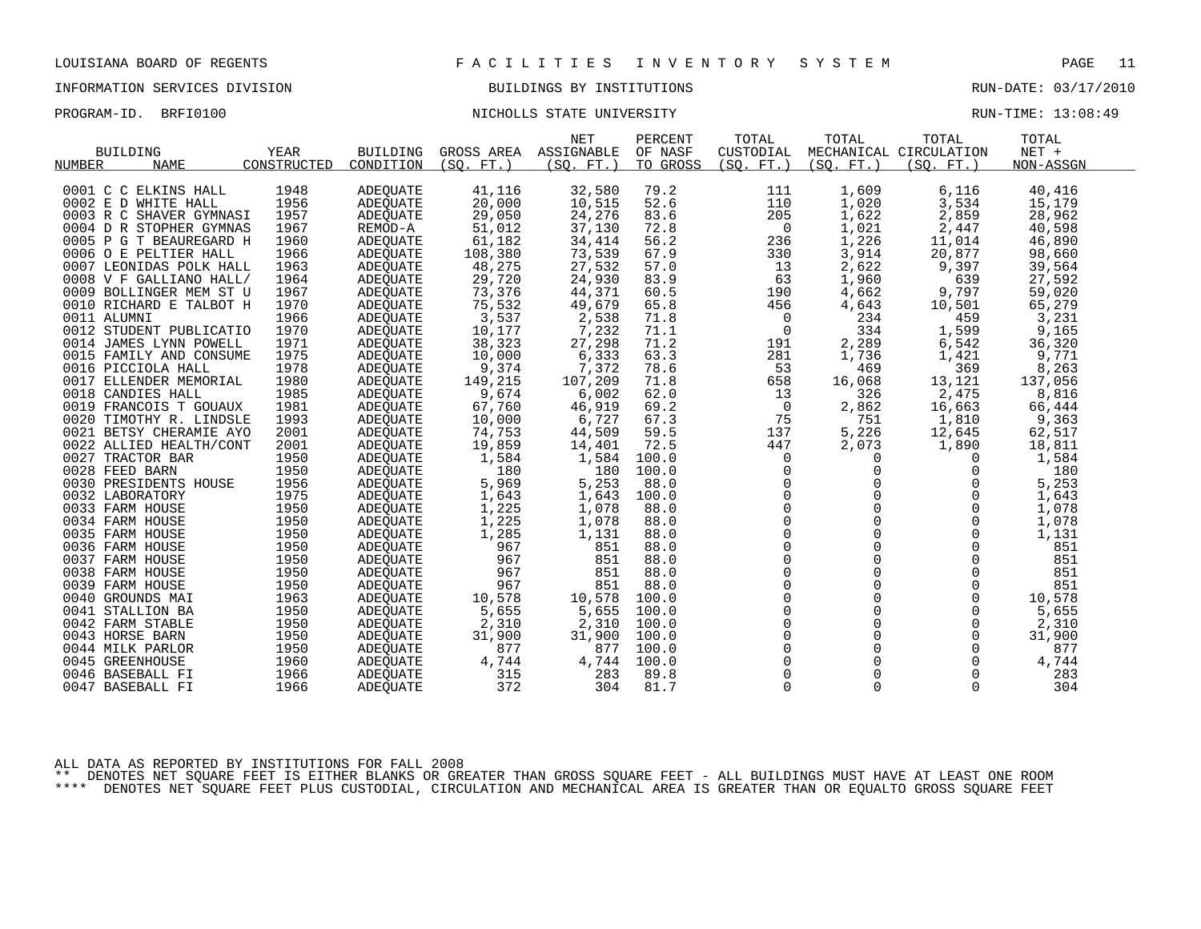LOUISIANA BOARD OF REGENTS — F A C I L I T I E S I N V E N T O R Y S Y S T E M

INFORMATION SERVICES DIVISION — BUILDINGS BY INSTITUTIONS — RUN-DATE: 03/17/2010

PROGRAM-ID. BRFI0100 — NICHOLLS STATE UNIVERSITY — RUN-TIME: 13:08:49

| BUILDING NUMBER | BUILDING NAME | YEAR CONSTRUCTED | BUILDING CONDITION | GROSS AREA (SQ. FT.) | NET ASSIGNABLE (SQ. FT.) | PERCENT OF NASF TO GROSS | TOTAL CUSTODIAL (SQ. FT.) | TOTAL MECHANICAL (SQ. FT.) | TOTAL CIRCULATION (SQ. FT.) | TOTAL NET + NON-ASSGN |
|---|---|---|---|---|---|---|---|---|---|---|
| 0001 | C C ELKINS HALL | 1948 | ADEQUATE | 41,116 | 32,580 | 79.2 | 111 | 1,609 | 6,116 | 40,416 |
| 0002 | E D WHITE HALL | 1956 | ADEQUATE | 20,000 | 10,515 | 52.6 | 110 | 1,020 | 3,534 | 15,179 |
| 0003 | R C SHAVER GYMNASI | 1957 | ADEQUATE | 29,050 | 24,276 | 83.6 | 205 | 1,622 | 2,859 | 28,962 |
| 0004 | D R STOPHER GYMNAS | 1967 | REMOD-A | 51,012 | 37,130 | 72.8 | 0 | 1,021 | 2,447 | 40,598 |
| 0005 | P G T BEAUREGARD H | 1960 | ADEQUATE | 61,182 | 34,414 | 56.2 | 236 | 1,226 | 11,014 | 46,890 |
| 0006 | O E PELTIER HALL | 1966 | ADEQUATE | 108,380 | 73,539 | 67.9 | 330 | 3,914 | 20,877 | 98,660 |
| 0007 | LEONIDAS POLK HALL | 1963 | ADEQUATE | 48,275 | 27,532 | 57.0 | 13 | 2,622 | 9,397 | 39,564 |
| 0008 | V F GALLIANO HALL/ | 1964 | ADEQUATE | 29,720 | 24,930 | 83.9 | 63 | 1,960 | 639 | 27,592 |
| 0009 | BOLLINGER MEM ST U | 1967 | ADEQUATE | 73,376 | 44,371 | 60.5 | 190 | 4,662 | 9,797 | 59,020 |
| 0010 | RICHARD E TALBOT H | 1970 | ADEQUATE | 75,532 | 49,679 | 65.8 | 456 | 4,643 | 10,501 | 65,279 |
| 0011 | ALUMNI | 1966 | ADEQUATE | 3,537 | 2,538 | 71.8 | 0 | 234 | 459 | 3,231 |
| 0012 | STUDENT PUBLICATIO | 1970 | ADEQUATE | 10,177 | 7,232 | 71.1 | 0 | 334 | 1,599 | 9,165 |
| 0014 | JAMES LYNN POWELL | 1971 | ADEQUATE | 38,323 | 27,298 | 71.2 | 191 | 2,289 | 6,542 | 36,320 |
| 0015 | FAMILY AND CONSUME | 1975 | ADEQUATE | 10,000 | 6,333 | 63.3 | 281 | 1,736 | 1,421 | 9,771 |
| 0016 | PICCIOLA HALL | 1978 | ADEQUATE | 9,374 | 7,372 | 78.6 | 53 | 469 | 369 | 8,263 |
| 0017 | ELLENDER MEMORIAL | 1980 | ADEQUATE | 149,215 | 107,209 | 71.8 | 658 | 16,068 | 13,121 | 137,056 |
| 0018 | CANDIES HALL | 1985 | ADEQUATE | 9,674 | 6,002 | 62.0 | 13 | 326 | 2,475 | 8,816 |
| 0019 | FRANCOIS T GOUAUX | 1981 | ADEQUATE | 67,760 | 46,919 | 69.2 | 0 | 2,862 | 16,663 | 66,444 |
| 0020 | TIMOTHY R. LINDSLE | 1993 | ADEQUATE | 10,000 | 6,727 | 67.3 | 75 | 751 | 1,810 | 9,363 |
| 0021 | BETSY CHERAMIE AYO | 2001 | ADEQUATE | 74,753 | 44,509 | 59.5 | 137 | 5,226 | 12,645 | 62,517 |
| 0022 | ALLIED HEALTH/CONT | 2001 | ADEQUATE | 19,859 | 14,401 | 72.5 | 447 | 2,073 | 1,890 | 18,811 |
| 0027 | TRACTOR BAR | 1950 | ADEQUATE | 1,584 | 1,584 | 100.0 | 0 | 0 | 0 | 1,584 |
| 0028 | FEED BARN | 1950 | ADEQUATE | 180 | 180 | 100.0 | 0 | 0 | 0 | 180 |
| 0030 | PRESIDENTS HOUSE | 1956 | ADEQUATE | 5,969 | 5,253 | 88.0 | 0 | 0 | 0 | 5,253 |
| 0032 | LABORATORY | 1975 | ADEQUATE | 1,643 | 1,643 | 100.0 | 0 | 0 | 0 | 1,643 |
| 0033 | FARM HOUSE | 1950 | ADEQUATE | 1,225 | 1,078 | 88.0 | 0 | 0 | 0 | 1,078 |
| 0034 | FARM HOUSE | 1950 | ADEQUATE | 1,225 | 1,078 | 88.0 | 0 | 0 | 0 | 1,078 |
| 0035 | FARM HOUSE | 1950 | ADEQUATE | 1,285 | 1,131 | 88.0 | 0 | 0 | 0 | 1,131 |
| 0036 | FARM HOUSE | 1950 | ADEQUATE | 967 | 851 | 88.0 | 0 | 0 | 0 | 851 |
| 0037 | FARM HOUSE | 1950 | ADEQUATE | 967 | 851 | 88.0 | 0 | 0 | 0 | 851 |
| 0038 | FARM HOUSE | 1950 | ADEQUATE | 967 | 851 | 88.0 | 0 | 0 | 0 | 851 |
| 0039 | FARM HOUSE | 1950 | ADEQUATE | 967 | 851 | 88.0 | 0 | 0 | 0 | 851 |
| 0040 | GROUNDS MAI | 1963 | ADEQUATE | 10,578 | 10,578 | 100.0 | 0 | 0 | 0 | 10,578 |
| 0041 | STALLION BA | 1950 | ADEQUATE | 5,655 | 5,655 | 100.0 | 0 | 0 | 0 | 5,655 |
| 0042 | FARM STABLE | 1950 | ADEQUATE | 2,310 | 2,310 | 100.0 | 0 | 0 | 0 | 2,310 |
| 0043 | HORSE BARN | 1950 | ADEQUATE | 31,900 | 31,900 | 100.0 | 0 | 0 | 0 | 31,900 |
| 0044 | MILK PARLOR | 1950 | ADEQUATE | 877 | 877 | 100.0 | 0 | 0 | 0 | 877 |
| 0045 | GREENHOUSE | 1960 | ADEQUATE | 4,744 | 4,744 | 100.0 | 0 | 0 | 0 | 4,744 |
| 0046 | BASEBALL FI | 1966 | ADEQUATE | 315 | 283 | 89.8 | 0 | 0 | 0 | 283 |
| 0047 | BASEBALL FI | 1966 | ADEQUATE | 372 | 304 | 81.7 | 0 | 0 | 0 | 304 |

ALL DATA AS REPORTED BY INSTITUTIONS FOR FALL 2008

** DENOTES NET SQUARE FEET IS EITHER BLANKS OR GREATER THAN GROSS SQUARE FEET - ALL BUILDINGS MUST HAVE AT LEAST ONE ROOM

**** DENOTES NET SQUARE FEET PLUS CUSTODIAL, CIRCULATION AND MECHANICAL AREA IS GREATER THAN OR EQUALTO GROSS SQUARE FEET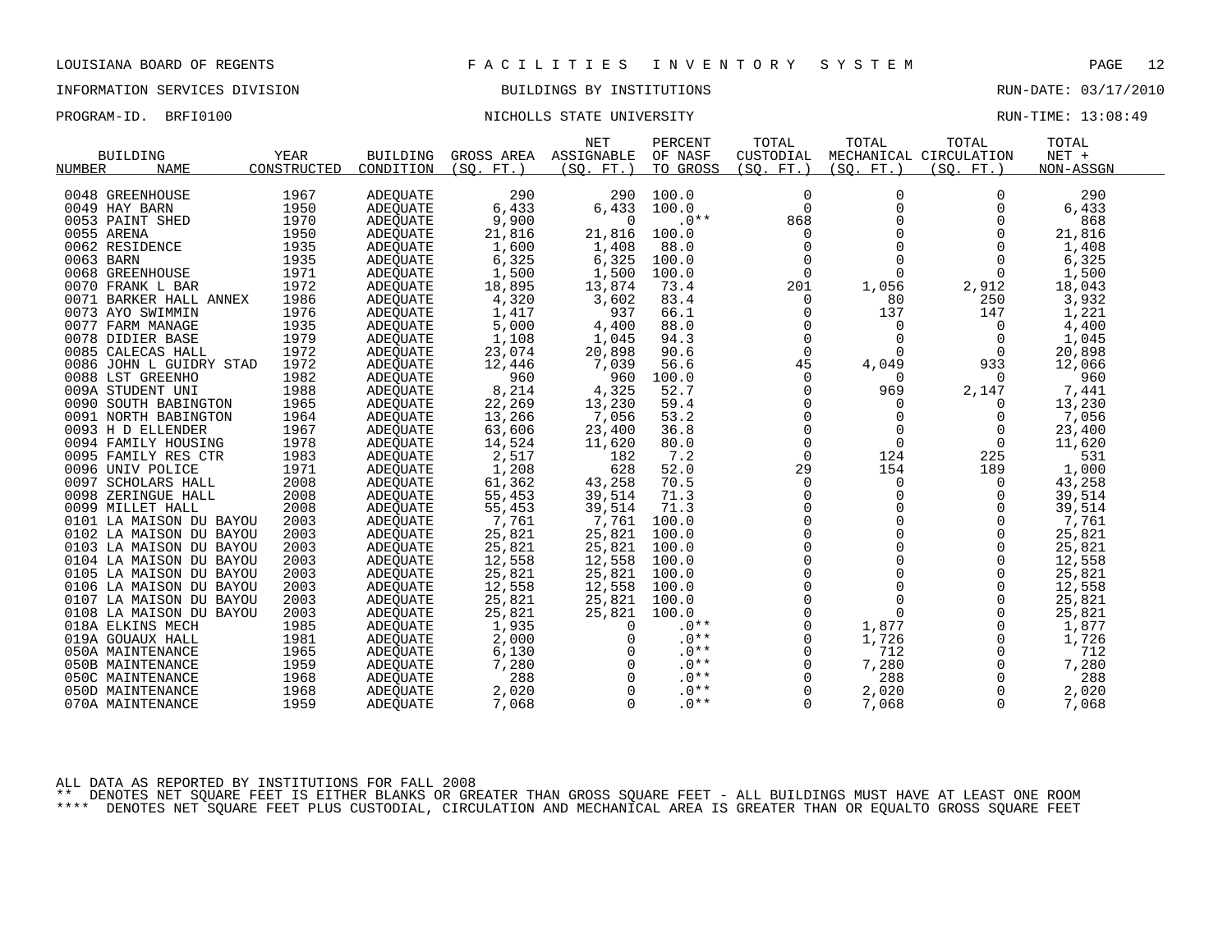LOUISIANA BOARD OF REGENTS — FACILITIES INVENTORY SYSTEM

INFORMATION SERVICES DIVISION — BUILDINGS BY INSTITUTIONS — RUN-DATE: 03/17/2010

PROGRAM-ID. BRFI0100 — NICHOLLS STATE UNIVERSITY — RUN-TIME: 13:08:49

| BUILDING NUMBER | NAME | YEAR CONSTRUCTED | BUILDING CONDITION | GROSS AREA (SQ. FT.) | NET ASSIGNABLE (SQ. FT.) | PERCENT OF NASF TO GROSS | TOTAL CUSTODIAL (SQ. FT.) | TOTAL MECHANICAL (SQ. FT.) | TOTAL CIRCULATION (SQ. FT.) | TOTAL NET + NON-ASSGN |
|---|---|---|---|---|---|---|---|---|---|---|
| 0048 | GREENHOUSE | 1967 | ADEQUATE | 290 | 290 | 100.0 | 0 | 0 | 0 | 290 |
| 0049 | HAY BARN | 1950 | ADEQUATE | 6,433 | 6,433 | 100.0 | 0 | 0 | 0 | 6,433 |
| 0053 | PAINT SHED | 1970 | ADEQUATE | 9,900 | 0 | .0** | 868 | 0 | 0 | 868 |
| 0055 | ARENA | 1950 | ADEQUATE | 21,816 | 21,816 | 100.0 | 0 | 0 | 0 | 21,816 |
| 0062 | RESIDENCE | 1935 | ADEQUATE | 1,600 | 1,408 | 88.0 | 0 | 0 | 0 | 1,408 |
| 0063 | BARN | 1935 | ADEQUATE | 6,325 | 6,325 | 100.0 | 0 | 0 | 0 | 6,325 |
| 0068 | GREENHOUSE | 1971 | ADEQUATE | 1,500 | 1,500 | 100.0 | 0 | 0 | 0 | 1,500 |
| 0070 | FRANK L BAR | 1972 | ADEQUATE | 18,895 | 13,874 | 73.4 | 201 | 1,056 | 2,912 | 18,043 |
| 0071 | BARKER HALL ANNEX | 1986 | ADEQUATE | 4,320 | 3,602 | 83.4 | 0 | 80 | 250 | 3,932 |
| 0073 | AYO SWIMMIN | 1976 | ADEQUATE | 1,417 | 937 | 66.1 | 0 | 137 | 147 | 1,221 |
| 0077 | FARM MANAGE | 1935 | ADEQUATE | 5,000 | 4,400 | 88.0 | 0 | 0 | 0 | 4,400 |
| 0078 | DIDIER BASE | 1979 | ADEQUATE | 1,108 | 1,045 | 94.3 | 0 | 0 | 0 | 1,045 |
| 0085 | CALECAS HALL | 1972 | ADEQUATE | 23,074 | 20,898 | 90.6 | 0 | 0 | 0 | 20,898 |
| 0086 | JOHN L GUIDRY STAD | 1972 | ADEQUATE | 12,446 | 7,039 | 56.6 | 45 | 4,049 | 933 | 12,066 |
| 0088 | LST GREENHO | 1982 | ADEQUATE | 960 | 960 | 100.0 | 0 | 0 | 0 | 960 |
| 009A | STUDENT UNI | 1988 | ADEQUATE | 8,214 | 4,325 | 52.7 | 0 | 969 | 2,147 | 7,441 |
| 0090 | SOUTH BABINGTON | 1965 | ADEQUATE | 22,269 | 13,230 | 59.4 | 0 | 0 | 0 | 13,230 |
| 0091 | NORTH BABINGTON | 1964 | ADEQUATE | 13,266 | 7,056 | 53.2 | 0 | 0 | 0 | 7,056 |
| 0093 | H D ELLENDER | 1967 | ADEQUATE | 63,606 | 23,400 | 36.8 | 0 | 0 | 0 | 23,400 |
| 0094 | FAMILY HOUSING | 1978 | ADEQUATE | 14,524 | 11,620 | 80.0 | 0 | 0 | 0 | 11,620 |
| 0095 | FAMILY RES CTR | 1983 | ADEQUATE | 2,517 | 182 | 7.2 | 0 | 124 | 225 | 531 |
| 0096 | UNIV POLICE | 1971 | ADEQUATE | 1,208 | 628 | 52.0 | 29 | 154 | 189 | 1,000 |
| 0097 | SCHOLARS HALL | 2008 | ADEQUATE | 61,362 | 43,258 | 70.5 | 0 | 0 | 0 | 43,258 |
| 0098 | ZERINGUE HALL | 2008 | ADEQUATE | 55,453 | 39,514 | 71.3 | 0 | 0 | 0 | 39,514 |
| 0099 | MILLET HALL | 2008 | ADEQUATE | 55,453 | 39,514 | 71.3 | 0 | 0 | 0 | 39,514 |
| 0101 | LA MAISON DU BAYOU | 2003 | ADEQUATE | 7,761 | 7,761 | 100.0 | 0 | 0 | 0 | 7,761 |
| 0102 | LA MAISON DU BAYOU | 2003 | ADEQUATE | 25,821 | 25,821 | 100.0 | 0 | 0 | 0 | 25,821 |
| 0103 | LA MAISON DU BAYOU | 2003 | ADEQUATE | 25,821 | 25,821 | 100.0 | 0 | 0 | 0 | 25,821 |
| 0104 | LA MAISON DU BAYOU | 2003 | ADEQUATE | 12,558 | 12,558 | 100.0 | 0 | 0 | 0 | 12,558 |
| 0105 | LA MAISON DU BAYOU | 2003 | ADEQUATE | 25,821 | 25,821 | 100.0 | 0 | 0 | 0 | 25,821 |
| 0106 | LA MAISON DU BAYOU | 2003 | ADEQUATE | 12,558 | 12,558 | 100.0 | 0 | 0 | 0 | 12,558 |
| 0107 | LA MAISON DU BAYOU | 2003 | ADEQUATE | 25,821 | 25,821 | 100.0 | 0 | 0 | 0 | 25,821 |
| 0108 | LA MAISON DU BAYOU | 2003 | ADEQUATE | 25,821 | 25,821 | 100.0 | 0 | 0 | 0 | 25,821 |
| 018A | ELKINS MECH | 1985 | ADEQUATE | 1,935 | 0 | .0** | 0 | 1,877 | 0 | 1,877 |
| 019A | GOUAUX HALL | 1981 | ADEQUATE | 2,000 | 0 | .0** | 0 | 1,726 | 0 | 1,726 |
| 050A | MAINTENANCE | 1965 | ADEQUATE | 6,130 | 0 | .0** | 0 | 712 | 0 | 712 |
| 050B | MAINTENANCE | 1959 | ADEQUATE | 7,280 | 0 | .0** | 0 | 7,280 | 0 | 7,280 |
| 050C | MAINTENANCE | 1968 | ADEQUATE | 288 | 0 | .0** | 0 | 288 | 0 | 288 |
| 050D | MAINTENANCE | 1968 | ADEQUATE | 2,020 | 0 | .0** | 0 | 2,020 | 0 | 2,020 |
| 070A | MAINTENANCE | 1959 | ADEQUATE | 7,068 | 0 | .0** | 0 | 7,068 | 0 | 7,068 |

ALL DATA AS REPORTED BY INSTITUTIONS FOR FALL 2008

** DENOTES NET SQUARE FEET IS EITHER BLANKS OR GREATER THAN GROSS SQUARE FEET - ALL BUILDINGS MUST HAVE AT LEAST ONE ROOM

**** DENOTES NET SQUARE FEET PLUS CUSTODIAL, CIRCULATION AND MECHANICAL AREA IS GREATER THAN OR EQUALTO GROSS SQUARE FEET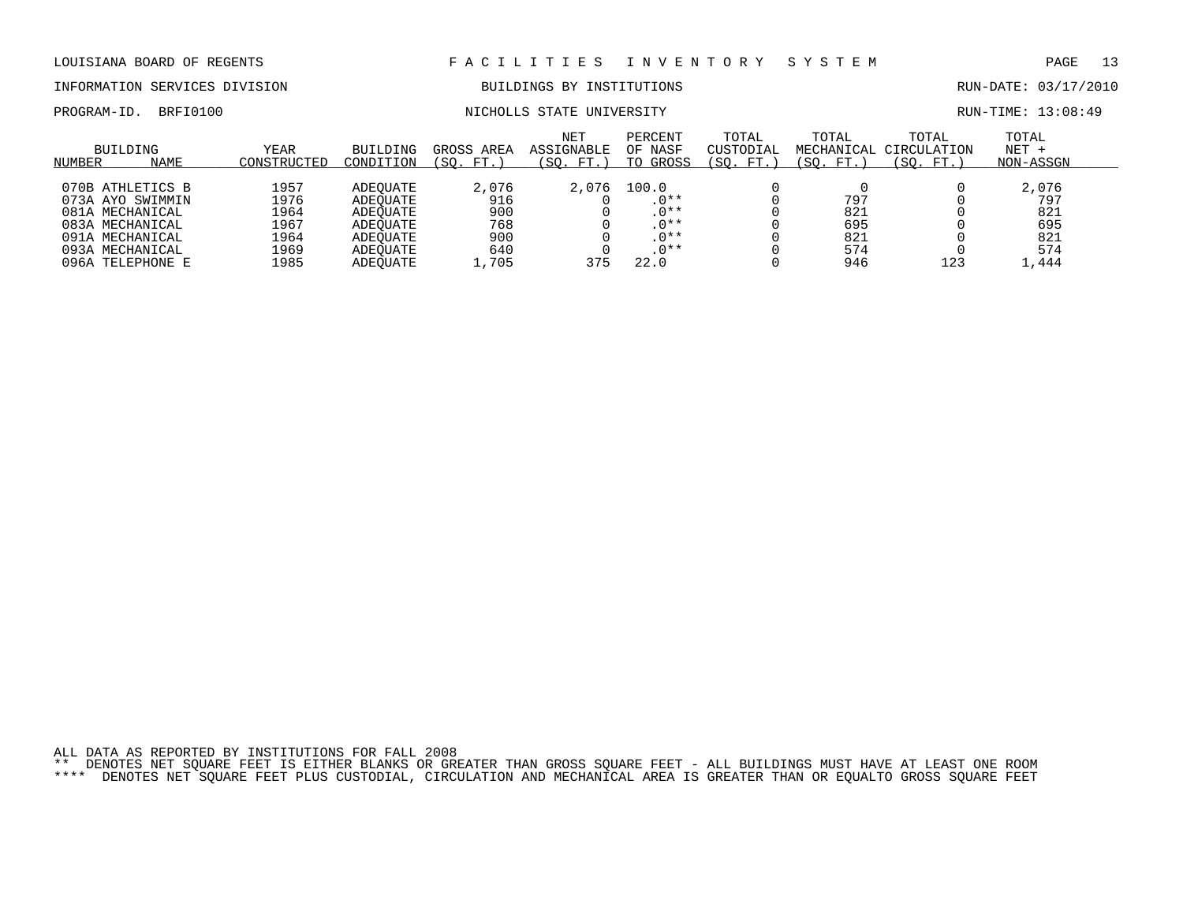LOUISIANA BOARD OF REGENTS — FACILITIES INVENTORY SYSTEM

INFORMATION SERVICES DIVISION — BUILDINGS BY INSTITUTIONS — RUN-DATE: 03/17/2010

PROGRAM-ID. BRFI0100 — NICHOLLS STATE UNIVERSITY — RUN-TIME: 13:08:49

| BUILDING NUMBER | NAME | YEAR CONSTRUCTED | BUILDING CONDITION | GROSS AREA (SQ. FT.) | NET ASSIGNABLE (SQ. FT.) | PERCENT OF NASF TO GROSS | TOTAL CUSTODIAL (SQ. FT.) | TOTAL MECHANICAL (SQ. FT.) | TOTAL CIRCULATION (SQ. FT.) | TOTAL NET + NON-ASSGN |
|---|---|---|---|---|---|---|---|---|---|---|
| 070B | ATHLETICS B | 1957 | ADEQUATE | 2,076 | 2,076 | 100.0 | 0 | 0 | 0 | 2,076 |
| 073A | AYO SWIMMIN | 1976 | ADEQUATE | 916 | 0 | .0** | 0 | 797 | 0 | 797 |
| 081A | MECHANICAL | 1964 | ADEQUATE | 900 | 0 | .0** | 0 | 821 | 0 | 821 |
| 083A | MECHANICAL | 1967 | ADEQUATE | 768 | 0 | .0** | 0 | 695 | 0 | 695 |
| 091A | MECHANICAL | 1964 | ADEQUATE | 900 | 0 | .0** | 0 | 821 | 0 | 821 |
| 093A | MECHANICAL | 1969 | ADEQUATE | 640 | 0 | .0** | 0 | 574 | 0 | 574 |
| 096A | TELEPHONE E | 1985 | ADEQUATE | 1,705 | 375 | 22.0 | 0 | 946 | 123 | 1,444 |

ALL DATA AS REPORTED BY INSTITUTIONS FOR FALL 2008

** DENOTES NET SQUARE FEET IS EITHER BLANKS OR GREATER THAN GROSS SQUARE FEET - ALL BUILDINGS MUST HAVE AT LEAST ONE ROOM

**** DENOTES NET SQUARE FEET PLUS CUSTODIAL, CIRCULATION AND MECHANICAL AREA IS GREATER THAN OR EQUALTO GROSS SQUARE FEET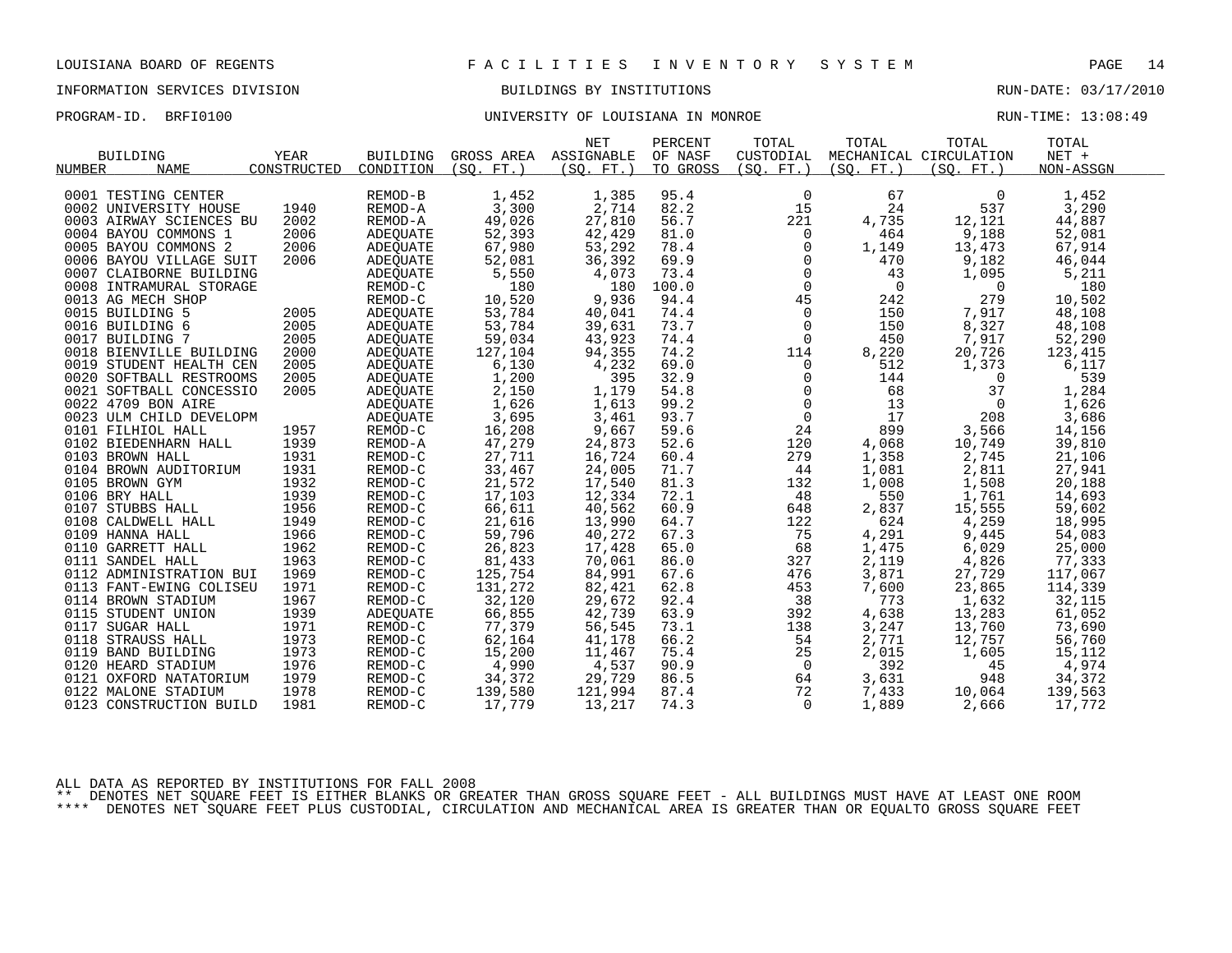LOUISIANA BOARD OF REGENTS — FACILITIES INVENTORY SYSTEM

INFORMATION SERVICES DIVISION — BUILDINGS BY INSTITUTIONS — RUN-DATE: 03/17/2010

PROGRAM-ID. BRFI0100 — UNIVERSITY OF LOUISIANA IN MONROE — RUN-TIME: 13:08:49

| BUILDING NUMBER | NAME | YEAR CONSTRUCTED | BUILDING CONDITION | GROSS AREA (SQ. FT.) | NET ASSIGNABLE (SQ. FT.) | PERCENT OF NASF TO GROSS | TOTAL CUSTODIAL (SQ. FT.) | TOTAL MECHANICAL (SQ. FT.) | TOTAL CIRCULATION (SQ. FT.) | TOTAL NET + NON-ASSGN |
|---|---|---|---|---|---|---|---|---|---|---|
| 0001 | TESTING CENTER | | REMOD-B | 1,452 | 1,385 | 95.4 | 0 | 67 | 0 | 1,452 |
| 0002 | UNIVERSITY HOUSE | 1940 | REMOD-A | 3,300 | 2,714 | 82.2 | 15 | 24 | 537 | 3,290 |
| 0003 | AIRWAY SCIENCES BU | 2002 | REMOD-A | 49,026 | 27,810 | 56.7 | 221 | 4,735 | 12,121 | 44,887 |
| 0004 | BAYOU COMMONS 1 | 2006 | ADEQUATE | 52,393 | 42,429 | 81.0 | 0 | 464 | 9,188 | 52,081 |
| 0005 | BAYOU COMMONS 2 | 2006 | ADEQUATE | 67,980 | 53,292 | 78.4 | 0 | 1,149 | 13,473 | 67,914 |
| 0006 | BAYOU VILLAGE SUIT | 2006 | ADEQUATE | 52,081 | 36,392 | 69.9 | 0 | 470 | 9,182 | 46,044 |
| 0007 | CLAIBORNE BUILDING | | ADEQUATE | 5,550 | 4,073 | 73.4 | 0 | 43 | 1,095 | 5,211 |
| 0008 | INTRAMURAL STORAGE | | REMOD-C | 180 | 180 | 100.0 | 0 | 0 | 0 | 180 |
| 0013 | AG MECH SHOP | | REMOD-C | 10,520 | 9,936 | 94.4 | 45 | 242 | 279 | 10,502 |
| 0015 | BUILDING 5 | 2005 | ADEQUATE | 53,784 | 40,041 | 74.4 | 0 | 150 | 7,917 | 48,108 |
| 0016 | BUILDING 6 | 2005 | ADEQUATE | 53,784 | 39,631 | 73.7 | 0 | 150 | 8,327 | 48,108 |
| 0017 | BUILDING 7 | 2005 | ADEQUATE | 59,034 | 43,923 | 74.4 | 0 | 450 | 7,917 | 52,290 |
| 0018 | BIENVILLE BUILDING | 2000 | ADEQUATE | 127,104 | 94,355 | 74.2 | 114 | 8,220 | 20,726 | 123,415 |
| 0019 | STUDENT HEALTH CEN | 2005 | ADEQUATE | 6,130 | 4,232 | 69.0 | 0 | 512 | 1,373 | 6,117 |
| 0020 | SOFTBALL RESTROOMS | 2005 | ADEQUATE | 1,200 | 395 | 32.9 | 0 | 144 | 0 | 539 |
| 0021 | SOFTBALL CONCESSIO | 2005 | ADEQUATE | 2,150 | 1,179 | 54.8 | 0 | 68 | 37 | 1,284 |
| 0022 | 4709 BON AIRE | | ADEQUATE | 1,626 | 1,613 | 99.2 | 0 | 13 | 0 | 1,626 |
| 0023 | ULM CHILD DEVELOPM | | ADEQUATE | 3,695 | 3,461 | 93.7 | 0 | 17 | 208 | 3,686 |
| 0101 | FILHIOL HALL | 1957 | REMOD-C | 16,208 | 9,667 | 59.6 | 24 | 899 | 3,566 | 14,156 |
| 0102 | BIEDENHARN HALL | 1939 | REMOD-A | 47,279 | 24,873 | 52.6 | 120 | 4,068 | 10,749 | 39,810 |
| 0103 | BROWN HALL | 1931 | REMOD-C | 27,711 | 16,724 | 60.4 | 279 | 1,358 | 2,745 | 21,106 |
| 0104 | BROWN AUDITORIUM | 1931 | REMOD-C | 33,467 | 24,005 | 71.7 | 44 | 1,081 | 2,811 | 27,941 |
| 0105 | BROWN GYM | 1932 | REMOD-C | 21,572 | 17,540 | 81.3 | 132 | 1,008 | 1,508 | 20,188 |
| 0106 | BRY HALL | 1939 | REMOD-C | 17,103 | 12,334 | 72.1 | 48 | 550 | 1,761 | 14,693 |
| 0107 | STUBBS HALL | 1956 | REMOD-C | 66,611 | 40,562 | 60.9 | 648 | 2,837 | 15,555 | 59,602 |
| 0108 | CALDWELL HALL | 1949 | REMOD-C | 21,616 | 13,990 | 64.7 | 122 | 624 | 4,259 | 18,995 |
| 0109 | HANNA HALL | 1966 | REMOD-C | 59,796 | 40,272 | 67.3 | 75 | 4,291 | 9,445 | 54,083 |
| 0110 | GARRETT HALL | 1962 | REMOD-C | 26,823 | 17,428 | 65.0 | 68 | 1,475 | 6,029 | 25,000 |
| 0111 | SANDEL HALL | 1963 | REMOD-C | 81,433 | 70,061 | 86.0 | 327 | 2,119 | 4,826 | 77,333 |
| 0112 | ADMINISTRATION BUI | 1969 | REMOD-C | 125,754 | 84,991 | 67.6 | 476 | 3,871 | 27,729 | 117,067 |
| 0113 | FANT-EWING COLISEU | 1971 | REMOD-C | 131,272 | 82,421 | 62.8 | 453 | 7,600 | 23,865 | 114,339 |
| 0114 | BROWN STADIUM | 1967 | REMOD-C | 32,120 | 29,672 | 92.4 | 38 | 773 | 1,632 | 32,115 |
| 0115 | STUDENT UNION | 1939 | ADEQUATE | 66,855 | 42,739 | 63.9 | 392 | 4,638 | 13,283 | 61,052 |
| 0117 | SUGAR HALL | 1971 | REMOD-C | 77,379 | 56,545 | 73.1 | 138 | 3,247 | 13,760 | 73,690 |
| 0118 | STRAUSS HALL | 1973 | REMOD-C | 62,164 | 41,178 | 66.2 | 54 | 2,771 | 12,757 | 56,760 |
| 0119 | BAND BUILDING | 1973 | REMOD-C | 15,200 | 11,467 | 75.4 | 25 | 2,015 | 1,605 | 15,112 |
| 0120 | HEARD STADIUM | 1976 | REMOD-C | 4,990 | 4,537 | 90.9 | 0 | 392 | 45 | 4,974 |
| 0121 | OXFORD NATATORIUM | 1979 | REMOD-C | 34,372 | 29,729 | 86.5 | 64 | 3,631 | 948 | 34,372 |
| 0122 | MALONE STADIUM | 1978 | REMOD-C | 139,580 | 121,994 | 87.4 | 72 | 7,433 | 10,064 | 139,563 |
| 0123 | CONSTRUCTION BUILD | 1981 | REMOD-C | 17,779 | 13,217 | 74.3 | 0 | 1,889 | 2,666 | 17,772 |

ALL DATA AS REPORTED BY INSTITUTIONS FOR FALL 2008

** DENOTES NET SQUARE FEET IS EITHER BLANKS OR GREATER THAN GROSS SQUARE FEET - ALL BUILDINGS MUST HAVE AT LEAST ONE ROOM

**** DENOTES NET SQUARE FEET PLUS CUSTODIAL, CIRCULATION AND MECHANICAL AREA IS GREATER THAN OR EQUALTO GROSS SQUARE FEET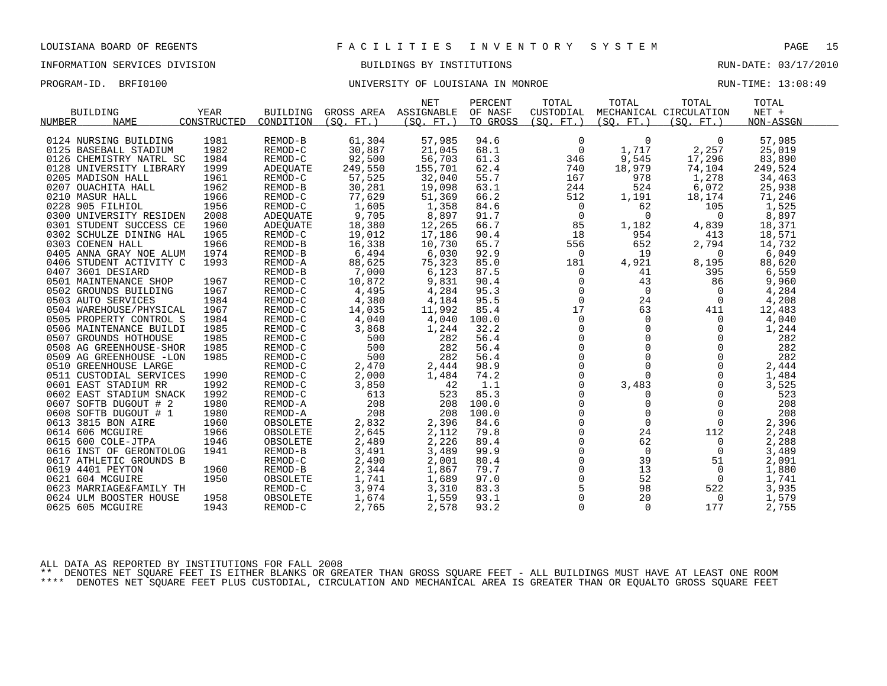LOUISIANA BOARD OF REGENTS — FACILITIES INVENTORY SYSTEM

INFORMATION SERVICES DIVISION — BUILDINGS BY INSTITUTIONS — RUN-DATE: 03/17/2010

PROGRAM-ID. BRFI0100 — UNIVERSITY OF LOUISIANA IN MONROE — RUN-TIME: 13:08:49

| BUILDING NUMBER | NAME | YEAR CONSTRUCTED | BUILDING CONDITION | GROSS AREA (SQ. FT.) | NET ASSIGNABLE (SQ. FT.) | PERCENT OF NASF TO GROSS | TOTAL CUSTODIAL (SQ. FT.) | TOTAL MECHANICAL (SQ. FT.) | TOTAL CIRCULATION (SQ. FT.) | TOTAL NET + NON-ASSGN |
|---|---|---|---|---|---|---|---|---|---|---|
| 0124 | NURSING BUILDING | 1981 | REMOD-B | 61,304 | 57,985 | 94.6 | 0 | 0 | 0 | 57,985 |
| 0125 | BASEBALL STADIUM | 1982 | REMOD-C | 30,887 | 21,045 | 68.1 | 0 | 1,717 | 2,257 | 25,019 |
| 0126 | CHEMISTRY NATRL SC | 1984 | REMOD-C | 92,500 | 56,703 | 61.3 | 346 | 9,545 | 17,296 | 83,890 |
| 0128 | UNIVERSITY LIBRARY | 1999 | ADEQUATE | 249,550 | 155,701 | 62.4 | 740 | 18,979 | 74,104 | 249,524 |
| 0205 | MADISON HALL | 1961 | REMOD-C | 57,525 | 32,040 | 55.7 | 167 | 978 | 1,278 | 34,463 |
| 0207 | OUACHITA HALL | 1962 | REMOD-B | 30,281 | 19,098 | 63.1 | 244 | 524 | 6,072 | 25,938 |
| 0210 | MASUR HALL | 1966 | REMOD-C | 77,629 | 51,369 | 66.2 | 512 | 1,191 | 18,174 | 71,246 |
| 0228 | 905 FILHIOL | 1956 | REMOD-C | 1,605 | 1,358 | 84.6 | 0 | 62 | 105 | 1,525 |
| 0300 | UNIVERSITY RESIDEN | 2008 | ADEQUATE | 9,705 | 8,897 | 91.7 | 0 | 0 | 0 | 8,897 |
| 0301 | STUDENT SUCCESS CE | 1960 | ADEQUATE | 18,380 | 12,265 | 66.7 | 85 | 1,182 | 4,839 | 18,371 |
| 0302 | SCHULZE DINING HAL | 1965 | REMOD-C | 19,012 | 17,186 | 90.4 | 18 | 954 | 413 | 18,571 |
| 0303 | COENEN HALL | 1966 | REMOD-B | 16,338 | 10,730 | 65.7 | 556 | 652 | 2,794 | 14,732 |
| 0405 | ANNA GRAY NOE ALUM | 1974 | REMOD-B | 6,494 | 6,030 | 92.9 | 0 | 19 | 0 | 6,049 |
| 0406 | STUDENT ACTIVITY C | 1993 | REMOD-A | 88,625 | 75,323 | 85.0 | 181 | 4,921 | 8,195 | 88,620 |
| 0407 | 3601 DESIARD | | REMOD-B | 7,000 | 6,123 | 87.5 | 0 | 41 | 395 | 6,559 |
| 0501 | MAINTENANCE SHOP | 1967 | REMOD-C | 10,872 | 9,831 | 90.4 | 0 | 43 | 86 | 9,960 |
| 0502 | GROUNDS BUILDING | 1967 | REMOD-C | 4,495 | 4,284 | 95.3 | 0 | 0 | 0 | 4,284 |
| 0503 | AUTO SERVICES | 1984 | REMOD-C | 4,380 | 4,184 | 95.5 | 0 | 24 | 0 | 4,208 |
| 0504 | WAREHOUSE/PHYSICAL | 1967 | REMOD-C | 14,035 | 11,992 | 85.4 | 17 | 63 | 411 | 12,483 |
| 0505 | PROPERTY CONTROL S | 1984 | REMOD-C | 4,040 | 4,040 | 100.0 | 0 | 0 | 0 | 4,040 |
| 0506 | MAINTENANCE BUILDI | 1985 | REMOD-C | 3,868 | 1,244 | 32.2 | 0 | 0 | 0 | 1,244 |
| 0507 | GROUNDS HOTHOUSE | 1985 | REMOD-C | 500 | 282 | 56.4 | 0 | 0 | 0 | 282 |
| 0508 | AG GREENHOUSE-SHOR | 1985 | REMOD-C | 500 | 282 | 56.4 | 0 | 0 | 0 | 282 |
| 0509 | AG GREENHOUSE -LON | 1985 | REMOD-C | 500 | 282 | 56.4 | 0 | 0 | 0 | 282 |
| 0510 | GREENHOUSE LARGE | | REMOD-C | 2,470 | 2,444 | 98.9 | 0 | 0 | 0 | 2,444 |
| 0511 | CUSTODIAL SERVICES | 1990 | REMOD-C | 2,000 | 1,484 | 74.2 | 0 | 0 | 0 | 1,484 |
| 0601 | EAST STADIUM RR | 1992 | REMOD-C | 3,850 | 42 | 1.1 | 0 | 3,483 | 0 | 3,525 |
| 0602 | EAST STADIUM SNACK | 1992 | REMOD-C | 613 | 523 | 85.3 | 0 | 0 | 0 | 523 |
| 0607 | SOFTB DUGOUT # 2 | 1980 | REMOD-A | 208 | 208 | 100.0 | 0 | 0 | 0 | 208 |
| 0608 | SOFTB DUGOUT # 1 | 1980 | REMOD-A | 208 | 208 | 100.0 | 0 | 0 | 0 | 208 |
| 0613 | 3815 BON AIRE | 1960 | OBSOLETE | 2,832 | 2,396 | 84.6 | 0 | 0 | 0 | 2,396 |
| 0614 | 606 MCGUIRE | 1966 | OBSOLETE | 2,645 | 2,112 | 79.8 | 0 | 24 | 112 | 2,248 |
| 0615 | 600 COLE-JTPA | 1946 | OBSOLETE | 2,489 | 2,226 | 89.4 | 0 | 62 | 0 | 2,288 |
| 0616 | INST OF GERONTOLOG | 1941 | REMOD-B | 3,491 | 3,489 | 99.9 | 0 | 0 | 0 | 3,489 |
| 0617 | ATHLETIC GROUNDS B | | REMOD-C | 2,490 | 2,001 | 80.4 | 0 | 39 | 51 | 2,091 |
| 0619 | 4401 PEYTON | 1960 | REMOD-B | 2,344 | 1,867 | 79.7 | 0 | 13 | 0 | 1,880 |
| 0621 | 604 MCGUIRE | 1950 | OBSOLETE | 1,741 | 1,689 | 97.0 | 0 | 52 | 0 | 1,741 |
| 0623 | MARRIAGE&FAMILY TH | | REMOD-C | 3,974 | 3,310 | 83.3 | 5 | 98 | 522 | 3,935 |
| 0624 | ULM BOOSTER HOUSE | 1958 | OBSOLETE | 1,674 | 1,559 | 93.1 | 0 | 20 | 0 | 1,579 |
| 0625 | 605 MCGUIRE | 1943 | REMOD-C | 2,765 | 2,578 | 93.2 | 0 | 0 | 177 | 2,755 |

ALL DATA AS REPORTED BY INSTITUTIONS FOR FALL 2008

** DENOTES NET SQUARE FEET IS EITHER BLANKS OR GREATER THAN GROSS SQUARE FEET - ALL BUILDINGS MUST HAVE AT LEAST ONE ROOM

**** DENOTES NET SQUARE FEET PLUS CUSTODIAL, CIRCULATION AND MECHANICAL AREA IS GREATER THAN OR EQUALTO GROSS SQUARE FEET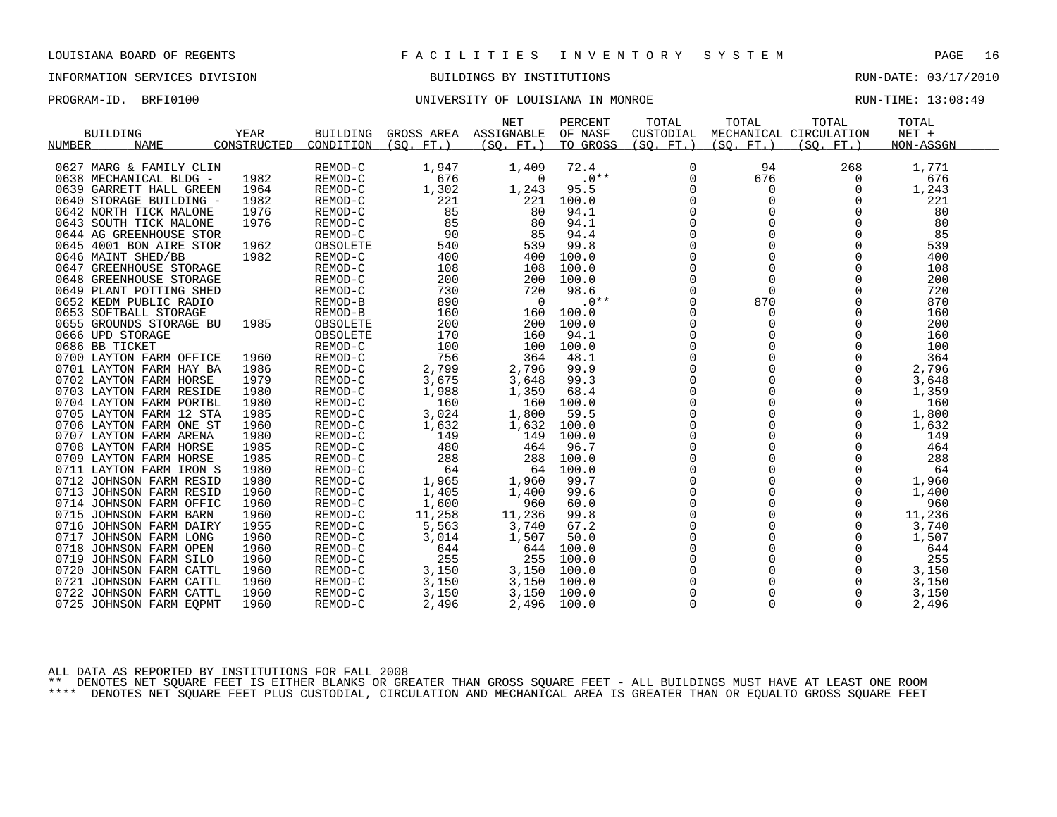LOUISIANA BOARD OF REGENTS — F A C I L I T I E S I N V E N T O R Y S Y S T E M

INFORMATION SERVICES DIVISION — BUILDINGS BY INSTITUTIONS — RUN-DATE: 03/17/2010

PROGRAM-ID. BRFI0100 — UNIVERSITY OF LOUISIANA IN MONROE — RUN-TIME: 13:08:49

| BUILDING NUMBER | NAME | YEAR CONSTRUCTED | BUILDING CONDITION | GROSS AREA (SQ. FT.) | NET ASSIGNABLE (SQ. FT.) | PERCENT OF NASF TO GROSS | TOTAL CUSTODIAL (SQ. FT.) | TOTAL MECHANICAL (SQ. FT.) | TOTAL CIRCULATION (SQ. FT.) | TOTAL NET + NON-ASSGN |
|---|---|---|---|---|---|---|---|---|---|---|
| 0627 | MARG & FAMILY CLIN | | REMOD-C | 1,947 | 1,409 | 72.4 | 0 | 94 | 268 | 1,771 |
| 0638 | MECHANICAL BLDG - | 1982 | REMOD-C | 676 | 0 | .0** | 0 | 676 | 0 | 676 |
| 0639 | GARRETT HALL GREEN | 1964 | REMOD-C | 1,302 | 1,243 | 95.5 | 0 | 0 | 0 | 1,243 |
| 0640 | STORAGE BUILDING - | 1982 | REMOD-C | 221 | 221 | 100.0 | 0 | 0 | 0 | 221 |
| 0642 | NORTH TICK MALONE | 1976 | REMOD-C | 85 | 80 | 94.1 | 0 | 0 | 0 | 80 |
| 0643 | SOUTH TICK MALONE | 1976 | REMOD-C | 85 | 80 | 94.1 | 0 | 0 | 0 | 80 |
| 0644 | AG GREENHOUSE STOR | | REMOD-C | 90 | 85 | 94.4 | 0 | 0 | 0 | 85 |
| 0645 | 4001 BON AIRE STOR | 1962 | OBSOLETE | 540 | 539 | 99.8 | 0 | 0 | 0 | 539 |
| 0646 | MAINT SHED/BB | 1982 | REMOD-C | 400 | 400 | 100.0 | 0 | 0 | 0 | 400 |
| 0647 | GREENHOUSE STORAGE | | REMOD-C | 108 | 108 | 100.0 | 0 | 0 | 0 | 108 |
| 0648 | GREENHOUSE STORAGE | | REMOD-C | 200 | 200 | 100.0 | 0 | 0 | 0 | 200 |
| 0649 | PLANT POTTING SHED | | REMOD-C | 730 | 720 | 98.6 | 0 | 0 | 0 | 720 |
| 0652 | KEDM PUBLIC RADIO | | REMOD-B | 890 | 0 | .0** | 0 | 870 | 0 | 870 |
| 0653 | SOFTBALL STORAGE | | REMOD-B | 160 | 160 | 100.0 | 0 | 0 | 0 | 160 |
| 0655 | GROUNDS STORAGE BU | 1985 | OBSOLETE | 200 | 200 | 100.0 | 0 | 0 | 0 | 200 |
| 0666 | UPD STORAGE | | OBSOLETE | 170 | 160 | 94.1 | 0 | 0 | 0 | 160 |
| 0686 | BB TICKET | | REMOD-C | 100 | 100 | 100.0 | 0 | 0 | 0 | 100 |
| 0700 | LAYTON FARM OFFICE | 1960 | REMOD-C | 756 | 364 | 48.1 | 0 | 0 | 0 | 364 |
| 0701 | LAYTON FARM HAY BA | 1986 | REMOD-C | 2,799 | 2,796 | 99.9 | 0 | 0 | 0 | 2,796 |
| 0702 | LAYTON FARM HORSE | 1979 | REMOD-C | 3,675 | 3,648 | 99.3 | 0 | 0 | 0 | 3,648 |
| 0703 | LAYTON FARM RESIDE | 1980 | REMOD-C | 1,988 | 1,359 | 68.4 | 0 | 0 | 0 | 1,359 |
| 0704 | LAYTON FARM PORTBL | 1980 | REMOD-C | 160 | 160 | 100.0 | 0 | 0 | 0 | 160 |
| 0705 | LAYTON FARM 12 STA | 1985 | REMOD-C | 3,024 | 1,800 | 59.5 | 0 | 0 | 0 | 1,800 |
| 0706 | LAYTON FARM ONE ST | 1960 | REMOD-C | 1,632 | 1,632 | 100.0 | 0 | 0 | 0 | 1,632 |
| 0707 | LAYTON FARM ARENA | 1980 | REMOD-C | 149 | 149 | 100.0 | 0 | 0 | 0 | 149 |
| 0708 | LAYTON FARM HORSE | 1985 | REMOD-C | 480 | 464 | 96.7 | 0 | 0 | 0 | 464 |
| 0709 | LAYTON FARM HORSE | 1985 | REMOD-C | 288 | 288 | 100.0 | 0 | 0 | 0 | 288 |
| 0711 | LAYTON FARM IRON S | 1980 | REMOD-C | 64 | 64 | 100.0 | 0 | 0 | 0 | 64 |
| 0712 | JOHNSON FARM RESID | 1980 | REMOD-C | 1,965 | 1,960 | 99.7 | 0 | 0 | 0 | 1,960 |
| 0713 | JOHNSON FARM RESID | 1960 | REMOD-C | 1,405 | 1,400 | 99.6 | 0 | 0 | 0 | 1,400 |
| 0714 | JOHNSON FARM OFFIC | 1960 | REMOD-C | 1,600 | 960 | 60.0 | 0 | 0 | 0 | 960 |
| 0715 | JOHNSON FARM BARN | 1960 | REMOD-C | 11,258 | 11,236 | 99.8 | 0 | 0 | 0 | 11,236 |
| 0716 | JOHNSON FARM DAIRY | 1955 | REMOD-C | 5,563 | 3,740 | 67.2 | 0 | 0 | 0 | 3,740 |
| 0717 | JOHNSON FARM LONG | 1960 | REMOD-C | 3,014 | 1,507 | 50.0 | 0 | 0 | 0 | 1,507 |
| 0718 | JOHNSON FARM OPEN | 1960 | REMOD-C | 644 | 644 | 100.0 | 0 | 0 | 0 | 644 |
| 0719 | JOHNSON FARM SILO | 1960 | REMOD-C | 255 | 255 | 100.0 | 0 | 0 | 0 | 255 |
| 0720 | JOHNSON FARM CATTL | 1960 | REMOD-C | 3,150 | 3,150 | 100.0 | 0 | 0 | 0 | 3,150 |
| 0721 | JOHNSON FARM CATTL | 1960 | REMOD-C | 3,150 | 3,150 | 100.0 | 0 | 0 | 0 | 3,150 |
| 0722 | JOHNSON FARM CATTL | 1960 | REMOD-C | 3,150 | 3,150 | 100.0 | 0 | 0 | 0 | 3,150 |
| 0725 | JOHNSON FARM EQPMT | 1960 | REMOD-C | 2,496 | 2,496 | 100.0 | 0 | 0 | 0 | 2,496 |

ALL DATA AS REPORTED BY INSTITUTIONS FOR FALL 2008

** DENOTES NET SQUARE FEET IS EITHER BLANKS OR GREATER THAN GROSS SQUARE FEET - ALL BUILDINGS MUST HAVE AT LEAST ONE ROOM

**** DENOTES NET SQUARE FEET PLUS CUSTODIAL, CIRCULATION AND MECHANICAL AREA IS GREATER THAN OR EQUALTO GROSS SQUARE FEET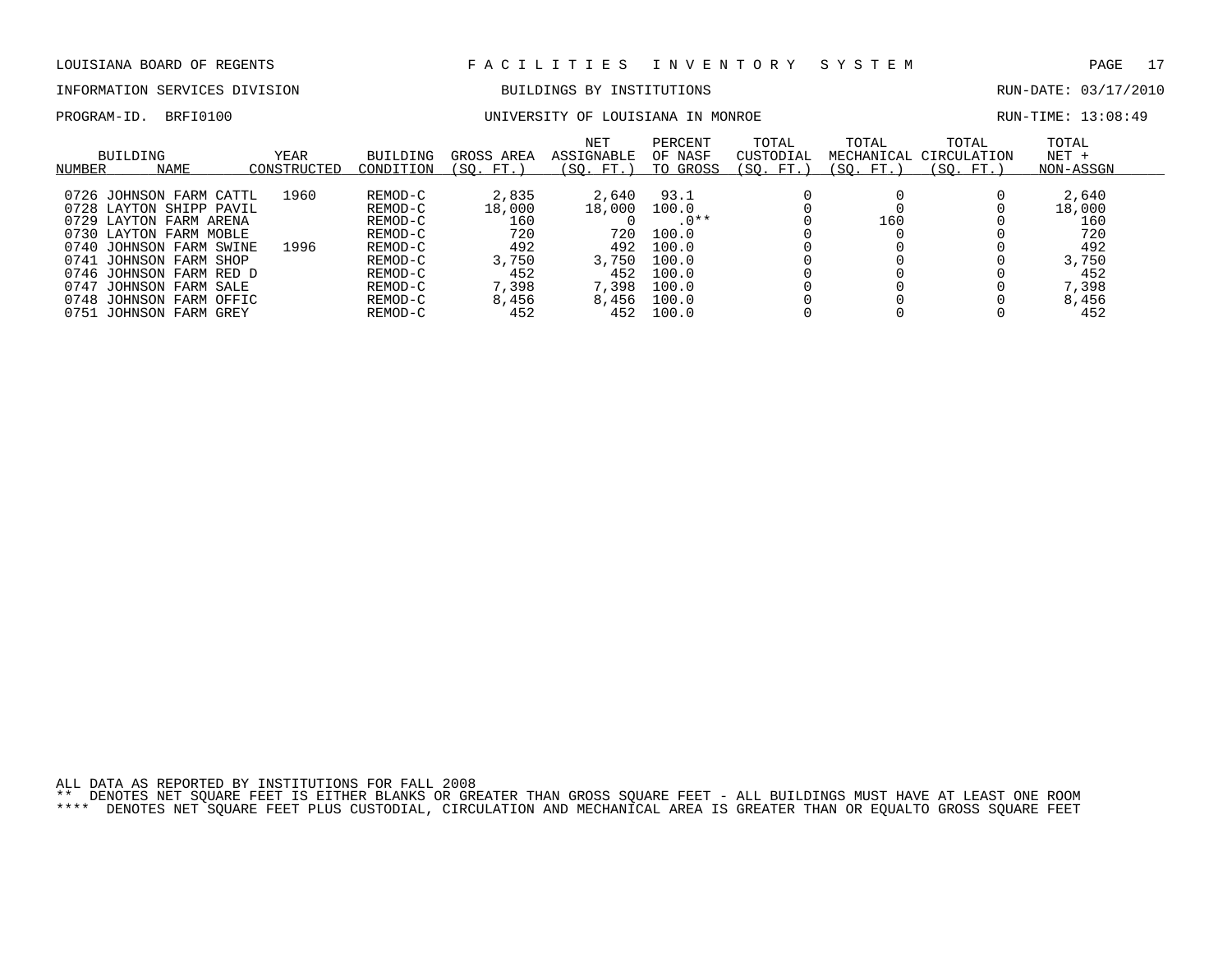LOUISIANA BOARD OF REGENTS — FACILITIES INVENTORY SYSTEM

INFORMATION SERVICES DIVISION — BUILDINGS BY INSTITUTIONS — RUN-DATE: 03/17/2010

PROGRAM-ID. BRFI0100 — UNIVERSITY OF LOUISIANA IN MONROE — RUN-TIME: 13:08:49

| BUILDING NUMBER | NAME | YEAR CONSTRUCTED | BUILDING CONDITION | GROSS AREA (SQ. FT.) | NET ASSIGNABLE (SQ. FT.) | PERCENT OF NASF TO GROSS | TOTAL CUSTODIAL (SQ. FT.) | TOTAL MECHANICAL (SQ. FT.) | TOTAL CIRCULATION (SQ. FT.) | TOTAL NET + NON-ASSGN |
|---|---|---|---|---|---|---|---|---|---|---|
| 0726 | JOHNSON FARM CATTL | 1960 | REMOD-C | 2,835 | 2,640 | 93.1 | 0 | 0 | 0 | 2,640 |
| 0728 | LAYTON SHIPP PAVIL | | REMOD-C | 18,000 | 18,000 | 100.0 | 0 | 0 | 0 | 18,000 |
| 0729 | LAYTON FARM ARENA | | REMOD-C | 160 | 0 | .0** | 0 | 160 | 0 | 160 |
| 0730 | LAYTON FARM MOBLE | | REMOD-C | 720 | 720 | 100.0 | 0 | 0 | 0 | 720 |
| 0740 | JOHNSON FARM SWINE | 1996 | REMOD-C | 492 | 492 | 100.0 | 0 | 0 | 0 | 492 |
| 0741 | JOHNSON FARM SHOP | | REMOD-C | 3,750 | 3,750 | 100.0 | 0 | 0 | 0 | 3,750 |
| 0746 | JOHNSON FARM RED D | | REMOD-C | 452 | 452 | 100.0 | 0 | 0 | 0 | 452 |
| 0747 | JOHNSON FARM SALE | | REMOD-C | 7,398 | 7,398 | 100.0 | 0 | 0 | 0 | 7,398 |
| 0748 | JOHNSON FARM OFFIC | | REMOD-C | 8,456 | 8,456 | 100.0 | 0 | 0 | 0 | 8,456 |
| 0751 | JOHNSON FARM GREY | | REMOD-C | 452 | 452 | 100.0 | 0 | 0 | 0 | 452 |

ALL DATA AS REPORTED BY INSTITUTIONS FOR FALL 2008

** DENOTES NET SQUARE FEET IS EITHER BLANKS OR GREATER THAN GROSS SQUARE FEET - ALL BUILDINGS MUST HAVE AT LEAST ONE ROOM

**** DENOTES NET SQUARE FEET PLUS CUSTODIAL, CIRCULATION AND MECHANICAL AREA IS GREATER THAN OR EQUALTO GROSS SQUARE FEET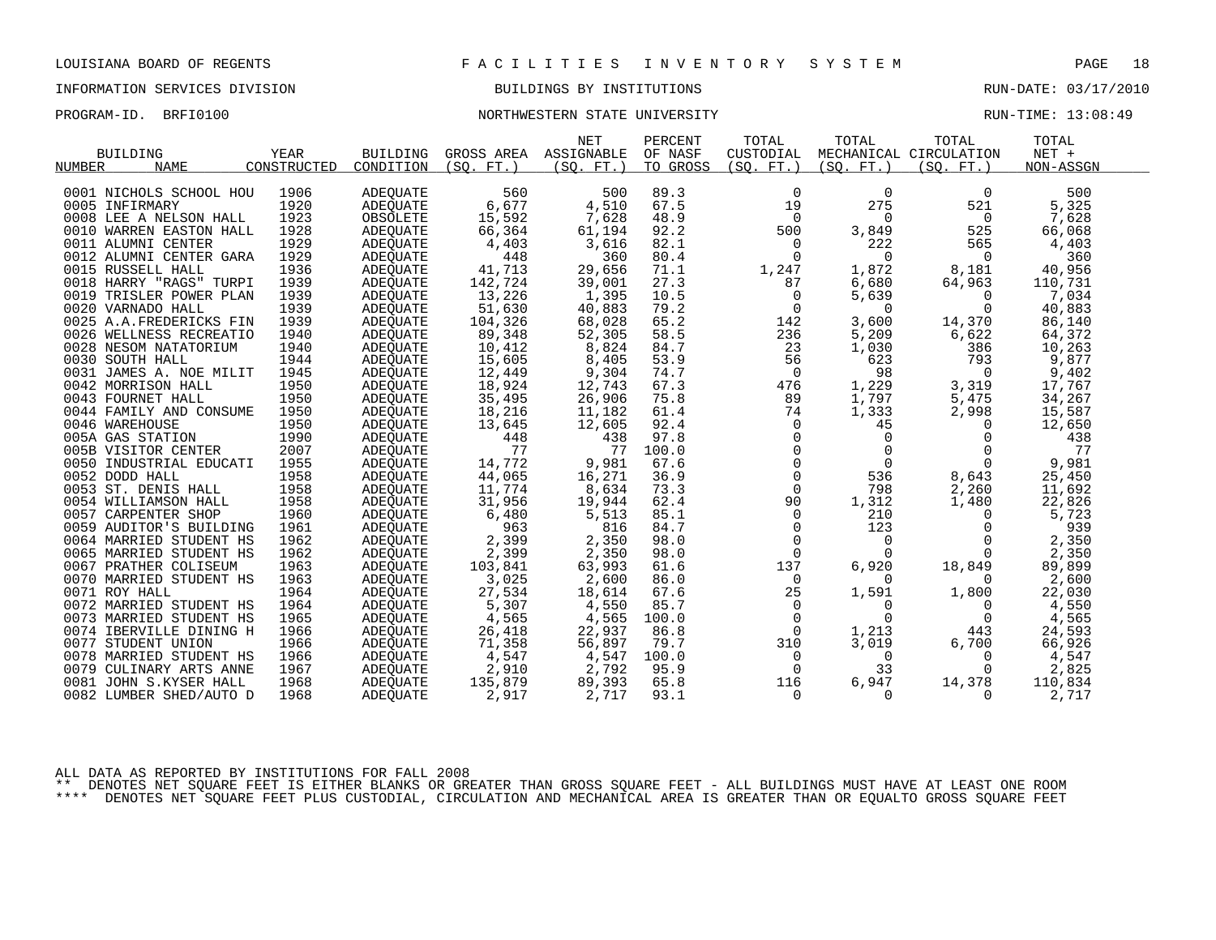LOUISIANA BOARD OF REGENTS — FACILITIES INVENTORY SYSTEM

INFORMATION SERVICES DIVISION — BUILDINGS BY INSTITUTIONS — RUN-DATE: 03/17/2010

PROGRAM-ID. BRFI0100 — NORTHWESTERN STATE UNIVERSITY — RUN-TIME: 13:08:49

| BUILDING NUMBER | NAME | YEAR CONSTRUCTED | BUILDING CONDITION | GROSS AREA (SQ. FT.) | NET ASSIGNABLE (SQ. FT.) | PERCENT OF NASF TO GROSS | TOTAL CUSTODIAL (SQ. FT.) | TOTAL MECHANICAL (SQ. FT.) | TOTAL CIRCULATION (SQ. FT.) | TOTAL NET + NON-ASSGN |
|---|---|---|---|---|---|---|---|---|---|---|
| 0001 | NICHOLS SCHOOL HOU | 1906 | ADEQUATE | 560 | 500 | 89.3 | 0 | 0 | 0 | 500 |
| 0005 | INFIRMARY | 1920 | ADEQUATE | 6,677 | 4,510 | 67.5 | 19 | 275 | 521 | 5,325 |
| 0008 | LEE A NELSON HALL | 1923 | OBSOLETE | 15,592 | 7,628 | 48.9 | 0 | 0 | 0 | 7,628 |
| 0010 | WARREN EASTON HALL | 1928 | ADEQUATE | 66,364 | 61,194 | 92.2 | 500 | 3,849 | 525 | 66,068 |
| 0011 | ALUMNI CENTER | 1929 | ADEQUATE | 4,403 | 3,616 | 82.1 | 0 | 222 | 565 | 4,403 |
| 0012 | ALUMNI CENTER GARA | 1929 | ADEQUATE | 448 | 360 | 80.4 | 0 | 0 | 0 | 360 |
| 0015 | RUSSELL HALL | 1936 | ADEQUATE | 41,713 | 29,656 | 71.1 | 1,247 | 1,872 | 8,181 | 40,956 |
| 0018 | HARRY "RAGS" TURPI | 1939 | ADEQUATE | 142,724 | 39,001 | 27.3 | 87 | 6,680 | 64,963 | 110,731 |
| 0019 | TRISLER POWER PLAN | 1939 | ADEQUATE | 13,226 | 1,395 | 10.5 | 0 | 5,639 | 0 | 7,034 |
| 0020 | VARNADO HALL | 1939 | ADEQUATE | 51,630 | 40,883 | 79.2 | 0 | 0 | 0 | 40,883 |
| 0025 | A.A.FREDERICKS FIN | 1939 | ADEQUATE | 104,326 | 68,028 | 65.2 | 142 | 3,600 | 14,370 | 86,140 |
| 0026 | WELLNESS RECREATIO | 1940 | ADEQUATE | 89,348 | 52,305 | 58.5 | 236 | 5,209 | 6,622 | 64,372 |
| 0028 | NESOM NATATORIUM | 1940 | ADEQUATE | 10,412 | 8,824 | 84.7 | 23 | 1,030 | 386 | 10,263 |
| 0030 | SOUTH HALL | 1944 | ADEQUATE | 15,605 | 8,405 | 53.9 | 56 | 623 | 793 | 9,877 |
| 0031 | JAMES A. NOE MILIT | 1945 | ADEQUATE | 12,449 | 9,304 | 74.7 | 0 | 98 | 0 | 9,402 |
| 0042 | MORRISON HALL | 1950 | ADEQUATE | 18,924 | 12,743 | 67.3 | 476 | 1,229 | 3,319 | 17,767 |
| 0043 | FOURNET HALL | 1950 | ADEQUATE | 35,495 | 26,906 | 75.8 | 89 | 1,797 | 5,475 | 34,267 |
| 0044 | FAMILY AND CONSUME | 1950 | ADEQUATE | 18,216 | 11,182 | 61.4 | 74 | 1,333 | 2,998 | 15,587 |
| 0046 | WAREHOUSE | 1950 | ADEQUATE | 13,645 | 12,605 | 92.4 | 0 | 45 | 0 | 12,650 |
| 005A | GAS STATION | 1990 | ADEQUATE | 448 | 438 | 97.8 | 0 | 0 | 0 | 438 |
| 005B | VISITOR CENTER | 2007 | ADEQUATE | 77 | 77 | 100.0 | 0 | 0 | 0 | 77 |
| 0050 | INDUSTRIAL EDUCATI | 1955 | ADEQUATE | 14,772 | 9,981 | 67.6 | 0 | 0 | 0 | 9,981 |
| 0052 | DODD HALL | 1958 | ADEQUATE | 44,065 | 16,271 | 36.9 | 0 | 536 | 8,643 | 25,450 |
| 0053 | ST. DENIS HALL | 1958 | ADEQUATE | 11,774 | 8,634 | 73.3 | 0 | 798 | 2,260 | 11,692 |
| 0054 | WILLIAMSON HALL | 1958 | ADEQUATE | 31,956 | 19,944 | 62.4 | 90 | 1,312 | 1,480 | 22,826 |
| 0057 | CARPENTER SHOP | 1960 | ADEQUATE | 6,480 | 5,513 | 85.1 | 0 | 210 | 0 | 5,723 |
| 0059 | AUDITOR'S BUILDING | 1961 | ADEQUATE | 963 | 816 | 84.7 | 0 | 123 | 0 | 939 |
| 0064 | MARRIED STUDENT HS | 1962 | ADEQUATE | 2,399 | 2,350 | 98.0 | 0 | 0 | 0 | 2,350 |
| 0065 | MARRIED STUDENT HS | 1962 | ADEQUATE | 2,399 | 2,350 | 98.0 | 0 | 0 | 0 | 2,350 |
| 0067 | PRATHER COLISEUM | 1963 | ADEQUATE | 103,841 | 63,993 | 61.6 | 137 | 6,920 | 18,849 | 89,899 |
| 0070 | MARRIED STUDENT HS | 1963 | ADEQUATE | 3,025 | 2,600 | 86.0 | 0 | 0 | 0 | 2,600 |
| 0071 | ROY HALL | 1964 | ADEQUATE | 27,534 | 18,614 | 67.6 | 25 | 1,591 | 1,800 | 22,030 |
| 0072 | MARRIED STUDENT HS | 1964 | ADEQUATE | 5,307 | 4,550 | 85.7 | 0 | 0 | 0 | 4,550 |
| 0073 | MARRIED STUDENT HS | 1965 | ADEQUATE | 4,565 | 4,565 | 100.0 | 0 | 0 | 0 | 4,565 |
| 0074 | IBERVILLE DINING H | 1966 | ADEQUATE | 26,418 | 22,937 | 86.8 | 0 | 1,213 | 443 | 24,593 |
| 0077 | STUDENT UNION | 1966 | ADEQUATE | 71,358 | 56,897 | 79.7 | 310 | 3,019 | 6,700 | 66,926 |
| 0078 | MARRIED STUDENT HS | 1966 | ADEQUATE | 4,547 | 4,547 | 100.0 | 0 | 0 | 0 | 4,547 |
| 0079 | CULINARY ARTS ANNE | 1967 | ADEQUATE | 2,910 | 2,792 | 95.9 | 0 | 33 | 0 | 2,825 |
| 0081 | JOHN S.KYSER HALL | 1968 | ADEQUATE | 135,879 | 89,393 | 65.8 | 116 | 6,947 | 14,378 | 110,834 |
| 0082 | LUMBER SHED/AUTO D | 1968 | ADEQUATE | 2,917 | 2,717 | 93.1 | 0 | 0 | 0 | 2,717 |

ALL DATA AS REPORTED BY INSTITUTIONS FOR FALL 2008

** DENOTES NET SQUARE FEET IS EITHER BLANKS OR GREATER THAN GROSS SQUARE FEET - ALL BUILDINGS MUST HAVE AT LEAST ONE ROOM

**** DENOTES NET SQUARE FEET PLUS CUSTODIAL, CIRCULATION AND MECHANICAL AREA IS GREATER THAN OR EQUALTO GROSS SQUARE FEET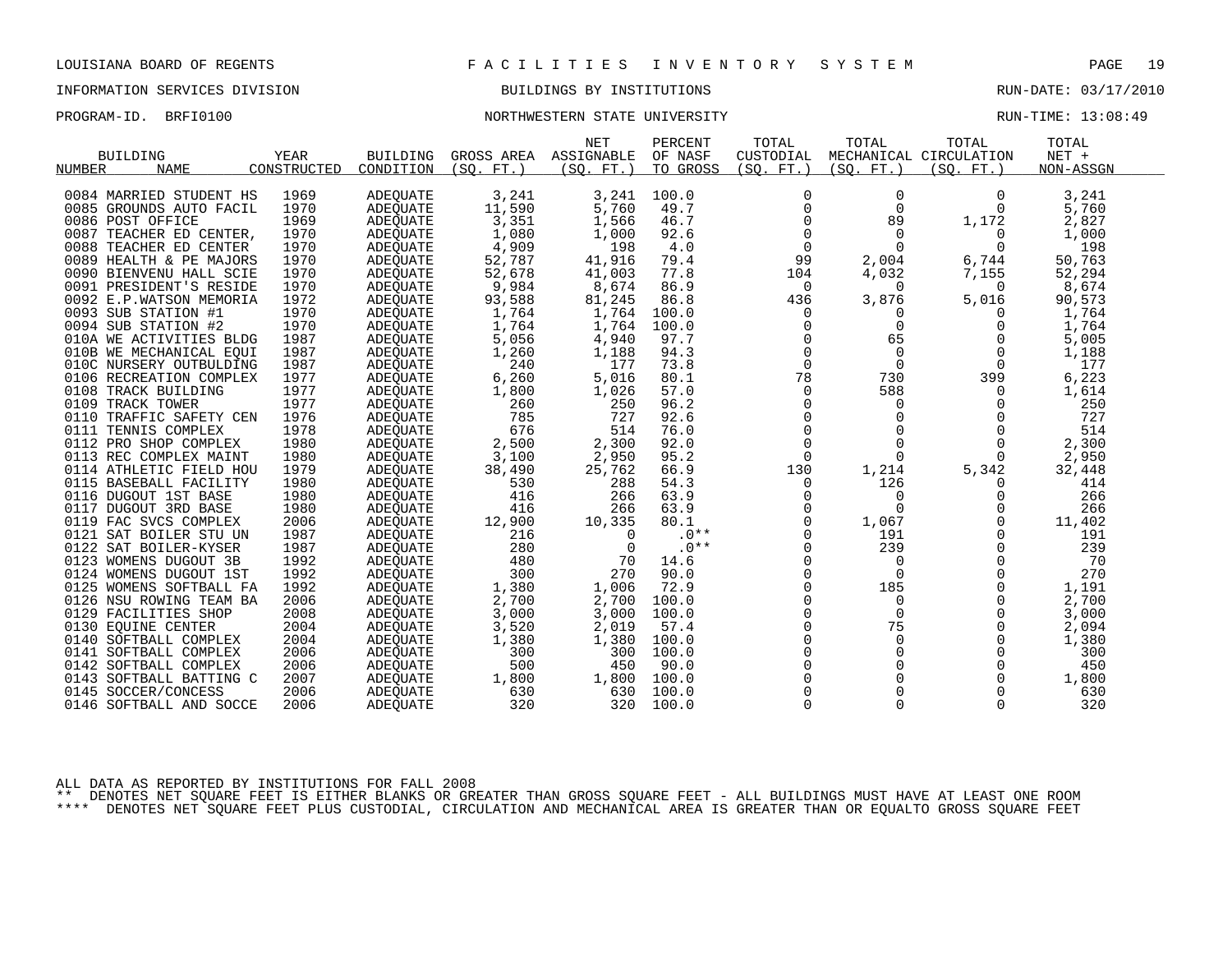LOUISIANA BOARD OF REGENTS — FACILITIES INVENTORY SYSTEM

INFORMATION SERVICES DIVISION — BUILDINGS BY INSTITUTIONS — RUN-DATE: 03/17/2010

PROGRAM-ID. BRFI0100 — NORTHWESTERN STATE UNIVERSITY — RUN-TIME: 13:08:49

| BUILDING NUMBER | NAME | YEAR CONSTRUCTED | BUILDING CONDITION | GROSS AREA (SQ. FT.) | NET ASSIGNABLE (SQ. FT.) | PERCENT OF NASF TO GROSS | TOTAL CUSTODIAL (SQ. FT.) | TOTAL MECHANICAL (SQ. FT.) | TOTAL CIRCULATION (SQ. FT.) | TOTAL NET + NON-ASSGN |
|---|---|---|---|---|---|---|---|---|---|---|
| 0084 | MARRIED STUDENT HS | 1969 | ADEQUATE | 3,241 | 3,241 | 100.0 | 0 | 0 | 0 | 3,241 |
| 0085 | GROUNDS AUTO FACIL | 1970 | ADEQUATE | 11,590 | 5,760 | 49.7 | 0 | 0 | 0 | 5,760 |
| 0086 | POST OFFICE | 1969 | ADEQUATE | 3,351 | 1,566 | 46.7 | 0 | 89 | 1,172 | 2,827 |
| 0087 | TEACHER ED CENTER, | 1970 | ADEQUATE | 1,080 | 1,000 | 92.6 | 0 | 0 | 0 | 1,000 |
| 0088 | TEACHER ED CENTER | 1970 | ADEQUATE | 4,909 | 198 | 4.0 | 0 | 0 | 0 | 198 |
| 0089 | HEALTH & PE MAJORS | 1970 | ADEQUATE | 52,787 | 41,916 | 79.4 | 99 | 2,004 | 6,744 | 50,763 |
| 0090 | BIENVENU HALL SCIE | 1970 | ADEQUATE | 52,678 | 41,003 | 77.8 | 104 | 4,032 | 7,155 | 52,294 |
| 0091 | PRESIDENT'S RESIDE | 1970 | ADEQUATE | 9,984 | 8,674 | 86.9 | 0 | 0 | 0 | 8,674 |
| 0092 | E.P.WATSON MEMORIA | 1972 | ADEQUATE | 93,588 | 81,245 | 86.8 | 436 | 3,876 | 5,016 | 90,573 |
| 0093 | SUB STATION #1 | 1970 | ADEQUATE | 1,764 | 1,764 | 100.0 | 0 | 0 | 0 | 1,764 |
| 0094 | SUB STATION #2 | 1970 | ADEQUATE | 1,764 | 1,764 | 100.0 | 0 | 0 | 0 | 1,764 |
| 010A | WE ACTIVITIES BLDG | 1987 | ADEQUATE | 5,056 | 4,940 | 97.7 | 0 | 65 | 0 | 5,005 |
| 010B | WE MECHANICAL EQUI | 1987 | ADEQUATE | 1,260 | 1,188 | 94.3 | 0 | 0 | 0 | 1,188 |
| 010C | NURSERY OUTBULDING | 1987 | ADEQUATE | 240 | 177 | 73.8 | 0 | 0 | 0 | 177 |
| 0106 | RECREATION COMPLEX | 1977 | ADEQUATE | 6,260 | 5,016 | 80.1 | 78 | 730 | 399 | 6,223 |
| 0108 | TRACK BUILDING | 1977 | ADEQUATE | 1,800 | 1,026 | 57.0 | 0 | 588 | 0 | 1,614 |
| 0109 | TRACK TOWER | 1977 | ADEQUATE | 260 | 250 | 96.2 | 0 | 0 | 0 | 250 |
| 0110 | TRAFFIC SAFETY CEN | 1976 | ADEQUATE | 785 | 727 | 92.6 | 0 | 0 | 0 | 727 |
| 0111 | TENNIS COMPLEX | 1978 | ADEQUATE | 676 | 514 | 76.0 | 0 | 0 | 0 | 514 |
| 0112 | PRO SHOP COMPLEX | 1980 | ADEQUATE | 2,500 | 2,300 | 92.0 | 0 | 0 | 0 | 2,300 |
| 0113 | REC COMPLEX MAINT | 1980 | ADEQUATE | 3,100 | 2,950 | 95.2 | 0 | 0 | 0 | 2,950 |
| 0114 | ATHLETIC FIELD HOU | 1979 | ADEQUATE | 38,490 | 25,762 | 66.9 | 130 | 1,214 | 5,342 | 32,448 |
| 0115 | BASEBALL FACILITY | 1980 | ADEQUATE | 530 | 288 | 54.3 | 0 | 126 | 0 | 414 |
| 0116 | DUGOUT 1ST BASE | 1980 | ADEQUATE | 416 | 266 | 63.9 | 0 | 0 | 0 | 266 |
| 0117 | DUGOUT 3RD BASE | 1980 | ADEQUATE | 416 | 266 | 63.9 | 0 | 0 | 0 | 266 |
| 0119 | FAC SVCS COMPLEX | 2006 | ADEQUATE | 12,900 | 10,335 | 80.1 | 0 | 1,067 | 0 | 11,402 |
| 0121 | SAT BOILER STU UN | 1987 | ADEQUATE | 216 | 0 | .0** | 0 | 191 | 0 | 191 |
| 0122 | SAT BOILER-KYSER | 1987 | ADEQUATE | 280 | 0 | .0** | 0 | 239 | 0 | 239 |
| 0123 | WOMENS DUGOUT 3B | 1992 | ADEQUATE | 480 | 70 | 14.6 | 0 | 0 | 0 | 70 |
| 0124 | WOMENS DUGOUT 1ST | 1992 | ADEQUATE | 300 | 270 | 90.0 | 0 | 0 | 0 | 270 |
| 0125 | WOMENS SOFTBALL FA | 1992 | ADEQUATE | 1,380 | 1,006 | 72.9 | 0 | 185 | 0 | 1,191 |
| 0126 | NSU ROWING TEAM BA | 2006 | ADEQUATE | 2,700 | 2,700 | 100.0 | 0 | 0 | 0 | 2,700 |
| 0129 | FACILITIES SHOP | 2008 | ADEQUATE | 3,000 | 3,000 | 100.0 | 0 | 0 | 0 | 3,000 |
| 0130 | EQUINE CENTER | 2004 | ADEQUATE | 3,520 | 2,019 | 57.4 | 0 | 75 | 0 | 2,094 |
| 0140 | SOFTBALL COMPLEX | 2004 | ADEQUATE | 1,380 | 1,380 | 100.0 | 0 | 0 | 0 | 1,380 |
| 0141 | SOFTBALL COMPLEX | 2006 | ADEQUATE | 300 | 300 | 100.0 | 0 | 0 | 0 | 300 |
| 0142 | SOFTBALL COMPLEX | 2006 | ADEQUATE | 500 | 450 | 90.0 | 0 | 0 | 0 | 450 |
| 0143 | SOFTBALL BATTING C | 2007 | ADEQUATE | 1,800 | 1,800 | 100.0 | 0 | 0 | 0 | 1,800 |
| 0145 | SOCCER/CONCESS | 2006 | ADEQUATE | 630 | 630 | 100.0 | 0 | 0 | 0 | 630 |
| 0146 | SOFTBALL AND SOCCE | 2006 | ADEQUATE | 320 | 320 | 100.0 | 0 | 0 | 0 | 320 |

ALL DATA AS REPORTED BY INSTITUTIONS FOR FALL 2008

** DENOTES NET SQUARE FEET IS EITHER BLANKS OR GREATER THAN GROSS SQUARE FEET - ALL BUILDINGS MUST HAVE AT LEAST ONE ROOM

**** DENOTES NET SQUARE FEET PLUS CUSTODIAL, CIRCULATION AND MECHANICAL AREA IS GREATER THAN OR EQUALTO GROSS SQUARE FEET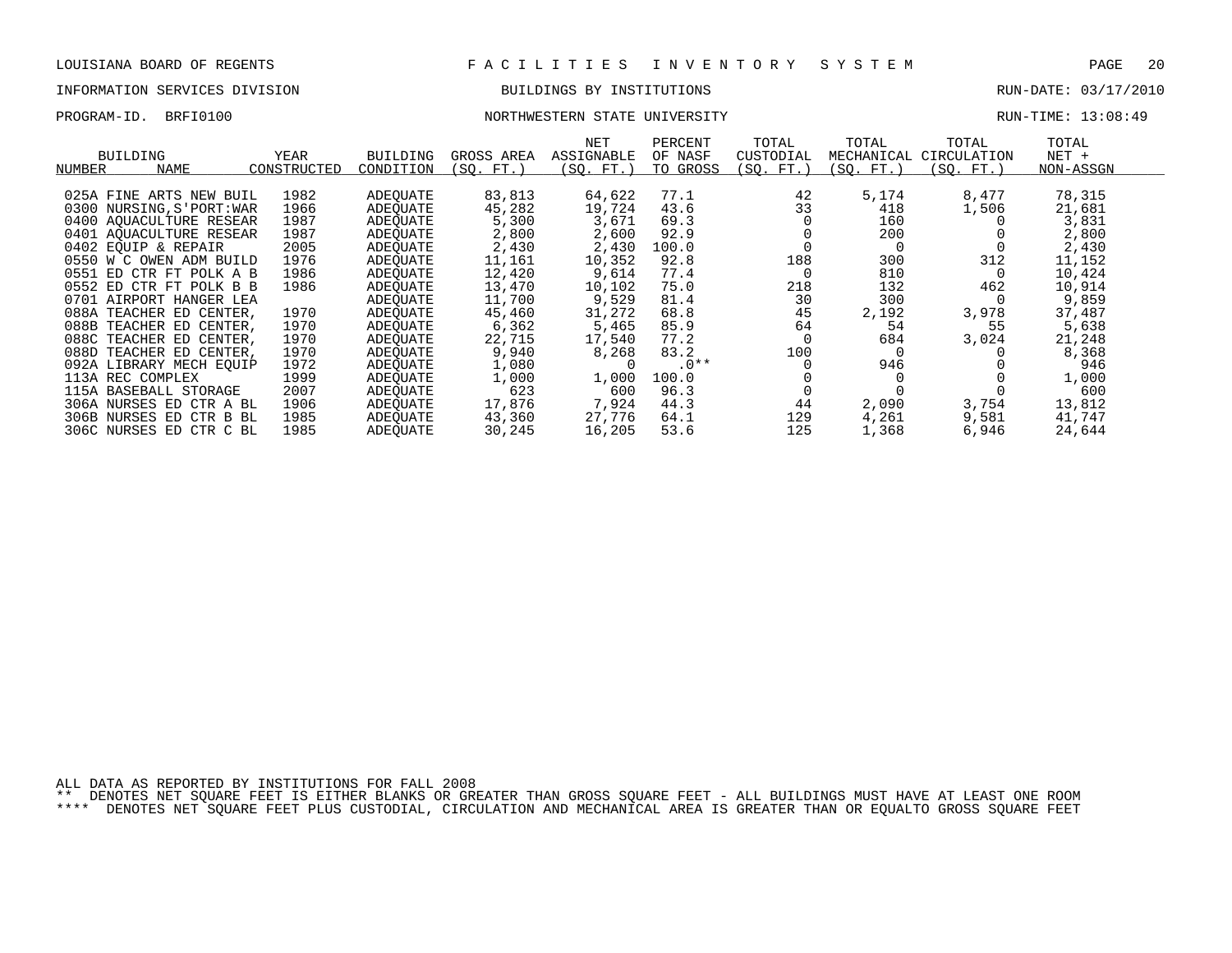LOUISIANA BOARD OF REGENTS — FACILITIES INVENTORY SYSTEM

INFORMATION SERVICES DIVISION — BUILDINGS BY INSTITUTIONS — RUN-DATE: 03/17/2010

PROGRAM-ID. BRFI0100 — NORTHWESTERN STATE UNIVERSITY — RUN-TIME: 13:08:49

| BUILDING NUMBER | NAME | YEAR CONSTRUCTED | BUILDING CONDITION | GROSS AREA (SQ. FT.) | NET ASSIGNABLE (SQ. FT.) | PERCENT OF NASF TO GROSS | TOTAL CUSTODIAL (SQ. FT.) | TOTAL MECHANICAL (SQ. FT.) | TOTAL CIRCULATION (SQ. FT.) | TOTAL NET + NON-ASSGN |
|---|---|---|---|---|---|---|---|---|---|---|
| 025A | FINE ARTS NEW BUIL | 1982 | ADEQUATE | 83,813 | 64,622 | 77.1 | 42 | 5,174 | 8,477 | 78,315 |
| 0300 | NURSING,S'PORT:WAR | 1966 | ADEQUATE | 45,282 | 19,724 | 43.6 | 33 | 418 | 1,506 | 21,681 |
| 0400 | AQUACULTURE RESEAR | 1987 | ADEQUATE | 5,300 | 3,671 | 69.3 | 0 | 160 | 0 | 3,831 |
| 0401 | AQUACULTURE RESEAR | 1987 | ADEQUATE | 2,800 | 2,600 | 92.9 | 0 | 200 | 0 | 2,800 |
| 0402 | EQUIP & REPAIR | 2005 | ADEQUATE | 2,430 | 2,430 | 100.0 | 0 | 0 | 0 | 2,430 |
| 0550 | W C OWEN ADM BUILD | 1976 | ADEQUATE | 11,161 | 10,352 | 92.8 | 188 | 300 | 312 | 11,152 |
| 0551 | ED CTR FT POLK A B | 1986 | ADEQUATE | 12,420 | 9,614 | 77.4 | 0 | 810 | 0 | 10,424 |
| 0552 | ED CTR FT POLK B B | 1986 | ADEQUATE | 13,470 | 10,102 | 75.0 | 218 | 132 | 462 | 10,914 |
| 0701 | AIRPORT HANGER LEA | | ADEQUATE | 11,700 | 9,529 | 81.4 | 30 | 300 | 0 | 9,859 |
| 088A | TEACHER ED CENTER, | 1970 | ADEQUATE | 45,460 | 31,272 | 68.8 | 45 | 2,192 | 3,978 | 37,487 |
| 088B | TEACHER ED CENTER, | 1970 | ADEQUATE | 6,362 | 5,465 | 85.9 | 64 | 54 | 55 | 5,638 |
| 088C | TEACHER ED CENTER, | 1970 | ADEQUATE | 22,715 | 17,540 | 77.2 | 0 | 684 | 3,024 | 21,248 |
| 088D | TEACHER ED CENTER, | 1970 | ADEQUATE | 9,940 | 8,268 | 83.2 | 100 | 0 | 0 | 8,368 |
| 092A | LIBRARY MECH EQUIP | 1972 | ADEQUATE | 1,080 | 0 | .0** | 0 | 946 | 0 | 946 |
| 113A | REC COMPLEX | 1999 | ADEQUATE | 1,000 | 1,000 | 100.0 | 0 | 0 | 0 | 1,000 |
| 115A | BASEBALL STORAGE | 2007 | ADEQUATE | 623 | 600 | 96.3 | 0 | 0 | 0 | 600 |
| 306A | NURSES ED CTR A BL | 1906 | ADEQUATE | 17,876 | 7,924 | 44.3 | 44 | 2,090 | 3,754 | 13,812 |
| 306B | NURSES ED CTR B BL | 1985 | ADEQUATE | 43,360 | 27,776 | 64.1 | 129 | 4,261 | 9,581 | 41,747 |
| 306C | NURSES ED CTR C BL | 1985 | ADEQUATE | 30,245 | 16,205 | 53.6 | 125 | 1,368 | 6,946 | 24,644 |

ALL DATA AS REPORTED BY INSTITUTIONS FOR FALL 2008

** DENOTES NET SQUARE FEET IS EITHER BLANKS OR GREATER THAN GROSS SQUARE FEET - ALL BUILDINGS MUST HAVE AT LEAST ONE ROOM

**** DENOTES NET SQUARE FEET PLUS CUSTODIAL, CIRCULATION AND MECHANICAL AREA IS GREATER THAN OR EQUALTO GROSS SQUARE FEET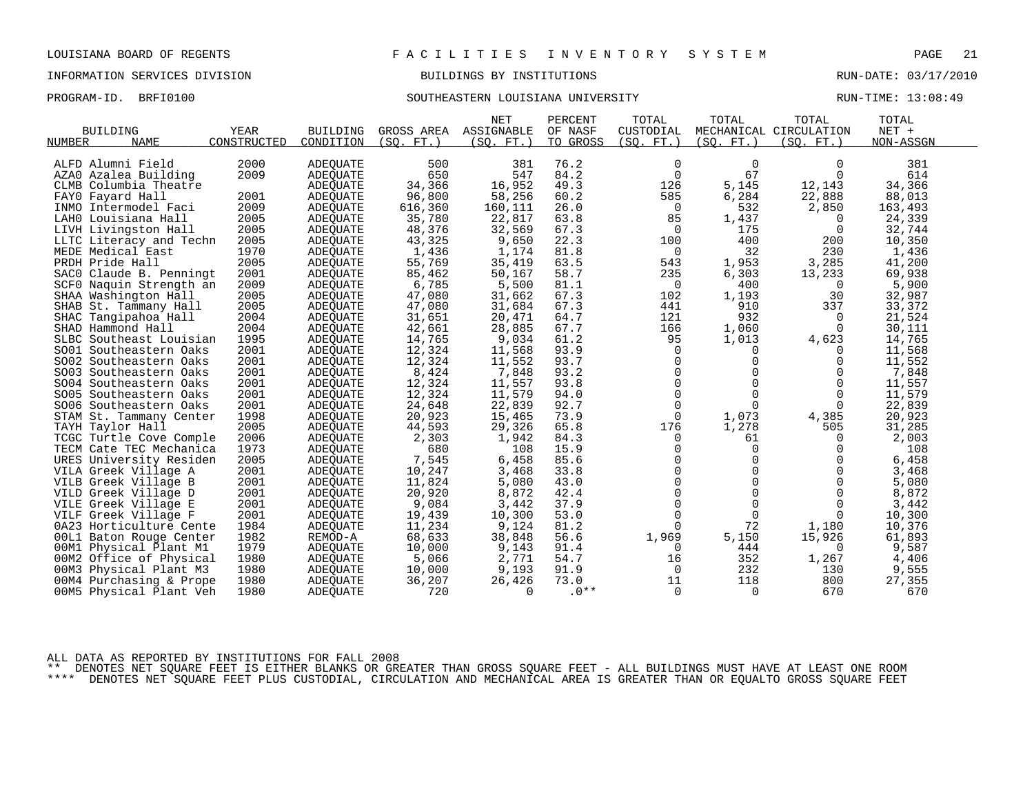LOUISIANA BOARD OF REGENTS — FACILITIES INVENTORY SYSTEM

INFORMATION SERVICES DIVISION — BUILDINGS BY INSTITUTIONS — RUN-DATE: 03/17/2010

PROGRAM-ID. BRFI0100 — SOUTHEASTERN LOUISIANA UNIVERSITY — RUN-TIME: 13:08:49

| BUILDING NUMBER | NAME | YEAR CONSTRUCTED | BUILDING CONDITION | GROSS AREA (SQ. FT.) | NET ASSIGNABLE (SQ. FT.) | PERCENT OF NASF TO GROSS | TOTAL CUSTODIAL (SQ. FT.) | TOTAL MECHANICAL (SQ. FT.) | TOTAL CIRCULATION (SQ. FT.) | TOTAL NET + NON-ASSGN |
|---|---|---|---|---|---|---|---|---|---|---|
| ALFD | Alumni Field | 2000 | ADEQUATE | 500 | 381 | 76.2 | 0 | 0 | 0 | 381 |
| AZA0 | Azalea Building | 2009 | ADEQUATE | 650 | 547 | 84.2 | 0 | 67 | 0 | 614 |
| CLMB | Columbia Theatre | | ADEQUATE | 34,366 | 16,952 | 49.3 | 126 | 5,145 | 12,143 | 34,366 |
| FAY0 | Fayard Hall | 2001 | ADEQUATE | 96,800 | 58,256 | 60.2 | 585 | 6,284 | 22,888 | 88,013 |
| INMO | Intermodel Faci | 2009 | ADEQUATE | 616,360 | 160,111 | 26.0 | 0 | 532 | 2,850 | 163,493 |
| LAH0 | Louisiana Hall | 2005 | ADEQUATE | 35,780 | 22,817 | 63.8 | 85 | 1,437 | 0 | 24,339 |
| LIVH | Livingston Hall | 2005 | ADEQUATE | 48,376 | 32,569 | 67.3 | 0 | 175 | 0 | 32,744 |
| LLTC | Literacy and Techn | 2005 | ADEQUATE | 43,325 | 9,650 | 22.3 | 100 | 400 | 200 | 10,350 |
| MEDE | Medical East | 1970 | ADEQUATE | 1,436 | 1,174 | 81.8 | 0 | 32 | 230 | 1,436 |
| PRDH | Pride Hall | 2005 | ADEQUATE | 55,769 | 35,419 | 63.5 | 543 | 1,953 | 3,285 | 41,200 |
| SAC0 | Claude B. Penningt | 2001 | ADEQUATE | 85,462 | 50,167 | 58.7 | 235 | 6,303 | 13,233 | 69,938 |
| SCF0 | Naquin Strength an | 2009 | ADEQUATE | 6,785 | 5,500 | 81.1 | 0 | 400 | 0 | 5,900 |
| SHAA | Washington Hall | 2005 | ADEQUATE | 47,080 | 31,662 | 67.3 | 102 | 1,193 | 30 | 32,987 |
| SHAB | St. Tammany Hall | 2005 | ADEQUATE | 47,080 | 31,684 | 67.3 | 441 | 910 | 337 | 33,372 |
| SHAC | Tangipahoa Hall | 2004 | ADEQUATE | 31,651 | 20,471 | 64.7 | 121 | 932 | 0 | 21,524 |
| SHAD | Hammond Hall | 2004 | ADEQUATE | 42,661 | 28,885 | 67.7 | 166 | 1,060 | 0 | 30,111 |
| SLBC | Southeast Louisian | 1995 | ADEQUATE | 14,765 | 9,034 | 61.2 | 95 | 1,013 | 4,623 | 14,765 |
| SO01 | Southeastern Oaks | 2001 | ADEQUATE | 12,324 | 11,568 | 93.9 | 0 | 0 | 0 | 11,568 |
| SO02 | Southeastern Oaks | 2001 | ADEQUATE | 12,324 | 11,552 | 93.7 | 0 | 0 | 0 | 11,552 |
| SO03 | Southeastern Oaks | 2001 | ADEQUATE | 8,424 | 7,848 | 93.2 | 0 | 0 | 0 | 7,848 |
| SO04 | Southeastern Oaks | 2001 | ADEQUATE | 12,324 | 11,557 | 93.8 | 0 | 0 | 0 | 11,557 |
| SO05 | Southeastern Oaks | 2001 | ADEQUATE | 12,324 | 11,579 | 94.0 | 0 | 0 | 0 | 11,579 |
| SO06 | Southeastern Oaks | 2001 | ADEQUATE | 24,648 | 22,839 | 92.7 | 0 | 0 | 0 | 22,839 |
| STAM | St. Tammany Center | 1998 | ADEQUATE | 20,923 | 15,465 | 73.9 | 0 | 1,073 | 4,385 | 20,923 |
| TAYH | Taylor Hall | 2005 | ADEQUATE | 44,593 | 29,326 | 65.8 | 176 | 1,278 | 505 | 31,285 |
| TCGC | Turtle Cove Comple | 2006 | ADEQUATE | 2,303 | 1,942 | 84.3 | 0 | 61 | 0 | 2,003 |
| TECM | Cate TEC Mechanica | 1973 | ADEQUATE | 680 | 108 | 15.9 | 0 | 0 | 0 | 108 |
| URES | University Residen | 2005 | ADEQUATE | 7,545 | 6,458 | 85.6 | 0 | 0 | 0 | 6,458 |
| VILA | Greek Village A | 2001 | ADEQUATE | 10,247 | 3,468 | 33.8 | 0 | 0 | 0 | 3,468 |
| VILB | Greek Village B | 2001 | ADEQUATE | 11,824 | 5,080 | 43.0 | 0 | 0 | 0 | 5,080 |
| VILD | Greek Village D | 2001 | ADEQUATE | 20,920 | 8,872 | 42.4 | 0 | 0 | 0 | 8,872 |
| VILE | Greek Village E | 2001 | ADEQUATE | 9,084 | 3,442 | 37.9 | 0 | 0 | 0 | 3,442 |
| VILF | Greek Village F | 2001 | ADEQUATE | 19,439 | 10,300 | 53.0 | 0 | 0 | 0 | 10,300 |
| 0A23 | Horticulture Cente | 1984 | ADEQUATE | 11,234 | 9,124 | 81.2 | 0 | 72 | 1,180 | 10,376 |
| 00L1 | Baton Rouge Center | 1982 | REMOD-A | 68,633 | 38,848 | 56.6 | 1,969 | 5,150 | 15,926 | 61,893 |
| 00M1 | Physical Plant M1 | 1979 | ADEQUATE | 10,000 | 9,143 | 91.4 | 0 | 444 | 0 | 9,587 |
| 00M2 | Office of Physical | 1980 | ADEQUATE | 5,066 | 2,771 | 54.7 | 16 | 352 | 1,267 | 4,406 |
| 00M3 | Physical Plant M3 | 1980 | ADEQUATE | 10,000 | 9,193 | 91.9 | 0 | 232 | 130 | 9,555 |
| 00M4 | Purchasing & Prope | 1980 | ADEQUATE | 36,207 | 26,426 | 73.0 | 11 | 118 | 800 | 27,355 |
| 00M5 | Physical Plant Veh | 1980 | ADEQUATE | 720 | 0 | .0** | 0 | 0 | 670 | 670 |

ALL DATA AS REPORTED BY INSTITUTIONS FOR FALL 2008

** DENOTES NET SQUARE FEET IS EITHER BLANKS OR GREATER THAN GROSS SQUARE FEET - ALL BUILDINGS MUST HAVE AT LEAST ONE ROOM

**** DENOTES NET SQUARE FEET PLUS CUSTODIAL, CIRCULATION AND MECHANICAL AREA IS GREATER THAN OR EQUALTO GROSS SQUARE FEET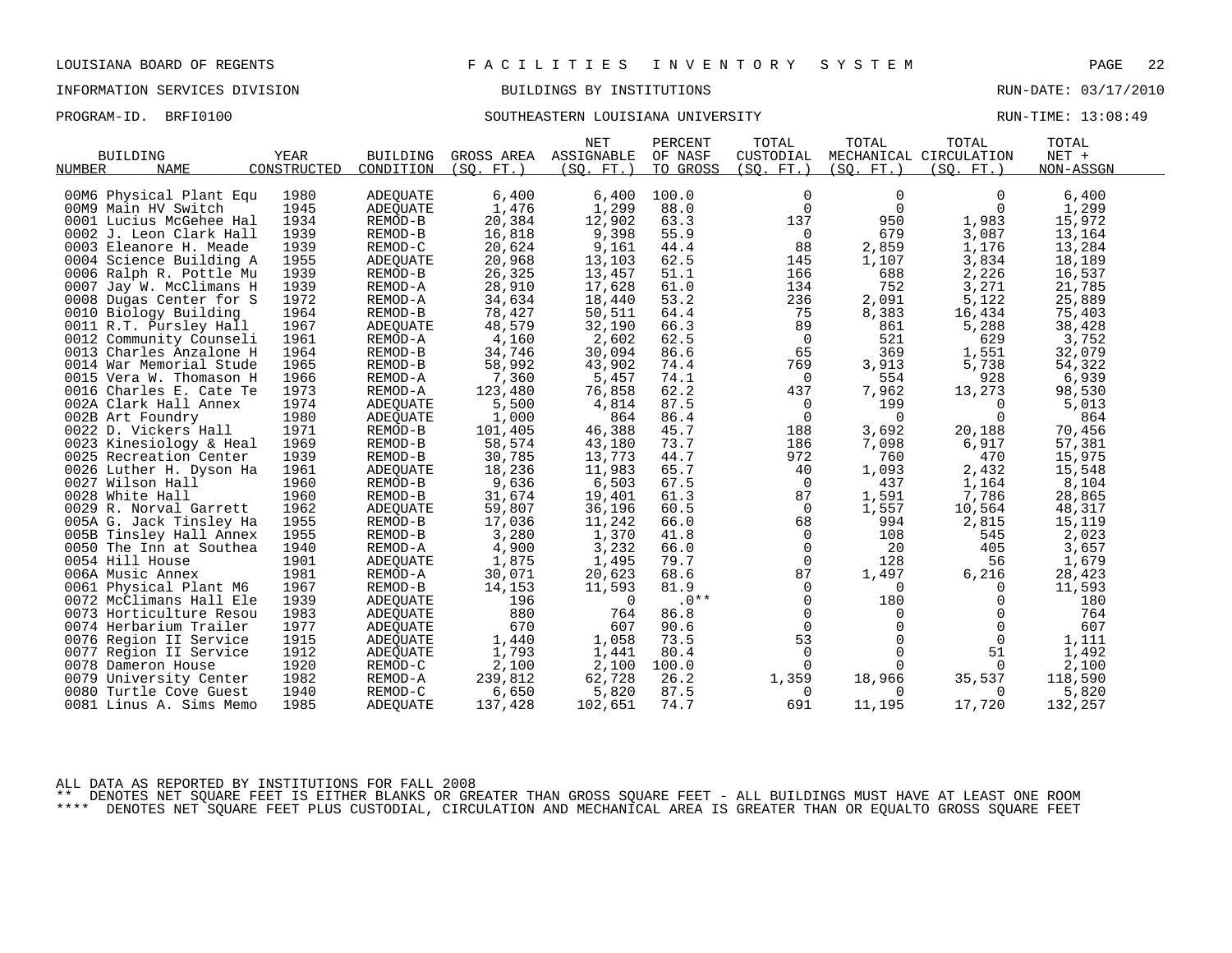LOUISIANA BOARD OF REGENTS — FACILITIES INVENTORY SYSTEM

INFORMATION SERVICES DIVISION — BUILDINGS BY INSTITUTIONS — RUN-DATE: 03/17/2010

PROGRAM-ID. BRFI0100 — SOUTHEASTERN LOUISIANA UNIVERSITY — RUN-TIME: 13:08:49

| BUILDING NUMBER | NAME | YEAR CONSTRUCTED | BUILDING CONDITION | GROSS AREA (SQ. FT.) | NET ASSIGNABLE (SQ. FT.) | PERCENT OF NASF TO GROSS | TOTAL CUSTODIAL (SQ. FT.) | TOTAL MECHANICAL (SQ. FT.) | TOTAL CIRCULATION (SQ. FT.) | TOTAL NET + NON-ASSGN |
|---|---|---|---|---|---|---|---|---|---|---|
| 00M6 | Physical Plant Equ | 1980 | ADEQUATE | 6,400 | 6,400 | 100.0 | 0 | 0 | 0 | 6,400 |
| 00M9 | Main HV Switch | 1945 | ADEQUATE | 1,476 | 1,299 | 88.0 | 0 | 0 | 0 | 1,299 |
| 0001 | Lucius McGehee Hal | 1934 | REMOD-B | 20,384 | 12,902 | 63.3 | 137 | 950 | 1,983 | 15,972 |
| 0002 | J. Leon Clark Hall | 1939 | REMOD-B | 16,818 | 9,398 | 55.9 | 0 | 679 | 3,087 | 13,164 |
| 0003 | Eleanore H. Meade | 1939 | REMOD-C | 20,624 | 9,161 | 44.4 | 88 | 2,859 | 1,176 | 13,284 |
| 0004 | Science Building A | 1955 | ADEQUATE | 20,968 | 13,103 | 62.5 | 145 | 1,107 | 3,834 | 18,189 |
| 0006 | Ralph R. Pottle Mu | 1939 | REMOD-B | 26,325 | 13,457 | 51.1 | 166 | 688 | 2,226 | 16,537 |
| 0007 | Jay W. McClimans H | 1939 | REMOD-A | 28,910 | 17,628 | 61.0 | 134 | 752 | 3,271 | 21,785 |
| 0008 | Dugas Center for S | 1972 | REMOD-A | 34,634 | 18,440 | 53.2 | 236 | 2,091 | 5,122 | 25,889 |
| 0010 | Biology Building | 1964 | REMOD-B | 78,427 | 50,511 | 64.4 | 75 | 8,383 | 16,434 | 75,403 |
| 0011 | R.T. Pursley Hall | 1967 | ADEQUATE | 48,579 | 32,190 | 66.3 | 89 | 861 | 5,288 | 38,428 |
| 0012 | Community Counseli | 1961 | REMOD-A | 4,160 | 2,602 | 62.5 | 0 | 521 | 629 | 3,752 |
| 0013 | Charles Anzalone H | 1964 | REMOD-B | 34,746 | 30,094 | 86.6 | 65 | 369 | 1,551 | 32,079 |
| 0014 | War Memorial Stude | 1965 | REMOD-B | 58,992 | 43,902 | 74.4 | 769 | 3,913 | 5,738 | 54,322 |
| 0015 | Vera W. Thomason H | 1966 | REMOD-A | 7,360 | 5,457 | 74.1 | 0 | 554 | 928 | 6,939 |
| 0016 | Charles E. Cate Te | 1973 | REMOD-A | 123,480 | 76,858 | 62.2 | 437 | 7,962 | 13,273 | 98,530 |
| 002A | Clark Hall Annex | 1974 | ADEQUATE | 5,500 | 4,814 | 87.5 | 0 | 199 | 0 | 5,013 |
| 002B | Art Foundry | 1980 | ADEQUATE | 1,000 | 864 | 86.4 | 0 | 0 | 0 | 864 |
| 0022 | D. Vickers Hall | 1971 | REMOD-B | 101,405 | 46,388 | 45.7 | 188 | 3,692 | 20,188 | 70,456 |
| 0023 | Kinesiology & Heal | 1969 | REMOD-B | 58,574 | 43,180 | 73.7 | 186 | 7,098 | 6,917 | 57,381 |
| 0025 | Recreation Center | 1939 | REMOD-B | 30,785 | 13,773 | 44.7 | 972 | 760 | 470 | 15,975 |
| 0026 | Luther H. Dyson Ha | 1961 | ADEQUATE | 18,236 | 11,983 | 65.7 | 40 | 1,093 | 2,432 | 15,548 |
| 0027 | Wilson Hall | 1960 | REMOD-B | 9,636 | 6,503 | 67.5 | 0 | 437 | 1,164 | 8,104 |
| 0028 | White Hall | 1960 | REMOD-B | 31,674 | 19,401 | 61.3 | 87 | 1,591 | 7,786 | 28,865 |
| 0029 | R. Norval Garrett | 1962 | ADEQUATE | 59,807 | 36,196 | 60.5 | 0 | 1,557 | 10,564 | 48,317 |
| 005A | G. Jack Tinsley Ha | 1955 | REMOD-B | 17,036 | 11,242 | 66.0 | 68 | 994 | 2,815 | 15,119 |
| 005B | Tinsley Hall Annex | 1955 | REMOD-B | 3,280 | 1,370 | 41.8 | 0 | 108 | 545 | 2,023 |
| 0050 | The Inn at Southea | 1940 | REMOD-A | 4,900 | 3,232 | 66.0 | 0 | 20 | 405 | 3,657 |
| 0054 | Hill House | 1901 | ADEQUATE | 1,875 | 1,495 | 79.7 | 0 | 128 | 56 | 1,679 |
| 006A | Music Annex | 1981 | REMOD-A | 30,071 | 20,623 | 68.6 | 87 | 1,497 | 6,216 | 28,423 |
| 0061 | Physical Plant M6 | 1967 | REMOD-B | 14,153 | 11,593 | 81.9 | 0 | 0 | 0 | 11,593 |
| 0072 | McClimans Hall Ele | 1939 | ADEQUATE | 196 | 0 | .0** | 0 | 180 | 0 | 180 |
| 0073 | Horticulture Resou | 1983 | ADEQUATE | 880 | 764 | 86.8 | 0 | 0 | 0 | 764 |
| 0074 | Herbarium Trailer | 1977 | ADEQUATE | 670 | 607 | 90.6 | 0 | 0 | 0 | 607 |
| 0076 | Region II Service | 1915 | ADEQUATE | 1,440 | 1,058 | 73.5 | 53 | 0 | 0 | 1,111 |
| 0077 | Region II Service | 1912 | ADEQUATE | 1,793 | 1,441 | 80.4 | 0 | 0 | 51 | 1,492 |
| 0078 | Dameron House | 1920 | REMOD-C | 2,100 | 2,100 | 100.0 | 0 | 0 | 0 | 2,100 |
| 0079 | University Center | 1982 | REMOD-A | 239,812 | 62,728 | 26.2 | 1,359 | 18,966 | 35,537 | 118,590 |
| 0080 | Turtle Cove Guest | 1940 | REMOD-C | 6,650 | 5,820 | 87.5 | 0 | 0 | 0 | 5,820 |
| 0081 | Linus A. Sims Memo | 1985 | ADEQUATE | 137,428 | 102,651 | 74.7 | 691 | 11,195 | 17,720 | 132,257 |

ALL DATA AS REPORTED BY INSTITUTIONS FOR FALL 2008

** DENOTES NET SQUARE FEET IS EITHER BLANKS OR GREATER THAN GROSS SQUARE FEET - ALL BUILDINGS MUST HAVE AT LEAST ONE ROOM

**** DENOTES NET SQUARE FEET PLUS CUSTODIAL, CIRCULATION AND MECHANICAL AREA IS GREATER THAN OR EQUALTO GROSS SQUARE FEET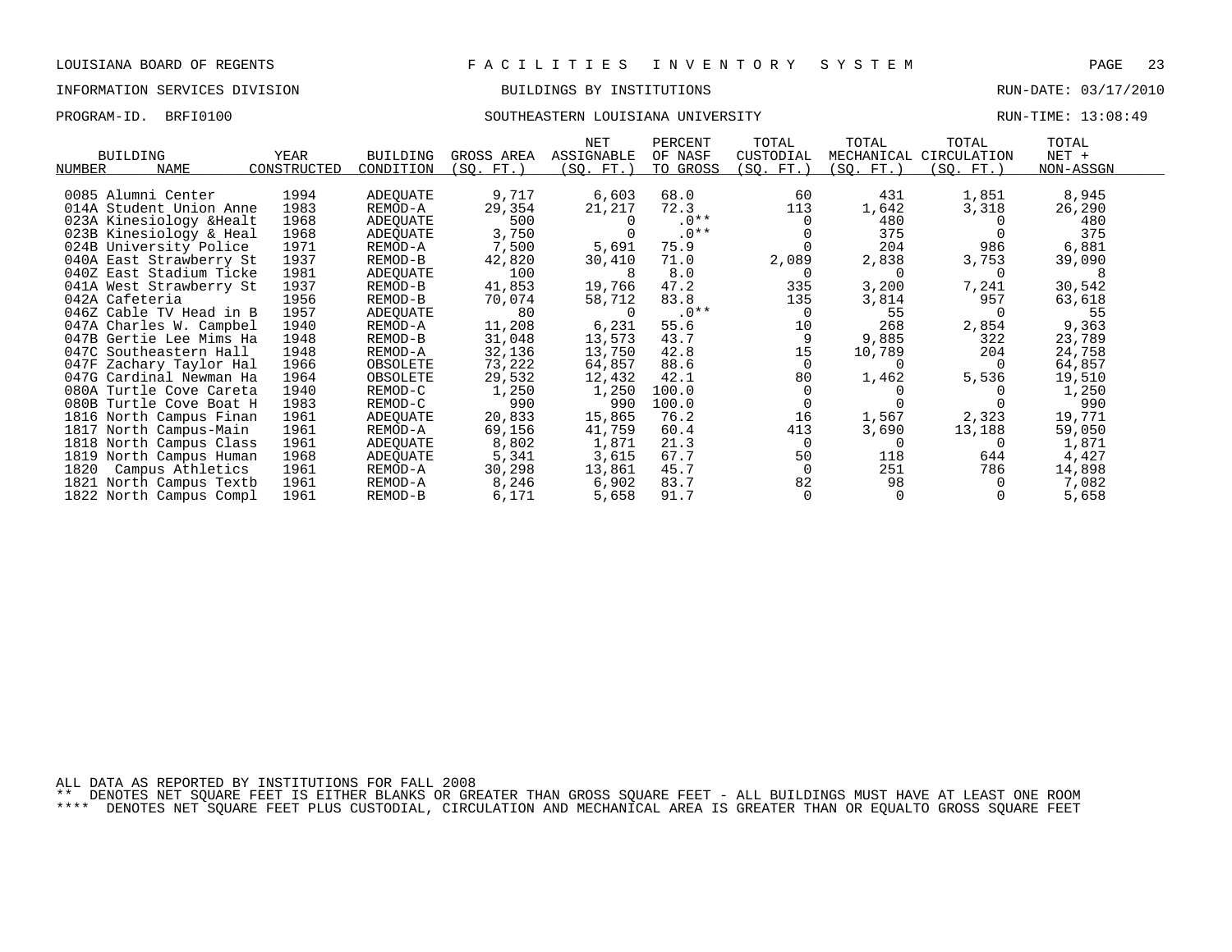LOUISIANA BOARD OF REGENTS — FACILITIES INVENTORY SYSTEM

INFORMATION SERVICES DIVISION — BUILDINGS BY INSTITUTIONS — RUN-DATE: 03/17/2010

PROGRAM-ID. BRFI0100 — SOUTHEASTERN LOUISIANA UNIVERSITY — RUN-TIME: 13:08:49

| BUILDING NUMBER | NAME | YEAR CONSTRUCTED | BUILDING CONDITION | GROSS AREA (SQ. FT.) | NET ASSIGNABLE (SQ. FT.) | PERCENT OF NASF TO GROSS | TOTAL CUSTODIAL (SQ. FT.) | TOTAL MECHANICAL (SQ. FT.) | TOTAL CIRCULATION (SQ. FT.) | TOTAL NET + NON-ASSGN |
|---|---|---|---|---|---|---|---|---|---|---|
| 0085 | Alumni Center | 1994 | ADEQUATE | 9,717 | 6,603 | 68.0 | 60 | 431 | 1,851 | 8,945 |
| 014A | Student Union Anne | 1983 | REMOD-A | 29,354 | 21,217 | 72.3 | 113 | 1,642 | 3,318 | 26,290 |
| 023A | Kinesiology &Healt | 1968 | ADEQUATE | 500 | 0 | .0** | 0 | 480 | 0 | 480 |
| 023B | Kinesiology & Heal | 1968 | ADEQUATE | 3,750 | 0 | .0** | 0 | 375 | 0 | 375 |
| 024B | University Police | 1971 | REMOD-A | 7,500 | 5,691 | 75.9 | 0 | 204 | 986 | 6,881 |
| 040A | East Strawberry St | 1937 | REMOD-B | 42,820 | 30,410 | 71.0 | 2,089 | 2,838 | 3,753 | 39,090 |
| 040Z | East Stadium Ticke | 1981 | ADEQUATE | 100 | 8 | 8.0 | 0 | 0 | 0 | 8 |
| 041A | West Strawberry St | 1937 | REMOD-B | 41,853 | 19,766 | 47.2 | 335 | 3,200 | 7,241 | 30,542 |
| 042A | Cafeteria | 1956 | REMOD-B | 70,074 | 58,712 | 83.8 | 135 | 3,814 | 957 | 63,618 |
| 046Z | Cable TV Head in B | 1957 | ADEQUATE | 80 | 0 | .0** | 0 | 55 | 0 | 55 |
| 047A | Charles W. Campbel | 1940 | REMOD-A | 11,208 | 6,231 | 55.6 | 10 | 268 | 2,854 | 9,363 |
| 047B | Gertie Lee Mims Ha | 1948 | REMOD-B | 31,048 | 13,573 | 43.7 | 9 | 9,885 | 322 | 23,789 |
| 047C | Southeastern Hall | 1948 | REMOD-A | 32,136 | 13,750 | 42.8 | 15 | 10,789 | 204 | 24,758 |
| 047F | Zachary Taylor Hal | 1966 | OBSOLETE | 73,222 | 64,857 | 88.6 | 0 | 0 | 0 | 64,857 |
| 047G | Cardinal Newman Ha | 1964 | OBSOLETE | 29,532 | 12,432 | 42.1 | 80 | 1,462 | 5,536 | 19,510 |
| 080A | Turtle Cove Careta | 1940 | REMOD-C | 1,250 | 1,250 | 100.0 | 0 | 0 | 0 | 1,250 |
| 080B | Turtle Cove Boat H | 1983 | REMOD-C | 990 | 990 | 100.0 | 0 | 0 | 0 | 990 |
| 1816 | North Campus Finan | 1961 | ADEQUATE | 20,833 | 15,865 | 76.2 | 16 | 1,567 | 2,323 | 19,771 |
| 1817 | North Campus-Main | 1961 | REMOD-A | 69,156 | 41,759 | 60.4 | 413 | 3,690 | 13,188 | 59,050 |
| 1818 | North Campus Class | 1961 | ADEQUATE | 8,802 | 1,871 | 21.3 | 0 | 0 | 0 | 1,871 |
| 1819 | North Campus Human | 1968 | ADEQUATE | 5,341 | 3,615 | 67.7 | 50 | 118 | 644 | 4,427 |
| 1820 | Campus Athletics | 1961 | REMOD-A | 30,298 | 13,861 | 45.7 | 0 | 251 | 786 | 14,898 |
| 1821 | North Campus Textb | 1961 | REMOD-A | 8,246 | 6,902 | 83.7 | 82 | 98 | 0 | 7,082 |
| 1822 | North Campus Compl | 1961 | REMOD-B | 6,171 | 5,658 | 91.7 | 0 | 0 | 0 | 5,658 |

ALL DATA AS REPORTED BY INSTITUTIONS FOR FALL 2008

** DENOTES NET SQUARE FEET IS EITHER BLANKS OR GREATER THAN GROSS SQUARE FEET - ALL BUILDINGS MUST HAVE AT LEAST ONE ROOM

**** DENOTES NET SQUARE FEET PLUS CUSTODIAL, CIRCULATION AND MECHANICAL AREA IS GREATER THAN OR EQUALTO GROSS SQUARE FEET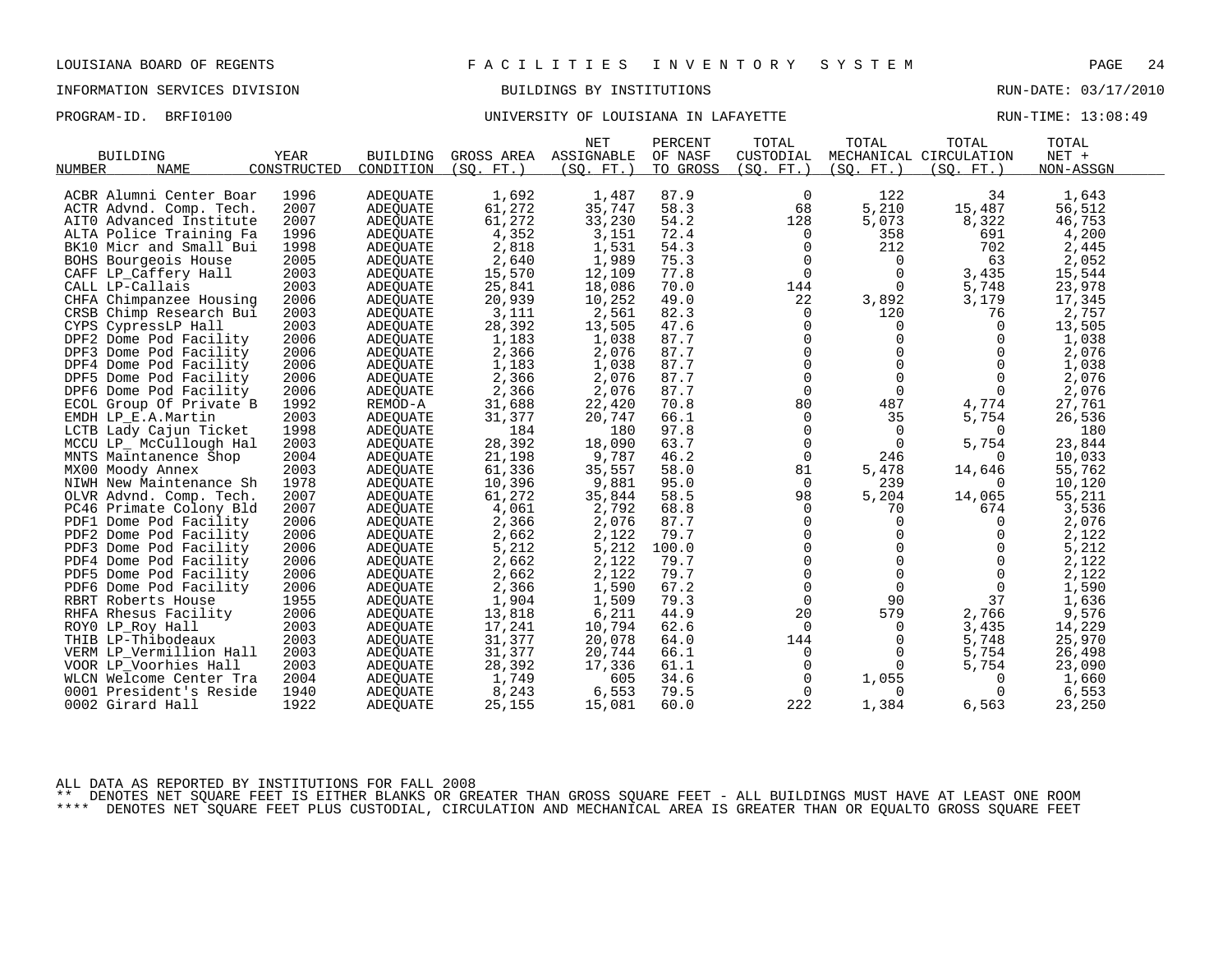LOUISIANA BOARD OF REGENTS — F A C I L I T I E S   I N V E N T O R Y   S Y S T E M

INFORMATION SERVICES DIVISION — BUILDINGS BY INSTITUTIONS — RUN-DATE: 03/17/2010

PROGRAM-ID. BRFI0100 — UNIVERSITY OF LOUISIANA IN LAFAYETTE — RUN-TIME: 13:08:49

| BUILDING NUMBER | NAME | YEAR CONSTRUCTED | BUILDING CONDITION | GROSS AREA (SQ. FT.) | NET ASSIGNABLE (SQ. FT.) | PERCENT OF NASF TO GROSS | TOTAL CUSTODIAL (SQ. FT.) | TOTAL MECHANICAL (SQ. FT.) | TOTAL CIRCULATION (SQ. FT.) | TOTAL NET + NON-ASSGN |
|---|---|---|---|---|---|---|---|---|---|---|
| ACBR | Alumni Center Boar | 1996 | ADEQUATE | 1,692 | 1,487 | 87.9 | 0 | 122 | 34 | 1,643 |
| ACTR | Advnd. Comp. Tech. | 2007 | ADEQUATE | 61,272 | 35,747 | 58.3 | 68 | 5,210 | 15,487 | 56,512 |
| AIT0 | Advanced Institute | 2007 | ADEQUATE | 61,272 | 33,230 | 54.2 | 128 | 5,073 | 8,322 | 46,753 |
| ALTA | Police Training Fa | 1996 | ADEQUATE | 4,352 | 3,151 | 72.4 | 0 | 358 | 691 | 4,200 |
| BK10 | Micr and Small Bui | 1998 | ADEQUATE | 2,818 | 1,531 | 54.3 | 0 | 212 | 702 | 2,445 |
| BOHS | Bourgeois House | 2005 | ADEQUATE | 2,640 | 1,989 | 75.3 | 0 | 0 | 63 | 2,052 |
| CAFF | LP_Caffery Hall | 2003 | ADEQUATE | 15,570 | 12,109 | 77.8 | 0 | 0 | 3,435 | 15,544 |
| CALL | LP-Callais | 2003 | ADEQUATE | 25,841 | 18,086 | 70.0 | 144 | 0 | 5,748 | 23,978 |
| CHFA | Chimpanzee Housing | 2006 | ADEQUATE | 20,939 | 10,252 | 49.0 | 22 | 3,892 | 3,179 | 17,345 |
| CRSB | Chimp Research Bui | 2003 | ADEQUATE | 3,111 | 2,561 | 82.3 | 0 | 120 | 76 | 2,757 |
| CYPS | CypressLP Hall | 2003 | ADEQUATE | 28,392 | 13,505 | 47.6 | 0 | 0 | 0 | 13,505 |
| DPF2 | Dome Pod Facility | 2006 | ADEQUATE | 1,183 | 1,038 | 87.7 | 0 | 0 | 0 | 1,038 |
| DPF3 | Dome Pod Facility | 2006 | ADEQUATE | 2,366 | 2,076 | 87.7 | 0 | 0 | 0 | 2,076 |
| DPF4 | Dome Pod Facility | 2006 | ADEQUATE | 1,183 | 1,038 | 87.7 | 0 | 0 | 0 | 1,038 |
| DPF5 | Dome Pod Facility | 2006 | ADEQUATE | 2,366 | 2,076 | 87.7 | 0 | 0 | 0 | 2,076 |
| DPF6 | Dome Pod Facility | 2006 | ADEQUATE | 2,366 | 2,076 | 87.7 | 0 | 0 | 0 | 2,076 |
| ECOL | Group Of Private B | 1992 | REMOD-A | 31,688 | 22,420 | 70.8 | 80 | 487 | 4,774 | 27,761 |
| EMDH | LP_E.A.Martin | 2003 | ADEQUATE | 31,377 | 20,747 | 66.1 | 0 | 35 | 5,754 | 26,536 |
| LCTB | Lady Cajun Ticket | 1998 | ADEQUATE | 184 | 180 | 97.8 | 0 | 0 | 0 | 180 |
| MCCU | LP_ McCullough Hal | 2003 | ADEQUATE | 28,392 | 18,090 | 63.7 | 0 | 0 | 5,754 | 23,844 |
| MNTS | Maintanence Shop | 2004 | ADEQUATE | 21,198 | 9,787 | 46.2 | 0 | 246 | 0 | 10,033 |
| MX00 | Moody Annex | 2003 | ADEQUATE | 61,336 | 35,557 | 58.0 | 81 | 5,478 | 14,646 | 55,762 |
| NIWH | New Maintenance Sh | 1978 | ADEQUATE | 10,396 | 9,881 | 95.0 | 0 | 239 | 0 | 10,120 |
| OLVR | Advnd. Comp. Tech. | 2007 | ADEQUATE | 61,272 | 35,844 | 58.5 | 98 | 5,204 | 14,065 | 55,211 |
| PC46 | Primate Colony Bld | 2007 | ADEQUATE | 4,061 | 2,792 | 68.8 | 0 | 70 | 674 | 3,536 |
| PDF1 | Dome Pod Facility | 2006 | ADEQUATE | 2,366 | 2,076 | 87.7 | 0 | 0 | 0 | 2,076 |
| PDF2 | Dome Pod Facility | 2006 | ADEQUATE | 2,662 | 2,122 | 79.7 | 0 | 0 | 0 | 2,122 |
| PDF3 | Dome Pod Facility | 2006 | ADEQUATE | 5,212 | 5,212 | 100.0 | 0 | 0 | 0 | 5,212 |
| PDF4 | Dome Pod Facility | 2006 | ADEQUATE | 2,662 | 2,122 | 79.7 | 0 | 0 | 0 | 2,122 |
| PDF5 | Dome Pod Facility | 2006 | ADEQUATE | 2,662 | 2,122 | 79.7 | 0 | 0 | 0 | 2,122 |
| PDF6 | Dome Pod Facility | 2006 | ADEQUATE | 2,366 | 1,590 | 67.2 | 0 | 0 | 0 | 1,590 |
| RBRT | Roberts House | 1955 | ADEQUATE | 1,904 | 1,509 | 79.3 | 0 | 90 | 37 | 1,636 |
| RHFA | Rhesus Facility | 2006 | ADEQUATE | 13,818 | 6,211 | 44.9 | 20 | 579 | 2,766 | 9,576 |
| ROY0 | LP_Roy Hall | 2003 | ADEQUATE | 17,241 | 10,794 | 62.6 | 0 | 0 | 3,435 | 14,229 |
| THIB | LP-Thibodeaux | 2003 | ADEQUATE | 31,377 | 20,078 | 64.0 | 144 | 0 | 5,748 | 25,970 |
| VERM | LP_Vermillion Hall | 2003 | ADEQUATE | 31,377 | 20,744 | 66.1 | 0 | 0 | 5,754 | 26,498 |
| VOOR | LP_Voorhies Hall | 2003 | ADEQUATE | 28,392 | 17,336 | 61.1 | 0 | 0 | 5,754 | 23,090 |
| WLCN | Welcome Center Tra | 2004 | ADEQUATE | 1,749 | 605 | 34.6 | 0 | 1,055 | 0 | 1,660 |
| 0001 | President's Reside | 1940 | ADEQUATE | 8,243 | 6,553 | 79.5 | 0 | 0 | 0 | 6,553 |
| 0002 | Girard Hall | 1922 | ADEQUATE | 25,155 | 15,081 | 60.0 | 222 | 1,384 | 6,563 | 23,250 |

ALL DATA AS REPORTED BY INSTITUTIONS FOR FALL 2008

** DENOTES NET SQUARE FEET IS EITHER BLANKS OR GREATER THAN GROSS SQUARE FEET - ALL BUILDINGS MUST HAVE AT LEAST ONE ROOM

**** DENOTES NET SQUARE FEET PLUS CUSTODIAL, CIRCULATION AND MECHANICAL AREA IS GREATER THAN OR EQUALTO GROSS SQUARE FEET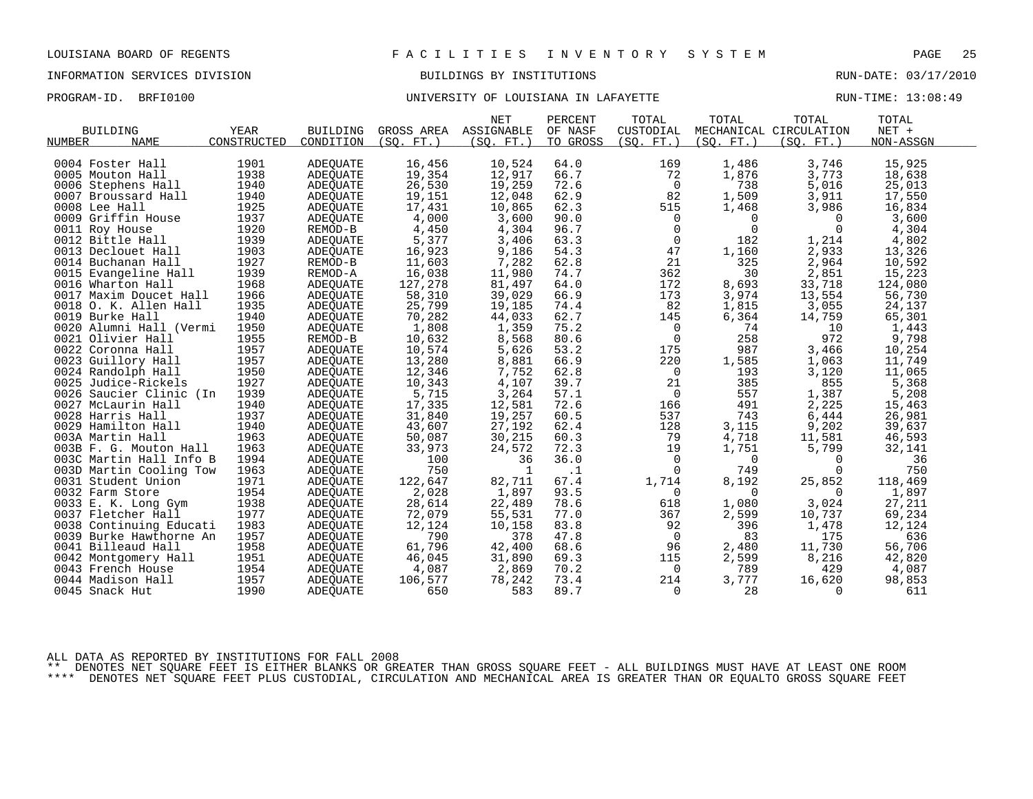LOUISIANA BOARD OF REGENTS — F A C I L I T I E S   I N V E N T O R Y   S Y S T E M

INFORMATION SERVICES DIVISION — BUILDINGS BY INSTITUTIONS — RUN-DATE: 03/17/2010

PROGRAM-ID. BRFI0100 — UNIVERSITY OF LOUISIANA IN LAFAYETTE — RUN-TIME: 13:08:49

| BUILDING NUMBER | NAME | YEAR CONSTRUCTED | BUILDING CONDITION | GROSS AREA (SQ. FT.) | NET ASSIGNABLE (SQ. FT.) | PERCENT OF NASF TO GROSS | TOTAL CUSTODIAL (SQ. FT.) | TOTAL MECHANICAL (SQ. FT.) | TOTAL CIRCULATION (SQ. FT.) | TOTAL NET + NON-ASSGN |
|---|---|---|---|---|---|---|---|---|---|---|
| 0004 | Foster Hall | 1901 | ADEQUATE | 16,456 | 10,524 | 64.0 | 169 | 1,486 | 3,746 | 15,925 |
| 0005 | Mouton Hall | 1938 | ADEQUATE | 19,354 | 12,917 | 66.7 | 72 | 1,876 | 3,773 | 18,638 |
| 0006 | Stephens Hall | 1940 | ADEQUATE | 26,530 | 19,259 | 72.6 | 0 | 738 | 5,016 | 25,013 |
| 0007 | Broussard Hall | 1940 | ADEQUATE | 19,151 | 12,048 | 62.9 | 82 | 1,509 | 3,911 | 17,550 |
| 0008 | Lee Hall | 1925 | ADEQUATE | 17,431 | 10,865 | 62.3 | 515 | 1,468 | 3,986 | 16,834 |
| 0009 | Griffin House | 1937 | ADEQUATE | 4,000 | 3,600 | 90.0 | 0 | 0 | 0 | 3,600 |
| 0011 | Roy House | 1920 | REMOD-B | 4,450 | 4,304 | 96.7 | 0 | 0 | 0 | 4,304 |
| 0012 | Bittle Hall | 1939 | ADEQUATE | 5,377 | 3,406 | 63.3 | 0 | 182 | 1,214 | 4,802 |
| 0013 | Declouet Hall | 1903 | ADEQUATE | 16,923 | 9,186 | 54.3 | 47 | 1,160 | 2,933 | 13,326 |
| 0014 | Buchanan Hall | 1927 | REMOD-B | 11,603 | 7,282 | 62.8 | 21 | 325 | 2,964 | 10,592 |
| 0015 | Evangeline Hall | 1939 | REMOD-A | 16,038 | 11,980 | 74.7 | 362 | 30 | 2,851 | 15,223 |
| 0016 | Wharton Hall | 1968 | ADEQUATE | 127,278 | 81,497 | 64.0 | 172 | 8,693 | 33,718 | 124,080 |
| 0017 | Maxim Doucet Hall | 1966 | ADEQUATE | 58,310 | 39,029 | 66.9 | 173 | 3,974 | 13,554 | 56,730 |
| 0018 | O. K. Allen Hall | 1935 | ADEQUATE | 25,799 | 19,185 | 74.4 | 82 | 1,815 | 3,055 | 24,137 |
| 0019 | Burke Hall | 1940 | ADEQUATE | 70,282 | 44,033 | 62.7 | 145 | 6,364 | 14,759 | 65,301 |
| 0020 | Alumni Hall (Vermi | 1950 | ADEQUATE | 1,808 | 1,359 | 75.2 | 0 | 74 | 10 | 1,443 |
| 0021 | Olivier Hall | 1955 | REMOD-B | 10,632 | 8,568 | 80.6 | 0 | 258 | 972 | 9,798 |
| 0022 | Coronna Hall | 1957 | ADEQUATE | 10,574 | 5,626 | 53.2 | 175 | 987 | 3,466 | 10,254 |
| 0023 | Guillory Hall | 1957 | ADEQUATE | 13,280 | 8,881 | 66.9 | 220 | 1,585 | 1,063 | 11,749 |
| 0024 | Randolph Hall | 1950 | ADEQUATE | 12,346 | 7,752 | 62.8 | 0 | 193 | 3,120 | 11,065 |
| 0025 | Judice-Rickels | 1927 | ADEQUATE | 10,343 | 4,107 | 39.7 | 21 | 385 | 855 | 5,368 |
| 0026 | Saucier Clinic (In | 1939 | ADEQUATE | 5,715 | 3,264 | 57.1 | 0 | 557 | 1,387 | 5,208 |
| 0027 | McLaurin Hall | 1940 | ADEQUATE | 17,335 | 12,581 | 72.6 | 166 | 491 | 2,225 | 15,463 |
| 0028 | Harris Hall | 1937 | ADEQUATE | 31,840 | 19,257 | 60.5 | 537 | 743 | 6,444 | 26,981 |
| 0029 | Hamilton Hall | 1940 | ADEQUATE | 43,607 | 27,192 | 62.4 | 128 | 3,115 | 9,202 | 39,637 |
| 003A | Martin Hall | 1963 | ADEQUATE | 50,087 | 30,215 | 60.3 | 79 | 4,718 | 11,581 | 46,593 |
| 003B | F. G. Mouton Hall | 1963 | ADEQUATE | 33,973 | 24,572 | 72.3 | 19 | 1,751 | 5,799 | 32,141 |
| 003C | Martin Hall Info B | 1994 | ADEQUATE | 100 | 36 | 36.0 | 0 | 0 | 0 | 36 |
| 003D | Martin Cooling Tow | 1963 | ADEQUATE | 750 | 1 | .1 | 0 | 749 | 0 | 750 |
| 0031 | Student Union | 1971 | ADEQUATE | 122,647 | 82,711 | 67.4 | 1,714 | 8,192 | 25,852 | 118,469 |
| 0032 | Farm Store | 1954 | ADEQUATE | 2,028 | 1,897 | 93.5 | 0 | 0 | 0 | 1,897 |
| 0033 | E. K. Long Gym | 1938 | ADEQUATE | 28,614 | 22,489 | 78.6 | 618 | 1,080 | 3,024 | 27,211 |
| 0037 | Fletcher Hall | 1977 | ADEQUATE | 72,079 | 55,531 | 77.0 | 367 | 2,599 | 10,737 | 69,234 |
| 0038 | Continuing Educati | 1983 | ADEQUATE | 12,124 | 10,158 | 83.8 | 92 | 396 | 1,478 | 12,124 |
| 0039 | Burke Hawthorne An | 1957 | ADEQUATE | 790 | 378 | 47.8 | 0 | 83 | 175 | 636 |
| 0041 | Billeaud Hall | 1958 | ADEQUATE | 61,796 | 42,400 | 68.6 | 96 | 2,480 | 11,730 | 56,706 |
| 0042 | Montgomery Hall | 1951 | ADEQUATE | 46,045 | 31,890 | 69.3 | 115 | 2,599 | 8,216 | 42,820 |
| 0043 | French House | 1954 | ADEQUATE | 4,087 | 2,869 | 70.2 | 0 | 789 | 429 | 4,087 |
| 0044 | Madison Hall | 1957 | ADEQUATE | 106,577 | 78,242 | 73.4 | 214 | 3,777 | 16,620 | 98,853 |
| 0045 | Snack Hut | 1990 | ADEQUATE | 650 | 583 | 89.7 | 0 | 28 | 0 | 611 |

ALL DATA AS REPORTED BY INSTITUTIONS FOR FALL 2008

** DENOTES NET SQUARE FEET IS EITHER BLANKS OR GREATER THAN GROSS SQUARE FEET - ALL BUILDINGS MUST HAVE AT LEAST ONE ROOM

**** DENOTES NET SQUARE FEET PLUS CUSTODIAL, CIRCULATION AND MECHANICAL AREA IS GREATER THAN OR EQUALTO GROSS SQUARE FEET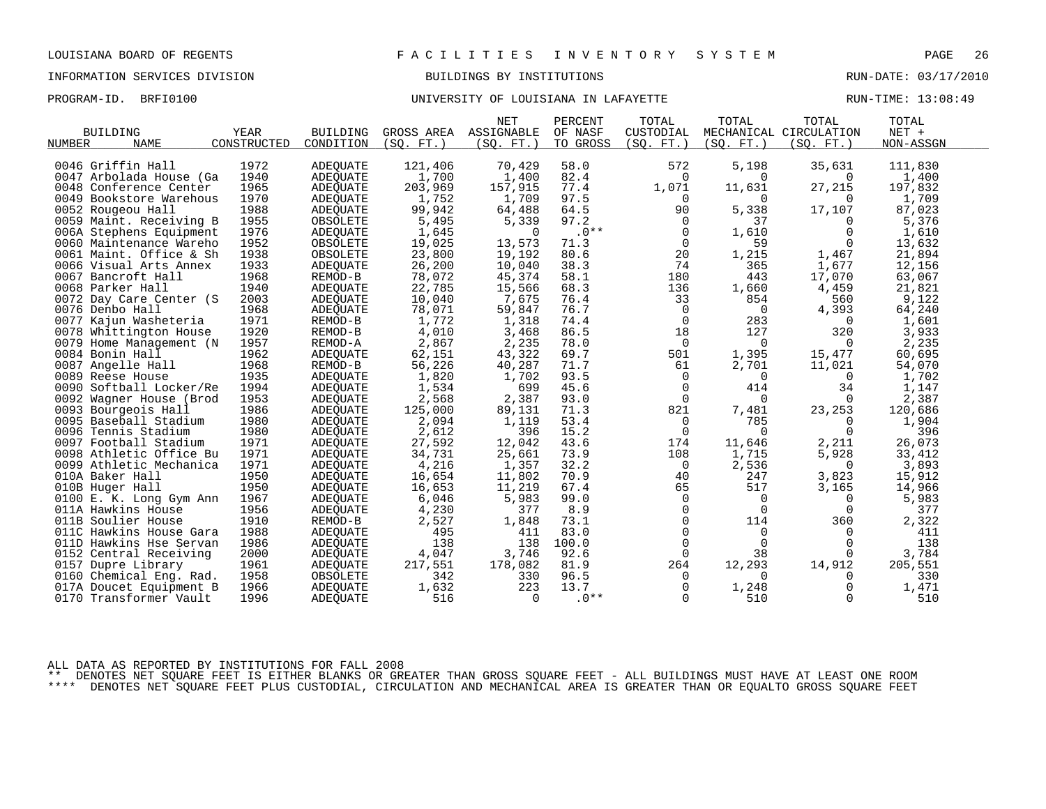LOUISIANA BOARD OF REGENTS — FACILITIES INVENTORY SYSTEM

INFORMATION SERVICES DIVISION — BUILDINGS BY INSTITUTIONS — RUN-DATE: 03/17/2010

PROGRAM-ID. BRFI0100 — UNIVERSITY OF LOUISIANA IN LAFAYETTE — RUN-TIME: 13:08:49

| BUILDING NUMBER | NAME | YEAR CONSTRUCTED | BUILDING CONDITION | GROSS AREA (SQ. FT.) | NET ASSIGNABLE (SQ. FT.) | PERCENT OF NASF TO GROSS | TOTAL CUSTODIAL (SQ. FT.) | TOTAL MECHANICAL (SQ. FT.) | TOTAL CIRCULATION (SQ. FT.) | TOTAL NET + NON-ASSGN |
|---|---|---|---|---|---|---|---|---|---|---|
| 0046 | Griffin Hall | 1972 | ADEQUATE | 121,406 | 70,429 | 58.0 | 572 | 5,198 | 35,631 | 111,830 |
| 0047 | Arbolada House (Ga | 1940 | ADEQUATE | 1,700 | 1,400 | 82.4 | 0 | 0 | 0 | 1,400 |
| 0048 | Conference Center | 1965 | ADEQUATE | 203,969 | 157,915 | 77.4 | 1,071 | 11,631 | 27,215 | 197,832 |
| 0049 | Bookstore Warehous | 1970 | ADEQUATE | 1,752 | 1,709 | 97.5 | 0 | 0 | 0 | 1,709 |
| 0052 | Rougeou Hall | 1988 | ADEQUATE | 99,942 | 64,488 | 64.5 | 90 | 5,338 | 17,107 | 87,023 |
| 0059 | Maint. Receiving B | 1955 | OBSOLETE | 5,495 | 5,339 | 97.2 | 0 | 37 | 0 | 5,376 |
| 006A | Stephens Equipment | 1976 | ADEQUATE | 1,645 | 0 | .0** | 0 | 1,610 | 0 | 1,610 |
| 0060 | Maintenance Wareho | 1952 | OBSOLETE | 19,025 | 13,573 | 71.3 | 0 | 59 | 0 | 13,632 |
| 0061 | Maint. Office & Sh | 1938 | OBSOLETE | 23,800 | 19,192 | 80.6 | 20 | 1,215 | 1,467 | 21,894 |
| 0066 | Visual Arts Annex | 1933 | ADEQUATE | 26,200 | 10,040 | 38.3 | 74 | 365 | 1,677 | 12,156 |
| 0067 | Bancroft Hall | 1968 | REMOD-B | 78,072 | 45,374 | 58.1 | 180 | 443 | 17,070 | 63,067 |
| 0068 | Parker Hall | 1940 | ADEQUATE | 22,785 | 15,566 | 68.3 | 136 | 1,660 | 4,459 | 21,821 |
| 0072 | Day Care Center (S | 2003 | ADEQUATE | 10,040 | 7,675 | 76.4 | 33 | 854 | 560 | 9,122 |
| 0076 | Denbo Hall | 1968 | ADEQUATE | 78,071 | 59,847 | 76.7 | 0 | 0 | 4,393 | 64,240 |
| 0077 | Kajun Washeteria | 1971 | REMOD-B | 1,772 | 1,318 | 74.4 | 0 | 283 | 0 | 1,601 |
| 0078 | Whittington House | 1920 | REMOD-B | 4,010 | 3,468 | 86.5 | 18 | 127 | 320 | 3,933 |
| 0079 | Home Management (N | 1957 | REMOD-A | 2,867 | 2,235 | 78.0 | 0 | 0 | 0 | 2,235 |
| 0084 | Bonin Hall | 1962 | ADEQUATE | 62,151 | 43,322 | 69.7 | 501 | 1,395 | 15,477 | 60,695 |
| 0087 | Angelle Hall | 1968 | REMOD-B | 56,226 | 40,287 | 71.7 | 61 | 2,701 | 11,021 | 54,070 |
| 0089 | Reese House | 1935 | ADEQUATE | 1,820 | 1,702 | 93.5 | 0 | 0 | 0 | 1,702 |
| 0090 | Softball Locker/Re | 1994 | ADEQUATE | 1,534 | 699 | 45.6 | 0 | 414 | 34 | 1,147 |
| 0092 | Wagner House (Brod | 1953 | ADEQUATE | 2,568 | 2,387 | 93.0 | 0 | 0 | 0 | 2,387 |
| 0093 | Bourgeois Hall | 1986 | ADEQUATE | 125,000 | 89,131 | 71.3 | 821 | 7,481 | 23,253 | 120,686 |
| 0095 | Baseball Stadium | 1980 | ADEQUATE | 2,094 | 1,119 | 53.4 | 0 | 785 | 0 | 1,904 |
| 0096 | Tennis Stadium | 1980 | ADEQUATE | 2,612 | 396 | 15.2 | 0 | 0 | 0 | 396 |
| 0097 | Football Stadium | 1971 | ADEQUATE | 27,592 | 12,042 | 43.6 | 174 | 11,646 | 2,211 | 26,073 |
| 0098 | Athletic Office Bu | 1971 | ADEQUATE | 34,731 | 25,661 | 73.9 | 108 | 1,715 | 5,928 | 33,412 |
| 0099 | Athletic Mechanica | 1971 | ADEQUATE | 4,216 | 1,357 | 32.2 | 0 | 2,536 | 0 | 3,893 |
| 010A | Baker Hall | 1950 | ADEQUATE | 16,654 | 11,802 | 70.9 | 40 | 247 | 3,823 | 15,912 |
| 010B | Huger Hall | 1950 | ADEQUATE | 16,653 | 11,219 | 67.4 | 65 | 517 | 3,165 | 14,966 |
| 0100 | E. K. Long Gym Ann | 1967 | ADEQUATE | 6,046 | 5,983 | 99.0 | 0 | 0 | 0 | 5,983 |
| 011A | Hawkins House | 1956 | ADEQUATE | 4,230 | 377 | 8.9 | 0 | 0 | 0 | 377 |
| 011B | Soulier House | 1910 | REMOD-B | 2,527 | 1,848 | 73.1 | 0 | 114 | 360 | 2,322 |
| 011C | Hawkins House Gara | 1988 | ADEQUATE | 495 | 411 | 83.0 | 0 | 0 | 0 | 411 |
| 011D | Hawkins Hse Servan | 1986 | ADEQUATE | 138 | 138 | 100.0 | 0 | 0 | 0 | 138 |
| 0152 | Central Receiving | 2000 | ADEQUATE | 4,047 | 3,746 | 92.6 | 0 | 38 | 0 | 3,784 |
| 0157 | Dupre Library | 1961 | ADEQUATE | 217,551 | 178,082 | 81.9 | 264 | 12,293 | 14,912 | 205,551 |
| 0160 | Chemical Eng. Rad. | 1958 | OBSOLETE | 342 | 330 | 96.5 | 0 | 0 | 0 | 330 |
| 017A | Doucet Equipment B | 1966 | ADEQUATE | 1,632 | 223 | 13.7 | 0 | 1,248 | 0 | 1,471 |
| 0170 | Transformer Vault | 1996 | ADEQUATE | 516 | 0 | .0** | 0 | 510 | 0 | 510 |

ALL DATA AS REPORTED BY INSTITUTIONS FOR FALL 2008

** DENOTES NET SQUARE FEET IS EITHER BLANKS OR GREATER THAN GROSS SQUARE FEET - ALL BUILDINGS MUST HAVE AT LEAST ONE ROOM

**** DENOTES NET SQUARE FEET PLUS CUSTODIAL, CIRCULATION AND MECHANICAL AREA IS GREATER THAN OR EQUALTO GROSS SQUARE FEET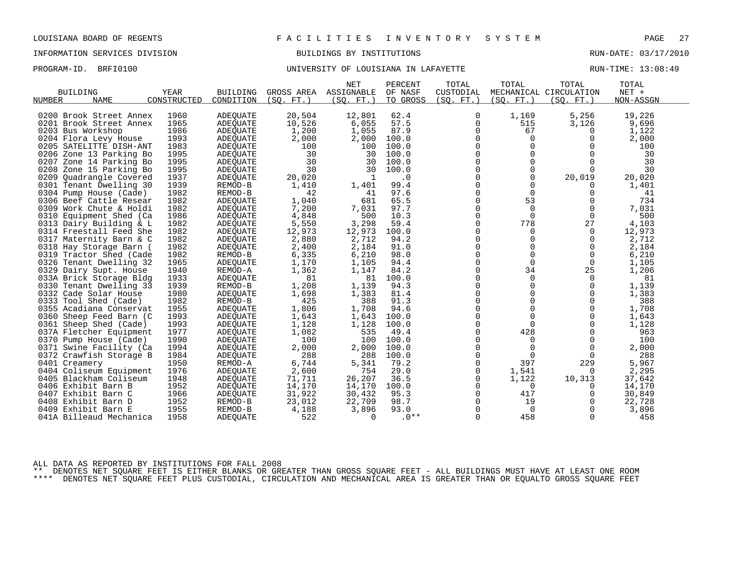LOUISIANA BOARD OF REGENTS — FACILITIES INVENTORY SYSTEM

INFORMATION SERVICES DIVISION — BUILDINGS BY INSTITUTIONS — RUN-DATE: 03/17/2010

PROGRAM-ID. BRFI0100 — UNIVERSITY OF LOUISIANA IN LAFAYETTE — RUN-TIME: 13:08:49

| BUILDING NUMBER | NAME | YEAR CONSTRUCTED | BUILDING CONDITION | GROSS AREA (SQ. FT.) | NET ASSIGNABLE (SQ. FT.) | PERCENT OF NASF TO GROSS | TOTAL CUSTODIAL (SQ. FT.) | TOTAL MECHANICAL (SQ. FT.) | TOTAL CIRCULATION (SQ. FT.) | TOTAL NET + NON-ASSGN |
|---|---|---|---|---|---|---|---|---|---|---|
| 0200 | Brook Street Annex | 1960 | ADEQUATE | 20,504 | 12,801 | 62.4 | 0 | 1,169 | 5,256 | 19,226 |
| 0201 | Brook Street Annex | 1965 | ADEQUATE | 10,526 | 6,055 | 57.5 | 0 | 515 | 3,126 | 9,696 |
| 0203 | Bus Workshop | 1986 | ADEQUATE | 1,200 | 1,055 | 87.9 | 0 | 67 | 0 | 1,122 |
| 0204 | Flora Levy House | 1993 | ADEQUATE | 2,000 | 2,000 | 100.0 | 0 | 0 | 0 | 2,000 |
| 0205 | SATELITTE DISH-ANT | 1983 | ADEQUATE | 100 | 100 | 100.0 | 0 | 0 | 0 | 100 |
| 0206 | Zone 13 Parking Bo | 1995 | ADEQUATE | 30 | 30 | 100.0 | 0 | 0 | 0 | 30 |
| 0207 | Zone 14 Parking Bo | 1995 | ADEQUATE | 30 | 30 | 100.0 | 0 | 0 | 0 | 30 |
| 0208 | Zone 15 Parking Bo | 1995 | ADEQUATE | 30 | 30 | 100.0 | 0 | 0 | 0 | 30 |
| 0209 | Quadrangle Covered | 1937 | ADEQUATE | 20,020 | 1 | .0 | 0 | 0 | 20,019 | 20,020 |
| 0301 | Tenant Dwelling 30 | 1939 | REMOD-B | 1,410 | 1,401 | 99.4 | 0 | 0 | 0 | 1,401 |
| 0304 | Pump House (Cade) | 1982 | REMOD-B | 42 | 41 | 97.6 | 0 | 0 | 0 | 41 |
| 0306 | Beef Cattle Resear | 1982 | ADEQUATE | 1,040 | 681 | 65.5 | 0 | 53 | 0 | 734 |
| 0309 | Work Chute & Holdi | 1982 | ADEQUATE | 7,200 | 7,031 | 97.7 | 0 | 0 | 0 | 7,031 |
| 0310 | Equipment Shed (Ca | 1986 | ADEQUATE | 4,848 | 500 | 10.3 | 0 | 0 | 0 | 500 |
| 0313 | Dairy Building & L | 1982 | ADEQUATE | 5,550 | 3,298 | 59.4 | 0 | 778 | 27 | 4,103 |
| 0314 | Freestall Feed She | 1982 | ADEQUATE | 12,973 | 12,973 | 100.0 | 0 | 0 | 0 | 12,973 |
| 0317 | Maternity Barn & C | 1982 | ADEQUATE | 2,880 | 2,712 | 94.2 | 0 | 0 | 0 | 2,712 |
| 0318 | Hay Storage Barn ( | 1982 | ADEQUATE | 2,400 | 2,184 | 91.0 | 0 | 0 | 0 | 2,184 |
| 0319 | Tractor Shed (Cade | 1982 | REMOD-B | 6,335 | 6,210 | 98.0 | 0 | 0 | 0 | 6,210 |
| 0326 | Tenant Dwelling 32 | 1965 | ADEQUATE | 1,170 | 1,105 | 94.4 | 0 | 0 | 0 | 1,105 |
| 0329 | Dairy Supt. House | 1940 | REMOD-A | 1,362 | 1,147 | 84.2 | 0 | 34 | 25 | 1,206 |
| 033A | Brick Storage Bldg | 1933 | ADEQUATE | 81 | 81 | 100.0 | 0 | 0 | 0 | 81 |
| 0330 | Tenant Dwelling 33 | 1939 | REMOD-B | 1,208 | 1,139 | 94.3 | 0 | 0 | 0 | 1,139 |
| 0332 | Cade Solar House | 1980 | ADEQUATE | 1,698 | 1,383 | 81.4 | 0 | 0 | 0 | 1,383 |
| 0333 | Tool Shed (Cade) | 1982 | REMOD-B | 425 | 388 | 91.3 | 0 | 0 | 0 | 388 |
| 0355 | Acadiana Conservat | 1955 | ADEQUATE | 1,806 | 1,708 | 94.6 | 0 | 0 | 0 | 1,708 |
| 0360 | Sheep Feed Barn (C | 1993 | ADEQUATE | 1,643 | 1,643 | 100.0 | 0 | 0 | 0 | 1,643 |
| 0361 | Sheep Shed (Cade) | 1993 | ADEQUATE | 1,128 | 1,128 | 100.0 | 0 | 0 | 0 | 1,128 |
| 037A | Fletcher Equipment | 1977 | ADEQUATE | 1,082 | 535 | 49.4 | 0 | 428 | 0 | 963 |
| 0370 | Pump House (Cade) | 1990 | ADEQUATE | 100 | 100 | 100.0 | 0 | 0 | 0 | 100 |
| 0371 | Swine Facility (Ca | 1994 | ADEQUATE | 2,000 | 2,000 | 100.0 | 0 | 0 | 0 | 2,000 |
| 0372 | Crawfish Storage B | 1984 | ADEQUATE | 288 | 288 | 100.0 | 0 | 0 | 0 | 288 |
| 0401 | Creamery | 1950 | REMOD-A | 6,744 | 5,341 | 79.2 | 0 | 397 | 229 | 5,967 |
| 0404 | Coliseum Equipment | 1976 | ADEQUATE | 2,600 | 754 | 29.0 | 0 | 1,541 | 0 | 2,295 |
| 0405 | Blackham Coliseum | 1948 | ADEQUATE | 71,711 | 26,207 | 36.5 | 0 | 1,122 | 10,313 | 37,642 |
| 0406 | Exhibit Barn B | 1952 | ADEQUATE | 14,170 | 14,170 | 100.0 | 0 | 0 | 0 | 14,170 |
| 0407 | Exhibit Barn C | 1966 | ADEQUATE | 31,922 | 30,432 | 95.3 | 0 | 417 | 0 | 30,849 |
| 0408 | Exhibit Barn D | 1952 | REMOD-B | 23,012 | 22,709 | 98.7 | 0 | 19 | 0 | 22,728 |
| 0409 | Exhibit Barn E | 1955 | REMOD-B | 4,188 | 3,896 | 93.0 | 0 | 0 | 0 | 3,896 |
| 041A | Billeaud Mechanica | 1958 | ADEQUATE | 522 | 0 | .0** | 0 | 458 | 0 | 458 |

ALL DATA AS REPORTED BY INSTITUTIONS FOR FALL 2008

** DENOTES NET SQUARE FEET IS EITHER BLANKS OR GREATER THAN GROSS SQUARE FEET - ALL BUILDINGS MUST HAVE AT LEAST ONE ROOM

**** DENOTES NET SQUARE FEET PLUS CUSTODIAL, CIRCULATION AND MECHANICAL AREA IS GREATER THAN OR EQUALTO GROSS SQUARE FEET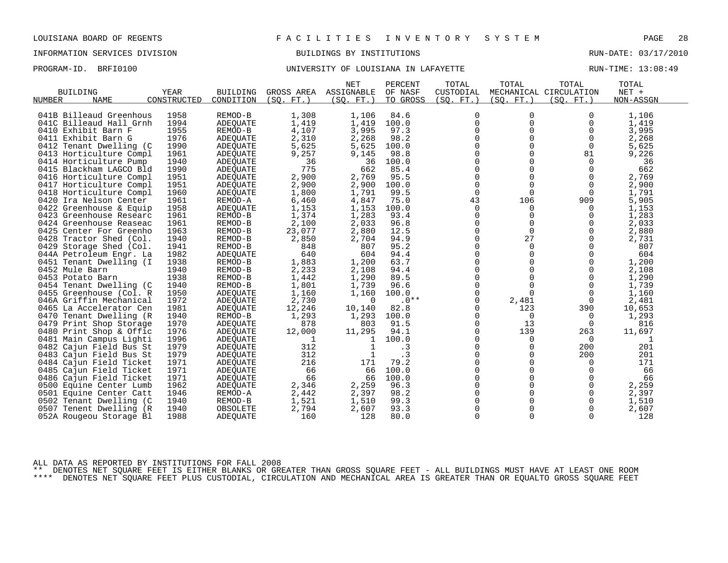LOUISIANA BOARD OF REGENTS — FACILITIES INVENTORY SYSTEM

INFORMATION SERVICES DIVISION — BUILDINGS BY INSTITUTIONS — RUN-DATE: 03/17/2010

PROGRAM-ID. BRFI0100 — UNIVERSITY OF LOUISIANA IN LAFAYETTE — RUN-TIME: 13:08:49

| BUILDING NUMBER | NAME | YEAR CONSTRUCTED | BUILDING CONDITION | GROSS AREA (SQ. FT.) | NET ASSIGNABLE (SQ. FT.) | PERCENT OF NASF TO GROSS | TOTAL CUSTODIAL (SQ. FT.) | TOTAL MECHANICAL (SQ. FT.) | TOTAL CIRCULATION (SQ. FT.) | TOTAL NET + NON-ASSGN |
|---|---|---|---|---|---|---|---|---|---|---|
| 041B | Billeaud Greenhous | 1958 | REMOD-B | 1,308 | 1,106 | 84.6 | 0 | 0 | 0 | 1,106 |
| 041C | Billeaud Hall Grnh | 1994 | ADEQUATE | 1,419 | 1,419 | 100.0 | 0 | 0 | 0 | 1,419 |
| 0410 | Exhibit Barn F | 1955 | REMOD-B | 4,107 | 3,995 | 97.3 | 0 | 0 | 0 | 3,995 |
| 0411 | Exhibit Barn G | 1976 | ADEQUATE | 2,310 | 2,268 | 98.2 | 0 | 0 | 0 | 2,268 |
| 0412 | Tenant Dwelling (C | 1990 | ADEQUATE | 5,625 | 5,625 | 100.0 | 0 | 0 | 0 | 5,625 |
| 0413 | Horticulture Compl | 1961 | ADEQUATE | 9,257 | 9,145 | 98.8 | 0 | 0 | 81 | 9,226 |
| 0414 | Horticulture Pump | 1940 | ADEQUATE | 36 | 36 | 100.0 | 0 | 0 | 0 | 36 |
| 0415 | Blackham LAGCO Bld | 1990 | ADEQUATE | 775 | 662 | 85.4 | 0 | 0 | 0 | 662 |
| 0416 | Horticulture Compl | 1951 | ADEQUATE | 2,900 | 2,769 | 95.5 | 0 | 0 | 0 | 2,769 |
| 0417 | Horticulture Compl | 1951 | ADEQUATE | 2,900 | 2,900 | 100.0 | 0 | 0 | 0 | 2,900 |
| 0418 | Horticulture Compl | 1960 | ADEQUATE | 1,800 | 1,791 | 99.5 | 0 | 0 | 0 | 1,791 |
| 0420 | Ira Nelson Center | 1961 | REMOD-A | 6,460 | 4,847 | 75.0 | 43 | 106 | 909 | 5,905 |
| 0422 | Greenhouse & Equip | 1958 | ADEQUATE | 1,153 | 1,153 | 100.0 | 0 | 0 | 0 | 1,153 |
| 0423 | Greenhouse Researc | 1961 | REMOD-B | 1,374 | 1,283 | 93.4 | 0 | 0 | 0 | 1,283 |
| 0424 | Greenhouse Reaseac | 1961 | REMOD-B | 2,100 | 2,033 | 96.8 | 0 | 0 | 0 | 2,033 |
| 0425 | Center For Greenho | 1963 | REMOD-B | 23,077 | 2,880 | 12.5 | 0 | 0 | 0 | 2,880 |
| 0428 | Tractor Shed (Col. | 1940 | REMOD-B | 2,850 | 2,704 | 94.9 | 0 | 27 | 0 | 2,731 |
| 0429 | Storage Shed (Col. | 1941 | REMOD-B | 848 | 807 | 95.2 | 0 | 0 | 0 | 807 |
| 044A | Petroleum Engr. La | 1982 | ADEQUATE | 640 | 604 | 94.4 | 0 | 0 | 0 | 604 |
| 0451 | Tenant Dwelling (I | 1938 | REMOD-B | 1,883 | 1,200 | 63.7 | 0 | 0 | 0 | 1,200 |
| 0452 | Mule Barn | 1940 | REMOD-B | 2,233 | 2,108 | 94.4 | 0 | 0 | 0 | 2,108 |
| 0453 | Potato Barn | 1938 | REMOD-B | 1,442 | 1,290 | 89.5 | 0 | 0 | 0 | 1,290 |
| 0454 | Tenant Dwelling (C | 1940 | REMOD-B | 1,801 | 1,739 | 96.6 | 0 | 0 | 0 | 1,739 |
| 0455 | Greenhouse (Col. R | 1950 | ADEQUATE | 1,160 | 1,160 | 100.0 | 0 | 0 | 0 | 1,160 |
| 046A | Griffin Mechanical | 1972 | ADEQUATE | 2,730 | 0 | .0** | 0 | 2,481 | 0 | 2,481 |
| 0465 | La Accelerator Cen | 1981 | ADEQUATE | 12,246 | 10,140 | 82.8 | 0 | 123 | 390 | 10,653 |
| 0470 | Tenant Dwelling (R | 1940 | REMOD-B | 1,293 | 1,293 | 100.0 | 0 | 0 | 0 | 1,293 |
| 0479 | Print Shop Storage | 1970 | ADEQUATE | 878 | 803 | 91.5 | 0 | 13 | 0 | 816 |
| 0480 | Print Shop & Offic | 1976 | ADEQUATE | 12,000 | 11,295 | 94.1 | 0 | 139 | 263 | 11,697 |
| 0481 | Main Campus Lighti | 1996 | ADEQUATE | 1 | 1 | 100.0 | 0 | 0 | 0 | 1 |
| 0482 | Cajun Field Bus St | 1979 | ADEQUATE | 312 | 1 | .3 | 0 | 0 | 200 | 201 |
| 0483 | Cajun Field Bus St | 1979 | ADEQUATE | 312 | 1 | .3 | 0 | 0 | 200 | 201 |
| 0484 | Cajun Field Ticket | 1971 | ADEQUATE | 216 | 171 | 79.2 | 0 | 0 | 0 | 171 |
| 0485 | Cajun Field Ticket | 1971 | ADEQUATE | 66 | 66 | 100.0 | 0 | 0 | 0 | 66 |
| 0486 | Cajun Field Ticket | 1971 | ADEQUATE | 66 | 66 | 100.0 | 0 | 0 | 0 | 66 |
| 0500 | Equine Center Lumb | 1962 | ADEQUATE | 2,346 | 2,259 | 96.3 | 0 | 0 | 0 | 2,259 |
| 0501 | Equine Center Catt | 1946 | REMOD-A | 2,442 | 2,397 | 98.2 | 0 | 0 | 0 | 2,397 |
| 0502 | Tenant Dwelling (C | 1940 | REMOD-B | 1,521 | 1,510 | 99.3 | 0 | 0 | 0 | 1,510 |
| 0507 | Tenent Dwelling (R | 1940 | OBSOLETE | 2,794 | 2,607 | 93.3 | 0 | 0 | 0 | 2,607 |
| 052A | Rougeou Storage Bl | 1988 | ADEQUATE | 160 | 128 | 80.0 | 0 | 0 | 0 | 128 |

ALL DATA AS REPORTED BY INSTITUTIONS FOR FALL 2008

** DENOTES NET SQUARE FEET IS EITHER BLANKS OR GREATER THAN GROSS SQUARE FEET - ALL BUILDINGS MUST HAVE AT LEAST ONE ROOM

**** DENOTES NET SQUARE FEET PLUS CUSTODIAL, CIRCULATION AND MECHANICAL AREA IS GREATER THAN OR EQUALTO GROSS SQUARE FEET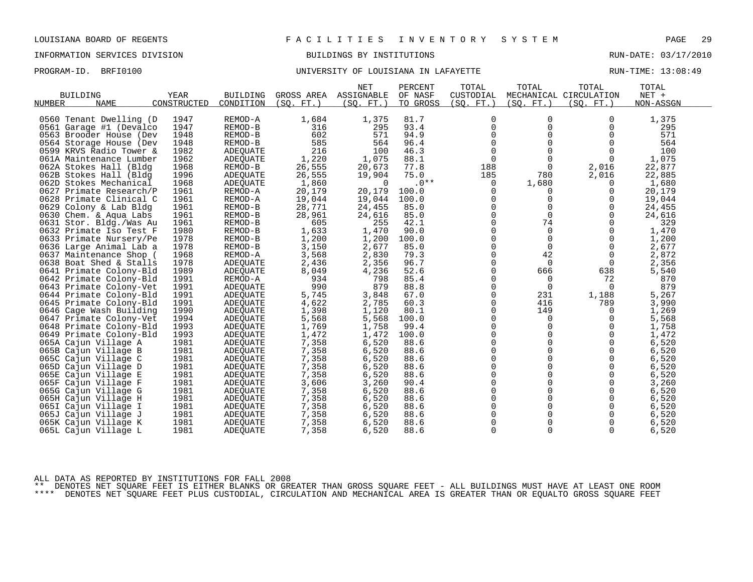LOUISIANA BOARD OF REGENTS — FACILITIES INVENTORY SYSTEM

INFORMATION SERVICES DIVISION — BUILDINGS BY INSTITUTIONS — RUN-DATE: 03/17/2010

PROGRAM-ID. BRFI0100 — UNIVERSITY OF LOUISIANA IN LAFAYETTE — RUN-TIME: 13:08:49

| BUILDING NUMBER | NAME | YEAR CONSTRUCTED | BUILDING CONDITION | GROSS AREA (SQ. FT.) | NET ASSIGNABLE (SQ. FT.) | PERCENT OF NASF TO GROSS | TOTAL CUSTODIAL (SQ. FT.) | TOTAL MECHANICAL (SQ. FT.) | TOTAL CIRCULATION (SQ. FT.) | TOTAL NET + NON-ASSGN |
|---|---|---|---|---|---|---|---|---|---|---|
| 0560 | Tenant Dwelling (D | 1947 | REMOD-A | 1,684 | 1,375 | 81.7 | 0 | 0 | 0 | 1,375 |
| 0561 | Garage #1 (Devalco | 1947 | REMOD-B | 316 | 295 | 93.4 | 0 | 0 | 0 | 295 |
| 0563 | Brooder House (Dev | 1948 | REMOD-B | 602 | 571 | 94.9 | 0 | 0 | 0 | 571 |
| 0564 | Storage House (Dev | 1948 | REMOD-B | 585 | 564 | 96.4 | 0 | 0 | 0 | 564 |
| 0599 | KRVS Radio Tower & | 1982 | ADEQUATE | 216 | 100 | 46.3 | 0 | 0 | 0 | 100 |
| 061A | Maintenance Lumber | 1962 | ADEQUATE | 1,220 | 1,075 | 88.1 | 0 | 0 | 0 | 1,075 |
| 062A | Stokes Hall (Bldg | 1968 | REMOD-B | 26,555 | 20,673 | 77.8 | 188 | 0 | 2,016 | 22,877 |
| 062B | Stokes Hall (Bldg | 1996 | ADEQUATE | 26,555 | 19,904 | 75.0 | 185 | 780 | 2,016 | 22,885 |
| 062D | Stokes Mechanical | 1968 | ADEQUATE | 1,860 | 0 | .0** | 0 | 1,680 | 0 | 1,680 |
| 0627 | Primate Research/P | 1961 | REMOD-A | 20,179 | 20,179 | 100.0 | 0 | 0 | 0 | 20,179 |
| 0628 | Primate Clinical C | 1961 | REMOD-A | 19,044 | 19,044 | 100.0 | 0 | 0 | 0 | 19,044 |
| 0629 | Colony & Lab Bldg | 1961 | REMOD-B | 28,771 | 24,455 | 85.0 | 0 | 0 | 0 | 24,455 |
| 0630 | Chem. & Aqua Labs | 1961 | REMOD-B | 28,961 | 24,616 | 85.0 | 0 | 0 | 0 | 24,616 |
| 0631 | Stor. Bldg./Was Au | 1961 | REMOD-B | 605 | 255 | 42.1 | 0 | 74 | 0 | 329 |
| 0632 | Primate Iso Test F | 1980 | REMOD-B | 1,633 | 1,470 | 90.0 | 0 | 0 | 0 | 1,470 |
| 0633 | Primate Nursery/Pe | 1978 | REMOD-B | 1,200 | 1,200 | 100.0 | 0 | 0 | 0 | 1,200 |
| 0636 | Large Animal Lab a | 1978 | REMOD-B | 3,150 | 2,677 | 85.0 | 0 | 0 | 0 | 2,677 |
| 0637 | Maintenance Shop ( | 1968 | REMOD-A | 3,568 | 2,830 | 79.3 | 0 | 42 | 0 | 2,872 |
| 0638 | Boat Shed & Stalls | 1978 | ADEQUATE | 2,436 | 2,356 | 96.7 | 0 | 0 | 0 | 2,356 |
| 0641 | Primate Colony-Bld | 1989 | ADEQUATE | 8,049 | 4,236 | 52.6 | 0 | 666 | 638 | 5,540 |
| 0642 | Primate Colony-Bld | 1991 | REMOD-A | 934 | 798 | 85.4 | 0 | 0 | 72 | 870 |
| 0643 | Primate Colony-Vet | 1991 | ADEQUATE | 990 | 879 | 88.8 | 0 | 0 | 0 | 879 |
| 0644 | Primate Colony-Bld | 1991 | ADEQUATE | 5,745 | 3,848 | 67.0 | 0 | 231 | 1,188 | 5,267 |
| 0645 | Primate Colony-Bld | 1991 | ADEQUATE | 4,622 | 2,785 | 60.3 | 0 | 416 | 789 | 3,990 |
| 0646 | Cage Wash Building | 1990 | ADEQUATE | 1,398 | 1,120 | 80.1 | 0 | 149 | 0 | 1,269 |
| 0647 | Primate Colony-Vet | 1994 | ADEQUATE | 5,568 | 5,568 | 100.0 | 0 | 0 | 0 | 5,568 |
| 0648 | Primate Colony-Bld | 1993 | ADEQUATE | 1,769 | 1,758 | 99.4 | 0 | 0 | 0 | 1,758 |
| 0649 | Primate Colony-Bld | 1993 | ADEQUATE | 1,472 | 1,472 | 100.0 | 0 | 0 | 0 | 1,472 |
| 065A | Cajun Village A | 1981 | ADEQUATE | 7,358 | 6,520 | 88.6 | 0 | 0 | 0 | 6,520 |
| 065B | Cajun Village B | 1981 | ADEQUATE | 7,358 | 6,520 | 88.6 | 0 | 0 | 0 | 6,520 |
| 065C | Cajun Village C | 1981 | ADEQUATE | 7,358 | 6,520 | 88.6 | 0 | 0 | 0 | 6,520 |
| 065D | Cajun Village D | 1981 | ADEQUATE | 7,358 | 6,520 | 88.6 | 0 | 0 | 0 | 6,520 |
| 065E | Cajun Village E | 1981 | ADEQUATE | 7,358 | 6,520 | 88.6 | 0 | 0 | 0 | 6,520 |
| 065F | Cajun Village F | 1981 | ADEQUATE | 3,606 | 3,260 | 90.4 | 0 | 0 | 0 | 3,260 |
| 065G | Cajun Village G | 1981 | ADEQUATE | 7,358 | 6,520 | 88.6 | 0 | 0 | 0 | 6,520 |
| 065H | Cajun Village H | 1981 | ADEQUATE | 7,358 | 6,520 | 88.6 | 0 | 0 | 0 | 6,520 |
| 065I | Cajun Village I | 1981 | ADEQUATE | 7,358 | 6,520 | 88.6 | 0 | 0 | 0 | 6,520 |
| 065J | Cajun Village J | 1981 | ADEQUATE | 7,358 | 6,520 | 88.6 | 0 | 0 | 0 | 6,520 |
| 065K | Cajun Village K | 1981 | ADEQUATE | 7,358 | 6,520 | 88.6 | 0 | 0 | 0 | 6,520 |
| 065L | Cajun Village L | 1981 | ADEQUATE | 7,358 | 6,520 | 88.6 | 0 | 0 | 0 | 6,520 |

ALL DATA AS REPORTED BY INSTITUTIONS FOR FALL 2008

** DENOTES NET SQUARE FEET IS EITHER BLANKS OR GREATER THAN GROSS SQUARE FEET - ALL BUILDINGS MUST HAVE AT LEAST ONE ROOM

**** DENOTES NET SQUARE FEET PLUS CUSTODIAL, CIRCULATION AND MECHANICAL AREA IS GREATER THAN OR EQUALTO GROSS SQUARE FEET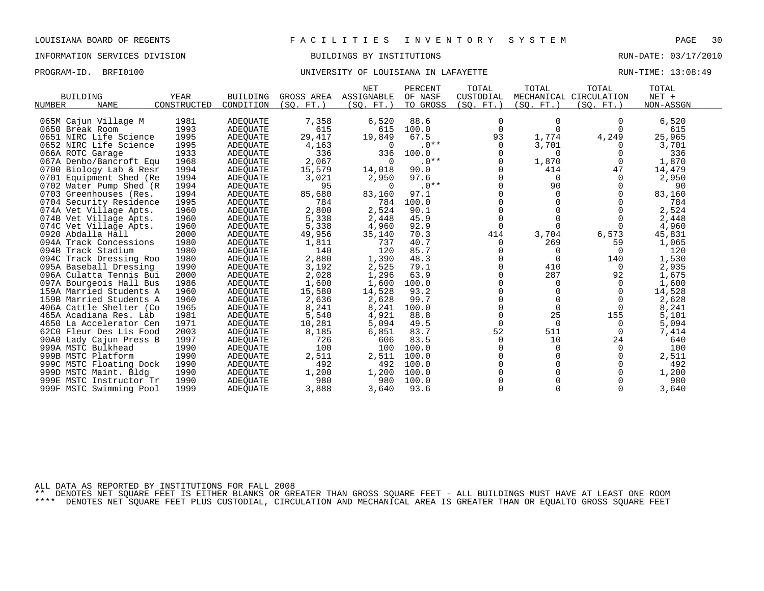LOUISIANA BOARD OF REGENTS — F A C I L I T I E S   I N V E N T O R Y   S Y S T E M

INFORMATION SERVICES DIVISION — BUILDINGS BY INSTITUTIONS — RUN-DATE: 03/17/2010

PROGRAM-ID. BRFI0100 — UNIVERSITY OF LOUISIANA IN LAFAYETTE — RUN-TIME: 13:08:49

| BUILDING NUMBER | NAME | YEAR CONSTRUCTED | BUILDING CONDITION | GROSS AREA (SQ. FT.) | NET ASSIGNABLE (SQ. FT.) | PERCENT OF NASF TO GROSS | TOTAL CUSTODIAL (SQ. FT.) | TOTAL MECHANICAL (SQ. FT.) | TOTAL CIRCULATION (SQ. FT.) | TOTAL NET + NON-ASSGN |
|---|---|---|---|---|---|---|---|---|---|---|
| 065M | Cajun Village M | 1981 | ADEQUATE | 7,358 | 6,520 | 88.6 | 0 | 0 | 0 | 6,520 |
| 0650 | Break Room | 1993 | ADEQUATE | 615 | 615 | 100.0 | 0 | 0 | 0 | 615 |
| 0651 | NIRC Life Science | 1995 | ADEQUATE | 29,417 | 19,849 | 67.5 | 93 | 1,774 | 4,249 | 25,965 |
| 0652 | NIRC Life Science | 1995 | ADEQUATE | 4,163 | 0 | .0** | 0 | 3,701 | 0 | 3,701 |
| 066A | ROTC Garage | 1933 | ADEQUATE | 336 | 336 | 100.0 | 0 | 0 | 0 | 336 |
| 067A | Denbo/Bancroft Equ | 1968 | ADEQUATE | 2,067 | 0 | .0** | 0 | 1,870 | 0 | 1,870 |
| 0700 | Biology Lab & Resr | 1994 | ADEQUATE | 15,579 | 14,018 | 90.0 | 0 | 414 | 47 | 14,479 |
| 0701 | Equipment Shed (Re | 1994 | ADEQUATE | 3,021 | 2,950 | 97.6 | 0 | 0 | 0 | 2,950 |
| 0702 | Water Pump Shed (R | 1994 | ADEQUATE | 95 | 0 | .0** | 0 | 90 | 0 | 90 |
| 0703 | Greenhouses (Res. | 1994 | ADEQUATE | 85,680 | 83,160 | 97.1 | 0 | 0 | 0 | 83,160 |
| 0704 | Security Residence | 1995 | ADEQUATE | 784 | 784 | 100.0 | 0 | 0 | 0 | 784 |
| 074A | Vet Village Apts. | 1960 | ADEQUATE | 2,800 | 2,524 | 90.1 | 0 | 0 | 0 | 2,524 |
| 074B | Vet Village Apts. | 1960 | ADEQUATE | 5,338 | 2,448 | 45.9 | 0 | 0 | 0 | 2,448 |
| 074C | Vet Village Apts. | 1960 | ADEQUATE | 5,338 | 4,960 | 92.9 | 0 | 0 | 0 | 4,960 |
| 0920 | Abdalla Hall | 2000 | ADEQUATE | 49,956 | 35,140 | 70.3 | 414 | 3,704 | 6,573 | 45,831 |
| 094A | Track Concessions | 1980 | ADEQUATE | 1,811 | 737 | 40.7 | 0 | 269 | 59 | 1,065 |
| 094B | Track Stadium | 1980 | ADEQUATE | 140 | 120 | 85.7 | 0 | 0 | 0 | 120 |
| 094C | Track Dressing Roo | 1980 | ADEQUATE | 2,880 | 1,390 | 48.3 | 0 | 0 | 140 | 1,530 |
| 095A | Baseball Dressing | 1990 | ADEQUATE | 3,192 | 2,525 | 79.1 | 0 | 410 | 0 | 2,935 |
| 096A | Culatta Tennis Bui | 2000 | ADEQUATE | 2,028 | 1,296 | 63.9 | 0 | 287 | 92 | 1,675 |
| 097A | Bourgeois Hall Bus | 1986 | ADEQUATE | 1,600 | 1,600 | 100.0 | 0 | 0 | 0 | 1,600 |
| 159A | Married Students A | 1960 | ADEQUATE | 15,580 | 14,528 | 93.2 | 0 | 0 | 0 | 14,528 |
| 159B | Married Students A | 1960 | ADEQUATE | 2,636 | 2,628 | 99.7 | 0 | 0 | 0 | 2,628 |
| 406A | Cattle Shelter (Co | 1965 | ADEQUATE | 8,241 | 8,241 | 100.0 | 0 | 0 | 0 | 8,241 |
| 465A | Acadiana Res. Lab | 1981 | ADEQUATE | 5,540 | 4,921 | 88.8 | 0 | 25 | 155 | 5,101 |
| 4650 | La Accelerator Cen | 1971 | ADEQUATE | 10,281 | 5,094 | 49.5 | 0 | 0 | 0 | 5,094 |
| 62C0 | Fleur Des Lis Food | 2003 | ADEQUATE | 8,185 | 6,851 | 83.7 | 52 | 511 | 0 | 7,414 |
| 90A0 | Lady Cajun Press B | 1997 | ADEQUATE | 726 | 606 | 83.5 | 0 | 10 | 24 | 640 |
| 999A | MSTC Bulkhead | 1990 | ADEQUATE | 100 | 100 | 100.0 | 0 | 0 | 0 | 100 |
| 999B | MSTC Platform | 1990 | ADEQUATE | 2,511 | 2,511 | 100.0 | 0 | 0 | 0 | 2,511 |
| 999C | MSTC Floating Dock | 1990 | ADEQUATE | 492 | 492 | 100.0 | 0 | 0 | 0 | 492 |
| 999D | MSTC Maint. Bldg | 1990 | ADEQUATE | 1,200 | 1,200 | 100.0 | 0 | 0 | 0 | 1,200 |
| 999E | MSTC Instructor Tr | 1990 | ADEQUATE | 980 | 980 | 100.0 | 0 | 0 | 0 | 980 |
| 999F | MSTC Swimming Pool | 1999 | ADEQUATE | 3,888 | 3,640 | 93.6 | 0 | 0 | 0 | 3,640 |

ALL DATA AS REPORTED BY INSTITUTIONS FOR FALL 2008

** DENOTES NET SQUARE FEET IS EITHER BLANKS OR GREATER THAN GROSS SQUARE FEET - ALL BUILDINGS MUST HAVE AT LEAST ONE ROOM

**** DENOTES NET SQUARE FEET PLUS CUSTODIAL, CIRCULATION AND MECHANICAL AREA IS GREATER THAN OR EQUALTO GROSS SQUARE FEET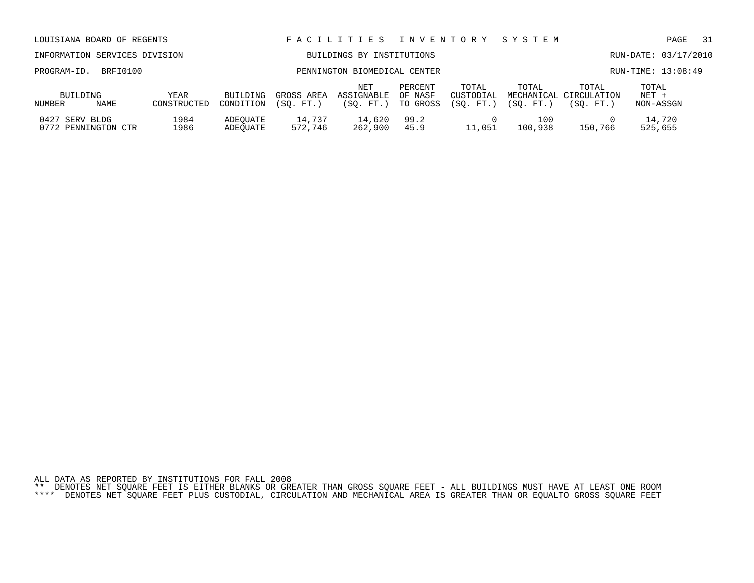LOUISIANA BOARD OF REGENTS

INFORMATION SERVICES DIVISION

PROGRAM-ID. BRFI0100

# FACILITIES INVENTORY SYSTEM

## BUILDINGS BY INSTITUTIONS

## PENNINGTON BIOMEDICAL CENTER

RUN-DATE: 03/17/2010

RUN-TIME: 13:08:49

| BUILDING NUMBER | BUILDING NAME | YEAR CONSTRUCTED | BUILDING CONDITION | GROSS AREA (SQ. FT.) | NET ASSIGNABLE (SQ. FT.) | PERCENT OF NASF TO GROSS | TOTAL CUSTODIAL (SQ. FT.) | TOTAL MECHANICAL (SQ. FT.) | TOTAL CIRCULATION (SQ. FT.) | TOTAL NET + NON-ASSGN |
|---|---|---|---|---|---|---|---|---|---|---|
| 0427 | SERV BLDG | 1984 | ADEQUATE | 14,737 | 14,620 | 99.2 | 0 | 100 | 0 | 14,720 |
| 0772 | PENNINGTON CTR | 1986 | ADEQUATE | 572,746 | 262,900 | 45.9 | 11,051 | 100,938 | 150,766 | 525,655 |

ALL DATA AS REPORTED BY INSTITUTIONS FOR FALL 2008

** DENOTES NET SQUARE FEET IS EITHER BLANKS OR GREATER THAN GROSS SQUARE FEET - ALL BUILDINGS MUST HAVE AT LEAST ONE ROOM

**** DENOTES NET SQUARE FEET PLUS CUSTODIAL, CIRCULATION AND MECHANICAL AREA IS GREATER THAN OR EQUALTO GROSS SQUARE FEET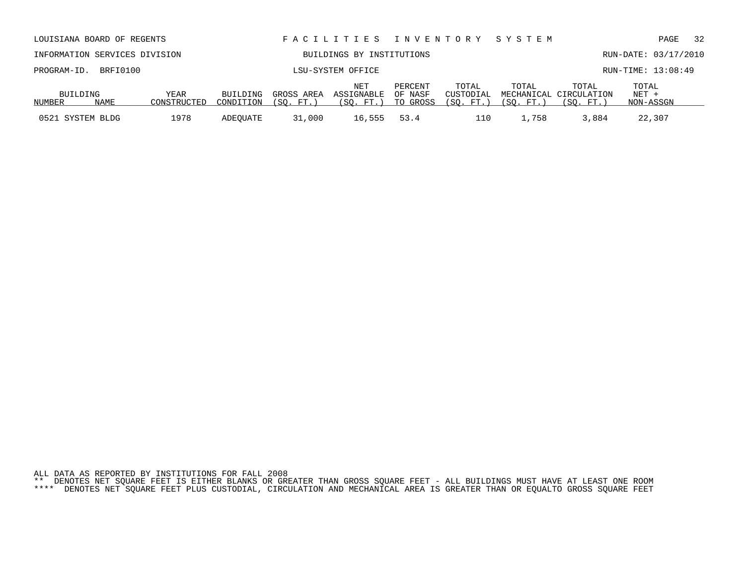LOUISIANA BOARD OF REGENTS — FACILITIES INVENTORY SYSTEM

INFORMATION SERVICES DIVISION — BUILDINGS BY INSTITUTIONS — RUN-DATE: 03/17/2010

PROGRAM-ID. BRFI0100 — LSU-SYSTEM OFFICE — RUN-TIME: 13:08:49

| BUILDING NUMBER | NAME | YEAR CONSTRUCTED | BUILDING CONDITION | GROSS AREA (SQ. FT.) | NET ASSIGNABLE (SQ. FT.) | PERCENT OF NASF TO GROSS | TOTAL CUSTODIAL (SQ. FT.) | TOTAL MECHANICAL (SQ. FT.) | TOTAL CIRCULATION (SQ. FT.) | TOTAL NET + NON-ASSGN |
|---|---|---|---|---|---|---|---|---|---|---|
| 0521 | SYSTEM BLDG | 1978 | ADEQUATE | 31,000 | 16,555 | 53.4 | 110 | 1,758 | 3,884 | 22,307 |

ALL DATA AS REPORTED BY INSTITUTIONS FOR FALL 2008

** DENOTES NET SQUARE FEET IS EITHER BLANKS OR GREATER THAN GROSS SQUARE FEET - ALL BUILDINGS MUST HAVE AT LEAST ONE ROOM

**** DENOTES NET SQUARE FEET PLUS CUSTODIAL, CIRCULATION AND MECHANICAL AREA IS GREATER THAN OR EQUALTO GROSS SQUARE FEET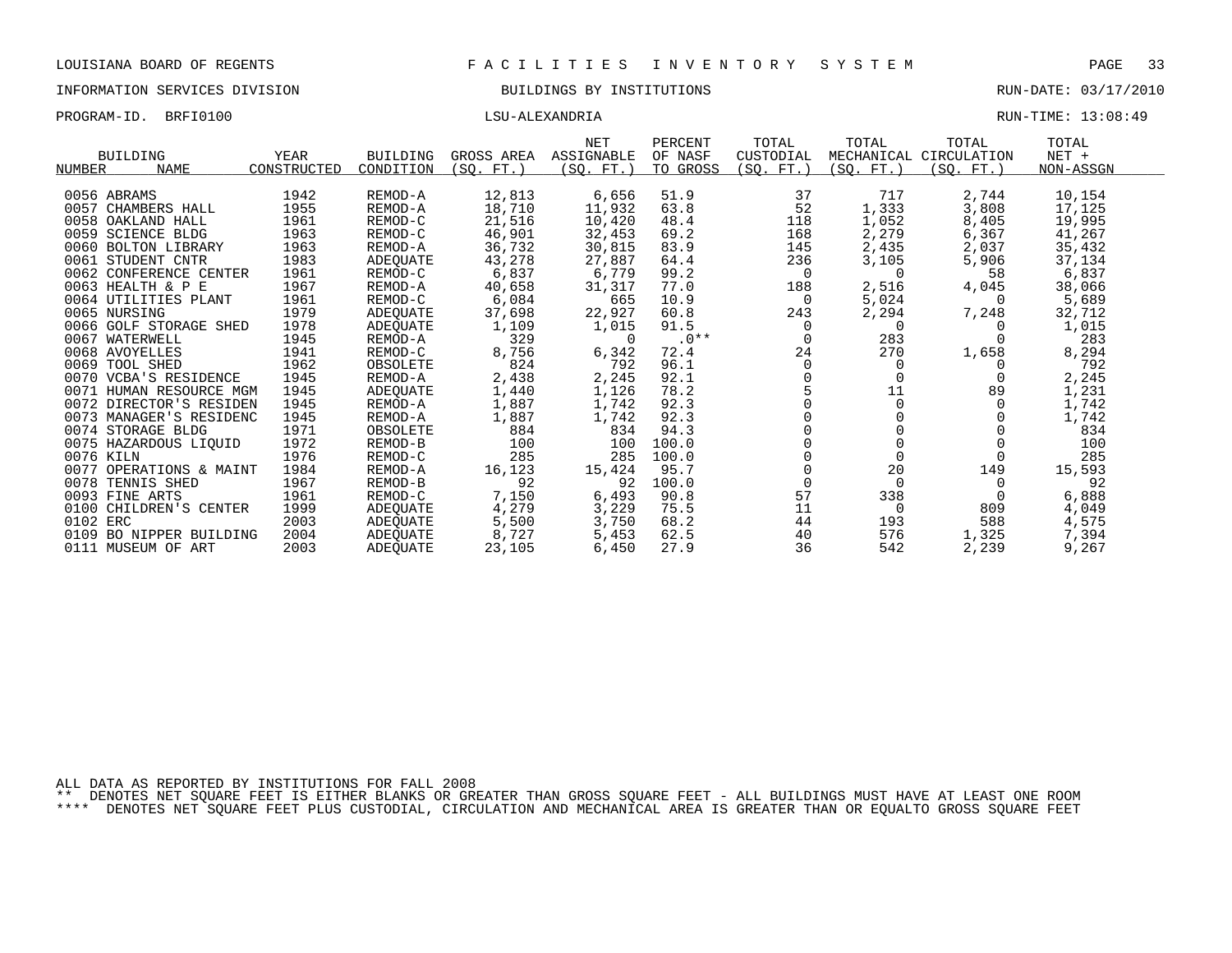LOUISIANA BOARD OF REGENTS — FACILITIES INVENTORY SYSTEM

INFORMATION SERVICES DIVISION — BUILDINGS BY INSTITUTIONS — RUN-DATE: 03/17/2010

PROGRAM-ID. BRFI0100 — LSU-ALEXANDRIA — RUN-TIME: 13:08:49

| BUILDING NUMBER | NAME | YEAR CONSTRUCTED | BUILDING CONDITION | GROSS AREA (SQ. FT.) | NET ASSIGNABLE (SQ. FT.) | PERCENT OF NASF TO GROSS | TOTAL CUSTODIAL (SQ. FT.) | TOTAL MECHANICAL (SQ. FT.) | TOTAL CIRCULATION (SQ. FT.) | TOTAL NET + NON-ASSGN |
|---|---|---|---|---|---|---|---|---|---|---|
| 0056 | ABRAMS | 1942 | REMOD-A | 12,813 | 6,656 | 51.9 | 37 | 717 | 2,744 | 10,154 |
| 0057 | CHAMBERS HALL | 1955 | REMOD-A | 18,710 | 11,932 | 63.8 | 52 | 1,333 | 3,808 | 17,125 |
| 0058 | OAKLAND HALL | 1961 | REMOD-C | 21,516 | 10,420 | 48.4 | 118 | 1,052 | 8,405 | 19,995 |
| 0059 | SCIENCE BLDG | 1963 | REMOD-C | 46,901 | 32,453 | 69.2 | 168 | 2,279 | 6,367 | 41,267 |
| 0060 | BOLTON LIBRARY | 1963 | REMOD-A | 36,732 | 30,815 | 83.9 | 145 | 2,435 | 2,037 | 35,432 |
| 0061 | STUDENT CNTR | 1983 | ADEQUATE | 43,278 | 27,887 | 64.4 | 236 | 3,105 | 5,906 | 37,134 |
| 0062 | CONFERENCE CENTER | 1961 | REMOD-C | 6,837 | 6,779 | 99.2 | 0 | 0 | 58 | 6,837 |
| 0063 | HEALTH & P E | 1967 | REMOD-A | 40,658 | 31,317 | 77.0 | 188 | 2,516 | 4,045 | 38,066 |
| 0064 | UTILITIES PLANT | 1961 | REMOD-C | 6,084 | 665 | 10.9 | 0 | 5,024 | 0 | 5,689 |
| 0065 | NURSING | 1979 | ADEQUATE | 37,698 | 22,927 | 60.8 | 243 | 2,294 | 7,248 | 32,712 |
| 0066 | GOLF STORAGE SHED | 1978 | ADEQUATE | 1,109 | 1,015 | 91.5 | 0 | 0 | 0 | 1,015 |
| 0067 | WATERWELL | 1945 | REMOD-A | 329 | 0 | .0** | 0 | 283 | 0 | 283 |
| 0068 | AVOYELLES | 1941 | REMOD-C | 8,756 | 6,342 | 72.4 | 24 | 270 | 1,658 | 8,294 |
| 0069 | TOOL SHED | 1962 | OBSOLETE | 824 | 792 | 96.1 | 0 | 0 | 0 | 792 |
| 0070 | VCBA'S RESIDENCE | 1945 | REMOD-A | 2,438 | 2,245 | 92.1 | 0 | 0 | 0 | 2,245 |
| 0071 | HUMAN RESOURCE MGM | 1945 | ADEQUATE | 1,440 | 1,126 | 78.2 | 5 | 11 | 89 | 1,231 |
| 0072 | DIRECTOR'S RESIDEN | 1945 | REMOD-A | 1,887 | 1,742 | 92.3 | 0 | 0 | 0 | 1,742 |
| 0073 | MANAGER'S RESIDENC | 1945 | REMOD-A | 1,887 | 1,742 | 92.3 | 0 | 0 | 0 | 1,742 |
| 0074 | STORAGE BLDG | 1971 | OBSOLETE | 884 | 834 | 94.3 | 0 | 0 | 0 | 834 |
| 0075 | HAZARDOUS LIQUID | 1972 | REMOD-B | 100 | 100 | 100.0 | 0 | 0 | 0 | 100 |
| 0076 | KILN | 1976 | REMOD-C | 285 | 285 | 100.0 | 0 | 0 | 0 | 285 |
| 0077 | OPERATIONS & MAINT | 1984 | REMOD-A | 16,123 | 15,424 | 95.7 | 0 | 20 | 149 | 15,593 |
| 0078 | TENNIS SHED | 1967 | REMOD-B | 92 | 92 | 100.0 | 0 | 0 | 0 | 92 |
| 0093 | FINE ARTS | 1961 | REMOD-C | 7,150 | 6,493 | 90.8 | 57 | 338 | 0 | 6,888 |
| 0100 | CHILDREN'S CENTER | 1999 | ADEQUATE | 4,279 | 3,229 | 75.5 | 11 | 0 | 809 | 4,049 |
| 0102 | ERC | 2003 | ADEQUATE | 5,500 | 3,750 | 68.2 | 44 | 193 | 588 | 4,575 |
| 0109 | BO NIPPER BUILDING | 2004 | ADEQUATE | 8,727 | 5,453 | 62.5 | 40 | 576 | 1,325 | 7,394 |
| 0111 | MUSEUM OF ART | 2003 | ADEQUATE | 23,105 | 6,450 | 27.9 | 36 | 542 | 2,239 | 9,267 |

ALL DATA AS REPORTED BY INSTITUTIONS FOR FALL 2008

** DENOTES NET SQUARE FEET IS EITHER BLANKS OR GREATER THAN GROSS SQUARE FEET - ALL BUILDINGS MUST HAVE AT LEAST ONE ROOM

**** DENOTES NET SQUARE FEET PLUS CUSTODIAL, CIRCULATION AND MECHANICAL AREA IS GREATER THAN OR EQUALTO GROSS SQUARE FEET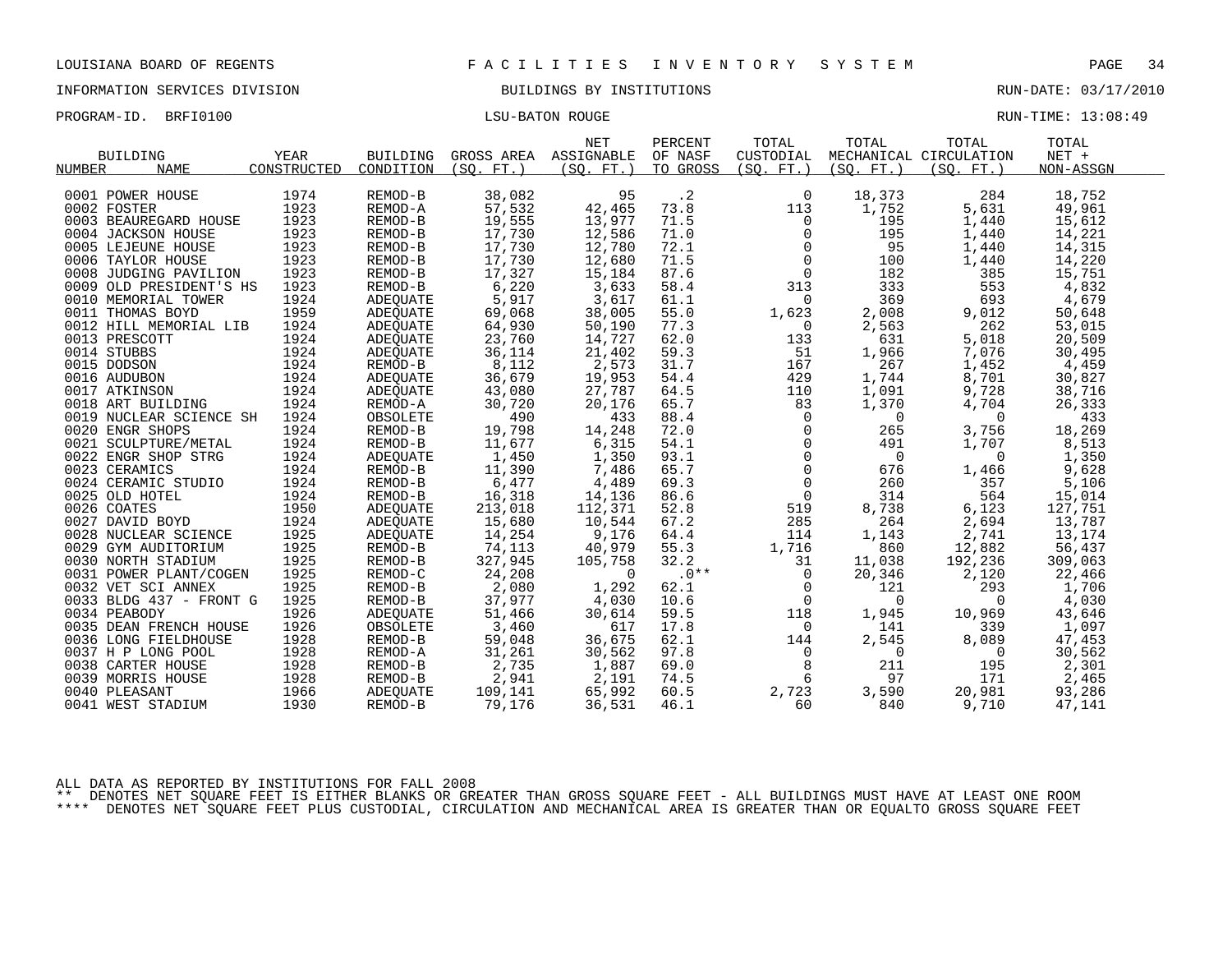LOUISIANA BOARD OF REGENTS — FACILITIES INVENTORY SYSTEM

INFORMATION SERVICES DIVISION — BUILDINGS BY INSTITUTIONS — RUN-DATE: 03/17/2010

PROGRAM-ID. BRFI0100 — LSU-BATON ROUGE — RUN-TIME: 13:08:49

| BUILDING NUMBER | BUILDING NAME | YEAR CONSTRUCTED | BUILDING CONDITION | GROSS AREA (SQ. FT.) | NET ASSIGNABLE (SQ. FT.) | PERCENT OF NASF TO GROSS | TOTAL CUSTODIAL (SQ. FT.) | TOTAL MECHANICAL (SQ. FT.) | TOTAL CIRCULATION (SQ. FT.) | TOTAL NET + NON-ASSGN |
|---|---|---|---|---|---|---|---|---|---|---|
| 0001 | POWER HOUSE | 1974 | REMOD-B | 38,082 | 95 | .2 | 0 | 18,373 | 284 | 18,752 |
| 0002 | FOSTER | 1923 | REMOD-A | 57,532 | 42,465 | 73.8 | 113 | 1,752 | 5,631 | 49,961 |
| 0003 | BEAUREGARD HOUSE | 1923 | REMOD-B | 19,555 | 13,977 | 71.5 | 0 | 195 | 1,440 | 15,612 |
| 0004 | JACKSON HOUSE | 1923 | REMOD-B | 17,730 | 12,586 | 71.0 | 0 | 195 | 1,440 | 14,221 |
| 0005 | LEJEUNE HOUSE | 1923 | REMOD-B | 17,730 | 12,780 | 72.1 | 0 | 95 | 1,440 | 14,315 |
| 0006 | TAYLOR HOUSE | 1923 | REMOD-B | 17,730 | 12,680 | 71.5 | 0 | 100 | 1,440 | 14,220 |
| 0008 | JUDGING PAVILION | 1923 | REMOD-B | 17,327 | 15,184 | 87.6 | 0 | 182 | 385 | 15,751 |
| 0009 | OLD PRESIDENT'S HS | 1923 | REMOD-B | 6,220 | 3,633 | 58.4 | 313 | 333 | 553 | 4,832 |
| 0010 | MEMORIAL TOWER | 1924 | ADEQUATE | 5,917 | 3,617 | 61.1 | 0 | 369 | 693 | 4,679 |
| 0011 | THOMAS BOYD | 1959 | ADEQUATE | 69,068 | 38,005 | 55.0 | 1,623 | 2,008 | 9,012 | 50,648 |
| 0012 | HILL MEMORIAL LIB | 1924 | ADEQUATE | 64,930 | 50,190 | 77.3 | 0 | 2,563 | 262 | 53,015 |
| 0013 | PRESCOTT | 1924 | ADEQUATE | 23,760 | 14,727 | 62.0 | 133 | 631 | 5,018 | 20,509 |
| 0014 | STUBBS | 1924 | ADEQUATE | 36,114 | 21,402 | 59.3 | 51 | 1,966 | 7,076 | 30,495 |
| 0015 | DODSON | 1924 | REMOD-B | 8,112 | 2,573 | 31.7 | 167 | 267 | 1,452 | 4,459 |
| 0016 | AUDUBON | 1924 | ADEQUATE | 36,679 | 19,953 | 54.4 | 429 | 1,744 | 8,701 | 30,827 |
| 0017 | ATKINSON | 1924 | ADEQUATE | 43,080 | 27,787 | 64.5 | 110 | 1,091 | 9,728 | 38,716 |
| 0018 | ART BUILDING | 1924 | REMOD-A | 30,720 | 20,176 | 65.7 | 83 | 1,370 | 4,704 | 26,333 |
| 0019 | NUCLEAR SCIENCE SH | 1924 | OBSOLETE | 490 | 433 | 88.4 | 0 | 0 | 0 | 433 |
| 0020 | ENGR SHOPS | 1924 | REMOD-B | 19,798 | 14,248 | 72.0 | 0 | 265 | 3,756 | 18,269 |
| 0021 | SCULPTURE/METAL | 1924 | REMOD-B | 11,677 | 6,315 | 54.1 | 0 | 491 | 1,707 | 8,513 |
| 0022 | ENGR SHOP STRG | 1924 | ADEQUATE | 1,450 | 1,350 | 93.1 | 0 | 0 | 0 | 1,350 |
| 0023 | CERAMICS | 1924 | REMOD-B | 11,390 | 7,486 | 65.7 | 0 | 676 | 1,466 | 9,628 |
| 0024 | CERAMIC STUDIO | 1924 | REMOD-B | 6,477 | 4,489 | 69.3 | 0 | 260 | 357 | 5,106 |
| 0025 | OLD HOTEL | 1924 | REMOD-B | 16,318 | 14,136 | 86.6 | 0 | 314 | 564 | 15,014 |
| 0026 | COATES | 1950 | ADEQUATE | 213,018 | 112,371 | 52.8 | 519 | 8,738 | 6,123 | 127,751 |
| 0027 | DAVID BOYD | 1924 | ADEQUATE | 15,680 | 10,544 | 67.2 | 285 | 264 | 2,694 | 13,787 |
| 0028 | NUCLEAR SCIENCE | 1925 | ADEQUATE | 14,254 | 9,176 | 64.4 | 114 | 1,143 | 2,741 | 13,174 |
| 0029 | GYM AUDITORIUM | 1925 | REMOD-B | 74,113 | 40,979 | 55.3 | 1,716 | 860 | 12,882 | 56,437 |
| 0030 | NORTH STADIUM | 1925 | REMOD-B | 327,945 | 105,758 | 32.2 | 31 | 11,038 | 192,236 | 309,063 |
| 0031 | POWER PLANT/COGEN | 1925 | REMOD-C | 24,208 | 0 | .0** | 0 | 20,346 | 2,120 | 22,466 |
| 0032 | VET SCI ANNEX | 1925 | REMOD-B | 2,080 | 1,292 | 62.1 | 0 | 121 | 293 | 1,706 |
| 0033 | BLDG 437 - FRONT G | 1925 | REMOD-B | 37,977 | 4,030 | 10.6 | 0 | 0 | 0 | 4,030 |
| 0034 | PEABODY | 1926 | ADEQUATE | 51,466 | 30,614 | 59.5 | 118 | 1,945 | 10,969 | 43,646 |
| 0035 | DEAN FRENCH HOUSE | 1926 | OBSOLETE | 3,460 | 617 | 17.8 | 0 | 141 | 339 | 1,097 |
| 0036 | LONG FIELDHOUSE | 1928 | REMOD-B | 59,048 | 36,675 | 62.1 | 144 | 2,545 | 8,089 | 47,453 |
| 0037 | H P LONG POOL | 1928 | REMOD-A | 31,261 | 30,562 | 97.8 | 0 | 0 | 0 | 30,562 |
| 0038 | CARTER HOUSE | 1928 | REMOD-B | 2,735 | 1,887 | 69.0 | 8 | 211 | 195 | 2,301 |
| 0039 | MORRIS HOUSE | 1928 | REMOD-B | 2,941 | 2,191 | 74.5 | 6 | 97 | 171 | 2,465 |
| 0040 | PLEASANT | 1966 | ADEQUATE | 109,141 | 65,992 | 60.5 | 2,723 | 3,590 | 20,981 | 93,286 |
| 0041 | WEST STADIUM | 1930 | REMOD-B | 79,176 | 36,531 | 46.1 | 60 | 840 | 9,710 | 47,141 |

ALL DATA AS REPORTED BY INSTITUTIONS FOR FALL 2008

** DENOTES NET SQUARE FEET IS EITHER BLANKS OR GREATER THAN GROSS SQUARE FEET - ALL BUILDINGS MUST HAVE AT LEAST ONE ROOM

**** DENOTES NET SQUARE FEET PLUS CUSTODIAL, CIRCULATION AND MECHANICAL AREA IS GREATER THAN OR EQUALTO GROSS SQUARE FEET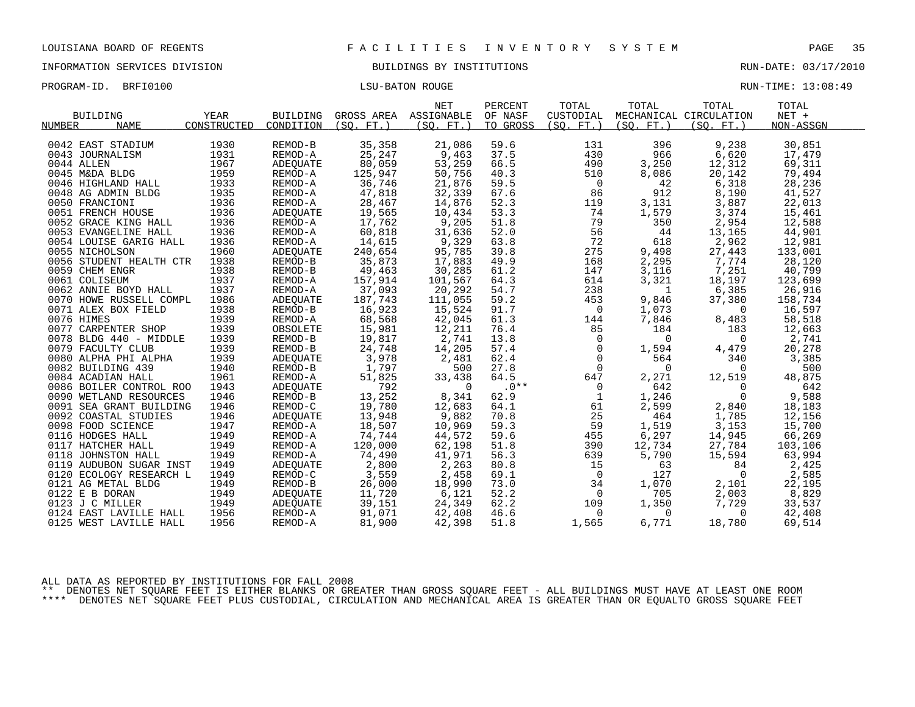LOUISIANA BOARD OF REGENTS — FACILITIES INVENTORY SYSTEM

INFORMATION SERVICES DIVISION — BUILDINGS BY INSTITUTIONS — RUN-DATE: 03/17/2010

PROGRAM-ID. BRFI0100 — LSU-BATON ROUGE — RUN-TIME: 13:08:49

| BUILDING NUMBER | NAME | YEAR CONSTRUCTED | BUILDING CONDITION | GROSS AREA (SQ. FT.) | NET ASSIGNABLE (SQ. FT.) | PERCENT OF NASF TO GROSS | TOTAL CUSTODIAL (SQ. FT.) | TOTAL MECHANICAL (SQ. FT.) | TOTAL CIRCULATION (SQ. FT.) | TOTAL NET + NON-ASSGN |
|---|---|---|---|---|---|---|---|---|---|---|
| 0042 | EAST STADIUM | 1930 | REMOD-B | 35,358 | 21,086 | 59.6 | 131 | 396 | 9,238 | 30,851 |
| 0043 | JOURNALISM | 1931 | REMOD-A | 25,247 | 9,463 | 37.5 | 430 | 966 | 6,620 | 17,479 |
| 0044 | ALLEN | 1967 | ADEQUATE | 80,059 | 53,259 | 66.5 | 490 | 3,250 | 12,312 | 69,311 |
| 0045 | M&DA BLDG | 1959 | REMOD-A | 125,947 | 50,756 | 40.3 | 510 | 8,086 | 20,142 | 79,494 |
| 0046 | HIGHLAND HALL | 1933 | REMOD-A | 36,746 | 21,876 | 59.5 | 0 | 42 | 6,318 | 28,236 |
| 0048 | AG ADMIN BLDG | 1935 | REMOD-A | 47,818 | 32,339 | 67.6 | 86 | 912 | 8,190 | 41,527 |
| 0050 | FRANCIONI | 1936 | REMOD-A | 28,467 | 14,876 | 52.3 | 119 | 3,131 | 3,887 | 22,013 |
| 0051 | FRENCH HOUSE | 1936 | ADEQUATE | 19,565 | 10,434 | 53.3 | 74 | 1,579 | 3,374 | 15,461 |
| 0052 | GRACE KING HALL | 1936 | REMOD-A | 17,762 | 9,205 | 51.8 | 79 | 350 | 2,954 | 12,588 |
| 0053 | EVANGELINE HALL | 1936 | REMOD-A | 60,818 | 31,636 | 52.0 | 56 | 44 | 13,165 | 44,901 |
| 0054 | LOUISE GARIG HALL | 1936 | REMOD-A | 14,615 | 9,329 | 63.8 | 72 | 618 | 2,962 | 12,981 |
| 0055 | NICHOLSON | 1960 | ADEQUATE | 240,654 | 95,785 | 39.8 | 275 | 9,498 | 27,443 | 133,001 |
| 0056 | STUDENT HEALTH CTR | 1938 | REMOD-B | 35,873 | 17,883 | 49.9 | 168 | 2,295 | 7,774 | 28,120 |
| 0059 | CHEM ENGR | 1938 | REMOD-B | 49,463 | 30,285 | 61.2 | 147 | 3,116 | 7,251 | 40,799 |
| 0061 | COLISEUM | 1937 | REMOD-A | 157,914 | 101,567 | 64.3 | 614 | 3,321 | 18,197 | 123,699 |
| 0062 | ANNIE BOYD HALL | 1937 | REMOD-A | 37,093 | 20,292 | 54.7 | 238 | 1 | 6,385 | 26,916 |
| 0070 | HOWE RUSSELL COMPL | 1986 | ADEQUATE | 187,743 | 111,055 | 59.2 | 453 | 9,846 | 37,380 | 158,734 |
| 0071 | ALEX BOX FIELD | 1938 | REMOD-B | 16,923 | 15,524 | 91.7 | 0 | 1,073 | 0 | 16,597 |
| 0076 | HIMES | 1939 | REMOD-A | 68,568 | 42,045 | 61.3 | 144 | 7,846 | 8,483 | 58,518 |
| 0077 | CARPENTER SHOP | 1939 | OBSOLETE | 15,981 | 12,211 | 76.4 | 85 | 184 | 183 | 12,663 |
| 0078 | BLDG 440 - MIDDLE | 1939 | REMOD-B | 19,817 | 2,741 | 13.8 | 0 | 0 | 0 | 2,741 |
| 0079 | FACULTY CLUB | 1939 | REMOD-B | 24,748 | 14,205 | 57.4 | 0 | 1,594 | 4,479 | 20,278 |
| 0080 | ALPHA PHI ALPHA | 1939 | ADEQUATE | 3,978 | 2,481 | 62.4 | 0 | 564 | 340 | 3,385 |
| 0082 | BUILDING 439 | 1940 | REMOD-B | 1,797 | 500 | 27.8 | 0 | 0 | 0 | 500 |
| 0084 | ACADIAN HALL | 1961 | REMOD-A | 51,825 | 33,438 | 64.5 | 647 | 2,271 | 12,519 | 48,875 |
| 0086 | BOILER CONTROL ROO | 1943 | ADEQUATE | 792 | 0 | .0** | 0 | 642 | 0 | 642 |
| 0090 | WETLAND RESOURCES | 1946 | REMOD-B | 13,252 | 8,341 | 62.9 | 1 | 1,246 | 0 | 9,588 |
| 0091 | SEA GRANT BUILDING | 1946 | REMOD-C | 19,780 | 12,683 | 64.1 | 61 | 2,599 | 2,840 | 18,183 |
| 0092 | COASTAL STUDIES | 1946 | ADEQUATE | 13,948 | 9,882 | 70.8 | 25 | 464 | 1,785 | 12,156 |
| 0098 | FOOD SCIENCE | 1947 | REMOD-A | 18,507 | 10,969 | 59.3 | 59 | 1,519 | 3,153 | 15,700 |
| 0116 | HODGES HALL | 1949 | REMOD-A | 74,744 | 44,572 | 59.6 | 455 | 6,297 | 14,945 | 66,269 |
| 0117 | HATCHER HALL | 1949 | REMOD-A | 120,000 | 62,198 | 51.8 | 390 | 12,734 | 27,784 | 103,106 |
| 0118 | JOHNSTON HALL | 1949 | REMOD-A | 74,490 | 41,971 | 56.3 | 639 | 5,790 | 15,594 | 63,994 |
| 0119 | AUDUBON SUGAR INST | 1949 | ADEQUATE | 2,800 | 2,263 | 80.8 | 15 | 63 | 84 | 2,425 |
| 0120 | ECOLOGY RESEARCH L | 1949 | REMOD-C | 3,559 | 2,458 | 69.1 | 0 | 127 | 0 | 2,585 |
| 0121 | AG METAL BLDG | 1949 | REMOD-B | 26,000 | 18,990 | 73.0 | 34 | 1,070 | 2,101 | 22,195 |
| 0122 | E B DORAN | 1949 | ADEQUATE | 11,720 | 6,121 | 52.2 | 0 | 705 | 2,003 | 8,829 |
| 0123 | J C MILLER | 1949 | ADEQUATE | 39,151 | 24,349 | 62.2 | 109 | 1,350 | 7,729 | 33,537 |
| 0124 | EAST LAVILLE HALL | 1956 | REMOD-A | 91,071 | 42,408 | 46.6 | 0 | 0 | 0 | 42,408 |
| 0125 | WEST LAVILLE HALL | 1956 | REMOD-A | 81,900 | 42,398 | 51.8 | 1,565 | 6,771 | 18,780 | 69,514 |

ALL DATA AS REPORTED BY INSTITUTIONS FOR FALL 2008

** DENOTES NET SQUARE FEET IS EITHER BLANKS OR GREATER THAN GROSS SQUARE FEET - ALL BUILDINGS MUST HAVE AT LEAST ONE ROOM

**** DENOTES NET SQUARE FEET PLUS CUSTODIAL, CIRCULATION AND MECHANICAL AREA IS GREATER THAN OR EQUALTO GROSS SQUARE FEET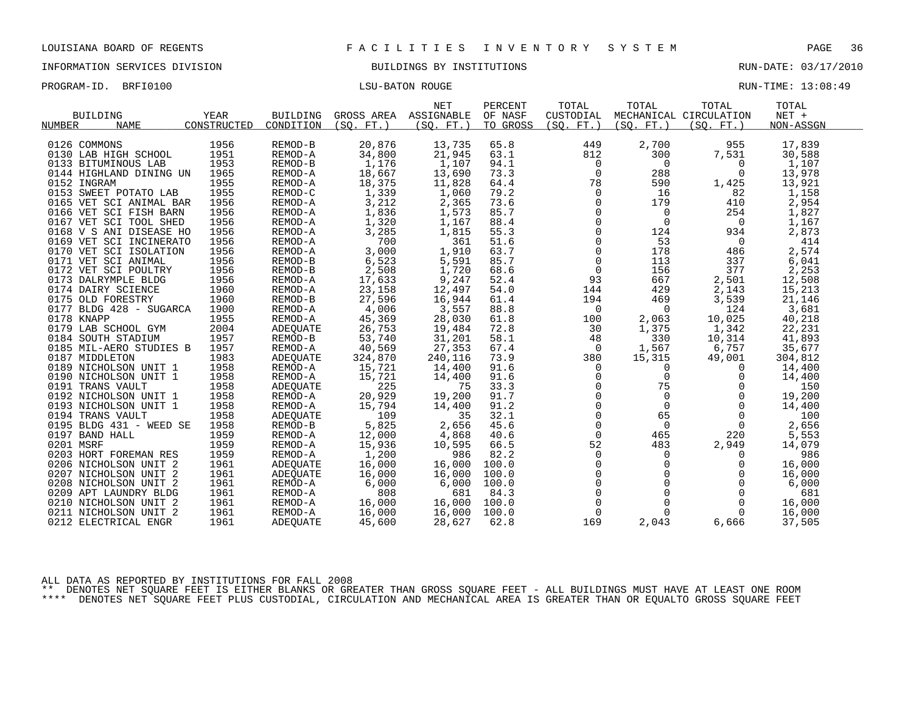LOUISIANA BOARD OF REGENTS — FACILITIES INVENTORY SYSTEM

INFORMATION SERVICES DIVISION — BUILDINGS BY INSTITUTIONS — RUN-DATE: 03/17/2010

PROGRAM-ID. BRFI0100 — LSU-BATON ROUGE — RUN-TIME: 13:08:49

| BUILDING NUMBER | NAME | YEAR CONSTRUCTED | BUILDING CONDITION | GROSS AREA (SQ. FT.) | NET ASSIGNABLE (SQ. FT.) | PERCENT OF NASF TO GROSS | TOTAL CUSTODIAL (SQ. FT.) | TOTAL MECHANICAL (SQ. FT.) | TOTAL CIRCULATION (SQ. FT.) | TOTAL NET + NON-ASSGN |
|---|---|---|---|---|---|---|---|---|---|---|
| 0126 | COMMONS | 1956 | REMOD-B | 20,876 | 13,735 | 65.8 | 449 | 2,700 | 955 | 17,839 |
| 0130 | LAB HIGH SCHOOL | 1951 | REMOD-A | 34,800 | 21,945 | 63.1 | 812 | 300 | 7,531 | 30,588 |
| 0133 | BITUMINOUS LAB | 1953 | REMOD-B | 1,176 | 1,107 | 94.1 | 0 | 0 | 0 | 1,107 |
| 0144 | HIGHLAND DINING UN | 1965 | REMOD-A | 18,667 | 13,690 | 73.3 | 0 | 288 | 0 | 13,978 |
| 0152 | INGRAM | 1955 | REMOD-A | 18,375 | 11,828 | 64.4 | 78 | 590 | 1,425 | 13,921 |
| 0153 | SWEET POTATO LAB | 1955 | REMOD-C | 1,339 | 1,060 | 79.2 | 0 | 16 | 82 | 1,158 |
| 0165 | VET SCI ANIMAL BAR | 1956 | REMOD-A | 3,212 | 2,365 | 73.6 | 0 | 179 | 410 | 2,954 |
| 0166 | VET SCI FISH BARN | 1956 | REMOD-A | 1,836 | 1,573 | 85.7 | 0 | 0 | 254 | 1,827 |
| 0167 | VET SCI TOOL SHED | 1956 | REMOD-A | 1,320 | 1,167 | 88.4 | 0 | 0 | 0 | 1,167 |
| 0168 | V S ANI DISEASE HO | 1956 | REMOD-A | 3,285 | 1,815 | 55.3 | 0 | 124 | 934 | 2,873 |
| 0169 | VET SCI INCINERATO | 1956 | REMOD-A | 700 | 361 | 51.6 | 0 | 53 | 0 | 414 |
| 0170 | VET SCI ISOLATION | 1956 | REMOD-A | 3,000 | 1,910 | 63.7 | 0 | 178 | 486 | 2,574 |
| 0171 | VET SCI ANIMAL | 1956 | REMOD-B | 6,523 | 5,591 | 85.7 | 0 | 113 | 337 | 6,041 |
| 0172 | VET SCI POULTRY | 1956 | REMOD-B | 2,508 | 1,720 | 68.6 | 0 | 156 | 377 | 2,253 |
| 0173 | DALRYMPLE BLDG | 1956 | REMOD-A | 17,633 | 9,247 | 52.4 | 93 | 667 | 2,501 | 12,508 |
| 0174 | DAIRY SCIENCE | 1960 | REMOD-A | 23,158 | 12,497 | 54.0 | 144 | 429 | 2,143 | 15,213 |
| 0175 | OLD FORESTRY | 1960 | REMOD-B | 27,596 | 16,944 | 61.4 | 194 | 469 | 3,539 | 21,146 |
| 0177 | BLDG 428 - SUGARCA | 1900 | REMOD-A | 4,006 | 3,557 | 88.8 | 0 | 0 | 124 | 3,681 |
| 0178 | KNAPP | 1955 | REMOD-A | 45,369 | 28,030 | 61.8 | 100 | 2,063 | 10,025 | 40,218 |
| 0179 | LAB SCHOOL GYM | 2004 | ADEQUATE | 26,753 | 19,484 | 72.8 | 30 | 1,375 | 1,342 | 22,231 |
| 0184 | SOUTH STADIUM | 1957 | REMOD-B | 53,740 | 31,201 | 58.1 | 48 | 330 | 10,314 | 41,893 |
| 0185 | MIL-AERO STUDIES B | 1957 | REMOD-A | 40,569 | 27,353 | 67.4 | 0 | 1,567 | 6,757 | 35,677 |
| 0187 | MIDDLETON | 1983 | ADEQUATE | 324,870 | 240,116 | 73.9 | 380 | 15,315 | 49,001 | 304,812 |
| 0189 | NICHOLSON UNIT 1 | 1958 | REMOD-A | 15,721 | 14,400 | 91.6 | 0 | 0 | 0 | 14,400 |
| 0190 | NICHOLSON UNIT 1 | 1958 | REMOD-A | 15,721 | 14,400 | 91.6 | 0 | 0 | 0 | 14,400 |
| 0191 | TRANS VAULT | 1958 | ADEQUATE | 225 | 75 | 33.3 | 0 | 75 | 0 | 150 |
| 0192 | NICHOLSON UNIT 1 | 1958 | REMOD-A | 20,929 | 19,200 | 91.7 | 0 | 0 | 0 | 19,200 |
| 0193 | NICHOLSON UNIT 1 | 1958 | REMOD-A | 15,794 | 14,400 | 91.2 | 0 | 0 | 0 | 14,400 |
| 0194 | TRANS VAULT | 1958 | ADEQUATE | 109 | 35 | 32.1 | 0 | 65 | 0 | 100 |
| 0195 | BLDG 431 - WEED SE | 1958 | REMOD-B | 5,825 | 2,656 | 45.6 | 0 | 0 | 0 | 2,656 |
| 0197 | BAND HALL | 1959 | REMOD-A | 12,000 | 4,868 | 40.6 | 0 | 465 | 220 | 5,553 |
| 0201 | MSRF | 1959 | REMOD-A | 15,936 | 10,595 | 66.5 | 52 | 483 | 2,949 | 14,079 |
| 0203 | HORT FOREMAN RES | 1959 | REMOD-A | 1,200 | 986 | 82.2 | 0 | 0 | 0 | 986 |
| 0206 | NICHOLSON UNIT 2 | 1961 | ADEQUATE | 16,000 | 16,000 | 100.0 | 0 | 0 | 0 | 16,000 |
| 0207 | NICHOLSON UNIT 2 | 1961 | ADEQUATE | 16,000 | 16,000 | 100.0 | 0 | 0 | 0 | 16,000 |
| 0208 | NICHOLSON UNIT 2 | 1961 | REMOD-A | 6,000 | 6,000 | 100.0 | 0 | 0 | 0 | 6,000 |
| 0209 | APT LAUNDRY BLDG | 1961 | REMOD-A | 808 | 681 | 84.3 | 0 | 0 | 0 | 681 |
| 0210 | NICHOLSON UNIT 2 | 1961 | REMOD-A | 16,000 | 16,000 | 100.0 | 0 | 0 | 0 | 16,000 |
| 0211 | NICHOLSON UNIT 2 | 1961 | REMOD-A | 16,000 | 16,000 | 100.0 | 0 | 0 | 0 | 16,000 |
| 0212 | ELECTRICAL ENGR | 1961 | ADEQUATE | 45,600 | 28,627 | 62.8 | 169 | 2,043 | 6,666 | 37,505 |

ALL DATA AS REPORTED BY INSTITUTIONS FOR FALL 2008

** DENOTES NET SQUARE FEET IS EITHER BLANKS OR GREATER THAN GROSS SQUARE FEET - ALL BUILDINGS MUST HAVE AT LEAST ONE ROOM

**** DENOTES NET SQUARE FEET PLUS CUSTODIAL, CIRCULATION AND MECHANICAL AREA IS GREATER THAN OR EQUALTO GROSS SQUARE FEET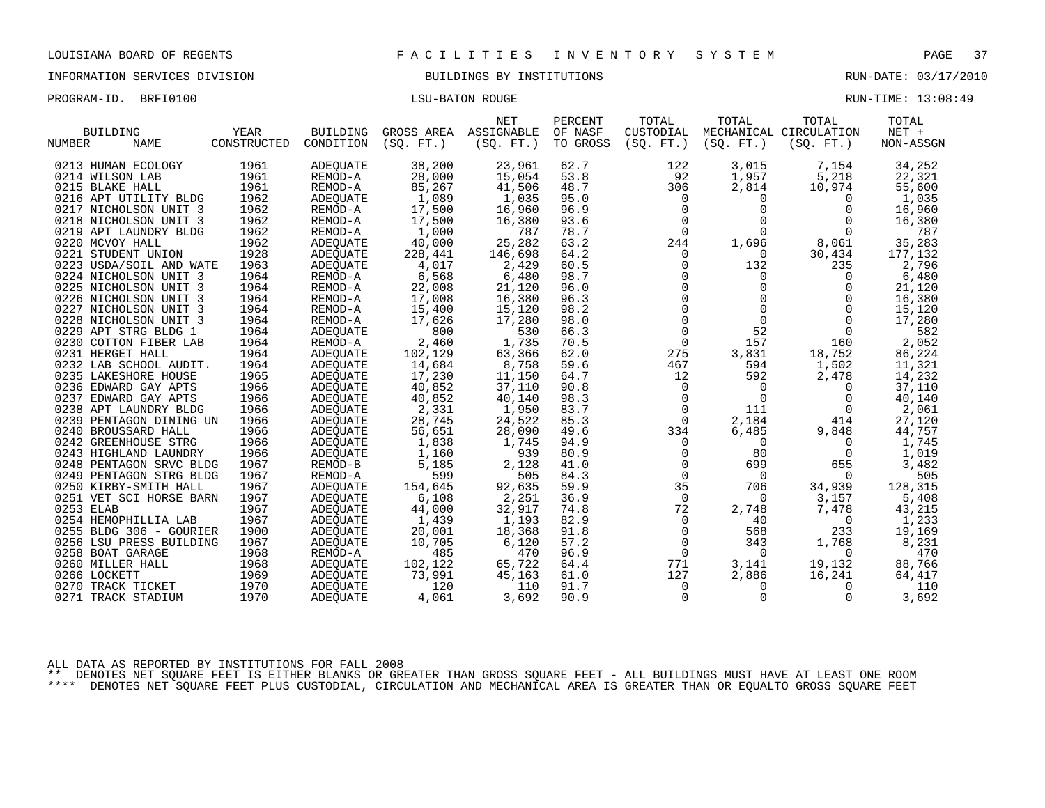LOUISIANA BOARD OF REGENTS — FACILITIES INVENTORY SYSTEM

INFORMATION SERVICES DIVISION — BUILDINGS BY INSTITUTIONS — RUN-DATE: 03/17/2010

PROGRAM-ID. BRFI0100 — LSU-BATON ROUGE — RUN-TIME: 13:08:49

| BUILDING NUMBER | NAME | YEAR CONSTRUCTED | BUILDING CONDITION | GROSS AREA (SQ. FT.) | NET ASSIGNABLE (SQ. FT.) | PERCENT OF NASF TO GROSS | TOTAL CUSTODIAL (SQ. FT.) | TOTAL MECHANICAL (SQ. FT.) | TOTAL CIRCULATION (SQ. FT.) | TOTAL NET + NON-ASSGN |
|---|---|---|---|---|---|---|---|---|---|---|
| 0213 | HUMAN ECOLOGY | 1961 | ADEQUATE | 38,200 | 23,961 | 62.7 | 122 | 3,015 | 7,154 | 34,252 |
| 0214 | WILSON LAB | 1961 | REMOD-A | 28,000 | 15,054 | 53.8 | 92 | 1,957 | 5,218 | 22,321 |
| 0215 | BLAKE HALL | 1961 | REMOD-A | 85,267 | 41,506 | 48.7 | 306 | 2,814 | 10,974 | 55,600 |
| 0216 | APT UTILITY BLDG | 1962 | ADEQUATE | 1,089 | 1,035 | 95.0 | 0 | 0 | 0 | 1,035 |
| 0217 | NICHOLSON UNIT 3 | 1962 | REMOD-A | 17,500 | 16,960 | 96.9 | 0 | 0 | 0 | 16,960 |
| 0218 | NICHOLSON UNIT 3 | 1962 | REMOD-A | 17,500 | 16,380 | 93.6 | 0 | 0 | 0 | 16,380 |
| 0219 | APT LAUNDRY BLDG | 1962 | REMOD-A | 1,000 | 787 | 78.7 | 0 | 0 | 0 | 787 |
| 0220 | MCVOY HALL | 1962 | ADEQUATE | 40,000 | 25,282 | 63.2 | 244 | 1,696 | 8,061 | 35,283 |
| 0221 | STUDENT UNION | 1928 | ADEQUATE | 228,441 | 146,698 | 64.2 | 0 | 0 | 30,434 | 177,132 |
| 0223 | USDA/SOIL AND WATE | 1963 | ADEQUATE | 4,017 | 2,429 | 60.5 | 0 | 132 | 235 | 2,796 |
| 0224 | NICHOLSON UNIT 3 | 1964 | REMOD-A | 6,568 | 6,480 | 98.7 | 0 | 0 | 0 | 6,480 |
| 0225 | NICHOLSON UNIT 3 | 1964 | REMOD-A | 22,008 | 21,120 | 96.0 | 0 | 0 | 0 | 21,120 |
| 0226 | NICHOLSON UNIT 3 | 1964 | REMOD-A | 17,008 | 16,380 | 96.3 | 0 | 0 | 0 | 16,380 |
| 0227 | NICHOLSON UNIT 3 | 1964 | REMOD-A | 15,400 | 15,120 | 98.2 | 0 | 0 | 0 | 15,120 |
| 0228 | NICHOLSON UNIT 3 | 1964 | REMOD-A | 17,626 | 17,280 | 98.0 | 0 | 0 | 0 | 17,280 |
| 0229 | APT STRG BLDG 1 | 1964 | ADEQUATE | 800 | 530 | 66.3 | 0 | 52 | 0 | 582 |
| 0230 | COTTON FIBER LAB | 1964 | REMOD-A | 2,460 | 1,735 | 70.5 | 0 | 157 | 160 | 2,052 |
| 0231 | HERGET HALL | 1964 | ADEQUATE | 102,129 | 63,366 | 62.0 | 275 | 3,831 | 18,752 | 86,224 |
| 0232 | LAB SCHOOL AUDIT. | 1964 | ADEQUATE | 14,684 | 8,758 | 59.6 | 467 | 594 | 1,502 | 11,321 |
| 0235 | LAKESHORE HOUSE | 1965 | ADEQUATE | 17,230 | 11,150 | 64.7 | 12 | 592 | 2,478 | 14,232 |
| 0236 | EDWARD GAY APTS | 1966 | ADEQUATE | 40,852 | 37,110 | 90.8 | 0 | 0 | 0 | 37,110 |
| 0237 | EDWARD GAY APTS | 1966 | ADEQUATE | 40,852 | 40,140 | 98.3 | 0 | 0 | 0 | 40,140 |
| 0238 | APT LAUNDRY BLDG | 1966 | ADEQUATE | 2,331 | 1,950 | 83.7 | 0 | 111 | 0 | 2,061 |
| 0239 | PENTAGON DINING UN | 1966 | ADEQUATE | 28,745 | 24,522 | 85.3 | 0 | 2,184 | 414 | 27,120 |
| 0240 | BROUSSARD HALL | 1966 | ADEQUATE | 56,651 | 28,090 | 49.6 | 334 | 6,485 | 9,848 | 44,757 |
| 0242 | GREENHOUSE STRG | 1966 | ADEQUATE | 1,838 | 1,745 | 94.9 | 0 | 0 | 0 | 1,745 |
| 0243 | HIGHLAND LAUNDRY | 1966 | ADEQUATE | 1,160 | 939 | 80.9 | 0 | 80 | 0 | 1,019 |
| 0248 | PENTAGON SRVC BLDG | 1967 | REMOD-B | 5,185 | 2,128 | 41.0 | 0 | 699 | 655 | 3,482 |
| 0249 | PENTAGON STRG BLDG | 1967 | REMOD-A | 599 | 505 | 84.3 | 0 | 0 | 0 | 505 |
| 0250 | KIRBY-SMITH HALL | 1967 | ADEQUATE | 154,645 | 92,635 | 59.9 | 35 | 706 | 34,939 | 128,315 |
| 0251 | VET SCI HORSE BARN | 1967 | ADEQUATE | 6,108 | 2,251 | 36.9 | 0 | 0 | 3,157 | 5,408 |
| 0253 | ELAB | 1967 | ADEQUATE | 44,000 | 32,917 | 74.8 | 72 | 2,748 | 7,478 | 43,215 |
| 0254 | HEMOPHILLIA LAB | 1967 | ADEQUATE | 1,439 | 1,193 | 82.9 | 0 | 40 | 0 | 1,233 |
| 0255 | BLDG 306 - GOURIER | 1900 | ADEQUATE | 20,001 | 18,368 | 91.8 | 0 | 568 | 233 | 19,169 |
| 0256 | LSU PRESS BUILDING | 1967 | ADEQUATE | 10,705 | 6,120 | 57.2 | 0 | 343 | 1,768 | 8,231 |
| 0258 | BOAT GARAGE | 1968 | REMOD-A | 485 | 470 | 96.9 | 0 | 0 | 0 | 470 |
| 0260 | MILLER HALL | 1968 | ADEQUATE | 102,122 | 65,722 | 64.4 | 771 | 3,141 | 19,132 | 88,766 |
| 0266 | LOCKETT | 1969 | ADEQUATE | 73,991 | 45,163 | 61.0 | 127 | 2,886 | 16,241 | 64,417 |
| 0270 | TRACK TICKET | 1970 | ADEQUATE | 120 | 110 | 91.7 | 0 | 0 | 0 | 110 |
| 0271 | TRACK STADIUM | 1970 | ADEQUATE | 4,061 | 3,692 | 90.9 | 0 | 0 | 0 | 3,692 |

ALL DATA AS REPORTED BY INSTITUTIONS FOR FALL 2008

** DENOTES NET SQUARE FEET IS EITHER BLANKS OR GREATER THAN GROSS SQUARE FEET - ALL BUILDINGS MUST HAVE AT LEAST ONE ROOM

**** DENOTES NET SQUARE FEET PLUS CUSTODIAL, CIRCULATION AND MECHANICAL AREA IS GREATER THAN OR EQUALTO GROSS SQUARE FEET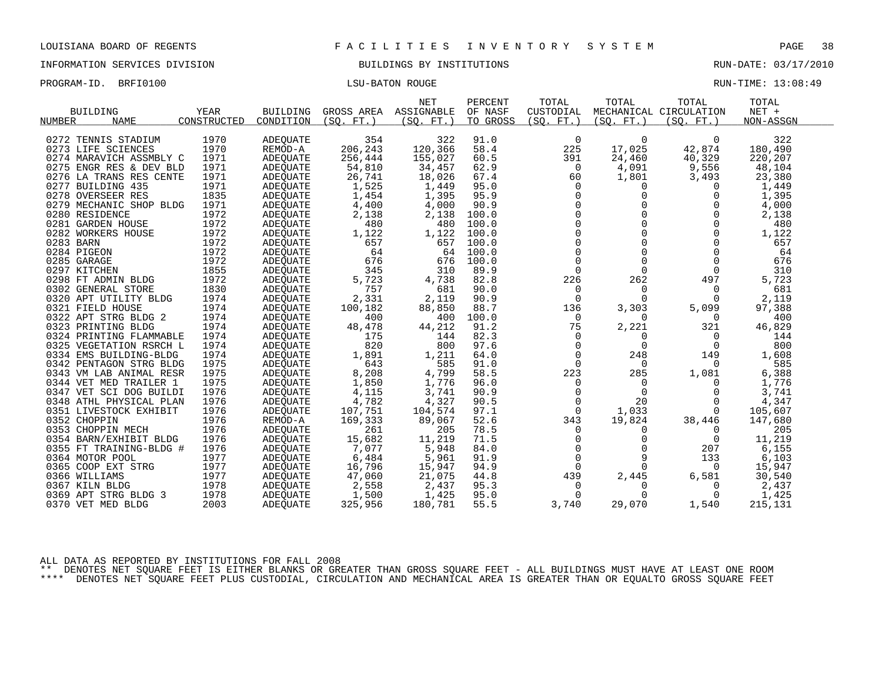LOUISIANA BOARD OF REGENTS — FACILITIES INVENTORY SYSTEM

INFORMATION SERVICES DIVISION — BUILDINGS BY INSTITUTIONS — RUN-DATE: 03/17/2010

PROGRAM-ID. BRFI0100 — LSU-BATON ROUGE — RUN-TIME: 13:08:49

| BUILDING NUMBER | BUILDING NAME | YEAR CONSTRUCTED | BUILDING CONDITION | GROSS AREA (SQ. FT.) | NET ASSIGNABLE (SQ. FT.) | PERCENT OF NASF TO GROSS | TOTAL CUSTODIAL (SQ. FT.) | TOTAL MECHANICAL (SQ. FT.) | TOTAL CIRCULATION (SQ. FT.) | TOTAL NET + NON-ASSGN |
|---|---|---|---|---|---|---|---|---|---|---|
| 0272 | TENNIS STADIUM | 1970 | ADEQUATE | 354 | 322 | 91.0 | 0 | 0 | 0 | 322 |
| 0273 | LIFE SCIENCES | 1970 | REMOD-A | 206,243 | 120,366 | 58.4 | 225 | 17,025 | 42,874 | 180,490 |
| 0274 | MARAVICH ASSMBLY C | 1971 | ADEQUATE | 256,444 | 155,027 | 60.5 | 391 | 24,460 | 40,329 | 220,207 |
| 0275 | ENGR RES & DEV BLD | 1971 | ADEQUATE | 54,810 | 34,457 | 62.9 | 0 | 4,091 | 9,556 | 48,104 |
| 0276 | LA TRANS RES CENTE | 1971 | ADEQUATE | 26,741 | 18,026 | 67.4 | 60 | 1,801 | 3,493 | 23,380 |
| 0277 | BUILDING 435 | 1971 | ADEQUATE | 1,525 | 1,449 | 95.0 | 0 | 0 | 0 | 1,449 |
| 0278 | OVERSEER RES | 1835 | ADEQUATE | 1,454 | 1,395 | 95.9 | 0 | 0 | 0 | 1,395 |
| 0279 | MECHANIC SHOP BLDG | 1971 | ADEQUATE | 4,400 | 4,000 | 90.9 | 0 | 0 | 0 | 4,000 |
| 0280 | RESIDENCE | 1972 | ADEQUATE | 2,138 | 2,138 | 100.0 | 0 | 0 | 0 | 2,138 |
| 0281 | GARDEN HOUSE | 1972 | ADEQUATE | 480 | 480 | 100.0 | 0 | 0 | 0 | 480 |
| 0282 | WORKERS HOUSE | 1972 | ADEQUATE | 1,122 | 1,122 | 100.0 | 0 | 0 | 0 | 1,122 |
| 0283 | BARN | 1972 | ADEQUATE | 657 | 657 | 100.0 | 0 | 0 | 0 | 657 |
| 0284 | PIGEON | 1972 | ADEQUATE | 64 | 64 | 100.0 | 0 | 0 | 0 | 64 |
| 0285 | GARAGE | 1972 | ADEQUATE | 676 | 676 | 100.0 | 0 | 0 | 0 | 676 |
| 0297 | KITCHEN | 1855 | ADEQUATE | 345 | 310 | 89.9 | 0 | 0 | 0 | 310 |
| 0298 | FT ADMIN BLDG | 1972 | ADEQUATE | 5,723 | 4,738 | 82.8 | 226 | 262 | 497 | 5,723 |
| 0302 | GENERAL STORE | 1830 | ADEQUATE | 757 | 681 | 90.0 | 0 | 0 | 0 | 681 |
| 0320 | APT UTILITY BLDG | 1974 | ADEQUATE | 2,331 | 2,119 | 90.9 | 0 | 0 | 0 | 2,119 |
| 0321 | FIELD HOUSE | 1974 | ADEQUATE | 100,182 | 88,850 | 88.7 | 136 | 3,303 | 5,099 | 97,388 |
| 0322 | APT STRG BLDG 2 | 1974 | ADEQUATE | 400 | 400 | 100.0 | 0 | 0 | 0 | 400 |
| 0323 | PRINTING BLDG | 1974 | ADEQUATE | 48,478 | 44,212 | 91.2 | 75 | 2,221 | 321 | 46,829 |
| 0324 | PRINTING FLAMMABLE | 1974 | ADEQUATE | 175 | 144 | 82.3 | 0 | 0 | 0 | 144 |
| 0325 | VEGETATION RSRCH L | 1974 | ADEQUATE | 820 | 800 | 97.6 | 0 | 0 | 0 | 800 |
| 0334 | EMS BUILDING-BLDG | 1974 | ADEQUATE | 1,891 | 1,211 | 64.0 | 0 | 248 | 149 | 1,608 |
| 0342 | PENTAGON STRG BLDG | 1975 | ADEQUATE | 643 | 585 | 91.0 | 0 | 0 | 0 | 585 |
| 0343 | VM LAB ANIMAL RESR | 1975 | ADEQUATE | 8,208 | 4,799 | 58.5 | 223 | 285 | 1,081 | 6,388 |
| 0344 | VET MED TRAILER 1 | 1975 | ADEQUATE | 1,850 | 1,776 | 96.0 | 0 | 0 | 0 | 1,776 |
| 0347 | VET SCI DOG BUILDI | 1976 | ADEQUATE | 4,115 | 3,741 | 90.9 | 0 | 0 | 0 | 3,741 |
| 0348 | ATHL PHYSICAL PLAN | 1976 | ADEQUATE | 4,782 | 4,327 | 90.5 | 0 | 20 | 0 | 4,347 |
| 0351 | LIVESTOCK EXHIBIT | 1976 | ADEQUATE | 107,751 | 104,574 | 97.1 | 0 | 1,033 | 0 | 105,607 |
| 0352 | CHOPPIN | 1976 | REMOD-A | 169,333 | 89,067 | 52.6 | 343 | 19,824 | 38,446 | 147,680 |
| 0353 | CHOPPIN MECH | 1976 | ADEQUATE | 261 | 205 | 78.5 | 0 | 0 | 0 | 205 |
| 0354 | BARN/EXHIBIT BLDG | 1976 | ADEQUATE | 15,682 | 11,219 | 71.5 | 0 | 0 | 0 | 11,219 |
| 0355 | FT TRAINING-BLDG # | 1976 | ADEQUATE | 7,077 | 5,948 | 84.0 | 0 | 0 | 207 | 6,155 |
| 0364 | MOTOR POOL | 1977 | ADEQUATE | 6,484 | 5,961 | 91.9 | 0 | 9 | 133 | 6,103 |
| 0365 | COOP EXT STRG | 1977 | ADEQUATE | 16,796 | 15,947 | 94.9 | 0 | 0 | 0 | 15,947 |
| 0366 | WILLIAMS | 1977 | ADEQUATE | 47,060 | 21,075 | 44.8 | 439 | 2,445 | 6,581 | 30,540 |
| 0367 | KILN BLDG | 1978 | ADEQUATE | 2,558 | 2,437 | 95.3 | 0 | 0 | 0 | 2,437 |
| 0369 | APT STRG BLDG 3 | 1978 | ADEQUATE | 1,500 | 1,425 | 95.0 | 0 | 0 | 0 | 1,425 |
| 0370 | VET MED BLDG | 2003 | ADEQUATE | 325,956 | 180,781 | 55.5 | 3,740 | 29,070 | 1,540 | 215,131 |

ALL DATA AS REPORTED BY INSTITUTIONS FOR FALL 2008

** DENOTES NET SQUARE FEET IS EITHER BLANKS OR GREATER THAN GROSS SQUARE FEET - ALL BUILDINGS MUST HAVE AT LEAST ONE ROOM

**** DENOTES NET SQUARE FEET PLUS CUSTODIAL, CIRCULATION AND MECHANICAL AREA IS GREATER THAN OR EQUALTO GROSS SQUARE FEET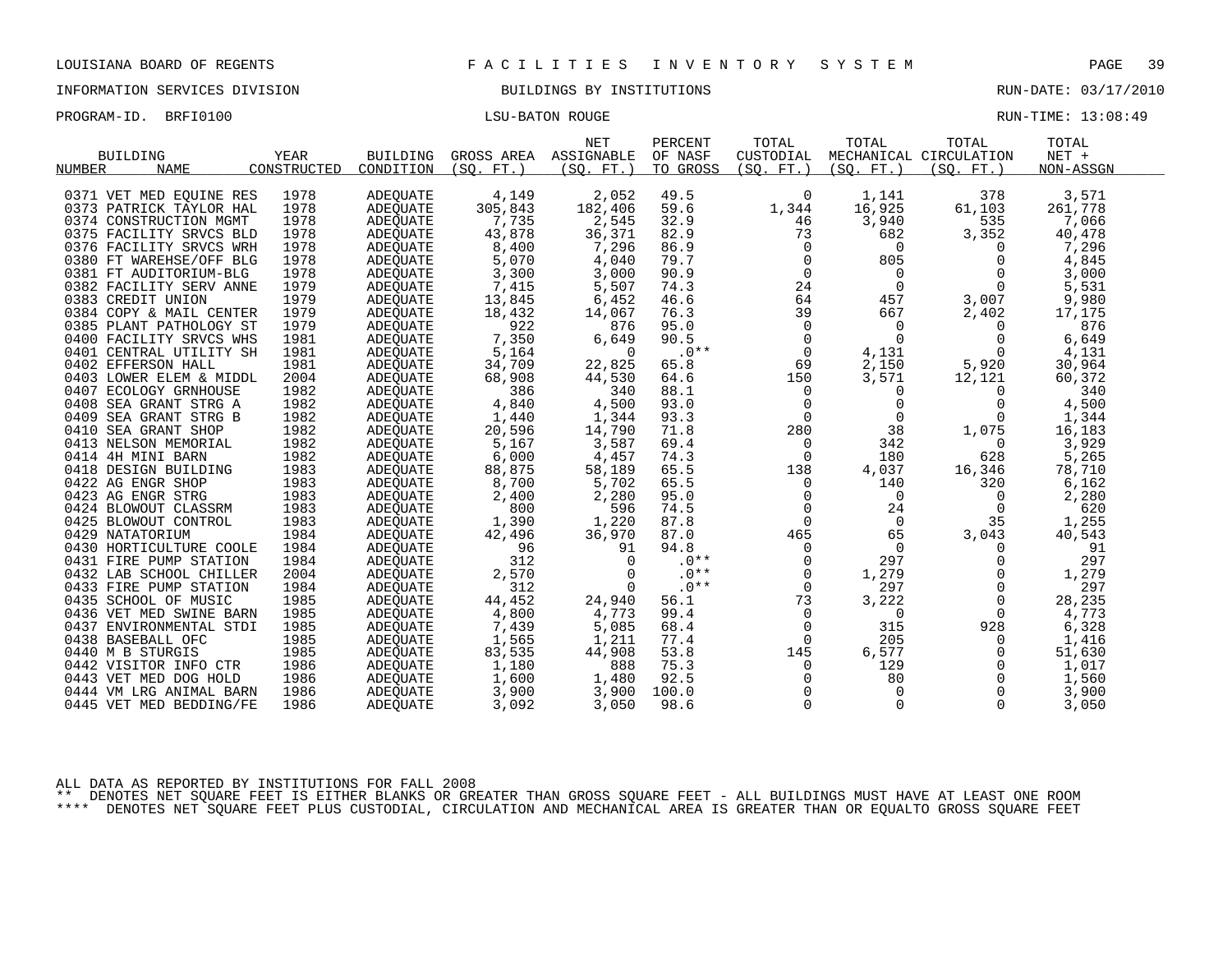LOUISIANA BOARD OF REGENTS — F A C I L I T I E S   I N V E N T O R Y   S Y S T E M

INFORMATION SERVICES DIVISION — BUILDINGS BY INSTITUTIONS — RUN-DATE: 03/17/2010

PROGRAM-ID. BRFI0100 — LSU-BATON ROUGE — RUN-TIME: 13:08:49

| BUILDING NUMBER | NAME | YEAR CONSTRUCTED | BUILDING CONDITION | GROSS AREA (SQ. FT.) | NET ASSIGNABLE (SQ. FT.) | PERCENT OF NASF TO GROSS | TOTAL CUSTODIAL (SQ. FT.) | TOTAL MECHANICAL (SQ. FT.) | TOTAL CIRCULATION (SQ. FT.) | TOTAL NET + NON-ASSGN |
|---|---|---|---|---|---|---|---|---|---|---|
| 0371 | VET MED EQUINE RES | 1978 | ADEQUATE | 4,149 | 2,052 | 49.5 | 0 | 1,141 | 378 | 3,571 |
| 0373 | PATRICK TAYLOR HAL | 1978 | ADEQUATE | 305,843 | 182,406 | 59.6 | 1,344 | 16,925 | 61,103 | 261,778 |
| 0374 | CONSTRUCTION MGMT | 1978 | ADEQUATE | 7,735 | 2,545 | 32.9 | 46 | 3,940 | 535 | 7,066 |
| 0375 | FACILITY SRVCS BLD | 1978 | ADEQUATE | 43,878 | 36,371 | 82.9 | 73 | 682 | 3,352 | 40,478 |
| 0376 | FACILITY SRVCS WRH | 1978 | ADEQUATE | 8,400 | 7,296 | 86.9 | 0 | 0 | 0 | 7,296 |
| 0380 | FT WAREHSE/OFF BLG | 1978 | ADEQUATE | 5,070 | 4,040 | 79.7 | 0 | 805 | 0 | 4,845 |
| 0381 | FT AUDITORIUM-BLG | 1978 | ADEQUATE | 3,300 | 3,000 | 90.9 | 0 | 0 | 0 | 3,000 |
| 0382 | FACILITY SERV ANNE | 1979 | ADEQUATE | 7,415 | 5,507 | 74.3 | 24 | 0 | 0 | 5,531 |
| 0383 | CREDIT UNION | 1979 | ADEQUATE | 13,845 | 6,452 | 46.6 | 64 | 457 | 3,007 | 9,980 |
| 0384 | COPY & MAIL CENTER | 1979 | ADEQUATE | 18,432 | 14,067 | 76.3 | 39 | 667 | 2,402 | 17,175 |
| 0385 | PLANT PATHOLOGY ST | 1979 | ADEQUATE | 922 | 876 | 95.0 | 0 | 0 | 0 | 876 |
| 0400 | FACILITY SRVCS WHS | 1981 | ADEQUATE | 7,350 | 6,649 | 90.5 | 0 | 0 | 0 | 6,649 |
| 0401 | CENTRAL UTILITY SH | 1981 | ADEQUATE | 5,164 | 0 | .0** | 0 | 4,131 | 0 | 4,131 |
| 0402 | EFFERSON HALL | 1981 | ADEQUATE | 34,709 | 22,825 | 65.8 | 69 | 2,150 | 5,920 | 30,964 |
| 0403 | LOWER ELEM & MIDDL | 2004 | ADEQUATE | 68,908 | 44,530 | 64.6 | 150 | 3,571 | 12,121 | 60,372 |
| 0407 | ECOLOGY GRNHOUSE | 1982 | ADEQUATE | 386 | 340 | 88.1 | 0 | 0 | 0 | 340 |
| 0408 | SEA GRANT STRG A | 1982 | ADEQUATE | 4,840 | 4,500 | 93.0 | 0 | 0 | 0 | 4,500 |
| 0409 | SEA GRANT STRG B | 1982 | ADEQUATE | 1,440 | 1,344 | 93.3 | 0 | 0 | 0 | 1,344 |
| 0410 | SEA GRANT SHOP | 1982 | ADEQUATE | 20,596 | 14,790 | 71.8 | 280 | 38 | 1,075 | 16,183 |
| 0413 | NELSON MEMORIAL | 1982 | ADEQUATE | 5,167 | 3,587 | 69.4 | 0 | 342 | 0 | 3,929 |
| 0414 | 4H MINI BARN | 1982 | ADEQUATE | 6,000 | 4,457 | 74.3 | 0 | 180 | 628 | 5,265 |
| 0418 | DESIGN BUILDING | 1983 | ADEQUATE | 88,875 | 58,189 | 65.5 | 138 | 4,037 | 16,346 | 78,710 |
| 0422 | AG ENGR SHOP | 1983 | ADEQUATE | 8,700 | 5,702 | 65.5 | 0 | 140 | 320 | 6,162 |
| 0423 | AG ENGR STRG | 1983 | ADEQUATE | 2,400 | 2,280 | 95.0 | 0 | 0 | 0 | 2,280 |
| 0424 | BLOWOUT CLASSRM | 1983 | ADEQUATE | 800 | 596 | 74.5 | 0 | 24 | 0 | 620 |
| 0425 | BLOWOUT CONTROL | 1983 | ADEQUATE | 1,390 | 1,220 | 87.8 | 0 | 0 | 35 | 1,255 |
| 0429 | NATATORIUM | 1984 | ADEQUATE | 42,496 | 36,970 | 87.0 | 465 | 65 | 3,043 | 40,543 |
| 0430 | HORTICULTURE COOLE | 1984 | ADEQUATE | 96 | 91 | 94.8 | 0 | 0 | 0 | 91 |
| 0431 | FIRE PUMP STATION | 1984 | ADEQUATE | 312 | 0 | .0** | 0 | 297 | 0 | 297 |
| 0432 | LAB SCHOOL CHILLER | 2004 | ADEQUATE | 2,570 | 0 | .0** | 0 | 1,279 | 0 | 1,279 |
| 0433 | FIRE PUMP STATION | 1984 | ADEQUATE | 312 | 0 | .0** | 0 | 297 | 0 | 297 |
| 0435 | SCHOOL OF MUSIC | 1985 | ADEQUATE | 44,452 | 24,940 | 56.1 | 73 | 3,222 | 0 | 28,235 |
| 0436 | VET MED SWINE BARN | 1985 | ADEQUATE | 4,800 | 4,773 | 99.4 | 0 | 0 | 0 | 4,773 |
| 0437 | ENVIRONMENTAL STDI | 1985 | ADEQUATE | 7,439 | 5,085 | 68.4 | 0 | 315 | 928 | 6,328 |
| 0438 | BASEBALL OFC | 1985 | ADEQUATE | 1,565 | 1,211 | 77.4 | 0 | 205 | 0 | 1,416 |
| 0440 | M B STURGIS | 1985 | ADEQUATE | 83,535 | 44,908 | 53.8 | 145 | 6,577 | 0 | 51,630 |
| 0442 | VISITOR INFO CTR | 1986 | ADEQUATE | 1,180 | 888 | 75.3 | 0 | 129 | 0 | 1,017 |
| 0443 | VET MED DOG HOLD | 1986 | ADEQUATE | 1,600 | 1,480 | 92.5 | 0 | 80 | 0 | 1,560 |
| 0444 | VM LRG ANIMAL BARN | 1986 | ADEQUATE | 3,900 | 3,900 | 100.0 | 0 | 0 | 0 | 3,900 |
| 0445 | VET MED BEDDING/FE | 1986 | ADEQUATE | 3,092 | 3,050 | 98.6 | 0 | 0 | 0 | 3,050 |

ALL DATA AS REPORTED BY INSTITUTIONS FOR FALL 2008

** DENOTES NET SQUARE FEET IS EITHER BLANKS OR GREATER THAN GROSS SQUARE FEET - ALL BUILDINGS MUST HAVE AT LEAST ONE ROOM

**** DENOTES NET SQUARE FEET PLUS CUSTODIAL, CIRCULATION AND MECHANICAL AREA IS GREATER THAN OR EQUALTO GROSS SQUARE FEET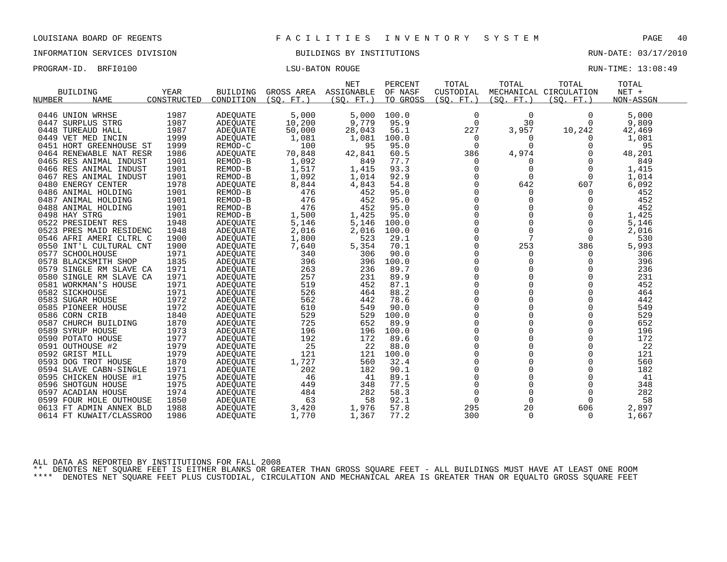LOUISIANA BOARD OF REGENTS — FACILITIES INVENTORY SYSTEM

INFORMATION SERVICES DIVISION — BUILDINGS BY INSTITUTIONS — RUN-DATE: 03/17/2010

PROGRAM-ID. BRFI0100 — LSU-BATON ROUGE — RUN-TIME: 13:08:49

| BUILDING NUMBER | BUILDING NAME | YEAR CONSTRUCTED | BUILDING CONDITION | GROSS AREA (SQ. FT.) | NET ASSIGNABLE (SQ. FT.) | PERCENT OF NASF TO GROSS | TOTAL CUSTODIAL (SQ. FT.) | TOTAL MECHANICAL (SQ. FT.) | TOTAL CIRCULATION (SQ. FT.) | TOTAL NET + NON-ASSGN |
|---|---|---|---|---|---|---|---|---|---|---|
| 0446 | UNION WRHSE | 1987 | ADEQUATE | 5,000 | 5,000 | 100.0 | 0 | 0 | 0 | 5,000 |
| 0447 | SURPLUS STRG | 1987 | ADEQUATE | 10,200 | 9,779 | 95.9 | 0 | 30 | 0 | 9,809 |
| 0448 | TUREAUD HALL | 1987 | ADEQUATE | 50,000 | 28,043 | 56.1 | 227 | 3,957 | 10,242 | 42,469 |
| 0449 | VET MED INCIN | 1999 | ADEQUATE | 1,081 | 1,081 | 100.0 | 0 | 0 | 0 | 1,081 |
| 0451 | HORT GREENHOUSE ST | 1999 | REMOD-C | 100 | 95 | 95.0 | 0 | 0 | 0 | 95 |
| 0464 | RENEWABLE NAT RESR | 1986 | ADEQUATE | 70,848 | 42,841 | 60.5 | 386 | 4,974 | 0 | 48,201 |
| 0465 | RES ANIMAL INDUST | 1901 | REMOD-B | 1,092 | 849 | 77.7 | 0 | 0 | 0 | 849 |
| 0466 | RES ANIMAL INDUST | 1901 | REMOD-B | 1,517 | 1,415 | 93.3 | 0 | 0 | 0 | 1,415 |
| 0467 | RES ANIMAL INDUST | 1901 | REMOD-B | 1,092 | 1,014 | 92.9 | 0 | 0 | 0 | 1,014 |
| 0480 | ENERGY CENTER | 1978 | ADEQUATE | 8,844 | 4,843 | 54.8 | 0 | 642 | 607 | 6,092 |
| 0486 | ANIMAL HOLDING | 1901 | REMOD-B | 476 | 452 | 95.0 | 0 | 0 | 0 | 452 |
| 0487 | ANIMAL HOLDING | 1901 | REMOD-B | 476 | 452 | 95.0 | 0 | 0 | 0 | 452 |
| 0488 | ANIMAL HOLDING | 1901 | REMOD-B | 476 | 452 | 95.0 | 0 | 0 | 0 | 452 |
| 0498 | HAY STRG | 1901 | REMOD-B | 1,500 | 1,425 | 95.0 | 0 | 0 | 0 | 1,425 |
| 0522 | PRESIDENT RES | 1948 | ADEQUATE | 5,146 | 5,146 | 100.0 | 0 | 0 | 0 | 5,146 |
| 0523 | PRES MAID RESIDENC | 1948 | ADEQUATE | 2,016 | 2,016 | 100.0 | 0 | 0 | 0 | 2,016 |
| 0546 | AFRI AMERI CLTRL C | 1900 | ADEQUATE | 1,800 | 523 | 29.1 | 0 | 7 | 0 | 530 |
| 0550 | INT'L CULTURAL CNT | 1900 | ADEQUATE | 7,640 | 5,354 | 70.1 | 0 | 253 | 386 | 5,993 |
| 0577 | SCHOOLHOUSE | 1971 | ADEQUATE | 340 | 306 | 90.0 | 0 | 0 | 0 | 306 |
| 0578 | BLACKSMITH SHOP | 1835 | ADEQUATE | 396 | 396 | 100.0 | 0 | 0 | 0 | 396 |
| 0579 | SINGLE RM SLAVE CA | 1971 | ADEQUATE | 263 | 236 | 89.7 | 0 | 0 | 0 | 236 |
| 0580 | SINGLE RM SLAVE CA | 1971 | ADEQUATE | 257 | 231 | 89.9 | 0 | 0 | 0 | 231 |
| 0581 | WORKMAN'S HOUSE | 1971 | ADEQUATE | 519 | 452 | 87.1 | 0 | 0 | 0 | 452 |
| 0582 | SICKHOUSE | 1971 | ADEQUATE | 526 | 464 | 88.2 | 0 | 0 | 0 | 464 |
| 0583 | SUGAR HOUSE | 1972 | ADEQUATE | 562 | 442 | 78.6 | 0 | 0 | 0 | 442 |
| 0585 | PIONEER HOUSE | 1972 | ADEQUATE | 610 | 549 | 90.0 | 0 | 0 | 0 | 549 |
| 0586 | CORN CRIB | 1840 | ADEQUATE | 529 | 529 | 100.0 | 0 | 0 | 0 | 529 |
| 0587 | CHURCH BUILDING | 1870 | ADEQUATE | 725 | 652 | 89.9 | 0 | 0 | 0 | 652 |
| 0589 | SYRUP HOUSE | 1973 | ADEQUATE | 196 | 196 | 100.0 | 0 | 0 | 0 | 196 |
| 0590 | POTATO HOUSE | 1977 | ADEQUATE | 192 | 172 | 89.6 | 0 | 0 | 0 | 172 |
| 0591 | OUTHOUSE #2 | 1979 | ADEQUATE | 25 | 22 | 88.0 | 0 | 0 | 0 | 22 |
| 0592 | GRIST MILL | 1979 | ADEQUATE | 121 | 121 | 100.0 | 0 | 0 | 0 | 121 |
| 0593 | DOG TROT HOUSE | 1870 | ADEQUATE | 1,727 | 560 | 32.4 | 0 | 0 | 0 | 560 |
| 0594 | SLAVE CABN-SINGLE | 1971 | ADEQUATE | 202 | 182 | 90.1 | 0 | 0 | 0 | 182 |
| 0595 | CHICKEN HOUSE #1 | 1975 | ADEQUATE | 46 | 41 | 89.1 | 0 | 0 | 0 | 41 |
| 0596 | SHOTGUN HOUSE | 1975 | ADEQUATE | 449 | 348 | 77.5 | 0 | 0 | 0 | 348 |
| 0597 | ACADIAN HOUSE | 1974 | ADEQUATE | 484 | 282 | 58.3 | 0 | 0 | 0 | 282 |
| 0599 | FOUR HOLE OUTHOUSE | 1850 | ADEQUATE | 63 | 58 | 92.1 | 0 | 0 | 0 | 58 |
| 0613 | FT ADMIN ANNEX BLD | 1988 | ADEQUATE | 3,420 | 1,976 | 57.8 | 295 | 20 | 606 | 2,897 |
| 0614 | FT KUWAIT/CLASSROO | 1986 | ADEQUATE | 1,770 | 1,367 | 77.2 | 300 | 0 | 0 | 1,667 |

ALL DATA AS REPORTED BY INSTITUTIONS FOR FALL 2008

** DENOTES NET SQUARE FEET IS EITHER BLANKS OR GREATER THAN GROSS SQUARE FEET - ALL BUILDINGS MUST HAVE AT LEAST ONE ROOM

**** DENOTES NET SQUARE FEET PLUS CUSTODIAL, CIRCULATION AND MECHANICAL AREA IS GREATER THAN OR EQUALTO GROSS SQUARE FEET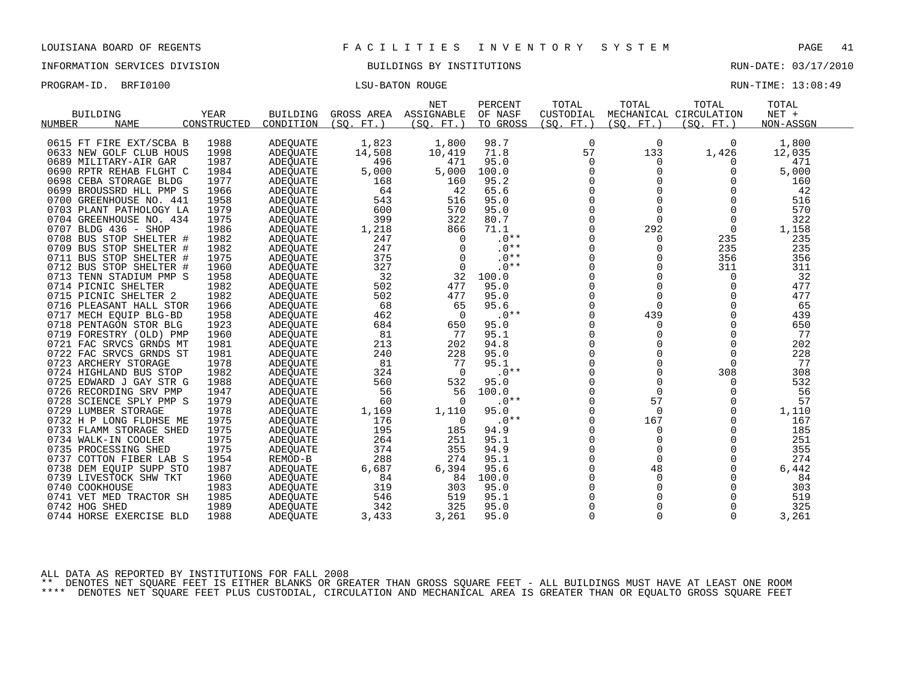LOUISIANA BOARD OF REGENTS — FACILITIES INVENTORY SYSTEM

INFORMATION SERVICES DIVISION — BUILDINGS BY INSTITUTIONS — RUN-DATE: 03/17/2010

PROGRAM-ID. BRFI0100 — LSU-BATON ROUGE — RUN-TIME: 13:08:49

| BUILDING NUMBER | NAME | YEAR CONSTRUCTED | BUILDING CONDITION | GROSS AREA (SQ. FT.) | NET ASSIGNABLE (SQ. FT.) | PERCENT OF NASF TO GROSS | TOTAL CUSTODIAL (SQ. FT.) | TOTAL MECHANICAL (SQ. FT.) | TOTAL CIRCULATION (SQ. FT.) | TOTAL NET + NON-ASSGN |
|---|---|---|---|---|---|---|---|---|---|---|
| 0615 | FT FIRE EXT/SCBA B | 1988 | ADEQUATE | 1,823 | 1,800 | 98.7 | 0 | 0 | 0 | 1,800 |
| 0633 | NEW GOLF CLUB HOUS | 1998 | ADEQUATE | 14,508 | 10,419 | 71.8 | 57 | 133 | 1,426 | 12,035 |
| 0689 | MILITARY-AIR GAR | 1987 | ADEQUATE | 496 | 471 | 95.0 | 0 | 0 | 0 | 471 |
| 0690 | RPTR REHAB FLGHT C | 1984 | ADEQUATE | 5,000 | 5,000 | 100.0 | 0 | 0 | 0 | 5,000 |
| 0698 | CEBA STORAGE BLDG | 1977 | ADEQUATE | 168 | 160 | 95.2 | 0 | 0 | 0 | 160 |
| 0699 | BROUSSRD HLL PMP S | 1966 | ADEQUATE | 64 | 42 | 65.6 | 0 | 0 | 0 | 42 |
| 0700 | GREENHOUSE NO. 441 | 1958 | ADEQUATE | 543 | 516 | 95.0 | 0 | 0 | 0 | 516 |
| 0703 | PLANT PATHOLOGY LA | 1979 | ADEQUATE | 600 | 570 | 95.0 | 0 | 0 | 0 | 570 |
| 0704 | GREENHOUSE NO. 434 | 1975 | ADEQUATE | 399 | 322 | 80.7 | 0 | 0 | 0 | 322 |
| 0707 | BLDG 436 - SHOP | 1986 | ADEQUATE | 1,218 | 866 | 71.1 | 0 | 292 | 0 | 1,158 |
| 0708 | BUS STOP SHELTER # | 1982 | ADEQUATE | 247 | 0 | .0** | 0 | 0 | 235 | 235 |
| 0709 | BUS STOP SHELTER # | 1982 | ADEQUATE | 247 | 0 | .0** | 0 | 0 | 235 | 235 |
| 0711 | BUS STOP SHELTER # | 1975 | ADEQUATE | 375 | 0 | .0** | 0 | 0 | 356 | 356 |
| 0712 | BUS STOP SHELTER # | 1960 | ADEQUATE | 327 | 0 | .0** | 0 | 0 | 311 | 311 |
| 0713 | TENN STADIUM PMP S | 1958 | ADEQUATE | 32 | 32 | 100.0 | 0 | 0 | 0 | 32 |
| 0714 | PICNIC SHELTER | 1982 | ADEQUATE | 502 | 477 | 95.0 | 0 | 0 | 0 | 477 |
| 0715 | PICNIC SHELTER 2 | 1982 | ADEQUATE | 502 | 477 | 95.0 | 0 | 0 | 0 | 477 |
| 0716 | PLEASANT HALL STOR | 1966 | ADEQUATE | 68 | 65 | 95.6 | 0 | 0 | 0 | 65 |
| 0717 | MECH EQUIP BLG-BD | 1958 | ADEQUATE | 462 | 0 | .0** | 0 | 439 | 0 | 439 |
| 0718 | PENTAGON STOR BLG | 1923 | ADEQUATE | 684 | 650 | 95.0 | 0 | 0 | 0 | 650 |
| 0719 | FORESTRY (OLD) PMP | 1960 | ADEQUATE | 81 | 77 | 95.1 | 0 | 0 | 0 | 77 |
| 0721 | FAC SRVCS GRNDS MT | 1981 | ADEQUATE | 213 | 202 | 94.8 | 0 | 0 | 0 | 202 |
| 0722 | FAC SRVCS GRNDS ST | 1981 | ADEQUATE | 240 | 228 | 95.0 | 0 | 0 | 0 | 228 |
| 0723 | ARCHERY STORAGE | 1978 | ADEQUATE | 81 | 77 | 95.1 | 0 | 0 | 0 | 77 |
| 0724 | HIGHLAND BUS STOP | 1982 | ADEQUATE | 324 | 0 | .0** | 0 | 0 | 308 | 308 |
| 0725 | EDWARD J GAY STR G | 1988 | ADEQUATE | 560 | 532 | 95.0 | 0 | 0 | 0 | 532 |
| 0726 | RECORDING SRV PMP | 1947 | ADEQUATE | 56 | 56 | 100.0 | 0 | 0 | 0 | 56 |
| 0728 | SCIENCE SPLY PMP S | 1979 | ADEQUATE | 60 | 0 | .0** | 0 | 57 | 0 | 57 |
| 0729 | LUMBER STORAGE | 1978 | ADEQUATE | 1,169 | 1,110 | 95.0 | 0 | 0 | 0 | 1,110 |
| 0732 | H P LONG FLDHSE ME | 1975 | ADEQUATE | 176 | 0 | .0** | 0 | 167 | 0 | 167 |
| 0733 | FLAMM STORAGE SHED | 1975 | ADEQUATE | 195 | 185 | 94.9 | 0 | 0 | 0 | 185 |
| 0734 | WALK-IN COOLER | 1975 | ADEQUATE | 264 | 251 | 95.1 | 0 | 0 | 0 | 251 |
| 0735 | PROCESSING SHED | 1975 | ADEQUATE | 374 | 355 | 94.9 | 0 | 0 | 0 | 355 |
| 0737 | COTTON FIBER LAB S | 1954 | REMOD-B | 288 | 274 | 95.1 | 0 | 0 | 0 | 274 |
| 0738 | DEM EQUIP SUPP STO | 1987 | ADEQUATE | 6,687 | 6,394 | 95.6 | 0 | 48 | 0 | 6,442 |
| 0739 | LIVESTOCK SHW TKT | 1960 | ADEQUATE | 84 | 84 | 100.0 | 0 | 0 | 0 | 84 |
| 0740 | COOKHOUSE | 1983 | ADEQUATE | 319 | 303 | 95.0 | 0 | 0 | 0 | 303 |
| 0741 | VET MED TRACTOR SH | 1985 | ADEQUATE | 546 | 519 | 95.1 | 0 | 0 | 0 | 519 |
| 0742 | HOG SHED | 1989 | ADEQUATE | 342 | 325 | 95.0 | 0 | 0 | 0 | 325 |
| 0744 | HORSE EXERCISE BLD | 1988 | ADEQUATE | 3,433 | 3,261 | 95.0 | 0 | 0 | 0 | 3,261 |

ALL DATA AS REPORTED BY INSTITUTIONS FOR FALL 2008

** DENOTES NET SQUARE FEET IS EITHER BLANKS OR GREATER THAN GROSS SQUARE FEET - ALL BUILDINGS MUST HAVE AT LEAST ONE ROOM

**** DENOTES NET SQUARE FEET PLUS CUSTODIAL, CIRCULATION AND MECHANICAL AREA IS GREATER THAN OR EQUALTO GROSS SQUARE FEET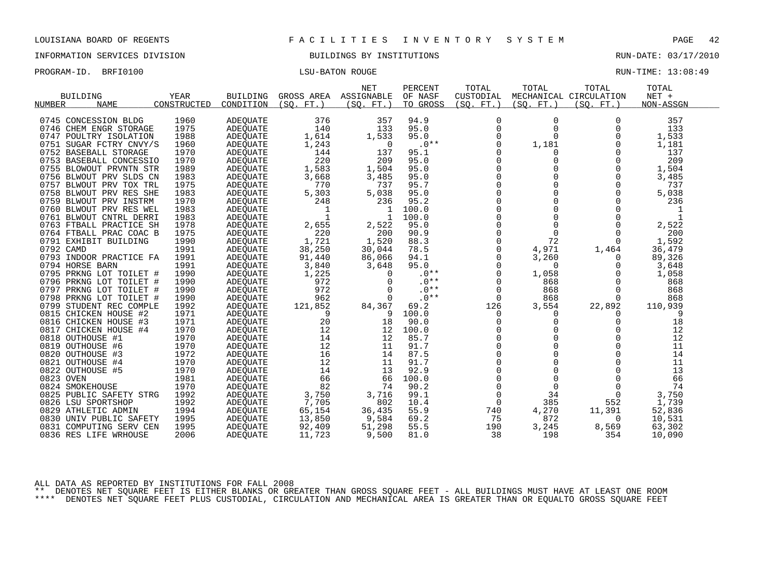LOUISIANA BOARD OF REGENTS — FACILITIES INVENTORY SYSTEM

INFORMATION SERVICES DIVISION — BUILDINGS BY INSTITUTIONS — RUN-DATE: 03/17/2010

PROGRAM-ID. BRFI0100 — LSU-BATON ROUGE — RUN-TIME: 13:08:49

| BUILDING NUMBER | NAME | YEAR CONSTRUCTED | BUILDING CONDITION | GROSS AREA (SQ. FT.) | NET ASSIGNABLE (SQ. FT.) | PERCENT OF NASF TO GROSS | TOTAL CUSTODIAL (SQ. FT.) | TOTAL MECHANICAL (SQ. FT.) | TOTAL CIRCULATION (SQ. FT.) | TOTAL NET + NON-ASSGN |
|---|---|---|---|---|---|---|---|---|---|---|
| 0745 | CONCESSION BLDG | 1960 | ADEQUATE | 376 | 357 | 94.9 | 0 | 0 | 0 | 357 |
| 0746 | CHEM ENGR STORAGE | 1975 | ADEQUATE | 140 | 133 | 95.0 | 0 | 0 | 0 | 133 |
| 0747 | POULTRY ISOLATION | 1988 | ADEQUATE | 1,614 | 1,533 | 95.0 | 0 | 0 | 0 | 1,533 |
| 0751 | SUGAR FCTRY CNVY/S | 1960 | ADEQUATE | 1,243 | 0 | .0** | 0 | 1,181 | 0 | 1,181 |
| 0752 | BASEBALL STORAGE | 1970 | ADEQUATE | 144 | 137 | 95.1 | 0 | 0 | 0 | 137 |
| 0753 | BASEBALL CONCESSIO | 1970 | ADEQUATE | 220 | 209 | 95.0 | 0 | 0 | 0 | 209 |
| 0755 | BLOWOUT PRVNTN STR | 1989 | ADEQUATE | 1,583 | 1,504 | 95.0 | 0 | 0 | 0 | 1,504 |
| 0756 | BLWOUT PRV SLDS CN | 1983 | ADEQUATE | 3,668 | 3,485 | 95.0 | 0 | 0 | 0 | 3,485 |
| 0757 | BLWOUT PRV TOX TRL | 1975 | ADEQUATE | 770 | 737 | 95.7 | 0 | 0 | 0 | 737 |
| 0758 | BLWOUT PRV RES SHE | 1983 | ADEQUATE | 5,303 | 5,038 | 95.0 | 0 | 0 | 0 | 5,038 |
| 0759 | BLWOUT PRV INSTRM | 1970 | ADEQUATE | 248 | 236 | 95.2 | 0 | 0 | 0 | 236 |
| 0760 | BLWOUT PRV RES WEL | 1983 | ADEQUATE | 1 | 1 | 100.0 | 0 | 0 | 0 | 1 |
| 0761 | BLWOUT CNTRL DERRI | 1983 | ADEQUATE | 1 | 1 | 100.0 | 0 | 0 | 0 | 1 |
| 0763 | FTBALL PRACTICE SH | 1978 | ADEQUATE | 2,655 | 2,522 | 95.0 | 0 | 0 | 0 | 2,522 |
| 0764 | FTBALL PRAC COAC B | 1975 | ADEQUATE | 220 | 200 | 90.9 | 0 | 0 | 0 | 200 |
| 0791 | EXHIBIT BUILDING | 1990 | ADEQUATE | 1,721 | 1,520 | 88.3 | 0 | 72 | 0 | 1,592 |
| 0792 | CAMD | 1991 | ADEQUATE | 38,250 | 30,044 | 78.5 | 0 | 4,971 | 1,464 | 36,479 |
| 0793 | INDOOR PRACTICE FA | 1991 | ADEQUATE | 91,440 | 86,066 | 94.1 | 0 | 3,260 | 0 | 89,326 |
| 0794 | HORSE BARN | 1991 | ADEQUATE | 3,840 | 3,648 | 95.0 | 0 | 0 | 0 | 3,648 |
| 0795 | PRKNG LOT TOILET # | 1990 | ADEQUATE | 1,225 | 0 | .0** | 0 | 1,058 | 0 | 1,058 |
| 0796 | PRKNG LOT TOILET # | 1990 | ADEQUATE | 972 | 0 | .0** | 0 | 868 | 0 | 868 |
| 0797 | PRKNG LOT TOILET # | 1990 | ADEQUATE | 972 | 0 | .0** | 0 | 868 | 0 | 868 |
| 0798 | PRKNG LOT TOILET # | 1990 | ADEQUATE | 962 | 0 | .0** | 0 | 868 | 0 | 868 |
| 0799 | STUDENT REC COMPLE | 1992 | ADEQUATE | 121,852 | 84,367 | 69.2 | 126 | 3,554 | 22,892 | 110,939 |
| 0815 | CHICKEN HOUSE #2 | 1971 | ADEQUATE | 9 | 9 | 100.0 | 0 | 0 | 0 | 9 |
| 0816 | CHICKEN HOUSE #3 | 1971 | ADEQUATE | 20 | 18 | 90.0 | 0 | 0 | 0 | 18 |
| 0817 | CHICKEN HOUSE #4 | 1970 | ADEQUATE | 12 | 12 | 100.0 | 0 | 0 | 0 | 12 |
| 0818 | OUTHOUSE #1 | 1970 | ADEQUATE | 14 | 12 | 85.7 | 0 | 0 | 0 | 12 |
| 0819 | OUTHOUSE #6 | 1970 | ADEQUATE | 12 | 11 | 91.7 | 0 | 0 | 0 | 11 |
| 0820 | OUTHOUSE #3 | 1972 | ADEQUATE | 16 | 14 | 87.5 | 0 | 0 | 0 | 14 |
| 0821 | OUTHOUSE #4 | 1970 | ADEQUATE | 12 | 11 | 91.7 | 0 | 0 | 0 | 11 |
| 0822 | OUTHOUSE #5 | 1970 | ADEQUATE | 14 | 13 | 92.9 | 0 | 0 | 0 | 13 |
| 0823 | OVEN | 1981 | ADEQUATE | 66 | 66 | 100.0 | 0 | 0 | 0 | 66 |
| 0824 | SMOKEHOUSE | 1970 | ADEQUATE | 82 | 74 | 90.2 | 0 | 0 | 0 | 74 |
| 0825 | PUBLIC SAFETY STRG | 1992 | ADEQUATE | 3,750 | 3,716 | 99.1 | 0 | 34 | 0 | 3,750 |
| 0826 | LSU SPORTSHOP | 1992 | ADEQUATE | 7,705 | 802 | 10.4 | 0 | 385 | 552 | 1,739 |
| 0829 | ATHLETIC ADMIN | 1994 | ADEQUATE | 65,154 | 36,435 | 55.9 | 740 | 4,270 | 11,391 | 52,836 |
| 0830 | UNIV PUBLIC SAFETY | 1995 | ADEQUATE | 13,850 | 9,584 | 69.2 | 75 | 872 | 0 | 10,531 |
| 0831 | COMPUTING SERV CEN | 1995 | ADEQUATE | 92,409 | 51,298 | 55.5 | 190 | 3,245 | 8,569 | 63,302 |
| 0836 | RES LIFE WRHOUSE | 2006 | ADEQUATE | 11,723 | 9,500 | 81.0 | 38 | 198 | 354 | 10,090 |

ALL DATA AS REPORTED BY INSTITUTIONS FOR FALL 2008

** DENOTES NET SQUARE FEET IS EITHER BLANKS OR GREATER THAN GROSS SQUARE FEET - ALL BUILDINGS MUST HAVE AT LEAST ONE ROOM

**** DENOTES NET SQUARE FEET PLUS CUSTODIAL, CIRCULATION AND MECHANICAL AREA IS GREATER THAN OR EQUALTO GROSS SQUARE FEET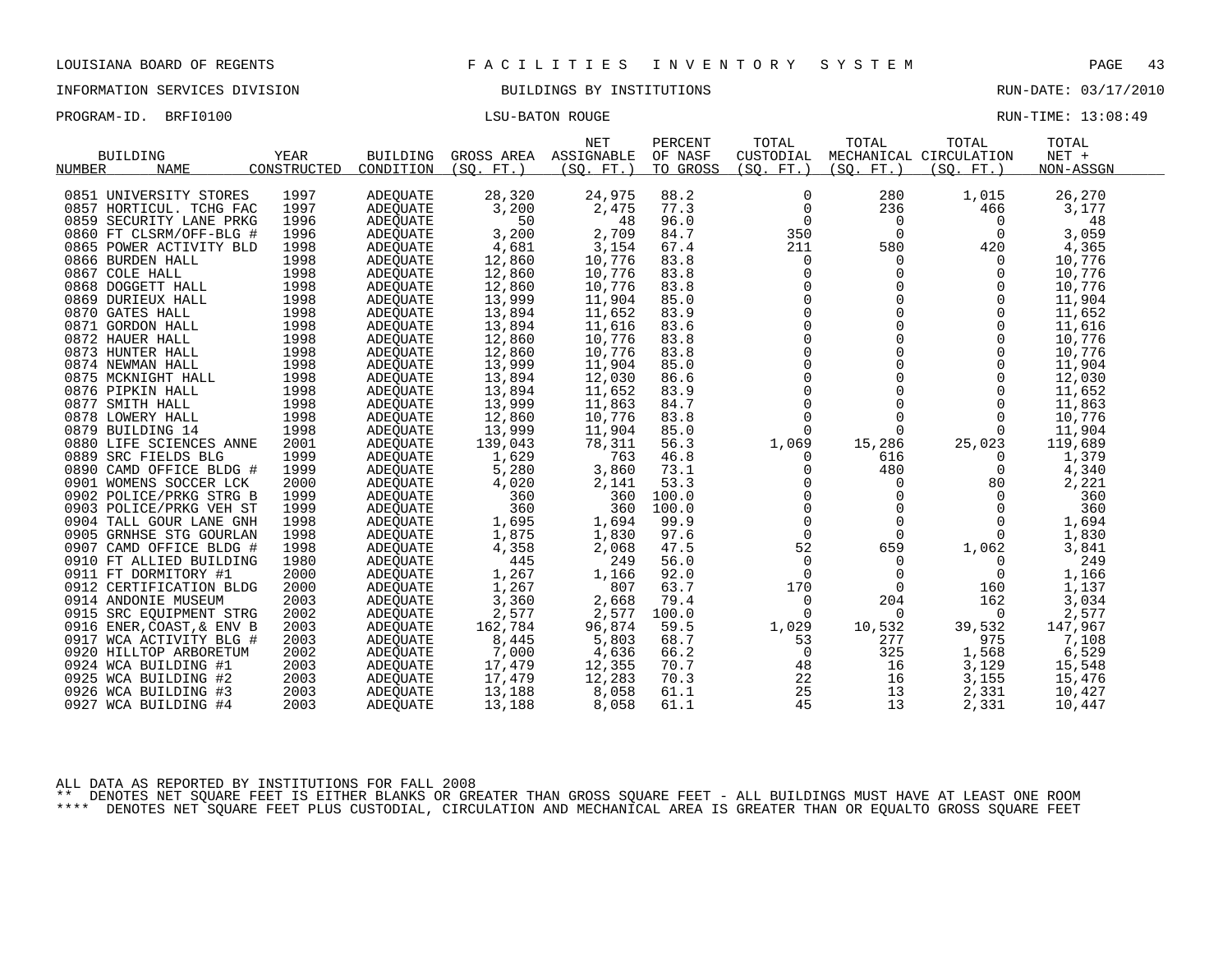LOUISIANA BOARD OF REGENTS — F A C I L I T I E S   I N V E N T O R Y   S Y S T E M

INFORMATION SERVICES DIVISION — BUILDINGS BY INSTITUTIONS — RUN-DATE: 03/17/2010

PROGRAM-ID. BRFI0100 — LSU-BATON ROUGE — RUN-TIME: 13:08:49

| BUILDING NUMBER | NAME | YEAR CONSTRUCTED | BUILDING CONDITION | GROSS AREA (SQ. FT.) | NET ASSIGNABLE (SQ. FT.) | PERCENT OF NASF TO GROSS | TOTAL CUSTODIAL (SQ. FT.) | TOTAL MECHANICAL (SQ. FT.) | TOTAL CIRCULATION (SQ. FT.) | TOTAL NET + NON-ASSGN |
|---|---|---|---|---|---|---|---|---|---|---|
| 0851 | UNIVERSITY STORES | 1997 | ADEQUATE | 28,320 | 24,975 | 88.2 | 0 | 280 | 1,015 | 26,270 |
| 0857 | HORTICUL. TCHG FAC | 1997 | ADEQUATE | 3,200 | 2,475 | 77.3 | 0 | 236 | 466 | 3,177 |
| 0859 | SECURITY LANE PRKG | 1996 | ADEQUATE | 50 | 48 | 96.0 | 0 | 0 | 0 | 48 |
| 0860 | FT CLSRM/OFF-BLG # | 1996 | ADEQUATE | 3,200 | 2,709 | 84.7 | 350 | 0 | 0 | 3,059 |
| 0865 | POWER ACTIVITY BLD | 1998 | ADEQUATE | 4,681 | 3,154 | 67.4 | 211 | 580 | 420 | 4,365 |
| 0866 | BURDEN HALL | 1998 | ADEQUATE | 12,860 | 10,776 | 83.8 | 0 | 0 | 0 | 10,776 |
| 0867 | COLE HALL | 1998 | ADEQUATE | 12,860 | 10,776 | 83.8 | 0 | 0 | 0 | 10,776 |
| 0868 | DOGGETT HALL | 1998 | ADEQUATE | 12,860 | 10,776 | 83.8 | 0 | 0 | 0 | 10,776 |
| 0869 | DURIEUX HALL | 1998 | ADEQUATE | 13,999 | 11,904 | 85.0 | 0 | 0 | 0 | 11,904 |
| 0870 | GATES HALL | 1998 | ADEQUATE | 13,894 | 11,652 | 83.9 | 0 | 0 | 0 | 11,652 |
| 0871 | GORDON HALL | 1998 | ADEQUATE | 13,894 | 11,616 | 83.6 | 0 | 0 | 0 | 11,616 |
| 0872 | HAUER HALL | 1998 | ADEQUATE | 12,860 | 10,776 | 83.8 | 0 | 0 | 0 | 10,776 |
| 0873 | HUNTER HALL | 1998 | ADEQUATE | 12,860 | 10,776 | 83.8 | 0 | 0 | 0 | 10,776 |
| 0874 | NEWMAN HALL | 1998 | ADEQUATE | 13,999 | 11,904 | 85.0 | 0 | 0 | 0 | 11,904 |
| 0875 | MCKNIGHT HALL | 1998 | ADEQUATE | 13,894 | 12,030 | 86.6 | 0 | 0 | 0 | 12,030 |
| 0876 | PIPKIN HALL | 1998 | ADEQUATE | 13,894 | 11,652 | 83.9 | 0 | 0 | 0 | 11,652 |
| 0877 | SMITH HALL | 1998 | ADEQUATE | 13,999 | 11,863 | 84.7 | 0 | 0 | 0 | 11,863 |
| 0878 | LOWERY HALL | 1998 | ADEQUATE | 12,860 | 10,776 | 83.8 | 0 | 0 | 0 | 10,776 |
| 0879 | BUILDING 14 | 1998 | ADEQUATE | 13,999 | 11,904 | 85.0 | 0 | 0 | 0 | 11,904 |
| 0880 | LIFE SCIENCES ANNE | 2001 | ADEQUATE | 139,043 | 78,311 | 56.3 | 1,069 | 15,286 | 25,023 | 119,689 |
| 0889 | SRC FIELDS BLG | 1999 | ADEQUATE | 1,629 | 763 | 46.8 | 0 | 616 | 0 | 1,379 |
| 0890 | CAMD OFFICE BLDG # | 1999 | ADEQUATE | 5,280 | 3,860 | 73.1 | 0 | 480 | 0 | 4,340 |
| 0901 | WOMENS SOCCER LCK | 2000 | ADEQUATE | 4,020 | 2,141 | 53.3 | 0 | 0 | 80 | 2,221 |
| 0902 | POLICE/PRKG STRG B | 1999 | ADEQUATE | 360 | 360 | 100.0 | 0 | 0 | 0 | 360 |
| 0903 | POLICE/PRKG VEH ST | 1999 | ADEQUATE | 360 | 360 | 100.0 | 0 | 0 | 0 | 360 |
| 0904 | TALL GOUR LANE GNH | 1998 | ADEQUATE | 1,695 | 1,694 | 99.9 | 0 | 0 | 0 | 1,694 |
| 0905 | GRNHSE STG GOURLAN | 1998 | ADEQUATE | 1,875 | 1,830 | 97.6 | 0 | 0 | 0 | 1,830 |
| 0907 | CAMD OFFICE BLDG # | 1998 | ADEQUATE | 4,358 | 2,068 | 47.5 | 52 | 659 | 1,062 | 3,841 |
| 0910 | FT ALLIED BUILDING | 1980 | ADEQUATE | 445 | 249 | 56.0 | 0 | 0 | 0 | 249 |
| 0911 | FT DORMITORY #1 | 2000 | ADEQUATE | 1,267 | 1,166 | 92.0 | 0 | 0 | 0 | 1,166 |
| 0912 | CERTIFICATION BLDG | 2000 | ADEQUATE | 1,267 | 807 | 63.7 | 170 | 0 | 160 | 1,137 |
| 0914 | ANDONIE MUSEUM | 2003 | ADEQUATE | 3,360 | 2,668 | 79.4 | 0 | 204 | 162 | 3,034 |
| 0915 | SRC EQUIPMENT STRG | 2002 | ADEQUATE | 2,577 | 2,577 | 100.0 | 0 | 0 | 0 | 2,577 |
| 0916 | ENER,COAST,& ENV B | 2003 | ADEQUATE | 162,784 | 96,874 | 59.5 | 1,029 | 10,532 | 39,532 | 147,967 |
| 0917 | WCA ACTIVITY BLG # | 2003 | ADEQUATE | 8,445 | 5,803 | 68.7 | 53 | 277 | 975 | 7,108 |
| 0920 | HILLTOP ARBORETUM | 2002 | ADEQUATE | 7,000 | 4,636 | 66.2 | 0 | 325 | 1,568 | 6,529 |
| 0924 | WCA BUILDING #1 | 2003 | ADEQUATE | 17,479 | 12,355 | 70.7 | 48 | 16 | 3,129 | 15,548 |
| 0925 | WCA BUILDING #2 | 2003 | ADEQUATE | 17,479 | 12,283 | 70.3 | 22 | 16 | 3,155 | 15,476 |
| 0926 | WCA BUILDING #3 | 2003 | ADEQUATE | 13,188 | 8,058 | 61.1 | 25 | 13 | 2,331 | 10,427 |
| 0927 | WCA BUILDING #4 | 2003 | ADEQUATE | 13,188 | 8,058 | 61.1 | 45 | 13 | 2,331 | 10,447 |

ALL DATA AS REPORTED BY INSTITUTIONS FOR FALL 2008

** DENOTES NET SQUARE FEET IS EITHER BLANKS OR GREATER THAN GROSS SQUARE FEET - ALL BUILDINGS MUST HAVE AT LEAST ONE ROOM

**** DENOTES NET SQUARE FEET PLUS CUSTODIAL, CIRCULATION AND MECHANICAL AREA IS GREATER THAN OR EQUALTO GROSS SQUARE FEET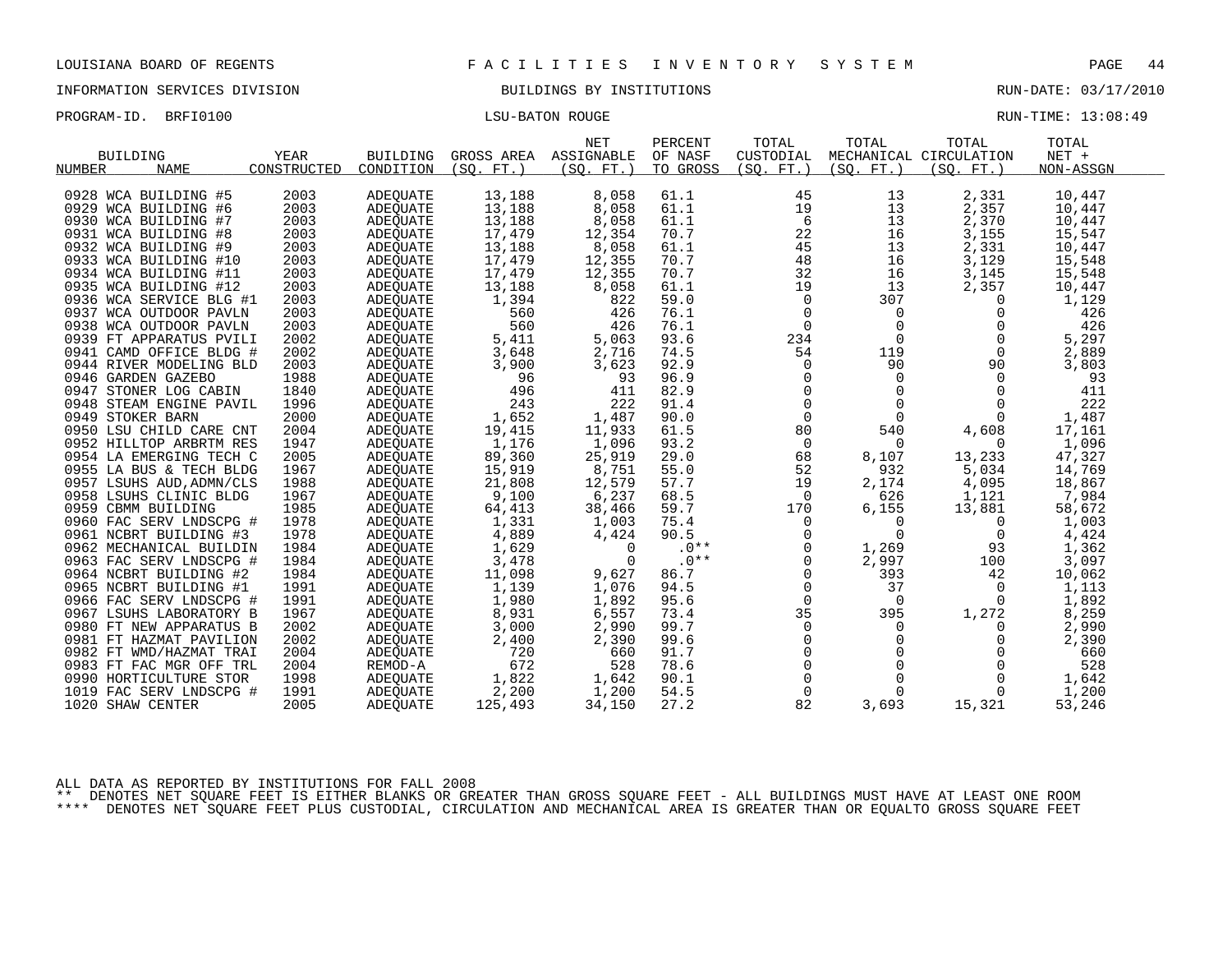LOUISIANA BOARD OF REGENTS — FACILITIES INVENTORY SYSTEM

INFORMATION SERVICES DIVISION — BUILDINGS BY INSTITUTIONS — RUN-DATE: 03/17/2010

PROGRAM-ID. BRFI0100 — LSU-BATON ROUGE — RUN-TIME: 13:08:49

| BUILDING NUMBER | BUILDING NAME | YEAR CONSTRUCTED | BUILDING CONDITION | GROSS AREA (SQ. FT.) | NET ASSIGNABLE (SQ. FT.) | PERCENT OF NASF TO GROSS | TOTAL CUSTODIAL (SQ. FT.) | TOTAL MECHANICAL (SQ. FT.) | TOTAL CIRCULATION (SQ. FT.) | TOTAL NET + NON-ASSGN |
|---|---|---|---|---|---|---|---|---|---|---|
| 0928 | WCA BUILDING #5 | 2003 | ADEQUATE | 13,188 | 8,058 | 61.1 | 45 | 13 | 2,331 | 10,447 |
| 0929 | WCA BUILDING #6 | 2003 | ADEQUATE | 13,188 | 8,058 | 61.1 | 19 | 13 | 2,357 | 10,447 |
| 0930 | WCA BUILDING #7 | 2003 | ADEQUATE | 13,188 | 8,058 | 61.1 | 6 | 13 | 2,370 | 10,447 |
| 0931 | WCA BUILDING #8 | 2003 | ADEQUATE | 17,479 | 12,354 | 70.7 | 22 | 16 | 3,155 | 15,547 |
| 0932 | WCA BUILDING #9 | 2003 | ADEQUATE | 13,188 | 8,058 | 61.1 | 45 | 13 | 2,331 | 10,447 |
| 0933 | WCA BUILDING #10 | 2003 | ADEQUATE | 17,479 | 12,355 | 70.7 | 48 | 16 | 3,129 | 15,548 |
| 0934 | WCA BUILDING #11 | 2003 | ADEQUATE | 17,479 | 12,355 | 70.7 | 32 | 16 | 3,145 | 15,548 |
| 0935 | WCA BUILDING #12 | 2003 | ADEQUATE | 13,188 | 8,058 | 61.1 | 19 | 13 | 2,357 | 10,447 |
| 0936 | WCA SERVICE BLG #1 | 2003 | ADEQUATE | 1,394 | 822 | 59.0 | 0 | 307 | 0 | 1,129 |
| 0937 | WCA OUTDOOR PAVLN | 2003 | ADEQUATE | 560 | 426 | 76.1 | 0 | 0 | 0 | 426 |
| 0938 | WCA OUTDOOR PAVLN | 2003 | ADEQUATE | 560 | 426 | 76.1 | 0 | 0 | 0 | 426 |
| 0939 | FT APPARATUS PVILI | 2002 | ADEQUATE | 5,411 | 5,063 | 93.6 | 234 | 0 | 0 | 5,297 |
| 0941 | CAMD OFFICE BLDG # | 2002 | ADEQUATE | 3,648 | 2,716 | 74.5 | 54 | 119 | 0 | 2,889 |
| 0944 | RIVER MODELING BLD | 2003 | ADEQUATE | 3,900 | 3,623 | 92.9 | 0 | 90 | 90 | 3,803 |
| 0946 | GARDEN GAZEBO | 1988 | ADEQUATE | 96 | 93 | 96.9 | 0 | 0 | 0 | 93 |
| 0947 | STONER LOG CABIN | 1840 | ADEQUATE | 496 | 411 | 82.9 | 0 | 0 | 0 | 411 |
| 0948 | STEAM ENGINE PAVIL | 1996 | ADEQUATE | 243 | 222 | 91.4 | 0 | 0 | 0 | 222 |
| 0949 | STOKER BARN | 2000 | ADEQUATE | 1,652 | 1,487 | 90.0 | 0 | 0 | 0 | 1,487 |
| 0950 | LSU CHILD CARE CNT | 2004 | ADEQUATE | 19,415 | 11,933 | 61.5 | 80 | 540 | 4,608 | 17,161 |
| 0952 | HILLTOP ARBRTM RES | 1947 | ADEQUATE | 1,176 | 1,096 | 93.2 | 0 | 0 | 0 | 1,096 |
| 0954 | LA EMERGING TECH C | 2005 | ADEQUATE | 89,360 | 25,919 | 29.0 | 68 | 8,107 | 13,233 | 47,327 |
| 0955 | LA BUS & TECH BLDG | 1967 | ADEQUATE | 15,919 | 8,751 | 55.0 | 52 | 932 | 5,034 | 14,769 |
| 0957 | LSUHS AUD,ADMN/CLS | 1988 | ADEQUATE | 21,808 | 12,579 | 57.7 | 19 | 2,174 | 4,095 | 18,867 |
| 0958 | LSUHS CLINIC BLDG | 1967 | ADEQUATE | 9,100 | 6,237 | 68.5 | 0 | 626 | 1,121 | 7,984 |
| 0959 | CBMM BUILDING | 1985 | ADEQUATE | 64,413 | 38,466 | 59.7 | 170 | 6,155 | 13,881 | 58,672 |
| 0960 | FAC SERV LNDSCPG # | 1978 | ADEQUATE | 1,331 | 1,003 | 75.4 | 0 | 0 | 0 | 1,003 |
| 0961 | NCBRT BUILDING #3 | 1978 | ADEQUATE | 4,889 | 4,424 | 90.5 | 0 | 0 | 0 | 4,424 |
| 0962 | MECHANICAL BUILDIN | 1984 | ADEQUATE | 1,629 | 0 | .0** | 0 | 1,269 | 93 | 1,362 |
| 0963 | FAC SERV LNDSCPG # | 1984 | ADEQUATE | 3,478 | 0 | .0** | 0 | 2,997 | 100 | 3,097 |
| 0964 | NCBRT BUILDING #2 | 1984 | ADEQUATE | 11,098 | 9,627 | 86.7 | 0 | 393 | 42 | 10,062 |
| 0965 | NCBRT BUILDING #1 | 1991 | ADEQUATE | 1,139 | 1,076 | 94.5 | 0 | 37 | 0 | 1,113 |
| 0966 | FAC SERV LNDSCPG # | 1991 | ADEQUATE | 1,980 | 1,892 | 95.6 | 0 | 0 | 0 | 1,892 |
| 0967 | LSUHS LABORATORY B | 1967 | ADEQUATE | 8,931 | 6,557 | 73.4 | 35 | 395 | 1,272 | 8,259 |
| 0980 | FT NEW APPARATUS B | 2002 | ADEQUATE | 3,000 | 2,990 | 99.7 | 0 | 0 | 0 | 2,990 |
| 0981 | FT HAZMAT PAVILION | 2002 | ADEQUATE | 2,400 | 2,390 | 99.6 | 0 | 0 | 0 | 2,390 |
| 0982 | FT WMD/HAZMAT TRAI | 2004 | ADEQUATE | 720 | 660 | 91.7 | 0 | 0 | 0 | 660 |
| 0983 | FT FAC MGR OFF TRL | 2004 | REMOD-A | 672 | 528 | 78.6 | 0 | 0 | 0 | 528 |
| 0990 | HORTICULTURE STOR | 1998 | ADEQUATE | 1,822 | 1,642 | 90.1 | 0 | 0 | 0 | 1,642 |
| 1019 | FAC SERV LNDSCPG # | 1991 | ADEQUATE | 2,200 | 1,200 | 54.5 | 0 | 0 | 0 | 1,200 |
| 1020 | SHAW CENTER | 2005 | ADEQUATE | 125,493 | 34,150 | 27.2 | 82 | 3,693 | 15,321 | 53,246 |

ALL DATA AS REPORTED BY INSTITUTIONS FOR FALL 2008

** DENOTES NET SQUARE FEET IS EITHER BLANKS OR GREATER THAN GROSS SQUARE FEET - ALL BUILDINGS MUST HAVE AT LEAST ONE ROOM

**** DENOTES NET SQUARE FEET PLUS CUSTODIAL, CIRCULATION AND MECHANICAL AREA IS GREATER THAN OR EQUALTO GROSS SQUARE FEET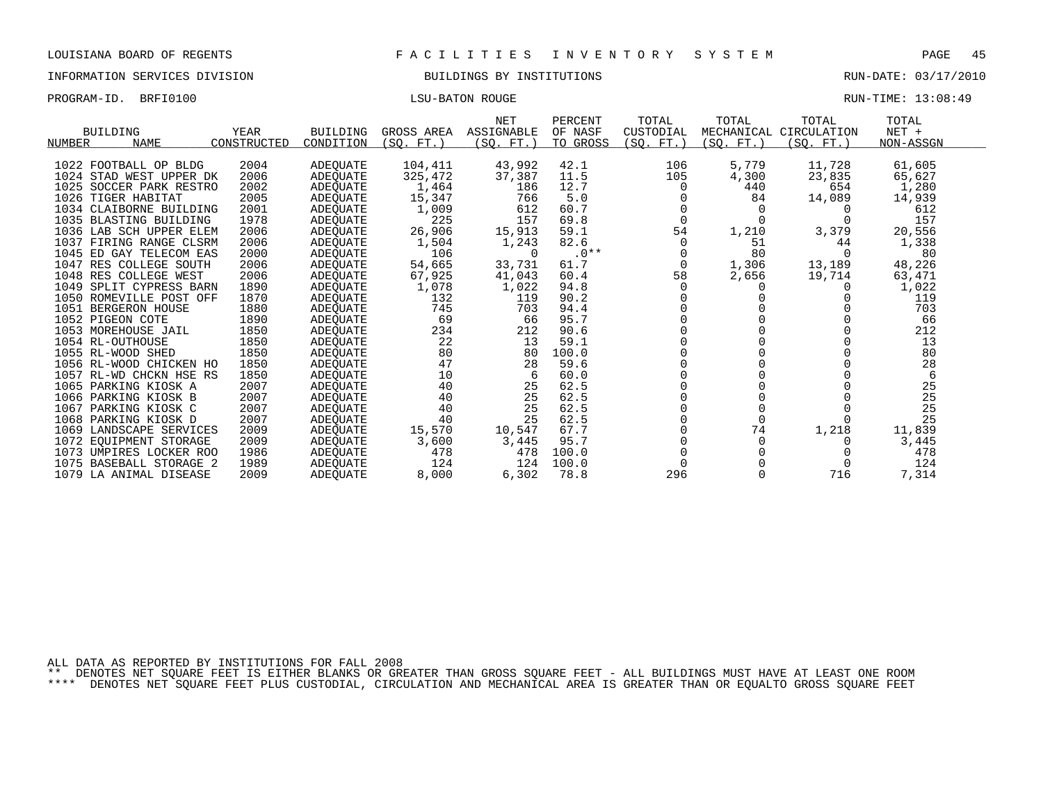LOUISIANA BOARD OF REGENTS — FACILITIES INVENTORY SYSTEM

INFORMATION SERVICES DIVISION — BUILDINGS BY INSTITUTIONS — RUN-DATE: 03/17/2010

PROGRAM-ID. BRFI0100 — LSU-BATON ROUGE — RUN-TIME: 13:08:49

| BUILDING NUMBER | NAME | YEAR CONSTRUCTED | BUILDING CONDITION | GROSS AREA (SQ. FT.) | NET ASSIGNABLE (SQ. FT.) | PERCENT OF NASF TO GROSS | TOTAL CUSTODIAL (SQ. FT.) | TOTAL MECHANICAL (SQ. FT.) | TOTAL CIRCULATION (SQ. FT.) | TOTAL NET + NON-ASSGN |
|---|---|---|---|---|---|---|---|---|---|---|
| 1022 | FOOTBALL OP BLDG | 2004 | ADEQUATE | 104,411 | 43,992 | 42.1 | 106 | 5,779 | 11,728 | 61,605 |
| 1024 | STAD WEST UPPER DK | 2006 | ADEQUATE | 325,472 | 37,387 | 11.5 | 105 | 4,300 | 23,835 | 65,627 |
| 1025 | SOCCER PARK RESTRO | 2002 | ADEQUATE | 1,464 | 186 | 12.7 | 0 | 440 | 654 | 1,280 |
| 1026 | TIGER HABITAT | 2005 | ADEQUATE | 15,347 | 766 | 5.0 | 0 | 84 | 14,089 | 14,939 |
| 1034 | CLAIBORNE BUILDING | 2001 | ADEQUATE | 1,009 | 612 | 60.7 | 0 | 0 | 0 | 612 |
| 1035 | BLASTING BUILDING | 1978 | ADEQUATE | 225 | 157 | 69.8 | 0 | 0 | 0 | 157 |
| 1036 | LAB SCH UPPER ELEM | 2006 | ADEQUATE | 26,906 | 15,913 | 59.1 | 54 | 1,210 | 3,379 | 20,556 |
| 1037 | FIRING RANGE CLSRM | 2006 | ADEQUATE | 1,504 | 1,243 | 82.6 | 0 | 51 | 44 | 1,338 |
| 1045 | ED GAY TELECOM EAS | 2000 | ADEQUATE | 106 | 0 | .0** | 0 | 80 | 0 | 80 |
| 1047 | RES COLLEGE SOUTH | 2006 | ADEQUATE | 54,665 | 33,731 | 61.7 | 0 | 1,306 | 13,189 | 48,226 |
| 1048 | RES COLLEGE WEST | 2006 | ADEQUATE | 67,925 | 41,043 | 60.4 | 58 | 2,656 | 19,714 | 63,471 |
| 1049 | SPLIT CYPRESS BARN | 1890 | ADEQUATE | 1,078 | 1,022 | 94.8 | 0 | 0 | 0 | 1,022 |
| 1050 | ROMEVILLE POST OFF | 1870 | ADEQUATE | 132 | 119 | 90.2 | 0 | 0 | 0 | 119 |
| 1051 | BERGERON HOUSE | 1880 | ADEQUATE | 745 | 703 | 94.4 | 0 | 0 | 0 | 703 |
| 1052 | PIGEON COTE | 1890 | ADEQUATE | 69 | 66 | 95.7 | 0 | 0 | 0 | 66 |
| 1053 | MOREHOUSE JAIL | 1850 | ADEQUATE | 234 | 212 | 90.6 | 0 | 0 | 0 | 212 |
| 1054 | RL-OUTHOUSE | 1850 | ADEQUATE | 22 | 13 | 59.1 | 0 | 0 | 0 | 13 |
| 1055 | RL-WOOD SHED | 1850 | ADEQUATE | 80 | 80 | 100.0 | 0 | 0 | 0 | 80 |
| 1056 | RL-WOOD CHICKEN HO | 1850 | ADEQUATE | 47 | 28 | 59.6 | 0 | 0 | 0 | 28 |
| 1057 | RL-WD CHCKN HSE RS | 1850 | ADEQUATE | 10 | 6 | 60.0 | 0 | 0 | 0 | 6 |
| 1065 | PARKING KIOSK A | 2007 | ADEQUATE | 40 | 25 | 62.5 | 0 | 0 | 0 | 25 |
| 1066 | PARKING KIOSK B | 2007 | ADEQUATE | 40 | 25 | 62.5 | 0 | 0 | 0 | 25 |
| 1067 | PARKING KIOSK C | 2007 | ADEQUATE | 40 | 25 | 62.5 | 0 | 0 | 0 | 25 |
| 1068 | PARKING KIOSK D | 2007 | ADEQUATE | 40 | 25 | 62.5 | 0 | 0 | 0 | 25 |
| 1069 | LANDSCAPE SERVICES | 2009 | ADEQUATE | 15,570 | 10,547 | 67.7 | 0 | 74 | 1,218 | 11,839 |
| 1072 | EQUIPMENT STORAGE | 2009 | ADEQUATE | 3,600 | 3,445 | 95.7 | 0 | 0 | 0 | 3,445 |
| 1073 | UMPIRES LOCKER ROO | 1986 | ADEQUATE | 478 | 478 | 100.0 | 0 | 0 | 0 | 478 |
| 1075 | BASEBALL STORAGE 2 | 1989 | ADEQUATE | 124 | 124 | 100.0 | 0 | 0 | 0 | 124 |
| 1079 | LA ANIMAL DISEASE | 2009 | ADEQUATE | 8,000 | 6,302 | 78.8 | 296 | 0 | 716 | 7,314 |

ALL DATA AS REPORTED BY INSTITUTIONS FOR FALL 2008

** DENOTES NET SQUARE FEET IS EITHER BLANKS OR GREATER THAN GROSS SQUARE FEET - ALL BUILDINGS MUST HAVE AT LEAST ONE ROOM

**** DENOTES NET SQUARE FEET PLUS CUSTODIAL, CIRCULATION AND MECHANICAL AREA IS GREATER THAN OR EQUALTO GROSS SQUARE FEET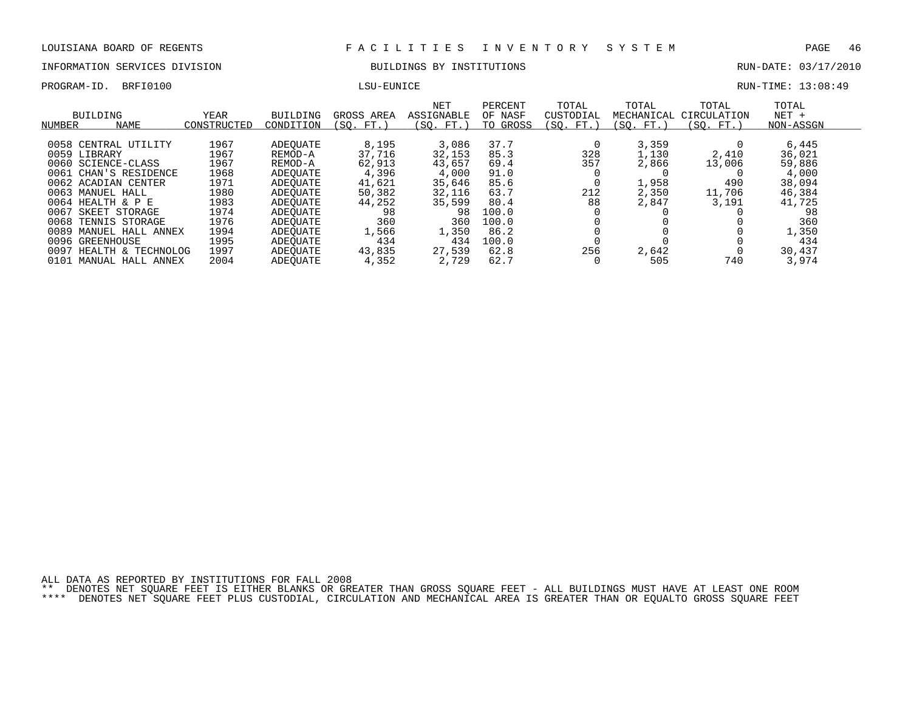LOUISIANA BOARD OF REGENTS — FACILITIES INVENTORY SYSTEM

INFORMATION SERVICES DIVISION — BUILDINGS BY INSTITUTIONS — RUN-DATE: 03/17/2010

PROGRAM-ID. BRFI0100 — LSU-EUNICE — RUN-TIME: 13:08:49

| BUILDING NUMBER | NAME | YEAR CONSTRUCTED | BUILDING CONDITION | GROSS AREA (SQ. FT.) | NET ASSIGNABLE (SQ. FT.) | PERCENT OF NASF TO GROSS | TOTAL CUSTODIAL (SQ. FT.) | TOTAL MECHANICAL (SQ. FT.) | TOTAL CIRCULATION (SQ. FT.) | TOTAL NET + NON-ASSGN |
|---|---|---|---|---|---|---|---|---|---|---|
| 0058 | CENTRAL UTILITY | 1967 | ADEQUATE | 8,195 | 3,086 | 37.7 | 0 | 3,359 | 0 | 6,445 |
| 0059 | LIBRARY | 1967 | REMOD-A | 37,716 | 32,153 | 85.3 | 328 | 1,130 | 2,410 | 36,021 |
| 0060 | SCIENCE-CLASS | 1967 | REMOD-A | 62,913 | 43,657 | 69.4 | 357 | 2,866 | 13,006 | 59,886 |
| 0061 | CHAN'S RESIDENCE | 1968 | ADEQUATE | 4,396 | 4,000 | 91.0 | 0 | 0 | 0 | 4,000 |
| 0062 | ACADIAN CENTER | 1971 | ADEQUATE | 41,621 | 35,646 | 85.6 | 0 | 1,958 | 490 | 38,094 |
| 0063 | MANUEL HALL | 1980 | ADEQUATE | 50,382 | 32,116 | 63.7 | 212 | 2,350 | 11,706 | 46,384 |
| 0064 | HEALTH & P E | 1983 | ADEQUATE | 44,252 | 35,599 | 80.4 | 88 | 2,847 | 3,191 | 41,725 |
| 0067 | SKEET STORAGE | 1974 | ADEQUATE | 98 | 98 | 100.0 | 0 | 0 | 0 | 98 |
| 0068 | TENNIS STORAGE | 1976 | ADEQUATE | 360 | 360 | 100.0 | 0 | 0 | 0 | 360 |
| 0089 | MANUEL HALL ANNEX | 1994 | ADEQUATE | 1,566 | 1,350 | 86.2 | 0 | 0 | 0 | 1,350 |
| 0096 | GREENHOUSE | 1995 | ADEQUATE | 434 | 434 | 100.0 | 0 | 0 | 0 | 434 |
| 0097 | HEALTH & TECHNOLOG | 1997 | ADEQUATE | 43,835 | 27,539 | 62.8 | 256 | 2,642 | 0 | 30,437 |
| 0101 | MANUAL HALL ANNEX | 2004 | ADEQUATE | 4,352 | 2,729 | 62.7 | 0 | 505 | 740 | 3,974 |

ALL DATA AS REPORTED BY INSTITUTIONS FOR FALL 2008

** DENOTES NET SQUARE FEET IS EITHER BLANKS OR GREATER THAN GROSS SQUARE FEET - ALL BUILDINGS MUST HAVE AT LEAST ONE ROOM

**** DENOTES NET SQUARE FEET PLUS CUSTODIAL, CIRCULATION AND MECHANICAL AREA IS GREATER THAN OR EQUALTO GROSS SQUARE FEET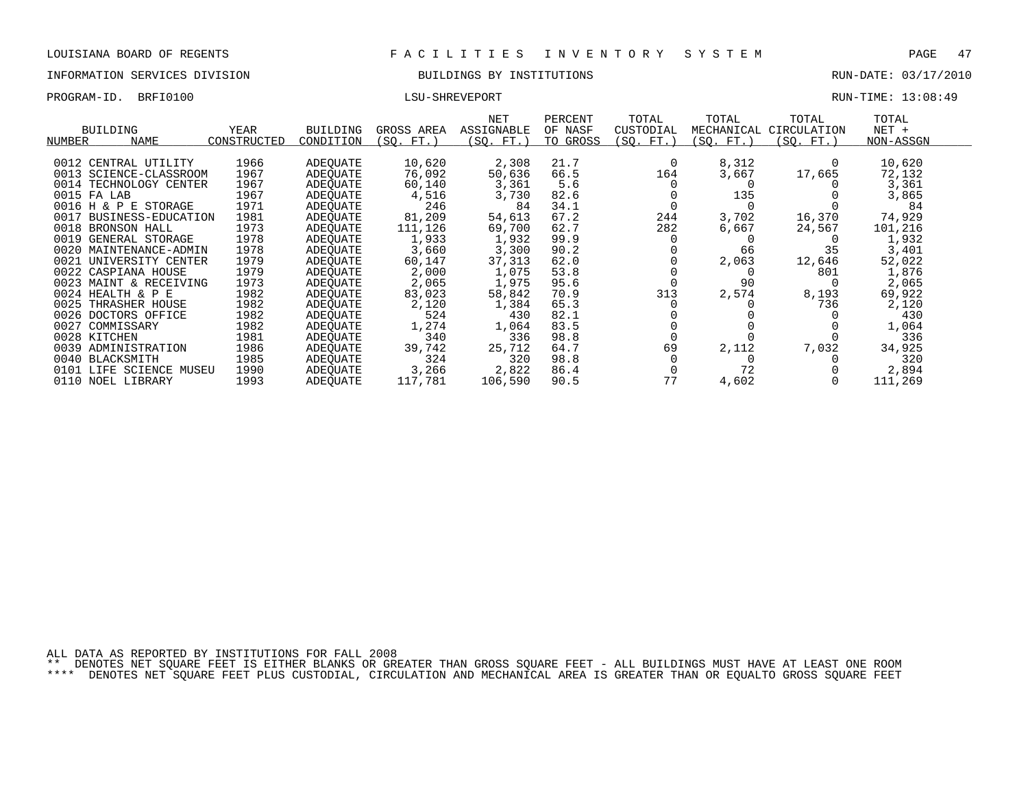LOUISIANA BOARD OF REGENTS — FACILITIES INVENTORY SYSTEM

INFORMATION SERVICES DIVISION — BUILDINGS BY INSTITUTIONS — RUN-DATE: 03/17/2010

PROGRAM-ID. BRFI0100 — LSU-SHREVEPORT — RUN-TIME: 13:08:49

| BUILDING NUMBER | NAME | YEAR CONSTRUCTED | BUILDING CONDITION | GROSS AREA (SQ. FT.) | NET ASSIGNABLE (SQ. FT.) | PERCENT OF NASF TO GROSS | TOTAL CUSTODIAL (SQ. FT.) | TOTAL MECHANICAL (SQ. FT.) | TOTAL CIRCULATION (SQ. FT.) | TOTAL NET + NON-ASSGN |
|---|---|---|---|---|---|---|---|---|---|---|
| 0012 | CENTRAL UTILITY | 1966 | ADEQUATE | 10,620 | 2,308 | 21.7 | 0 | 8,312 | 0 | 10,620 |
| 0013 | SCIENCE-CLASSROOM | 1967 | ADEQUATE | 76,092 | 50,636 | 66.5 | 164 | 3,667 | 17,665 | 72,132 |
| 0014 | TECHNOLOGY CENTER | 1967 | ADEQUATE | 60,140 | 3,361 | 5.6 | 0 | 0 | 0 | 3,361 |
| 0015 | FA LAB | 1967 | ADEQUATE | 4,516 | 3,730 | 82.6 | 0 | 135 | 0 | 3,865 |
| 0016 | H & P E STORAGE | 1971 | ADEQUATE | 246 | 84 | 34.1 | 0 | 0 | 0 | 84 |
| 0017 | BUSINESS-EDUCATION | 1981 | ADEQUATE | 81,209 | 54,613 | 67.2 | 244 | 3,702 | 16,370 | 74,929 |
| 0018 | BRONSON HALL | 1973 | ADEQUATE | 111,126 | 69,700 | 62.7 | 282 | 6,667 | 24,567 | 101,216 |
| 0019 | GENERAL STORAGE | 1978 | ADEQUATE | 1,933 | 1,932 | 99.9 | 0 | 0 | 0 | 1,932 |
| 0020 | MAINTENANCE-ADMIN | 1978 | ADEQUATE | 3,660 | 3,300 | 90.2 | 0 | 66 | 35 | 3,401 |
| 0021 | UNIVERSITY CENTER | 1979 | ADEQUATE | 60,147 | 37,313 | 62.0 | 0 | 2,063 | 12,646 | 52,022 |
| 0022 | CASPIANA HOUSE | 1979 | ADEQUATE | 2,000 | 1,075 | 53.8 | 0 | 0 | 801 | 1,876 |
| 0023 | MAINT & RECEIVING | 1973 | ADEQUATE | 2,065 | 1,975 | 95.6 | 0 | 90 | 0 | 2,065 |
| 0024 | HEALTH & P E | 1982 | ADEQUATE | 83,023 | 58,842 | 70.9 | 313 | 2,574 | 8,193 | 69,922 |
| 0025 | THRASHER HOUSE | 1982 | ADEQUATE | 2,120 | 1,384 | 65.3 | 0 | 0 | 736 | 2,120 |
| 0026 | DOCTORS OFFICE | 1982 | ADEQUATE | 524 | 430 | 82.1 | 0 | 0 | 0 | 430 |
| 0027 | COMMISSARY | 1982 | ADEQUATE | 1,274 | 1,064 | 83.5 | 0 | 0 | 0 | 1,064 |
| 0028 | KITCHEN | 1981 | ADEQUATE | 340 | 336 | 98.8 | 0 | 0 | 0 | 336 |
| 0039 | ADMINISTRATION | 1986 | ADEQUATE | 39,742 | 25,712 | 64.7 | 69 | 2,112 | 7,032 | 34,925 |
| 0040 | BLACKSMITH | 1985 | ADEQUATE | 324 | 320 | 98.8 | 0 | 0 | 0 | 320 |
| 0101 | LIFE SCIENCE MUSEU | 1990 | ADEQUATE | 3,266 | 2,822 | 86.4 | 0 | 72 | 0 | 2,894 |
| 0110 | NOEL LIBRARY | 1993 | ADEQUATE | 117,781 | 106,590 | 90.5 | 77 | 4,602 | 0 | 111,269 |

ALL DATA AS REPORTED BY INSTITUTIONS FOR FALL 2008

** DENOTES NET SQUARE FEET IS EITHER BLANKS OR GREATER THAN GROSS SQUARE FEET - ALL BUILDINGS MUST HAVE AT LEAST ONE ROOM

**** DENOTES NET SQUARE FEET PLUS CUSTODIAL, CIRCULATION AND MECHANICAL AREA IS GREATER THAN OR EQUALTO GROSS SQUARE FEET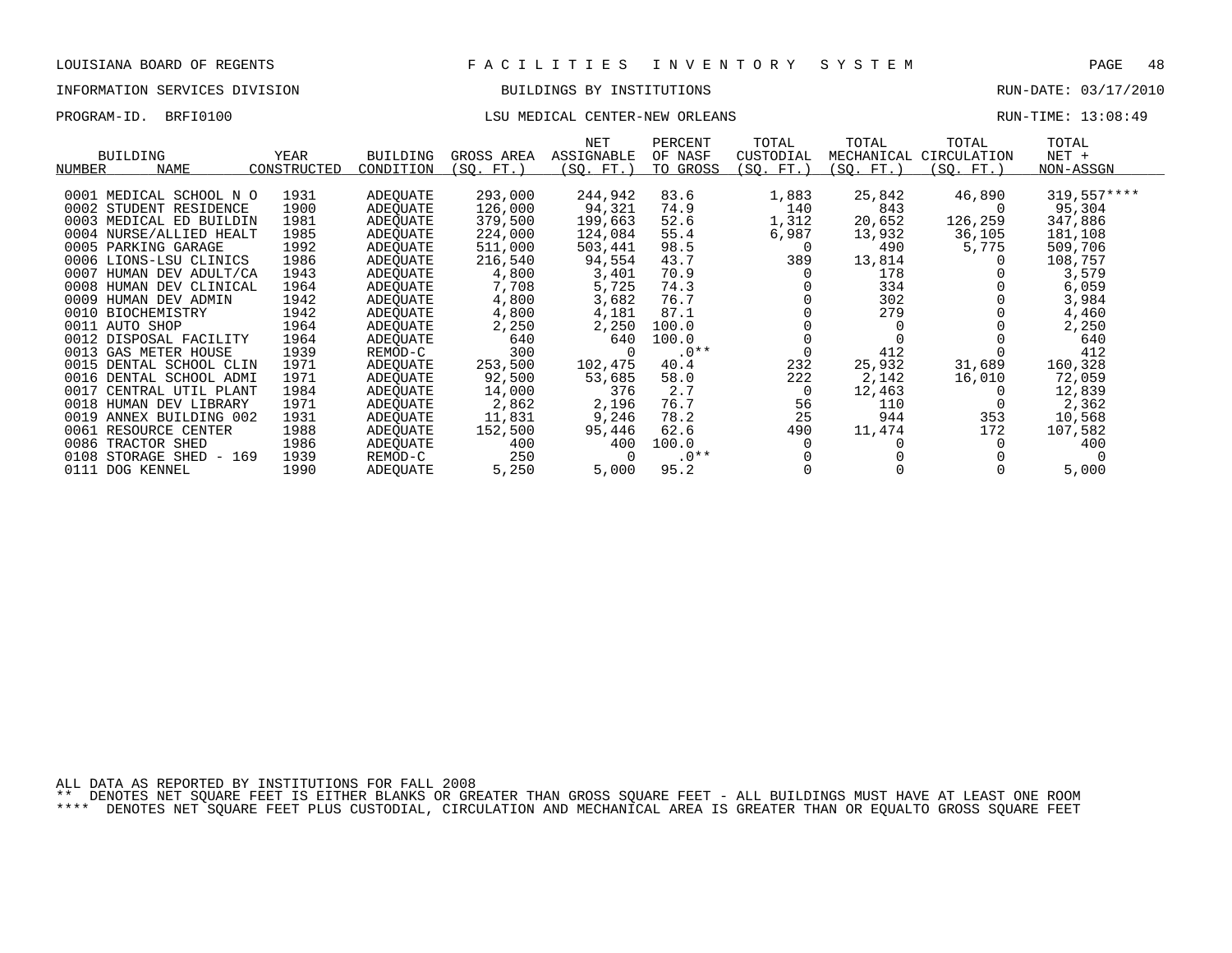LOUISIANA BOARD OF REGENTS — FACILITIES INVENTORY SYSTEM

INFORMATION SERVICES DIVISION — BUILDINGS BY INSTITUTIONS — RUN-DATE: 03/17/2010

PROGRAM-ID. BRFI0100 — LSU MEDICAL CENTER-NEW ORLEANS — RUN-TIME: 13:08:49

| BUILDING NUMBER | NAME | YEAR CONSTRUCTED | BUILDING CONDITION | GROSS AREA (SQ. FT.) | NET ASSIGNABLE (SQ. FT.) | PERCENT OF NASF TO GROSS | TOTAL CUSTODIAL (SQ. FT.) | TOTAL MECHANICAL (SQ. FT.) | TOTAL CIRCULATION (SQ. FT.) | TOTAL NET + NON-ASSGN |
|---|---|---|---|---|---|---|---|---|---|---|
| 0001 | MEDICAL SCHOOL N O | 1931 | ADEQUATE | 293,000 | 244,942 | 83.6 | 1,883 | 25,842 | 46,890 | 319,557**** |
| 0002 | STUDENT RESIDENCE | 1900 | ADEQUATE | 126,000 | 94,321 | 74.9 | 140 | 843 | 0 | 95,304 |
| 0003 | MEDICAL ED BUILDIN | 1981 | ADEQUATE | 379,500 | 199,663 | 52.6 | 1,312 | 20,652 | 126,259 | 347,886 |
| 0004 | NURSE/ALLIED HEALT | 1985 | ADEQUATE | 224,000 | 124,084 | 55.4 | 6,987 | 13,932 | 36,105 | 181,108 |
| 0005 | PARKING GARAGE | 1992 | ADEQUATE | 511,000 | 503,441 | 98.5 | 0 | 490 | 5,775 | 509,706 |
| 0006 | LIONS-LSU CLINICS | 1986 | ADEQUATE | 216,540 | 94,554 | 43.7 | 389 | 13,814 | 0 | 108,757 |
| 0007 | HUMAN DEV ADULT/CA | 1943 | ADEQUATE | 4,800 | 3,401 | 70.9 | 0 | 178 | 0 | 3,579 |
| 0008 | HUMAN DEV CLINICAL | 1964 | ADEQUATE | 7,708 | 5,725 | 74.3 | 0 | 334 | 0 | 6,059 |
| 0009 | HUMAN DEV ADMIN | 1942 | ADEQUATE | 4,800 | 3,682 | 76.7 | 0 | 302 | 0 | 3,984 |
| 0010 | BIOCHEMISTRY | 1942 | ADEQUATE | 4,800 | 4,181 | 87.1 | 0 | 279 | 0 | 4,460 |
| 0011 | AUTO SHOP | 1964 | ADEQUATE | 2,250 | 2,250 | 100.0 | 0 | 0 | 0 | 2,250 |
| 0012 | DISPOSAL FACILITY | 1964 | ADEQUATE | 640 | 640 | 100.0 | 0 | 0 | 0 | 640 |
| 0013 | GAS METER HOUSE | 1939 | REMOD-C | 300 | 0 | .0** | 0 | 412 | 0 | 412 |
| 0015 | DENTAL SCHOOL CLIN | 1971 | ADEQUATE | 253,500 | 102,475 | 40.4 | 232 | 25,932 | 31,689 | 160,328 |
| 0016 | DENTAL SCHOOL ADMI | 1971 | ADEQUATE | 92,500 | 53,685 | 58.0 | 222 | 2,142 | 16,010 | 72,059 |
| 0017 | CENTRAL UTIL PLANT | 1984 | ADEQUATE | 14,000 | 376 | 2.7 | 0 | 12,463 | 0 | 12,839 |
| 0018 | HUMAN DEV LIBRARY | 1971 | ADEQUATE | 2,862 | 2,196 | 76.7 | 56 | 110 | 0 | 2,362 |
| 0019 | ANNEX BUILDING 002 | 1931 | ADEQUATE | 11,831 | 9,246 | 78.2 | 25 | 944 | 353 | 10,568 |
| 0061 | RESOURCE CENTER | 1988 | ADEQUATE | 152,500 | 95,446 | 62.6 | 490 | 11,474 | 172 | 107,582 |
| 0086 | TRACTOR SHED | 1986 | ADEQUATE | 400 | 400 | 100.0 | 0 | 0 | 0 | 400 |
| 0108 | STORAGE SHED - 169 | 1939 | REMOD-C | 250 | 0 | .0** | 0 | 0 | 0 | 0 |
| 0111 | DOG KENNEL | 1990 | ADEQUATE | 5,250 | 5,000 | 95.2 | 0 | 0 | 0 | 5,000 |

ALL DATA AS REPORTED BY INSTITUTIONS FOR FALL 2008

** DENOTES NET SQUARE FEET IS EITHER BLANKS OR GREATER THAN GROSS SQUARE FEET - ALL BUILDINGS MUST HAVE AT LEAST ONE ROOM

**** DENOTES NET SQUARE FEET PLUS CUSTODIAL, CIRCULATION AND MECHANICAL AREA IS GREATER THAN OR EQUALTO GROSS SQUARE FEET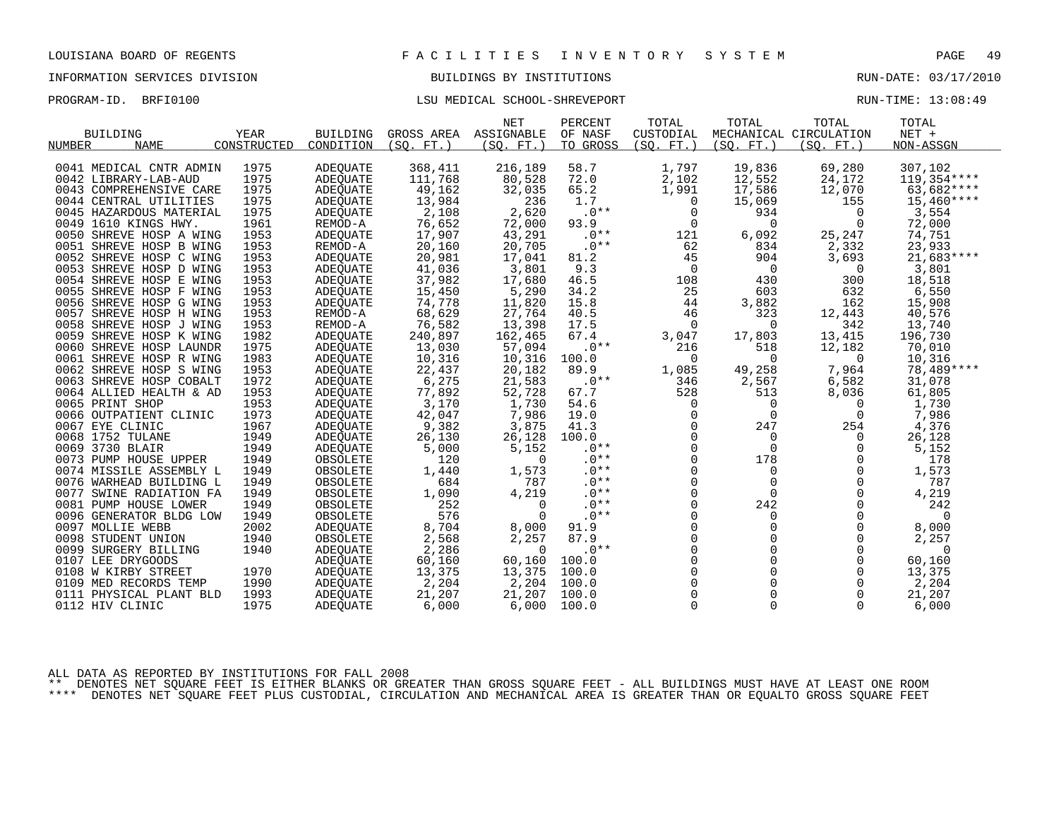LOUISIANA BOARD OF REGENTS — F A C I L I T I E S   I N V E N T O R Y   S Y S T E M

INFORMATION SERVICES DIVISION — BUILDINGS BY INSTITUTIONS — RUN-DATE: 03/17/2010

PROGRAM-ID. BRFI0100 — LSU MEDICAL SCHOOL-SHREVEPORT — RUN-TIME: 13:08:49

| BUILDING NUMBER | NAME | YEAR CONSTRUCTED | BUILDING CONDITION | GROSS AREA (SQ. FT.) | NET ASSIGNABLE (SQ. FT.) | PERCENT OF NASF TO GROSS | TOTAL CUSTODIAL (SQ. FT.) | TOTAL MECHANICAL (SQ. FT.) | TOTAL CIRCULATION (SQ. FT.) | TOTAL NET + NON-ASSGN |
|---|---|---|---|---|---|---|---|---|---|---|
| 0041 | MEDICAL CNTR ADMIN | 1975 | ADEQUATE | 368,411 | 216,189 | 58.7 | 1,797 | 19,836 | 69,280 | 307,102 |
| 0042 | LIBRARY-LAB-AUD | 1975 | ADEQUATE | 111,768 | 80,528 | 72.0 | 2,102 | 12,552 | 24,172 | 119,354**** |
| 0043 | COMPREHENSIVE CARE | 1975 | ADEQUATE | 49,162 | 32,035 | 65.2 | 1,991 | 17,586 | 12,070 | 63,682**** |
| 0044 | CENTRAL UTILITIES | 1975 | ADEQUATE | 13,984 | 236 | 1.7 | 0 | 15,069 | 155 | 15,460**** |
| 0045 | HAZARDOUS MATERIAL | 1975 | ADEQUATE | 2,108 | 2,620 | .0** | 0 | 934 | 0 | 3,554 |
| 0049 | 1610 KINGS HWY. | 1961 | REMOD-A | 76,652 | 72,000 | 93.9 | 0 | 0 | 0 | 72,000 |
| 0050 | SHREVE HOSP A WING | 1953 | ADEQUATE | 17,907 | 43,291 | .0** | 121 | 6,092 | 25,247 | 74,751 |
| 0051 | SHREVE HOSP B WING | 1953 | REMOD-A | 20,160 | 20,705 | .0** | 62 | 834 | 2,332 | 23,933 |
| 0052 | SHREVE HOSP C WING | 1953 | ADEQUATE | 20,981 | 17,041 | 81.2 | 45 | 904 | 3,693 | 21,683**** |
| 0053 | SHREVE HOSP D WING | 1953 | ADEQUATE | 41,036 | 3,801 | 9.3 | 0 | 0 | 0 | 3,801 |
| 0054 | SHREVE HOSP E WING | 1953 | ADEQUATE | 37,982 | 17,680 | 46.5 | 108 | 430 | 300 | 18,518 |
| 0055 | SHREVE HOSP F WING | 1953 | ADEQUATE | 15,450 | 5,290 | 34.2 | 25 | 603 | 632 | 6,550 |
| 0056 | SHREVE HOSP G WING | 1953 | ADEQUATE | 74,778 | 11,820 | 15.8 | 44 | 3,882 | 162 | 15,908 |
| 0057 | SHREVE HOSP H WING | 1953 | REMOD-A | 68,629 | 27,764 | 40.5 | 46 | 323 | 12,443 | 40,576 |
| 0058 | SHREVE HOSP J WING | 1953 | REMOD-A | 76,582 | 13,398 | 17.5 | 0 | 0 | 342 | 13,740 |
| 0059 | SHREVE HOSP K WING | 1982 | ADEQUATE | 240,897 | 162,465 | 67.4 | 3,047 | 17,803 | 13,415 | 196,730 |
| 0060 | SHREVE HOSP LAUNDR | 1975 | ADEQUATE | 13,030 | 57,094 | .0** | 216 | 518 | 12,182 | 70,010 |
| 0061 | SHREVE HOSP R WING | 1983 | ADEQUATE | 10,316 | 10,316 | 100.0 | 0 | 0 | 0 | 10,316 |
| 0062 | SHREVE HOSP S WING | 1953 | ADEQUATE | 22,437 | 20,182 | 89.9 | 1,085 | 49,258 | 7,964 | 78,489**** |
| 0063 | SHREVE HOSP COBALT | 1972 | ADEQUATE | 6,275 | 21,583 | .0** | 346 | 2,567 | 6,582 | 31,078 |
| 0064 | ALLIED HEALTH & AD | 1953 | ADEQUATE | 77,892 | 52,728 | 67.7 | 528 | 513 | 8,036 | 61,805 |
| 0065 | PRINT SHOP | 1953 | ADEQUATE | 3,170 | 1,730 | 54.6 | 0 | 0 | 0 | 1,730 |
| 0066 | OUTPATIENT CLINIC | 1973 | ADEQUATE | 42,047 | 7,986 | 19.0 | 0 | 0 | 0 | 7,986 |
| 0067 | EYE CLINIC | 1967 | ADEQUATE | 9,382 | 3,875 | 41.3 | 0 | 247 | 254 | 4,376 |
| 0068 | 1752 TULANE | 1949 | ADEQUATE | 26,130 | 26,128 | 100.0 | 0 | 0 | 0 | 26,128 |
| 0069 | 3730 BLAIR | 1949 | ADEQUATE | 5,000 | 5,152 | .0** | 0 | 0 | 0 | 5,152 |
| 0073 | PUMP HOUSE UPPER | 1949 | OBSOLETE | 120 | 0 | .0** | 0 | 178 | 0 | 178 |
| 0074 | MISSILE ASSEMBLY L | 1949 | OBSOLETE | 1,440 | 1,573 | .0** | 0 | 0 | 0 | 1,573 |
| 0076 | WARHEAD BUILDING L | 1949 | OBSOLETE | 684 | 787 | .0** | 0 | 0 | 0 | 787 |
| 0077 | SWINE RADIATION FA | 1949 | OBSOLETE | 1,090 | 4,219 | .0** | 0 | 0 | 0 | 4,219 |
| 0081 | PUMP HOUSE LOWER | 1949 | OBSOLETE | 252 | 0 | .0** | 0 | 242 | 0 | 242 |
| 0096 | GENERATOR BLDG LOW | 1949 | OBSOLETE | 576 | 0 | .0** | 0 | 0 | 0 | 0 |
| 0097 | MOLLIE WEBB | 2002 | ADEQUATE | 8,704 | 8,000 | 91.9 | 0 | 0 | 0 | 8,000 |
| 0098 | STUDENT UNION | 1940 | OBSOLETE | 2,568 | 2,257 | 87.9 | 0 | 0 | 0 | 2,257 |
| 0099 | SURGERY BILLING | 1940 | ADEQUATE | 2,286 | 0 | .0** | 0 | 0 | 0 | 0 |
| 0107 | LEE DRYGOODS | | ADEQUATE | 60,160 | 60,160 | 100.0 | 0 | 0 | 0 | 60,160 |
| 0108 | W KIRBY STREET | 1970 | ADEQUATE | 13,375 | 13,375 | 100.0 | 0 | 0 | 0 | 13,375 |
| 0109 | MED RECORDS TEMP | 1990 | ADEQUATE | 2,204 | 2,204 | 100.0 | 0 | 0 | 0 | 2,204 |
| 0111 | PHYSICAL PLANT BLD | 1993 | ADEQUATE | 21,207 | 21,207 | 100.0 | 0 | 0 | 0 | 21,207 |
| 0112 | HIV CLINIC | 1975 | ADEQUATE | 6,000 | 6,000 | 100.0 | 0 | 0 | 0 | 6,000 |

ALL DATA AS REPORTED BY INSTITUTIONS FOR FALL 2008

** DENOTES NET SQUARE FEET IS EITHER BLANKS OR GREATER THAN GROSS SQUARE FEET - ALL BUILDINGS MUST HAVE AT LEAST ONE ROOM

**** DENOTES NET SQUARE FEET PLUS CUSTODIAL, CIRCULATION AND MECHANICAL AREA IS GREATER THAN OR EQUALTO GROSS SQUARE FEET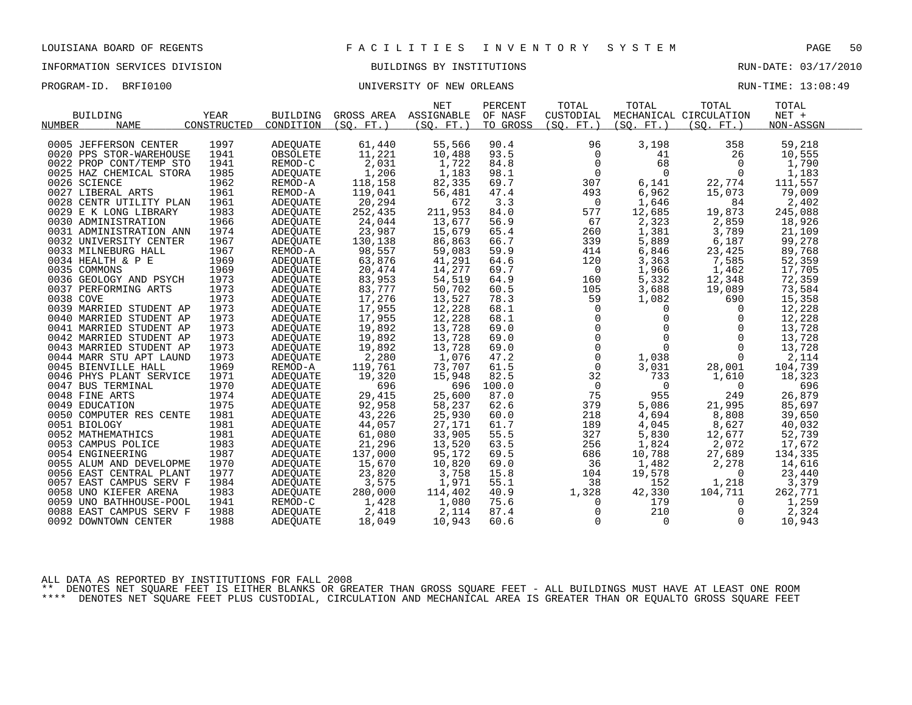LOUISIANA BOARD OF REGENTS — FACILITIES INVENTORY SYSTEM

INFORMATION SERVICES DIVISION — BUILDINGS BY INSTITUTIONS — RUN-DATE: 03/17/2010

PROGRAM-ID. BRFI0100 — UNIVERSITY OF NEW ORLEANS — RUN-TIME: 13:08:49

| BUILDING NUMBER | NAME | YEAR CONSTRUCTED | BUILDING CONDITION | GROSS AREA (SQ. FT.) | NET ASSIGNABLE (SQ. FT.) | PERCENT OF NASF TO GROSS | TOTAL CUSTODIAL (SQ. FT.) | TOTAL MECHANICAL (SQ. FT.) | TOTAL CIRCULATION (SQ. FT.) | TOTAL NET + NON-ASSGN |
|---|---|---|---|---|---|---|---|---|---|---|
| 0005 | JEFFERSON CENTER | 1997 | ADEQUATE | 61,440 | 55,566 | 90.4 | 96 | 3,198 | 358 | 59,218 |
| 0020 | PPS STOR-WAREHOUSE | 1941 | OBSOLETE | 11,221 | 10,488 | 93.5 | 0 | 41 | 26 | 10,555 |
| 0022 | PROP CONT/TEMP STO | 1941 | REMOD-C | 2,031 | 1,722 | 84.8 | 0 | 68 | 0 | 1,790 |
| 0025 | HAZ CHEMICAL STORA | 1985 | ADEQUATE | 1,206 | 1,183 | 98.1 | 0 | 0 | 0 | 1,183 |
| 0026 | SCIENCE | 1962 | REMOD-A | 118,158 | 82,335 | 69.7 | 307 | 6,141 | 22,774 | 111,557 |
| 0027 | LIBERAL ARTS | 1961 | REMOD-A | 119,041 | 56,481 | 47.4 | 493 | 6,962 | 15,073 | 79,009 |
| 0028 | CENTR UTILITY PLAN | 1961 | ADEQUATE | 20,294 | 672 | 3.3 | 0 | 1,646 | 84 | 2,402 |
| 0029 | E K LONG LIBRARY | 1983 | ADEQUATE | 252,435 | 211,953 | 84.0 | 577 | 12,685 | 19,873 | 245,088 |
| 0030 | ADMINISTRATION | 1966 | ADEQUATE | 24,044 | 13,677 | 56.9 | 67 | 2,323 | 2,859 | 18,926 |
| 0031 | ADMINISTRATION ANN | 1974 | ADEQUATE | 23,987 | 15,679 | 65.4 | 260 | 1,381 | 3,789 | 21,109 |
| 0032 | UNIVERSITY CENTER | 1967 | ADEQUATE | 130,138 | 86,863 | 66.7 | 339 | 5,889 | 6,187 | 99,278 |
| 0033 | MILNEBURG HALL | 1967 | REMOD-A | 98,557 | 59,083 | 59.9 | 414 | 6,846 | 23,425 | 89,768 |
| 0034 | HEALTH & P E | 1969 | ADEQUATE | 63,876 | 41,291 | 64.6 | 120 | 3,363 | 7,585 | 52,359 |
| 0035 | COMMONS | 1969 | ADEQUATE | 20,474 | 14,277 | 69.7 | 0 | 1,966 | 1,462 | 17,705 |
| 0036 | GEOLOGY AND PSYCH | 1973 | ADEQUATE | 83,953 | 54,519 | 64.9 | 160 | 5,332 | 12,348 | 72,359 |
| 0037 | PERFORMING ARTS | 1973 | ADEQUATE | 83,777 | 50,702 | 60.5 | 105 | 3,688 | 19,089 | 73,584 |
| 0038 | COVE | 1973 | ADEQUATE | 17,276 | 13,527 | 78.3 | 59 | 1,082 | 690 | 15,358 |
| 0039 | MARRIED STUDENT AP | 1973 | ADEQUATE | 17,955 | 12,228 | 68.1 | 0 | 0 | 0 | 12,228 |
| 0040 | MARRIED STUDENT AP | 1973 | ADEQUATE | 17,955 | 12,228 | 68.1 | 0 | 0 | 0 | 12,228 |
| 0041 | MARRIED STUDENT AP | 1973 | ADEQUATE | 19,892 | 13,728 | 69.0 | 0 | 0 | 0 | 13,728 |
| 0042 | MARRIED STUDENT AP | 1973 | ADEQUATE | 19,892 | 13,728 | 69.0 | 0 | 0 | 0 | 13,728 |
| 0043 | MARRIED STUDENT AP | 1973 | ADEQUATE | 19,892 | 13,728 | 69.0 | 0 | 0 | 0 | 13,728 |
| 0044 | MARR STU APT LAUND | 1973 | ADEQUATE | 2,280 | 1,076 | 47.2 | 0 | 1,038 | 0 | 2,114 |
| 0045 | BIENVILLE HALL | 1969 | REMOD-A | 119,761 | 73,707 | 61.5 | 0 | 3,031 | 28,001 | 104,739 |
| 0046 | PHYS PLANT SERVICE | 1971 | ADEQUATE | 19,320 | 15,948 | 82.5 | 32 | 733 | 1,610 | 18,323 |
| 0047 | BUS TERMINAL | 1970 | ADEQUATE | 696 | 696 | 100.0 | 0 | 0 | 0 | 696 |
| 0048 | FINE ARTS | 1974 | ADEQUATE | 29,415 | 25,600 | 87.0 | 75 | 955 | 249 | 26,879 |
| 0049 | EDUCATION | 1975 | ADEQUATE | 92,958 | 58,237 | 62.6 | 379 | 5,086 | 21,995 | 85,697 |
| 0050 | COMPUTER RES CENTE | 1981 | ADEQUATE | 43,226 | 25,930 | 60.0 | 218 | 4,694 | 8,808 | 39,650 |
| 0051 | BIOLOGY | 1981 | ADEQUATE | 44,057 | 27,171 | 61.7 | 189 | 4,045 | 8,627 | 40,032 |
| 0052 | MATHEMATHICS | 1981 | ADEQUATE | 61,080 | 33,905 | 55.5 | 327 | 5,830 | 12,677 | 52,739 |
| 0053 | CAMPUS POLICE | 1983 | ADEQUATE | 21,296 | 13,520 | 63.5 | 256 | 1,824 | 2,072 | 17,672 |
| 0054 | ENGINEERING | 1987 | ADEQUATE | 137,000 | 95,172 | 69.5 | 686 | 10,788 | 27,689 | 134,335 |
| 0055 | ALUM AND DEVELOPME | 1970 | ADEQUATE | 15,670 | 10,820 | 69.0 | 36 | 1,482 | 2,278 | 14,616 |
| 0056 | EAST CENTRAL PLANT | 1977 | ADEQUATE | 23,820 | 3,758 | 15.8 | 104 | 19,578 | 0 | 23,440 |
| 0057 | EAST CAMPUS SERV F | 1984 | ADEQUATE | 3,575 | 1,971 | 55.1 | 38 | 152 | 1,218 | 3,379 |
| 0058 | UNO KIEFER ARENA | 1983 | ADEQUATE | 280,000 | 114,402 | 40.9 | 1,328 | 42,330 | 104,711 | 262,771 |
| 0059 | UNO BATHHOUSE-POOL | 1941 | REMOD-C | 1,428 | 1,080 | 75.6 | 0 | 179 | 0 | 1,259 |
| 0088 | EAST CAMPUS SERV F | 1988 | ADEQUATE | 2,418 | 2,114 | 87.4 | 0 | 210 | 0 | 2,324 |
| 0092 | DOWNTOWN CENTER | 1988 | ADEQUATE | 18,049 | 10,943 | 60.6 | 0 | 0 | 0 | 10,943 |

ALL DATA AS REPORTED BY INSTITUTIONS FOR FALL 2008

** DENOTES NET SQUARE FEET IS EITHER BLANKS OR GREATER THAN GROSS SQUARE FEET - ALL BUILDINGS MUST HAVE AT LEAST ONE ROOM

**** DENOTES NET SQUARE FEET PLUS CUSTODIAL, CIRCULATION AND MECHANICAL AREA IS GREATER THAN OR EQUALTO GROSS SQUARE FEET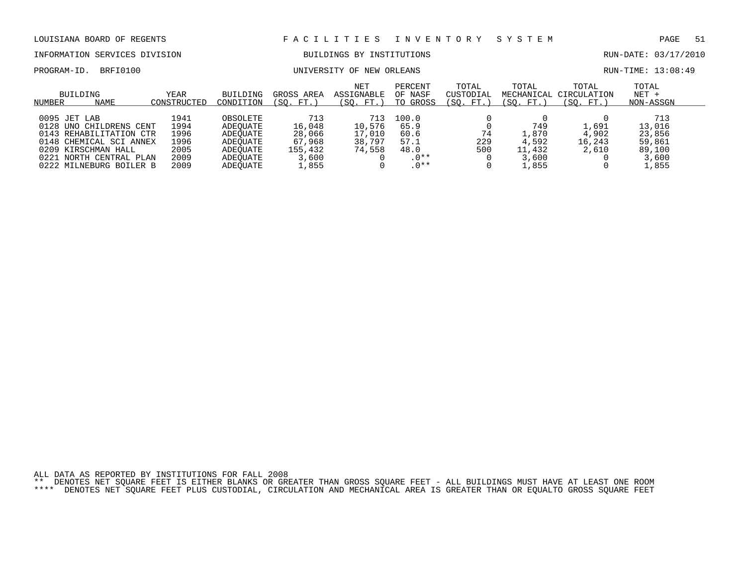LOUISIANA BOARD OF REGENTS — FACILITIES INVENTORY SYSTEM

INFORMATION SERVICES DIVISION — BUILDINGS BY INSTITUTIONS — RUN-DATE: 03/17/2010

PROGRAM-ID. BRFI0100 — UNIVERSITY OF NEW ORLEANS — RUN-TIME: 13:08:49

| BUILDING NUMBER | BUILDING NAME | YEAR CONSTRUCTED | BUILDING CONDITION | GROSS AREA (SQ. FT.) | NET ASSIGNABLE (SQ. FT.) | PERCENT OF NASF TO GROSS | TOTAL CUSTODIAL (SQ. FT.) | TOTAL MECHANICAL (SQ. FT.) | TOTAL CIRCULATION (SQ. FT.) | TOTAL NET + NON-ASSGN |
|---|---|---|---|---|---|---|---|---|---|---|
| 0095 | JET LAB | 1941 | OBSOLETE | 713 | 713 | 100.0 | 0 | 0 | 0 | 713 |
| 0128 | UNO CHILDRENS CENT | 1994 | ADEQUATE | 16,048 | 10,576 | 65.9 | 0 | 749 | 1,691 | 13,016 |
| 0143 | REHABILITATION CTR | 1996 | ADEQUATE | 28,066 | 17,010 | 60.6 | 74 | 1,870 | 4,902 | 23,856 |
| 0148 | CHEMICAL SCI ANNEX | 1996 | ADEQUATE | 67,968 | 38,797 | 57.1 | 229 | 4,592 | 16,243 | 59,861 |
| 0209 | KIRSCHMAN HALL | 2005 | ADEQUATE | 155,432 | 74,558 | 48.0 | 500 | 11,432 | 2,610 | 89,100 |
| 0221 | NORTH CENTRAL PLAN | 2009 | ADEQUATE | 3,600 | 0 | .0** | 0 | 3,600 | 0 | 3,600 |
| 0222 | MILNEBURG BOILER B | 2009 | ADEQUATE | 1,855 | 0 | .0** | 0 | 1,855 | 0 | 1,855 |

ALL DATA AS REPORTED BY INSTITUTIONS FOR FALL 2008

** DENOTES NET SQUARE FEET IS EITHER BLANKS OR GREATER THAN GROSS SQUARE FEET - ALL BUILDINGS MUST HAVE AT LEAST ONE ROOM

**** DENOTES NET SQUARE FEET PLUS CUSTODIAL, CIRCULATION AND MECHANICAL AREA IS GREATER THAN OR EQUALTO GROSS SQUARE FEET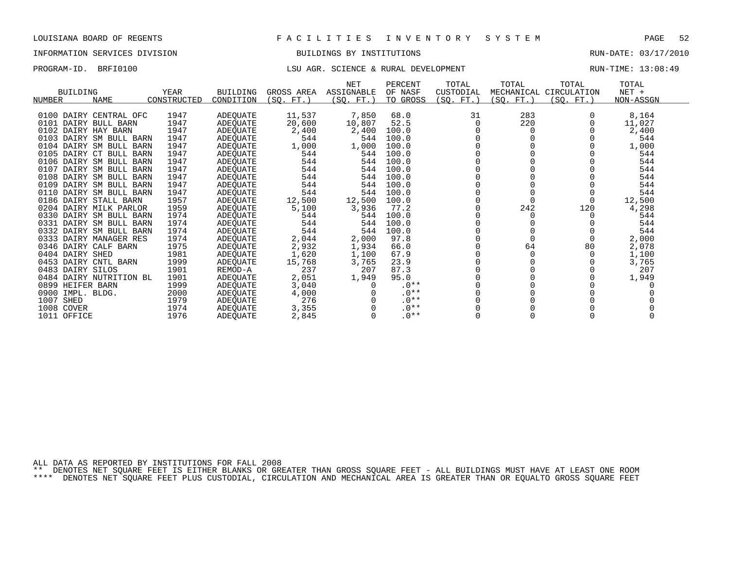LOUISIANA BOARD OF REGENTS — FACILITIES INVENTORY SYSTEM

INFORMATION SERVICES DIVISION — BUILDINGS BY INSTITUTIONS — RUN-DATE: 03/17/2010

PROGRAM-ID. BRFI0100 — LSU AGR. SCIENCE & RURAL DEVELOPMENT — RUN-TIME: 13:08:49

| BUILDING NUMBER | NAME | YEAR CONSTRUCTED | BUILDING CONDITION | GROSS AREA (SQ. FT.) | NET ASSIGNABLE (SQ. FT.) | PERCENT OF NASF TO GROSS | TOTAL CUSTODIAL (SQ. FT.) | TOTAL MECHANICAL (SQ. FT.) | TOTAL CIRCULATION (SQ. FT.) | TOTAL NET + NON-ASSGN |
|---|---|---|---|---|---|---|---|---|---|---|
| 0100 | DAIRY CENTRAL OFC | 1947 | ADEQUATE | 11,537 | 7,850 | 68.0 | 31 | 283 | 0 | 8,164 |
| 0101 | DAIRY BULL BARN | 1947 | ADEQUATE | 20,600 | 10,807 | 52.5 | 0 | 220 | 0 | 11,027 |
| 0102 | DAIRY HAY BARN | 1947 | ADEQUATE | 2,400 | 2,400 | 100.0 | 0 | 0 | 0 | 2,400 |
| 0103 | DAIRY SM BULL BARN | 1947 | ADEQUATE | 544 | 544 | 100.0 | 0 | 0 | 0 | 544 |
| 0104 | DAIRY SM BULL BARN | 1947 | ADEQUATE | 1,000 | 1,000 | 100.0 | 0 | 0 | 0 | 1,000 |
| 0105 | DAIRY CT BULL BARN | 1947 | ADEQUATE | 544 | 544 | 100.0 | 0 | 0 | 0 | 544 |
| 0106 | DAIRY SM BULL BARN | 1947 | ADEQUATE | 544 | 544 | 100.0 | 0 | 0 | 0 | 544 |
| 0107 | DAIRY SM BULL BARN | 1947 | ADEQUATE | 544 | 544 | 100.0 | 0 | 0 | 0 | 544 |
| 0108 | DAIRY SM BULL BARN | 1947 | ADEQUATE | 544 | 544 | 100.0 | 0 | 0 | 0 | 544 |
| 0109 | DAIRY SM BULL BARN | 1947 | ADEQUATE | 544 | 544 | 100.0 | 0 | 0 | 0 | 544 |
| 0110 | DAIRY SM BULL BARN | 1947 | ADEQUATE | 544 | 544 | 100.0 | 0 | 0 | 0 | 544 |
| 0186 | DAIRY STALL BARN | 1957 | ADEQUATE | 12,500 | 12,500 | 100.0 | 0 | 0 | 0 | 12,500 |
| 0204 | DAIRY MILK PARLOR | 1959 | ADEQUATE | 5,100 | 3,936 | 77.2 | 0 | 242 | 120 | 4,298 |
| 0330 | DAIRY SM BULL BARN | 1974 | ADEQUATE | 544 | 544 | 100.0 | 0 | 0 | 0 | 544 |
| 0331 | DAIRY SM BULL BARN | 1974 | ADEQUATE | 544 | 544 | 100.0 | 0 | 0 | 0 | 544 |
| 0332 | DAIRY SM BULL BARN | 1974 | ADEQUATE | 544 | 544 | 100.0 | 0 | 0 | 0 | 544 |
| 0333 | DAIRY MANAGER RES | 1974 | ADEQUATE | 2,044 | 2,000 | 97.8 | 0 | 0 | 0 | 2,000 |
| 0346 | DAIRY CALF BARN | 1975 | ADEQUATE | 2,932 | 1,934 | 66.0 | 0 | 64 | 80 | 2,078 |
| 0404 | DAIRY SHED | 1981 | ADEQUATE | 1,620 | 1,100 | 67.9 | 0 | 0 | 0 | 1,100 |
| 0453 | DAIRY CNTL BARN | 1999 | ADEQUATE | 15,768 | 3,765 | 23.9 | 0 | 0 | 0 | 3,765 |
| 0483 | DAIRY SILOS | 1901 | REMOD-A | 237 | 207 | 87.3 | 0 | 0 | 0 | 207 |
| 0484 | DAIRY NUTRITION BL | 1901 | ADEQUATE | 2,051 | 1,949 | 95.0 | 0 | 0 | 0 | 1,949 |
| 0899 | HEIFER BARN | 1999 | ADEQUATE | 3,040 | 0 | .0** | 0 | 0 | 0 | 0 |
| 0900 | IMPL. BLDG. | 2000 | ADEQUATE | 4,000 | 0 | .0** | 0 | 0 | 0 | 0 |
| 1007 | SHED | 1979 | ADEQUATE | 276 | 0 | .0** | 0 | 0 | 0 | 0 |
| 1008 | COVER | 1974 | ADEQUATE | 3,355 | 0 | .0** | 0 | 0 | 0 | 0 |
| 1011 | OFFICE | 1976 | ADEQUATE | 2,845 | 0 | .0** | 0 | 0 | 0 | 0 |

ALL DATA AS REPORTED BY INSTITUTIONS FOR FALL 2008

** DENOTES NET SQUARE FEET IS EITHER BLANKS OR GREATER THAN GROSS SQUARE FEET - ALL BUILDINGS MUST HAVE AT LEAST ONE ROOM

**** DENOTES NET SQUARE FEET PLUS CUSTODIAL, CIRCULATION AND MECHANICAL AREA IS GREATER THAN OR EQUALTO GROSS SQUARE FEET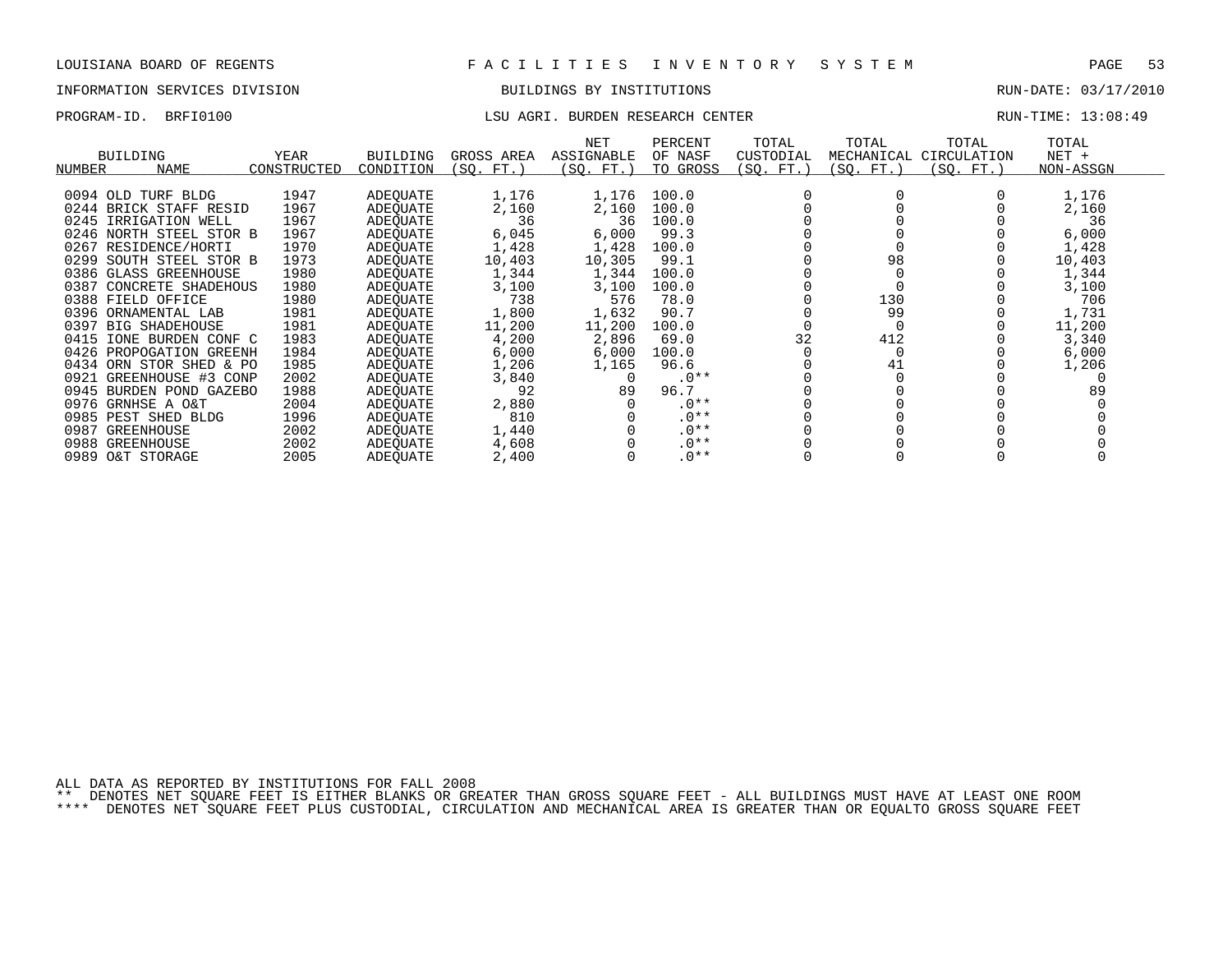LOUISIANA BOARD OF REGENTS — FACILITIES INVENTORY SYSTEM

INFORMATION SERVICES DIVISION — BUILDINGS BY INSTITUTIONS — RUN-DATE: 03/17/2010

PROGRAM-ID. BRFI0100 — LSU AGRI. BURDEN RESEARCH CENTER — RUN-TIME: 13:08:49

| BUILDING NUMBER | NAME | YEAR CONSTRUCTED | BUILDING CONDITION | GROSS AREA (SQ. FT.) | NET ASSIGNABLE (SQ. FT.) | PERCENT OF NASF TO GROSS | TOTAL CUSTODIAL (SQ. FT.) | TOTAL MECHANICAL (SQ. FT.) | TOTAL CIRCULATION (SQ. FT.) | TOTAL NET + NON-ASSGN |
|---|---|---|---|---|---|---|---|---|---|---|
| 0094 | OLD TURF BLDG | 1947 | ADEQUATE | 1,176 | 1,176 | 100.0 | 0 | 0 | 0 | 1,176 |
| 0244 | BRICK STAFF RESID | 1967 | ADEQUATE | 2,160 | 2,160 | 100.0 | 0 | 0 | 0 | 2,160 |
| 0245 | IRRIGATION WELL | 1967 | ADEQUATE | 36 | 36 | 100.0 | 0 | 0 | 0 | 36 |
| 0246 | NORTH STEEL STOR B | 1967 | ADEQUATE | 6,045 | 6,000 | 99.3 | 0 | 0 | 0 | 6,000 |
| 0267 | RESIDENCE/HORTI | 1970 | ADEQUATE | 1,428 | 1,428 | 100.0 | 0 | 0 | 0 | 1,428 |
| 0299 | SOUTH STEEL STOR B | 1973 | ADEQUATE | 10,403 | 10,305 | 99.1 | 0 | 98 | 0 | 10,403 |
| 0386 | GLASS GREENHOUSE | 1980 | ADEQUATE | 1,344 | 1,344 | 100.0 | 0 | 0 | 0 | 1,344 |
| 0387 | CONCRETE SHADEHOUS | 1980 | ADEQUATE | 3,100 | 3,100 | 100.0 | 0 | 0 | 0 | 3,100 |
| 0388 | FIELD OFFICE | 1980 | ADEQUATE | 738 | 576 | 78.0 | 0 | 130 | 0 | 706 |
| 0396 | ORNAMENTAL LAB | 1981 | ADEQUATE | 1,800 | 1,632 | 90.7 | 0 | 99 | 0 | 1,731 |
| 0397 | BIG SHADEHOUSE | 1981 | ADEQUATE | 11,200 | 11,200 | 100.0 | 0 | 0 | 0 | 11,200 |
| 0415 | IONE BURDEN CONF C | 1983 | ADEQUATE | 4,200 | 2,896 | 69.0 | 32 | 412 | 0 | 3,340 |
| 0426 | PROPOGATION GREENH | 1984 | ADEQUATE | 6,000 | 6,000 | 100.0 | 0 | 0 | 0 | 6,000 |
| 0434 | ORN STOR SHED & PO | 1985 | ADEQUATE | 1,206 | 1,165 | 96.6 | 0 | 41 | 0 | 1,206 |
| 0921 | GREENHOUSE #3 CONP | 2002 | ADEQUATE | 3,840 | 0 | .0** | 0 | 0 | 0 | 0 |
| 0945 | BURDEN POND GAZEBO | 1988 | ADEQUATE | 92 | 89 | 96.7 | 0 | 0 | 0 | 89 |
| 0976 | GRNHSE A O&T | 2004 | ADEQUATE | 2,880 | 0 | .0** | 0 | 0 | 0 | 0 |
| 0985 | PEST SHED BLDG | 1996 | ADEQUATE | 810 | 0 | .0** | 0 | 0 | 0 | 0 |
| 0987 | GREENHOUSE | 2002 | ADEQUATE | 1,440 | 0 | .0** | 0 | 0 | 0 | 0 |
| 0988 | GREENHOUSE | 2002 | ADEQUATE | 4,608 | 0 | .0** | 0 | 0 | 0 | 0 |
| 0989 | O&T STORAGE | 2005 | ADEQUATE | 2,400 | 0 | .0** | 0 | 0 | 0 | 0 |

ALL DATA AS REPORTED BY INSTITUTIONS FOR FALL 2008

** DENOTES NET SQUARE FEET IS EITHER BLANKS OR GREATER THAN GROSS SQUARE FEET - ALL BUILDINGS MUST HAVE AT LEAST ONE ROOM

**** DENOTES NET SQUARE FEET PLUS CUSTODIAL, CIRCULATION AND MECHANICAL AREA IS GREATER THAN OR EQUALTO GROSS SQUARE FEET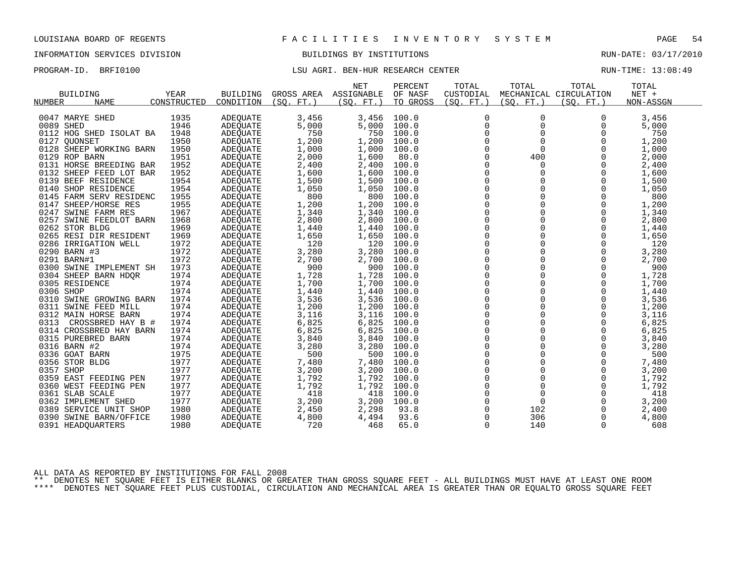LOUISIANA BOARD OF REGENTS — FACILITIES INVENTORY SYSTEM

INFORMATION SERVICES DIVISION — BUILDINGS BY INSTITUTIONS — RUN-DATE: 03/17/2010

PROGRAM-ID. BRFI0100 — LSU AGRI. BEN-HUR RESEARCH CENTER — RUN-TIME: 13:08:49

| BUILDING NUMBER | NAME | YEAR CONSTRUCTED | BUILDING CONDITION | GROSS AREA (SQ. FT.) | NET ASSIGNABLE (SQ. FT.) | PERCENT OF NASF TO GROSS | TOTAL CUSTODIAL (SQ. FT.) | TOTAL MECHANICAL (SQ. FT.) | TOTAL CIRCULATION (SQ. FT.) | TOTAL NET + NON-ASSGN |
|---|---|---|---|---|---|---|---|---|---|---|
| 0047 | MARYE SHED | 1935 | ADEQUATE | 3,456 | 3,456 | 100.0 | 0 | 0 | 0 | 3,456 |
| 0089 | SHED | 1946 | ADEQUATE | 5,000 | 5,000 | 100.0 | 0 | 0 | 0 | 5,000 |
| 0112 | HOG SHED ISOLAT BA | 1948 | ADEQUATE | 750 | 750 | 100.0 | 0 | 0 | 0 | 750 |
| 0127 | QUONSET | 1950 | ADEQUATE | 1,200 | 1,200 | 100.0 | 0 | 0 | 0 | 1,200 |
| 0128 | SHEEP WORKING BARN | 1950 | ADEQUATE | 1,000 | 1,000 | 100.0 | 0 | 0 | 0 | 1,000 |
| 0129 | ROP BARN | 1951 | ADEQUATE | 2,000 | 1,600 | 80.0 | 0 | 400 | 0 | 2,000 |
| 0131 | HORSE BREEDING BAR | 1952 | ADEQUATE | 2,400 | 2,400 | 100.0 | 0 | 0 | 0 | 2,400 |
| 0132 | SHEEP FEED LOT BAR | 1952 | ADEQUATE | 1,600 | 1,600 | 100.0 | 0 | 0 | 0 | 1,600 |
| 0139 | BEEF RESIDENCE | 1954 | ADEQUATE | 1,500 | 1,500 | 100.0 | 0 | 0 | 0 | 1,500 |
| 0140 | SHOP RESIDENCE | 1954 | ADEQUATE | 1,050 | 1,050 | 100.0 | 0 | 0 | 0 | 1,050 |
| 0145 | FARM SERV RESIDENC | 1955 | ADEQUATE | 800 | 800 | 100.0 | 0 | 0 | 0 | 800 |
| 0147 | SHEEP/HORSE RES | 1955 | ADEQUATE | 1,200 | 1,200 | 100.0 | 0 | 0 | 0 | 1,200 |
| 0247 | SWINE FARM RES | 1967 | ADEQUATE | 1,340 | 1,340 | 100.0 | 0 | 0 | 0 | 1,340 |
| 0257 | SWINE FEEDLOT BARN | 1968 | ADEQUATE | 2,800 | 2,800 | 100.0 | 0 | 0 | 0 | 2,800 |
| 0262 | STOR BLDG | 1969 | ADEQUATE | 1,440 | 1,440 | 100.0 | 0 | 0 | 0 | 1,440 |
| 0265 | RESI DIR RESIDENT | 1969 | ADEQUATE | 1,650 | 1,650 | 100.0 | 0 | 0 | 0 | 1,650 |
| 0286 | IRRIGATION WELL | 1972 | ADEQUATE | 120 | 120 | 100.0 | 0 | 0 | 0 | 120 |
| 0290 | BARN #3 | 1972 | ADEQUATE | 3,280 | 3,280 | 100.0 | 0 | 0 | 0 | 3,280 |
| 0291 | BARN#1 | 1972 | ADEQUATE | 2,700 | 2,700 | 100.0 | 0 | 0 | 0 | 2,700 |
| 0300 | SWINE IMPLEMENT SH | 1973 | ADEQUATE | 900 | 900 | 100.0 | 0 | 0 | 0 | 900 |
| 0304 | SHEEP BARN HDQR | 1974 | ADEQUATE | 1,728 | 1,728 | 100.0 | 0 | 0 | 0 | 1,728 |
| 0305 | RESIDENCE | 1974 | ADEQUATE | 1,700 | 1,700 | 100.0 | 0 | 0 | 0 | 1,700 |
| 0306 | SHOP | 1974 | ADEQUATE | 1,440 | 1,440 | 100.0 | 0 | 0 | 0 | 1,440 |
| 0310 | SWINE GROWING BARN | 1974 | ADEQUATE | 3,536 | 3,536 | 100.0 | 0 | 0 | 0 | 3,536 |
| 0311 | SWINE FEED MILL | 1974 | ADEQUATE | 1,200 | 1,200 | 100.0 | 0 | 0 | 0 | 1,200 |
| 0312 | MAIN HORSE BARN | 1974 | ADEQUATE | 3,116 | 3,116 | 100.0 | 0 | 0 | 0 | 3,116 |
| 0313 | CROSSBRED HAY B # | 1974 | ADEQUATE | 6,825 | 6,825 | 100.0 | 0 | 0 | 0 | 6,825 |
| 0314 | CROSSBRED HAY BARN | 1974 | ADEQUATE | 6,825 | 6,825 | 100.0 | 0 | 0 | 0 | 6,825 |
| 0315 | PUREBRED BARN | 1974 | ADEQUATE | 3,840 | 3,840 | 100.0 | 0 | 0 | 0 | 3,840 |
| 0316 | BARN #2 | 1974 | ADEQUATE | 3,280 | 3,280 | 100.0 | 0 | 0 | 0 | 3,280 |
| 0336 | GOAT BARN | 1975 | ADEQUATE | 500 | 500 | 100.0 | 0 | 0 | 0 | 500 |
| 0356 | STOR BLDG | 1977 | ADEQUATE | 7,480 | 7,480 | 100.0 | 0 | 0 | 0 | 7,480 |
| 0357 | SHOP | 1977 | ADEQUATE | 3,200 | 3,200 | 100.0 | 0 | 0 | 0 | 3,200 |
| 0359 | EAST FEEDING PEN | 1977 | ADEQUATE | 1,792 | 1,792 | 100.0 | 0 | 0 | 0 | 1,792 |
| 0360 | WEST FEEDING PEN | 1977 | ADEQUATE | 1,792 | 1,792 | 100.0 | 0 | 0 | 0 | 1,792 |
| 0361 | SLAB SCALE | 1977 | ADEQUATE | 418 | 418 | 100.0 | 0 | 0 | 0 | 418 |
| 0362 | IMPLEMENT SHED | 1977 | ADEQUATE | 3,200 | 3,200 | 100.0 | 0 | 0 | 0 | 3,200 |
| 0389 | SERVICE UNIT SHOP | 1980 | ADEQUATE | 2,450 | 2,298 | 93.8 | 0 | 102 | 0 | 2,400 |
| 0390 | SWINE BARN/OFFICE | 1980 | ADEQUATE | 4,800 | 4,494 | 93.6 | 0 | 306 | 0 | 4,800 |
| 0391 | HEADQUARTERS | 1980 | ADEQUATE | 720 | 468 | 65.0 | 0 | 140 | 0 | 608 |

ALL DATA AS REPORTED BY INSTITUTIONS FOR FALL 2008

** DENOTES NET SQUARE FEET IS EITHER BLANKS OR GREATER THAN GROSS SQUARE FEET - ALL BUILDINGS MUST HAVE AT LEAST ONE ROOM

**** DENOTES NET SQUARE FEET PLUS CUSTODIAL, CIRCULATION AND MECHANICAL AREA IS GREATER THAN OR EQUALTO GROSS SQUARE FEET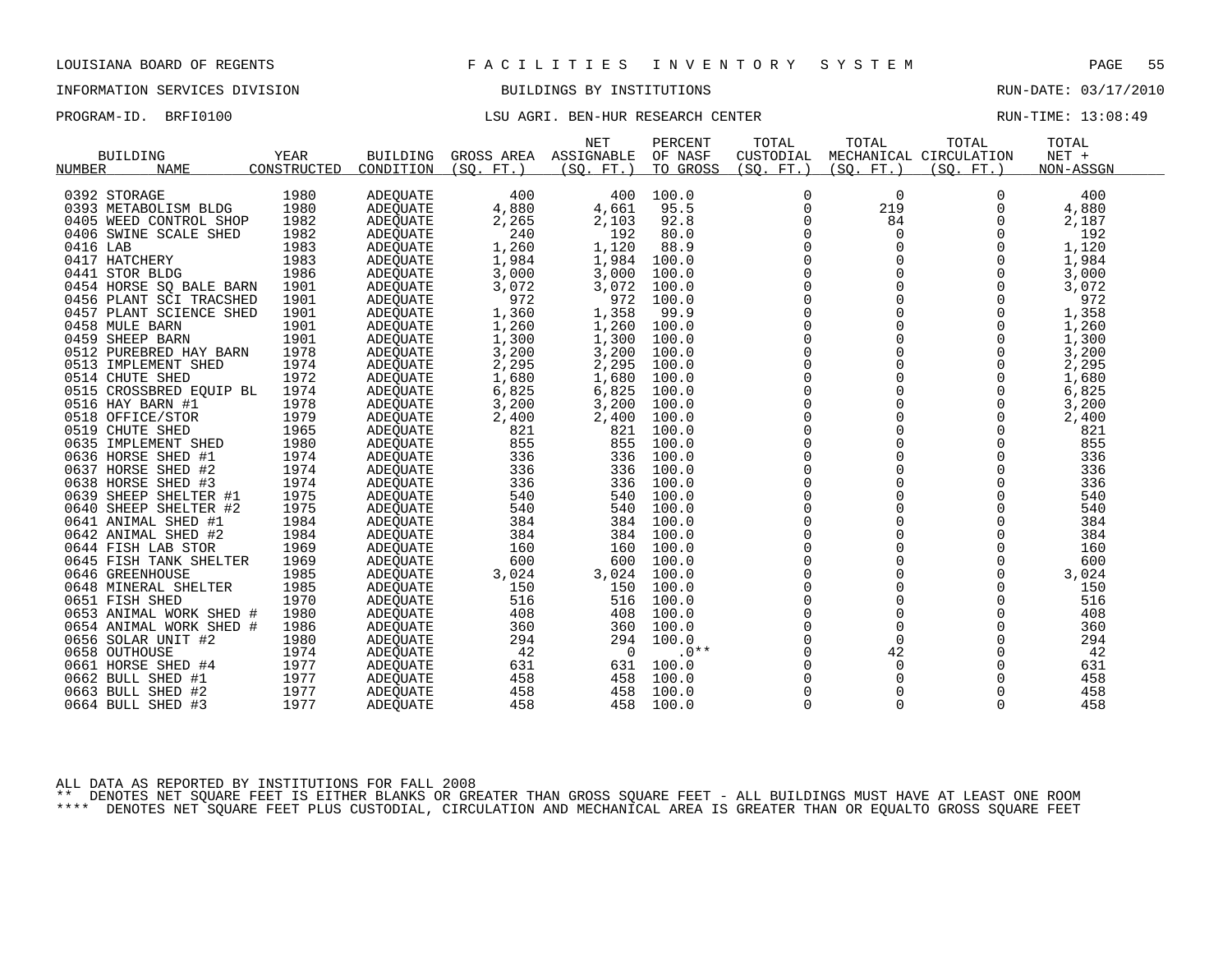LOUISIANA BOARD OF REGENTS — F A C I L I T I E S   I N V E N T O R Y   S Y S T E M

INFORMATION SERVICES DIVISION — BUILDINGS BY INSTITUTIONS — RUN-DATE: 03/17/2010

PROGRAM-ID. BRFI0100 — LSU AGRI. BEN-HUR RESEARCH CENTER — RUN-TIME: 13:08:49

| BUILDING NUMBER | BUILDING NAME | YEAR CONSTRUCTED | BUILDING CONDITION | GROSS AREA (SQ. FT.) | NET ASSIGNABLE (SQ. FT.) | PERCENT OF NASF TO GROSS | TOTAL CUSTODIAL (SQ. FT.) | TOTAL MECHANICAL (SQ. FT.) | TOTAL CIRCULATION (SQ. FT.) | TOTAL NET + NON-ASSGN |
|---|---|---|---|---|---|---|---|---|---|---|
| 0392 | STORAGE | 1980 | ADEQUATE | 400 | 400 | 100.0 | 0 | 0 | 0 | 400 |
| 0393 | METABOLISM BLDG | 1980 | ADEQUATE | 4,880 | 4,661 | 95.5 | 0 | 219 | 0 | 4,880 |
| 0405 | WEED CONTROL SHOP | 1982 | ADEQUATE | 2,265 | 2,103 | 92.8 | 0 | 84 | 0 | 2,187 |
| 0406 | SWINE SCALE SHED | 1982 | ADEQUATE | 240 | 192 | 80.0 | 0 | 0 | 0 | 192 |
| 0416 | LAB | 1983 | ADEQUATE | 1,260 | 1,120 | 88.9 | 0 | 0 | 0 | 1,120 |
| 0417 | HATCHERY | 1983 | ADEQUATE | 1,984 | 1,984 | 100.0 | 0 | 0 | 0 | 1,984 |
| 0441 | STOR BLDG | 1986 | ADEQUATE | 3,000 | 3,000 | 100.0 | 0 | 0 | 0 | 3,000 |
| 0454 | HORSE SQ BALE BARN | 1901 | ADEQUATE | 3,072 | 3,072 | 100.0 | 0 | 0 | 0 | 3,072 |
| 0456 | PLANT SCI TRACSHED | 1901 | ADEQUATE | 972 | 972 | 100.0 | 0 | 0 | 0 | 972 |
| 0457 | PLANT SCIENCE SHED | 1901 | ADEQUATE | 1,360 | 1,358 | 99.9 | 0 | 0 | 0 | 1,358 |
| 0458 | MULE BARN | 1901 | ADEQUATE | 1,260 | 1,260 | 100.0 | 0 | 0 | 0 | 1,260 |
| 0459 | SHEEP BARN | 1901 | ADEQUATE | 1,300 | 1,300 | 100.0 | 0 | 0 | 0 | 1,300 |
| 0512 | PUREBRED HAY BARN | 1978 | ADEQUATE | 3,200 | 3,200 | 100.0 | 0 | 0 | 0 | 3,200 |
| 0513 | IMPLEMENT SHED | 1974 | ADEQUATE | 2,295 | 2,295 | 100.0 | 0 | 0 | 0 | 2,295 |
| 0514 | CHUTE SHED | 1972 | ADEQUATE | 1,680 | 1,680 | 100.0 | 0 | 0 | 0 | 1,680 |
| 0515 | CROSSBRED EQUIP BL | 1974 | ADEQUATE | 6,825 | 6,825 | 100.0 | 0 | 0 | 0 | 6,825 |
| 0516 | HAY BARN #1 | 1978 | ADEQUATE | 3,200 | 3,200 | 100.0 | 0 | 0 | 0 | 3,200 |
| 0518 | OFFICE/STOR | 1979 | ADEQUATE | 2,400 | 2,400 | 100.0 | 0 | 0 | 0 | 2,400 |
| 0519 | CHUTE SHED | 1965 | ADEQUATE | 821 | 821 | 100.0 | 0 | 0 | 0 | 821 |
| 0635 | IMPLEMENT SHED | 1980 | ADEQUATE | 855 | 855 | 100.0 | 0 | 0 | 0 | 855 |
| 0636 | HORSE SHED #1 | 1974 | ADEQUATE | 336 | 336 | 100.0 | 0 | 0 | 0 | 336 |
| 0637 | HORSE SHED #2 | 1974 | ADEQUATE | 336 | 336 | 100.0 | 0 | 0 | 0 | 336 |
| 0638 | HORSE SHED #3 | 1974 | ADEQUATE | 336 | 336 | 100.0 | 0 | 0 | 0 | 336 |
| 0639 | SHEEP SHELTER #1 | 1975 | ADEQUATE | 540 | 540 | 100.0 | 0 | 0 | 0 | 540 |
| 0640 | SHEEP SHELTER #2 | 1975 | ADEQUATE | 540 | 540 | 100.0 | 0 | 0 | 0 | 540 |
| 0641 | ANIMAL SHED #1 | 1984 | ADEQUATE | 384 | 384 | 100.0 | 0 | 0 | 0 | 384 |
| 0642 | ANIMAL SHED #2 | 1984 | ADEQUATE | 384 | 384 | 100.0 | 0 | 0 | 0 | 384 |
| 0644 | FISH LAB STOR | 1969 | ADEQUATE | 160 | 160 | 100.0 | 0 | 0 | 0 | 160 |
| 0645 | FISH TANK SHELTER | 1969 | ADEQUATE | 600 | 600 | 100.0 | 0 | 0 | 0 | 600 |
| 0646 | GREENHOUSE | 1985 | ADEQUATE | 3,024 | 3,024 | 100.0 | 0 | 0 | 0 | 3,024 |
| 0648 | MINERAL SHELTER | 1985 | ADEQUATE | 150 | 150 | 100.0 | 0 | 0 | 0 | 150 |
| 0651 | FISH SHED | 1970 | ADEQUATE | 516 | 516 | 100.0 | 0 | 0 | 0 | 516 |
| 0653 | ANIMAL WORK SHED # | 1980 | ADEQUATE | 408 | 408 | 100.0 | 0 | 0 | 0 | 408 |
| 0654 | ANIMAL WORK SHED # | 1986 | ADEQUATE | 360 | 360 | 100.0 | 0 | 0 | 0 | 360 |
| 0656 | SOLAR UNIT #2 | 1980 | ADEQUATE | 294 | 294 | 100.0 | 0 | 0 | 0 | 294 |
| 0658 | OUTHOUSE | 1974 | ADEQUATE | 42 | 0 | .0** | 0 | 42 | 0 | 42 |
| 0661 | HORSE SHED #4 | 1977 | ADEQUATE | 631 | 631 | 100.0 | 0 | 0 | 0 | 631 |
| 0662 | BULL SHED #1 | 1977 | ADEQUATE | 458 | 458 | 100.0 | 0 | 0 | 0 | 458 |
| 0663 | BULL SHED #2 | 1977 | ADEQUATE | 458 | 458 | 100.0 | 0 | 0 | 0 | 458 |
| 0664 | BULL SHED #3 | 1977 | ADEQUATE | 458 | 458 | 100.0 | 0 | 0 | 0 | 458 |

ALL DATA AS REPORTED BY INSTITUTIONS FOR FALL 2008

** DENOTES NET SQUARE FEET IS EITHER BLANKS OR GREATER THAN GROSS SQUARE FEET - ALL BUILDINGS MUST HAVE AT LEAST ONE ROOM

**** DENOTES NET SQUARE FEET PLUS CUSTODIAL, CIRCULATION AND MECHANICAL AREA IS GREATER THAN OR EQUALTO GROSS SQUARE FEET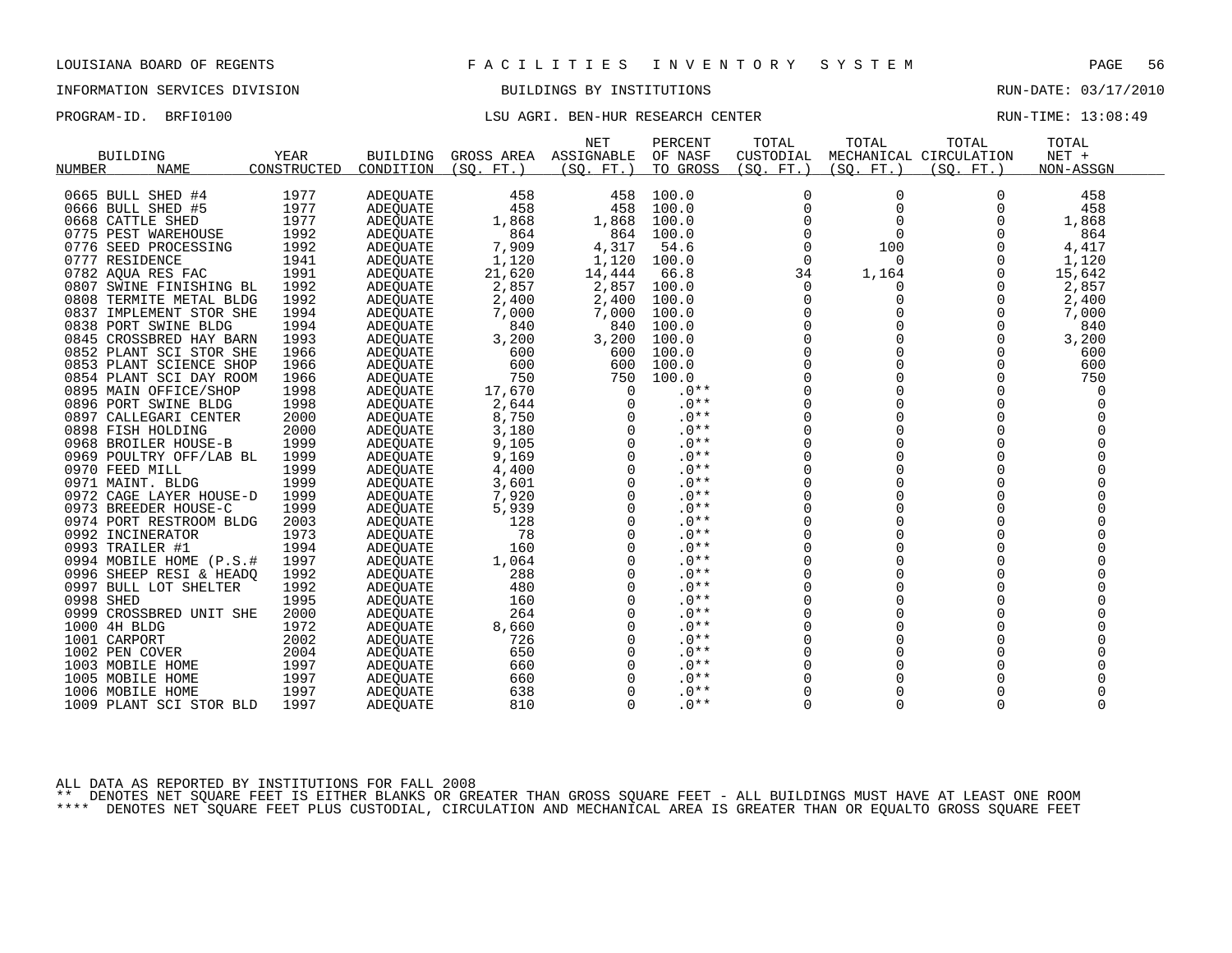LOUISIANA BOARD OF REGENTS — F A C I L I T I E S   I N V E N T O R Y   S Y S T E M

INFORMATION SERVICES DIVISION — BUILDINGS BY INSTITUTIONS — RUN-DATE: 03/17/2010

PROGRAM-ID. BRFI0100 — LSU AGRI. BEN-HUR RESEARCH CENTER — RUN-TIME: 13:08:49

| BUILDING NUMBER | NAME | YEAR CONSTRUCTED | BUILDING CONDITION | GROSS AREA (SQ. FT.) | NET ASSIGNABLE (SQ. FT.) | PERCENT OF NASF TO GROSS | TOTAL CUSTODIAL (SQ. FT.) | TOTAL MECHANICAL (SQ. FT.) | TOTAL CIRCULATION (SQ. FT.) | TOTAL NET + NON-ASSGN |
|---|---|---|---|---|---|---|---|---|---|---|
| 0665 | BULL SHED #4 | 1977 | ADEQUATE | 458 | 458 | 100.0 | 0 | 0 | 0 | 458 |
| 0666 | BULL SHED #5 | 1977 | ADEQUATE | 458 | 458 | 100.0 | 0 | 0 | 0 | 458 |
| 0668 | CATTLE SHED | 1977 | ADEQUATE | 1,868 | 1,868 | 100.0 | 0 | 0 | 0 | 1,868 |
| 0775 | PEST WAREHOUSE | 1992 | ADEQUATE | 864 | 864 | 100.0 | 0 | 0 | 0 | 864 |
| 0776 | SEED PROCESSING | 1992 | ADEQUATE | 7,909 | 4,317 | 54.6 | 0 | 100 | 0 | 4,417 |
| 0777 | RESIDENCE | 1941 | ADEQUATE | 1,120 | 1,120 | 100.0 | 0 | 0 | 0 | 1,120 |
| 0782 | AQUA RES FAC | 1991 | ADEQUATE | 21,620 | 14,444 | 66.8 | 34 | 1,164 | 0 | 15,642 |
| 0807 | SWINE FINISHING BL | 1992 | ADEQUATE | 2,857 | 2,857 | 100.0 | 0 | 0 | 0 | 2,857 |
| 0808 | TERMITE METAL BLDG | 1992 | ADEQUATE | 2,400 | 2,400 | 100.0 | 0 | 0 | 0 | 2,400 |
| 0837 | IMPLEMENT STOR SHE | 1994 | ADEQUATE | 7,000 | 7,000 | 100.0 | 0 | 0 | 0 | 7,000 |
| 0838 | PORT SWINE BLDG | 1994 | ADEQUATE | 840 | 840 | 100.0 | 0 | 0 | 0 | 840 |
| 0845 | CROSSBRED HAY BARN | 1993 | ADEQUATE | 3,200 | 3,200 | 100.0 | 0 | 0 | 0 | 3,200 |
| 0852 | PLANT SCI STOR SHE | 1966 | ADEQUATE | 600 | 600 | 100.0 | 0 | 0 | 0 | 600 |
| 0853 | PLANT SCIENCE SHOP | 1966 | ADEQUATE | 600 | 600 | 100.0 | 0 | 0 | 0 | 600 |
| 0854 | PLANT SCI DAY ROOM | 1966 | ADEQUATE | 750 | 750 | 100.0 | 0 | 0 | 0 | 750 |
| 0895 | MAIN OFFICE/SHOP | 1998 | ADEQUATE | 17,670 | 0 | .0** | 0 | 0 | 0 | 0 |
| 0896 | PORT SWINE BLDG | 1998 | ADEQUATE | 2,644 | 0 | .0** | 0 | 0 | 0 | 0 |
| 0897 | CALLEGARI CENTER | 2000 | ADEQUATE | 8,750 | 0 | .0** | 0 | 0 | 0 | 0 |
| 0898 | FISH HOLDING | 2000 | ADEQUATE | 3,180 | 0 | .0** | 0 | 0 | 0 | 0 |
| 0968 | BROILER HOUSE-B | 1999 | ADEQUATE | 9,105 | 0 | .0** | 0 | 0 | 0 | 0 |
| 0969 | POULTRY OFF/LAB BL | 1999 | ADEQUATE | 9,169 | 0 | .0** | 0 | 0 | 0 | 0 |
| 0970 | FEED MILL | 1999 | ADEQUATE | 4,400 | 0 | .0** | 0 | 0 | 0 | 0 |
| 0971 | MAINT. BLDG | 1999 | ADEQUATE | 3,601 | 0 | .0** | 0 | 0 | 0 | 0 |
| 0972 | CAGE LAYER HOUSE-D | 1999 | ADEQUATE | 7,920 | 0 | .0** | 0 | 0 | 0 | 0 |
| 0973 | BREEDER HOUSE-C | 1999 | ADEQUATE | 5,939 | 0 | .0** | 0 | 0 | 0 | 0 |
| 0974 | PORT RESTROOM BLDG | 2003 | ADEQUATE | 128 | 0 | .0** | 0 | 0 | 0 | 0 |
| 0992 | INCINERATOR | 1973 | ADEQUATE | 78 | 0 | .0** | 0 | 0 | 0 | 0 |
| 0993 | TRAILER #1 | 1994 | ADEQUATE | 160 | 0 | .0** | 0 | 0 | 0 | 0 |
| 0994 | MOBILE HOME (P.S.# | 1997 | ADEQUATE | 1,064 | 0 | .0** | 0 | 0 | 0 | 0 |
| 0996 | SHEEP RESI & HEADQ | 1992 | ADEQUATE | 288 | 0 | .0** | 0 | 0 | 0 | 0 |
| 0997 | BULL LOT SHELTER | 1992 | ADEQUATE | 480 | 0 | .0** | 0 | 0 | 0 | 0 |
| 0998 | SHED | 1995 | ADEQUATE | 160 | 0 | .0** | 0 | 0 | 0 | 0 |
| 0999 | CROSSBRED UNIT SHE | 2000 | ADEQUATE | 264 | 0 | .0** | 0 | 0 | 0 | 0 |
| 1000 | 4H BLDG | 1972 | ADEQUATE | 8,660 | 0 | .0** | 0 | 0 | 0 | 0 |
| 1001 | CARPORT | 2002 | ADEQUATE | 726 | 0 | .0** | 0 | 0 | 0 | 0 |
| 1002 | PEN COVER | 2004 | ADEQUATE | 650 | 0 | .0** | 0 | 0 | 0 | 0 |
| 1003 | MOBILE HOME | 1997 | ADEQUATE | 660 | 0 | .0** | 0 | 0 | 0 | 0 |
| 1005 | MOBILE HOME | 1997 | ADEQUATE | 660 | 0 | .0** | 0 | 0 | 0 | 0 |
| 1006 | MOBILE HOME | 1997 | ADEQUATE | 638 | 0 | .0** | 0 | 0 | 0 | 0 |
| 1009 | PLANT SCI STOR BLD | 1997 | ADEQUATE | 810 | 0 | .0** | 0 | 0 | 0 | 0 |

ALL DATA AS REPORTED BY INSTITUTIONS FOR FALL 2008

** DENOTES NET SQUARE FEET IS EITHER BLANKS OR GREATER THAN GROSS SQUARE FEET - ALL BUILDINGS MUST HAVE AT LEAST ONE ROOM

**** DENOTES NET SQUARE FEET PLUS CUSTODIAL, CIRCULATION AND MECHANICAL AREA IS GREATER THAN OR EQUALTO GROSS SQUARE FEET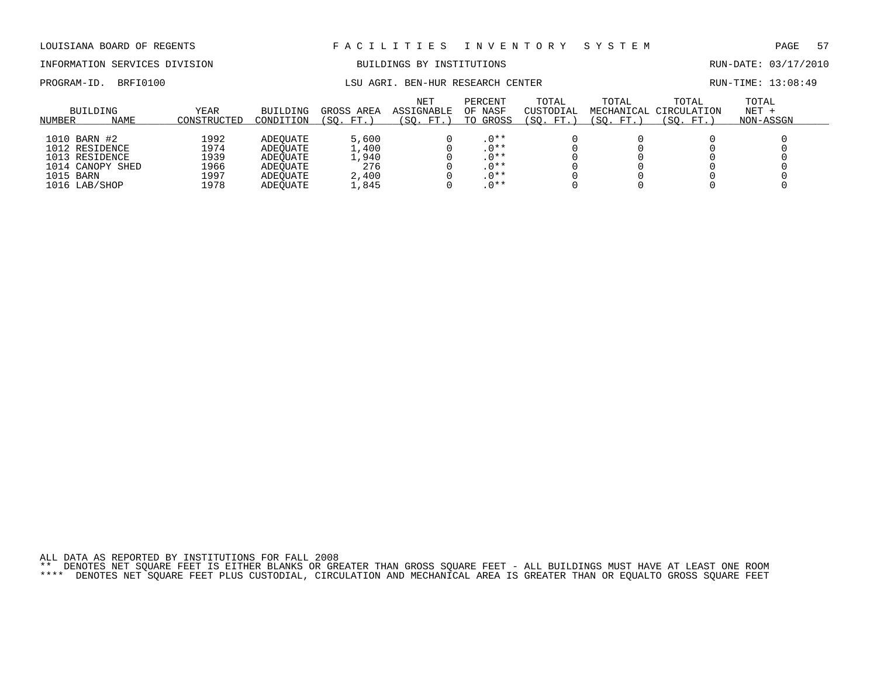LOUISIANA BOARD OF REGENTS — FACILITIES INVENTORY SYSTEM

INFORMATION SERVICES DIVISION — BUILDINGS BY INSTITUTIONS — RUN-DATE: 03/17/2010

PROGRAM-ID. BRFI0100 — LSU AGRI. BEN-HUR RESEARCH CENTER — RUN-TIME: 13:08:49

| BUILDING NUMBER | NAME | YEAR CONSTRUCTED | BUILDING CONDITION | GROSS AREA (SQ. FT.) | NET ASSIGNABLE (SQ. FT.) | PERCENT OF NASF TO GROSS | TOTAL CUSTODIAL (SQ. FT.) | TOTAL MECHANICAL (SQ. FT.) | TOTAL CIRCULATION (SQ. FT.) | TOTAL NET + NON-ASSGN |
|---|---|---|---|---|---|---|---|---|---|---|
| 1010 | BARN #2 | 1992 | ADEQUATE | 5,600 | 0 | .0** | 0 | 0 | 0 | 0 |
| 1012 | RESIDENCE | 1974 | ADEQUATE | 1,400 | 0 | .0** | 0 | 0 | 0 | 0 |
| 1013 | RESIDENCE | 1939 | ADEQUATE | 1,940 | 0 | .0** | 0 | 0 | 0 | 0 |
| 1014 | CANOPY SHED | 1966 | ADEQUATE | 276 | 0 | .0** | 0 | 0 | 0 | 0 |
| 1015 | BARN | 1997 | ADEQUATE | 2,400 | 0 | .0** | 0 | 0 | 0 | 0 |
| 1016 | LAB/SHOP | 1978 | ADEQUATE | 1,845 | 0 | .0** | 0 | 0 | 0 | 0 |

ALL DATA AS REPORTED BY INSTITUTIONS FOR FALL 2008

** DENOTES NET SQUARE FEET IS EITHER BLANKS OR GREATER THAN GROSS SQUARE FEET - ALL BUILDINGS MUST HAVE AT LEAST ONE ROOM

**** DENOTES NET SQUARE FEET PLUS CUSTODIAL, CIRCULATION AND MECHANICAL AREA IS GREATER THAN OR EQUALTO GROSS SQUARE FEET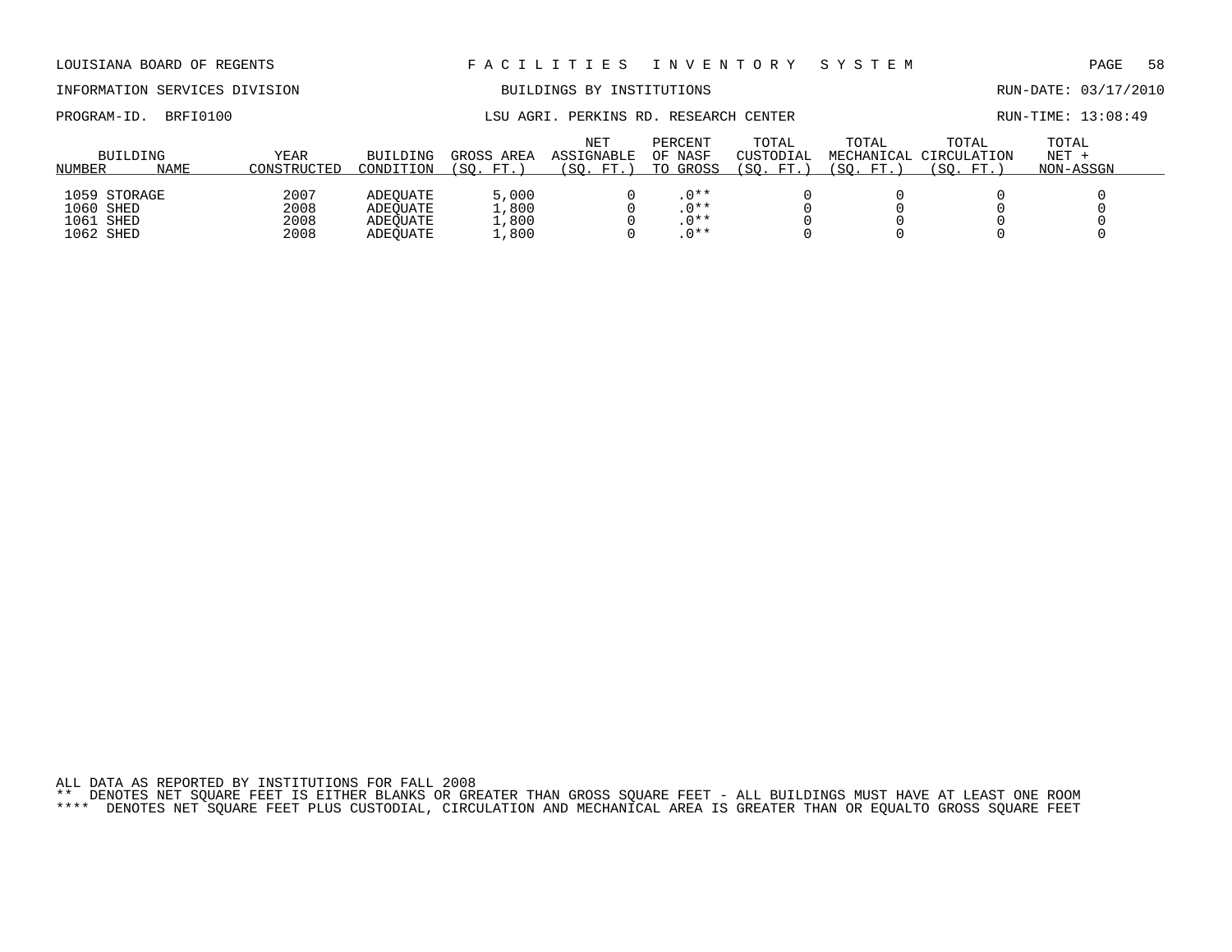LOUISIANA BOARD OF REGENTS — FACILITIES INVENTORY SYSTEM

INFORMATION SERVICES DIVISION — BUILDINGS BY INSTITUTIONS — RUN-DATE: 03/17/2010

PROGRAM-ID. BRFI0100 — LSU AGRI. PERKINS RD. RESEARCH CENTER — RUN-TIME: 13:08:49

| BUILDING NUMBER | NAME | YEAR CONSTRUCTED | BUILDING CONDITION | GROSS AREA (SQ. FT.) | NET ASSIGNABLE (SQ. FT.) | PERCENT OF NASF TO GROSS | TOTAL CUSTODIAL (SQ. FT.) | TOTAL MECHANICAL (SQ. FT.) | TOTAL CIRCULATION (SQ. FT.) | TOTAL NET + NON-ASSGN |
|---|---|---|---|---|---|---|---|---|---|---|
| 1059 | STORAGE | 2007 | ADEQUATE | 5,000 | 0 | .0** | 0 | 0 | 0 | 0 |
| 1060 | SHED | 2008 | ADEQUATE | 1,800 | 0 | .0** | 0 | 0 | 0 | 0 |
| 1061 | SHED | 2008 | ADEQUATE | 1,800 | 0 | .0** | 0 | 0 | 0 | 0 |
| 1062 | SHED | 2008 | ADEQUATE | 1,800 | 0 | .0** | 0 | 0 | 0 | 0 |

ALL DATA AS REPORTED BY INSTITUTIONS FOR FALL 2008

** DENOTES NET SQUARE FEET IS EITHER BLANKS OR GREATER THAN GROSS SQUARE FEET - ALL BUILDINGS MUST HAVE AT LEAST ONE ROOM

**** DENOTES NET SQUARE FEET PLUS CUSTODIAL, CIRCULATION AND MECHANICAL AREA IS GREATER THAN OR EQUALTO GROSS SQUARE FEET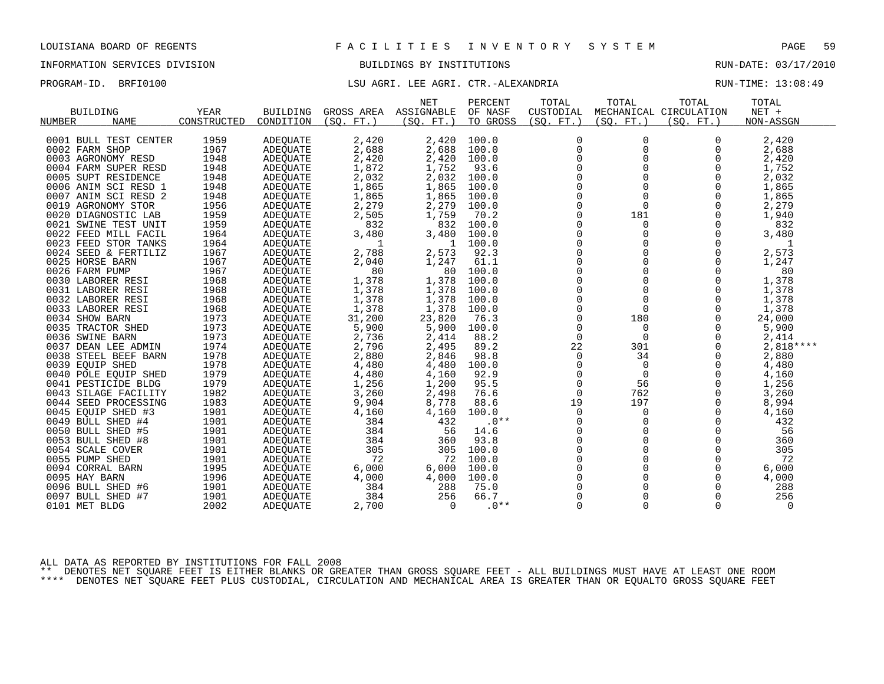LOUISIANA BOARD OF REGENTS — FACILITIES INVENTORY SYSTEM

INFORMATION SERVICES DIVISION — BUILDINGS BY INSTITUTIONS — RUN-DATE: 03/17/2010

PROGRAM-ID. BRFI0100 — LSU AGRI. LEE AGRI. CTR.-ALEXANDRIA — RUN-TIME: 13:08:49

| BUILDING NUMBER | NAME | YEAR CONSTRUCTED | BUILDING CONDITION | GROSS AREA (SQ. FT.) | NET ASSIGNABLE (SQ. FT.) | PERCENT OF NASF TO GROSS | TOTAL CUSTODIAL (SQ. FT.) | TOTAL MECHANICAL (SQ. FT.) | TOTAL CIRCULATION (SQ. FT.) | TOTAL NET + NON-ASSGN |
|---|---|---|---|---|---|---|---|---|---|---|
| 0001 | BULL TEST CENTER | 1959 | ADEQUATE | 2,420 | 2,420 | 100.0 | 0 | 0 | 0 | 2,420 |
| 0002 | FARM SHOP | 1967 | ADEQUATE | 2,688 | 2,688 | 100.0 | 0 | 0 | 0 | 2,688 |
| 0003 | AGRONOMY RESD | 1948 | ADEQUATE | 2,420 | 2,420 | 100.0 | 0 | 0 | 0 | 2,420 |
| 0004 | FARM SUPER RESD | 1948 | ADEQUATE | 1,872 | 1,752 | 93.6 | 0 | 0 | 0 | 1,752 |
| 0005 | SUPT RESIDENCE | 1948 | ADEQUATE | 2,032 | 2,032 | 100.0 | 0 | 0 | 0 | 2,032 |
| 0006 | ANIM SCI RESD 1 | 1948 | ADEQUATE | 1,865 | 1,865 | 100.0 | 0 | 0 | 0 | 1,865 |
| 0007 | ANIM SCI RESD 2 | 1948 | ADEQUATE | 1,865 | 1,865 | 100.0 | 0 | 0 | 0 | 1,865 |
| 0019 | AGRONOMY STOR | 1956 | ADEQUATE | 2,279 | 2,279 | 100.0 | 0 | 0 | 0 | 2,279 |
| 0020 | DIAGNOSTIC LAB | 1959 | ADEQUATE | 2,505 | 1,759 | 70.2 | 0 | 181 | 0 | 1,940 |
| 0021 | SWINE TEST UNIT | 1959 | ADEQUATE | 832 | 832 | 100.0 | 0 | 0 | 0 | 832 |
| 0022 | FEED MILL FACIL | 1964 | ADEQUATE | 3,480 | 3,480 | 100.0 | 0 | 0 | 0 | 3,480 |
| 0023 | FEED STOR TANKS | 1964 | ADEQUATE | 1 | 1 | 100.0 | 0 | 0 | 0 | 1 |
| 0024 | SEED & FERTILIZ | 1967 | ADEQUATE | 2,788 | 2,573 | 92.3 | 0 | 0 | 0 | 2,573 |
| 0025 | HORSE BARN | 1967 | ADEQUATE | 2,040 | 1,247 | 61.1 | 0 | 0 | 0 | 1,247 |
| 0026 | FARM PUMP | 1967 | ADEQUATE | 80 | 80 | 100.0 | 0 | 0 | 0 | 80 |
| 0030 | LABORER RESI | 1968 | ADEQUATE | 1,378 | 1,378 | 100.0 | 0 | 0 | 0 | 1,378 |
| 0031 | LABORER RESI | 1968 | ADEQUATE | 1,378 | 1,378 | 100.0 | 0 | 0 | 0 | 1,378 |
| 0032 | LABORER RESI | 1968 | ADEQUATE | 1,378 | 1,378 | 100.0 | 0 | 0 | 0 | 1,378 |
| 0033 | LABORER RESI | 1968 | ADEQUATE | 1,378 | 1,378 | 100.0 | 0 | 0 | 0 | 1,378 |
| 0034 | SHOW BARN | 1973 | ADEQUATE | 31,200 | 23,820 | 76.3 | 0 | 180 | 0 | 24,000 |
| 0035 | TRACTOR SHED | 1973 | ADEQUATE | 5,900 | 5,900 | 100.0 | 0 | 0 | 0 | 5,900 |
| 0036 | SWINE BARN | 1973 | ADEQUATE | 2,736 | 2,414 | 88.2 | 0 | 0 | 0 | 2,414 |
| 0037 | DEAN LEE ADMIN | 1974 | ADEQUATE | 2,796 | 2,495 | 89.2 | 22 | 301 | 0 | 2,818**** |
| 0038 | STEEL BEEF BARN | 1978 | ADEQUATE | 2,880 | 2,846 | 98.8 | 0 | 34 | 0 | 2,880 |
| 0039 | EQUIP SHED | 1978 | ADEQUATE | 4,480 | 4,480 | 100.0 | 0 | 0 | 0 | 4,480 |
| 0040 | POLE EQUIP SHED | 1979 | ADEQUATE | 4,480 | 4,160 | 92.9 | 0 | 0 | 0 | 4,160 |
| 0041 | PESTICIDE BLDG | 1979 | ADEQUATE | 1,256 | 1,200 | 95.5 | 0 | 56 | 0 | 1,256 |
| 0043 | SILAGE FACILITY | 1982 | ADEQUATE | 3,260 | 2,498 | 76.6 | 0 | 762 | 0 | 3,260 |
| 0044 | SEED PROCESSING | 1983 | ADEQUATE | 9,904 | 8,778 | 88.6 | 19 | 197 | 0 | 8,994 |
| 0045 | EQUIP SHED #3 | 1901 | ADEQUATE | 4,160 | 4,160 | 100.0 | 0 | 0 | 0 | 4,160 |
| 0049 | BULL SHED #4 | 1901 | ADEQUATE | 384 | 432 | .0** | 0 | 0 | 0 | 432 |
| 0050 | BULL SHED #5 | 1901 | ADEQUATE | 384 | 56 | 14.6 | 0 | 0 | 0 | 56 |
| 0053 | BULL SHED #8 | 1901 | ADEQUATE | 384 | 360 | 93.8 | 0 | 0 | 0 | 360 |
| 0054 | SCALE COVER | 1901 | ADEQUATE | 305 | 305 | 100.0 | 0 | 0 | 0 | 305 |
| 0055 | PUMP SHED | 1901 | ADEQUATE | 72 | 72 | 100.0 | 0 | 0 | 0 | 72 |
| 0094 | CORRAL BARN | 1995 | ADEQUATE | 6,000 | 6,000 | 100.0 | 0 | 0 | 0 | 6,000 |
| 0095 | HAY BARN | 1996 | ADEQUATE | 4,000 | 4,000 | 100.0 | 0 | 0 | 0 | 4,000 |
| 0096 | BULL SHED #6 | 1901 | ADEQUATE | 384 | 288 | 75.0 | 0 | 0 | 0 | 288 |
| 0097 | BULL SHED #7 | 1901 | ADEQUATE | 384 | 256 | 66.7 | 0 | 0 | 0 | 256 |
| 0101 | MET BLDG | 2002 | ADEQUATE | 2,700 | 0 | .0** | 0 | 0 | 0 | 0 |

ALL DATA AS REPORTED BY INSTITUTIONS FOR FALL 2008
** DENOTES NET SQUARE FEET IS EITHER BLANKS OR GREATER THAN GROSS SQUARE FEET - ALL BUILDINGS MUST HAVE AT LEAST ONE ROOM
**** DENOTES NET SQUARE FEET PLUS CUSTODIAL, CIRCULATION AND MECHANICAL AREA IS GREATER THAN OR EQUALTO GROSS SQUARE FEET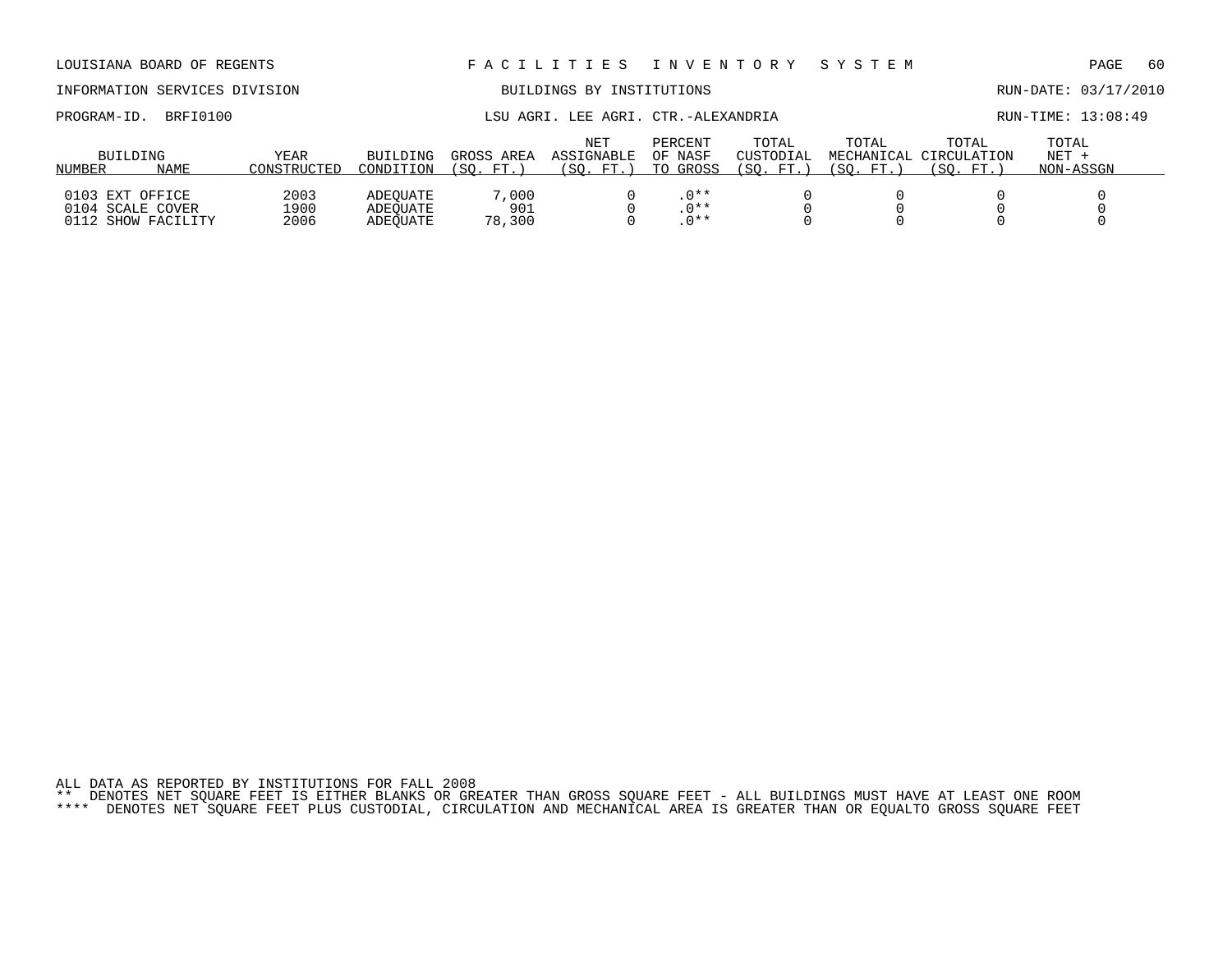LOUISIANA BOARD OF REGENTS — FACILITIES INVENTORY SYSTEM

INFORMATION SERVICES DIVISION — BUILDINGS BY INSTITUTIONS — RUN-DATE: 03/17/2010

PROGRAM-ID. BRFI0100 — LSU AGRI. LEE AGRI. CTR.-ALEXANDRIA — RUN-TIME: 13:08:49

| BUILDING NUMBER | NAME | YEAR CONSTRUCTED | BUILDING CONDITION | GROSS AREA (SQ. FT.) | NET ASSIGNABLE (SQ. FT.) | PERCENT OF NASF TO GROSS | TOTAL CUSTODIAL (SQ. FT.) | TOTAL MECHANICAL (SQ. FT.) | TOTAL CIRCULATION (SQ. FT.) | TOTAL NET + NON-ASSGN |
|---|---|---|---|---|---|---|---|---|---|---|
| 0103 | EXT OFFICE | 2003 | ADEQUATE | 7,000 | 0 | .0** | 0 | 0 | 0 | 0 |
| 0104 | SCALE COVER | 1900 | ADEQUATE | 901 | 0 | .0** | 0 | 0 | 0 | 0 |
| 0112 | SHOW FACILITY | 2006 | ADEQUATE | 78,300 | 0 | .0** | 0 | 0 | 0 | 0 |

ALL DATA AS REPORTED BY INSTITUTIONS FOR FALL 2008

** DENOTES NET SQUARE FEET IS EITHER BLANKS OR GREATER THAN GROSS SQUARE FEET - ALL BUILDINGS MUST HAVE AT LEAST ONE ROOM

**** DENOTES NET SQUARE FEET PLUS CUSTODIAL, CIRCULATION AND MECHANICAL AREA IS GREATER THAN OR EQUALTO GROSS SQUARE FEET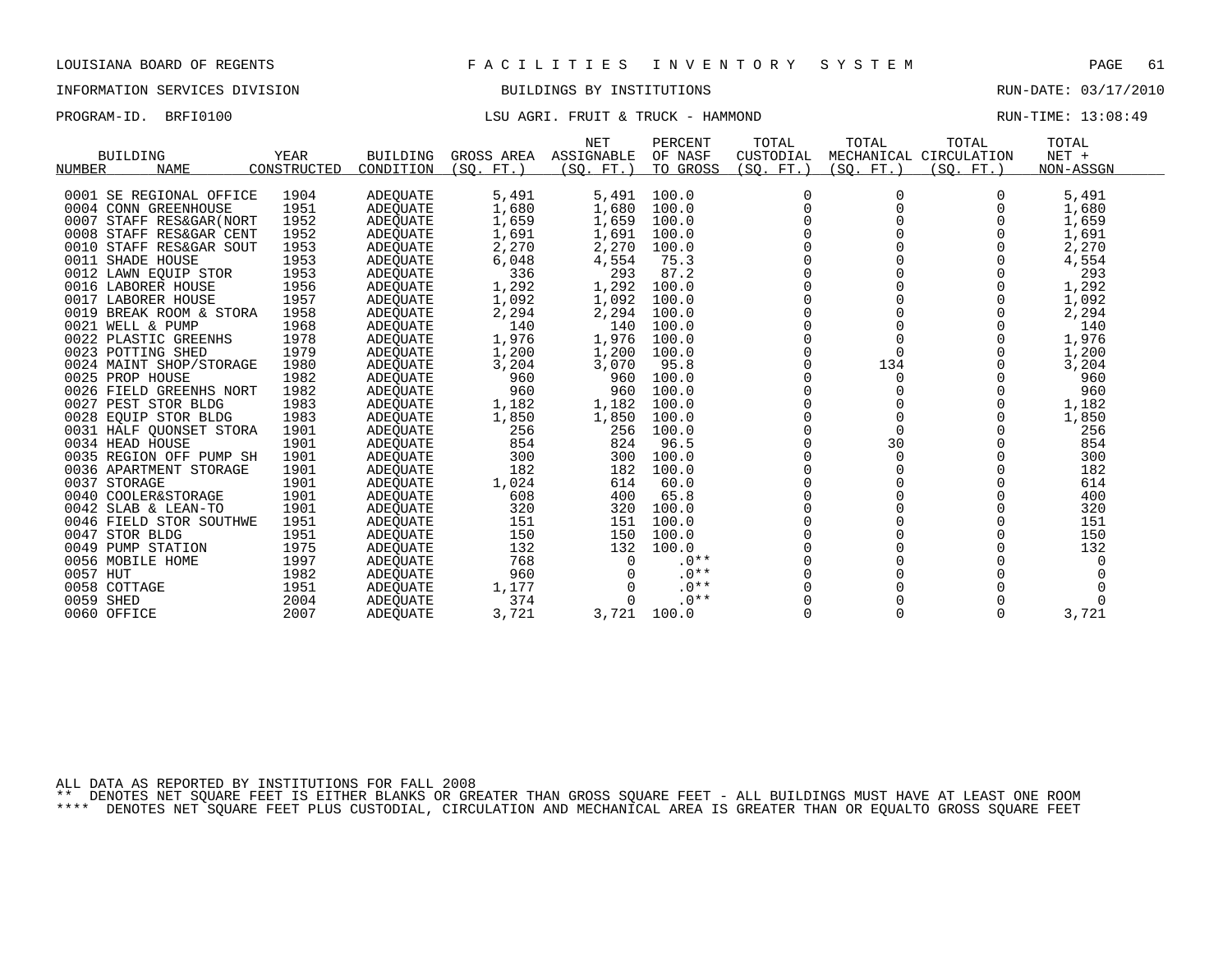LOUISIANA BOARD OF REGENTS — F A C I L I T I E S   I N V E N T O R Y   S Y S T E M

INFORMATION SERVICES DIVISION — BUILDINGS BY INSTITUTIONS — RUN-DATE: 03/17/2010

PROGRAM-ID. BRFI0100 — LSU AGRI. FRUIT & TRUCK - HAMMOND — RUN-TIME: 13:08:49

| BUILDING NUMBER | NAME | YEAR CONSTRUCTED | BUILDING CONDITION | GROSS AREA (SQ. FT.) | NET ASSIGNABLE (SQ. FT.) | PERCENT OF NASF TO GROSS | TOTAL CUSTODIAL (SQ. FT.) | TOTAL MECHANICAL (SQ. FT.) | TOTAL CIRCULATION (SQ. FT.) | TOTAL NET + NON-ASSGN |
|---|---|---|---|---|---|---|---|---|---|---|
| 0001 | SE REGIONAL OFFICE | 1904 | ADEQUATE | 5,491 | 5,491 | 100.0 | 0 | 0 | 0 | 5,491 |
| 0004 | CONN GREENHOUSE | 1951 | ADEQUATE | 1,680 | 1,680 | 100.0 | 0 | 0 | 0 | 1,680 |
| 0007 | STAFF RES&GAR(NORT | 1952 | ADEQUATE | 1,659 | 1,659 | 100.0 | 0 | 0 | 0 | 1,659 |
| 0008 | STAFF RES&GAR CENT | 1952 | ADEQUATE | 1,691 | 1,691 | 100.0 | 0 | 0 | 0 | 1,691 |
| 0010 | STAFF RES&GAR SOUT | 1953 | ADEQUATE | 2,270 | 2,270 | 100.0 | 0 | 0 | 0 | 2,270 |
| 0011 | SHADE HOUSE | 1953 | ADEQUATE | 6,048 | 4,554 | 75.3 | 0 | 0 | 0 | 4,554 |
| 0012 | LAWN EQUIP STOR | 1953 | ADEQUATE | 336 | 293 | 87.2 | 0 | 0 | 0 | 293 |
| 0016 | LABORER HOUSE | 1956 | ADEQUATE | 1,292 | 1,292 | 100.0 | 0 | 0 | 0 | 1,292 |
| 0017 | LABORER HOUSE | 1957 | ADEQUATE | 1,092 | 1,092 | 100.0 | 0 | 0 | 0 | 1,092 |
| 0019 | BREAK ROOM & STORA | 1958 | ADEQUATE | 2,294 | 2,294 | 100.0 | 0 | 0 | 0 | 2,294 |
| 0021 | WELL & PUMP | 1968 | ADEQUATE | 140 | 140 | 100.0 | 0 | 0 | 0 | 140 |
| 0022 | PLASTIC GREENHS | 1978 | ADEQUATE | 1,976 | 1,976 | 100.0 | 0 | 0 | 0 | 1,976 |
| 0023 | POTTING SHED | 1979 | ADEQUATE | 1,200 | 1,200 | 100.0 | 0 | 0 | 0 | 1,200 |
| 0024 | MAINT SHOP/STORAGE | 1980 | ADEQUATE | 3,204 | 3,070 | 95.8 | 0 | 134 | 0 | 3,204 |
| 0025 | PROP HOUSE | 1982 | ADEQUATE | 960 | 960 | 100.0 | 0 | 0 | 0 | 960 |
| 0026 | FIELD GREENHS NORT | 1982 | ADEQUATE | 960 | 960 | 100.0 | 0 | 0 | 0 | 960 |
| 0027 | PEST STOR BLDG | 1983 | ADEQUATE | 1,182 | 1,182 | 100.0 | 0 | 0 | 0 | 1,182 |
| 0028 | EQUIP STOR BLDG | 1983 | ADEQUATE | 1,850 | 1,850 | 100.0 | 0 | 0 | 0 | 1,850 |
| 0031 | HALF QUONSET STORA | 1901 | ADEQUATE | 256 | 256 | 100.0 | 0 | 0 | 0 | 256 |
| 0034 | HEAD HOUSE | 1901 | ADEQUATE | 854 | 824 | 96.5 | 0 | 30 | 0 | 854 |
| 0035 | REGION OFF PUMP SH | 1901 | ADEQUATE | 300 | 300 | 100.0 | 0 | 0 | 0 | 300 |
| 0036 | APARTMENT STORAGE | 1901 | ADEQUATE | 182 | 182 | 100.0 | 0 | 0 | 0 | 182 |
| 0037 | STORAGE | 1901 | ADEQUATE | 1,024 | 614 | 60.0 | 0 | 0 | 0 | 614 |
| 0040 | COOLER&STORAGE | 1901 | ADEQUATE | 608 | 400 | 65.8 | 0 | 0 | 0 | 400 |
| 0042 | SLAB & LEAN-TO | 1901 | ADEQUATE | 320 | 320 | 100.0 | 0 | 0 | 0 | 320 |
| 0046 | FIELD STOR SOUTHWE | 1951 | ADEQUATE | 151 | 151 | 100.0 | 0 | 0 | 0 | 151 |
| 0047 | STOR BLDG | 1951 | ADEQUATE | 150 | 150 | 100.0 | 0 | 0 | 0 | 150 |
| 0049 | PUMP STATION | 1975 | ADEQUATE | 132 | 132 | 100.0 | 0 | 0 | 0 | 132 |
| 0056 | MOBILE HOME | 1997 | ADEQUATE | 768 | 0 | .0** | 0 | 0 | 0 | 0 |
| 0057 | HUT | 1982 | ADEQUATE | 960 | 0 | .0** | 0 | 0 | 0 | 0 |
| 0058 | COTTAGE | 1951 | ADEQUATE | 1,177 | 0 | .0** | 0 | 0 | 0 | 0 |
| 0059 | SHED | 2004 | ADEQUATE | 374 | 0 | .0** | 0 | 0 | 0 | 0 |
| 0060 | OFFICE | 2007 | ADEQUATE | 3,721 | 3,721 | 100.0 | 0 | 0 | 0 | 3,721 |

ALL DATA AS REPORTED BY INSTITUTIONS FOR FALL 2008

** DENOTES NET SQUARE FEET IS EITHER BLANKS OR GREATER THAN GROSS SQUARE FEET - ALL BUILDINGS MUST HAVE AT LEAST ONE ROOM

**** DENOTES NET SQUARE FEET PLUS CUSTODIAL, CIRCULATION AND MECHANICAL AREA IS GREATER THAN OR EQUALTO GROSS SQUARE FEET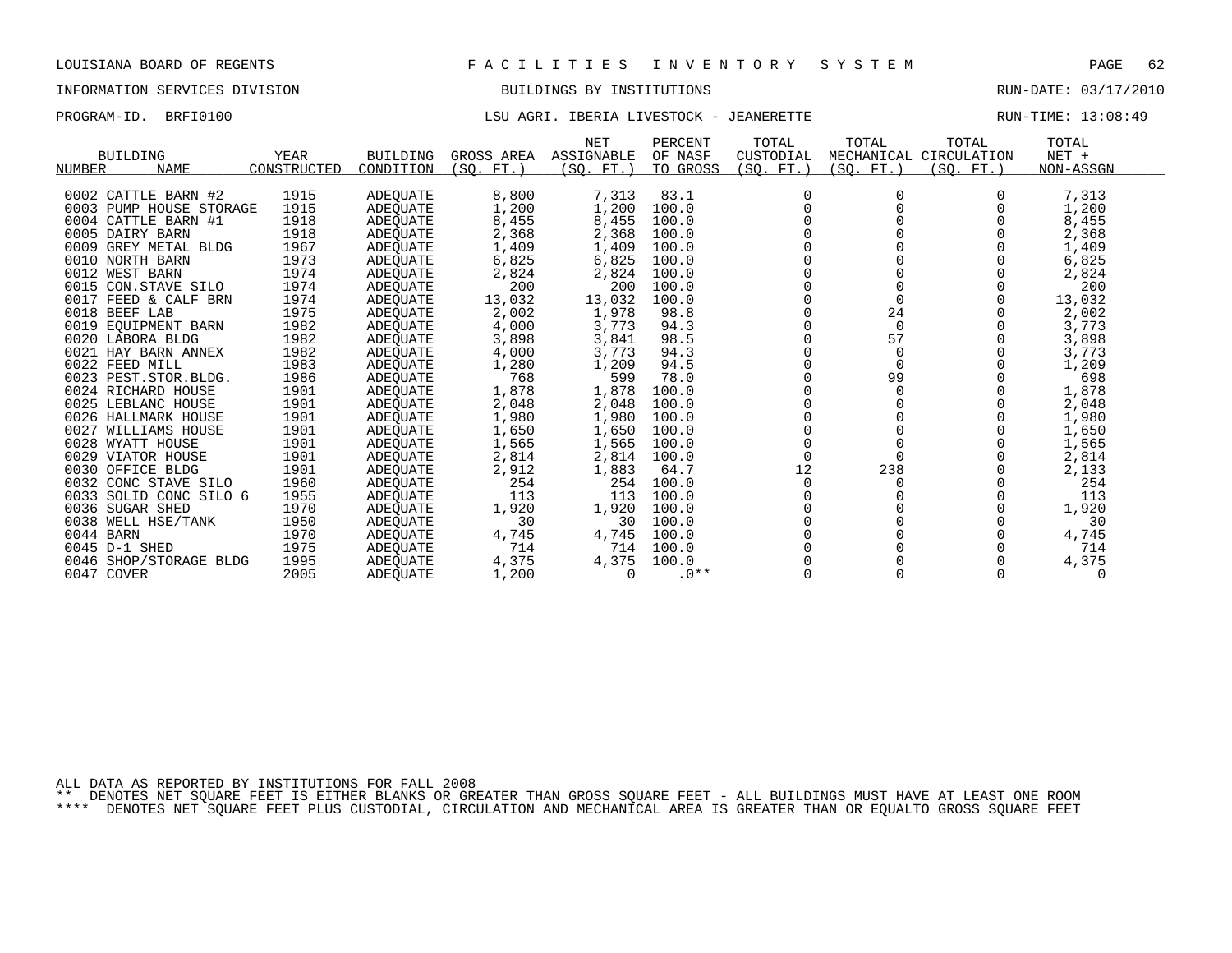LOUISIANA BOARD OF REGENTS — FACILITIES INVENTORY SYSTEM

INFORMATION SERVICES DIVISION — BUILDINGS BY INSTITUTIONS — RUN-DATE: 03/17/2010

PROGRAM-ID. BRFI0100 — LSU AGRI. IBERIA LIVESTOCK - JEANERETTE — RUN-TIME: 13:08:49

| BUILDING NUMBER | NAME | YEAR CONSTRUCTED | BUILDING CONDITION | GROSS AREA (SQ. FT.) | NET ASSIGNABLE (SQ. FT.) | PERCENT OF NASF TO GROSS | TOTAL CUSTODIAL (SQ. FT.) | TOTAL MECHANICAL (SQ. FT.) | TOTAL CIRCULATION (SQ. FT.) | TOTAL NET + NON-ASSGN |
|---|---|---|---|---|---|---|---|---|---|---|
| 0002 | CATTLE BARN #2 | 1915 | ADEQUATE | 8,800 | 7,313 | 83.1 | 0 | 0 | 0 | 7,313 |
| 0003 | PUMP HOUSE STORAGE | 1915 | ADEQUATE | 1,200 | 1,200 | 100.0 | 0 | 0 | 0 | 1,200 |
| 0004 | CATTLE BARN #1 | 1918 | ADEQUATE | 8,455 | 8,455 | 100.0 | 0 | 0 | 0 | 8,455 |
| 0005 | DAIRY BARN | 1918 | ADEQUATE | 2,368 | 2,368 | 100.0 | 0 | 0 | 0 | 2,368 |
| 0009 | GREY METAL BLDG | 1967 | ADEQUATE | 1,409 | 1,409 | 100.0 | 0 | 0 | 0 | 1,409 |
| 0010 | NORTH BARN | 1973 | ADEQUATE | 6,825 | 6,825 | 100.0 | 0 | 0 | 0 | 6,825 |
| 0012 | WEST BARN | 1974 | ADEQUATE | 2,824 | 2,824 | 100.0 | 0 | 0 | 0 | 2,824 |
| 0015 | CON.STAVE SILO | 1974 | ADEQUATE | 200 | 200 | 100.0 | 0 | 0 | 0 | 200 |
| 0017 | FEED & CALF BRN | 1974 | ADEQUATE | 13,032 | 13,032 | 100.0 | 0 | 0 | 0 | 13,032 |
| 0018 | BEEF LAB | 1975 | ADEQUATE | 2,002 | 1,978 | 98.8 | 0 | 24 | 0 | 2,002 |
| 0019 | EQUIPMENT BARN | 1982 | ADEQUATE | 4,000 | 3,773 | 94.3 | 0 | 0 | 0 | 3,773 |
| 0020 | LABORA BLDG | 1982 | ADEQUATE | 3,898 | 3,841 | 98.5 | 0 | 57 | 0 | 3,898 |
| 0021 | HAY BARN ANNEX | 1982 | ADEQUATE | 4,000 | 3,773 | 94.3 | 0 | 0 | 0 | 3,773 |
| 0022 | FEED MILL | 1983 | ADEQUATE | 1,280 | 1,209 | 94.5 | 0 | 0 | 0 | 1,209 |
| 0023 | PEST.STOR.BLDG. | 1986 | ADEQUATE | 768 | 599 | 78.0 | 0 | 99 | 0 | 698 |
| 0024 | RICHARD HOUSE | 1901 | ADEQUATE | 1,878 | 1,878 | 100.0 | 0 | 0 | 0 | 1,878 |
| 0025 | LEBLANC HOUSE | 1901 | ADEQUATE | 2,048 | 2,048 | 100.0 | 0 | 0 | 0 | 2,048 |
| 0026 | HALLMARK HOUSE | 1901 | ADEQUATE | 1,980 | 1,980 | 100.0 | 0 | 0 | 0 | 1,980 |
| 0027 | WILLIAMS HOUSE | 1901 | ADEQUATE | 1,650 | 1,650 | 100.0 | 0 | 0 | 0 | 1,650 |
| 0028 | WYATT HOUSE | 1901 | ADEQUATE | 1,565 | 1,565 | 100.0 | 0 | 0 | 0 | 1,565 |
| 0029 | VIATOR HOUSE | 1901 | ADEQUATE | 2,814 | 2,814 | 100.0 | 0 | 0 | 0 | 2,814 |
| 0030 | OFFICE BLDG | 1901 | ADEQUATE | 2,912 | 1,883 | 64.7 | 12 | 238 | 0 | 2,133 |
| 0032 | CONC STAVE SILO | 1960 | ADEQUATE | 254 | 254 | 100.0 | 0 | 0 | 0 | 254 |
| 0033 | SOLID CONC SILO 6 | 1955 | ADEQUATE | 113 | 113 | 100.0 | 0 | 0 | 0 | 113 |
| 0036 | SUGAR SHED | 1970 | ADEQUATE | 1,920 | 1,920 | 100.0 | 0 | 0 | 0 | 1,920 |
| 0038 | WELL HSE/TANK | 1950 | ADEQUATE | 30 | 30 | 100.0 | 0 | 0 | 0 | 30 |
| 0044 | BARN | 1970 | ADEQUATE | 4,745 | 4,745 | 100.0 | 0 | 0 | 0 | 4,745 |
| 0045 | D-1 SHED | 1975 | ADEQUATE | 714 | 714 | 100.0 | 0 | 0 | 0 | 714 |
| 0046 | SHOP/STORAGE BLDG | 1995 | ADEQUATE | 4,375 | 4,375 | 100.0 | 0 | 0 | 0 | 4,375 |
| 0047 | COVER | 2005 | ADEQUATE | 1,200 | 0 | .0** | 0 | 0 | 0 | 0 |

ALL DATA AS REPORTED BY INSTITUTIONS FOR FALL 2008

** DENOTES NET SQUARE FEET IS EITHER BLANKS OR GREATER THAN GROSS SQUARE FEET - ALL BUILDINGS MUST HAVE AT LEAST ONE ROOM

**** DENOTES NET SQUARE FEET PLUS CUSTODIAL, CIRCULATION AND MECHANICAL AREA IS GREATER THAN OR EQUALTO GROSS SQUARE FEET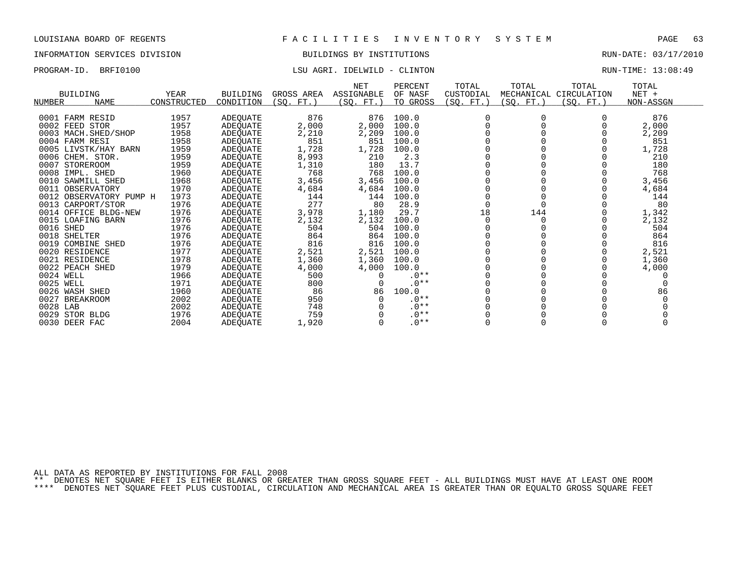LOUISIANA BOARD OF REGENTS F A C I L I T I E S I N V E N T O R Y S Y S T E M

INFORMATION SERVICES DIVISION BUILDINGS BY INSTITUTIONS RUN-DATE: 03/17/2010

PROGRAM-ID. BRFI0100 LSU AGRI. IDELWILD - CLINTON RUN-TIME: 13:08:49

| BUILDING NUMBER | NAME | YEAR CONSTRUCTED | BUILDING CONDITION | GROSS AREA (SQ. FT.) | NET ASSIGNABLE (SQ. FT.) | PERCENT OF NASF TO GROSS | TOTAL CUSTODIAL (SQ. FT.) | TOTAL MECHANICAL (SQ. FT.) | TOTAL CIRCULATION (SQ. FT.) | TOTAL NET + NON-ASSGN |
|---|---|---|---|---|---|---|---|---|---|---|
| 0001 | FARM RESID | 1957 | ADEQUATE | 876 | 876 | 100.0 | 0 | 0 | 0 | 876 |
| 0002 | FEED STOR | 1957 | ADEQUATE | 2,000 | 2,000 | 100.0 | 0 | 0 | 0 | 2,000 |
| 0003 | MACH.SHED/SHOP | 1958 | ADEQUATE | 2,210 | 2,209 | 100.0 | 0 | 0 | 0 | 2,209 |
| 0004 | FARM RESI | 1958 | ADEQUATE | 851 | 851 | 100.0 | 0 | 0 | 0 | 851 |
| 0005 | LIVSTK/HAY BARN | 1959 | ADEQUATE | 1,728 | 1,728 | 100.0 | 0 | 0 | 0 | 1,728 |
| 0006 | CHEM. STOR. | 1959 | ADEQUATE | 8,993 | 210 | 2.3 | 0 | 0 | 0 | 210 |
| 0007 | STOREROOM | 1959 | ADEQUATE | 1,310 | 180 | 13.7 | 0 | 0 | 0 | 180 |
| 0008 | IMPL. SHED | 1960 | ADEQUATE | 768 | 768 | 100.0 | 0 | 0 | 0 | 768 |
| 0010 | SAWMILL SHED | 1968 | ADEQUATE | 3,456 | 3,456 | 100.0 | 0 | 0 | 0 | 3,456 |
| 0011 | OBSERVATORY | 1970 | ADEQUATE | 4,684 | 4,684 | 100.0 | 0 | 0 | 0 | 4,684 |
| 0012 | OBSERVATORY PUMP H | 1973 | ADEQUATE | 144 | 144 | 100.0 | 0 | 0 | 0 | 144 |
| 0013 | CARPORT/STOR | 1976 | ADEQUATE | 277 | 80 | 28.9 | 0 | 0 | 0 | 80 |
| 0014 | OFFICE BLDG-NEW | 1976 | ADEQUATE | 3,978 | 1,180 | 29.7 | 18 | 144 | 0 | 1,342 |
| 0015 | LOAFING BARN | 1976 | ADEQUATE | 2,132 | 2,132 | 100.0 | 0 | 0 | 0 | 2,132 |
| 0016 | SHED | 1976 | ADEQUATE | 504 | 504 | 100.0 | 0 | 0 | 0 | 504 |
| 0018 | SHELTER | 1976 | ADEQUATE | 864 | 864 | 100.0 | 0 | 0 | 0 | 864 |
| 0019 | COMBINE SHED | 1976 | ADEQUATE | 816 | 816 | 100.0 | 0 | 0 | 0 | 816 |
| 0020 | RESIDENCE | 1977 | ADEQUATE | 2,521 | 2,521 | 100.0 | 0 | 0 | 0 | 2,521 |
| 0021 | RESIDENCE | 1978 | ADEQUATE | 1,360 | 1,360 | 100.0 | 0 | 0 | 0 | 1,360 |
| 0022 | PEACH SHED | 1979 | ADEQUATE | 4,000 | 4,000 | 100.0 | 0 | 0 | 0 | 4,000 |
| 0024 | WELL | 1966 | ADEQUATE | 500 | 0 | .0** | 0 | 0 | 0 | 0 |
| 0025 | WELL | 1971 | ADEQUATE | 800 | 0 | .0** | 0 | 0 | 0 | 0 |
| 0026 | WASH SHED | 1960 | ADEQUATE | 86 | 86 | 100.0 | 0 | 0 | 0 | 86 |
| 0027 | BREAKROOM | 2002 | ADEQUATE | 950 | 0 | .0** | 0 | 0 | 0 | 0 |
| 0028 | LAB | 2002 | ADEQUATE | 748 | 0 | .0** | 0 | 0 | 0 | 0 |
| 0029 | STOR BLDG | 1976 | ADEQUATE | 759 | 0 | .0** | 0 | 0 | 0 | 0 |
| 0030 | DEER FAC | 2004 | ADEQUATE | 1,920 | 0 | .0** | 0 | 0 | 0 | 0 |

ALL DATA AS REPORTED BY INSTITUTIONS FOR FALL 2008
** DENOTES NET SQUARE FEET IS EITHER BLANKS OR GREATER THAN GROSS SQUARE FEET - ALL BUILDINGS MUST HAVE AT LEAST ONE ROOM
**** DENOTES NET SQUARE FEET PLUS CUSTODIAL, CIRCULATION AND MECHANICAL AREA IS GREATER THAN OR EQUALTO GROSS SQUARE FEET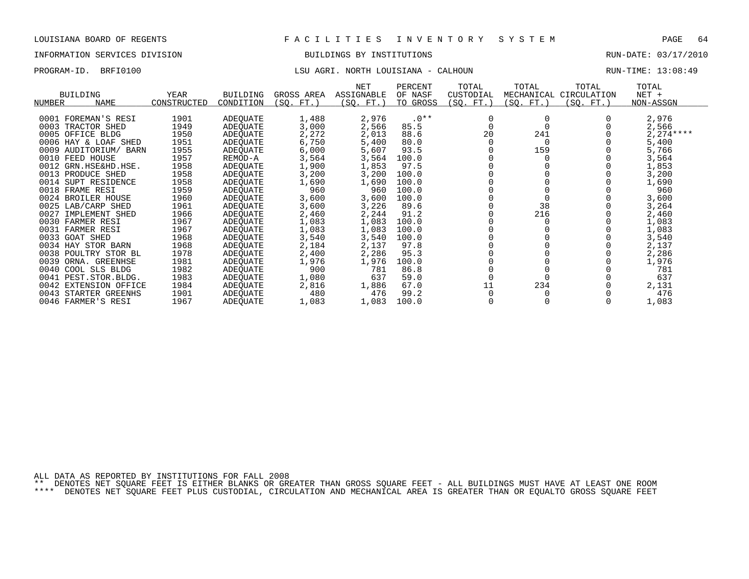LOUISIANA BOARD OF REGENTS — F A C I L I T I E S   I N V E N T O R Y   S Y S T E M

INFORMATION SERVICES DIVISION — BUILDINGS BY INSTITUTIONS — RUN-DATE: 03/17/2010

PROGRAM-ID. BRFI0100 — LSU AGRI. NORTH LOUISIANA - CALHOUN — RUN-TIME: 13:08:49

| BUILDING NUMBER | BUILDING NAME | YEAR CONSTRUCTED | BUILDING CONDITION | GROSS AREA (SQ. FT.) | NET ASSIGNABLE (SQ. FT.) | PERCENT OF NASF TO GROSS | TOTAL CUSTODIAL (SQ. FT.) | TOTAL MECHANICAL (SQ. FT.) | TOTAL CIRCULATION (SQ. FT.) | TOTAL NET + NON-ASSGN |
|---|---|---|---|---|---|---|---|---|---|---|
| 0001 | FOREMAN'S RESI | 1901 | ADEQUATE | 1,488 | 2,976 | .0** | 0 | 0 | 0 | 2,976 |
| 0003 | TRACTOR SHED | 1949 | ADEQUATE | 3,000 | 2,566 | 85.5 | 0 | 0 | 0 | 2,566 |
| 0005 | OFFICE BLDG | 1950 | ADEQUATE | 2,272 | 2,013 | 88.6 | 20 | 241 | 0 | 2,274**** |
| 0006 | HAY & LOAF SHED | 1951 | ADEQUATE | 6,750 | 5,400 | 80.0 | 0 | 0 | 0 | 5,400 |
| 0009 | AUDITORIUM/ BARN | 1955 | ADEQUATE | 6,000 | 5,607 | 93.5 | 0 | 159 | 0 | 5,766 |
| 0010 | FEED HOUSE | 1957 | REMOD-A | 3,564 | 3,564 | 100.0 | 0 | 0 | 0 | 3,564 |
| 0012 | GRN.HSE&HD.HSE. | 1958 | ADEQUATE | 1,900 | 1,853 | 97.5 | 0 | 0 | 0 | 1,853 |
| 0013 | PRODUCE SHED | 1958 | ADEQUATE | 3,200 | 3,200 | 100.0 | 0 | 0 | 0 | 3,200 |
| 0014 | SUPT RESIDENCE | 1958 | ADEQUATE | 1,690 | 1,690 | 100.0 | 0 | 0 | 0 | 1,690 |
| 0018 | FRAME RESI | 1959 | ADEQUATE | 960 | 960 | 100.0 | 0 | 0 | 0 | 960 |
| 0024 | BROILER HOUSE | 1960 | ADEQUATE | 3,600 | 3,600 | 100.0 | 0 | 0 | 0 | 3,600 |
| 0025 | LAB/CARP SHED | 1961 | ADEQUATE | 3,600 | 3,226 | 89.6 | 0 | 38 | 0 | 3,264 |
| 0027 | IMPLEMENT SHED | 1966 | ADEQUATE | 2,460 | 2,244 | 91.2 | 0 | 216 | 0 | 2,460 |
| 0030 | FARMER RESI | 1967 | ADEQUATE | 1,083 | 1,083 | 100.0 | 0 | 0 | 0 | 1,083 |
| 0031 | FARMER RESI | 1967 | ADEQUATE | 1,083 | 1,083 | 100.0 | 0 | 0 | 0 | 1,083 |
| 0033 | GOAT SHED | 1968 | ADEQUATE | 3,540 | 3,540 | 100.0 | 0 | 0 | 0 | 3,540 |
| 0034 | HAY STOR BARN | 1968 | ADEQUATE | 2,184 | 2,137 | 97.8 | 0 | 0 | 0 | 2,137 |
| 0038 | POULTRY STOR BL | 1978 | ADEQUATE | 2,400 | 2,286 | 95.3 | 0 | 0 | 0 | 2,286 |
| 0039 | ORNA. GREENHSE | 1981 | ADEQUATE | 1,976 | 1,976 | 100.0 | 0 | 0 | 0 | 1,976 |
| 0040 | COOL SLS BLDG | 1982 | ADEQUATE | 900 | 781 | 86.8 | 0 | 0 | 0 | 781 |
| 0041 | PEST.STOR.BLDG. | 1983 | ADEQUATE | 1,080 | 637 | 59.0 | 0 | 0 | 0 | 637 |
| 0042 | EXTENSION OFFICE | 1984 | ADEQUATE | 2,816 | 1,886 | 67.0 | 11 | 234 | 0 | 2,131 |
| 0043 | STARTER GREENHS | 1901 | ADEQUATE | 480 | 476 | 99.2 | 0 | 0 | 0 | 476 |
| 0046 | FARMER'S RESI | 1967 | ADEQUATE | 1,083 | 1,083 | 100.0 | 0 | 0 | 0 | 1,083 |

ALL DATA AS REPORTED BY INSTITUTIONS FOR FALL 2008

** DENOTES NET SQUARE FEET IS EITHER BLANKS OR GREATER THAN GROSS SQUARE FEET - ALL BUILDINGS MUST HAVE AT LEAST ONE ROOM

**** DENOTES NET SQUARE FEET PLUS CUSTODIAL, CIRCULATION AND MECHANICAL AREA IS GREATER THAN OR EQUALTO GROSS SQUARE FEET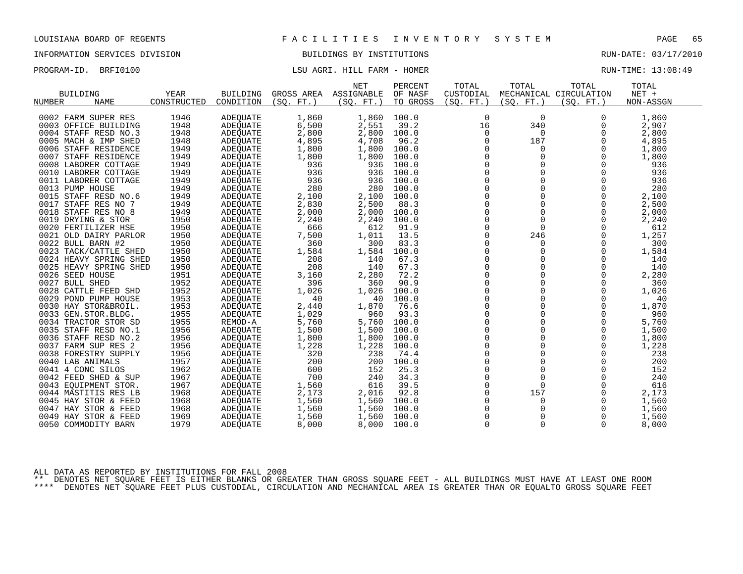LOUISIANA BOARD OF REGENTS — FACILITIES INVENTORY SYSTEM

INFORMATION SERVICES DIVISION — BUILDINGS BY INSTITUTIONS — RUN-DATE: 03/17/2010

PROGRAM-ID. BRFI0100 — LSU AGRI. HILL FARM - HOMER — RUN-TIME: 13:08:49

| BUILDING NUMBER | NAME | YEAR CONSTRUCTED | BUILDING CONDITION | GROSS AREA (SQ. FT.) | NET ASSIGNABLE (SQ. FT.) | PERCENT OF NASF TO GROSS | TOTAL CUSTODIAL (SQ. FT.) | TOTAL MECHANICAL (SQ. FT.) | TOTAL CIRCULATION (SQ. FT.) | TOTAL NET + NON-ASSGN |
|---|---|---|---|---|---|---|---|---|---|---|
| 0002 | FARM SUPER RES | 1946 | ADEQUATE | 1,860 | 1,860 | 100.0 | 0 | 0 | 0 | 1,860 |
| 0003 | OFFICE BUILDING | 1948 | ADEQUATE | 6,500 | 2,551 | 39.2 | 16 | 340 | 0 | 2,907 |
| 0004 | STAFF RESD NO.3 | 1948 | ADEQUATE | 2,800 | 2,800 | 100.0 | 0 | 0 | 0 | 2,800 |
| 0005 | MACH & IMP SHED | 1948 | ADEQUATE | 4,895 | 4,708 | 96.2 | 0 | 187 | 0 | 4,895 |
| 0006 | STAFF RESIDENCE | 1949 | ADEQUATE | 1,800 | 1,800 | 100.0 | 0 | 0 | 0 | 1,800 |
| 0007 | STAFF RESIDENCE | 1949 | ADEQUATE | 1,800 | 1,800 | 100.0 | 0 | 0 | 0 | 1,800 |
| 0008 | LABORER COTTAGE | 1949 | ADEQUATE | 936 | 936 | 100.0 | 0 | 0 | 0 | 936 |
| 0010 | LABORER COTTAGE | 1949 | ADEQUATE | 936 | 936 | 100.0 | 0 | 0 | 0 | 936 |
| 0011 | LABORER COTTAGE | 1949 | ADEQUATE | 936 | 936 | 100.0 | 0 | 0 | 0 | 936 |
| 0013 | PUMP HOUSE | 1949 | ADEQUATE | 280 | 280 | 100.0 | 0 | 0 | 0 | 280 |
| 0015 | STAFF RESD NO.6 | 1949 | ADEQUATE | 2,100 | 2,100 | 100.0 | 0 | 0 | 0 | 2,100 |
| 0017 | STAFF RES NO 7 | 1949 | ADEQUATE | 2,830 | 2,500 | 88.3 | 0 | 0 | 0 | 2,500 |
| 0018 | STAFF RES NO 8 | 1949 | ADEQUATE | 2,000 | 2,000 | 100.0 | 0 | 0 | 0 | 2,000 |
| 0019 | DRYING & STOR | 1950 | ADEQUATE | 2,240 | 2,240 | 100.0 | 0 | 0 | 0 | 2,240 |
| 0020 | FERTILIZER HSE | 1950 | ADEQUATE | 666 | 612 | 91.9 | 0 | 0 | 0 | 612 |
| 0021 | OLD DAIRY PARLOR | 1950 | ADEQUATE | 7,500 | 1,011 | 13.5 | 0 | 246 | 0 | 1,257 |
| 0022 | BULL BARN #2 | 1950 | ADEQUATE | 360 | 300 | 83.3 | 0 | 0 | 0 | 300 |
| 0023 | TACK/CATTLE SHED | 1950 | ADEQUATE | 1,584 | 1,584 | 100.0 | 0 | 0 | 0 | 1,584 |
| 0024 | HEAVY SPRING SHED | 1950 | ADEQUATE | 208 | 140 | 67.3 | 0 | 0 | 0 | 140 |
| 0025 | HEAVY SPRING SHED | 1950 | ADEQUATE | 208 | 140 | 67.3 | 0 | 0 | 0 | 140 |
| 0026 | SEED HOUSE | 1951 | ADEQUATE | 3,160 | 2,280 | 72.2 | 0 | 0 | 0 | 2,280 |
| 0027 | BULL SHED | 1952 | ADEQUATE | 396 | 360 | 90.9 | 0 | 0 | 0 | 360 |
| 0028 | CATTLE FEED SHD | 1952 | ADEQUATE | 1,026 | 1,026 | 100.0 | 0 | 0 | 0 | 1,026 |
| 0029 | POND PUMP HOUSE | 1953 | ADEQUATE | 40 | 40 | 100.0 | 0 | 0 | 0 | 40 |
| 0030 | HAY STOR&BROIL. | 1953 | ADEQUATE | 2,440 | 1,870 | 76.6 | 0 | 0 | 0 | 1,870 |
| 0033 | GEN.STOR.BLDG. | 1955 | ADEQUATE | 1,029 | 960 | 93.3 | 0 | 0 | 0 | 960 |
| 0034 | TRACTOR STOR SD | 1955 | REMOD-A | 5,760 | 5,760 | 100.0 | 0 | 0 | 0 | 5,760 |
| 0035 | STAFF RESD NO.1 | 1956 | ADEQUATE | 1,500 | 1,500 | 100.0 | 0 | 0 | 0 | 1,500 |
| 0036 | STAFF RESD NO.2 | 1956 | ADEQUATE | 1,800 | 1,800 | 100.0 | 0 | 0 | 0 | 1,800 |
| 0037 | FARM SUP RES 2 | 1956 | ADEQUATE | 1,228 | 1,228 | 100.0 | 0 | 0 | 0 | 1,228 |
| 0038 | FORESTRY SUPPLY | 1956 | ADEQUATE | 320 | 238 | 74.4 | 0 | 0 | 0 | 238 |
| 0040 | LAB ANIMALS | 1957 | ADEQUATE | 200 | 200 | 100.0 | 0 | 0 | 0 | 200 |
| 0041 | 4 CONC SILOS | 1962 | ADEQUATE | 600 | 152 | 25.3 | 0 | 0 | 0 | 152 |
| 0042 | FEED SHED & SUP | 1967 | ADEQUATE | 700 | 240 | 34.3 | 0 | 0 | 0 | 240 |
| 0043 | EQUIPMENT STOR. | 1967 | ADEQUATE | 1,560 | 616 | 39.5 | 0 | 0 | 0 | 616 |
| 0044 | MASTITIS RES LB | 1968 | ADEQUATE | 2,173 | 2,016 | 92.8 | 0 | 157 | 0 | 2,173 |
| 0045 | HAY STOR & FEED | 1968 | ADEQUATE | 1,560 | 1,560 | 100.0 | 0 | 0 | 0 | 1,560 |
| 0047 | HAY STOR & FEED | 1968 | ADEQUATE | 1,560 | 1,560 | 100.0 | 0 | 0 | 0 | 1,560 |
| 0049 | HAY STOR & FEED | 1969 | ADEQUATE | 1,560 | 1,560 | 100.0 | 0 | 0 | 0 | 1,560 |
| 0050 | COMMODITY BARN | 1979 | ADEQUATE | 8,000 | 8,000 | 100.0 | 0 | 0 | 0 | 8,000 |

ALL DATA AS REPORTED BY INSTITUTIONS FOR FALL 2008

** DENOTES NET SQUARE FEET IS EITHER BLANKS OR GREATER THAN GROSS SQUARE FEET - ALL BUILDINGS MUST HAVE AT LEAST ONE ROOM

**** DENOTES NET SQUARE FEET PLUS CUSTODIAL, CIRCULATION AND MECHANICAL AREA IS GREATER THAN OR EQUALTO GROSS SQUARE FEET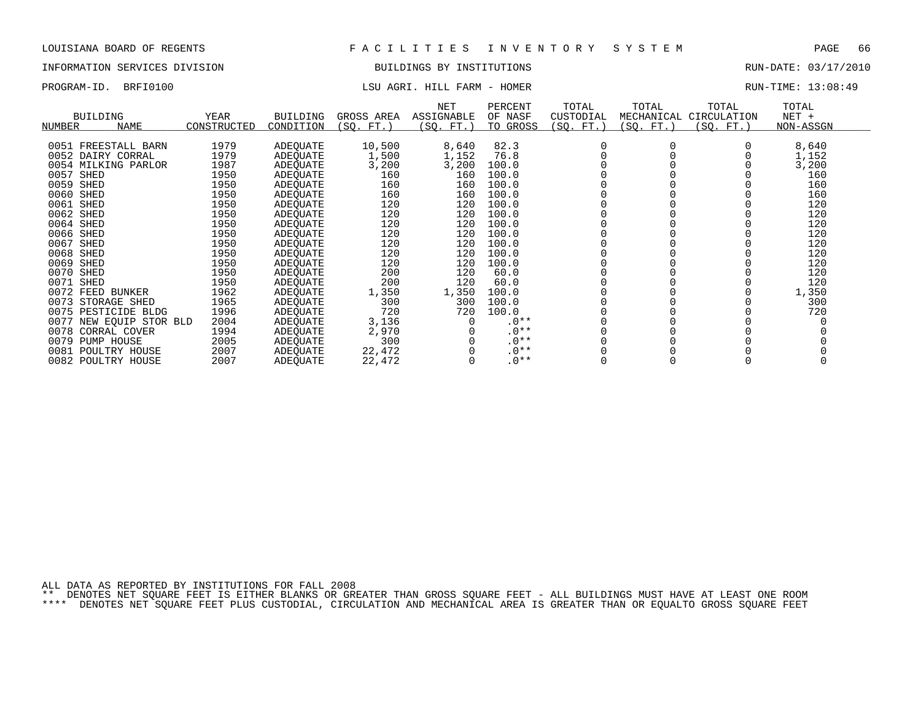LOUISIANA BOARD OF REGENTS — FACILITIES INVENTORY SYSTEM

INFORMATION SERVICES DIVISION — BUILDINGS BY INSTITUTIONS — RUN-DATE: 03/17/2010

PROGRAM-ID. BRFI0100 — LSU AGRI. HILL FARM - HOMER — RUN-TIME: 13:08:49

| BUILDING NUMBER | NAME | YEAR CONSTRUCTED | BUILDING CONDITION | GROSS AREA (SQ. FT.) | NET ASSIGNABLE (SQ. FT.) | PERCENT OF NASF TO GROSS | TOTAL CUSTODIAL (SQ. FT.) | TOTAL MECHANICAL (SQ. FT.) | TOTAL CIRCULATION (SQ. FT.) | TOTAL NET + NON-ASSGN |
|---|---|---|---|---|---|---|---|---|---|---|
| 0051 | FREESTALL BARN | 1979 | ADEQUATE | 10,500 | 8,640 | 82.3 | 0 | 0 | 0 | 8,640 |
| 0052 | DAIRY CORRAL | 1979 | ADEQUATE | 1,500 | 1,152 | 76.8 | 0 | 0 | 0 | 1,152 |
| 0054 | MILKING PARLOR | 1987 | ADEQUATE | 3,200 | 3,200 | 100.0 | 0 | 0 | 0 | 3,200 |
| 0057 | SHED | 1950 | ADEQUATE | 160 | 160 | 100.0 | 0 | 0 | 0 | 160 |
| 0059 | SHED | 1950 | ADEQUATE | 160 | 160 | 100.0 | 0 | 0 | 0 | 160 |
| 0060 | SHED | 1950 | ADEQUATE | 160 | 160 | 100.0 | 0 | 0 | 0 | 160 |
| 0061 | SHED | 1950 | ADEQUATE | 120 | 120 | 100.0 | 0 | 0 | 0 | 120 |
| 0062 | SHED | 1950 | ADEQUATE | 120 | 120 | 100.0 | 0 | 0 | 0 | 120 |
| 0064 | SHED | 1950 | ADEQUATE | 120 | 120 | 100.0 | 0 | 0 | 0 | 120 |
| 0066 | SHED | 1950 | ADEQUATE | 120 | 120 | 100.0 | 0 | 0 | 0 | 120 |
| 0067 | SHED | 1950 | ADEQUATE | 120 | 120 | 100.0 | 0 | 0 | 0 | 120 |
| 0068 | SHED | 1950 | ADEQUATE | 120 | 120 | 100.0 | 0 | 0 | 0 | 120 |
| 0069 | SHED | 1950 | ADEQUATE | 120 | 120 | 100.0 | 0 | 0 | 0 | 120 |
| 0070 | SHED | 1950 | ADEQUATE | 200 | 120 | 60.0 | 0 | 0 | 0 | 120 |
| 0071 | SHED | 1950 | ADEQUATE | 200 | 120 | 60.0 | 0 | 0 | 0 | 120 |
| 0072 | FEED BUNKER | 1962 | ADEQUATE | 1,350 | 1,350 | 100.0 | 0 | 0 | 0 | 1,350 |
| 0073 | STORAGE SHED | 1965 | ADEQUATE | 300 | 300 | 100.0 | 0 | 0 | 0 | 300 |
| 0075 | PESTICIDE BLDG | 1996 | ADEQUATE | 720 | 720 | 100.0 | 0 | 0 | 0 | 720 |
| 0077 | NEW EQUIP STOR BLD | 2004 | ADEQUATE | 3,136 | 0 | .0** | 0 | 0 | 0 | 0 |
| 0078 | CORRAL COVER | 1994 | ADEQUATE | 2,970 | 0 | .0** | 0 | 0 | 0 | 0 |
| 0079 | PUMP HOUSE | 2005 | ADEQUATE | 300 | 0 | .0** | 0 | 0 | 0 | 0 |
| 0081 | POULTRY HOUSE | 2007 | ADEQUATE | 22,472 | 0 | .0** | 0 | 0 | 0 | 0 |
| 0082 | POULTRY HOUSE | 2007 | ADEQUATE | 22,472 | 0 | .0** | 0 | 0 | 0 | 0 |

ALL DATA AS REPORTED BY INSTITUTIONS FOR FALL 2008

** DENOTES NET SQUARE FEET IS EITHER BLANKS OR GREATER THAN GROSS SQUARE FEET - ALL BUILDINGS MUST HAVE AT LEAST ONE ROOM

**** DENOTES NET SQUARE FEET PLUS CUSTODIAL, CIRCULATION AND MECHANICAL AREA IS GREATER THAN OR EQUALTO GROSS SQUARE FEET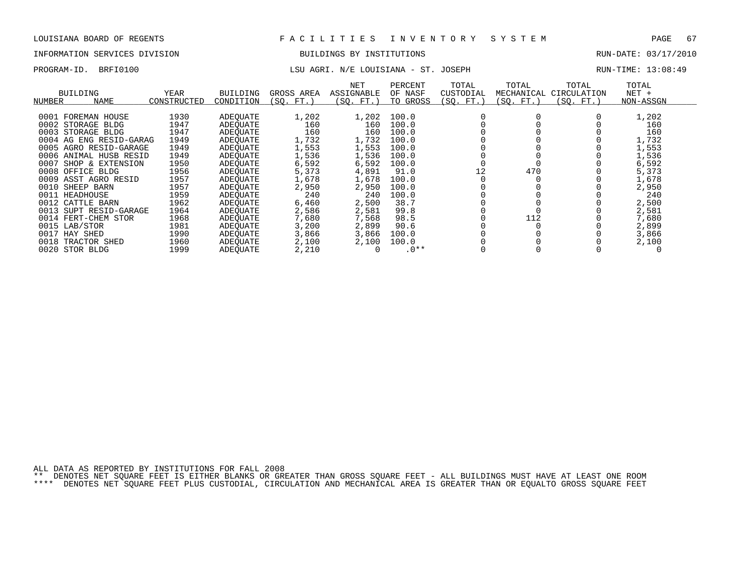LOUISIANA BOARD OF REGENTS — F A C I L I T I E S   I N V E N T O R Y   S Y S T E M

INFORMATION SERVICES DIVISION — BUILDINGS BY INSTITUTIONS — RUN-DATE: 03/17/2010

PROGRAM-ID. BRFI0100 — LSU AGRI. N/E LOUISIANA - ST. JOSEPH — RUN-TIME: 13:08:49

| BUILDING NUMBER | NAME | YEAR CONSTRUCTED | BUILDING CONDITION | GROSS AREA (SQ. FT.) | NET ASSIGNABLE (SQ. FT.) | PERCENT OF NASF TO GROSS | TOTAL CUSTODIAL (SQ. FT.) | TOTAL MECHANICAL (SQ. FT.) | TOTAL CIRCULATION (SQ. FT.) | TOTAL NET + NON-ASSGN |
|---|---|---|---|---|---|---|---|---|---|---|
| 0001 | FOREMAN HOUSE | 1930 | ADEQUATE | 1,202 | 1,202 | 100.0 | 0 | 0 | 0 | 1,202 |
| 0002 | STORAGE BLDG | 1947 | ADEQUATE | 160 | 160 | 100.0 | 0 | 0 | 0 | 160 |
| 0003 | STORAGE BLDG | 1947 | ADEQUATE | 160 | 160 | 100.0 | 0 | 0 | 0 | 160 |
| 0004 | AG ENG RESID-GARAG | 1949 | ADEQUATE | 1,732 | 1,732 | 100.0 | 0 | 0 | 0 | 1,732 |
| 0005 | AGRO RESID-GARAGE | 1949 | ADEQUATE | 1,553 | 1,553 | 100.0 | 0 | 0 | 0 | 1,553 |
| 0006 | ANIMAL HUSB RESID | 1949 | ADEQUATE | 1,536 | 1,536 | 100.0 | 0 | 0 | 0 | 1,536 |
| 0007 | SHOP & EXTENSION | 1950 | ADEQUATE | 6,592 | 6,592 | 100.0 | 0 | 0 | 0 | 6,592 |
| 0008 | OFFICE BLDG | 1956 | ADEQUATE | 5,373 | 4,891 | 91.0 | 12 | 470 | 0 | 5,373 |
| 0009 | ASST AGRO RESID | 1957 | ADEQUATE | 1,678 | 1,678 | 100.0 | 0 | 0 | 0 | 1,678 |
| 0010 | SHEEP BARN | 1957 | ADEQUATE | 2,950 | 2,950 | 100.0 | 0 | 0 | 0 | 2,950 |
| 0011 | HEADHOUSE | 1959 | ADEQUATE | 240 | 240 | 100.0 | 0 | 0 | 0 | 240 |
| 0012 | CATTLE BARN | 1962 | ADEQUATE | 6,460 | 2,500 | 38.7 | 0 | 0 | 0 | 2,500 |
| 0013 | SUPT RESID-GARAGE | 1964 | ADEQUATE | 2,586 | 2,581 | 99.8 | 0 | 0 | 0 | 2,581 |
| 0014 | FERT-CHEM STOR | 1968 | ADEQUATE | 7,680 | 7,568 | 98.5 | 0 | 112 | 0 | 7,680 |
| 0015 | LAB/STOR | 1981 | ADEQUATE | 3,200 | 2,899 | 90.6 | 0 | 0 | 0 | 2,899 |
| 0017 | HAY SHED | 1990 | ADEQUATE | 3,866 | 3,866 | 100.0 | 0 | 0 | 0 | 3,866 |
| 0018 | TRACTOR SHED | 1960 | ADEQUATE | 2,100 | 2,100 | 100.0 | 0 | 0 | 0 | 2,100 |
| 0020 | STOR BLDG | 1999 | ADEQUATE | 2,210 | 0 | .0** | 0 | 0 | 0 | 0 |

ALL DATA AS REPORTED BY INSTITUTIONS FOR FALL 2008

** DENOTES NET SQUARE FEET IS EITHER BLANKS OR GREATER THAN GROSS SQUARE FEET - ALL BUILDINGS MUST HAVE AT LEAST ONE ROOM

**** DENOTES NET SQUARE FEET PLUS CUSTODIAL, CIRCULATION AND MECHANICAL AREA IS GREATER THAN OR EQUALTO GROSS SQUARE FEET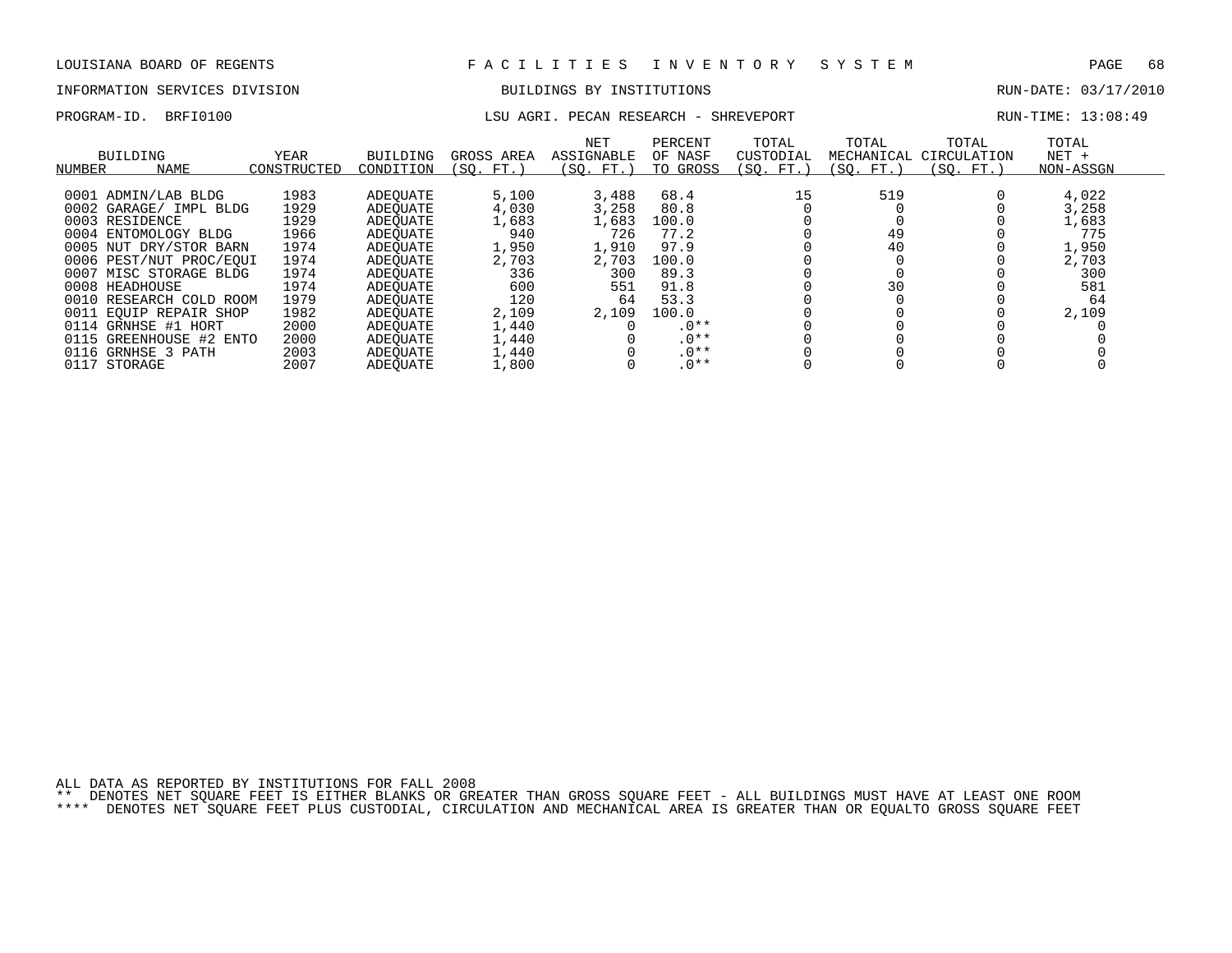LOUISIANA BOARD OF REGENTS — FACILITIES INVENTORY SYSTEM

INFORMATION SERVICES DIVISION — BUILDINGS BY INSTITUTIONS — RUN-DATE: 03/17/2010

PROGRAM-ID. BRFI0100 — LSU AGRI. PECAN RESEARCH - SHREVEPORT — RUN-TIME: 13:08:49

| BUILDING NUMBER | NAME | YEAR CONSTRUCTED | BUILDING CONDITION | GROSS AREA (SQ. FT.) | NET ASSIGNABLE (SQ. FT.) | PERCENT OF NASF TO GROSS | TOTAL CUSTODIAL (SQ. FT.) | TOTAL MECHANICAL (SQ. FT.) | TOTAL CIRCULATION (SQ. FT.) | TOTAL NET + NON-ASSGN |
|---|---|---|---|---|---|---|---|---|---|---|
| 0001 | ADMIN/LAB BLDG | 1983 | ADEQUATE | 5,100 | 3,488 | 68.4 | 15 | 519 | 0 | 4,022 |
| 0002 | GARAGE/ IMPL BLDG | 1929 | ADEQUATE | 4,030 | 3,258 | 80.8 | 0 | 0 | 0 | 3,258 |
| 0003 | RESIDENCE | 1929 | ADEQUATE | 1,683 | 1,683 | 100.0 | 0 | 0 | 0 | 1,683 |
| 0004 | ENTOMOLOGY BLDG | 1966 | ADEQUATE | 940 | 726 | 77.2 | 0 | 49 | 0 | 775 |
| 0005 | NUT DRY/STOR BARN | 1974 | ADEQUATE | 1,950 | 1,910 | 97.9 | 0 | 40 | 0 | 1,950 |
| 0006 | PEST/NUT PROC/EQUI | 1974 | ADEQUATE | 2,703 | 2,703 | 100.0 | 0 | 0 | 0 | 2,703 |
| 0007 | MISC STORAGE BLDG | 1974 | ADEQUATE | 336 | 300 | 89.3 | 0 | 0 | 0 | 300 |
| 0008 | HEADHOUSE | 1974 | ADEQUATE | 600 | 551 | 91.8 | 0 | 30 | 0 | 581 |
| 0010 | RESEARCH COLD ROOM | 1979 | ADEQUATE | 120 | 64 | 53.3 | 0 | 0 | 0 | 64 |
| 0011 | EQUIP REPAIR SHOP | 1982 | ADEQUATE | 2,109 | 2,109 | 100.0 | 0 | 0 | 0 | 2,109 |
| 0114 | GRNHSE #1 HORT | 2000 | ADEQUATE | 1,440 | 0 | .0** | 0 | 0 | 0 | 0 |
| 0115 | GREENHOUSE #2 ENTO | 2000 | ADEQUATE | 1,440 | 0 | .0** | 0 | 0 | 0 | 0 |
| 0116 | GRNHSE 3 PATH | 2003 | ADEQUATE | 1,440 | 0 | .0** | 0 | 0 | 0 | 0 |
| 0117 | STORAGE | 2007 | ADEQUATE | 1,800 | 0 | .0** | 0 | 0 | 0 | 0 |

ALL DATA AS REPORTED BY INSTITUTIONS FOR FALL 2008

** DENOTES NET SQUARE FEET IS EITHER BLANKS OR GREATER THAN GROSS SQUARE FEET - ALL BUILDINGS MUST HAVE AT LEAST ONE ROOM

**** DENOTES NET SQUARE FEET PLUS CUSTODIAL, CIRCULATION AND MECHANICAL AREA IS GREATER THAN OR EQUALTO GROSS SQUARE FEET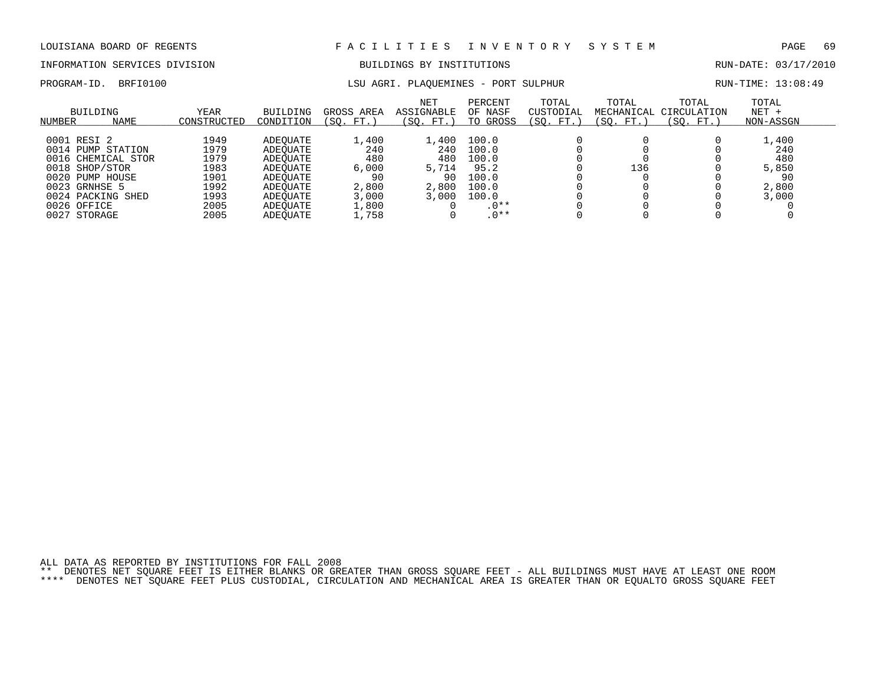LOUISIANA BOARD OF REGENTS — FACILITIES INVENTORY SYSTEM

INFORMATION SERVICES DIVISION — BUILDINGS BY INSTITUTIONS — RUN-DATE: 03/17/2010

PROGRAM-ID. BRFI0100 — LSU AGRI. PLAQUEMINES - PORT SULPHUR — RUN-TIME: 13:08:49

| BUILDING NUMBER | NAME | YEAR CONSTRUCTED | BUILDING CONDITION | GROSS AREA (SQ. FT.) | NET ASSIGNABLE (SQ. FT.) | PERCENT OF NASF TO GROSS | TOTAL CUSTODIAL (SQ. FT.) | TOTAL MECHANICAL (SQ. FT.) | TOTAL CIRCULATION (SQ. FT.) | TOTAL NET + NON-ASSGN |
|---|---|---|---|---|---|---|---|---|---|---|
| 0001 | RESI 2 | 1949 | ADEQUATE | 1,400 | 1,400 | 100.0 | 0 | 0 | 0 | 1,400 |
| 0014 | PUMP STATION | 1979 | ADEQUATE | 240 | 240 | 100.0 | 0 | 0 | 0 | 240 |
| 0016 | CHEMICAL STOR | 1979 | ADEQUATE | 480 | 480 | 100.0 | 0 | 0 | 0 | 480 |
| 0018 | SHOP/STOR | 1983 | ADEQUATE | 6,000 | 5,714 | 95.2 | 0 | 136 | 0 | 5,850 |
| 0020 | PUMP HOUSE | 1901 | ADEQUATE | 90 | 90 | 100.0 | 0 | 0 | 0 | 90 |
| 0023 | GRNHSE 5 | 1992 | ADEQUATE | 2,800 | 2,800 | 100.0 | 0 | 0 | 0 | 2,800 |
| 0024 | PACKING SHED | 1993 | ADEQUATE | 3,000 | 3,000 | 100.0 | 0 | 0 | 0 | 3,000 |
| 0026 | OFFICE | 2005 | ADEQUATE | 1,800 | 0 | .0** | 0 | 0 | 0 | 0 |
| 0027 | STORAGE | 2005 | ADEQUATE | 1,758 | 0 | .0** | 0 | 0 | 0 | 0 |

ALL DATA AS REPORTED BY INSTITUTIONS FOR FALL 2008

** DENOTES NET SQUARE FEET IS EITHER BLANKS OR GREATER THAN GROSS SQUARE FEET - ALL BUILDINGS MUST HAVE AT LEAST ONE ROOM

**** DENOTES NET SQUARE FEET PLUS CUSTODIAL, CIRCULATION AND MECHANICAL AREA IS GREATER THAN OR EQUALTO GROSS SQUARE FEET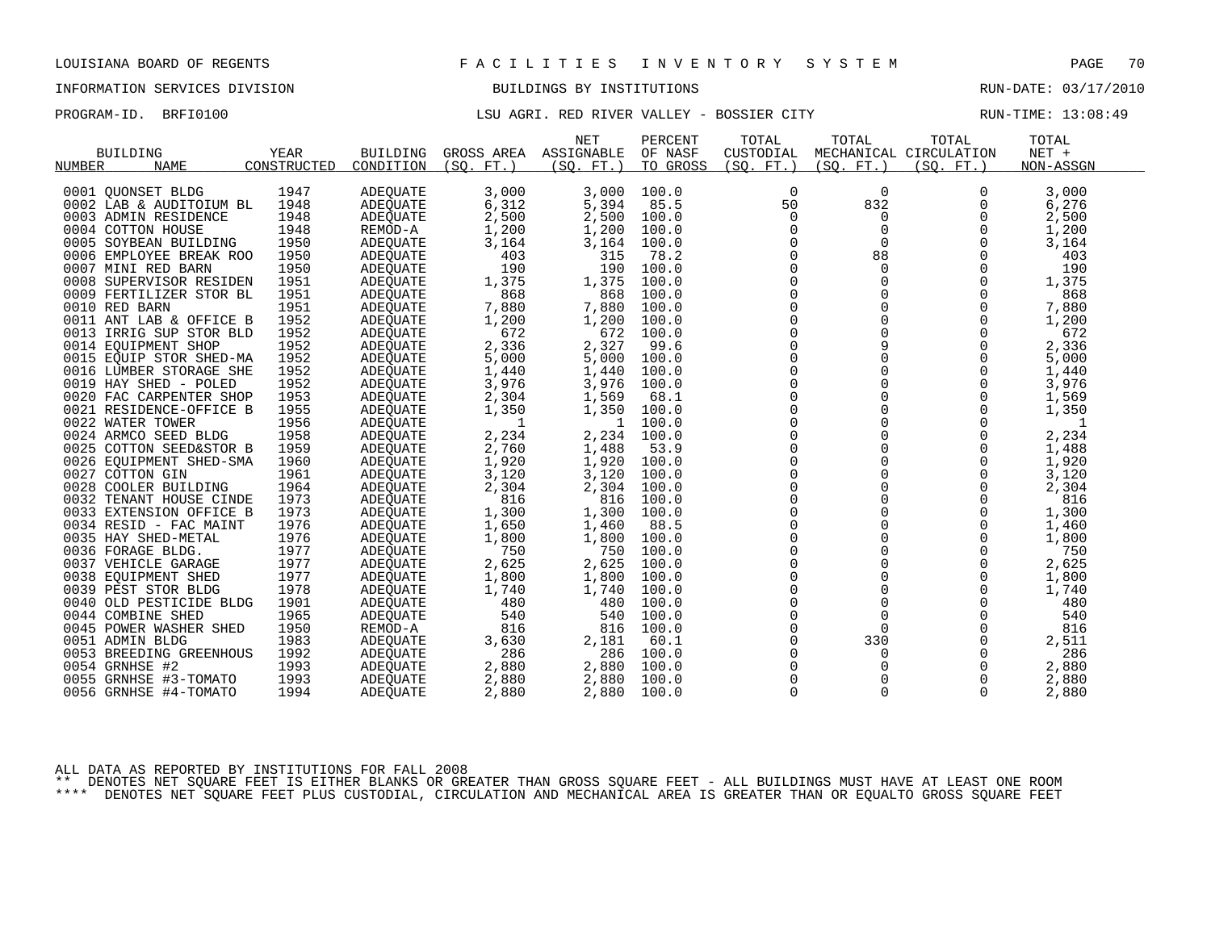LOUISIANA BOARD OF REGENTS — F A C I L I T I E S   I N V E N T O R Y   S Y S T E M

INFORMATION SERVICES DIVISION — BUILDINGS BY INSTITUTIONS — RUN-DATE: 03/17/2010

PROGRAM-ID. BRFI0100 — LSU AGRI. RED RIVER VALLEY - BOSSIER CITY — RUN-TIME: 13:08:49

| BUILDING NUMBER | NAME | YEAR CONSTRUCTED | BUILDING CONDITION | GROSS AREA (SQ. FT.) | NET ASSIGNABLE (SQ. FT.) | PERCENT OF NASF TO GROSS | TOTAL CUSTODIAL (SQ. FT.) | TOTAL MECHANICAL (SQ. FT.) | TOTAL CIRCULATION (SQ. FT.) | TOTAL NET + NON-ASSGN |
|---|---|---|---|---|---|---|---|---|---|---|
| 0001 | QUONSET BLDG | 1947 | ADEQUATE | 3,000 | 3,000 | 100.0 | 0 | 0 | 0 | 3,000 |
| 0002 | LAB & AUDITOIUM BL | 1948 | ADEQUATE | 6,312 | 5,394 | 85.5 | 50 | 832 | 0 | 6,276 |
| 0003 | ADMIN RESIDENCE | 1948 | ADEQUATE | 2,500 | 2,500 | 100.0 | 0 | 0 | 0 | 2,500 |
| 0004 | COTTON HOUSE | 1948 | REMOD-A | 1,200 | 1,200 | 100.0 | 0 | 0 | 0 | 1,200 |
| 0005 | SOYBEAN BUILDING | 1950 | ADEQUATE | 3,164 | 3,164 | 100.0 | 0 | 0 | 0 | 3,164 |
| 0006 | EMPLOYEE BREAK ROO | 1950 | ADEQUATE | 403 | 315 | 78.2 | 0 | 88 | 0 | 403 |
| 0007 | MINI RED BARN | 1950 | ADEQUATE | 190 | 190 | 100.0 | 0 | 0 | 0 | 190 |
| 0008 | SUPERVISOR RESIDEN | 1951 | ADEQUATE | 1,375 | 1,375 | 100.0 | 0 | 0 | 0 | 1,375 |
| 0009 | FERTILIZER STOR BL | 1951 | ADEQUATE | 868 | 868 | 100.0 | 0 | 0 | 0 | 868 |
| 0010 | RED BARN | 1951 | ADEQUATE | 7,880 | 7,880 | 100.0 | 0 | 0 | 0 | 7,880 |
| 0011 | ANT LAB & OFFICE B | 1952 | ADEQUATE | 1,200 | 1,200 | 100.0 | 0 | 0 | 0 | 1,200 |
| 0013 | IRRIG SUP STOR BLD | 1952 | ADEQUATE | 672 | 672 | 100.0 | 0 | 0 | 0 | 672 |
| 0014 | EQUIPMENT SHOP | 1952 | ADEQUATE | 2,336 | 2,327 | 99.6 | 0 | 9 | 0 | 2,336 |
| 0015 | EQUIP STOR SHED-MA | 1952 | ADEQUATE | 5,000 | 5,000 | 100.0 | 0 | 0 | 0 | 5,000 |
| 0016 | LUMBER STORAGE SHE | 1952 | ADEQUATE | 1,440 | 1,440 | 100.0 | 0 | 0 | 0 | 1,440 |
| 0019 | HAY SHED - POLED | 1952 | ADEQUATE | 3,976 | 3,976 | 100.0 | 0 | 0 | 0 | 3,976 |
| 0020 | FAC CARPENTER SHOP | 1953 | ADEQUATE | 2,304 | 1,569 | 68.1 | 0 | 0 | 0 | 1,569 |
| 0021 | RESIDENCE-OFFICE B | 1955 | ADEQUATE | 1,350 | 1,350 | 100.0 | 0 | 0 | 0 | 1,350 |
| 0022 | WATER TOWER | 1956 | ADEQUATE | 1 | 1 | 100.0 | 0 | 0 | 0 | 1 |
| 0024 | ARMCO SEED BLDG | 1958 | ADEQUATE | 2,234 | 2,234 | 100.0 | 0 | 0 | 0 | 2,234 |
| 0025 | COTTON SEED&STOR B | 1959 | ADEQUATE | 2,760 | 1,488 | 53.9 | 0 | 0 | 0 | 1,488 |
| 0026 | EQUIPMENT SHED-SMA | 1960 | ADEQUATE | 1,920 | 1,920 | 100.0 | 0 | 0 | 0 | 1,920 |
| 0027 | COTTON GIN | 1961 | ADEQUATE | 3,120 | 3,120 | 100.0 | 0 | 0 | 0 | 3,120 |
| 0028 | COOLER BUILDING | 1964 | ADEQUATE | 2,304 | 2,304 | 100.0 | 0 | 0 | 0 | 2,304 |
| 0032 | TENANT HOUSE CINDE | 1973 | ADEQUATE | 816 | 816 | 100.0 | 0 | 0 | 0 | 816 |
| 0033 | EXTENSION OFFICE B | 1973 | ADEQUATE | 1,300 | 1,300 | 100.0 | 0 | 0 | 0 | 1,300 |
| 0034 | RESID - FAC MAINT | 1976 | ADEQUATE | 1,650 | 1,460 | 88.5 | 0 | 0 | 0 | 1,460 |
| 0035 | HAY SHED-METAL | 1976 | ADEQUATE | 1,800 | 1,800 | 100.0 | 0 | 0 | 0 | 1,800 |
| 0036 | FORAGE BLDG. | 1977 | ADEQUATE | 750 | 750 | 100.0 | 0 | 0 | 0 | 750 |
| 0037 | VEHICLE GARAGE | 1977 | ADEQUATE | 2,625 | 2,625 | 100.0 | 0 | 0 | 0 | 2,625 |
| 0038 | EQUIPMENT SHED | 1977 | ADEQUATE | 1,800 | 1,800 | 100.0 | 0 | 0 | 0 | 1,800 |
| 0039 | PEST STOR BLDG | 1978 | ADEQUATE | 1,740 | 1,740 | 100.0 | 0 | 0 | 0 | 1,740 |
| 0040 | OLD PESTICIDE BLDG | 1901 | ADEQUATE | 480 | 480 | 100.0 | 0 | 0 | 0 | 480 |
| 0044 | COMBINE SHED | 1965 | ADEQUATE | 540 | 540 | 100.0 | 0 | 0 | 0 | 540 |
| 0045 | POWER WASHER SHED | 1950 | REMOD-A | 816 | 816 | 100.0 | 0 | 0 | 0 | 816 |
| 0051 | ADMIN BLDG | 1983 | ADEQUATE | 3,630 | 2,181 | 60.1 | 0 | 330 | 0 | 2,511 |
| 0053 | BREEDING GREENHOUS | 1992 | ADEQUATE | 286 | 286 | 100.0 | 0 | 0 | 0 | 286 |
| 0054 | GRNHSE #2 | 1993 | ADEQUATE | 2,880 | 2,880 | 100.0 | 0 | 0 | 0 | 2,880 |
| 0055 | GRNHSE #3-TOMATO | 1993 | ADEQUATE | 2,880 | 2,880 | 100.0 | 0 | 0 | 0 | 2,880 |
| 0056 | GRNHSE #4-TOMATO | 1994 | ADEQUATE | 2,880 | 2,880 | 100.0 | 0 | 0 | 0 | 2,880 |

ALL DATA AS REPORTED BY INSTITUTIONS FOR FALL 2008

** DENOTES NET SQUARE FEET IS EITHER BLANKS OR GREATER THAN GROSS SQUARE FEET - ALL BUILDINGS MUST HAVE AT LEAST ONE ROOM

**** DENOTES NET SQUARE FEET PLUS CUSTODIAL, CIRCULATION AND MECHANICAL AREA IS GREATER THAN OR EQUALTO GROSS SQUARE FEET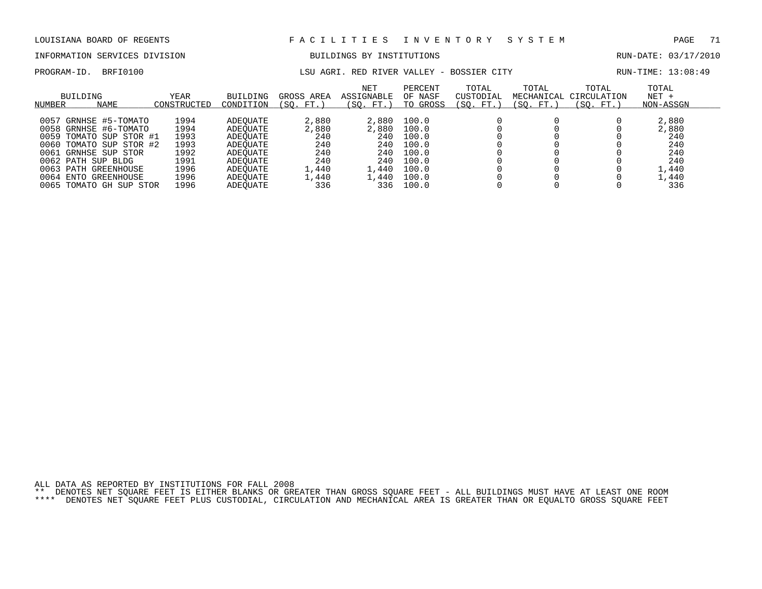LOUISIANA BOARD OF REGENTS — FACILITIES INVENTORY SYSTEM

INFORMATION SERVICES DIVISION — BUILDINGS BY INSTITUTIONS — RUN-DATE: 03/17/2010

PROGRAM-ID. BRFI0100 — LSU AGRI. RED RIVER VALLEY - BOSSIER CITY — RUN-TIME: 13:08:49

| BUILDING NUMBER | NAME | YEAR CONSTRUCTED | BUILDING CONDITION | GROSS AREA (SQ. FT.) | NET ASSIGNABLE (SQ. FT.) | PERCENT OF NASF TO GROSS | TOTAL CUSTODIAL (SQ. FT.) | TOTAL MECHANICAL (SQ. FT.) | TOTAL CIRCULATION (SQ. FT.) | TOTAL NET + NON-ASSGN |
|---|---|---|---|---|---|---|---|---|---|---|
| 0057 | GRNHSE #5-TOMATO | 1994 | ADEQUATE | 2,880 | 2,880 | 100.0 | 0 | 0 | 0 | 2,880 |
| 0058 | GRNHSE #6-TOMATO | 1994 | ADEQUATE | 2,880 | 2,880 | 100.0 | 0 | 0 | 0 | 2,880 |
| 0059 | TOMATO SUP STOR #1 | 1993 | ADEQUATE | 240 | 240 | 100.0 | 0 | 0 | 0 | 240 |
| 0060 | TOMATO SUP STOR #2 | 1993 | ADEQUATE | 240 | 240 | 100.0 | 0 | 0 | 0 | 240 |
| 0061 | GRNHSE SUP STOR | 1992 | ADEQUATE | 240 | 240 | 100.0 | 0 | 0 | 0 | 240 |
| 0062 | PATH SUP BLDG | 1991 | ADEQUATE | 240 | 240 | 100.0 | 0 | 0 | 0 | 240 |
| 0063 | PATH GREENHOUSE | 1996 | ADEQUATE | 1,440 | 1,440 | 100.0 | 0 | 0 | 0 | 1,440 |
| 0064 | ENTO GREENHOUSE | 1996 | ADEQUATE | 1,440 | 1,440 | 100.0 | 0 | 0 | 0 | 1,440 |
| 0065 | TOMATO GH SUP STOR | 1996 | ADEQUATE | 336 | 336 | 100.0 | 0 | 0 | 0 | 336 |

ALL DATA AS REPORTED BY INSTITUTIONS FOR FALL 2008

** DENOTES NET SQUARE FEET IS EITHER BLANKS OR GREATER THAN GROSS SQUARE FEET - ALL BUILDINGS MUST HAVE AT LEAST ONE ROOM

**** DENOTES NET SQUARE FEET PLUS CUSTODIAL, CIRCULATION AND MECHANICAL AREA IS GREATER THAN OR EQUALTO GROSS SQUARE FEET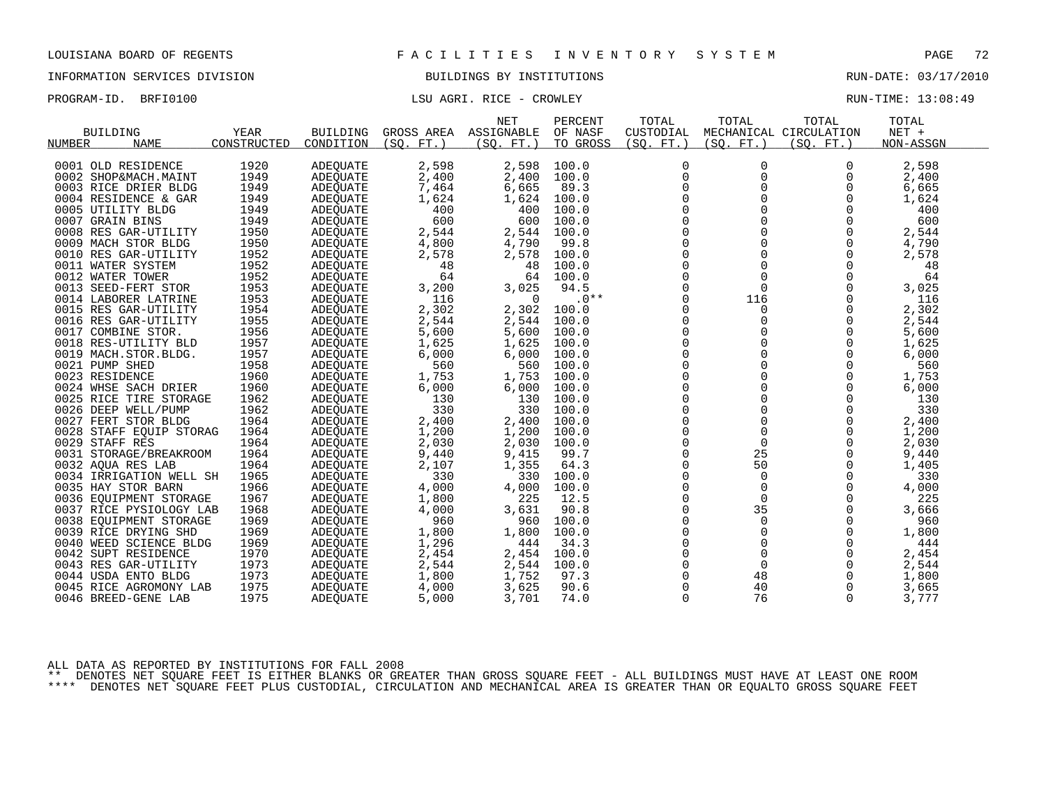LOUISIANA BOARD OF REGENTS — FACILITIES INVENTORY SYSTEM

INFORMATION SERVICES DIVISION — BUILDINGS BY INSTITUTIONS — RUN-DATE: 03/17/2010

PROGRAM-ID. BRFI0100 — LSU AGRI. RICE - CROWLEY — RUN-TIME: 13:08:49

| BUILDING NUMBER | NAME | YEAR CONSTRUCTED | BUILDING CONDITION | GROSS AREA (SQ. FT.) | NET ASSIGNABLE (SQ. FT.) | PERCENT OF NASF TO GROSS | TOTAL CUSTODIAL (SQ. FT.) | TOTAL MECHANICAL (SQ. FT.) | TOTAL CIRCULATION (SQ. FT.) | TOTAL NET + NON-ASSGN |
|---|---|---|---|---|---|---|---|---|---|---|
| 0001 | OLD RESIDENCE | 1920 | ADEQUATE | 2,598 | 2,598 | 100.0 | 0 | 0 | 0 | 2,598 |
| 0002 | SHOP&MACH.MAINT | 1949 | ADEQUATE | 2,400 | 2,400 | 100.0 | 0 | 0 | 0 | 2,400 |
| 0003 | RICE DRIER BLDG | 1949 | ADEQUATE | 7,464 | 6,665 | 89.3 | 0 | 0 | 0 | 6,665 |
| 0004 | RESIDENCE & GAR | 1949 | ADEQUATE | 1,624 | 1,624 | 100.0 | 0 | 0 | 0 | 1,624 |
| 0005 | UTILITY BLDG | 1949 | ADEQUATE | 400 | 400 | 100.0 | 0 | 0 | 0 | 400 |
| 0007 | GRAIN BINS | 1949 | ADEQUATE | 600 | 600 | 100.0 | 0 | 0 | 0 | 600 |
| 0008 | RES GAR-UTILITY | 1950 | ADEQUATE | 2,544 | 2,544 | 100.0 | 0 | 0 | 0 | 2,544 |
| 0009 | MACH STOR BLDG | 1950 | ADEQUATE | 4,800 | 4,790 | 99.8 | 0 | 0 | 0 | 4,790 |
| 0010 | RES GAR-UTILITY | 1952 | ADEQUATE | 2,578 | 2,578 | 100.0 | 0 | 0 | 0 | 2,578 |
| 0011 | WATER SYSTEM | 1952 | ADEQUATE | 48 | 48 | 100.0 | 0 | 0 | 0 | 48 |
| 0012 | WATER TOWER | 1952 | ADEQUATE | 64 | 64 | 100.0 | 0 | 0 | 0 | 64 |
| 0013 | SEED-FERT STOR | 1953 | ADEQUATE | 3,200 | 3,025 | 94.5 | 0 | 0 | 0 | 3,025 |
| 0014 | LABORER LATRINE | 1953 | ADEQUATE | 116 | 0 | .0** | 0 | 116 | 0 | 116 |
| 0015 | RES GAR-UTILITY | 1954 | ADEQUATE | 2,302 | 2,302 | 100.0 | 0 | 0 | 0 | 2,302 |
| 0016 | RES GAR-UTILITY | 1955 | ADEQUATE | 2,544 | 2,544 | 100.0 | 0 | 0 | 0 | 2,544 |
| 0017 | COMBINE STOR. | 1956 | ADEQUATE | 5,600 | 5,600 | 100.0 | 0 | 0 | 0 | 5,600 |
| 0018 | RES-UTILITY BLD | 1957 | ADEQUATE | 1,625 | 1,625 | 100.0 | 0 | 0 | 0 | 1,625 |
| 0019 | MACH.STOR.BLDG. | 1957 | ADEQUATE | 6,000 | 6,000 | 100.0 | 0 | 0 | 0 | 6,000 |
| 0021 | PUMP SHED | 1958 | ADEQUATE | 560 | 560 | 100.0 | 0 | 0 | 0 | 560 |
| 0023 | RESIDENCE | 1960 | ADEQUATE | 1,753 | 1,753 | 100.0 | 0 | 0 | 0 | 1,753 |
| 0024 | WHSE SACH DRIER | 1960 | ADEQUATE | 6,000 | 6,000 | 100.0 | 0 | 0 | 0 | 6,000 |
| 0025 | RICE TIRE STORAGE | 1962 | ADEQUATE | 130 | 130 | 100.0 | 0 | 0 | 0 | 130 |
| 0026 | DEEP WELL/PUMP | 1962 | ADEQUATE | 330 | 330 | 100.0 | 0 | 0 | 0 | 330 |
| 0027 | FERT STOR BLDG | 1964 | ADEQUATE | 2,400 | 2,400 | 100.0 | 0 | 0 | 0 | 2,400 |
| 0028 | STAFF EQUIP STORAG | 1964 | ADEQUATE | 1,200 | 1,200 | 100.0 | 0 | 0 | 0 | 1,200 |
| 0029 | STAFF RES | 1964 | ADEQUATE | 2,030 | 2,030 | 100.0 | 0 | 0 | 0 | 2,030 |
| 0031 | STORAGE/BREAKROOM | 1964 | ADEQUATE | 9,440 | 9,415 | 99.7 | 0 | 25 | 0 | 9,440 |
| 0032 | AQUA RES LAB | 1964 | ADEQUATE | 2,107 | 1,355 | 64.3 | 0 | 50 | 0 | 1,405 |
| 0034 | IRRIGATION WELL SH | 1965 | ADEQUATE | 330 | 330 | 100.0 | 0 | 0 | 0 | 330 |
| 0035 | HAY STOR BARN | 1966 | ADEQUATE | 4,000 | 4,000 | 100.0 | 0 | 0 | 0 | 4,000 |
| 0036 | EQUIPMENT STORAGE | 1967 | ADEQUATE | 1,800 | 225 | 12.5 | 0 | 0 | 0 | 225 |
| 0037 | RICE PYSIOLOGY LAB | 1968 | ADEQUATE | 4,000 | 3,631 | 90.8 | 0 | 35 | 0 | 3,666 |
| 0038 | EQUIPMENT STORAGE | 1969 | ADEQUATE | 960 | 960 | 100.0 | 0 | 0 | 0 | 960 |
| 0039 | RICE DRYING SHD | 1969 | ADEQUATE | 1,800 | 1,800 | 100.0 | 0 | 0 | 0 | 1,800 |
| 0040 | WEED SCIENCE BLDG | 1969 | ADEQUATE | 1,296 | 444 | 34.3 | 0 | 0 | 0 | 444 |
| 0042 | SUPT RESIDENCE | 1970 | ADEQUATE | 2,454 | 2,454 | 100.0 | 0 | 0 | 0 | 2,454 |
| 0043 | RES GAR-UTILITY | 1973 | ADEQUATE | 2,544 | 2,544 | 100.0 | 0 | 0 | 0 | 2,544 |
| 0044 | USDA ENTO BLDG | 1973 | ADEQUATE | 1,800 | 1,752 | 97.3 | 0 | 48 | 0 | 1,800 |
| 0045 | RICE AGROMONY LAB | 1975 | ADEQUATE | 4,000 | 3,625 | 90.6 | 0 | 40 | 0 | 3,665 |
| 0046 | BREED-GENE LAB | 1975 | ADEQUATE | 5,000 | 3,701 | 74.0 | 0 | 76 | 0 | 3,777 |

ALL DATA AS REPORTED BY INSTITUTIONS FOR FALL 2008

** DENOTES NET SQUARE FEET IS EITHER BLANKS OR GREATER THAN GROSS SQUARE FEET - ALL BUILDINGS MUST HAVE AT LEAST ONE ROOM

**** DENOTES NET SQUARE FEET PLUS CUSTODIAL, CIRCULATION AND MECHANICAL AREA IS GREATER THAN OR EQUALTO GROSS SQUARE FEET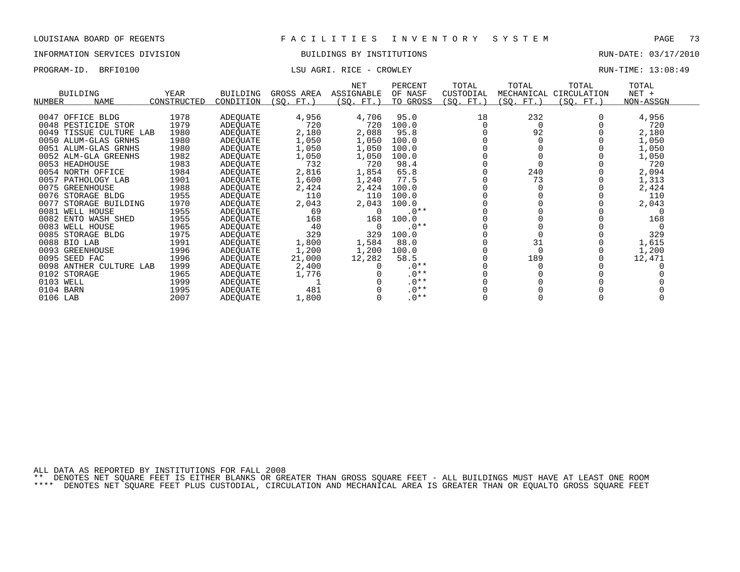LOUISIANA BOARD OF REGENTS — FACILITIES INVENTORY SYSTEM

INFORMATION SERVICES DIVISION — BUILDINGS BY INSTITUTIONS — RUN-DATE: 03/17/2010

PROGRAM-ID. BRFI0100 — LSU AGRI. RICE - CROWLEY — RUN-TIME: 13:08:49

| BUILDING NUMBER | NAME | YEAR CONSTRUCTED | BUILDING CONDITION | GROSS AREA (SQ. FT.) | NET ASSIGNABLE (SQ. FT.) | PERCENT OF NASF TO GROSS | TOTAL CUSTODIAL (SQ. FT.) | TOTAL MECHANICAL (SQ. FT.) | TOTAL CIRCULATION (SQ. FT.) | TOTAL NET + NON-ASSGN |
|---|---|---|---|---|---|---|---|---|---|---|
| 0047 | OFFICE BLDG | 1978 | ADEQUATE | 4,956 | 4,706 | 95.0 | 18 | 232 | 0 | 4,956 |
| 0048 | PESTICIDE STOR | 1979 | ADEQUATE | 720 | 720 | 100.0 | 0 | 0 | 0 | 720 |
| 0049 | TISSUE CULTURE LAB | 1980 | ADEQUATE | 2,180 | 2,088 | 95.8 | 0 | 92 | 0 | 2,180 |
| 0050 | ALUM-GLAS GRNHS | 1980 | ADEQUATE | 1,050 | 1,050 | 100.0 | 0 | 0 | 0 | 1,050 |
| 0051 | ALUM-GLAS GRNHS | 1980 | ADEQUATE | 1,050 | 1,050 | 100.0 | 0 | 0 | 0 | 1,050 |
| 0052 | ALM-GLA GREENHS | 1982 | ADEQUATE | 1,050 | 1,050 | 100.0 | 0 | 0 | 0 | 1,050 |
| 0053 | HEADHOUSE | 1983 | ADEQUATE | 732 | 720 | 98.4 | 0 | 0 | 0 | 720 |
| 0054 | NORTH OFFICE | 1984 | ADEQUATE | 2,816 | 1,854 | 65.8 | 0 | 240 | 0 | 2,094 |
| 0057 | PATHOLOGY LAB | 1901 | ADEQUATE | 1,600 | 1,240 | 77.5 | 0 | 73 | 0 | 1,313 |
| 0075 | GREENHOUSE | 1988 | ADEQUATE | 2,424 | 2,424 | 100.0 | 0 | 0 | 0 | 2,424 |
| 0076 | STORAGE BLDG | 1955 | ADEQUATE | 110 | 110 | 100.0 | 0 | 0 | 0 | 110 |
| 0077 | STORAGE BUILDING | 1970 | ADEQUATE | 2,043 | 2,043 | 100.0 | 0 | 0 | 0 | 2,043 |
| 0081 | WELL HOUSE | 1955 | ADEQUATE | 69 | 0 | .0** | 0 | 0 | 0 | 0 |
| 0082 | ENTO WASH SHED | 1955 | ADEQUATE | 168 | 168 | 100.0 | 0 | 0 | 0 | 168 |
| 0083 | WELL HOUSE | 1965 | ADEQUATE | 40 | 0 | .0** | 0 | 0 | 0 | 0 |
| 0085 | STORAGE BLDG | 1975 | ADEQUATE | 329 | 329 | 100.0 | 0 | 0 | 0 | 329 |
| 0088 | BIO LAB | 1991 | ADEQUATE | 1,800 | 1,584 | 88.0 | 0 | 31 | 0 | 1,615 |
| 0093 | GREENHOUSE | 1996 | ADEQUATE | 1,200 | 1,200 | 100.0 | 0 | 0 | 0 | 1,200 |
| 0095 | SEED FAC | 1996 | ADEQUATE | 21,000 | 12,282 | 58.5 | 0 | 189 | 0 | 12,471 |
| 0098 | ANTHER CULTURE LAB | 1999 | ADEQUATE | 2,400 | 0 | .0** | 0 | 0 | 0 | 0 |
| 0102 | STORAGE | 1965 | ADEQUATE | 1,776 | 0 | .0** | 0 | 0 | 0 | 0 |
| 0103 | WELL | 1999 | ADEQUATE | 1 | 0 | .0** | 0 | 0 | 0 | 0 |
| 0104 | BARN | 1995 | ADEQUATE | 481 | 0 | .0** | 0 | 0 | 0 | 0 |
| 0106 | LAB | 2007 | ADEQUATE | 1,800 | 0 | .0** | 0 | 0 | 0 | 0 |

ALL DATA AS REPORTED BY INSTITUTIONS FOR FALL 2008

** DENOTES NET SQUARE FEET IS EITHER BLANKS OR GREATER THAN GROSS SQUARE FEET - ALL BUILDINGS MUST HAVE AT LEAST ONE ROOM

**** DENOTES NET SQUARE FEET PLUS CUSTODIAL, CIRCULATION AND MECHANICAL AREA IS GREATER THAN OR EQUALTO GROSS SQUARE FEET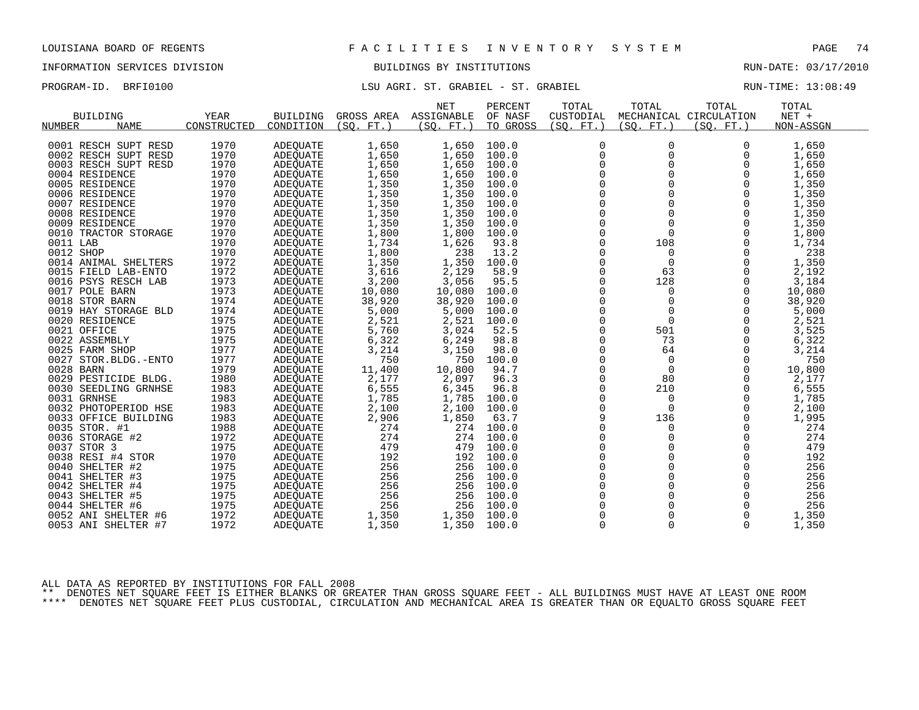LOUISIANA BOARD OF REGENTS — FACILITIES INVENTORY SYSTEM

INFORMATION SERVICES DIVISION — BUILDINGS BY INSTITUTIONS — RUN-DATE: 03/17/2010

PROGRAM-ID. BRFI0100 — LSU AGRI. ST. GRABIEL - ST. GRABIEL — RUN-TIME: 13:08:49

| BUILDING NUMBER | NAME | YEAR CONSTRUCTED | BUILDING CONDITION | GROSS AREA (SQ. FT.) | NET ASSIGNABLE (SQ. FT.) | PERCENT OF NASF TO GROSS | TOTAL CUSTODIAL (SQ. FT.) | TOTAL MECHANICAL (SQ. FT.) | TOTAL CIRCULATION (SQ. FT.) | TOTAL NET + NON-ASSGN |
|---|---|---|---|---|---|---|---|---|---|---|
| 0001 | RESCH SUPT RESD | 1970 | ADEQUATE | 1,650 | 1,650 | 100.0 | 0 | 0 | 0 | 1,650 |
| 0002 | RESCH SUPT RESD | 1970 | ADEQUATE | 1,650 | 1,650 | 100.0 | 0 | 0 | 0 | 1,650 |
| 0003 | RESCH SUPT RESD | 1970 | ADEQUATE | 1,650 | 1,650 | 100.0 | 0 | 0 | 0 | 1,650 |
| 0004 | RESIDENCE | 1970 | ADEQUATE | 1,650 | 1,650 | 100.0 | 0 | 0 | 0 | 1,650 |
| 0005 | RESIDENCE | 1970 | ADEQUATE | 1,350 | 1,350 | 100.0 | 0 | 0 | 0 | 1,350 |
| 0006 | RESIDENCE | 1970 | ADEQUATE | 1,350 | 1,350 | 100.0 | 0 | 0 | 0 | 1,350 |
| 0007 | RESIDENCE | 1970 | ADEQUATE | 1,350 | 1,350 | 100.0 | 0 | 0 | 0 | 1,350 |
| 0008 | RESIDENCE | 1970 | ADEQUATE | 1,350 | 1,350 | 100.0 | 0 | 0 | 0 | 1,350 |
| 0009 | RESIDENCE | 1970 | ADEQUATE | 1,350 | 1,350 | 100.0 | 0 | 0 | 0 | 1,350 |
| 0010 | TRACTOR STORAGE | 1970 | ADEQUATE | 1,800 | 1,800 | 100.0 | 0 | 0 | 0 | 1,800 |
| 0011 | LAB | 1970 | ADEQUATE | 1,734 | 1,626 | 93.8 | 0 | 108 | 0 | 1,734 |
| 0012 | SHOP | 1970 | ADEQUATE | 1,800 | 238 | 13.2 | 0 | 0 | 0 | 238 |
| 0014 | ANIMAL SHELTERS | 1972 | ADEQUATE | 1,350 | 1,350 | 100.0 | 0 | 0 | 0 | 1,350 |
| 0015 | FIELD LAB-ENTO | 1972 | ADEQUATE | 3,616 | 2,129 | 58.9 | 0 | 63 | 0 | 2,192 |
| 0016 | PSYS RESCH LAB | 1973 | ADEQUATE | 3,200 | 3,056 | 95.5 | 0 | 128 | 0 | 3,184 |
| 0017 | POLE BARN | 1973 | ADEQUATE | 10,080 | 10,080 | 100.0 | 0 | 0 | 0 | 10,080 |
| 0018 | STOR BARN | 1974 | ADEQUATE | 38,920 | 38,920 | 100.0 | 0 | 0 | 0 | 38,920 |
| 0019 | HAY STORAGE BLD | 1974 | ADEQUATE | 5,000 | 5,000 | 100.0 | 0 | 0 | 0 | 5,000 |
| 0020 | RESIDENCE | 1975 | ADEQUATE | 2,521 | 2,521 | 100.0 | 0 | 0 | 0 | 2,521 |
| 0021 | OFFICE | 1975 | ADEQUATE | 5,760 | 3,024 | 52.5 | 0 | 501 | 0 | 3,525 |
| 0022 | ASSEMBLY | 1975 | ADEQUATE | 6,322 | 6,249 | 98.8 | 0 | 73 | 0 | 6,322 |
| 0025 | FARM SHOP | 1977 | ADEQUATE | 3,214 | 3,150 | 98.0 | 0 | 64 | 0 | 3,214 |
| 0027 | STOR.BLDG.-ENTO | 1977 | ADEQUATE | 750 | 750 | 100.0 | 0 | 0 | 0 | 750 |
| 0028 | BARN | 1979 | ADEQUATE | 11,400 | 10,800 | 94.7 | 0 | 0 | 0 | 10,800 |
| 0029 | PESTICIDE BLDG. | 1980 | ADEQUATE | 2,177 | 2,097 | 96.3 | 0 | 80 | 0 | 2,177 |
| 0030 | SEEDLING GRNHSE | 1983 | ADEQUATE | 6,555 | 6,345 | 96.8 | 0 | 210 | 0 | 6,555 |
| 0031 | GRNHSE | 1983 | ADEQUATE | 1,785 | 1,785 | 100.0 | 0 | 0 | 0 | 1,785 |
| 0032 | PHOTOPERIOD HSE | 1983 | ADEQUATE | 2,100 | 2,100 | 100.0 | 0 | 0 | 0 | 2,100 |
| 0033 | OFFICE BUILDING | 1983 | ADEQUATE | 2,906 | 1,850 | 63.7 | 9 | 136 | 0 | 1,995 |
| 0035 | STOR. #1 | 1988 | ADEQUATE | 274 | 274 | 100.0 | 0 | 0 | 0 | 274 |
| 0036 | STORAGE #2 | 1972 | ADEQUATE | 274 | 274 | 100.0 | 0 | 0 | 0 | 274 |
| 0037 | STOR 3 | 1975 | ADEQUATE | 479 | 479 | 100.0 | 0 | 0 | 0 | 479 |
| 0038 | RESI #4 STOR | 1970 | ADEQUATE | 192 | 192 | 100.0 | 0 | 0 | 0 | 192 |
| 0040 | SHELTER #2 | 1975 | ADEQUATE | 256 | 256 | 100.0 | 0 | 0 | 0 | 256 |
| 0041 | SHELTER #3 | 1975 | ADEQUATE | 256 | 256 | 100.0 | 0 | 0 | 0 | 256 |
| 0042 | SHELTER #4 | 1975 | ADEQUATE | 256 | 256 | 100.0 | 0 | 0 | 0 | 256 |
| 0043 | SHELTER #5 | 1975 | ADEQUATE | 256 | 256 | 100.0 | 0 | 0 | 0 | 256 |
| 0044 | SHELTER #6 | 1975 | ADEQUATE | 256 | 256 | 100.0 | 0 | 0 | 0 | 256 |
| 0052 | ANI SHELTER #6 | 1972 | ADEQUATE | 1,350 | 1,350 | 100.0 | 0 | 0 | 0 | 1,350 |
| 0053 | ANI SHELTER #7 | 1972 | ADEQUATE | 1,350 | 1,350 | 100.0 | 0 | 0 | 0 | 1,350 |

ALL DATA AS REPORTED BY INSTITUTIONS FOR FALL 2008

** DENOTES NET SQUARE FEET IS EITHER BLANKS OR GREATER THAN GROSS SQUARE FEET - ALL BUILDINGS MUST HAVE AT LEAST ONE ROOM

**** DENOTES NET SQUARE FEET PLUS CUSTODIAL, CIRCULATION AND MECHANICAL AREA IS GREATER THAN OR EQUALTO GROSS SQUARE FEET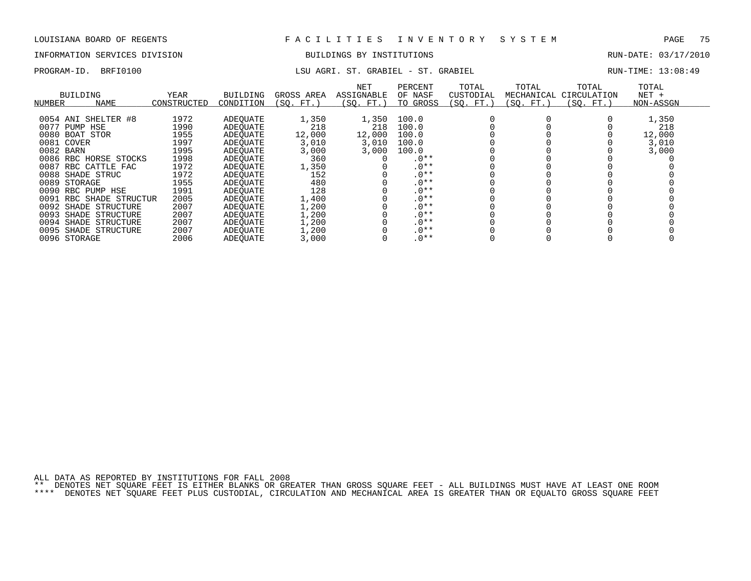LOUISIANA BOARD OF REGENTS — FACILITIES INVENTORY SYSTEM

INFORMATION SERVICES DIVISION — BUILDINGS BY INSTITUTIONS — RUN-DATE: 03/17/2010

PROGRAM-ID. BRFI0100 — LSU AGRI. ST. GRABIEL - ST. GRABIEL — RUN-TIME: 13:08:49

| BUILDING NUMBER | BUILDING NAME | YEAR CONSTRUCTED | BUILDING CONDITION | GROSS AREA (SQ. FT.) | NET ASSIGNABLE (SQ. FT.) | PERCENT OF NASF TO GROSS | TOTAL CUSTODIAL (SQ. FT.) | TOTAL MECHANICAL (SQ. FT.) | TOTAL CIRCULATION (SQ. FT.) | TOTAL NET + NON-ASSGN |
|---|---|---|---|---|---|---|---|---|---|---|
| 0054 | ANI SHELTER #8 | 1972 | ADEQUATE | 1,350 | 1,350 | 100.0 | 0 | 0 | 0 | 1,350 |
| 0077 | PUMP HSE | 1990 | ADEQUATE | 218 | 218 | 100.0 | 0 | 0 | 0 | 218 |
| 0080 | BOAT STOR | 1955 | ADEQUATE | 12,000 | 12,000 | 100.0 | 0 | 0 | 0 | 12,000 |
| 0081 | COVER | 1997 | ADEQUATE | 3,010 | 3,010 | 100.0 | 0 | 0 | 0 | 3,010 |
| 0082 | BARN | 1995 | ADEQUATE | 3,000 | 3,000 | 100.0 | 0 | 0 | 0 | 3,000 |
| 0086 | RBC HORSE STOCKS | 1998 | ADEQUATE | 360 | 0 | .0** | 0 | 0 | 0 | 0 |
| 0087 | RBC CATTLE FAC | 1972 | ADEQUATE | 1,350 | 0 | .0** | 0 | 0 | 0 | 0 |
| 0088 | SHADE STRUC | 1972 | ADEQUATE | 152 | 0 | .0** | 0 | 0 | 0 | 0 |
| 0089 | STORAGE | 1955 | ADEQUATE | 480 | 0 | .0** | 0 | 0 | 0 | 0 |
| 0090 | RBC PUMP HSE | 1991 | ADEQUATE | 128 | 0 | .0** | 0 | 0 | 0 | 0 |
| 0091 | RBC SHADE STRUCTUR | 2005 | ADEQUATE | 1,400 | 0 | .0** | 0 | 0 | 0 | 0 |
| 0092 | SHADE STRUCTURE | 2007 | ADEQUATE | 1,200 | 0 | .0** | 0 | 0 | 0 | 0 |
| 0093 | SHADE STRUCTURE | 2007 | ADEQUATE | 1,200 | 0 | .0** | 0 | 0 | 0 | 0 |
| 0094 | SHADE STRUCTURE | 2007 | ADEQUATE | 1,200 | 0 | .0** | 0 | 0 | 0 | 0 |
| 0095 | SHADE STRUCTURE | 2007 | ADEQUATE | 1,200 | 0 | .0** | 0 | 0 | 0 | 0 |
| 0096 | STORAGE | 2006 | ADEQUATE | 3,000 | 0 | .0** | 0 | 0 | 0 | 0 |

ALL DATA AS REPORTED BY INSTITUTIONS FOR FALL 2008

** DENOTES NET SQUARE FEET IS EITHER BLANKS OR GREATER THAN GROSS SQUARE FEET - ALL BUILDINGS MUST HAVE AT LEAST ONE ROOM

**** DENOTES NET SQUARE FEET PLUS CUSTODIAL, CIRCULATION AND MECHANICAL AREA IS GREATER THAN OR EQUALTO GROSS SQUARE FEET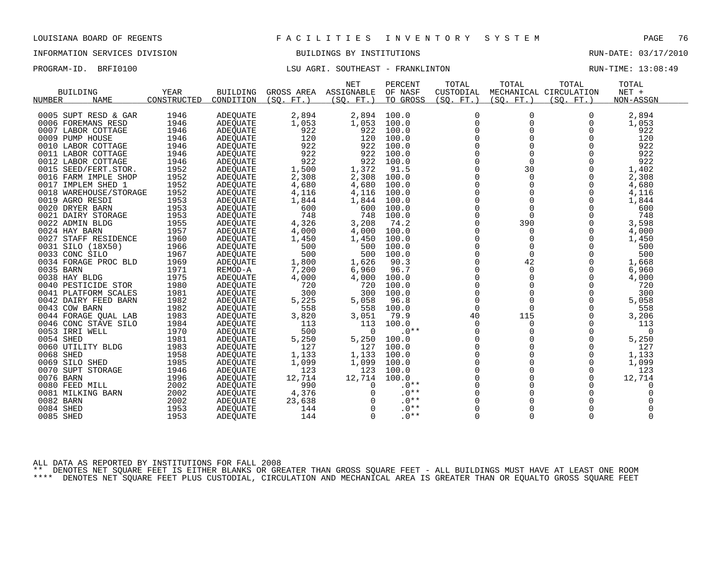LOUISIANA BOARD OF REGENTS — FACILITIES INVENTORY SYSTEM

INFORMATION SERVICES DIVISION — BUILDINGS BY INSTITUTIONS — RUN-DATE: 03/17/2010

PROGRAM-ID. BRFI0100 — LSU AGRI. SOUTHEAST - FRANKLINTON — RUN-TIME: 13:08:49

| BUILDING NUMBER | NAME | YEAR CONSTRUCTED | BUILDING CONDITION | GROSS AREA (SQ. FT.) | NET ASSIGNABLE (SQ. FT.) | PERCENT OF NASF TO GROSS | TOTAL CUSTODIAL (SQ. FT.) | TOTAL MECHANICAL (SQ. FT.) | TOTAL CIRCULATION (SQ. FT.) | TOTAL NET + NON-ASSGN |
|---|---|---|---|---|---|---|---|---|---|---|
| 0005 | SUPT RESD & GAR | 1946 | ADEQUATE | 2,894 | 2,894 | 100.0 | 0 | 0 | 0 | 2,894 |
| 0006 | FOREMANS RESD | 1946 | ADEQUATE | 1,053 | 1,053 | 100.0 | 0 | 0 | 0 | 1,053 |
| 0007 | LABOR COTTAGE | 1946 | ADEQUATE | 922 | 922 | 100.0 | 0 | 0 | 0 | 922 |
| 0009 | PUMP HOUSE | 1946 | ADEQUATE | 120 | 120 | 100.0 | 0 | 0 | 0 | 120 |
| 0010 | LABOR COTTAGE | 1946 | ADEQUATE | 922 | 922 | 100.0 | 0 | 0 | 0 | 922 |
| 0011 | LABOR COTTAGE | 1946 | ADEQUATE | 922 | 922 | 100.0 | 0 | 0 | 0 | 922 |
| 0012 | LABOR COTTAGE | 1946 | ADEQUATE | 922 | 922 | 100.0 | 0 | 0 | 0 | 922 |
| 0015 | SEED/FERT.STOR. | 1952 | ADEQUATE | 1,500 | 1,372 | 91.5 | 0 | 30 | 0 | 1,402 |
| 0016 | FARM IMPLE SHOP | 1952 | ADEQUATE | 2,308 | 2,308 | 100.0 | 0 | 0 | 0 | 2,308 |
| 0017 | IMPLEM SHED 1 | 1952 | ADEQUATE | 4,680 | 4,680 | 100.0 | 0 | 0 | 0 | 4,680 |
| 0018 | WAREHOUSE/STORAGE | 1952 | ADEQUATE | 4,116 | 4,116 | 100.0 | 0 | 0 | 0 | 4,116 |
| 0019 | AGRO RESDI | 1953 | ADEQUATE | 1,844 | 1,844 | 100.0 | 0 | 0 | 0 | 1,844 |
| 0020 | DRYER BARN | 1953 | ADEQUATE | 600 | 600 | 100.0 | 0 | 0 | 0 | 600 |
| 0021 | DAIRY STORAGE | 1953 | ADEQUATE | 748 | 748 | 100.0 | 0 | 0 | 0 | 748 |
| 0022 | ADMIN BLDG | 1955 | ADEQUATE | 4,326 | 3,208 | 74.2 | 0 | 390 | 0 | 3,598 |
| 0024 | HAY BARN | 1957 | ADEQUATE | 4,000 | 4,000 | 100.0 | 0 | 0 | 0 | 4,000 |
| 0027 | STAFF RESIDENCE | 1960 | ADEQUATE | 1,450 | 1,450 | 100.0 | 0 | 0 | 0 | 1,450 |
| 0031 | SILO (18X50) | 1966 | ADEQUATE | 500 | 500 | 100.0 | 0 | 0 | 0 | 500 |
| 0033 | CONC SILO | 1967 | ADEQUATE | 500 | 500 | 100.0 | 0 | 0 | 0 | 500 |
| 0034 | FORAGE PROC BLD | 1969 | ADEQUATE | 1,800 | 1,626 | 90.3 | 0 | 42 | 0 | 1,668 |
| 0035 | BARN | 1971 | REMOD-A | 7,200 | 6,960 | 96.7 | 0 | 0 | 0 | 6,960 |
| 0038 | HAY BLDG | 1975 | ADEQUATE | 4,000 | 4,000 | 100.0 | 0 | 0 | 0 | 4,000 |
| 0040 | PESTICIDE STOR | 1980 | ADEQUATE | 720 | 720 | 100.0 | 0 | 0 | 0 | 720 |
| 0041 | PLATFORM SCALES | 1981 | ADEQUATE | 300 | 300 | 100.0 | 0 | 0 | 0 | 300 |
| 0042 | DAIRY FEED BARN | 1982 | ADEQUATE | 5,225 | 5,058 | 96.8 | 0 | 0 | 0 | 5,058 |
| 0043 | COW BARN | 1982 | ADEQUATE | 558 | 558 | 100.0 | 0 | 0 | 0 | 558 |
| 0044 | FORAGE QUAL LAB | 1983 | ADEQUATE | 3,820 | 3,051 | 79.9 | 40 | 115 | 0 | 3,206 |
| 0046 | CONC STAVE SILO | 1984 | ADEQUATE | 113 | 113 | 100.0 | 0 | 0 | 0 | 113 |
| 0053 | IRRI WELL | 1970 | ADEQUATE | 500 | 0 | .0** | 0 | 0 | 0 | 0 |
| 0054 | SHED | 1981 | ADEQUATE | 5,250 | 5,250 | 100.0 | 0 | 0 | 0 | 5,250 |
| 0060 | UTILITY BLDG | 1983 | ADEQUATE | 127 | 127 | 100.0 | 0 | 0 | 0 | 127 |
| 0068 | SHED | 1958 | ADEQUATE | 1,133 | 1,133 | 100.0 | 0 | 0 | 0 | 1,133 |
| 0069 | SILO SHED | 1985 | ADEQUATE | 1,099 | 1,099 | 100.0 | 0 | 0 | 0 | 1,099 |
| 0070 | SUPT STORAGE | 1946 | ADEQUATE | 123 | 123 | 100.0 | 0 | 0 | 0 | 123 |
| 0076 | BARN | 1996 | ADEQUATE | 12,714 | 12,714 | 100.0 | 0 | 0 | 0 | 12,714 |
| 0080 | FEED MILL | 2002 | ADEQUATE | 990 | 0 | .0** | 0 | 0 | 0 | 0 |
| 0081 | MILKING BARN | 2002 | ADEQUATE | 4,376 | 0 | .0** | 0 | 0 | 0 | 0 |
| 0082 | BARN | 2002 | ADEQUATE | 23,638 | 0 | .0** | 0 | 0 | 0 | 0 |
| 0084 | SHED | 1953 | ADEQUATE | 144 | 0 | .0** | 0 | 0 | 0 | 0 |
| 0085 | SHED | 1953 | ADEQUATE | 144 | 0 | .0** | 0 | 0 | 0 | 0 |

ALL DATA AS REPORTED BY INSTITUTIONS FOR FALL 2008

** DENOTES NET SQUARE FEET IS EITHER BLANKS OR GREATER THAN GROSS SQUARE FEET - ALL BUILDINGS MUST HAVE AT LEAST ONE ROOM

**** DENOTES NET SQUARE FEET PLUS CUSTODIAL, CIRCULATION AND MECHANICAL AREA IS GREATER THAN OR EQUALTO GROSS SQUARE FEET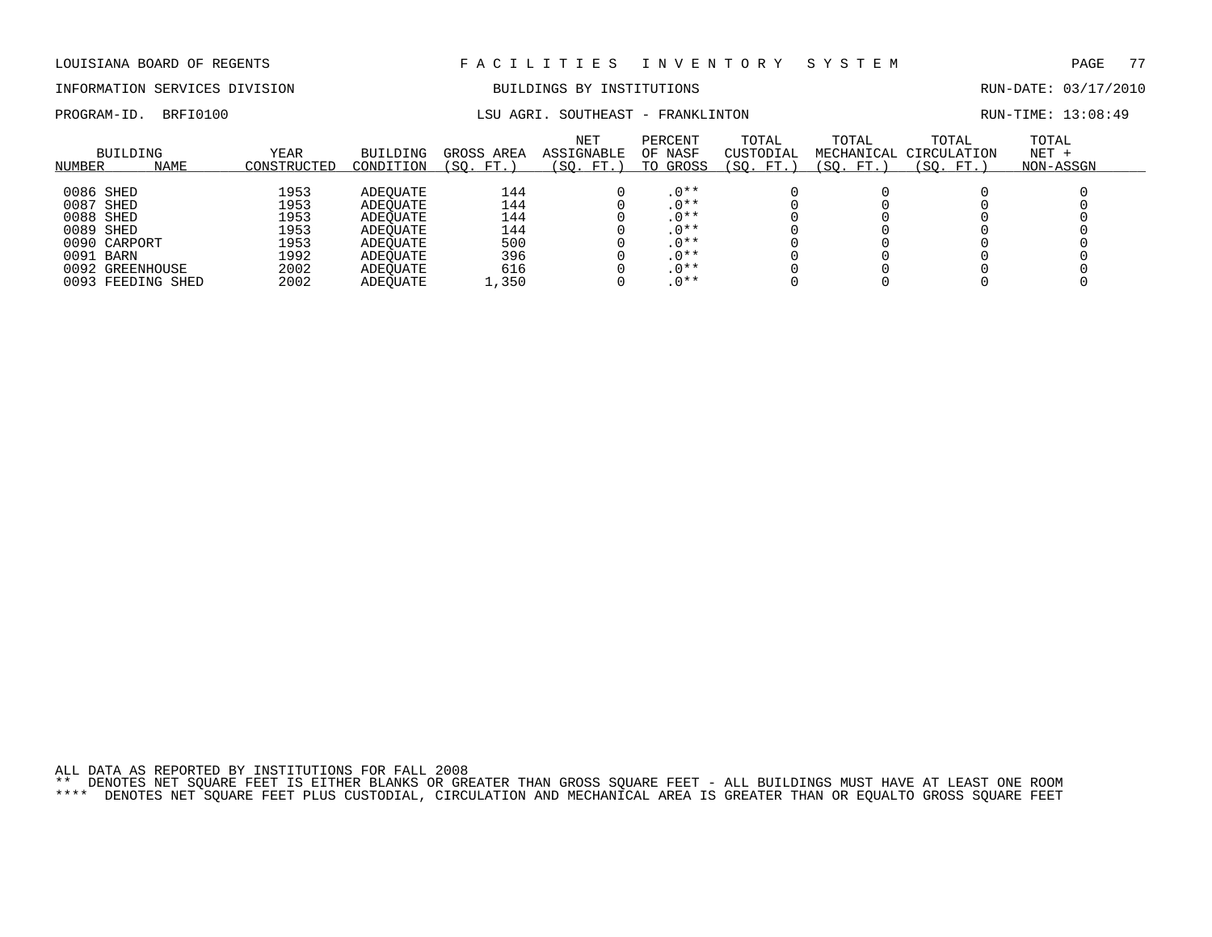LOUISIANA BOARD OF REGENTS — F A C I L I T I E S I N V E N T O R Y S Y S T E M

INFORMATION SERVICES DIVISION — BUILDINGS BY INSTITUTIONS — RUN-DATE: 03/17/2010

PROGRAM-ID. BRFI0100 — LSU AGRI. SOUTHEAST - FRANKLINTON — RUN-TIME: 13:08:49

| BUILDING NUMBER | NAME | YEAR CONSTRUCTED | BUILDING CONDITION | GROSS AREA (SQ. FT.) | NET ASSIGNABLE (SQ. FT.) | PERCENT OF NASF TO GROSS | TOTAL CUSTODIAL (SQ. FT.) | TOTAL MECHANICAL (SQ. FT.) | TOTAL CIRCULATION (SQ. FT.) | TOTAL NET + NON-ASSGN |
|---|---|---|---|---|---|---|---|---|---|---|
| 0086 | SHED | 1953 | ADEQUATE | 144 | 0 | .0** | 0 | 0 | 0 | 0 |
| 0087 | SHED | 1953 | ADEQUATE | 144 | 0 | .0** | 0 | 0 | 0 | 0 |
| 0088 | SHED | 1953 | ADEQUATE | 144 | 0 | .0** | 0 | 0 | 0 | 0 |
| 0089 | SHED | 1953 | ADEQUATE | 144 | 0 | .0** | 0 | 0 | 0 | 0 |
| 0090 | CARPORT | 1953 | ADEQUATE | 500 | 0 | .0** | 0 | 0 | 0 | 0 |
| 0091 | BARN | 1992 | ADEQUATE | 396 | 0 | .0** | 0 | 0 | 0 | 0 |
| 0092 | GREENHOUSE | 2002 | ADEQUATE | 616 | 0 | .0** | 0 | 0 | 0 | 0 |
| 0093 | FEEDING SHED | 2002 | ADEQUATE | 1,350 | 0 | .0** | 0 | 0 | 0 | 0 |

ALL DATA AS REPORTED BY INSTITUTIONS FOR FALL 2008

** DENOTES NET SQUARE FEET IS EITHER BLANKS OR GREATER THAN GROSS SQUARE FEET - ALL BUILDINGS MUST HAVE AT LEAST ONE ROOM

**** DENOTES NET SQUARE FEET PLUS CUSTODIAL, CIRCULATION AND MECHANICAL AREA IS GREATER THAN OR EQUALTO GROSS SQUARE FEET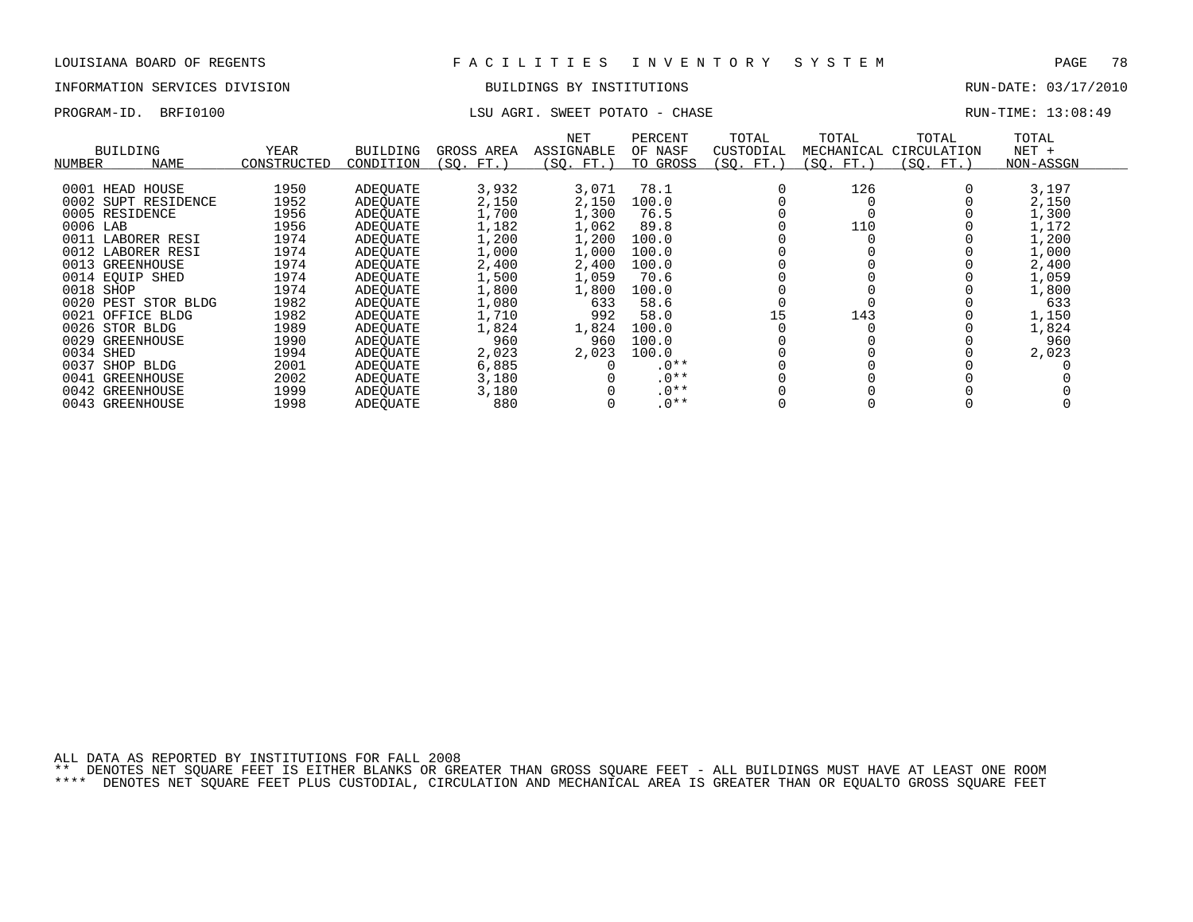LOUISIANA BOARD OF REGENTS — FACILITIES INVENTORY SYSTEM

INFORMATION SERVICES DIVISION — BUILDINGS BY INSTITUTIONS — RUN-DATE: 03/17/2010

PROGRAM-ID. BRFI0100 — LSU AGRI. SWEET POTATO - CHASE — RUN-TIME: 13:08:49

| BUILDING NUMBER | NAME | YEAR CONSTRUCTED | BUILDING CONDITION | GROSS AREA (SQ. FT.) | NET ASSIGNABLE (SQ. FT.) | PERCENT OF NASF TO GROSS | TOTAL CUSTODIAL (SQ. FT.) | TOTAL MECHANICAL (SQ. FT.) | TOTAL CIRCULATION (SQ. FT.) | TOTAL NET + NON-ASSGN |
|---|---|---|---|---|---|---|---|---|---|---|
| 0001 | HEAD HOUSE | 1950 | ADEQUATE | 3,932 | 3,071 | 78.1 | 0 | 126 | 0 | 3,197 |
| 0002 | SUPT RESIDENCE | 1952 | ADEQUATE | 2,150 | 2,150 | 100.0 | 0 | 0 | 0 | 2,150 |
| 0005 | RESIDENCE | 1956 | ADEQUATE | 1,700 | 1,300 | 76.5 | 0 | 0 | 0 | 1,300 |
| 0006 | LAB | 1956 | ADEQUATE | 1,182 | 1,062 | 89.8 | 0 | 110 | 0 | 1,172 |
| 0011 | LABORER RESI | 1974 | ADEQUATE | 1,200 | 1,200 | 100.0 | 0 | 0 | 0 | 1,200 |
| 0012 | LABORER RESI | 1974 | ADEQUATE | 1,000 | 1,000 | 100.0 | 0 | 0 | 0 | 1,000 |
| 0013 | GREENHOUSE | 1974 | ADEQUATE | 2,400 | 2,400 | 100.0 | 0 | 0 | 0 | 2,400 |
| 0014 | EQUIP SHED | 1974 | ADEQUATE | 1,500 | 1,059 | 70.6 | 0 | 0 | 0 | 1,059 |
| 0018 | SHOP | 1974 | ADEQUATE | 1,800 | 1,800 | 100.0 | 0 | 0 | 0 | 1,800 |
| 0020 | PEST STOR BLDG | 1982 | ADEQUATE | 1,080 | 633 | 58.6 | 0 | 0 | 0 | 633 |
| 0021 | OFFICE BLDG | 1982 | ADEQUATE | 1,710 | 992 | 58.0 | 15 | 143 | 0 | 1,150 |
| 0026 | STOR BLDG | 1989 | ADEQUATE | 1,824 | 1,824 | 100.0 | 0 | 0 | 0 | 1,824 |
| 0029 | GREENHOUSE | 1990 | ADEQUATE | 960 | 960 | 100.0 | 0 | 0 | 0 | 960 |
| 0034 | SHED | 1994 | ADEQUATE | 2,023 | 2,023 | 100.0 | 0 | 0 | 0 | 2,023 |
| 0037 | SHOP BLDG | 2001 | ADEQUATE | 6,885 | 0 | .0** | 0 | 0 | 0 | 0 |
| 0041 | GREENHOUSE | 2002 | ADEQUATE | 3,180 | 0 | .0** | 0 | 0 | 0 | 0 |
| 0042 | GREENHOUSE | 1999 | ADEQUATE | 3,180 | 0 | .0** | 0 | 0 | 0 | 0 |
| 0043 | GREENHOUSE | 1998 | ADEQUATE | 880 | 0 | .0** | 0 | 0 | 0 | 0 |

ALL DATA AS REPORTED BY INSTITUTIONS FOR FALL 2008

** DENOTES NET SQUARE FEET IS EITHER BLANKS OR GREATER THAN GROSS SQUARE FEET - ALL BUILDINGS MUST HAVE AT LEAST ONE ROOM

**** DENOTES NET SQUARE FEET PLUS CUSTODIAL, CIRCULATION AND MECHANICAL AREA IS GREATER THAN OR EQUALTO GROSS SQUARE FEET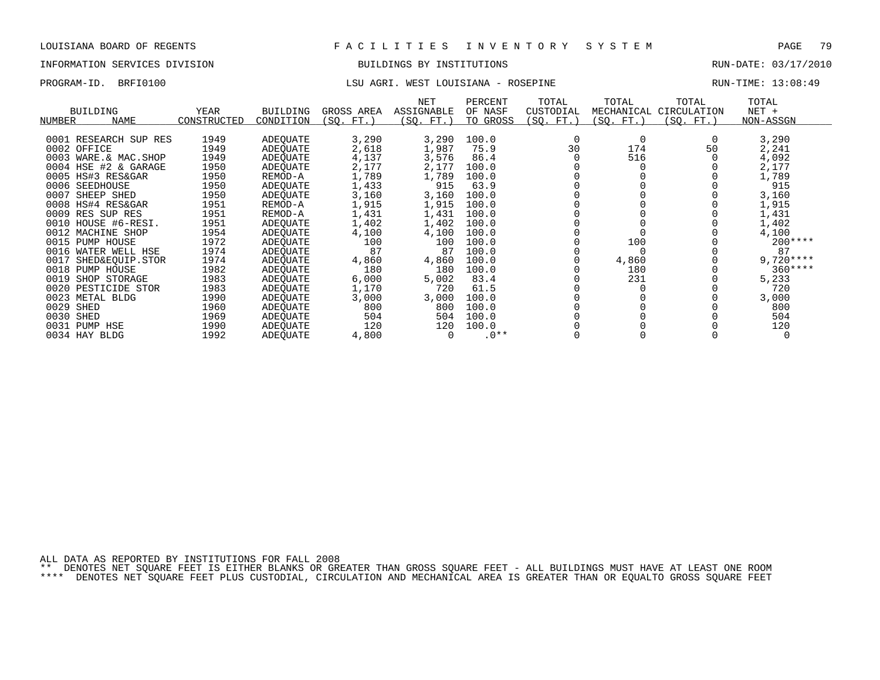LOUISIANA BOARD OF REGENTS — FACILITIES INVENTORY SYSTEM

INFORMATION SERVICES DIVISION — BUILDINGS BY INSTITUTIONS — RUN-DATE: 03/17/2010

PROGRAM-ID. BRFI0100 — LSU AGRI. WEST LOUISIANA - ROSEPINE — RUN-TIME: 13:08:49

| BUILDING NUMBER | NAME | YEAR CONSTRUCTED | BUILDING CONDITION | GROSS AREA (SQ. FT.) | NET ASSIGNABLE (SQ. FT.) | PERCENT OF NASF TO GROSS | TOTAL CUSTODIAL (SQ. FT.) | TOTAL MECHANICAL (SQ. FT.) | TOTAL CIRCULATION (SQ. FT.) | TOTAL NET + NON-ASSGN |
|---|---|---|---|---|---|---|---|---|---|---|
| 0001 | RESEARCH SUP RES | 1949 | ADEQUATE | 3,290 | 3,290 | 100.0 | 0 | 0 | 0 | 3,290 |
| 0002 | OFFICE | 1949 | ADEQUATE | 2,618 | 1,987 | 75.9 | 30 | 174 | 50 | 2,241 |
| 0003 | WARE.& MAC.SHOP | 1949 | ADEQUATE | 4,137 | 3,576 | 86.4 | 0 | 516 | 0 | 4,092 |
| 0004 | HSE #2 & GARAGE | 1950 | ADEQUATE | 2,177 | 2,177 | 100.0 | 0 | 0 | 0 | 2,177 |
| 0005 | HS#3 RES&GAR | 1950 | REMOD-A | 1,789 | 1,789 | 100.0 | 0 | 0 | 0 | 1,789 |
| 0006 | SEEDHOUSE | 1950 | ADEQUATE | 1,433 | 915 | 63.9 | 0 | 0 | 0 | 915 |
| 0007 | SHEEP SHED | 1950 | ADEQUATE | 3,160 | 3,160 | 100.0 | 0 | 0 | 0 | 3,160 |
| 0008 | HS#4 RES&GAR | 1951 | REMOD-A | 1,915 | 1,915 | 100.0 | 0 | 0 | 0 | 1,915 |
| 0009 | RES SUP RES | 1951 | REMOD-A | 1,431 | 1,431 | 100.0 | 0 | 0 | 0 | 1,431 |
| 0010 | HOUSE #6-RESI. | 1951 | ADEQUATE | 1,402 | 1,402 | 100.0 | 0 | 0 | 0 | 1,402 |
| 0012 | MACHINE SHOP | 1954 | ADEQUATE | 4,100 | 4,100 | 100.0 | 0 | 0 | 0 | 4,100 |
| 0015 | PUMP HOUSE | 1972 | ADEQUATE | 100 | 100 | 100.0 | 0 | 100 | 0 | 200**** |
| 0016 | WATER WELL HSE | 1974 | ADEQUATE | 87 | 87 | 100.0 | 0 | 0 | 0 | 87 |
| 0017 | SHED&EQUIP.STOR | 1974 | ADEQUATE | 4,860 | 4,860 | 100.0 | 0 | 4,860 | 0 | 9,720**** |
| 0018 | PUMP HOUSE | 1982 | ADEQUATE | 180 | 180 | 100.0 | 0 | 180 | 0 | 360**** |
| 0019 | SHOP STORAGE | 1983 | ADEQUATE | 6,000 | 5,002 | 83.4 | 0 | 231 | 0 | 5,233 |
| 0020 | PESTICIDE STOR | 1983 | ADEQUATE | 1,170 | 720 | 61.5 | 0 | 0 | 0 | 720 |
| 0023 | METAL BLDG | 1990 | ADEQUATE | 3,000 | 3,000 | 100.0 | 0 | 0 | 0 | 3,000 |
| 0029 | SHED | 1960 | ADEQUATE | 800 | 800 | 100.0 | 0 | 0 | 0 | 800 |
| 0030 | SHED | 1969 | ADEQUATE | 504 | 504 | 100.0 | 0 | 0 | 0 | 504 |
| 0031 | PUMP HSE | 1990 | ADEQUATE | 120 | 120 | 100.0 | 0 | 0 | 0 | 120 |
| 0034 | HAY BLDG | 1992 | ADEQUATE | 4,800 | 0 | .0** | 0 | 0 | 0 | 0 |

ALL DATA AS REPORTED BY INSTITUTIONS FOR FALL 2008

** DENOTES NET SQUARE FEET IS EITHER BLANKS OR GREATER THAN GROSS SQUARE FEET - ALL BUILDINGS MUST HAVE AT LEAST ONE ROOM

**** DENOTES NET SQUARE FEET PLUS CUSTODIAL, CIRCULATION AND MECHANICAL AREA IS GREATER THAN OR EQUALTO GROSS SQUARE FEET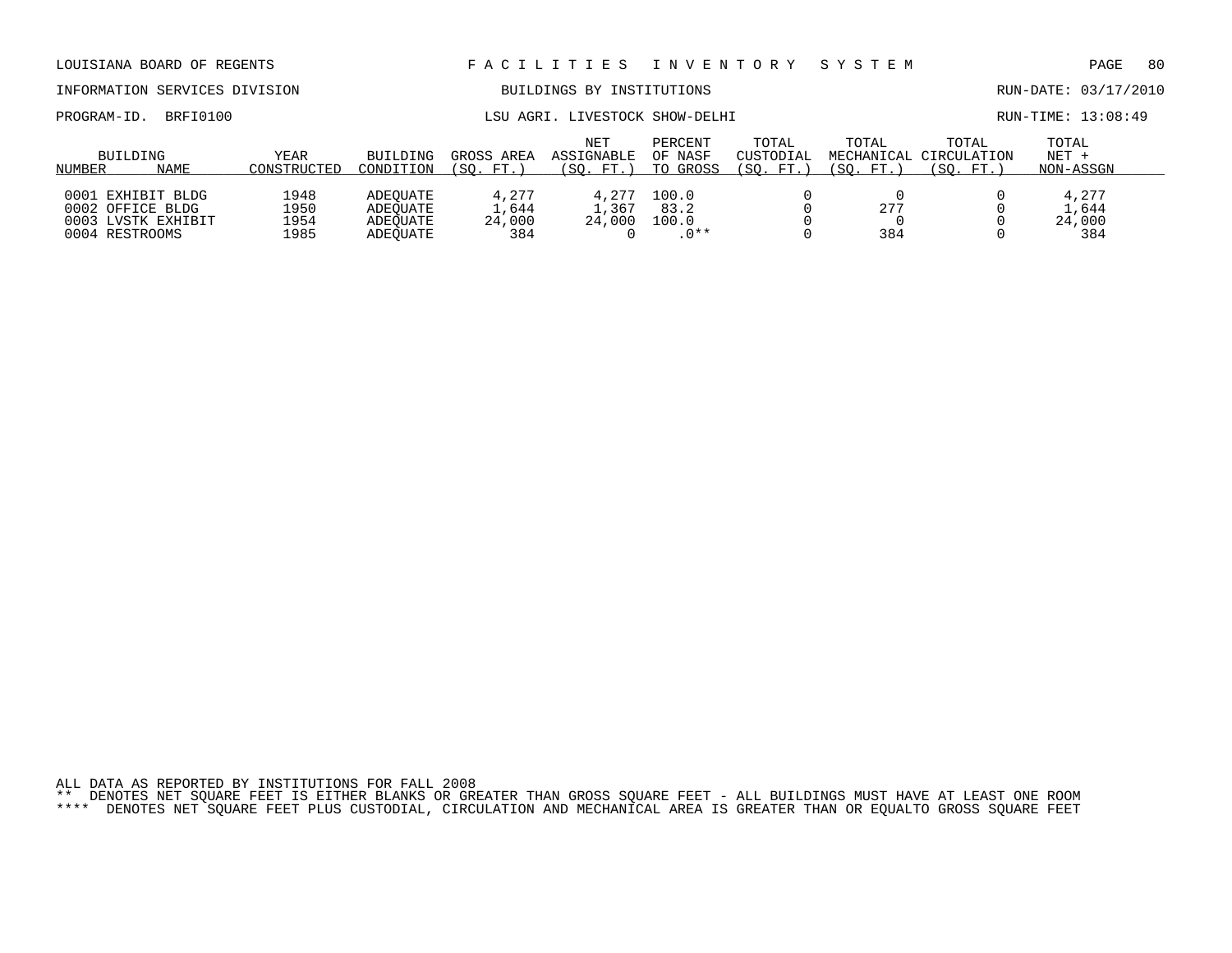LOUISIANA BOARD OF REGENTS — FACILITIES INVENTORY SYSTEM

INFORMATION SERVICES DIVISION — BUILDINGS BY INSTITUTIONS — RUN-DATE: 03/17/2010

PROGRAM-ID. BRFI0100 — LSU AGRI. LIVESTOCK SHOW-DELHI — RUN-TIME: 13:08:49

| BUILDING NUMBER | NAME | YEAR CONSTRUCTED | BUILDING CONDITION | GROSS AREA (SQ. FT.) | NET ASSIGNABLE (SQ. FT.) | PERCENT OF NASF TO GROSS | TOTAL CUSTODIAL (SQ. FT.) | TOTAL MECHANICAL (SQ. FT.) | TOTAL CIRCULATION (SQ. FT.) | TOTAL NET + NON-ASSGN |
|---|---|---|---|---|---|---|---|---|---|---|
| 0001 | EXHIBIT BLDG | 1948 | ADEQUATE | 4,277 | 4,277 | 100.0 | 0 | 0 | 0 | 4,277 |
| 0002 | OFFICE BLDG | 1950 | ADEQUATE | 1,644 | 1,367 | 83.2 | 0 | 277 | 0 | 1,644 |
| 0003 | LVSTK EXHIBIT | 1954 | ADEQUATE | 24,000 | 24,000 | 100.0 | 0 | 0 | 0 | 24,000 |
| 0004 | RESTROOMS | 1985 | ADEQUATE | 384 | 0 | .0** | 0 | 384 | 0 | 384 |

ALL DATA AS REPORTED BY INSTITUTIONS FOR FALL 2008

** DENOTES NET SQUARE FEET IS EITHER BLANKS OR GREATER THAN GROSS SQUARE FEET - ALL BUILDINGS MUST HAVE AT LEAST ONE ROOM

**** DENOTES NET SQUARE FEET PLUS CUSTODIAL, CIRCULATION AND MECHANICAL AREA IS GREATER THAN OR EQUALTO GROSS SQUARE FEET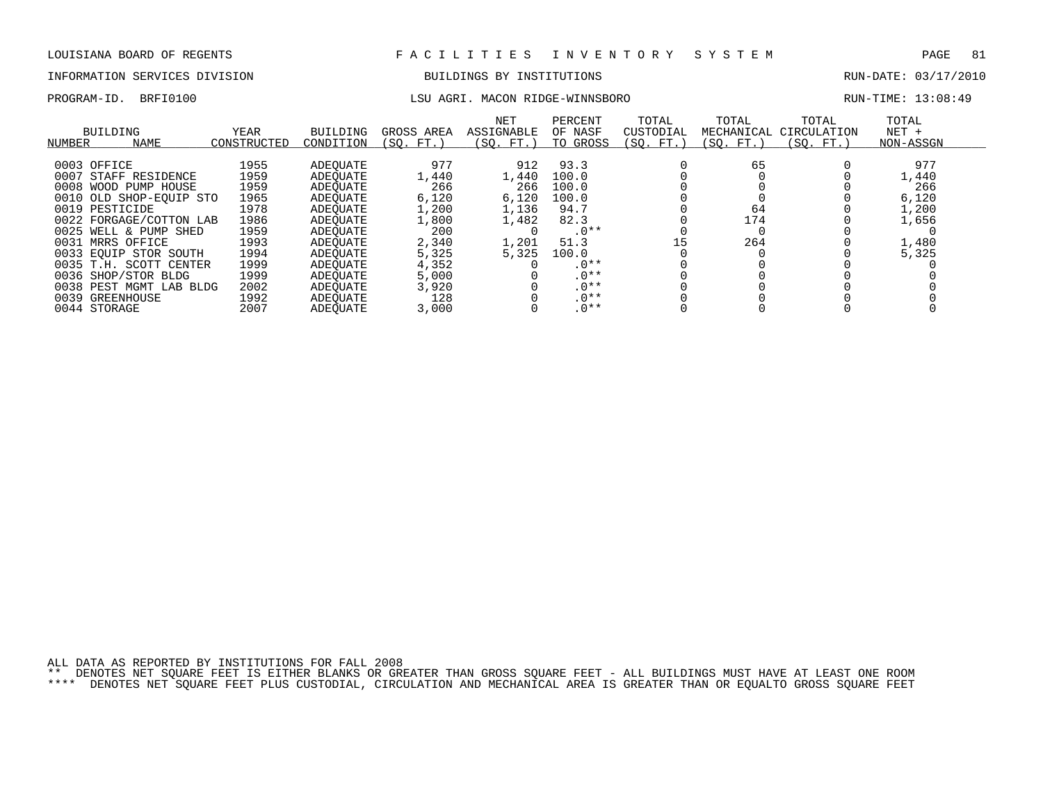LOUISIANA BOARD OF REGENTS — F A C I L I T I E S   I N V E N T O R Y   S Y S T E M

INFORMATION SERVICES DIVISION — BUILDINGS BY INSTITUTIONS — RUN-DATE: 03/17/2010

PROGRAM-ID. BRFI0100 — LSU AGRI. MACON RIDGE-WINNSBORO — RUN-TIME: 13:08:49

| BUILDING NUMBER | NAME | YEAR CONSTRUCTED | BUILDING CONDITION | GROSS AREA (SQ. FT.) | NET ASSIGNABLE (SQ. FT.) | PERCENT OF NASF TO GROSS | TOTAL CUSTODIAL (SQ. FT.) | TOTAL MECHANICAL (SQ. FT.) | TOTAL CIRCULATION (SQ. FT.) | TOTAL NET + NON-ASSGN |
|---|---|---|---|---|---|---|---|---|---|---|
| 0003 | OFFICE | 1955 | ADEQUATE | 977 | 912 | 93.3 | 0 | 65 | 0 | 977 |
| 0007 | STAFF RESIDENCE | 1959 | ADEQUATE | 1,440 | 1,440 | 100.0 | 0 | 0 | 0 | 1,440 |
| 0008 | WOOD PUMP HOUSE | 1959 | ADEQUATE | 266 | 266 | 100.0 | 0 | 0 | 0 | 266 |
| 0010 | OLD SHOP-EQUIP STO | 1965 | ADEQUATE | 6,120 | 6,120 | 100.0 | 0 | 0 | 0 | 6,120 |
| 0019 | PESTICIDE | 1978 | ADEQUATE | 1,200 | 1,136 | 94.7 | 0 | 64 | 0 | 1,200 |
| 0022 | FORGAGE/COTTON LAB | 1986 | ADEQUATE | 1,800 | 1,482 | 82.3 | 0 | 174 | 0 | 1,656 |
| 0025 | WELL & PUMP SHED | 1959 | ADEQUATE | 200 | 0 | .0** | 0 | 0 | 0 | 0 |
| 0031 | MRRS OFFICE | 1993 | ADEQUATE | 2,340 | 1,201 | 51.3 | 15 | 264 | 0 | 1,480 |
| 0033 | EQUIP STOR SOUTH | 1994 | ADEQUATE | 5,325 | 5,325 | 100.0 | 0 | 0 | 0 | 5,325 |
| 0035 | T.H. SCOTT CENTER | 1999 | ADEQUATE | 4,352 | 0 | .0** | 0 | 0 | 0 | 0 |
| 0036 | SHOP/STOR BLDG | 1999 | ADEQUATE | 5,000 | 0 | .0** | 0 | 0 | 0 | 0 |
| 0038 | PEST MGMT LAB BLDG | 2002 | ADEQUATE | 3,920 | 0 | .0** | 0 | 0 | 0 | 0 |
| 0039 | GREENHOUSE | 1992 | ADEQUATE | 128 | 0 | .0** | 0 | 0 | 0 | 0 |
| 0044 | STORAGE | 2007 | ADEQUATE | 3,000 | 0 | .0** | 0 | 0 | 0 | 0 |

ALL DATA AS REPORTED BY INSTITUTIONS FOR FALL 2008

** DENOTES NET SQUARE FEET IS EITHER BLANKS OR GREATER THAN GROSS SQUARE FEET - ALL BUILDINGS MUST HAVE AT LEAST ONE ROOM

**** DENOTES NET SQUARE FEET PLUS CUSTODIAL, CIRCULATION AND MECHANICAL AREA IS GREATER THAN OR EQUALTO GROSS SQUARE FEET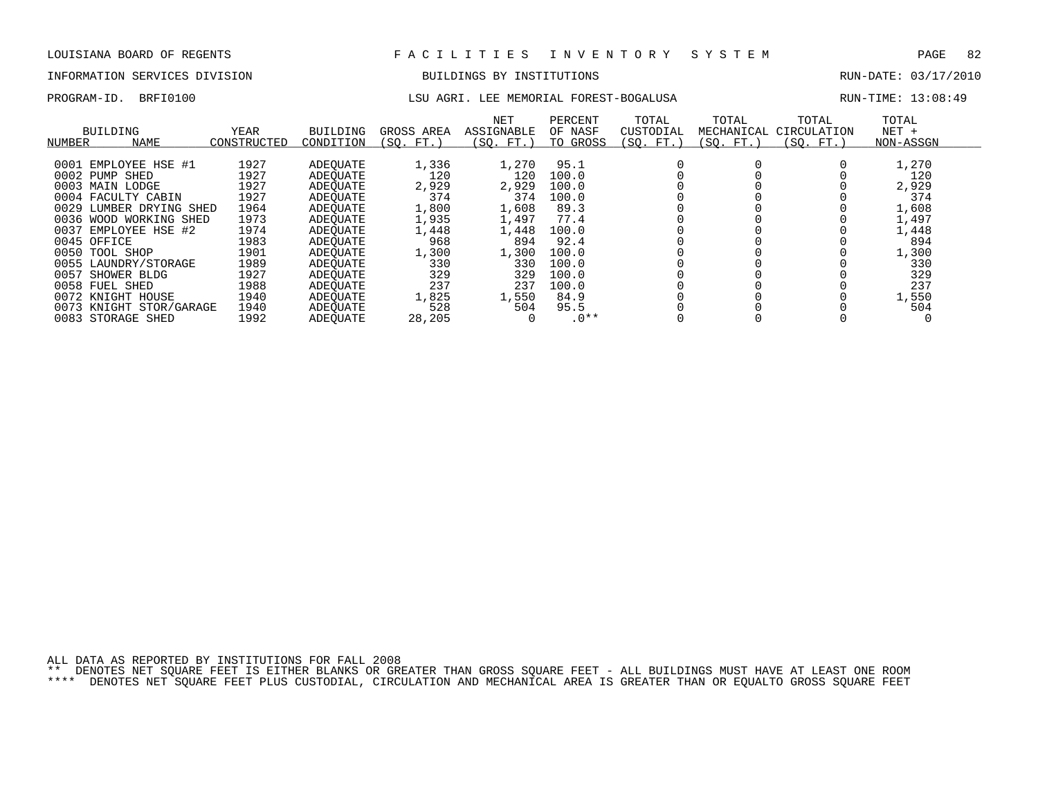LOUISIANA BOARD OF REGENTS — FACILITIES INVENTORY SYSTEM

INFORMATION SERVICES DIVISION — BUILDINGS BY INSTITUTIONS — RUN-DATE: 03/17/2010

PROGRAM-ID. BRFI0100 — LSU AGRI. LEE MEMORIAL FOREST-BOGALUSA — RUN-TIME: 13:08:49

| BUILDING NUMBER | NAME | YEAR CONSTRUCTED | BUILDING CONDITION | GROSS AREA (SQ. FT.) | NET ASSIGNABLE (SQ. FT.) | PERCENT OF NASF TO GROSS | TOTAL CUSTODIAL (SQ. FT.) | TOTAL MECHANICAL (SQ. FT.) | TOTAL CIRCULATION (SQ. FT.) | TOTAL NET + NON-ASSGN |
|---|---|---|---|---|---|---|---|---|---|---|
| 0001 | EMPLOYEE HSE #1 | 1927 | ADEQUATE | 1,336 | 1,270 | 95.1 | 0 | 0 | 0 | 1,270 |
| 0002 | PUMP SHED | 1927 | ADEQUATE | 120 | 120 | 100.0 | 0 | 0 | 0 | 120 |
| 0003 | MAIN LODGE | 1927 | ADEQUATE | 2,929 | 2,929 | 100.0 | 0 | 0 | 0 | 2,929 |
| 0004 | FACULTY CABIN | 1927 | ADEQUATE | 374 | 374 | 100.0 | 0 | 0 | 0 | 374 |
| 0029 | LUMBER DRYING SHED | 1964 | ADEQUATE | 1,800 | 1,608 | 89.3 | 0 | 0 | 0 | 1,608 |
| 0036 | WOOD WORKING SHED | 1973 | ADEQUATE | 1,935 | 1,497 | 77.4 | 0 | 0 | 0 | 1,497 |
| 0037 | EMPLOYEE HSE #2 | 1974 | ADEQUATE | 1,448 | 1,448 | 100.0 | 0 | 0 | 0 | 1,448 |
| 0045 | OFFICE | 1983 | ADEQUATE | 968 | 894 | 92.4 | 0 | 0 | 0 | 894 |
| 0050 | TOOL SHOP | 1901 | ADEQUATE | 1,300 | 1,300 | 100.0 | 0 | 0 | 0 | 1,300 |
| 0055 | LAUNDRY/STORAGE | 1989 | ADEQUATE | 330 | 330 | 100.0 | 0 | 0 | 0 | 330 |
| 0057 | SHOWER BLDG | 1927 | ADEQUATE | 329 | 329 | 100.0 | 0 | 0 | 0 | 329 |
| 0058 | FUEL SHED | 1988 | ADEQUATE | 237 | 237 | 100.0 | 0 | 0 | 0 | 237 |
| 0072 | KNIGHT HOUSE | 1940 | ADEQUATE | 1,825 | 1,550 | 84.9 | 0 | 0 | 0 | 1,550 |
| 0073 | KNIGHT STOR/GARAGE | 1940 | ADEQUATE | 528 | 504 | 95.5 | 0 | 0 | 0 | 504 |
| 0083 | STORAGE SHED | 1992 | ADEQUATE | 28,205 | 0 | .0** | 0 | 0 | 0 | 0 |

ALL DATA AS REPORTED BY INSTITUTIONS FOR FALL 2008

** DENOTES NET SQUARE FEET IS EITHER BLANKS OR GREATER THAN GROSS SQUARE FEET - ALL BUILDINGS MUST HAVE AT LEAST ONE ROOM

**** DENOTES NET SQUARE FEET PLUS CUSTODIAL, CIRCULATION AND MECHANICAL AREA IS GREATER THAN OR EQUALTO GROSS SQUARE FEET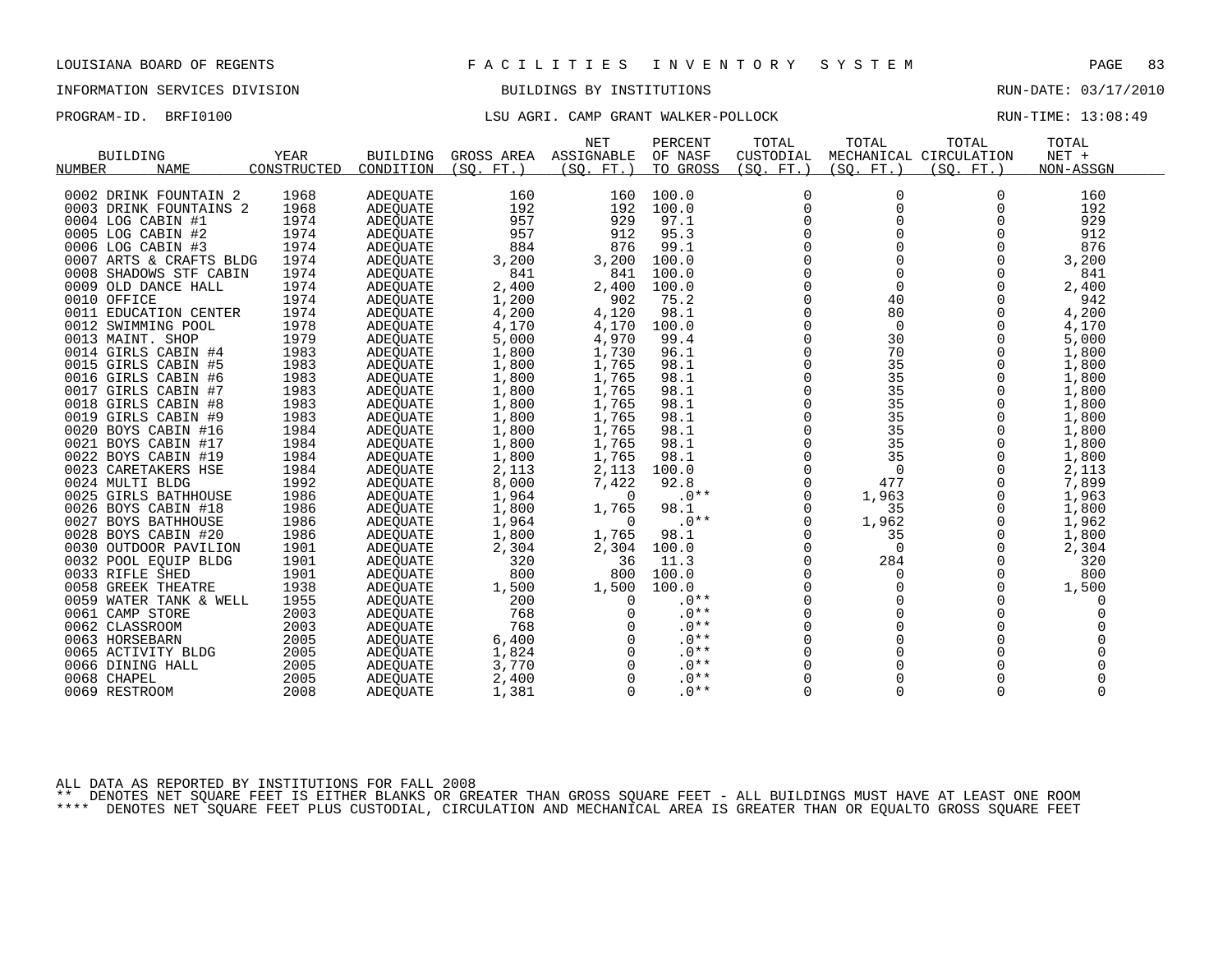LOUISIANA BOARD OF REGENTS — FACILITIES INVENTORY SYSTEM

INFORMATION SERVICES DIVISION — BUILDINGS BY INSTITUTIONS — RUN-DATE: 03/17/2010

PROGRAM-ID. BRFI0100 — LSU AGRI. CAMP GRANT WALKER-POLLOCK — RUN-TIME: 13:08:49

| BUILDING NUMBER | NAME | YEAR CONSTRUCTED | BUILDING CONDITION | GROSS AREA (SQ. FT.) | NET ASSIGNABLE (SQ. FT.) | PERCENT OF NASF TO GROSS | TOTAL CUSTODIAL (SQ. FT.) | TOTAL MECHANICAL (SQ. FT.) | TOTAL CIRCULATION (SQ. FT.) | TOTAL NET + NON-ASSGN |
|---|---|---|---|---|---|---|---|---|---|---|
| 0002 | DRINK FOUNTAIN 2 | 1968 | ADEQUATE | 160 | 160 | 100.0 | 0 | 0 | 0 | 160 |
| 0003 | DRINK FOUNTAINS 2 | 1968 | ADEQUATE | 192 | 192 | 100.0 | 0 | 0 | 0 | 192 |
| 0004 | LOG CABIN #1 | 1974 | ADEQUATE | 957 | 929 | 97.1 | 0 | 0 | 0 | 929 |
| 0005 | LOG CABIN #2 | 1974 | ADEQUATE | 957 | 912 | 95.3 | 0 | 0 | 0 | 912 |
| 0006 | LOG CABIN #3 | 1974 | ADEQUATE | 884 | 876 | 99.1 | 0 | 0 | 0 | 876 |
| 0007 | ARTS & CRAFTS BLDG | 1974 | ADEQUATE | 3,200 | 3,200 | 100.0 | 0 | 0 | 0 | 3,200 |
| 0008 | SHADOWS STF CABIN | 1974 | ADEQUATE | 841 | 841 | 100.0 | 0 | 0 | 0 | 841 |
| 0009 | OLD DANCE HALL | 1974 | ADEQUATE | 2,400 | 2,400 | 100.0 | 0 | 0 | 0 | 2,400 |
| 0010 | OFFICE | 1974 | ADEQUATE | 1,200 | 902 | 75.2 | 0 | 40 | 0 | 942 |
| 0011 | EDUCATION CENTER | 1974 | ADEQUATE | 4,200 | 4,120 | 98.1 | 0 | 80 | 0 | 4,200 |
| 0012 | SWIMMING POOL | 1978 | ADEQUATE | 4,170 | 4,170 | 100.0 | 0 | 0 | 0 | 4,170 |
| 0013 | MAINT. SHOP | 1979 | ADEQUATE | 5,000 | 4,970 | 99.4 | 0 | 30 | 0 | 5,000 |
| 0014 | GIRLS CABIN #4 | 1983 | ADEQUATE | 1,800 | 1,730 | 96.1 | 0 | 70 | 0 | 1,800 |
| 0015 | GIRLS CABIN #5 | 1983 | ADEQUATE | 1,800 | 1,765 | 98.1 | 0 | 35 | 0 | 1,800 |
| 0016 | GIRLS CABIN #6 | 1983 | ADEQUATE | 1,800 | 1,765 | 98.1 | 0 | 35 | 0 | 1,800 |
| 0017 | GIRLS CABIN #7 | 1983 | ADEQUATE | 1,800 | 1,765 | 98.1 | 0 | 35 | 0 | 1,800 |
| 0018 | GIRLS CABIN #8 | 1983 | ADEQUATE | 1,800 | 1,765 | 98.1 | 0 | 35 | 0 | 1,800 |
| 0019 | GIRLS CABIN #9 | 1983 | ADEQUATE | 1,800 | 1,765 | 98.1 | 0 | 35 | 0 | 1,800 |
| 0020 | BOYS CABIN #16 | 1984 | ADEQUATE | 1,800 | 1,765 | 98.1 | 0 | 35 | 0 | 1,800 |
| 0021 | BOYS CABIN #17 | 1984 | ADEQUATE | 1,800 | 1,765 | 98.1 | 0 | 35 | 0 | 1,800 |
| 0022 | BOYS CABIN #19 | 1984 | ADEQUATE | 1,800 | 1,765 | 98.1 | 0 | 35 | 0 | 1,800 |
| 0023 | CARETAKERS HSE | 1984 | ADEQUATE | 2,113 | 2,113 | 100.0 | 0 | 0 | 0 | 2,113 |
| 0024 | MULTI BLDG | 1992 | ADEQUATE | 8,000 | 7,422 | 92.8 | 0 | 477 | 0 | 7,899 |
| 0025 | GIRLS BATHHOUSE | 1986 | ADEQUATE | 1,964 | 0 | .0** | 0 | 1,963 | 0 | 1,963 |
| 0026 | BOYS CABIN #18 | 1986 | ADEQUATE | 1,800 | 1,765 | 98.1 | 0 | 35 | 0 | 1,800 |
| 0027 | BOYS BATHHOUSE | 1986 | ADEQUATE | 1,964 | 0 | .0** | 0 | 1,962 | 0 | 1,962 |
| 0028 | BOYS CABIN #20 | 1986 | ADEQUATE | 1,800 | 1,765 | 98.1 | 0 | 35 | 0 | 1,800 |
| 0030 | OUTDOOR PAVILION | 1901 | ADEQUATE | 2,304 | 2,304 | 100.0 | 0 | 0 | 0 | 2,304 |
| 0032 | POOL EQUIP BLDG | 1901 | ADEQUATE | 320 | 36 | 11.3 | 0 | 284 | 0 | 320 |
| 0033 | RIFLE SHED | 1901 | ADEQUATE | 800 | 800 | 100.0 | 0 | 0 | 0 | 800 |
| 0058 | GREEK THEATRE | 1938 | ADEQUATE | 1,500 | 1,500 | 100.0 | 0 | 0 | 0 | 1,500 |
| 0059 | WATER TANK & WELL | 1955 | ADEQUATE | 200 | 0 | .0** | 0 | 0 | 0 | 0 |
| 0061 | CAMP STORE | 2003 | ADEQUATE | 768 | 0 | .0** | 0 | 0 | 0 | 0 |
| 0062 | CLASSROOM | 2003 | ADEQUATE | 768 | 0 | .0** | 0 | 0 | 0 | 0 |
| 0063 | HORSEBARN | 2005 | ADEQUATE | 6,400 | 0 | .0** | 0 | 0 | 0 | 0 |
| 0065 | ACTIVITY BLDG | 2005 | ADEQUATE | 1,824 | 0 | .0** | 0 | 0 | 0 | 0 |
| 0066 | DINING HALL | 2005 | ADEQUATE | 3,770 | 0 | .0** | 0 | 0 | 0 | 0 |
| 0068 | CHAPEL | 2005 | ADEQUATE | 2,400 | 0 | .0** | 0 | 0 | 0 | 0 |
| 0069 | RESTROOM | 2008 | ADEQUATE | 1,381 | 0 | .0** | 0 | 0 | 0 | 0 |

ALL DATA AS REPORTED BY INSTITUTIONS FOR FALL 2008

** DENOTES NET SQUARE FEET IS EITHER BLANKS OR GREATER THAN GROSS SQUARE FEET - ALL BUILDINGS MUST HAVE AT LEAST ONE ROOM

**** DENOTES NET SQUARE FEET PLUS CUSTODIAL, CIRCULATION AND MECHANICAL AREA IS GREATER THAN OR EQUALTO GROSS SQUARE FEET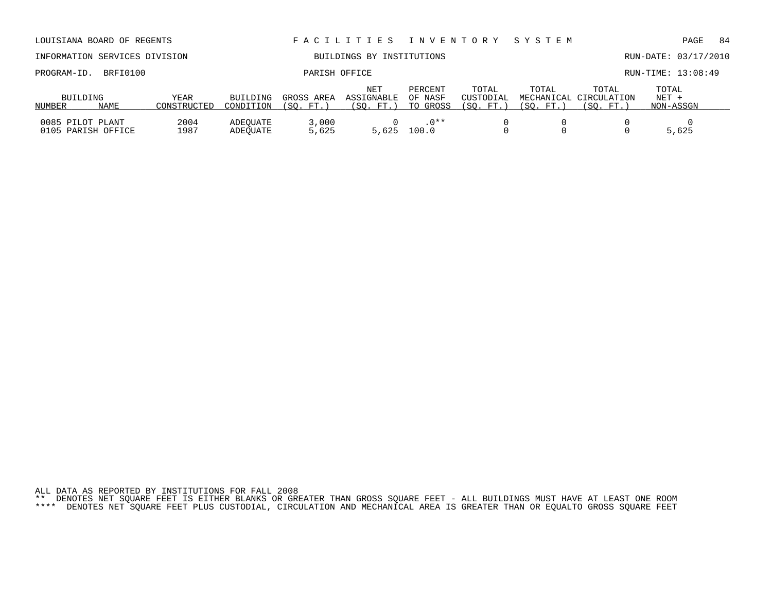LOUISIANA BOARD OF REGENTS — FACILITIES INVENTORY SYSTEM

INFORMATION SERVICES DIVISION — BUILDINGS BY INSTITUTIONS — RUN-DATE: 03/17/2010

PROGRAM-ID. BRFI0100 — PARISH OFFICE — RUN-TIME: 13:08:49

| BUILDING NUMBER | NAME | YEAR CONSTRUCTED | BUILDING CONDITION | GROSS AREA (SQ. FT.) | NET ASSIGNABLE (SQ. FT.) | PERCENT OF NASF TO GROSS | TOTAL CUSTODIAL (SQ. FT.) | TOTAL MECHANICAL (SQ. FT.) | TOTAL CIRCULATION (SQ. FT.) | TOTAL NET + NON-ASSGN |
|---|---|---|---|---|---|---|---|---|---|---|
| 0085 | PILOT PLANT | 2004 | ADEQUATE | 3,000 | 0 | .0** | 0 | 0 | 0 | 0 |
| 0105 | PARISH OFFICE | 1987 | ADEQUATE | 5,625 | 5,625 | 100.0 | 0 | 0 | 0 | 5,625 |

ALL DATA AS REPORTED BY INSTITUTIONS FOR FALL 2008

** DENOTES NET SQUARE FEET IS EITHER BLANKS OR GREATER THAN GROSS SQUARE FEET - ALL BUILDINGS MUST HAVE AT LEAST ONE ROOM

**** DENOTES NET SQUARE FEET PLUS CUSTODIAL, CIRCULATION AND MECHANICAL AREA IS GREATER THAN OR EQUALTO GROSS SQUARE FEET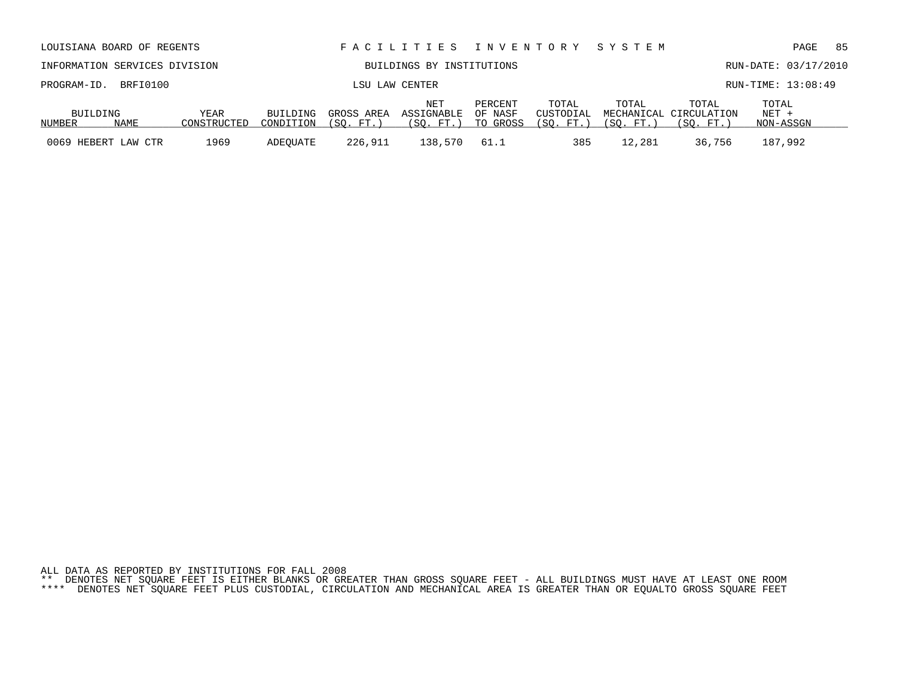LOUISIANA BOARD OF REGENTS — FACILITIES INVENTORY SYSTEM

INFORMATION SERVICES DIVISION — BUILDINGS BY INSTITUTIONS — RUN-DATE: 03/17/2010

PROGRAM-ID. BRFI0100 — LSU LAW CENTER — RUN-TIME: 13:08:49

| BUILDING NUMBER | NAME | YEAR CONSTRUCTED | BUILDING CONDITION | GROSS AREA (SQ. FT.) | NET ASSIGNABLE (SQ. FT.) | PERCENT OF NASF TO GROSS | TOTAL CUSTODIAL (SQ. FT.) | TOTAL MECHANICAL (SQ. FT.) | TOTAL CIRCULATION (SQ. FT.) | TOTAL NET + NON-ASSGN |
|---|---|---|---|---|---|---|---|---|---|---|
| 0069 | HEBERT LAW CTR | 1969 | ADEQUATE | 226,911 | 138,570 | 61.1 | 385 | 12,281 | 36,756 | 187,992 |

ALL DATA AS REPORTED BY INSTITUTIONS FOR FALL 2008

** DENOTES NET SQUARE FEET IS EITHER BLANKS OR GREATER THAN GROSS SQUARE FEET - ALL BUILDINGS MUST HAVE AT LEAST ONE ROOM

**** DENOTES NET SQUARE FEET PLUS CUSTODIAL, CIRCULATION AND MECHANICAL AREA IS GREATER THAN OR EQUALTO GROSS SQUARE FEET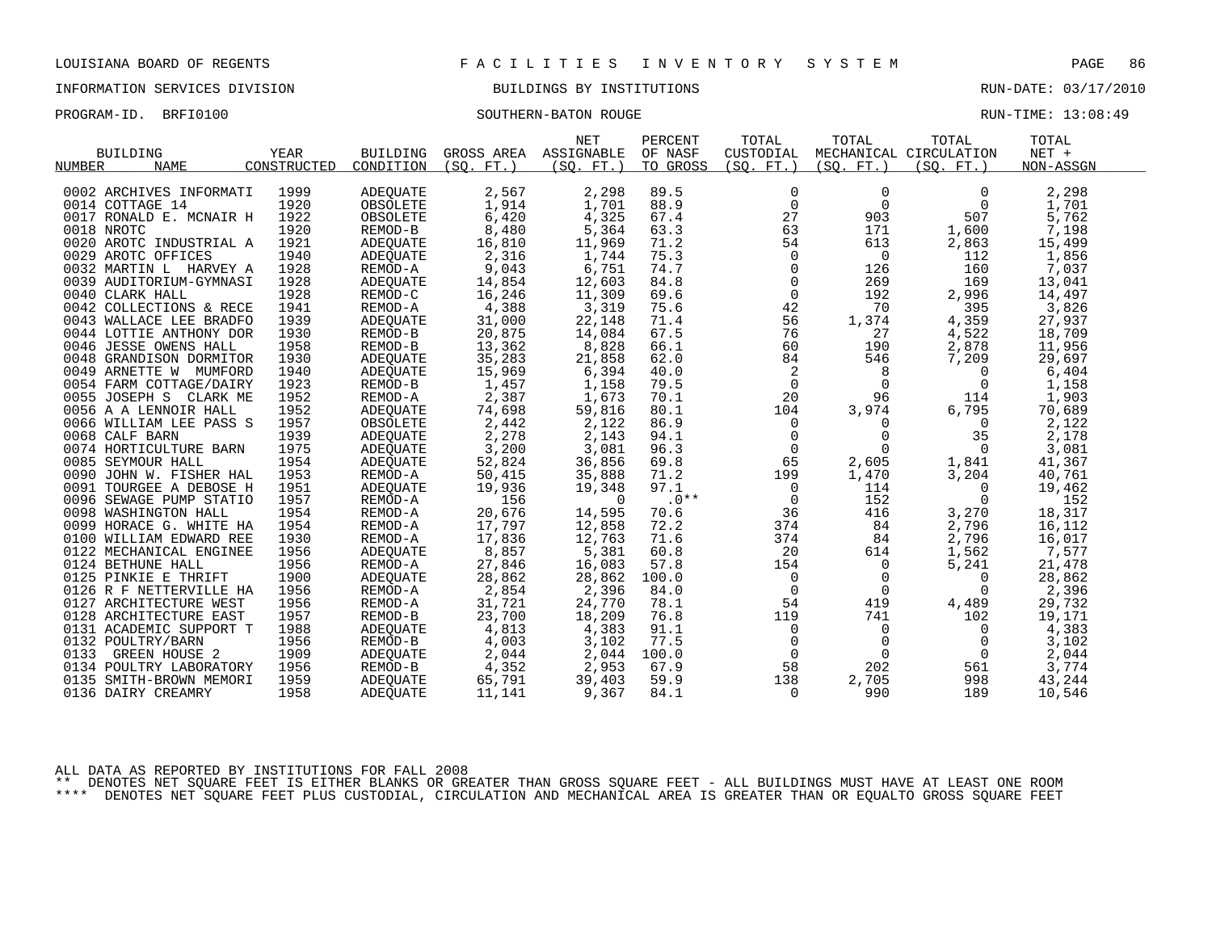LOUISIANA BOARD OF REGENTS — F A C I L I T I E S   I N V E N T O R Y   S Y S T E M

INFORMATION SERVICES DIVISION — BUILDINGS BY INSTITUTIONS — RUN-DATE: 03/17/2010

PROGRAM-ID. BRFI0100 — SOUTHERN-BATON ROUGE — RUN-TIME: 13:08:49

| BUILDING NUMBER | NAME | YEAR CONSTRUCTED | BUILDING CONDITION | GROSS AREA (SQ. FT.) | NET ASSIGNABLE (SQ. FT.) | PERCENT OF NASF TO GROSS | TOTAL CUSTODIAL (SQ. FT.) | TOTAL MECHANICAL (SQ. FT.) | TOTAL CIRCULATION (SQ. FT.) | TOTAL NET + NON-ASSGN |
|---|---|---|---|---|---|---|---|---|---|---|
| 0002 | ARCHIVES INFORMATI | 1999 | ADEQUATE | 2,567 | 2,298 | 89.5 | 0 | 0 | 0 | 2,298 |
| 0014 | COTTAGE 14 | 1920 | OBSOLETE | 1,914 | 1,701 | 88.9 | 0 | 0 | 0 | 1,701 |
| 0017 | RONALD E. MCNAIR H | 1922 | OBSOLETE | 6,420 | 4,325 | 67.4 | 27 | 903 | 507 | 5,762 |
| 0018 | NROTC | 1920 | REMOD-B | 8,480 | 5,364 | 63.3 | 63 | 171 | 1,600 | 7,198 |
| 0020 | AROTC INDUSTRIAL A | 1921 | ADEQUATE | 16,810 | 11,969 | 71.2 | 54 | 613 | 2,863 | 15,499 |
| 0029 | AROTC OFFICES | 1940 | ADEQUATE | 2,316 | 1,744 | 75.3 | 0 | 0 | 112 | 1,856 |
| 0032 | MARTIN L HARVEY A | 1928 | REMOD-A | 9,043 | 6,751 | 74.7 | 0 | 126 | 160 | 7,037 |
| 0039 | AUDITORIUM-GYMNASI | 1928 | ADEQUATE | 14,854 | 12,603 | 84.8 | 0 | 269 | 169 | 13,041 |
| 0040 | CLARK HALL | 1928 | REMOD-C | 16,246 | 11,309 | 69.6 | 0 | 192 | 2,996 | 14,497 |
| 0042 | COLLECTIONS & RECE | 1941 | REMOD-A | 4,388 | 3,319 | 75.6 | 42 | 70 | 395 | 3,826 |
| 0043 | WALLACE LEE BRADFO | 1939 | ADEQUATE | 31,000 | 22,148 | 71.4 | 56 | 1,374 | 4,359 | 27,937 |
| 0044 | LOTTIE ANTHONY DOR | 1930 | REMOD-B | 20,875 | 14,084 | 67.5 | 76 | 27 | 4,522 | 18,709 |
| 0046 | JESSE OWENS HALL | 1958 | REMOD-B | 13,362 | 8,828 | 66.1 | 60 | 190 | 2,878 | 11,956 |
| 0048 | GRANDISON DORMITOR | 1930 | ADEQUATE | 35,283 | 21,858 | 62.0 | 84 | 546 | 7,209 | 29,697 |
| 0049 | ARNETTE W MUMFORD | 1940 | ADEQUATE | 15,969 | 6,394 | 40.0 | 2 | 8 | 0 | 6,404 |
| 0054 | FARM COTTAGE/DAIRY | 1923 | REMOD-B | 1,457 | 1,158 | 79.5 | 0 | 0 | 0 | 1,158 |
| 0055 | JOSEPH S CLARK ME | 1952 | REMOD-A | 2,387 | 1,673 | 70.1 | 20 | 96 | 114 | 1,903 |
| 0056 | A A LENNOIR HALL | 1952 | ADEQUATE | 74,698 | 59,816 | 80.1 | 104 | 3,974 | 6,795 | 70,689 |
| 0066 | WILLIAM LEE PASS S | 1957 | OBSOLETE | 2,442 | 2,122 | 86.9 | 0 | 0 | 0 | 2,122 |
| 0068 | CALF BARN | 1939 | ADEQUATE | 2,278 | 2,143 | 94.1 | 0 | 0 | 35 | 2,178 |
| 0074 | HORTICULTURE BARN | 1975 | ADEQUATE | 3,200 | 3,081 | 96.3 | 0 | 0 | 0 | 3,081 |
| 0085 | SEYMOUR HALL | 1954 | ADEQUATE | 52,824 | 36,856 | 69.8 | 65 | 2,605 | 1,841 | 41,367 |
| 0090 | JOHN W. FISHER HAL | 1953 | REMOD-A | 50,415 | 35,888 | 71.2 | 199 | 1,470 | 3,204 | 40,761 |
| 0091 | TOURGEE A DEBOSE H | 1951 | ADEQUATE | 19,936 | 19,348 | 97.1 | 0 | 114 | 0 | 19,462 |
| 0096 | SEWAGE PUMP STATIO | 1957 | REMOD-A | 156 | 0 | .0** | 0 | 152 | 0 | 152 |
| 0098 | WASHINGTON HALL | 1954 | REMOD-A | 20,676 | 14,595 | 70.6 | 36 | 416 | 3,270 | 18,317 |
| 0099 | HORACE G. WHITE HA | 1954 | REMOD-A | 17,797 | 12,858 | 72.2 | 374 | 84 | 2,796 | 16,112 |
| 0100 | WILLIAM EDWARD REE | 1930 | REMOD-A | 17,836 | 12,763 | 71.6 | 374 | 84 | 2,796 | 16,017 |
| 0122 | MECHANICAL ENGINEE | 1956 | ADEQUATE | 8,857 | 5,381 | 60.8 | 20 | 614 | 1,562 | 7,577 |
| 0124 | BETHUNE HALL | 1956 | REMOD-A | 27,846 | 16,083 | 57.8 | 154 | 0 | 5,241 | 21,478 |
| 0125 | PINKIE E THRIFT | 1900 | ADEQUATE | 28,862 | 28,862 | 100.0 | 0 | 0 | 0 | 28,862 |
| 0126 | R F NETTERVILLE HA | 1956 | REMOD-A | 2,854 | 2,396 | 84.0 | 0 | 0 | 0 | 2,396 |
| 0127 | ARCHITECTURE WEST | 1956 | REMOD-A | 31,721 | 24,770 | 78.1 | 54 | 419 | 4,489 | 29,732 |
| 0128 | ARCHITECTURE EAST | 1957 | REMOD-B | 23,700 | 18,209 | 76.8 | 119 | 741 | 102 | 19,171 |
| 0131 | ACADEMIC SUPPORT T | 1988 | ADEQUATE | 4,813 | 4,383 | 91.1 | 0 | 0 | 0 | 4,383 |
| 0132 | POULTRY/BARN | 1956 | REMOD-B | 4,003 | 3,102 | 77.5 | 0 | 0 | 0 | 3,102 |
| 0133 | GREEN HOUSE 2 | 1909 | ADEQUATE | 2,044 | 2,044 | 100.0 | 0 | 0 | 0 | 2,044 |
| 0134 | POULTRY LABORATORY | 1956 | REMOD-B | 4,352 | 2,953 | 67.9 | 58 | 202 | 561 | 3,774 |
| 0135 | SMITH-BROWN MEMORI | 1959 | ADEQUATE | 65,791 | 39,403 | 59.9 | 138 | 2,705 | 998 | 43,244 |
| 0136 | DAIRY CREAMRY | 1958 | ADEQUATE | 11,141 | 9,367 | 84.1 | 0 | 990 | 189 | 10,546 |

ALL DATA AS REPORTED BY INSTITUTIONS FOR FALL 2008

** DENOTES NET SQUARE FEET IS EITHER BLANKS OR GREATER THAN GROSS SQUARE FEET - ALL BUILDINGS MUST HAVE AT LEAST ONE ROOM

**** DENOTES NET SQUARE FEET PLUS CUSTODIAL, CIRCULATION AND MECHANICAL AREA IS GREATER THAN OR EQUALTO GROSS SQUARE FEET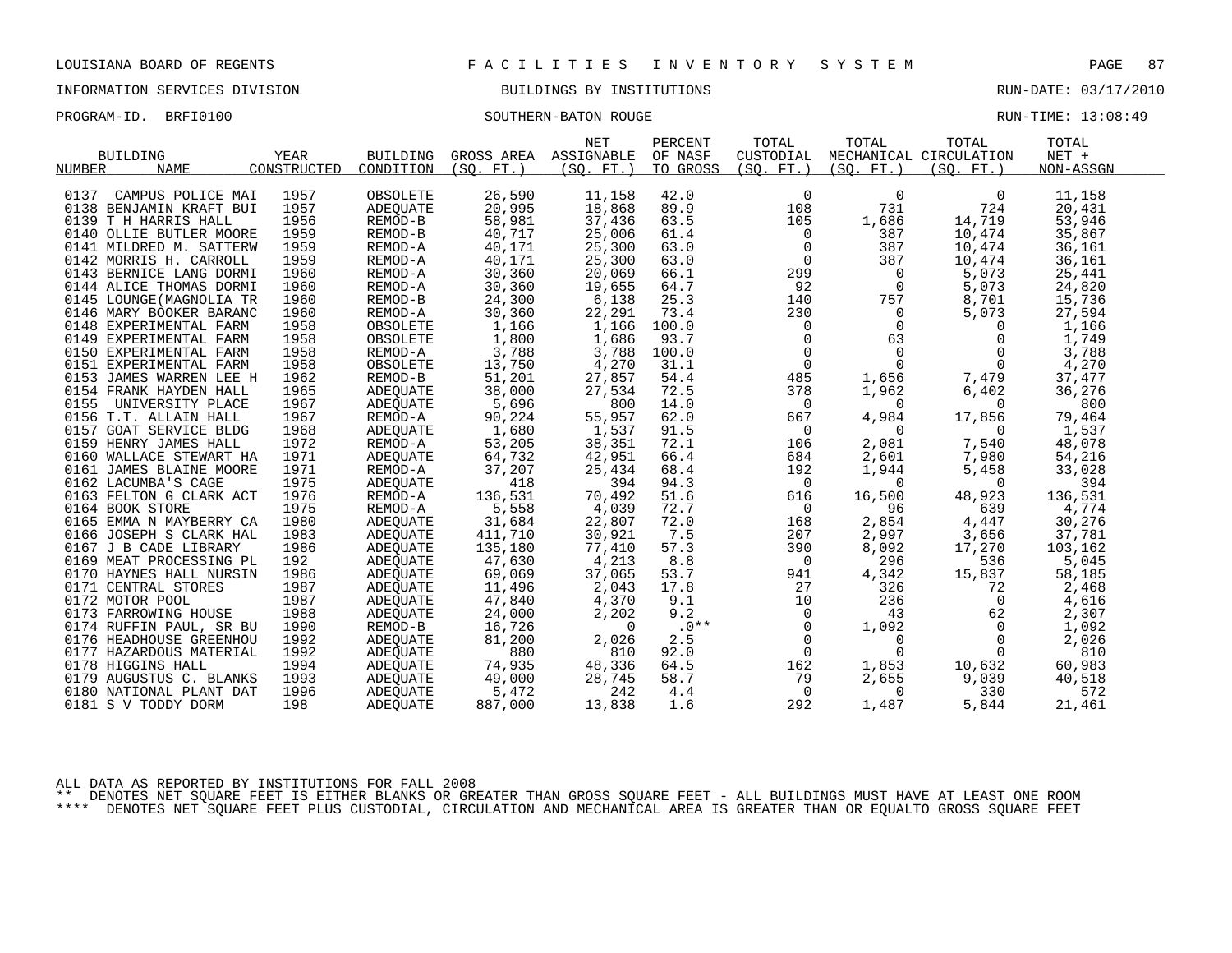LOUISIANA BOARD OF REGENTS — FACILITIES INVENTORY SYSTEM

INFORMATION SERVICES DIVISION — BUILDINGS BY INSTITUTIONS — RUN-DATE: 03/17/2010

PROGRAM-ID. BRFI0100 — SOUTHERN-BATON ROUGE — RUN-TIME: 13:08:49

| BUILDING NUMBER | NAME | YEAR CONSTRUCTED | BUILDING CONDITION | GROSS AREA (SQ. FT.) | NET ASSIGNABLE (SQ. FT.) | PERCENT OF NASF TO GROSS | TOTAL CUSTODIAL (SQ. FT.) | TOTAL MECHANICAL (SQ. FT.) | TOTAL CIRCULATION (SQ. FT.) | TOTAL NET + NON-ASSGN |
|---|---|---|---|---|---|---|---|---|---|---|
| 0137 | CAMPUS POLICE MAI | 1957 | OBSOLETE | 26,590 | 11,158 | 42.0 | 0 | 0 | 0 | 11,158 |
| 0138 | BENJAMIN KRAFT BUI | 1957 | ADEQUATE | 20,995 | 18,868 | 89.9 | 108 | 731 | 724 | 20,431 |
| 0139 | T H HARRIS HALL | 1956 | REMOD-B | 58,981 | 37,436 | 63.5 | 105 | 1,686 | 14,719 | 53,946 |
| 0140 | OLLIE BUTLER MOORE | 1959 | REMOD-B | 40,717 | 25,006 | 61.4 | 0 | 387 | 10,474 | 35,867 |
| 0141 | MILDRED M. SATTERW | 1959 | REMOD-A | 40,171 | 25,300 | 63.0 | 0 | 387 | 10,474 | 36,161 |
| 0142 | MORRIS H. CARROLL | 1959 | REMOD-A | 40,171 | 25,300 | 63.0 | 0 | 387 | 10,474 | 36,161 |
| 0143 | BERNICE LANG DORMI | 1960 | REMOD-A | 30,360 | 20,069 | 66.1 | 299 | 0 | 5,073 | 25,441 |
| 0144 | ALICE THOMAS DORMI | 1960 | REMOD-A | 30,360 | 19,655 | 64.7 | 92 | 0 | 5,073 | 24,820 |
| 0145 | LOUNGE(MAGNOLIA TR | 1960 | REMOD-B | 24,300 | 6,138 | 25.3 | 140 | 757 | 8,701 | 15,736 |
| 0146 | MARY BOOKER BARANC | 1960 | REMOD-A | 30,360 | 22,291 | 73.4 | 230 | 0 | 5,073 | 27,594 |
| 0148 | EXPERIMENTAL FARM | 1958 | OBSOLETE | 1,166 | 1,166 | 100.0 | 0 | 0 | 0 | 1,166 |
| 0149 | EXPERIMENTAL FARM | 1958 | OBSOLETE | 1,800 | 1,686 | 93.7 | 0 | 63 | 0 | 1,749 |
| 0150 | EXPERIMENTAL FARM | 1958 | REMOD-A | 3,788 | 3,788 | 100.0 | 0 | 0 | 0 | 3,788 |
| 0151 | EXPERIMENTAL FARM | 1958 | OBSOLETE | 13,750 | 4,270 | 31.1 | 0 | 0 | 0 | 4,270 |
| 0153 | JAMES WARREN LEE H | 1962 | REMOD-B | 51,201 | 27,857 | 54.4 | 485 | 1,656 | 7,479 | 37,477 |
| 0154 | FRANK HAYDEN HALL | 1965 | ADEQUATE | 38,000 | 27,534 | 72.5 | 378 | 1,962 | 6,402 | 36,276 |
| 0155 | UNIVERSITY PLACE | 1967 | ADEQUATE | 5,696 | 800 | 14.0 | 0 | 0 | 0 | 800 |
| 0156 | T.T. ALLAIN HALL | 1967 | REMOD-A | 90,224 | 55,957 | 62.0 | 667 | 4,984 | 17,856 | 79,464 |
| 0157 | GOAT SERVICE BLDG | 1968 | ADEQUATE | 1,680 | 1,537 | 91.5 | 0 | 0 | 0 | 1,537 |
| 0159 | HENRY JAMES HALL | 1972 | REMOD-A | 53,205 | 38,351 | 72.1 | 106 | 2,081 | 7,540 | 48,078 |
| 0160 | WALLACE STEWART HA | 1971 | ADEQUATE | 64,732 | 42,951 | 66.4 | 684 | 2,601 | 7,980 | 54,216 |
| 0161 | JAMES BLAINE MOORE | 1971 | REMOD-A | 37,207 | 25,434 | 68.4 | 192 | 1,944 | 5,458 | 33,028 |
| 0162 | LACUMBA'S CAGE | 1975 | ADEQUATE | 418 | 394 | 94.3 | 0 | 0 | 0 | 394 |
| 0163 | FELTON G CLARK ACT | 1976 | REMOD-A | 136,531 | 70,492 | 51.6 | 616 | 16,500 | 48,923 | 136,531 |
| 0164 | BOOK STORE | 1975 | REMOD-A | 5,558 | 4,039 | 72.7 | 0 | 96 | 639 | 4,774 |
| 0165 | EMMA N MAYBERRY CA | 1980 | ADEQUATE | 31,684 | 22,807 | 72.0 | 168 | 2,854 | 4,447 | 30,276 |
| 0166 | JOSEPH S CLARK HAL | 1983 | ADEQUATE | 411,710 | 30,921 | 7.5 | 207 | 2,997 | 3,656 | 37,781 |
| 0167 | J B CADE LIBRARY | 1986 | ADEQUATE | 135,180 | 77,410 | 57.3 | 390 | 8,092 | 17,270 | 103,162 |
| 0169 | MEAT PROCESSING PL | 192 | ADEQUATE | 47,630 | 4,213 | 8.8 | 0 | 296 | 536 | 5,045 |
| 0170 | HAYNES HALL NURSIN | 1986 | ADEQUATE | 69,069 | 37,065 | 53.7 | 941 | 4,342 | 15,837 | 58,185 |
| 0171 | CENTRAL STORES | 1987 | ADEQUATE | 11,496 | 2,043 | 17.8 | 27 | 326 | 72 | 2,468 |
| 0172 | MOTOR POOL | 1987 | ADEQUATE | 47,840 | 4,370 | 9.1 | 10 | 236 | 0 | 4,616 |
| 0173 | FARROWING HOUSE | 1988 | ADEQUATE | 24,000 | 2,202 | 9.2 | 0 | 43 | 62 | 2,307 |
| 0174 | RUFFIN PAUL, SR BU | 1990 | REMOD-B | 16,726 | 0 | .0** | 0 | 1,092 | 0 | 1,092 |
| 0176 | HEADHOUSE GREENHOU | 1992 | ADEQUATE | 81,200 | 2,026 | 2.5 | 0 | 0 | 0 | 2,026 |
| 0177 | HAZARDOUS MATERIAL | 1992 | ADEQUATE | 880 | 810 | 92.0 | 0 | 0 | 0 | 810 |
| 0178 | HIGGINS HALL | 1994 | ADEQUATE | 74,935 | 48,336 | 64.5 | 162 | 1,853 | 10,632 | 60,983 |
| 0179 | AUGUSTUS C. BLANKS | 1993 | ADEQUATE | 49,000 | 28,745 | 58.7 | 79 | 2,655 | 9,039 | 40,518 |
| 0180 | NATIONAL PLANT DAT | 1996 | ADEQUATE | 5,472 | 242 | 4.4 | 0 | 0 | 330 | 572 |
| 0181 | S V TODDY DORM | 198 | ADEQUATE | 887,000 | 13,838 | 1.6 | 292 | 1,487 | 5,844 | 21,461 |

ALL DATA AS REPORTED BY INSTITUTIONS FOR FALL 2008

** DENOTES NET SQUARE FEET IS EITHER BLANKS OR GREATER THAN GROSS SQUARE FEET - ALL BUILDINGS MUST HAVE AT LEAST ONE ROOM

**** DENOTES NET SQUARE FEET PLUS CUSTODIAL, CIRCULATION AND MECHANICAL AREA IS GREATER THAN OR EQUALTO GROSS SQUARE FEET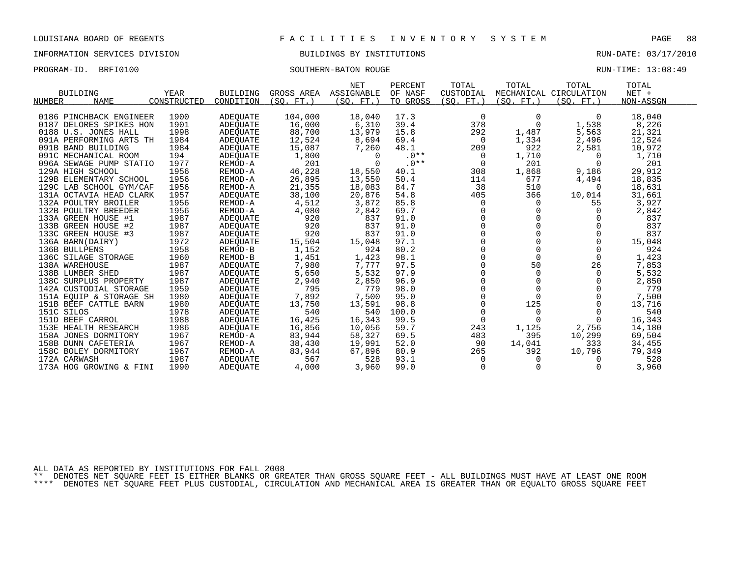LOUISIANA BOARD OF REGENTS — F A C I L I T I E S   I N V E N T O R Y   S Y S T E M

INFORMATION SERVICES DIVISION — BUILDINGS BY INSTITUTIONS — RUN-DATE: 03/17/2010

PROGRAM-ID. BRFI0100 — SOUTHERN-BATON ROUGE — RUN-TIME: 13:08:49

| BUILDING NUMBER | NAME | YEAR CONSTRUCTED | BUILDING CONDITION | GROSS AREA (SQ. FT.) | NET ASSIGNABLE (SQ. FT.) | PERCENT OF NASF TO GROSS | TOTAL CUSTODIAL (SQ. FT.) | TOTAL MECHANICAL (SQ. FT.) | TOTAL CIRCULATION (SQ. FT.) | TOTAL NET + NON-ASSGN |
|---|---|---|---|---|---|---|---|---|---|---|
| 0186 | PINCHBACK ENGINEER | 1900 | ADEQUATE | 104,000 | 18,040 | 17.3 | 0 | 0 | 0 | 18,040 |
| 0187 | DELORES SPIKES HON | 1901 | ADEQUATE | 16,000 | 6,310 | 39.4 | 378 | 0 | 1,538 | 8,226 |
| 0188 | U.S. JONES HALL | 1998 | ADEQUATE | 88,700 | 13,979 | 15.8 | 292 | 1,487 | 5,563 | 21,321 |
| 091A | PERFORMING ARTS TH | 1984 | ADEQUATE | 12,524 | 8,694 | 69.4 | 0 | 1,334 | 2,496 | 12,524 |
| 091B | BAND BUILDING | 1984 | ADEQUATE | 15,087 | 7,260 | 48.1 | 209 | 922 | 2,581 | 10,972 |
| 091C | MECHANICAL ROOM | 194 | ADEQUATE | 1,800 | 0 | .0** | 0 | 1,710 | 0 | 1,710 |
| 096A | SEWAGE PUMP STATIO | 1977 | REMOD-A | 201 | 0 | .0** | 0 | 201 | 0 | 201 |
| 129A | HIGH SCHOOL | 1956 | REMOD-A | 46,228 | 18,550 | 40.1 | 308 | 1,868 | 9,186 | 29,912 |
| 129B | ELEMENTARY SCHOOL | 1956 | REMOD-A | 26,895 | 13,550 | 50.4 | 114 | 677 | 4,494 | 18,835 |
| 129C | LAB SCHOOL GYM/CAF | 1956 | REMOD-A | 21,355 | 18,083 | 84.7 | 38 | 510 | 0 | 18,631 |
| 131A | OCTAVIA HEAD CLARK | 1957 | ADEQUATE | 38,100 | 20,876 | 54.8 | 405 | 366 | 10,014 | 31,661 |
| 132A | POULTRY BROILER | 1956 | REMOD-A | 4,512 | 3,872 | 85.8 | 0 | 0 | 55 | 3,927 |
| 132B | POULTRY BREEDER | 1956 | REMOD-A | 4,080 | 2,842 | 69.7 | 0 | 0 | 0 | 2,842 |
| 133A | GREEN HOUSE #1 | 1987 | ADEQUATE | 920 | 837 | 91.0 | 0 | 0 | 0 | 837 |
| 133B | GREEN HOUSE #2 | 1987 | ADEQUATE | 920 | 837 | 91.0 | 0 | 0 | 0 | 837 |
| 133C | GREEN HOUSE #3 | 1987 | ADEQUATE | 920 | 837 | 91.0 | 0 | 0 | 0 | 837 |
| 136A | BARN(DAIRY) | 1972 | ADEQUATE | 15,504 | 15,048 | 97.1 | 0 | 0 | 0 | 15,048 |
| 136B | BULLPENS | 1958 | REMOD-B | 1,152 | 924 | 80.2 | 0 | 0 | 0 | 924 |
| 136C | SILAGE STORAGE | 1960 | REMOD-B | 1,451 | 1,423 | 98.1 | 0 | 0 | 0 | 1,423 |
| 138A | WAREHOUSE | 1987 | ADEQUATE | 7,980 | 7,777 | 97.5 | 0 | 50 | 26 | 7,853 |
| 138B | LUMBER SHED | 1987 | ADEQUATE | 5,650 | 5,532 | 97.9 | 0 | 0 | 0 | 5,532 |
| 138C | SURPLUS PROPERTY | 1987 | ADEQUATE | 2,940 | 2,850 | 96.9 | 0 | 0 | 0 | 2,850 |
| 142A | CUSTODIAL STORAGE | 1959 | ADEQUATE | 795 | 779 | 98.0 | 0 | 0 | 0 | 779 |
| 151A | EQUIP & STORAGE SH | 1980 | ADEQUATE | 7,892 | 7,500 | 95.0 | 0 | 0 | 0 | 7,500 |
| 151B | BEEF CATTLE BARN | 1980 | ADEQUATE | 13,750 | 13,591 | 98.8 | 0 | 125 | 0 | 13,716 |
| 151C | SILOS | 1978 | ADEQUATE | 540 | 540 | 100.0 | 0 | 0 | 0 | 540 |
| 151D | BEEF CARROL | 1988 | ADEQUATE | 16,425 | 16,343 | 99.5 | 0 | 0 | 0 | 16,343 |
| 153E | HEALTH RESEARCH | 1986 | ADEQUATE | 16,856 | 10,056 | 59.7 | 243 | 1,125 | 2,756 | 14,180 |
| 158A | JONES DORMITORY | 1967 | REMOD-A | 83,944 | 58,327 | 69.5 | 483 | 395 | 10,299 | 69,504 |
| 158B | DUNN CAFETERIA | 1967 | REMOD-A | 38,430 | 19,991 | 52.0 | 90 | 14,041 | 333 | 34,455 |
| 158C | BOLEY DORMITORY | 1967 | REMOD-A | 83,944 | 67,896 | 80.9 | 265 | 392 | 10,796 | 79,349 |
| 172A | CARWASH | 1987 | ADEQUATE | 567 | 528 | 93.1 | 0 | 0 | 0 | 528 |
| 173A | HOG GROWING & FINI | 1990 | ADEQUATE | 4,000 | 3,960 | 99.0 | 0 | 0 | 0 | 3,960 |

ALL DATA AS REPORTED BY INSTITUTIONS FOR FALL 2008

** DENOTES NET SQUARE FEET IS EITHER BLANKS OR GREATER THAN GROSS SQUARE FEET - ALL BUILDINGS MUST HAVE AT LEAST ONE ROOM

**** DENOTES NET SQUARE FEET PLUS CUSTODIAL, CIRCULATION AND MECHANICAL AREA IS GREATER THAN OR EQUALTO GROSS SQUARE FEET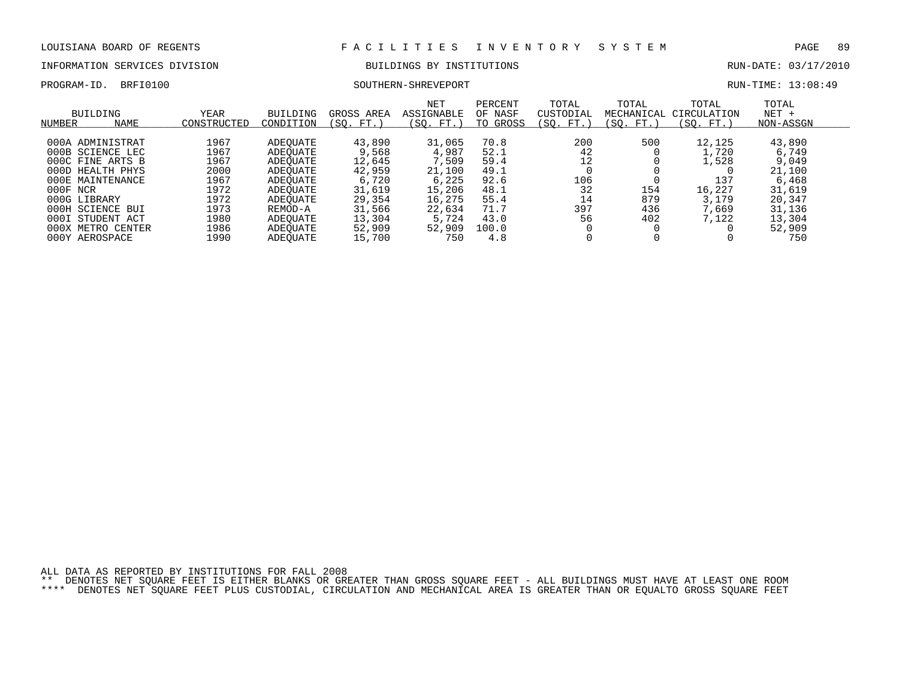LOUISIANA BOARD OF REGENTS — FACILITIES INVENTORY SYSTEM

INFORMATION SERVICES DIVISION — BUILDINGS BY INSTITUTIONS — RUN-DATE: 03/17/2010

PROGRAM-ID. BRFI0100 — SOUTHERN-SHREVEPORT — RUN-TIME: 13:08:49

| BUILDING NUMBER | NAME | YEAR CONSTRUCTED | BUILDING CONDITION | GROSS AREA (SQ. FT.) | NET ASSIGNABLE (SQ. FT.) | PERCENT OF NASF TO GROSS | TOTAL CUSTODIAL (SQ. FT.) | TOTAL MECHANICAL (SQ. FT.) | TOTAL CIRCULATION (SQ. FT.) | TOTAL NET + NON-ASSGN |
|---|---|---|---|---|---|---|---|---|---|---|
| 000A | ADMINISTRAT | 1967 | ADEQUATE | 43,890 | 31,065 | 70.8 | 200 | 500 | 12,125 | 43,890 |
| 000B | SCIENCE LEC | 1967 | ADEQUATE | 9,568 | 4,987 | 52.1 | 42 | 0 | 1,720 | 6,749 |
| 000C | FINE ARTS B | 1967 | ADEQUATE | 12,645 | 7,509 | 59.4 | 12 | 0 | 1,528 | 9,049 |
| 000D | HEALTH PHYS | 2000 | ADEQUATE | 42,959 | 21,100 | 49.1 | 0 | 0 | 0 | 21,100 |
| 000E | MAINTENANCE | 1967 | ADEQUATE | 6,720 | 6,225 | 92.6 | 106 | 0 | 137 | 6,468 |
| 000F | NCR | 1972 | ADEQUATE | 31,619 | 15,206 | 48.1 | 32 | 154 | 16,227 | 31,619 |
| 000G | LIBRARY | 1972 | ADEQUATE | 29,354 | 16,275 | 55.4 | 14 | 879 | 3,179 | 20,347 |
| 000H | SCIENCE BUI | 1973 | REMOD-A | 31,566 | 22,634 | 71.7 | 397 | 436 | 7,669 | 31,136 |
| 000I | STUDENT ACT | 1980 | ADEQUATE | 13,304 | 5,724 | 43.0 | 56 | 402 | 7,122 | 13,304 |
| 000X | METRO CENTER | 1986 | ADEQUATE | 52,909 | 52,909 | 100.0 | 0 | 0 | 0 | 52,909 |
| 000Y | AEROSPACE | 1990 | ADEQUATE | 15,700 | 750 | 4.8 | 0 | 0 | 0 | 750 |

ALL DATA AS REPORTED BY INSTITUTIONS FOR FALL 2008

** DENOTES NET SQUARE FEET IS EITHER BLANKS OR GREATER THAN GROSS SQUARE FEET - ALL BUILDINGS MUST HAVE AT LEAST ONE ROOM

**** DENOTES NET SQUARE FEET PLUS CUSTODIAL, CIRCULATION AND MECHANICAL AREA IS GREATER THAN OR EQUALTO GROSS SQUARE FEET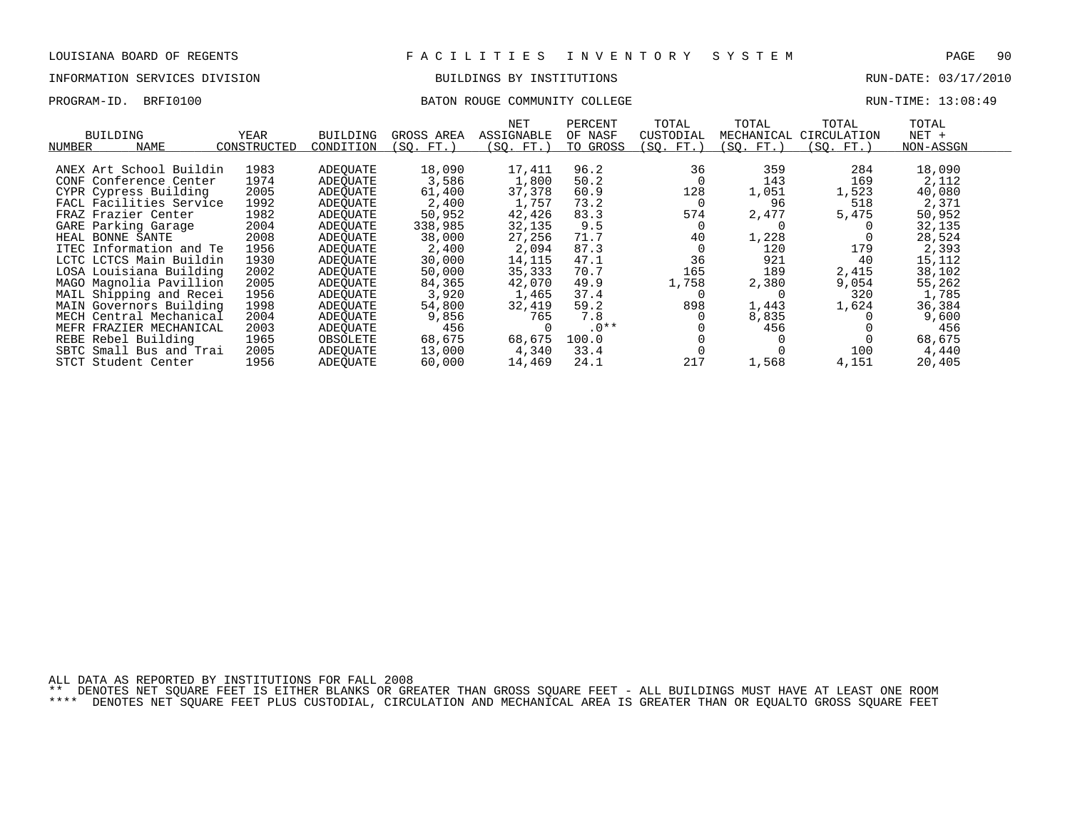LOUISIANA BOARD OF REGENTS — F A C I L I T I E S   I N V E N T O R Y   S Y S T E M

INFORMATION SERVICES DIVISION — BUILDINGS BY INSTITUTIONS — RUN-DATE: 03/17/2010

PROGRAM-ID. BRFI0100 — BATON ROUGE COMMUNITY COLLEGE — RUN-TIME: 13:08:49

| BUILDING NUMBER | NAME | YEAR CONSTRUCTED | BUILDING CONDITION | GROSS AREA (SQ. FT.) | NET ASSIGNABLE (SQ. FT.) | PERCENT OF NASF TO GROSS | TOTAL CUSTODIAL (SQ. FT.) | TOTAL MECHANICAL (SQ. FT.) | TOTAL CIRCULATION (SQ. FT.) | TOTAL NET + NON-ASSGN |
|---|---|---|---|---|---|---|---|---|---|---|
| ANEX | Art School Buildin | 1983 | ADEQUATE | 18,090 | 17,411 | 96.2 | 36 | 359 | 284 | 18,090 |
| CONF | Conference Center | 1974 | ADEQUATE | 3,586 | 1,800 | 50.2 | 0 | 143 | 169 | 2,112 |
| CYPR | Cypress Building | 2005 | ADEQUATE | 61,400 | 37,378 | 60.9 | 128 | 1,051 | 1,523 | 40,080 |
| FACL | Facilities Service | 1992 | ADEQUATE | 2,400 | 1,757 | 73.2 | 0 | 96 | 518 | 2,371 |
| FRAZ | Frazier Center | 1982 | ADEQUATE | 50,952 | 42,426 | 83.3 | 574 | 2,477 | 5,475 | 50,952 |
| GARE | Parking Garage | 2004 | ADEQUATE | 338,985 | 32,135 | 9.5 | 0 | 0 | 0 | 32,135 |
| HEAL | BONNE SANTE | 2008 | ADEQUATE | 38,000 | 27,256 | 71.7 | 40 | 1,228 | 0 | 28,524 |
| ITEC | Information and Te | 1956 | ADEQUATE | 2,400 | 2,094 | 87.3 | 0 | 120 | 179 | 2,393 |
| LCTC | LCTCS Main Buildin | 1930 | ADEQUATE | 30,000 | 14,115 | 47.1 | 36 | 921 | 40 | 15,112 |
| LOSA | Louisiana Building | 2002 | ADEQUATE | 50,000 | 35,333 | 70.7 | 165 | 189 | 2,415 | 38,102 |
| MAGO | Magnolia Pavillion | 2005 | ADEQUATE | 84,365 | 42,070 | 49.9 | 1,758 | 2,380 | 9,054 | 55,262 |
| MAIL | Shipping and Recei | 1956 | ADEQUATE | 3,920 | 1,465 | 37.4 | 0 | 0 | 320 | 1,785 |
| MAIN | Governors Building | 1998 | ADEQUATE | 54,800 | 32,419 | 59.2 | 898 | 1,443 | 1,624 | 36,384 |
| MECH | Central Mechanical | 2004 | ADEQUATE | 9,856 | 765 | 7.8 | 0 | 8,835 | 0 | 9,600 |
| MEFR | FRAZIER MECHANICAL | 2003 | ADEQUATE | 456 | 0 | .0** | 0 | 456 | 0 | 456 |
| REBE | Rebel Building | 1965 | OBSOLETE | 68,675 | 68,675 | 100.0 | 0 | 0 | 0 | 68,675 |
| SBTC | Small Bus and Trai | 2005 | ADEQUATE | 13,000 | 4,340 | 33.4 | 0 | 0 | 100 | 4,440 |
| STCT | Student Center | 1956 | ADEQUATE | 60,000 | 14,469 | 24.1 | 217 | 1,568 | 4,151 | 20,405 |

ALL DATA AS REPORTED BY INSTITUTIONS FOR FALL 2008

** DENOTES NET SQUARE FEET IS EITHER BLANKS OR GREATER THAN GROSS SQUARE FEET - ALL BUILDINGS MUST HAVE AT LEAST ONE ROOM

**** DENOTES NET SQUARE FEET PLUS CUSTODIAL, CIRCULATION AND MECHANICAL AREA IS GREATER THAN OR EQUALTO GROSS SQUARE FEET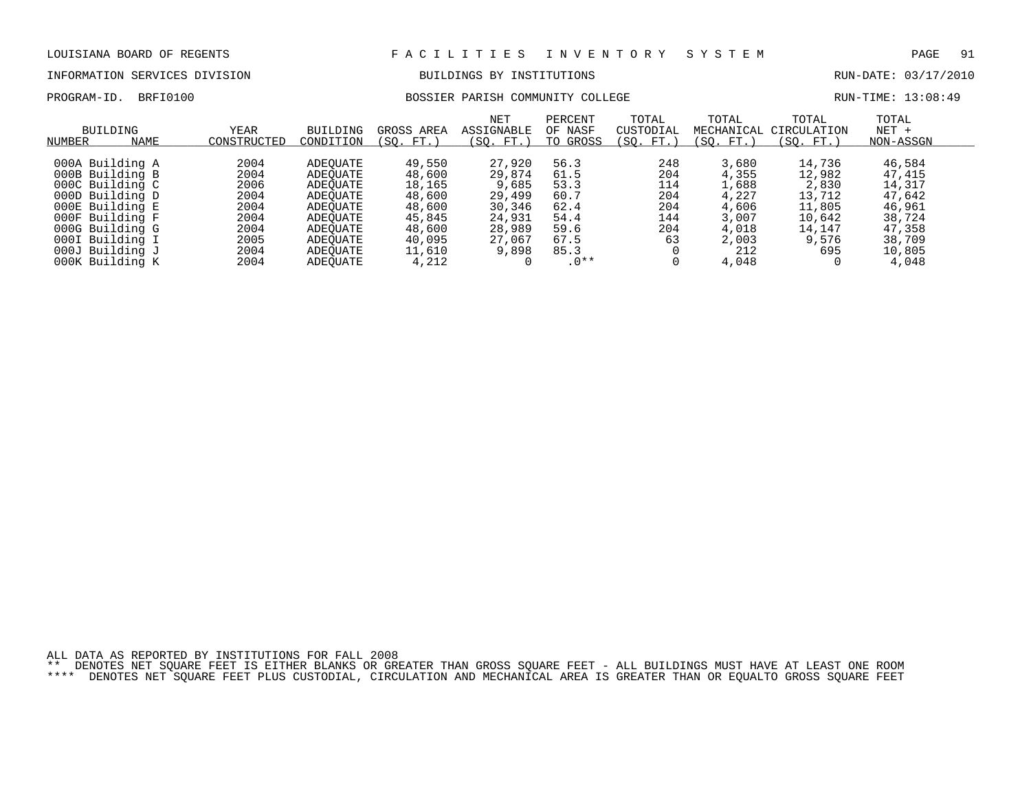LOUISIANA BOARD OF REGENTS — FACILITIES INVENTORY SYSTEM

INFORMATION SERVICES DIVISION — BUILDINGS BY INSTITUTIONS — RUN-DATE: 03/17/2010

PROGRAM-ID. BRFI0100 — BOSSIER PARISH COMMUNITY COLLEGE — RUN-TIME: 13:08:49

| BUILDING NUMBER | NAME | YEAR CONSTRUCTED | BUILDING CONDITION | GROSS AREA (SQ. FT.) | NET ASSIGNABLE (SQ. FT.) | PERCENT OF NASF TO GROSS | TOTAL CUSTODIAL (SQ. FT.) | TOTAL MECHANICAL (SQ. FT.) | TOTAL CIRCULATION (SQ. FT.) | TOTAL NET + NON-ASSGN |
|---|---|---|---|---|---|---|---|---|---|---|
| 000A | Building A | 2004 | ADEQUATE | 49,550 | 27,920 | 56.3 | 248 | 3,680 | 14,736 | 46,584 |
| 000B | Building B | 2004 | ADEQUATE | 48,600 | 29,874 | 61.5 | 204 | 4,355 | 12,982 | 47,415 |
| 000C | Building C | 2006 | ADEQUATE | 18,165 | 9,685 | 53.3 | 114 | 1,688 | 2,830 | 14,317 |
| 000D | Building D | 2004 | ADEQUATE | 48,600 | 29,499 | 60.7 | 204 | 4,227 | 13,712 | 47,642 |
| 000E | Building E | 2004 | ADEQUATE | 48,600 | 30,346 | 62.4 | 204 | 4,606 | 11,805 | 46,961 |
| 000F | Building F | 2004 | ADEQUATE | 45,845 | 24,931 | 54.4 | 144 | 3,007 | 10,642 | 38,724 |
| 000G | Building G | 2004 | ADEQUATE | 48,600 | 28,989 | 59.6 | 204 | 4,018 | 14,147 | 47,358 |
| 000I | Building I | 2005 | ADEQUATE | 40,095 | 27,067 | 67.5 | 63 | 2,003 | 9,576 | 38,709 |
| 000J | Building J | 2004 | ADEQUATE | 11,610 | 9,898 | 85.3 | 0 | 212 | 695 | 10,805 |
| 000K | Building K | 2004 | ADEQUATE | 4,212 | 0 | .0** | 0 | 4,048 | 0 | 4,048 |

ALL DATA AS REPORTED BY INSTITUTIONS FOR FALL 2008

** DENOTES NET SQUARE FEET IS EITHER BLANKS OR GREATER THAN GROSS SQUARE FEET - ALL BUILDINGS MUST HAVE AT LEAST ONE ROOM

**** DENOTES NET SQUARE FEET PLUS CUSTODIAL, CIRCULATION AND MECHANICAL AREA IS GREATER THAN OR EQUALTO GROSS SQUARE FEET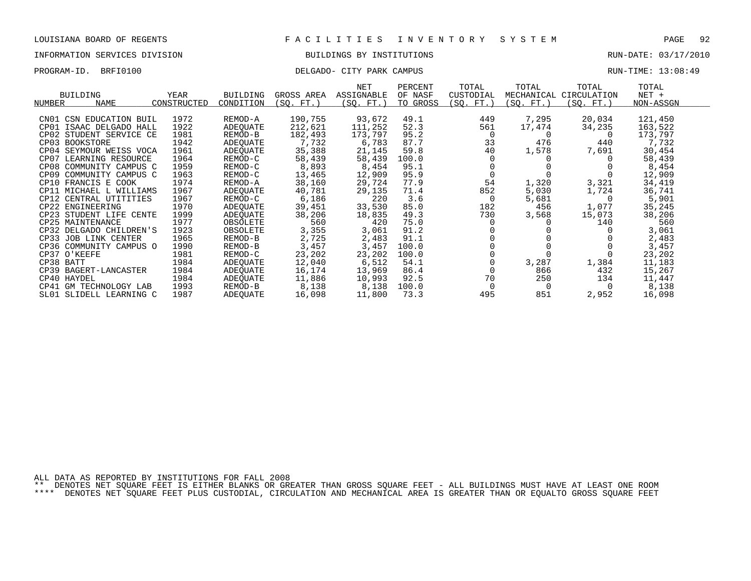LOUISIANA BOARD OF REGENTS — FACILITIES INVENTORY SYSTEM

INFORMATION SERVICES DIVISION — BUILDINGS BY INSTITUTIONS — RUN-DATE: 03/17/2010

PROGRAM-ID. BRFI0100 — DELGADO- CITY PARK CAMPUS — RUN-TIME: 13:08:49

| BUILDING NUMBER | NAME | YEAR CONSTRUCTED | BUILDING CONDITION | GROSS AREA (SQ. FT.) | NET ASSIGNABLE (SQ. FT.) | PERCENT OF NASF TO GROSS | TOTAL CUSTODIAL (SQ. FT.) | TOTAL MECHANICAL (SQ. FT.) | TOTAL CIRCULATION (SQ. FT.) | TOTAL NET + NON-ASSGN |
|---|---|---|---|---|---|---|---|---|---|---|
| CN01 | CSN EDUCATION BUIL | 1972 | REMOD-A | 190,755 | 93,672 | 49.1 | 449 | 7,295 | 20,034 | 121,450 |
| CP01 | ISAAC DELGADO HALL | 1922 | ADEQUATE | 212,621 | 111,252 | 52.3 | 561 | 17,474 | 34,235 | 163,522 |
| CP02 | STUDENT SERVICE CE | 1981 | REMOD-B | 182,493 | 173,797 | 95.2 | 0 | 0 | 0 | 173,797 |
| CP03 | BOOKSTORE | 1942 | ADEQUATE | 7,732 | 6,783 | 87.7 | 33 | 476 | 440 | 7,732 |
| CP04 | SEYMOUR WEISS VOCA | 1961 | ADEQUATE | 35,388 | 21,145 | 59.8 | 40 | 1,578 | 7,691 | 30,454 |
| CP07 | LEARNING RESOURCE | 1964 | REMOD-C | 58,439 | 58,439 | 100.0 | 0 | 0 | 0 | 58,439 |
| CP08 | COMMUNITY CAMPUS C | 1959 | REMOD-C | 8,893 | 8,454 | 95.1 | 0 | 0 | 0 | 8,454 |
| CP09 | COMMUNITY CAMPUS C | 1963 | REMOD-C | 13,465 | 12,909 | 95.9 | 0 | 0 | 0 | 12,909 |
| CP10 | FRANCIS E COOK | 1974 | REMOD-A | 38,160 | 29,724 | 77.9 | 54 | 1,320 | 3,321 | 34,419 |
| CP11 | MICHAEL L WILLIAMS | 1967 | ADEQUATE | 40,781 | 29,135 | 71.4 | 852 | 5,030 | 1,724 | 36,741 |
| CP12 | CENTRAL UTITITIES | 1967 | REMOD-C | 6,186 | 220 | 3.6 | 0 | 5,681 | 0 | 5,901 |
| CP22 | ENGINEERING | 1970 | ADEQUATE | 39,451 | 33,530 | 85.0 | 182 | 456 | 1,077 | 35,245 |
| CP23 | STUDENT LIFE CENTE | 1999 | ADEQUATE | 38,206 | 18,835 | 49.3 | 730 | 3,568 | 15,073 | 38,206 |
| CP25 | MAINTENANCE | 1977 | OBSOLETE | 560 | 420 | 75.0 | 0 | 0 | 140 | 560 |
| CP32 | DELGADO CHILDREN'S | 1923 | OBSOLETE | 3,355 | 3,061 | 91.2 | 0 | 0 | 0 | 3,061 |
| CP33 | JOB LINK CENTER | 1965 | REMOD-B | 2,725 | 2,483 | 91.1 | 0 | 0 | 0 | 2,483 |
| CP36 | COMMUNITY CAMPUS O | 1990 | REMOD-B | 3,457 | 3,457 | 100.0 | 0 | 0 | 0 | 3,457 |
| CP37 | O'KEEFE | 1981 | REMOD-C | 23,202 | 23,202 | 100.0 | 0 | 0 | 0 | 23,202 |
| CP38 | BATT | 1984 | ADEQUATE | 12,040 | 6,512 | 54.1 | 0 | 3,287 | 1,384 | 11,183 |
| CP39 | BAGERT-LANCASTER | 1984 | ADEQUATE | 16,174 | 13,969 | 86.4 | 0 | 866 | 432 | 15,267 |
| CP40 | HAYDEL | 1984 | ADEQUATE | 11,886 | 10,993 | 92.5 | 70 | 250 | 134 | 11,447 |
| CP41 | GM TECHNOLOGY LAB | 1993 | REMOD-B | 8,138 | 8,138 | 100.0 | 0 | 0 | 0 | 8,138 |
| SL01 | SLIDELL LEARNING C | 1987 | ADEQUATE | 16,098 | 11,800 | 73.3 | 495 | 851 | 2,952 | 16,098 |

ALL DATA AS REPORTED BY INSTITUTIONS FOR FALL 2008

** DENOTES NET SQUARE FEET IS EITHER BLANKS OR GREATER THAN GROSS SQUARE FEET - ALL BUILDINGS MUST HAVE AT LEAST ONE ROOM

**** DENOTES NET SQUARE FEET PLUS CUSTODIAL, CIRCULATION AND MECHANICAL AREA IS GREATER THAN OR EQUALTO GROSS SQUARE FEET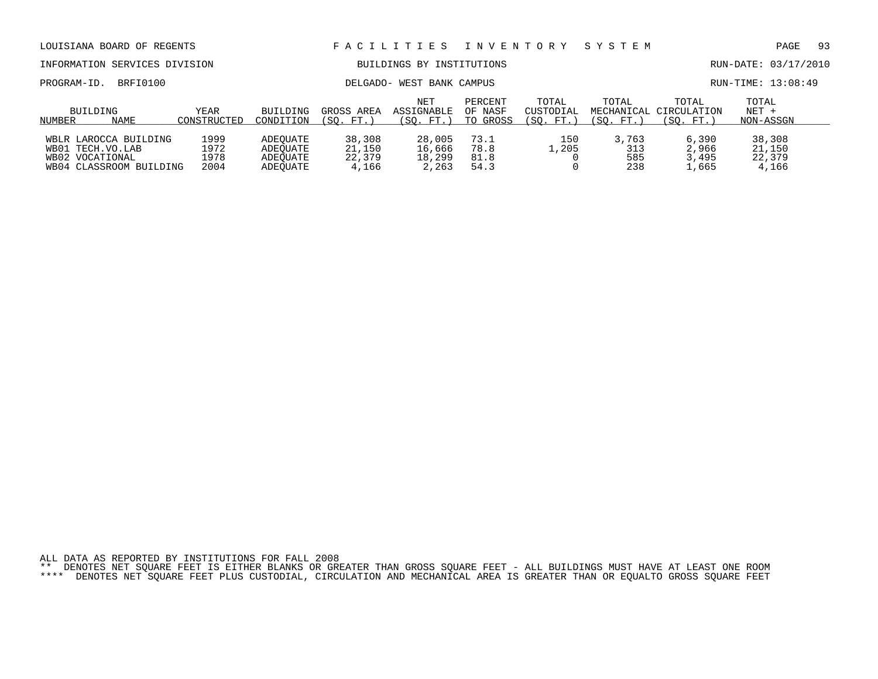LOUISIANA BOARD OF REGENTS — FACILITIES INVENTORY SYSTEM

INFORMATION SERVICES DIVISION — BUILDINGS BY INSTITUTIONS — RUN-DATE: 03/17/2010

PROGRAM-ID. BRFI0100 — DELGADO- WEST BANK CAMPUS — RUN-TIME: 13:08:49

| BUILDING NUMBER | NAME | YEAR CONSTRUCTED | BUILDING CONDITION | GROSS AREA (SQ. FT.) | NET ASSIGNABLE (SQ. FT.) | PERCENT OF NASF TO GROSS | TOTAL CUSTODIAL (SQ. FT.) | TOTAL MECHANICAL (SQ. FT.) | TOTAL CIRCULATION (SQ. FT.) | TOTAL NET + NON-ASSGN |
|---|---|---|---|---|---|---|---|---|---|---|
| WBLR | LAROCCA BUILDING | 1999 | ADEQUATE | 38,308 | 28,005 | 73.1 | 150 | 3,763 | 6,390 | 38,308 |
| WB01 | TECH.VO.LAB | 1972 | ADEQUATE | 21,150 | 16,666 | 78.8 | 1,205 | 313 | 2,966 | 21,150 |
| WB02 | VOCATIONAL | 1978 | ADEQUATE | 22,379 | 18,299 | 81.8 | 0 | 585 | 3,495 | 22,379 |
| WB04 | CLASSROOM BUILDING | 2004 | ADEQUATE | 4,166 | 2,263 | 54.3 | 0 | 238 | 1,665 | 4,166 |

ALL DATA AS REPORTED BY INSTITUTIONS FOR FALL 2008

** DENOTES NET SQUARE FEET IS EITHER BLANKS OR GREATER THAN GROSS SQUARE FEET - ALL BUILDINGS MUST HAVE AT LEAST ONE ROOM

**** DENOTES NET SQUARE FEET PLUS CUSTODIAL, CIRCULATION AND MECHANICAL AREA IS GREATER THAN OR EQUALTO GROSS SQUARE FEET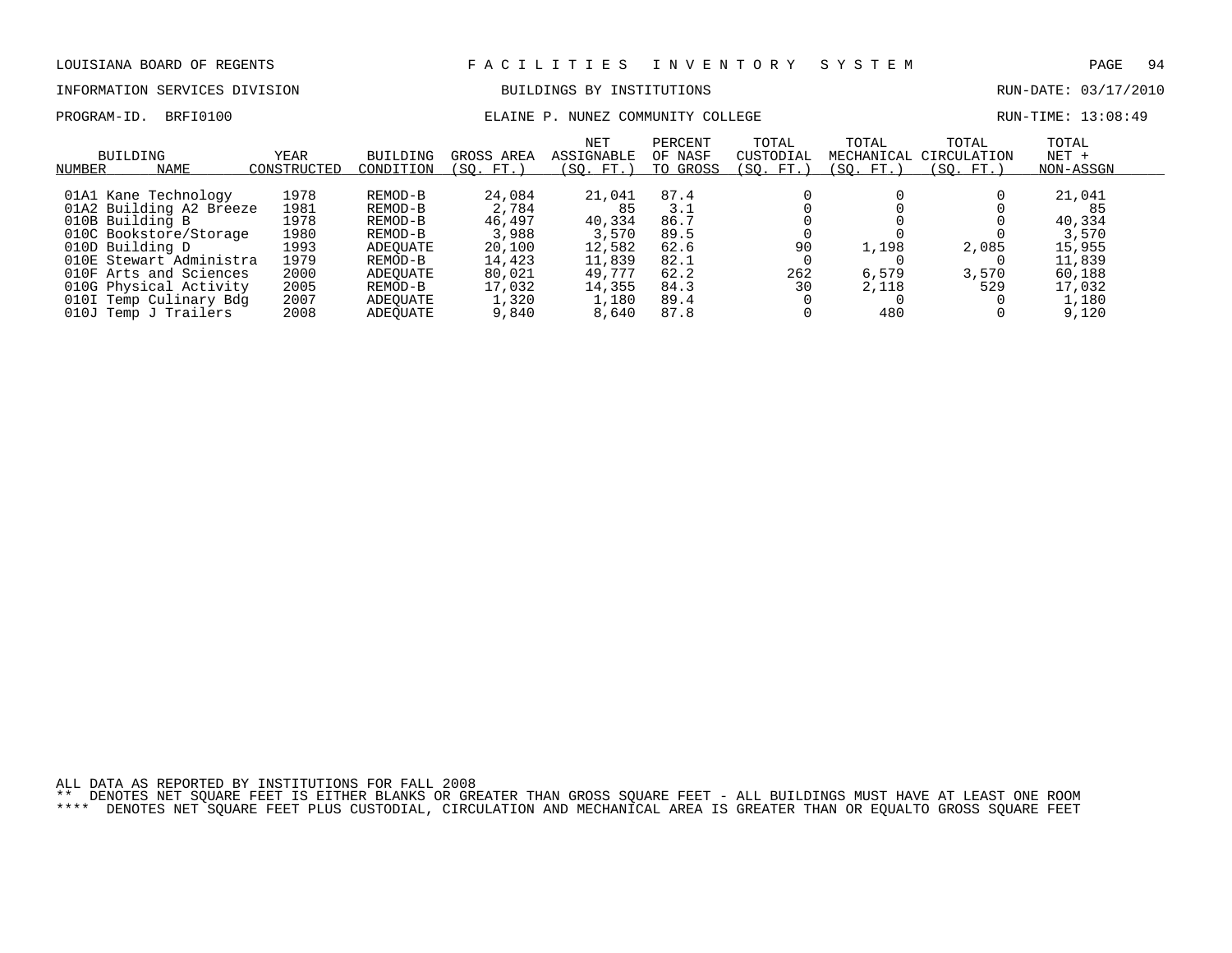LOUISIANA BOARD OF REGENTS — F A C I L I T I E S   I N V E N T O R Y   S Y S T E M

INFORMATION SERVICES DIVISION — BUILDINGS BY INSTITUTIONS — RUN-DATE: 03/17/2010

PROGRAM-ID. BRFI0100 — ELAINE P. NUNEZ COMMUNITY COLLEGE — RUN-TIME: 13:08:49

| BUILDING NUMBER | NAME | YEAR CONSTRUCTED | BUILDING CONDITION | GROSS AREA (SQ. FT.) | NET ASSIGNABLE (SQ. FT.) | PERCENT OF NASF TO GROSS | TOTAL CUSTODIAL (SQ. FT.) | TOTAL MECHANICAL (SQ. FT.) | TOTAL CIRCULATION (SQ. FT.) | TOTAL NET + NON-ASSGN |
|---|---|---|---|---|---|---|---|---|---|---|
| 01A1 | Kane Technology | 1978 | REMOD-B | 24,084 | 21,041 | 87.4 | 0 | 0 | 0 | 21,041 |
| 01A2 | Building A2 Breeze | 1981 | REMOD-B | 2,784 | 85 | 3.1 | 0 | 0 | 0 | 85 |
| 010B | Building B | 1978 | REMOD-B | 46,497 | 40,334 | 86.7 | 0 | 0 | 0 | 40,334 |
| 010C | Bookstore/Storage | 1980 | REMOD-B | 3,988 | 3,570 | 89.5 | 0 | 0 | 0 | 3,570 |
| 010D | Building D | 1993 | ADEQUATE | 20,100 | 12,582 | 62.6 | 90 | 1,198 | 2,085 | 15,955 |
| 010E | Stewart Administra | 1979 | REMOD-B | 14,423 | 11,839 | 82.1 | 0 | 0 | 0 | 11,839 |
| 010F | Arts and Sciences | 2000 | ADEQUATE | 80,021 | 49,777 | 62.2 | 262 | 6,579 | 3,570 | 60,188 |
| 010G | Physical Activity | 2005 | REMOD-B | 17,032 | 14,355 | 84.3 | 30 | 2,118 | 529 | 17,032 |
| 010I | Temp Culinary Bdg | 2007 | ADEQUATE | 1,320 | 1,180 | 89.4 | 0 | 0 | 0 | 1,180 |
| 010J | Temp J Trailers | 2008 | ADEQUATE | 9,840 | 8,640 | 87.8 | 0 | 480 | 0 | 9,120 |

ALL DATA AS REPORTED BY INSTITUTIONS FOR FALL 2008

** DENOTES NET SQUARE FEET IS EITHER BLANKS OR GREATER THAN GROSS SQUARE FEET - ALL BUILDINGS MUST HAVE AT LEAST ONE ROOM

**** DENOTES NET SQUARE FEET PLUS CUSTODIAL, CIRCULATION AND MECHANICAL AREA IS GREATER THAN OR EQUALTO GROSS SQUARE FEET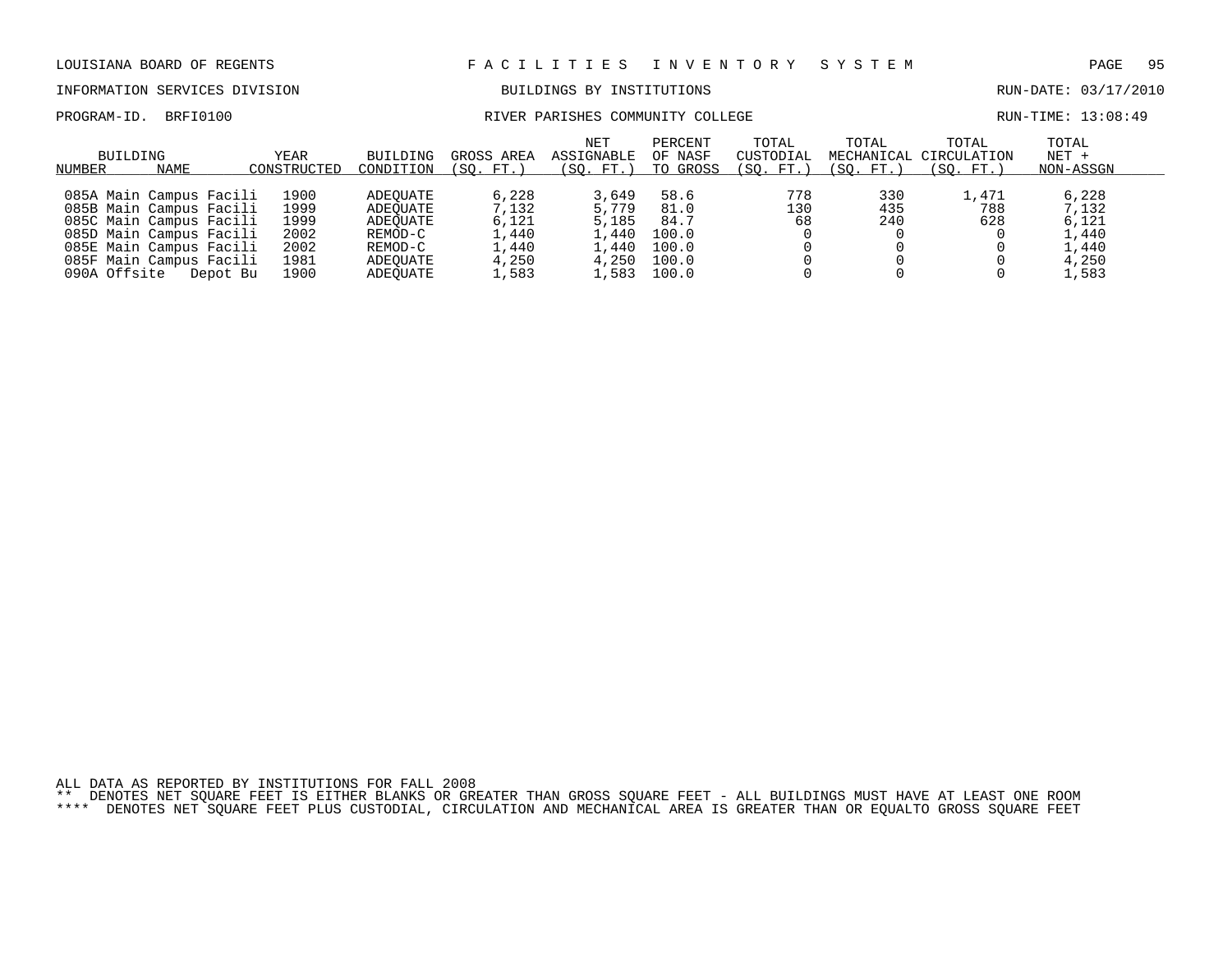LOUISIANA BOARD OF REGENTS — FACILITIES INVENTORY SYSTEM

INFORMATION SERVICES DIVISION — BUILDINGS BY INSTITUTIONS — RUN-DATE: 03/17/2010

PROGRAM-ID. BRFI0100 — RIVER PARISHES COMMUNITY COLLEGE — RUN-TIME: 13:08:49

| BUILDING NUMBER | NAME | YEAR CONSTRUCTED | BUILDING CONDITION | GROSS AREA (SQ. FT.) | NET ASSIGNABLE (SQ. FT.) | PERCENT OF NASF TO GROSS | TOTAL CUSTODIAL (SQ. FT.) | TOTAL MECHANICAL (SQ. FT.) | TOTAL CIRCULATION (SQ. FT.) | TOTAL NET + NON-ASSGN |
|---|---|---|---|---|---|---|---|---|---|---|
| 085A | Main Campus Facili | 1900 | ADEQUATE | 6,228 | 3,649 | 58.6 | 778 | 330 | 1,471 | 6,228 |
| 085B | Main Campus Facili | 1999 | ADEQUATE | 7,132 | 5,779 | 81.0 | 130 | 435 | 788 | 7,132 |
| 085C | Main Campus Facili | 1999 | ADEQUATE | 6,121 | 5,185 | 84.7 | 68 | 240 | 628 | 6,121 |
| 085D | Main Campus Facili | 2002 | REMOD-C | 1,440 | 1,440 | 100.0 | 0 | 0 | 0 | 1,440 |
| 085E | Main Campus Facili | 2002 | REMOD-C | 1,440 | 1,440 | 100.0 | 0 | 0 | 0 | 1,440 |
| 085F | Main Campus Facili | 1981 | ADEQUATE | 4,250 | 4,250 | 100.0 | 0 | 0 | 0 | 4,250 |
| 090A | Offsite Depot Bu | 1900 | ADEQUATE | 1,583 | 1,583 | 100.0 | 0 | 0 | 0 | 1,583 |

ALL DATA AS REPORTED BY INSTITUTIONS FOR FALL 2008

** DENOTES NET SQUARE FEET IS EITHER BLANKS OR GREATER THAN GROSS SQUARE FEET - ALL BUILDINGS MUST HAVE AT LEAST ONE ROOM

**** DENOTES NET SQUARE FEET PLUS CUSTODIAL, CIRCULATION AND MECHANICAL AREA IS GREATER THAN OR EQUALTO GROSS SQUARE FEET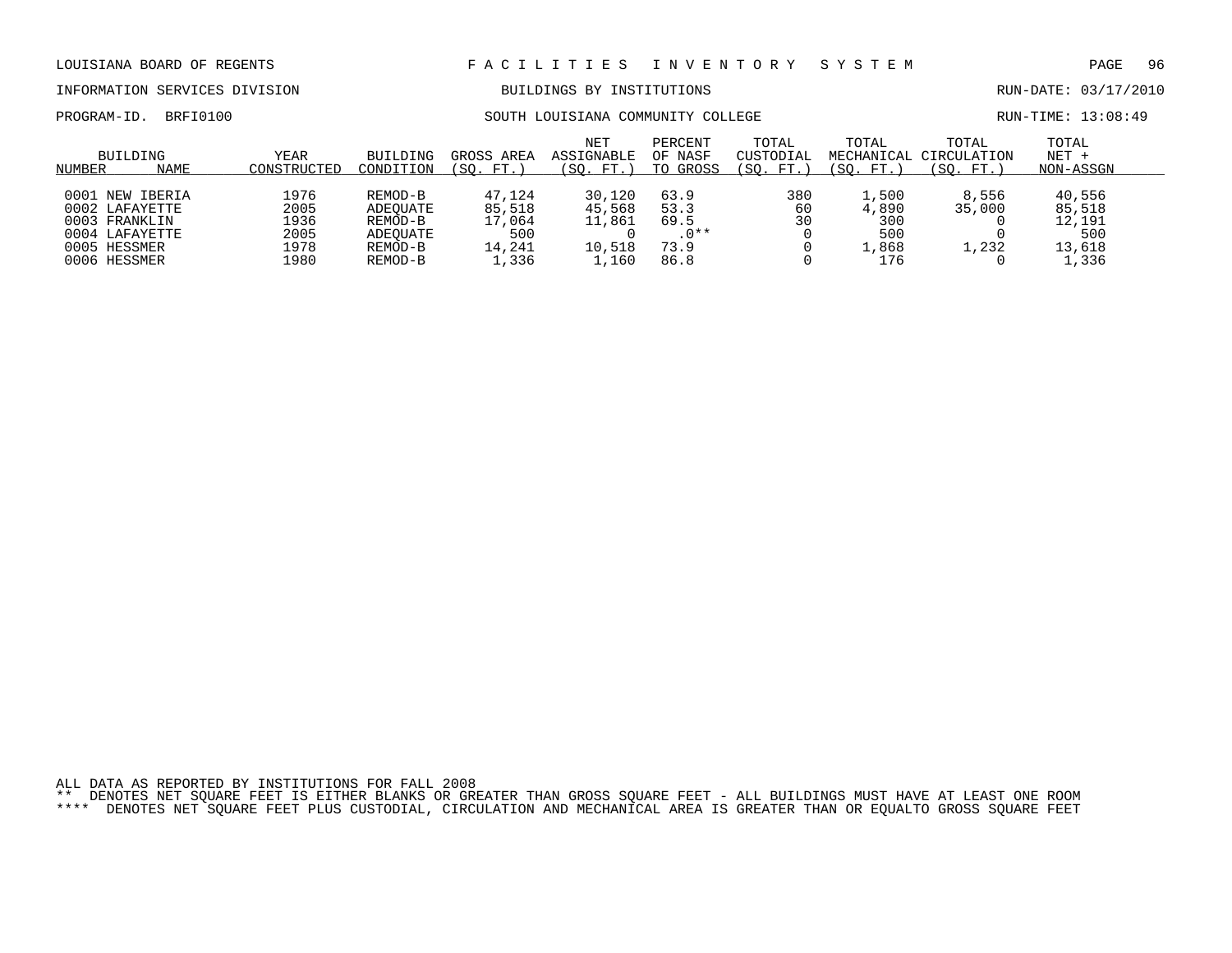LOUISIANA BOARD OF REGENTS — F A C I L I T I E S   I N V E N T O R Y   S Y S T E M

INFORMATION SERVICES DIVISION — BUILDINGS BY INSTITUTIONS — RUN-DATE: 03/17/2010

PROGRAM-ID. BRFI0100 — SOUTH LOUISIANA COMMUNITY COLLEGE — RUN-TIME: 13:08:49

| BUILDING NUMBER | NAME | YEAR CONSTRUCTED | BUILDING CONDITION | GROSS AREA (SQ. FT.) | NET ASSIGNABLE (SQ. FT.) | PERCENT OF NASF TO GROSS | TOTAL CUSTODIAL (SQ. FT.) | TOTAL MECHANICAL (SQ. FT.) | TOTAL CIRCULATION (SQ. FT.) | TOTAL NET + NON-ASSGN |
|---|---|---|---|---|---|---|---|---|---|---|
| 0001 | NEW IBERIA | 1976 | REMOD-B | 47,124 | 30,120 | 63.9 | 380 | 1,500 | 8,556 | 40,556 |
| 0002 | LAFAYETTE | 2005 | ADEQUATE | 85,518 | 45,568 | 53.3 | 60 | 4,890 | 35,000 | 85,518 |
| 0003 | FRANKLIN | 1936 | REMOD-B | 17,064 | 11,861 | 69.5 | 30 | 300 | 0 | 12,191 |
| 0004 | LAFAYETTE | 2005 | ADEQUATE | 500 | 0 | .0** | 0 | 500 | 0 | 500 |
| 0005 | HESSMER | 1978 | REMOD-B | 14,241 | 10,518 | 73.9 | 0 | 1,868 | 1,232 | 13,618 |
| 0006 | HESSMER | 1980 | REMOD-B | 1,336 | 1,160 | 86.8 | 0 | 176 | 0 | 1,336 |

ALL DATA AS REPORTED BY INSTITUTIONS FOR FALL 2008

** DENOTES NET SQUARE FEET IS EITHER BLANKS OR GREATER THAN GROSS SQUARE FEET - ALL BUILDINGS MUST HAVE AT LEAST ONE ROOM

**** DENOTES NET SQUARE FEET PLUS CUSTODIAL, CIRCULATION AND MECHANICAL AREA IS GREATER THAN OR EQUALTO GROSS SQUARE FEET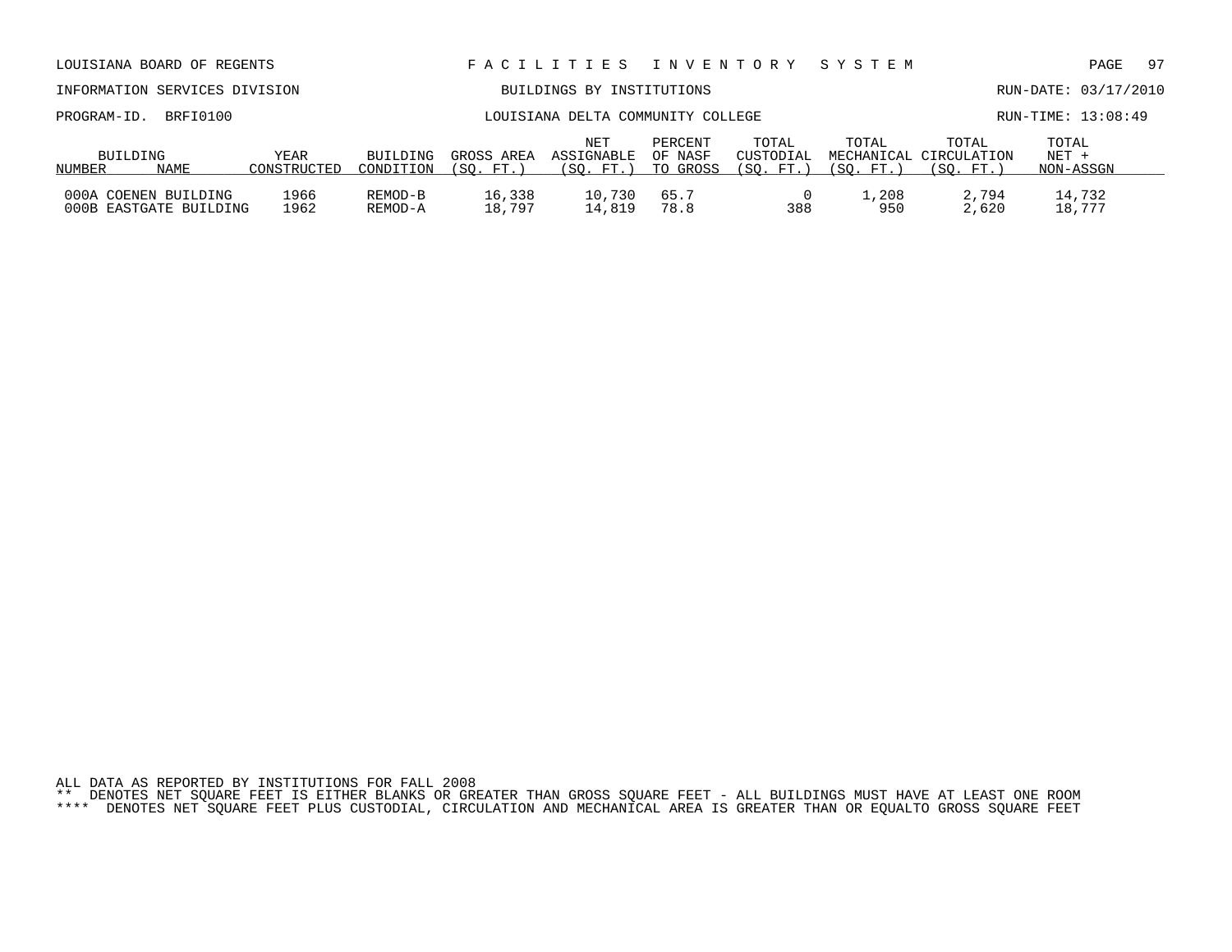LOUISIANA BOARD OF REGENTS — FACILITIES INVENTORY SYSTEM

INFORMATION SERVICES DIVISION — BUILDINGS BY INSTITUTIONS — RUN-DATE: 03/17/2010

PROGRAM-ID. BRFI0100 — LOUISIANA DELTA COMMUNITY COLLEGE — RUN-TIME: 13:08:49

| BUILDING NUMBER | NAME | YEAR CONSTRUCTED | BUILDING CONDITION | GROSS AREA (SQ. FT.) | NET ASSIGNABLE (SQ. FT.) | PERCENT OF NASF TO GROSS | TOTAL CUSTODIAL (SQ. FT.) | TOTAL MECHANICAL (SQ. FT.) | TOTAL CIRCULATION (SQ. FT.) | TOTAL NET + NON-ASSGN |
|---|---|---|---|---|---|---|---|---|---|---|
| 000A | COENEN BUILDING | 1966 | REMOD-B | 16,338 | 10,730 | 65.7 | 0 | 1,208 | 2,794 | 14,732 |
| 000B | EASTGATE BUILDING | 1962 | REMOD-A | 18,797 | 14,819 | 78.8 | 388 | 950 | 2,620 | 18,777 |

ALL DATA AS REPORTED BY INSTITUTIONS FOR FALL 2008

** DENOTES NET SQUARE FEET IS EITHER BLANKS OR GREATER THAN GROSS SQUARE FEET - ALL BUILDINGS MUST HAVE AT LEAST ONE ROOM

**** DENOTES NET SQUARE FEET PLUS CUSTODIAL, CIRCULATION AND MECHANICAL AREA IS GREATER THAN OR EQUALTO GROSS SQUARE FEET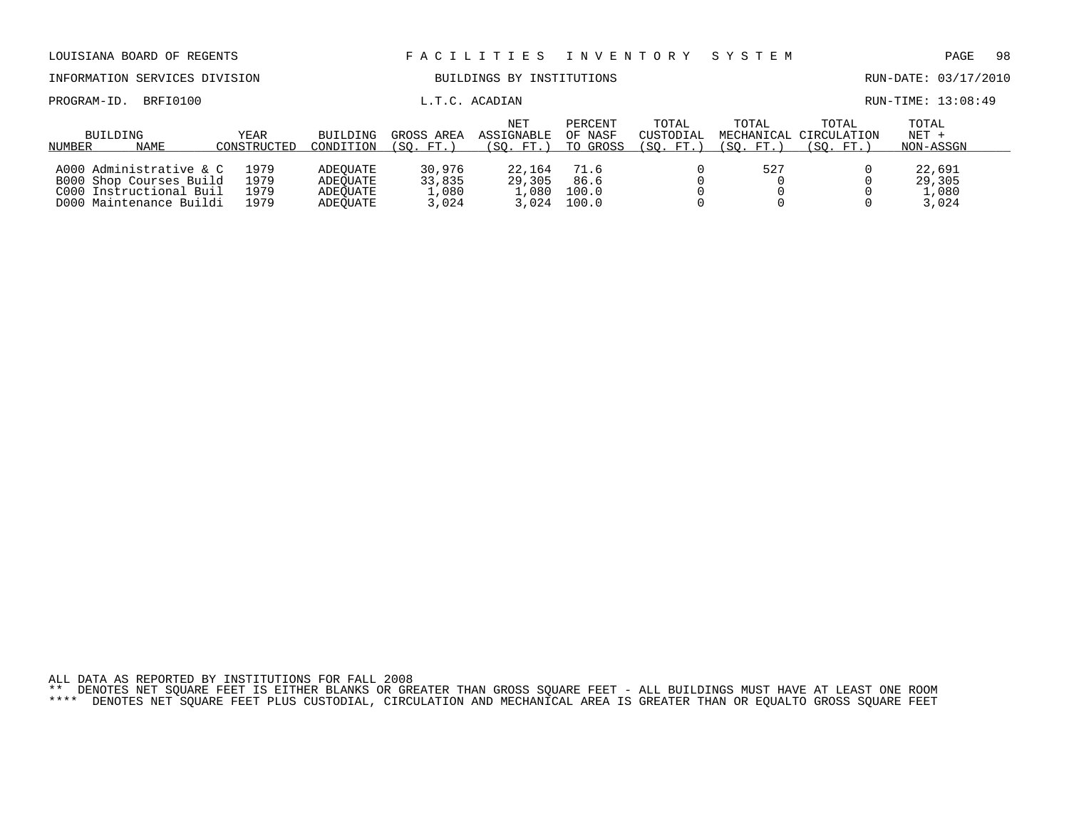LOUISIANA BOARD OF REGENTS — FACILITIES INVENTORY SYSTEM

INFORMATION SERVICES DIVISION — BUILDINGS BY INSTITUTIONS — RUN-DATE: 03/17/2010

PROGRAM-ID. BRFI0100 — L.T.C. ACADIAN — RUN-TIME: 13:08:49

| BUILDING NUMBER | NAME | YEAR CONSTRUCTED | BUILDING CONDITION | GROSS AREA (SQ. FT.) | NET ASSIGNABLE (SQ. FT.) | PERCENT OF NASF TO GROSS | TOTAL CUSTODIAL (SQ. FT.) | TOTAL MECHANICAL (SQ. FT.) | TOTAL CIRCULATION (SQ. FT.) | TOTAL NET + NON-ASSGN |
|---|---|---|---|---|---|---|---|---|---|---|
| A000 | Administrative & C | 1979 | ADEQUATE | 30,976 | 22,164 | 71.6 | 0 | 527 | 0 | 22,691 |
| B000 | Shop Courses Build | 1979 | ADEQUATE | 33,835 | 29,305 | 86.6 | 0 | 0 | 0 | 29,305 |
| C000 | Instructional Buil | 1979 | ADEQUATE | 1,080 | 1,080 | 100.0 | 0 | 0 | 0 | 1,080 |
| D000 | Maintenance Buildi | 1979 | ADEQUATE | 3,024 | 3,024 | 100.0 | 0 | 0 | 0 | 3,024 |

ALL DATA AS REPORTED BY INSTITUTIONS FOR FALL 2008

** DENOTES NET SQUARE FEET IS EITHER BLANKS OR GREATER THAN GROSS SQUARE FEET - ALL BUILDINGS MUST HAVE AT LEAST ONE ROOM

**** DENOTES NET SQUARE FEET PLUS CUSTODIAL, CIRCULATION AND MECHANICAL AREA IS GREATER THAN OR EQUALTO GROSS SQUARE FEET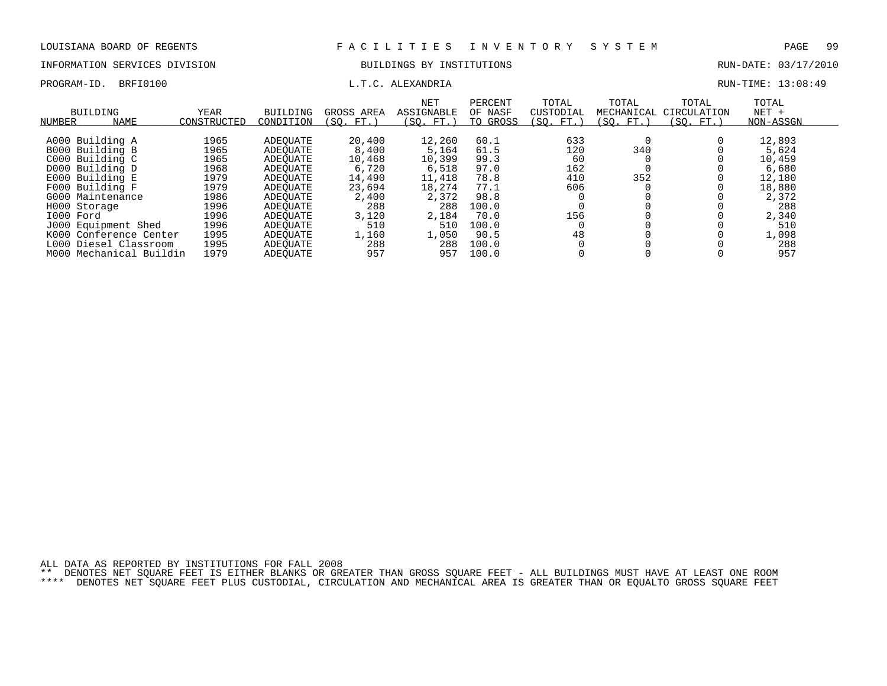LOUISIANA BOARD OF REGENTS — F A C I L I T I E S   I N V E N T O R Y   S Y S T E M

INFORMATION SERVICES DIVISION — BUILDINGS BY INSTITUTIONS — RUN-DATE: 03/17/2010

PROGRAM-ID. BRFI0100 — L.T.C. ALEXANDRIA — RUN-TIME: 13:08:49

| BUILDING NUMBER | BUILDING NAME | YEAR CONSTRUCTED | BUILDING CONDITION | GROSS AREA (SQ. FT.) | NET ASSIGNABLE (SQ. FT.) | PERCENT OF NASF TO GROSS | TOTAL CUSTODIAL (SQ. FT.) | TOTAL MECHANICAL (SQ. FT.) | TOTAL CIRCULATION (SQ. FT.) | TOTAL NET + NON-ASSGN |
|---|---|---|---|---|---|---|---|---|---|---|
| A000 | Building A | 1965 | ADEQUATE | 20,400 | 12,260 | 60.1 | 633 | 0 | 0 | 12,893 |
| B000 | Building B | 1965 | ADEQUATE | 8,400 | 5,164 | 61.5 | 120 | 340 | 0 | 5,624 |
| C000 | Building C | 1965 | ADEQUATE | 10,468 | 10,399 | 99.3 | 60 | 0 | 0 | 10,459 |
| D000 | Building D | 1968 | ADEQUATE | 6,720 | 6,518 | 97.0 | 162 | 0 | 0 | 6,680 |
| E000 | Building E | 1979 | ADEQUATE | 14,490 | 11,418 | 78.8 | 410 | 352 | 0 | 12,180 |
| F000 | Building F | 1979 | ADEQUATE | 23,694 | 18,274 | 77.1 | 606 | 0 | 0 | 18,880 |
| G000 | Maintenance | 1986 | ADEQUATE | 2,400 | 2,372 | 98.8 | 0 | 0 | 0 | 2,372 |
| H000 | Storage | 1996 | ADEQUATE | 288 | 288 | 100.0 | 0 | 0 | 0 | 288 |
| I000 | Ford | 1996 | ADEQUATE | 3,120 | 2,184 | 70.0 | 156 | 0 | 0 | 2,340 |
| J000 | Equipment Shed | 1996 | ADEQUATE | 510 | 510 | 100.0 | 0 | 0 | 0 | 510 |
| K000 | Conference Center | 1995 | ADEQUATE | 1,160 | 1,050 | 90.5 | 48 | 0 | 0 | 1,098 |
| L000 | Diesel Classroom | 1995 | ADEQUATE | 288 | 288 | 100.0 | 0 | 0 | 0 | 288 |
| M000 | Mechanical Buildin | 1979 | ADEQUATE | 957 | 957 | 100.0 | 0 | 0 | 0 | 957 |

ALL DATA AS REPORTED BY INSTITUTIONS FOR FALL 2008

** DENOTES NET SQUARE FEET IS EITHER BLANKS OR GREATER THAN GROSS SQUARE FEET - ALL BUILDINGS MUST HAVE AT LEAST ONE ROOM

**** DENOTES NET SQUARE FEET PLUS CUSTODIAL, CIRCULATION AND MECHANICAL AREA IS GREATER THAN OR EQUALTO GROSS SQUARE FEET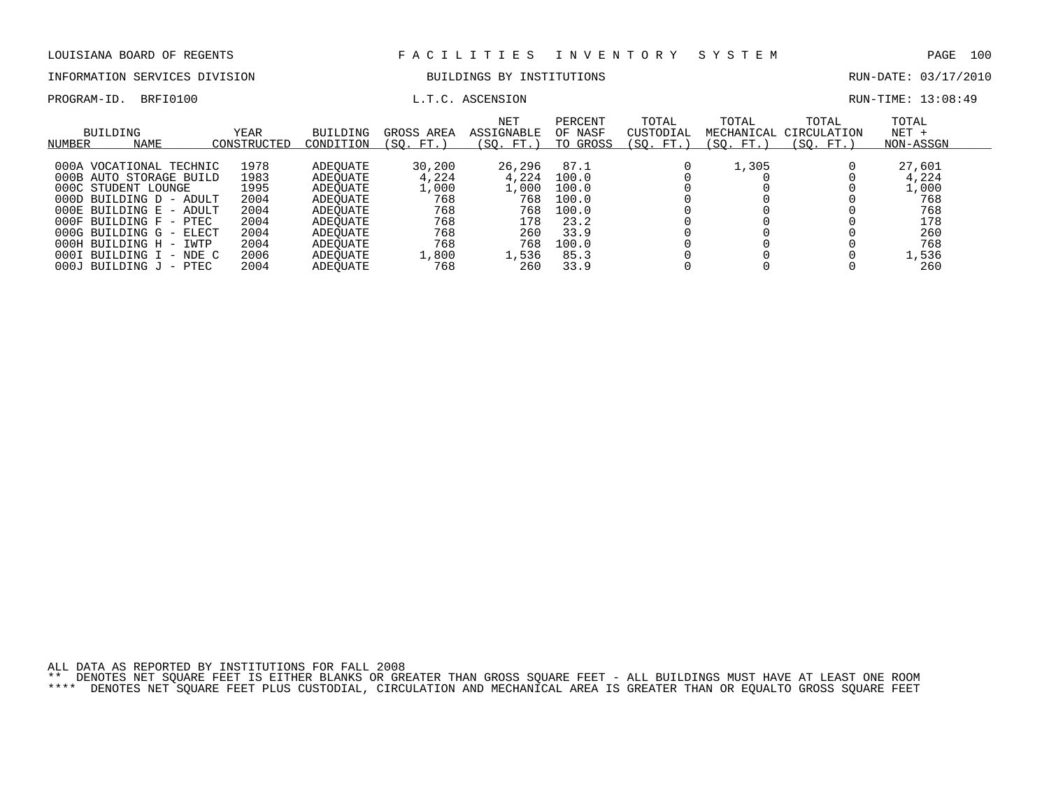LOUISIANA BOARD OF REGENTS — FACILITIES INVENTORY SYSTEM

INFORMATION SERVICES DIVISION — BUILDINGS BY INSTITUTIONS — RUN-DATE: 03/17/2010

PROGRAM-ID. BRFI0100 — L.T.C. ASCENSION — RUN-TIME: 13:08:49

| BUILDING NUMBER | NAME | YEAR CONSTRUCTED | BUILDING CONDITION | GROSS AREA (SQ. FT.) | NET ASSIGNABLE (SQ. FT.) | PERCENT OF NASF TO GROSS | TOTAL CUSTODIAL (SQ. FT.) | TOTAL MECHANICAL (SQ. FT.) | TOTAL CIRCULATION (SQ. FT.) | TOTAL NET + NON-ASSGN |
|---|---|---|---|---|---|---|---|---|---|---|
| 000A | VOCATIONAL TECHNIC | 1978 | ADEQUATE | 30,200 | 26,296 | 87.1 | 0 | 1,305 | 0 | 27,601 |
| 000B | AUTO STORAGE BUILD | 1983 | ADEQUATE | 4,224 | 4,224 | 100.0 | 0 | 0 | 0 | 4,224 |
| 000C | STUDENT LOUNGE | 1995 | ADEQUATE | 1,000 | 1,000 | 100.0 | 0 | 0 | 0 | 1,000 |
| 000D | BUILDING D - ADULT | 2004 | ADEQUATE | 768 | 768 | 100.0 | 0 | 0 | 0 | 768 |
| 000E | BUILDING E - ADULT | 2004 | ADEQUATE | 768 | 768 | 100.0 | 0 | 0 | 0 | 768 |
| 000F | BUILDING F - PTEC | 2004 | ADEQUATE | 768 | 178 | 23.2 | 0 | 0 | 0 | 178 |
| 000G | BUILDING G - ELECT | 2004 | ADEQUATE | 768 | 260 | 33.9 | 0 | 0 | 0 | 260 |
| 000H | BUILDING H - IWTP | 2004 | ADEQUATE | 768 | 768 | 100.0 | 0 | 0 | 0 | 768 |
| 000I | BUILDING I - NDE C | 2006 | ADEQUATE | 1,800 | 1,536 | 85.3 | 0 | 0 | 0 | 1,536 |
| 000J | BUILDING J - PTEC | 2004 | ADEQUATE | 768 | 260 | 33.9 | 0 | 0 | 0 | 260 |

ALL DATA AS REPORTED BY INSTITUTIONS FOR FALL 2008

** DENOTES NET SQUARE FEET IS EITHER BLANKS OR GREATER THAN GROSS SQUARE FEET - ALL BUILDINGS MUST HAVE AT LEAST ONE ROOM

**** DENOTES NET SQUARE FEET PLUS CUSTODIAL, CIRCULATION AND MECHANICAL AREA IS GREATER THAN OR EQUALTO GROSS SQUARE FEET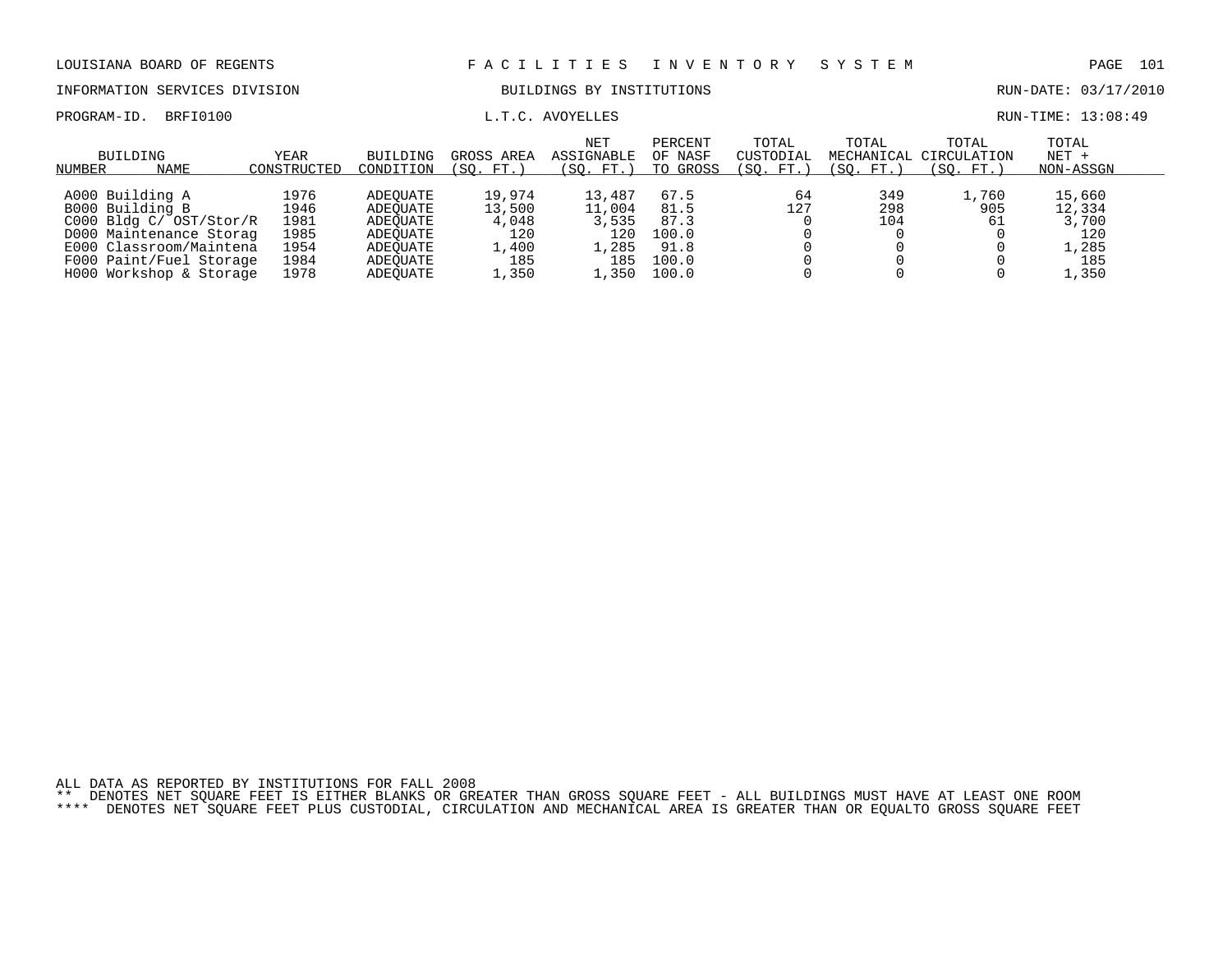LOUISIANA BOARD OF REGENTS — F A C I L I T I E S   I N V E N T O R Y   S Y S T E M

INFORMATION SERVICES DIVISION — BUILDINGS BY INSTITUTIONS — RUN-DATE: 03/17/2010

PROGRAM-ID. BRFI0100 — L.T.C. AVOYELLES — RUN-TIME: 13:08:49

| BUILDING NUMBER | NAME | YEAR CONSTRUCTED | BUILDING CONDITION | GROSS AREA (SQ. FT.) | NET ASSIGNABLE (SQ. FT.) | PERCENT OF NASF TO GROSS | TOTAL CUSTODIAL (SQ. FT.) | TOTAL MECHANICAL (SQ. FT.) | TOTAL CIRCULATION (SQ. FT.) | TOTAL NET + NON-ASSGN |
|---|---|---|---|---|---|---|---|---|---|---|
| A000 | Building A | 1976 | ADEQUATE | 19,974 | 13,487 | 67.5 | 64 | 349 | 1,760 | 15,660 |
| B000 | Building B | 1946 | ADEQUATE | 13,500 | 11,004 | 81.5 | 127 | 298 | 905 | 12,334 |
| C000 | Bldg C/ OST/Stor/R | 1981 | ADEQUATE | 4,048 | 3,535 | 87.3 | 0 | 104 | 61 | 3,700 |
| D000 | Maintenance Storag | 1985 | ADEQUATE | 120 | 120 | 100.0 | 0 | 0 | 0 | 120 |
| E000 | Classroom/Maintena | 1954 | ADEQUATE | 1,400 | 1,285 | 91.8 | 0 | 0 | 0 | 1,285 |
| F000 | Paint/Fuel Storage | 1984 | ADEQUATE | 185 | 185 | 100.0 | 0 | 0 | 0 | 185 |
| H000 | Workshop & Storage | 1978 | ADEQUATE | 1,350 | 1,350 | 100.0 | 0 | 0 | 0 | 1,350 |

ALL DATA AS REPORTED BY INSTITUTIONS FOR FALL 2008

** DENOTES NET SQUARE FEET IS EITHER BLANKS OR GREATER THAN GROSS SQUARE FEET - ALL BUILDINGS MUST HAVE AT LEAST ONE ROOM

**** DENOTES NET SQUARE FEET PLUS CUSTODIAL, CIRCULATION AND MECHANICAL AREA IS GREATER THAN OR EQUALTO GROSS SQUARE FEET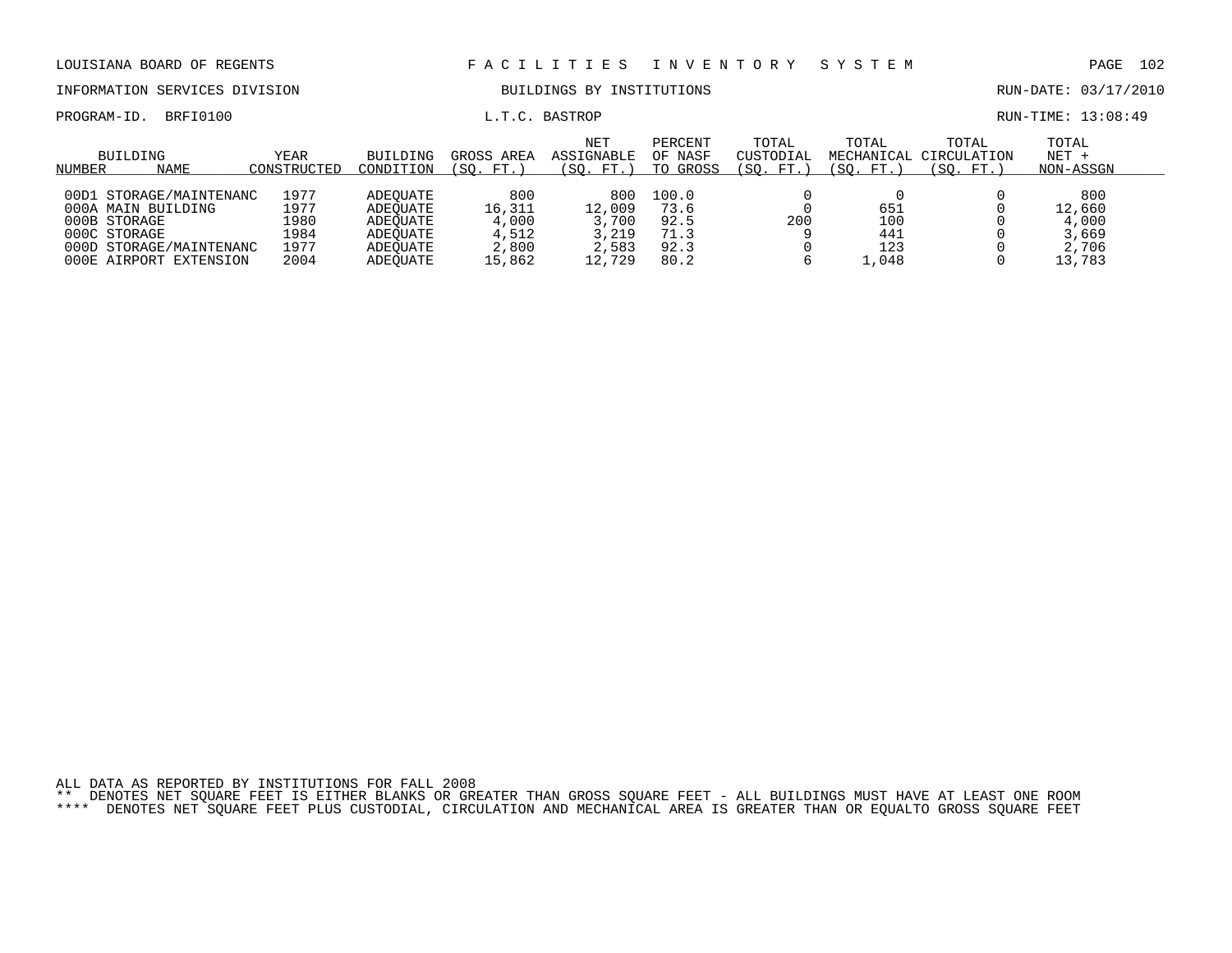LOUISIANA BOARD OF REGENTS — FACILITIES INVENTORY SYSTEM

INFORMATION SERVICES DIVISION — BUILDINGS BY INSTITUTIONS — RUN-DATE: 03/17/2010

PROGRAM-ID. BRFI0100 — L.T.C. BASTROP — RUN-TIME: 13:08:49

| BUILDING NUMBER | NAME | YEAR CONSTRUCTED | BUILDING CONDITION | GROSS AREA (SQ. FT.) | NET ASSIGNABLE (SQ. FT.) | PERCENT OF NASF TO GROSS | TOTAL CUSTODIAL (SQ. FT.) | TOTAL MECHANICAL (SQ. FT.) | TOTAL CIRCULATION (SQ. FT.) | TOTAL NET + NON-ASSGN |
|---|---|---|---|---|---|---|---|---|---|---|
| 00D1 | STORAGE/MAINTENANC | 1977 | ADEQUATE | 800 | 800 | 100.0 | 0 | 0 | 0 | 800 |
| 000A | MAIN BUILDING | 1977 | ADEQUATE | 16,311 | 12,009 | 73.6 | 0 | 651 | 0 | 12,660 |
| 000B | STORAGE | 1980 | ADEQUATE | 4,000 | 3,700 | 92.5 | 200 | 100 | 0 | 4,000 |
| 000C | STORAGE | 1984 | ADEQUATE | 4,512 | 3,219 | 71.3 | 9 | 441 | 0 | 3,669 |
| 000D | STORAGE/MAINTENANC | 1977 | ADEQUATE | 2,800 | 2,583 | 92.3 | 0 | 123 | 0 | 2,706 |
| 000E | AIRPORT EXTENSION | 2004 | ADEQUATE | 15,862 | 12,729 | 80.2 | 6 | 1,048 | 0 | 13,783 |

ALL DATA AS REPORTED BY INSTITUTIONS FOR FALL 2008

** DENOTES NET SQUARE FEET IS EITHER BLANKS OR GREATER THAN GROSS SQUARE FEET - ALL BUILDINGS MUST HAVE AT LEAST ONE ROOM

**** DENOTES NET SQUARE FEET PLUS CUSTODIAL, CIRCULATION AND MECHANICAL AREA IS GREATER THAN OR EQUALTO GROSS SQUARE FEET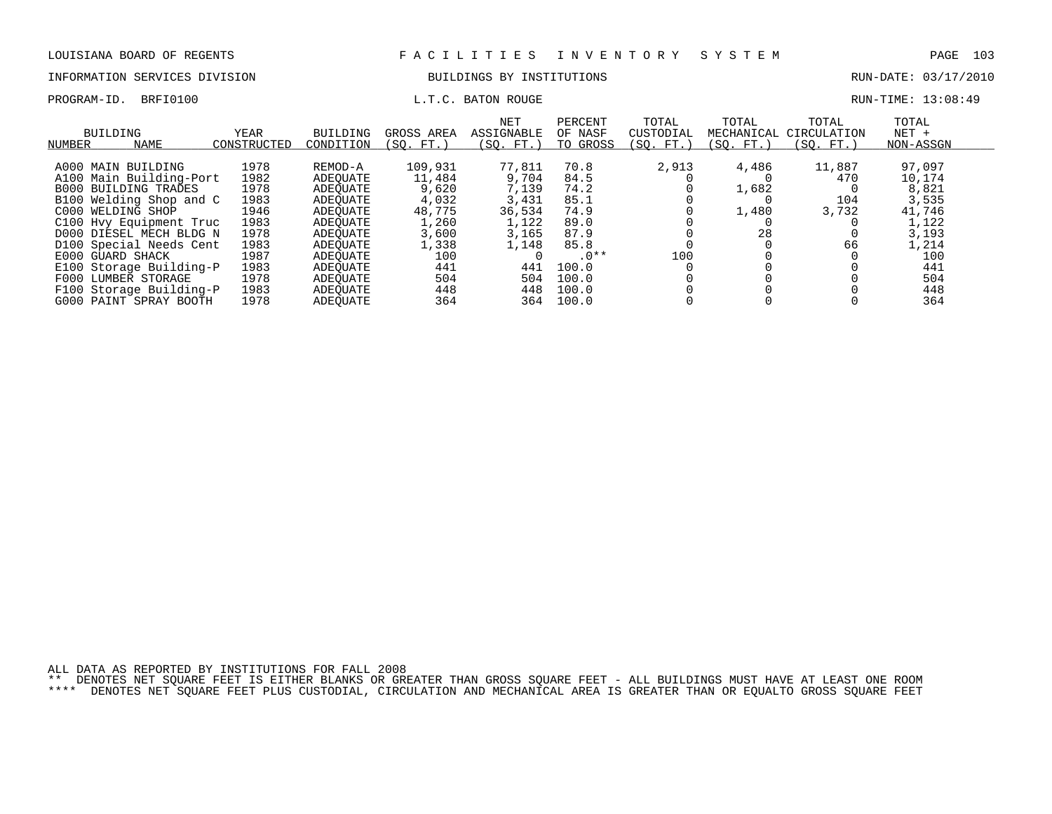LOUISIANA BOARD OF REGENTS — F A C I L I T I E S   I N V E N T O R Y   S Y S T E M

INFORMATION SERVICES DIVISION — BUILDINGS BY INSTITUTIONS — RUN-DATE: 03/17/2010

PROGRAM-ID. BRFI0100 — L.T.C. BATON ROUGE — RUN-TIME: 13:08:49

| BUILDING NUMBER | NAME | YEAR CONSTRUCTED | BUILDING CONDITION | GROSS AREA (SQ. FT.) | NET ASSIGNABLE (SQ. FT.) | PERCENT OF NASF TO GROSS | TOTAL CUSTODIAL (SQ. FT.) | TOTAL MECHANICAL (SQ. FT.) | TOTAL CIRCULATION (SQ. FT.) | TOTAL NET + NON-ASSGN |
|---|---|---|---|---|---|---|---|---|---|---|
| A000 | MAIN BUILDING | 1978 | REMOD-A | 109,931 | 77,811 | 70.8 | 2,913 | 4,486 | 11,887 | 97,097 |
| A100 | Main Building-Port | 1982 | ADEQUATE | 11,484 | 9,704 | 84.5 | 0 | 0 | 470 | 10,174 |
| B000 | BUILDING TRADES | 1978 | ADEQUATE | 9,620 | 7,139 | 74.2 | 0 | 1,682 | 0 | 8,821 |
| B100 | Welding Shop and C | 1983 | ADEQUATE | 4,032 | 3,431 | 85.1 | 0 | 0 | 104 | 3,535 |
| C000 | WELDING SHOP | 1946 | ADEQUATE | 48,775 | 36,534 | 74.9 | 0 | 1,480 | 3,732 | 41,746 |
| C100 | Hvy Equipment Truc | 1983 | ADEQUATE | 1,260 | 1,122 | 89.0 | 0 | 0 | 0 | 1,122 |
| D000 | DIESEL MECH BLDG N | 1978 | ADEQUATE | 3,600 | 3,165 | 87.9 | 0 | 28 | 0 | 3,193 |
| D100 | Special Needs Cent | 1983 | ADEQUATE | 1,338 | 1,148 | 85.8 | 0 | 0 | 66 | 1,214 |
| E000 | GUARD SHACK | 1987 | ADEQUATE | 100 | 0 | .0** | 100 | 0 | 0 | 100 |
| E100 | Storage Building-P | 1983 | ADEQUATE | 441 | 441 | 100.0 | 0 | 0 | 0 | 441 |
| F000 | LUMBER STORAGE | 1978 | ADEQUATE | 504 | 504 | 100.0 | 0 | 0 | 0 | 504 |
| F100 | Storage Building-P | 1983 | ADEQUATE | 448 | 448 | 100.0 | 0 | 0 | 0 | 448 |
| G000 | PAINT SPRAY BOOTH | 1978 | ADEQUATE | 364 | 364 | 100.0 | 0 | 0 | 0 | 364 |

ALL DATA AS REPORTED BY INSTITUTIONS FOR FALL 2008

** DENOTES NET SQUARE FEET IS EITHER BLANKS OR GREATER THAN GROSS SQUARE FEET - ALL BUILDINGS MUST HAVE AT LEAST ONE ROOM

**** DENOTES NET SQUARE FEET PLUS CUSTODIAL, CIRCULATION AND MECHANICAL AREA IS GREATER THAN OR EQUALTO GROSS SQUARE FEET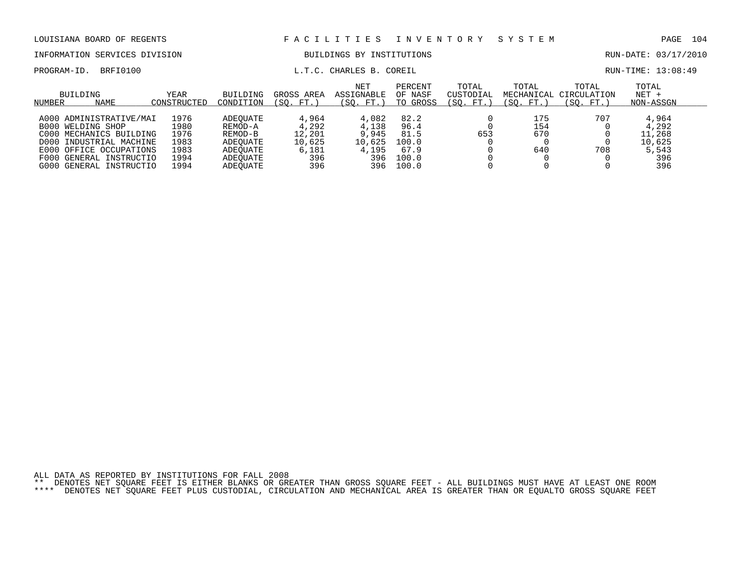LOUISIANA BOARD OF REGENTS — FACILITIES INVENTORY SYSTEM

INFORMATION SERVICES DIVISION — BUILDINGS BY INSTITUTIONS — RUN-DATE: 03/17/2010

PROGRAM-ID. BRFI0100 — L.T.C. CHARLES B. COREIL — RUN-TIME: 13:08:49

| BUILDING NUMBER | NAME | YEAR CONSTRUCTED | BUILDING CONDITION | GROSS AREA (SQ. FT.) | NET ASSIGNABLE (SQ. FT.) | PERCENT OF NASF TO GROSS | TOTAL CUSTODIAL (SQ. FT.) | TOTAL MECHANICAL (SQ. FT.) | TOTAL CIRCULATION (SQ. FT.) | TOTAL NET + NON-ASSGN |
|---|---|---|---|---|---|---|---|---|---|---|
| A000 | ADMINISTRATIVE/MAI | 1976 | ADEQUATE | 4,964 | 4,082 | 82.2 | 0 | 175 | 707 | 4,964 |
| B000 | WELDING SHOP | 1980 | REMOD-A | 4,292 | 4,138 | 96.4 | 0 | 154 | 0 | 4,292 |
| C000 | MECHANICS BUILDING | 1976 | REMOD-B | 12,201 | 9,945 | 81.5 | 653 | 670 | 0 | 11,268 |
| D000 | INDUSTRIAL MACHINE | 1983 | ADEQUATE | 10,625 | 10,625 | 100.0 | 0 | 0 | 0 | 10,625 |
| E000 | OFFICE OCCUPATIONS | 1983 | ADEQUATE | 6,181 | 4,195 | 67.9 | 0 | 640 | 708 | 5,543 |
| F000 | GENERAL INSTRUCTIO | 1994 | ADEQUATE | 396 | 396 | 100.0 | 0 | 0 | 0 | 396 |
| G000 | GENERAL INSTRUCTIO | 1994 | ADEQUATE | 396 | 396 | 100.0 | 0 | 0 | 0 | 396 |

ALL DATA AS REPORTED BY INSTITUTIONS FOR FALL 2008

** DENOTES NET SQUARE FEET IS EITHER BLANKS OR GREATER THAN GROSS SQUARE FEET - ALL BUILDINGS MUST HAVE AT LEAST ONE ROOM

**** DENOTES NET SQUARE FEET PLUS CUSTODIAL, CIRCULATION AND MECHANICAL AREA IS GREATER THAN OR EQUALTO GROSS SQUARE FEET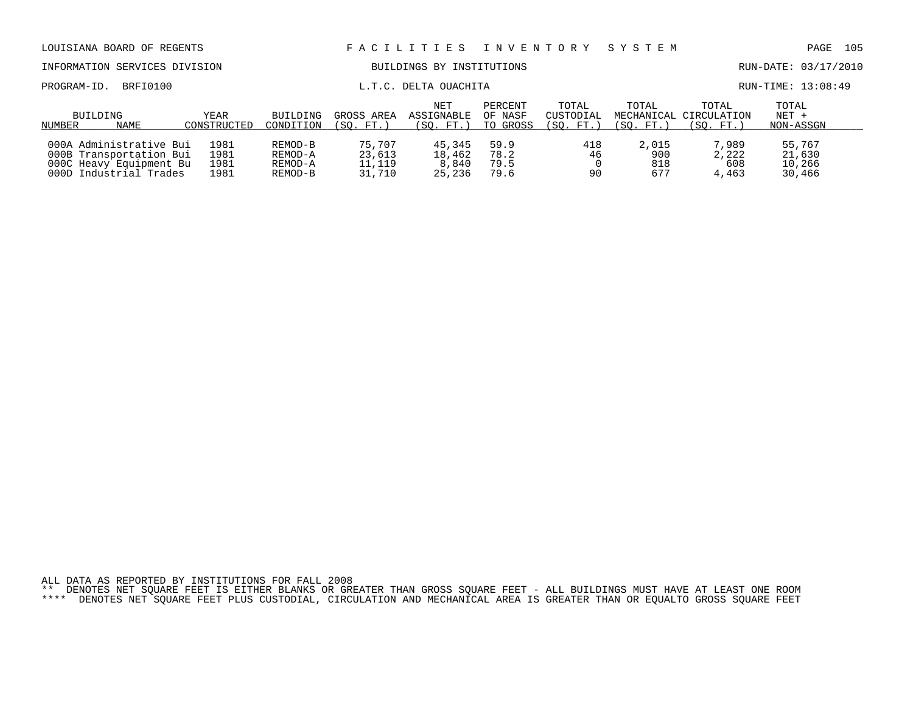LOUISIANA BOARD OF REGENTS — FACILITIES INVENTORY SYSTEM

INFORMATION SERVICES DIVISION — BUILDINGS BY INSTITUTIONS — RUN-DATE: 03/17/2010

PROGRAM-ID. BRFI0100 — L.T.C. DELTA OUACHITA — RUN-TIME: 13:08:49

| BUILDING NUMBER | NAME | YEAR CONSTRUCTED | BUILDING CONDITION | GROSS AREA (SQ. FT.) | NET ASSIGNABLE (SQ. FT.) | PERCENT OF NASF TO GROSS | TOTAL CUSTODIAL (SQ. FT.) | TOTAL MECHANICAL (SQ. FT.) | TOTAL CIRCULATION (SQ. FT.) | TOTAL NET + NON-ASSGN |
|---|---|---|---|---|---|---|---|---|---|---|
| 000A | Administrative Bui | 1981 | REMOD-B | 75,707 | 45,345 | 59.9 | 418 | 2,015 | 7,989 | 55,767 |
| 000B | Transportation Bui | 1981 | REMOD-A | 23,613 | 18,462 | 78.2 | 46 | 900 | 2,222 | 21,630 |
| 000C | Heavy Equipment Bu | 1981 | REMOD-A | 11,119 | 8,840 | 79.5 | 0 | 818 | 608 | 10,266 |
| 000D | Industrial Trades | 1981 | REMOD-B | 31,710 | 25,236 | 79.6 | 90 | 677 | 4,463 | 30,466 |

ALL DATA AS REPORTED BY INSTITUTIONS FOR FALL 2008

** DENOTES NET SQUARE FEET IS EITHER BLANKS OR GREATER THAN GROSS SQUARE FEET - ALL BUILDINGS MUST HAVE AT LEAST ONE ROOM

**** DENOTES NET SQUARE FEET PLUS CUSTODIAL, CIRCULATION AND MECHANICAL AREA IS GREATER THAN OR EQUALTO GROSS SQUARE FEET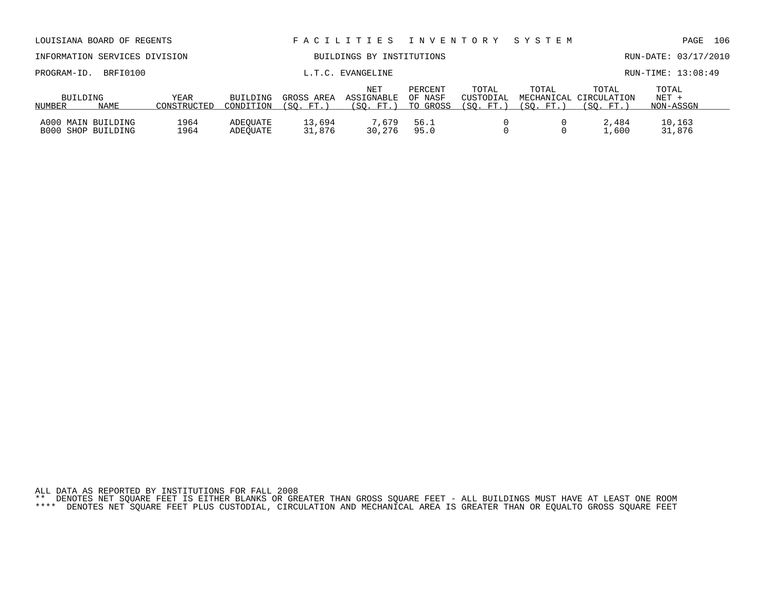LOUISIANA BOARD OF REGENTS — FACILITIES INVENTORY SYSTEM

INFORMATION SERVICES DIVISION — BUILDINGS BY INSTITUTIONS — RUN-DATE: 03/17/2010

PROGRAM-ID. BRFI0100 — L.T.C. EVANGELINE — RUN-TIME: 13:08:49

| BUILDING NUMBER | NAME | YEAR CONSTRUCTED | BUILDING CONDITION | GROSS AREA (SQ. FT.) | NET ASSIGNABLE (SQ. FT.) | PERCENT OF NASF TO GROSS | TOTAL CUSTODIAL (SQ. FT.) | TOTAL MECHANICAL (SQ. FT.) | TOTAL CIRCULATION (SQ. FT.) | TOTAL NET + NON-ASSGN |
|---|---|---|---|---|---|---|---|---|---|---|
| A000 | MAIN BUILDING | 1964 | ADEQUATE | 13,694 | 7,679 | 56.1 | 0 | 0 | 2,484 | 10,163 |
| B000 | SHOP BUILDING | 1964 | ADEQUATE | 31,876 | 30,276 | 95.0 | 0 | 0 | 1,600 | 31,876 |

ALL DATA AS REPORTED BY INSTITUTIONS FOR FALL 2008

** DENOTES NET SQUARE FEET IS EITHER BLANKS OR GREATER THAN GROSS SQUARE FEET - ALL BUILDINGS MUST HAVE AT LEAST ONE ROOM

**** DENOTES NET SQUARE FEET PLUS CUSTODIAL, CIRCULATION AND MECHANICAL AREA IS GREATER THAN OR EQUALTO GROSS SQUARE FEET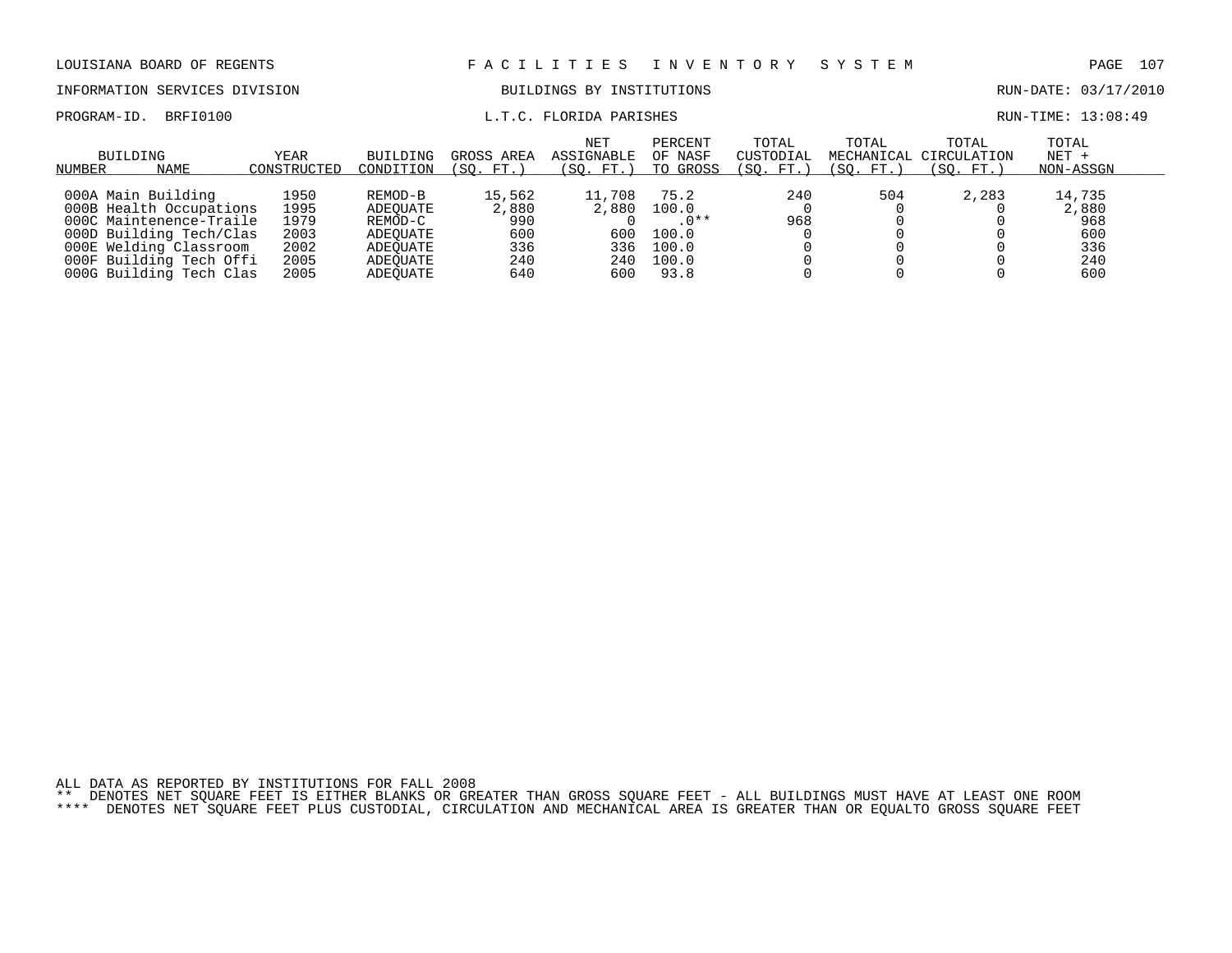LOUISIANA BOARD OF REGENTS — FACILITIES INVENTORY SYSTEM

INFORMATION SERVICES DIVISION — BUILDINGS BY INSTITUTIONS — RUN-DATE: 03/17/2010

PROGRAM-ID. BRFI0100 — L.T.C. FLORIDA PARISHES — RUN-TIME: 13:08:49

| BUILDING NUMBER | NAME | YEAR CONSTRUCTED | BUILDING CONDITION | GROSS AREA (SQ. FT.) | NET ASSIGNABLE (SQ. FT.) | PERCENT OF NASF TO GROSS | TOTAL CUSTODIAL (SQ. FT.) | TOTAL MECHANICAL (SQ. FT.) | TOTAL CIRCULATION (SQ. FT.) | TOTAL NET + NON-ASSGN |
|---|---|---|---|---|---|---|---|---|---|---|
| 000A | Main Building | 1950 | REMOD-B | 15,562 | 11,708 | 75.2 | 240 | 504 | 2,283 | 14,735 |
| 000B | Health Occupations | 1995 | ADEQUATE | 2,880 | 2,880 | 100.0 | 0 | 0 | 0 | 2,880 |
| 000C | Maintenence-Traile | 1979 | REMOD-C | 990 | 0 | .0** | 968 | 0 | 0 | 968 |
| 000D | Building Tech/Clas | 2003 | ADEQUATE | 600 | 600 | 100.0 | 0 | 0 | 0 | 600 |
| 000E | Welding Classroom | 2002 | ADEQUATE | 336 | 336 | 100.0 | 0 | 0 | 0 | 336 |
| 000F | Building Tech Offi | 2005 | ADEQUATE | 240 | 240 | 100.0 | 0 | 0 | 0 | 240 |
| 000G | Building Tech Clas | 2005 | ADEQUATE | 640 | 600 | 93.8 | 0 | 0 | 0 | 600 |

ALL DATA AS REPORTED BY INSTITUTIONS FOR FALL 2008

** DENOTES NET SQUARE FEET IS EITHER BLANKS OR GREATER THAN GROSS SQUARE FEET - ALL BUILDINGS MUST HAVE AT LEAST ONE ROOM

**** DENOTES NET SQUARE FEET PLUS CUSTODIAL, CIRCULATION AND MECHANICAL AREA IS GREATER THAN OR EQUALTO GROSS SQUARE FEET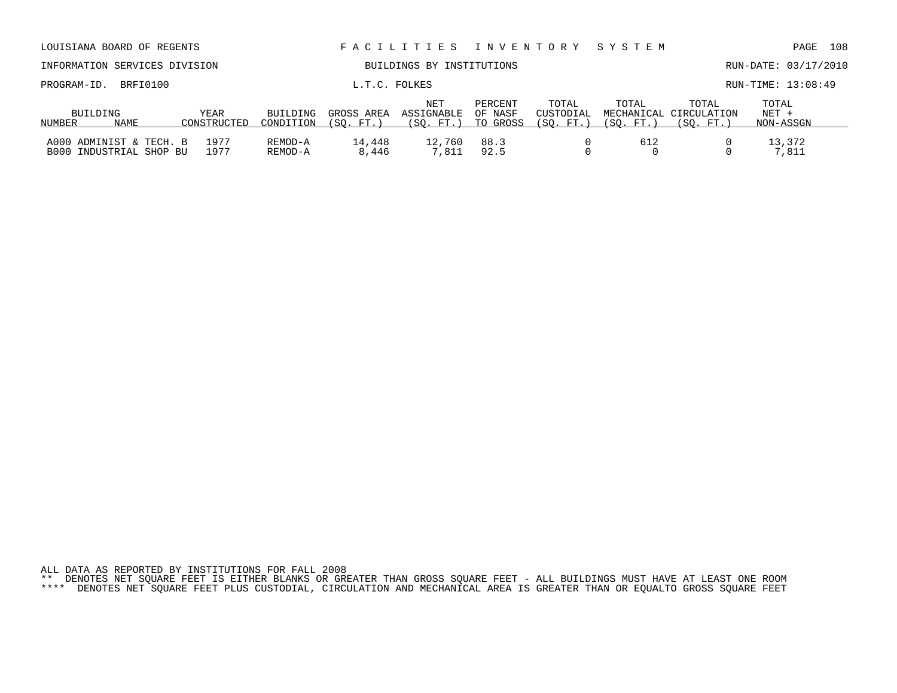LOUISIANA BOARD OF REGENTS — FACILITIES INVENTORY SYSTEM

INFORMATION SERVICES DIVISION — BUILDINGS BY INSTITUTIONS — RUN-DATE: 03/17/2010

PROGRAM-ID. BRFI0100 — L.T.C. FOLKES — RUN-TIME: 13:08:49

| BUILDING NUMBER | NAME | YEAR CONSTRUCTED | BUILDING CONDITION | GROSS AREA (SQ. FT.) | NET ASSIGNABLE (SQ. FT.) | PERCENT OF NASF TO GROSS | TOTAL CUSTODIAL (SQ. FT.) | TOTAL MECHANICAL (SQ. FT.) | TOTAL CIRCULATION (SQ. FT.) | TOTAL NET + NON-ASSGN |
|---|---|---|---|---|---|---|---|---|---|---|
| A000 | ADMINIST & TECH. B | 1977 | REMOD-A | 14,448 | 12,760 | 88.3 | 0 | 612 | 0 | 13,372 |
| B000 | INDUSTRIAL SHOP BU | 1977 | REMOD-A | 8,446 | 7,811 | 92.5 | 0 | 0 | 0 | 7,811 |

ALL DATA AS REPORTED BY INSTITUTIONS FOR FALL 2008

** DENOTES NET SQUARE FEET IS EITHER BLANKS OR GREATER THAN GROSS SQUARE FEET - ALL BUILDINGS MUST HAVE AT LEAST ONE ROOM

**** DENOTES NET SQUARE FEET PLUS CUSTODIAL, CIRCULATION AND MECHANICAL AREA IS GREATER THAN OR EQUALTO GROSS SQUARE FEET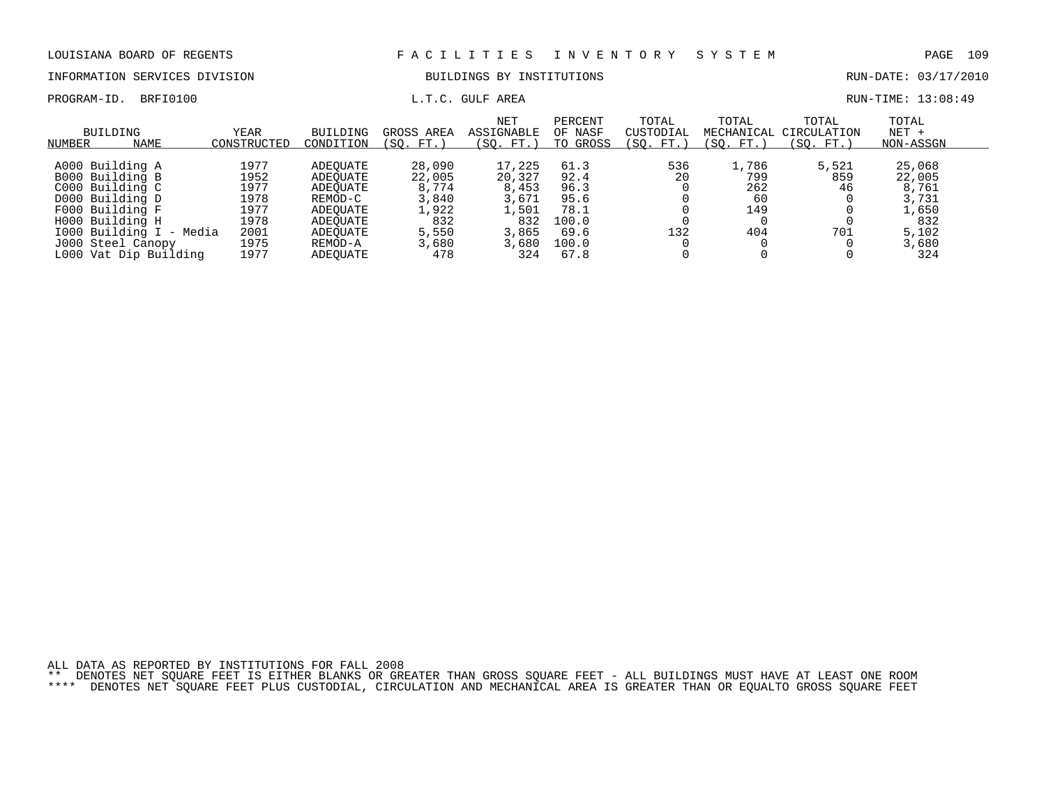LOUISIANA BOARD OF REGENTS — FACILITIES INVENTORY SYSTEM

INFORMATION SERVICES DIVISION — BUILDINGS BY INSTITUTIONS — RUN-DATE: 03/17/2010

PROGRAM-ID. BRFI0100 — L.T.C. GULF AREA — RUN-TIME: 13:08:49

| BUILDING NUMBER | NAME | YEAR CONSTRUCTED | BUILDING CONDITION | GROSS AREA (SQ. FT.) | NET ASSIGNABLE (SQ. FT.) | PERCENT OF NASF TO GROSS | TOTAL CUSTODIAL (SQ. FT.) | TOTAL MECHANICAL (SQ. FT.) | TOTAL CIRCULATION (SQ. FT.) | TOTAL NET + NON-ASSGN |
|---|---|---|---|---|---|---|---|---|---|---|
| A000 | Building A | 1977 | ADEQUATE | 28,090 | 17,225 | 61.3 | 536 | 1,786 | 5,521 | 25,068 |
| B000 | Building B | 1952 | ADEQUATE | 22,005 | 20,327 | 92.4 | 20 | 799 | 859 | 22,005 |
| C000 | Building C | 1977 | ADEQUATE | 8,774 | 8,453 | 96.3 | 0 | 262 | 46 | 8,761 |
| D000 | Building D | 1978 | REMOD-C | 3,840 | 3,671 | 95.6 | 0 | 60 | 0 | 3,731 |
| F000 | Building F | 1977 | ADEQUATE | 1,922 | 1,501 | 78.1 | 0 | 149 | 0 | 1,650 |
| H000 | Building H | 1978 | ADEQUATE | 832 | 832 | 100.0 | 0 | 0 | 0 | 832 |
| I000 | Building I - Media | 2001 | ADEQUATE | 5,550 | 3,865 | 69.6 | 132 | 404 | 701 | 5,102 |
| J000 | Steel Canopy | 1975 | REMOD-A | 3,680 | 3,680 | 100.0 | 0 | 0 | 0 | 3,680 |
| L000 | Vat Dip Building | 1977 | ADEQUATE | 478 | 324 | 67.8 | 0 | 0 | 0 | 324 |

ALL DATA AS REPORTED BY INSTITUTIONS FOR FALL 2008

** DENOTES NET SQUARE FEET IS EITHER BLANKS OR GREATER THAN GROSS SQUARE FEET - ALL BUILDINGS MUST HAVE AT LEAST ONE ROOM

**** DENOTES NET SQUARE FEET PLUS CUSTODIAL, CIRCULATION AND MECHANICAL AREA IS GREATER THAN OR EQUALTO GROSS SQUARE FEET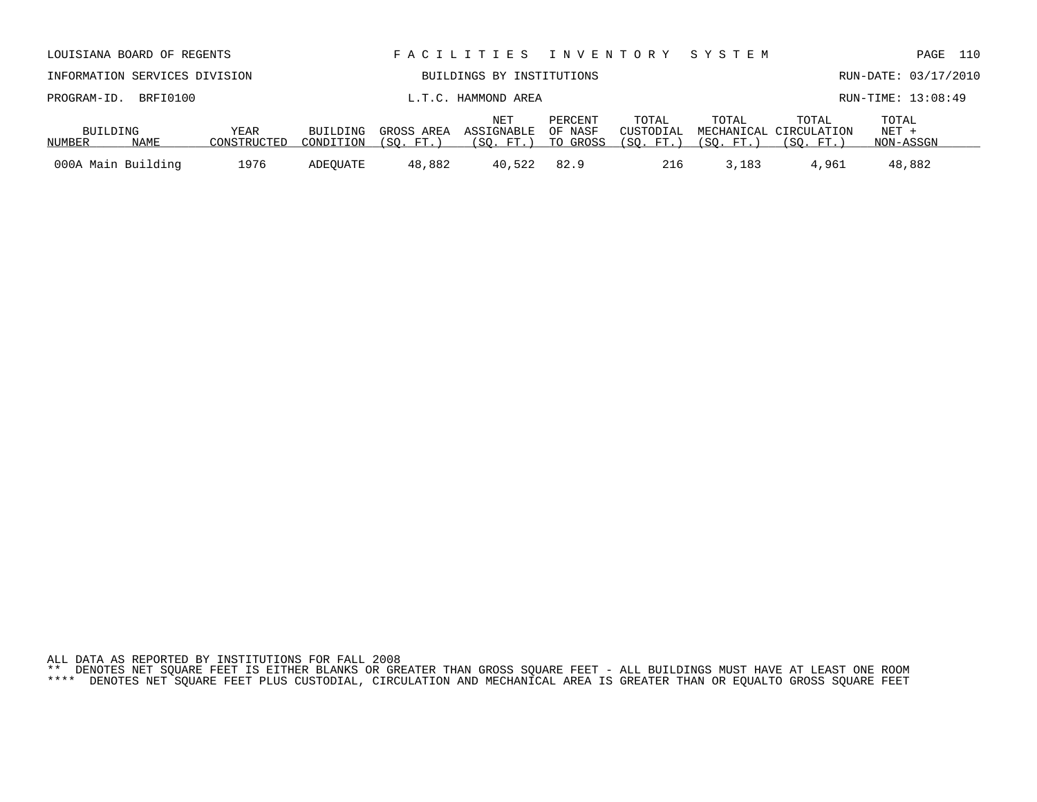LOUISIANA BOARD OF REGENTS

INFORMATION SERVICES DIVISION

PROGRAM-ID. BRFI0100

F A C I L I T I E S   I N V E N T O R Y   S Y S T E M

BUILDINGS BY INSTITUTIONS

L.T.C. HAMMOND AREA

RUN-DATE: 03/17/2010

RUN-TIME: 13:08:49

| BUILDING NUMBER | BUILDING NAME | YEAR CONSTRUCTED | BUILDING CONDITION | GROSS AREA (SQ. FT.) | NET ASSIGNABLE (SQ. FT.) | PERCENT OF NASF TO GROSS | TOTAL CUSTODIAL (SQ. FT.) | TOTAL MECHANICAL (SQ. FT.) | TOTAL CIRCULATION (SQ. FT.) | TOTAL NET + NON-ASSGN |
|---|---|---|---|---|---|---|---|---|---|---|
| 000A | Main Building | 1976 | ADEQUATE | 48,882 | 40,522 | 82.9 | 216 | 3,183 | 4,961 | 48,882 |

ALL DATA AS REPORTED BY INSTITUTIONS FOR FALL 2008

** DENOTES NET SQUARE FEET IS EITHER BLANKS OR GREATER THAN GROSS SQUARE FEET - ALL BUILDINGS MUST HAVE AT LEAST ONE ROOM

**** DENOTES NET SQUARE FEET PLUS CUSTODIAL, CIRCULATION AND MECHANICAL AREA IS GREATER THAN OR EQUALTO GROSS SQUARE FEET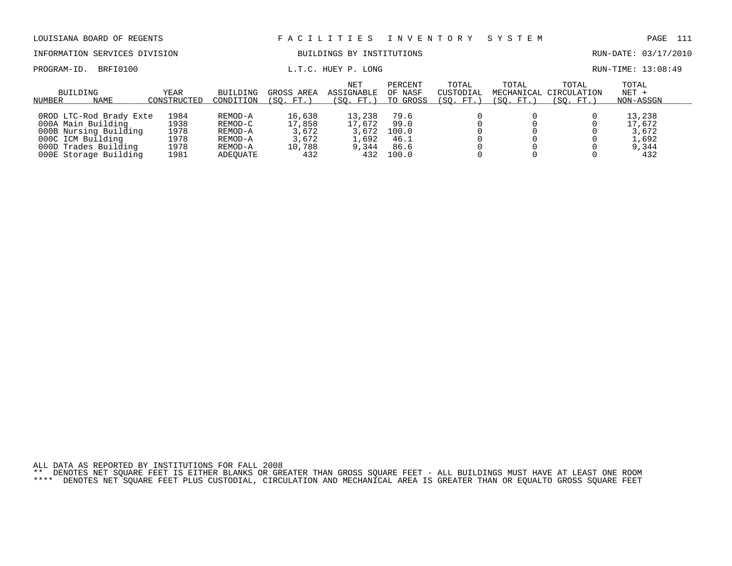LOUISIANA BOARD OF REGENTS — FACILITIES INVENTORY SYSTEM

INFORMATION SERVICES DIVISION — BUILDINGS BY INSTITUTIONS — RUN-DATE: 03/17/2010

PROGRAM-ID. BRFI0100 — L.T.C. HUEY P. LONG — RUN-TIME: 13:08:49

| BUILDING NUMBER | NAME | YEAR CONSTRUCTED | BUILDING CONDITION | GROSS AREA (SQ. FT.) | NET ASSIGNABLE (SQ. FT.) | PERCENT OF NASF TO GROSS | TOTAL CUSTODIAL (SQ. FT.) | TOTAL MECHANICAL (SQ. FT.) | TOTAL CIRCULATION (SQ. FT.) | TOTAL NET + NON-ASSGN |
|---|---|---|---|---|---|---|---|---|---|---|
| 0ROD | LTC-Rod Brady Exte | 1984 | REMOD-A | 16,638 | 13,238 | 79.6 | 0 | 0 | 0 | 13,238 |
| 000A | Main Building | 1938 | REMOD-C | 17,858 | 17,672 | 99.0 | 0 | 0 | 0 | 17,672 |
| 000B | Nursing Building | 1978 | REMOD-A | 3,672 | 3,672 | 100.0 | 0 | 0 | 0 | 3,672 |
| 000C | ICM Building | 1978 | REMOD-A | 3,672 | 1,692 | 46.1 | 0 | 0 | 0 | 1,692 |
| 000D | Trades Building | 1978 | REMOD-A | 10,788 | 9,344 | 86.6 | 0 | 0 | 0 | 9,344 |
| 000E | Storage Building | 1981 | ADEQUATE | 432 | 432 | 100.0 | 0 | 0 | 0 | 432 |

ALL DATA AS REPORTED BY INSTITUTIONS FOR FALL 2008

** DENOTES NET SQUARE FEET IS EITHER BLANKS OR GREATER THAN GROSS SQUARE FEET - ALL BUILDINGS MUST HAVE AT LEAST ONE ROOM

**** DENOTES NET SQUARE FEET PLUS CUSTODIAL, CIRCULATION AND MECHANICAL AREA IS GREATER THAN OR EQUALTO GROSS SQUARE FEET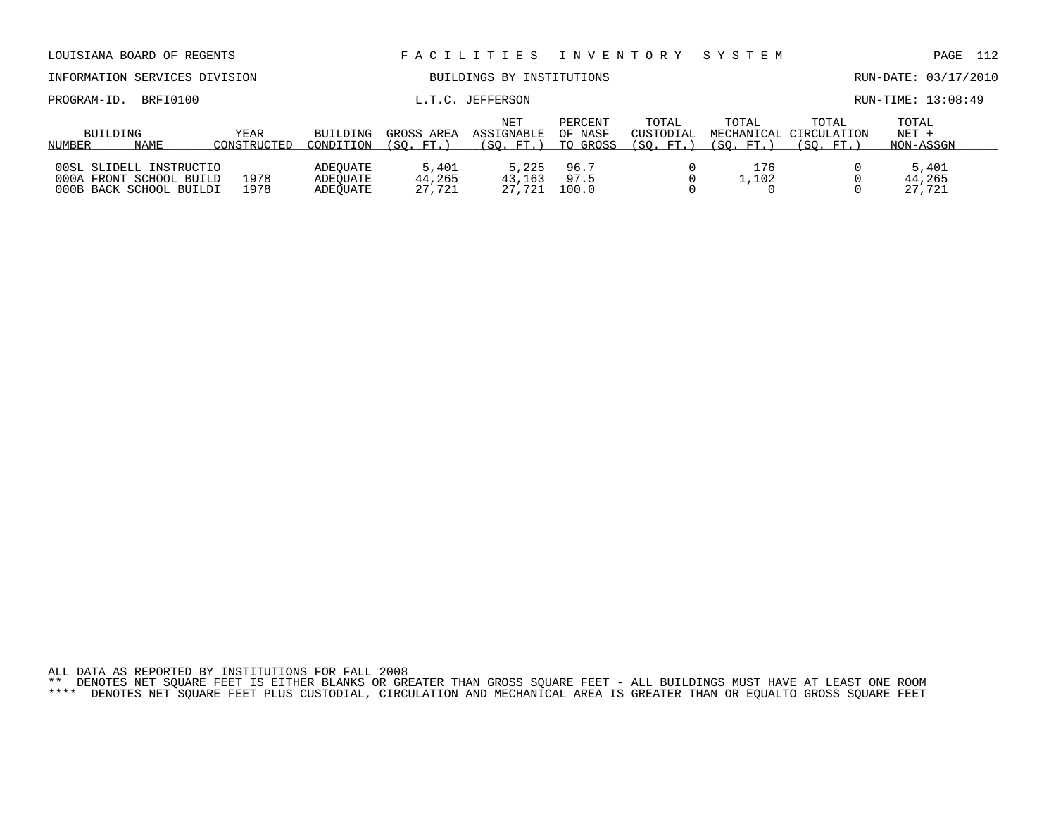LOUISIANA BOARD OF REGENTS — FACILITIES INVENTORY SYSTEM

INFORMATION SERVICES DIVISION — BUILDINGS BY INSTITUTIONS — RUN-DATE: 03/17/2010

PROGRAM-ID. BRFI0100 — L.T.C. JEFFERSON — RUN-TIME: 13:08:49

| BUILDING NUMBER | NAME | YEAR CONSTRUCTED | BUILDING CONDITION | GROSS AREA (SQ. FT.) | NET ASSIGNABLE (SQ. FT.) | PERCENT OF NASF TO GROSS | TOTAL CUSTODIAL (SQ. FT.) | TOTAL MECHANICAL (SQ. FT.) | TOTAL CIRCULATION (SQ. FT.) | TOTAL NET + NON-ASSGN |
|---|---|---|---|---|---|---|---|---|---|---|
| 00SL | SLIDELL INSTRUCTIO | | ADEQUATE | 5,401 | 5,225 | 96.7 | 0 | 176 | 0 | 5,401 |
| 000A | FRONT SCHOOL BUILD | 1978 | ADEQUATE | 44,265 | 43,163 | 97.5 | 0 | 1,102 | 0 | 44,265 |
| 000B | BACK SCHOOL BUILDI | 1978 | ADEQUATE | 27,721 | 27,721 | 100.0 | 0 | 0 | 0 | 27,721 |

ALL DATA AS REPORTED BY INSTITUTIONS FOR FALL 2008

** DENOTES NET SQUARE FEET IS EITHER BLANKS OR GREATER THAN GROSS SQUARE FEET - ALL BUILDINGS MUST HAVE AT LEAST ONE ROOM

**** DENOTES NET SQUARE FEET PLUS CUSTODIAL, CIRCULATION AND MECHANICAL AREA IS GREATER THAN OR EQUALTO GROSS SQUARE FEET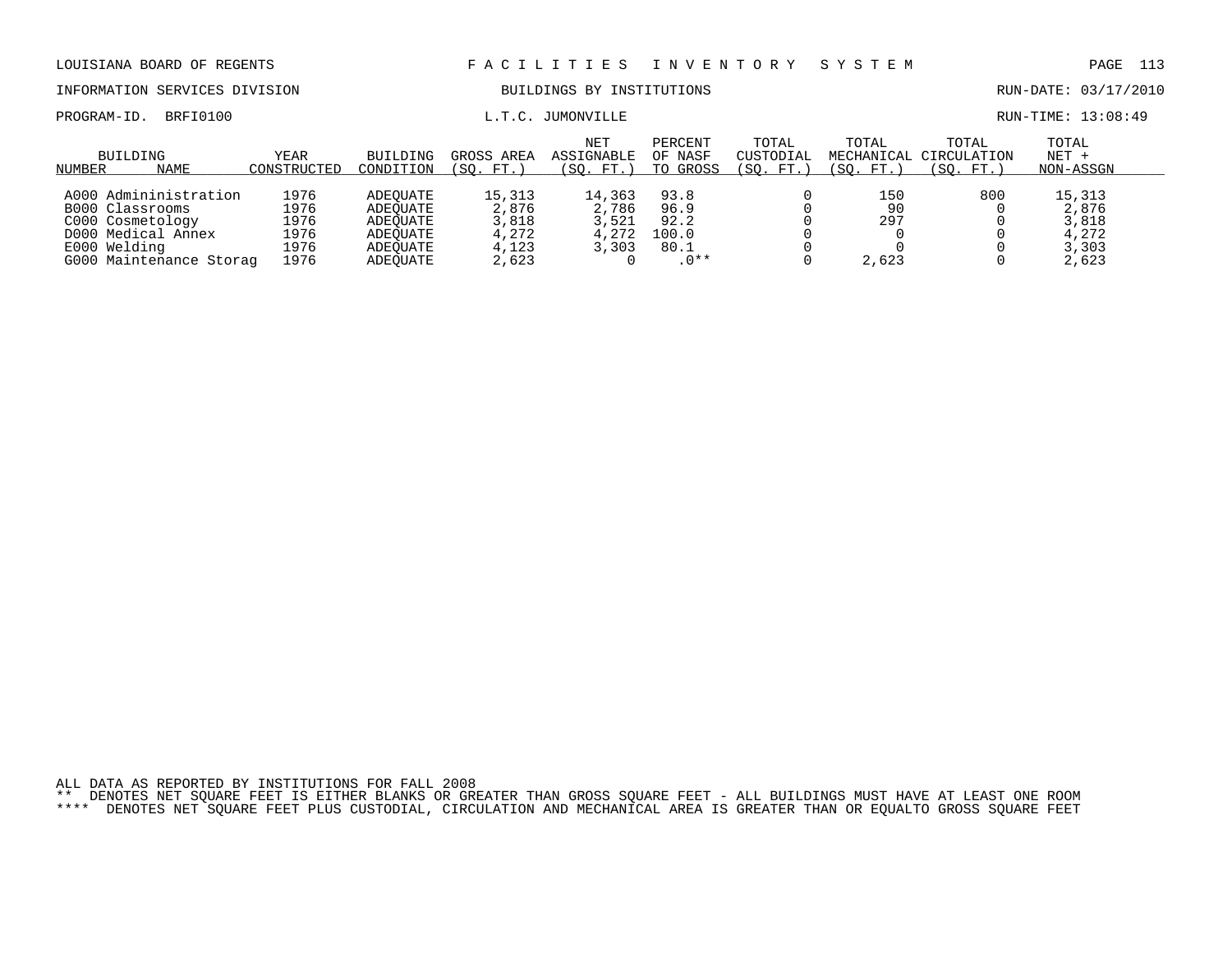LOUISIANA BOARD OF REGENTS — FACILITIES INVENTORY SYSTEM

INFORMATION SERVICES DIVISION — BUILDINGS BY INSTITUTIONS — RUN-DATE: 03/17/2010

PROGRAM-ID. BRFI0100 — L.T.C. JUMONVILLE — RUN-TIME: 13:08:49

| BUILDING NUMBER | NAME | YEAR CONSTRUCTED | BUILDING CONDITION | GROSS AREA (SQ. FT.) | NET ASSIGNABLE (SQ. FT.) | PERCENT OF NASF TO GROSS | TOTAL CUSTODIAL (SQ. FT.) | TOTAL MECHANICAL (SQ. FT.) | TOTAL CIRCULATION (SQ. FT.) | TOTAL NET + NON-ASSGN |
|---|---|---|---|---|---|---|---|---|---|---|
| A000 | Admininistration | 1976 | ADEQUATE | 15,313 | 14,363 | 93.8 | 0 | 150 | 800 | 15,313 |
| B000 | Classrooms | 1976 | ADEQUATE | 2,876 | 2,786 | 96.9 | 0 | 90 | 0 | 2,876 |
| C000 | Cosmetology | 1976 | ADEQUATE | 3,818 | 3,521 | 92.2 | 0 | 297 | 0 | 3,818 |
| D000 | Medical Annex | 1976 | ADEQUATE | 4,272 | 4,272 | 100.0 | 0 | 0 | 0 | 4,272 |
| E000 | Welding | 1976 | ADEQUATE | 4,123 | 3,303 | 80.1 | 0 | 0 | 0 | 3,303 |
| G000 | Maintenance Storag | 1976 | ADEQUATE | 2,623 | 0 | .0** | 0 | 2,623 | 0 | 2,623 |

ALL DATA AS REPORTED BY INSTITUTIONS FOR FALL 2008

** DENOTES NET SQUARE FEET IS EITHER BLANKS OR GREATER THAN GROSS SQUARE FEET - ALL BUILDINGS MUST HAVE AT LEAST ONE ROOM

**** DENOTES NET SQUARE FEET PLUS CUSTODIAL, CIRCULATION AND MECHANICAL AREA IS GREATER THAN OR EQUALTO GROSS SQUARE FEET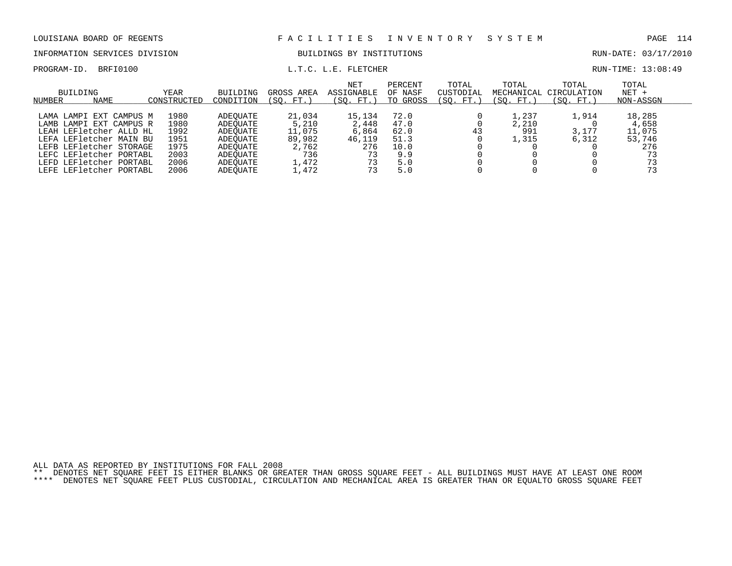LOUISIANA BOARD OF REGENTS — FACILITIES INVENTORY SYSTEM

INFORMATION SERVICES DIVISION — BUILDINGS BY INSTITUTIONS — RUN-DATE: 03/17/2010

PROGRAM-ID. BRFI0100 — L.T.C. L.E. FLETCHER — RUN-TIME: 13:08:49

| BUILDING NUMBER | NAME | YEAR CONSTRUCTED | BUILDING CONDITION | GROSS AREA (SQ. FT.) | NET ASSIGNABLE (SQ. FT.) | PERCENT OF NASF TO GROSS | TOTAL CUSTODIAL (SQ. FT.) | TOTAL MECHANICAL (SQ. FT.) | TOTAL CIRCULATION (SQ. FT.) | TOTAL NET + NON-ASSGN |
|---|---|---|---|---|---|---|---|---|---|---|
| LAMA | LAMPI EXT CAMPUS M | 1980 | ADEQUATE | 21,034 | 15,134 | 72.0 | 0 | 1,237 | 1,914 | 18,285 |
| LAMB | LAMPI EXT CAMPUS R | 1980 | ADEQUATE | 5,210 | 2,448 | 47.0 | 0 | 2,210 | 0 | 4,658 |
| LEAH | LEFletcher ALLD HL | 1992 | ADEQUATE | 11,075 | 6,864 | 62.0 | 43 | 991 | 3,177 | 11,075 |
| LEFA | LEFletcher MAIN BU | 1951 | ADEQUATE | 89,982 | 46,119 | 51.3 | 0 | 1,315 | 6,312 | 53,746 |
| LEFB | LEFletcher STORAGE | 1975 | ADEQUATE | 2,762 | 276 | 10.0 | 0 | 0 | 0 | 276 |
| LEFC | LEFletcher PORTABL | 2003 | ADEQUATE | 736 | 73 | 9.9 | 0 | 0 | 0 | 73 |
| LEFD | LEFletcher PORTABL | 2006 | ADEQUATE | 1,472 | 73 | 5.0 | 0 | 0 | 0 | 73 |
| LEFE | LEFletcher PORTABL | 2006 | ADEQUATE | 1,472 | 73 | 5.0 | 0 | 0 | 0 | 73 |

ALL DATA AS REPORTED BY INSTITUTIONS FOR FALL 2008

** DENOTES NET SQUARE FEET IS EITHER BLANKS OR GREATER THAN GROSS SQUARE FEET - ALL BUILDINGS MUST HAVE AT LEAST ONE ROOM

**** DENOTES NET SQUARE FEET PLUS CUSTODIAL, CIRCULATION AND MECHANICAL AREA IS GREATER THAN OR EQUALTO GROSS SQUARE FEET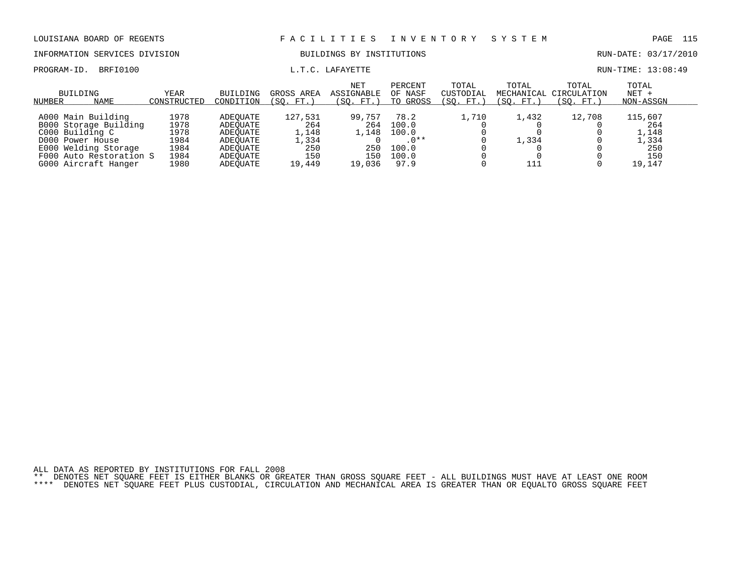LOUISIANA BOARD OF REGENTS — F A C I L I T I E S I N V E N T O R Y S Y S T E M

INFORMATION SERVICES DIVISION — BUILDINGS BY INSTITUTIONS — RUN-DATE: 03/17/2010

PROGRAM-ID. BRFI0100 — L.T.C. LAFAYETTE — RUN-TIME: 13:08:49

| BUILDING NUMBER | NAME | YEAR CONSTRUCTED | BUILDING CONDITION | GROSS AREA (SQ. FT.) | NET ASSIGNABLE (SQ. FT.) | PERCENT OF NASF TO GROSS | TOTAL CUSTODIAL (SQ. FT.) | TOTAL MECHANICAL (SQ. FT.) | TOTAL CIRCULATION (SQ. FT.) | TOTAL NET + NON-ASSGN |
|---|---|---|---|---|---|---|---|---|---|---|
| A000 | Main Building | 1978 | ADEQUATE | 127,531 | 99,757 | 78.2 | 1,710 | 1,432 | 12,708 | 115,607 |
| B000 | Storage Building | 1978 | ADEQUATE | 264 | 264 | 100.0 | 0 | 0 | 0 | 264 |
| C000 | Building C | 1978 | ADEQUATE | 1,148 | 1,148 | 100.0 | 0 | 0 | 0 | 1,148 |
| D000 | Power House | 1984 | ADEQUATE | 1,334 | 0 | .0** | 0 | 1,334 | 0 | 1,334 |
| E000 | Welding Storage | 1984 | ADEQUATE | 250 | 250 | 100.0 | 0 | 0 | 0 | 250 |
| F000 | Auto Restoration S | 1984 | ADEQUATE | 150 | 150 | 100.0 | 0 | 0 | 0 | 150 |
| G000 | Aircraft Hanger | 1980 | ADEQUATE | 19,449 | 19,036 | 97.9 | 0 | 111 | 0 | 19,147 |

ALL DATA AS REPORTED BY INSTITUTIONS FOR FALL 2008

** DENOTES NET SQUARE FEET IS EITHER BLANKS OR GREATER THAN GROSS SQUARE FEET - ALL BUILDINGS MUST HAVE AT LEAST ONE ROOM

**** DENOTES NET SQUARE FEET PLUS CUSTODIAL, CIRCULATION AND MECHANICAL AREA IS GREATER THAN OR EQUALTO GROSS SQUARE FEET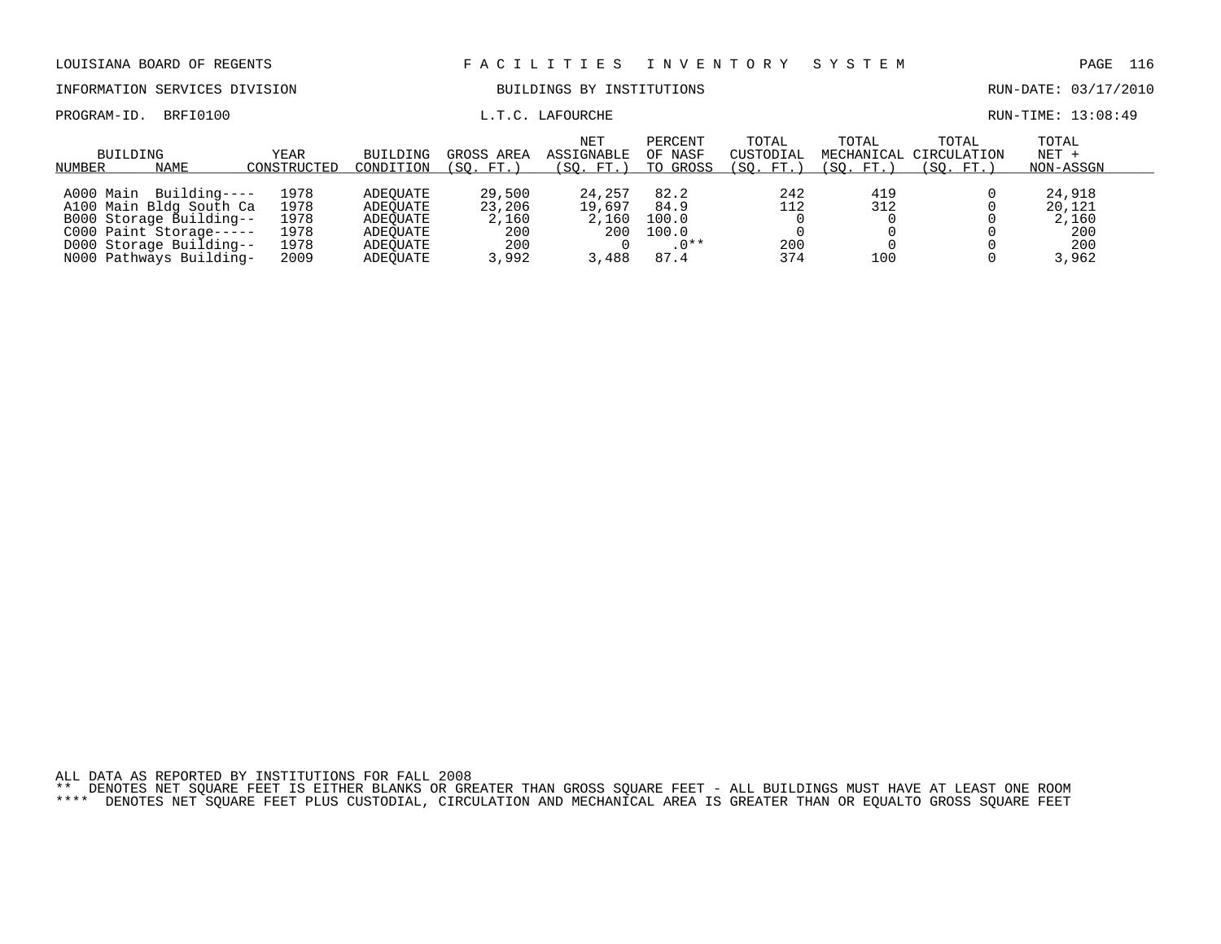LOUISIANA BOARD OF REGENTS — FACILITIES INVENTORY SYSTEM

INFORMATION SERVICES DIVISION — BUILDINGS BY INSTITUTIONS — RUN-DATE: 03/17/2010

PROGRAM-ID. BRFI0100 — L.T.C. LAFOURCHE — RUN-TIME: 13:08:49

| BUILDING NUMBER | BUILDING NAME | YEAR CONSTRUCTED | BUILDING CONDITION | GROSS AREA (SQ. FT.) | NET ASSIGNABLE (SQ. FT.) | PERCENT OF NASF TO GROSS | TOTAL CUSTODIAL (SQ. FT.) | TOTAL MECHANICAL (SQ. FT.) | TOTAL CIRCULATION (SQ. FT.) | TOTAL NET + NON-ASSGN |
|---|---|---|---|---|---|---|---|---|---|---|
| A000 | Main Building---- | 1978 | ADEQUATE | 29,500 | 24,257 | 82.2 | 242 | 419 | 0 | 24,918 |
| A100 | Main Bldg South Ca | 1978 | ADEQUATE | 23,206 | 19,697 | 84.9 | 112 | 312 | 0 | 20,121 |
| B000 | Storage Building-- | 1978 | ADEQUATE | 2,160 | 2,160 | 100.0 | 0 | 0 | 0 | 2,160 |
| C000 | Paint Storage----- | 1978 | ADEQUATE | 200 | 200 | 100.0 | 0 | 0 | 0 | 200 |
| D000 | Storage Building-- | 1978 | ADEQUATE | 200 | 0 | .0** | 200 | 0 | 0 | 200 |
| N000 | Pathways Building- | 2009 | ADEQUATE | 3,992 | 3,488 | 87.4 | 374 | 100 | 0 | 3,962 |

ALL DATA AS REPORTED BY INSTITUTIONS FOR FALL 2008

** DENOTES NET SQUARE FEET IS EITHER BLANKS OR GREATER THAN GROSS SQUARE FEET - ALL BUILDINGS MUST HAVE AT LEAST ONE ROOM

**** DENOTES NET SQUARE FEET PLUS CUSTODIAL, CIRCULATION AND MECHANICAL AREA IS GREATER THAN OR EQUALTO GROSS SQUARE FEET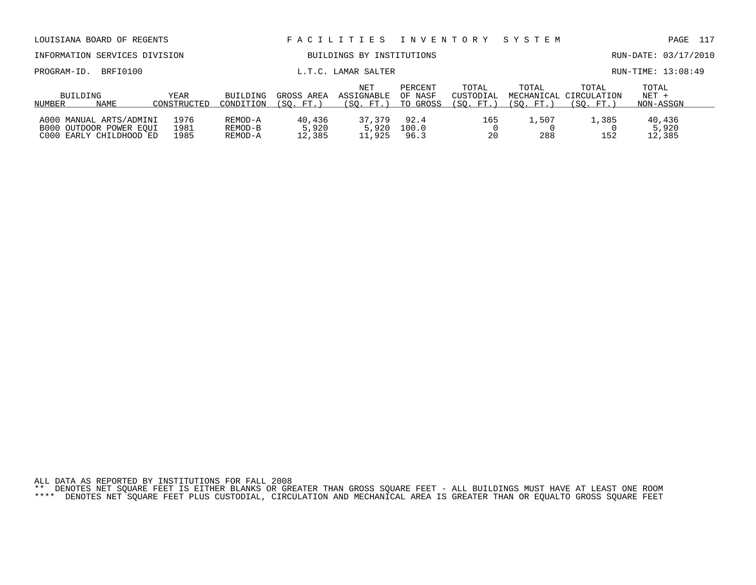LOUISIANA BOARD OF REGENTS — FACILITIES INVENTORY SYSTEM

INFORMATION SERVICES DIVISION — BUILDINGS BY INSTITUTIONS — RUN-DATE: 03/17/2010

PROGRAM-ID. BRFI0100 — L.T.C. LAMAR SALTER — RUN-TIME: 13:08:49

| BUILDING NUMBER | NAME | YEAR CONSTRUCTED | BUILDING CONDITION | GROSS AREA (SQ. FT.) | NET ASSIGNABLE (SQ. FT.) | PERCENT OF NASF TO GROSS | TOTAL CUSTODIAL (SQ. FT.) | TOTAL MECHANICAL (SQ. FT.) | TOTAL CIRCULATION (SQ. FT.) | TOTAL NET + NON-ASSGN |
|---|---|---|---|---|---|---|---|---|---|---|
| A000 | MANUAL ARTS/ADMINI | 1976 | REMOD-A | 40,436 | 37,379 | 92.4 | 165 | 1,507 | 1,385 | 40,436 |
| B000 | OUTDOOR POWER EQUI | 1981 | REMOD-B | 5,920 | 5,920 | 100.0 | 0 | 0 | 0 | 5,920 |
| C000 | EARLY CHILDHOOD ED | 1985 | REMOD-A | 12,385 | 11,925 | 96.3 | 20 | 288 | 152 | 12,385 |

ALL DATA AS REPORTED BY INSTITUTIONS FOR FALL 2008

** DENOTES NET SQUARE FEET IS EITHER BLANKS OR GREATER THAN GROSS SQUARE FEET - ALL BUILDINGS MUST HAVE AT LEAST ONE ROOM

**** DENOTES NET SQUARE FEET PLUS CUSTODIAL, CIRCULATION AND MECHANICAL AREA IS GREATER THAN OR EQUALTO GROSS SQUARE FEET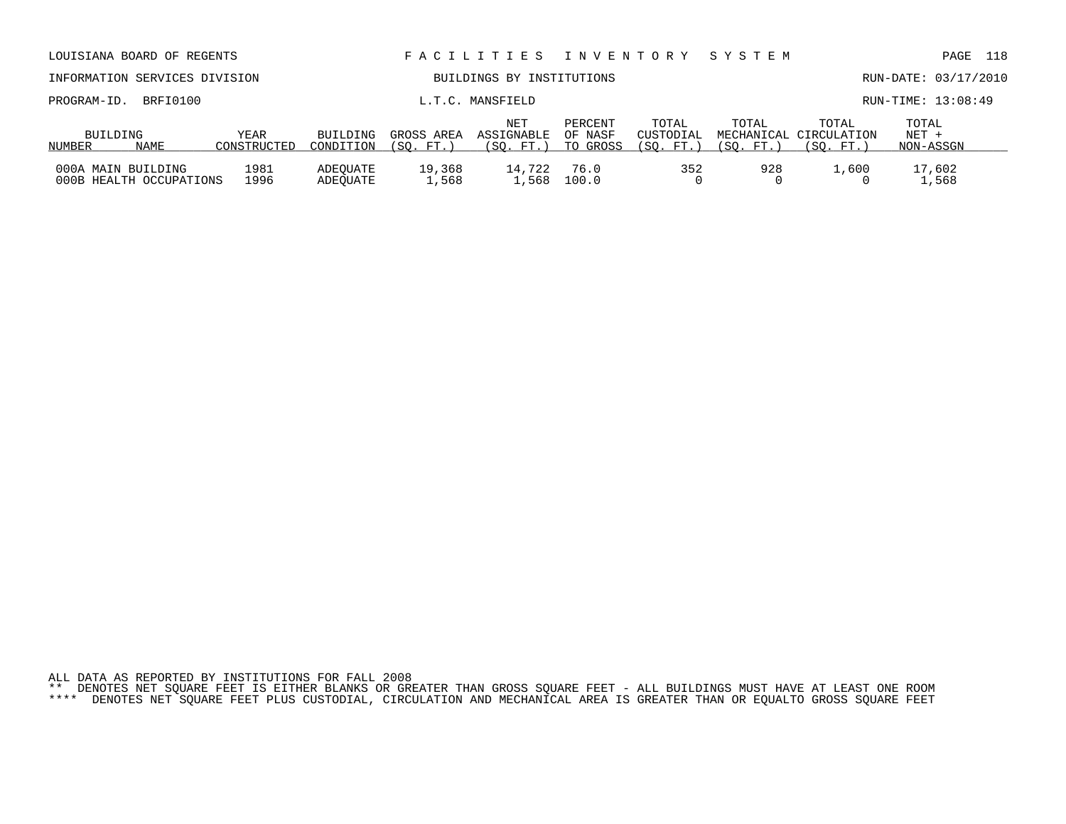LOUISIANA BOARD OF REGENTS — F A C I L I T I E S   I N V E N T O R Y   S Y S T E M

INFORMATION SERVICES DIVISION — BUILDINGS BY INSTITUTIONS — RUN-DATE: 03/17/2010

PROGRAM-ID. BRFI0100 — L.T.C. MANSFIELD — RUN-TIME: 13:08:49

| BUILDING NUMBER | NAME | YEAR CONSTRUCTED | BUILDING CONDITION | GROSS AREA (SQ. FT.) | NET ASSIGNABLE (SQ. FT.) | PERCENT OF NASF TO GROSS | TOTAL CUSTODIAL (SQ. FT.) | TOTAL MECHANICAL (SQ. FT.) | TOTAL CIRCULATION (SQ. FT.) | TOTAL NET + NON-ASSGN |
|---|---|---|---|---|---|---|---|---|---|---|
| 000A | MAIN BUILDING | 1981 | ADEQUATE | 19,368 | 14,722 | 76.0 | 352 | 928 | 1,600 | 17,602 |
| 000B | HEALTH OCCUPATIONS | 1996 | ADEQUATE | 1,568 | 1,568 | 100.0 | 0 | 0 | 0 | 1,568 |

ALL DATA AS REPORTED BY INSTITUTIONS FOR FALL 2008
** DENOTES NET SQUARE FEET IS EITHER BLANKS OR GREATER THAN GROSS SQUARE FEET - ALL BUILDINGS MUST HAVE AT LEAST ONE ROOM
**** DENOTES NET SQUARE FEET PLUS CUSTODIAL, CIRCULATION AND MECHANICAL AREA IS GREATER THAN OR EQUALTO GROSS SQUARE FEET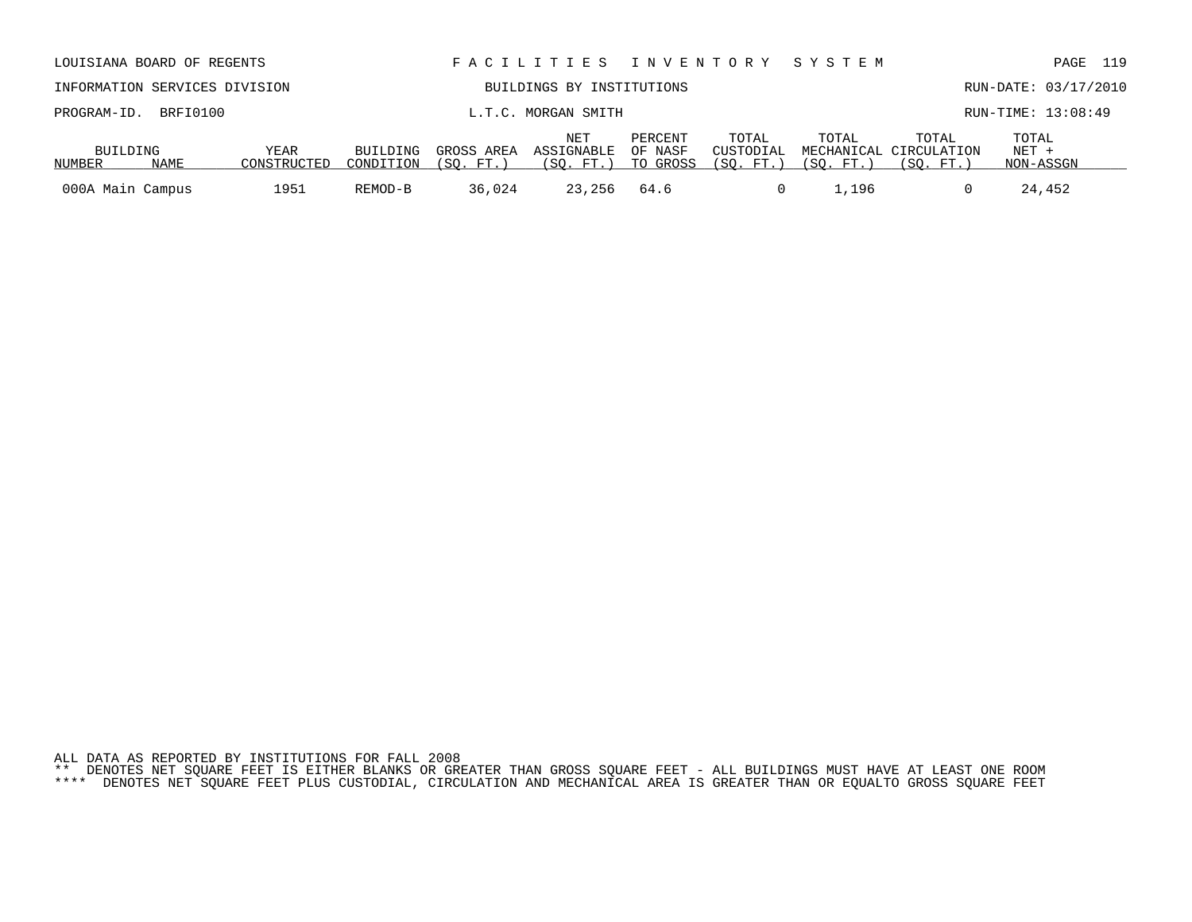LOUISIANA BOARD OF REGENTS — F A C I L I T I E S   I N V E N T O R Y   S Y S T E M

INFORMATION SERVICES DIVISION — BUILDINGS BY INSTITUTIONS — RUN-DATE: 03/17/2010

PROGRAM-ID. BRFI0100 — L.T.C. MORGAN SMITH — RUN-TIME: 13:08:49

| BUILDING NUMBER | NAME | YEAR CONSTRUCTED | BUILDING CONDITION | GROSS AREA (SQ. FT.) | NET ASSIGNABLE (SQ. FT.) | PERCENT OF NASF TO GROSS | TOTAL CUSTODIAL (SQ. FT.) | TOTAL MECHANICAL (SQ. FT.) | TOTAL CIRCULATION (SQ. FT.) | TOTAL NET + NON-ASSGN |
|---|---|---|---|---|---|---|---|---|---|---|
| 000A | Main Campus | 1951 | REMOD-B | 36,024 | 23,256 | 64.6 | 0 | 1,196 | 0 | 24,452 |

ALL DATA AS REPORTED BY INSTITUTIONS FOR FALL 2008

** DENOTES NET SQUARE FEET IS EITHER BLANKS OR GREATER THAN GROSS SQUARE FEET - ALL BUILDINGS MUST HAVE AT LEAST ONE ROOM

**** DENOTES NET SQUARE FEET PLUS CUSTODIAL, CIRCULATION AND MECHANICAL AREA IS GREATER THAN OR EQUALTO GROSS SQUARE FEET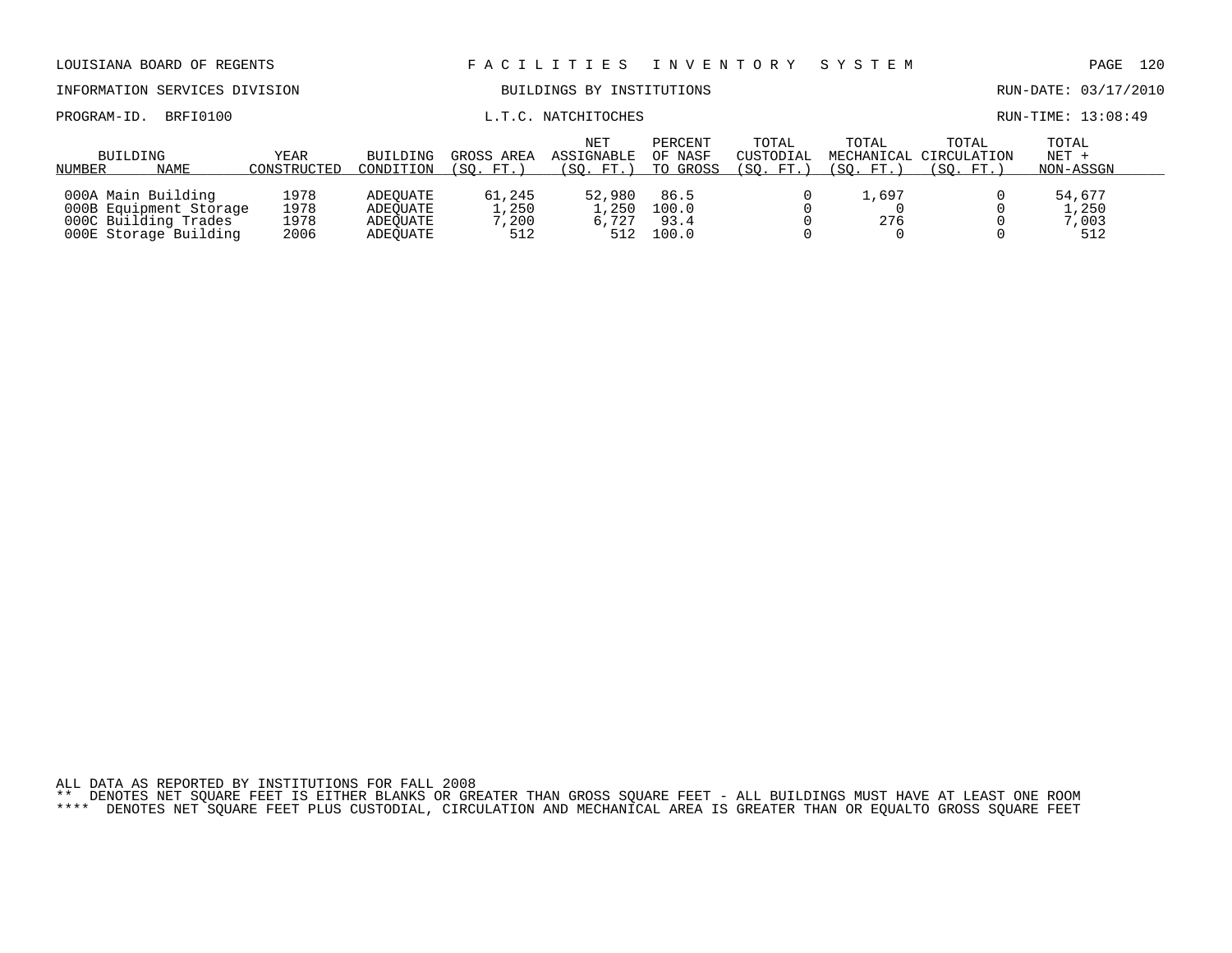LOUISIANA BOARD OF REGENTS — FACILITIES INVENTORY SYSTEM

INFORMATION SERVICES DIVISION — BUILDINGS BY INSTITUTIONS — RUN-DATE: 03/17/2010

PROGRAM-ID. BRFI0100 — L.T.C. NATCHITOCHES — RUN-TIME: 13:08:49

| BUILDING NUMBER | NAME | YEAR CONSTRUCTED | BUILDING CONDITION | GROSS AREA (SQ. FT.) | NET ASSIGNABLE (SQ. FT.) | PERCENT OF NASF TO GROSS | TOTAL CUSTODIAL (SQ. FT.) | TOTAL MECHANICAL (SQ. FT.) | TOTAL CIRCULATION (SQ. FT.) | TOTAL NET + NON-ASSGN |
|---|---|---|---|---|---|---|---|---|---|---|
| 000A | Main Building | 1978 | ADEQUATE | 61,245 | 52,980 | 86.5 | 0 | 1,697 | 0 | 54,677 |
| 000B | Equipment Storage | 1978 | ADEQUATE | 1,250 | 1,250 | 100.0 | 0 | 0 | 0 | 1,250 |
| 000C | Building Trades | 1978 | ADEQUATE | 7,200 | 6,727 | 93.4 | 0 | 276 | 0 | 7,003 |
| 000E | Storage Building | 2006 | ADEQUATE | 512 | 512 | 100.0 | 0 | 0 | 0 | 512 |

ALL DATA AS REPORTED BY INSTITUTIONS FOR FALL 2008

** DENOTES NET SQUARE FEET IS EITHER BLANKS OR GREATER THAN GROSS SQUARE FEET - ALL BUILDINGS MUST HAVE AT LEAST ONE ROOM

**** DENOTES NET SQUARE FEET PLUS CUSTODIAL, CIRCULATION AND MECHANICAL AREA IS GREATER THAN OR EQUALTO GROSS SQUARE FEET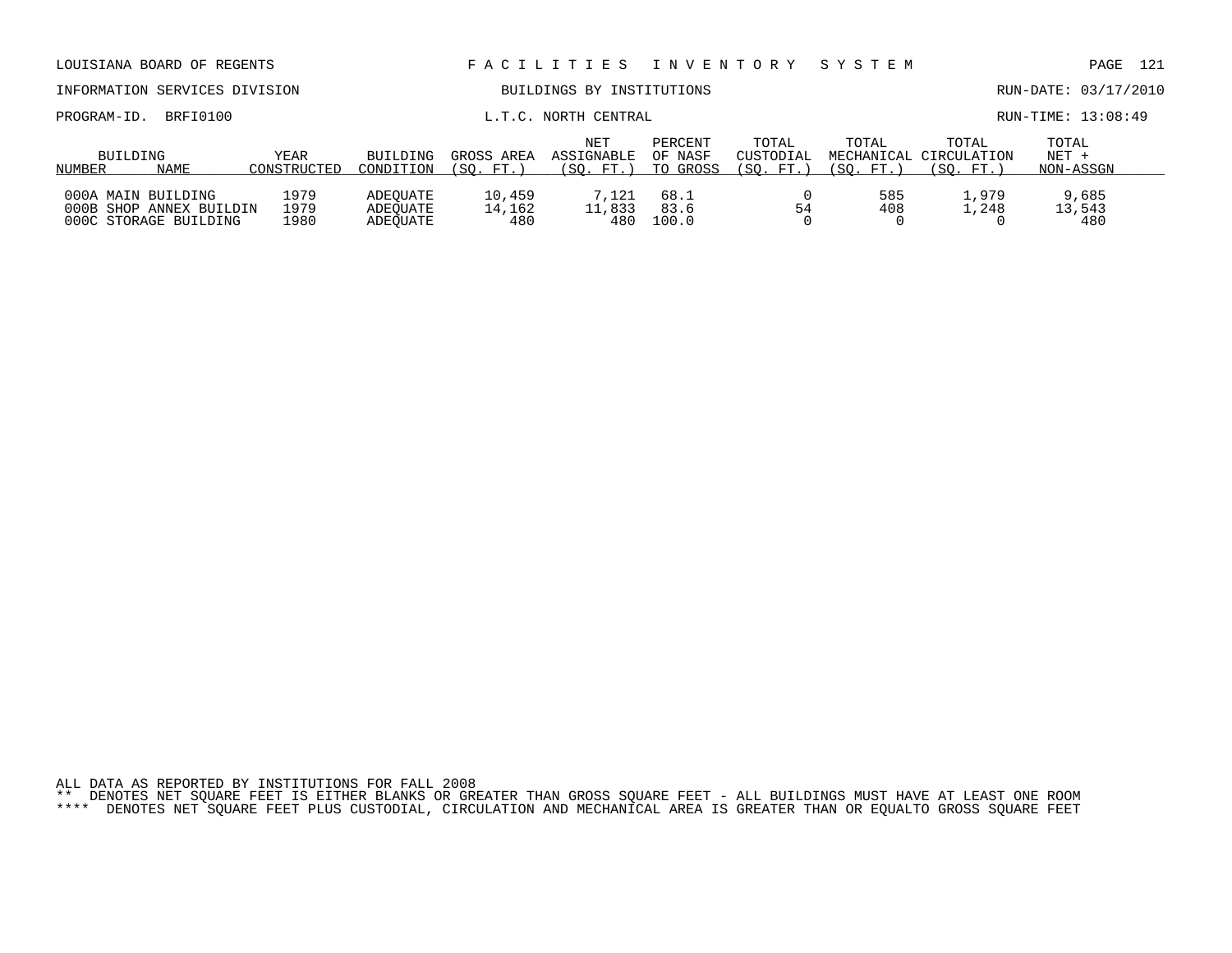LOUISIANA BOARD OF REGENTS — FACILITIES INVENTORY SYSTEM

INFORMATION SERVICES DIVISION — BUILDINGS BY INSTITUTIONS — RUN-DATE: 03/17/2010

PROGRAM-ID. BRFI0100 — L.T.C. NORTH CENTRAL — RUN-TIME: 13:08:49

| BUILDING NUMBER | NAME | YEAR CONSTRUCTED | BUILDING CONDITION | GROSS AREA (SQ. FT.) | NET ASSIGNABLE (SQ. FT.) | PERCENT OF NASF TO GROSS | TOTAL CUSTODIAL (SQ. FT.) | TOTAL MECHANICAL (SQ. FT.) | TOTAL CIRCULATION (SQ. FT.) | TOTAL NET + NON-ASSGN |
|---|---|---|---|---|---|---|---|---|---|---|
| 000A | MAIN BUILDING | 1979 | ADEQUATE | 10,459 | 7,121 | 68.1 | 0 | 585 | 1,979 | 9,685 |
| 000B | SHOP ANNEX BUILDIN | 1979 | ADEQUATE | 14,162 | 11,833 | 83.6 | 54 | 408 | 1,248 | 13,543 |
| 000C | STORAGE BUILDING | 1980 | ADEQUATE | 480 | 480 | 100.0 | 0 | 0 | 0 | 480 |

ALL DATA AS REPORTED BY INSTITUTIONS FOR FALL 2008

** DENOTES NET SQUARE FEET IS EITHER BLANKS OR GREATER THAN GROSS SQUARE FEET - ALL BUILDINGS MUST HAVE AT LEAST ONE ROOM

**** DENOTES NET SQUARE FEET PLUS CUSTODIAL, CIRCULATION AND MECHANICAL AREA IS GREATER THAN OR EQUALTO GROSS SQUARE FEET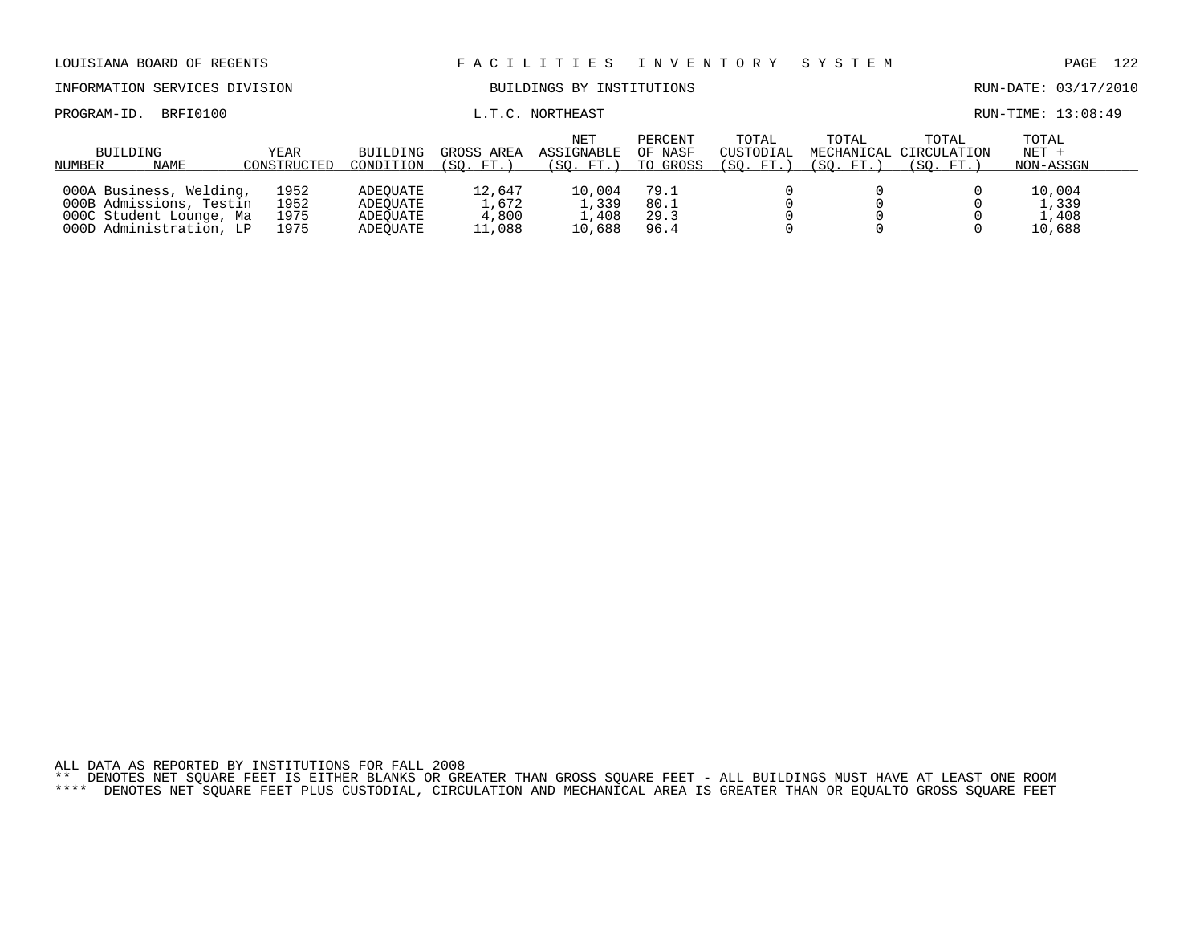LOUISIANA BOARD OF REGENTS — F A C I L I T I E S   I N V E N T O R Y   S Y S T E M

INFORMATION SERVICES DIVISION — BUILDINGS BY INSTITUTIONS — RUN-DATE: 03/17/2010

PROGRAM-ID. BRFI0100 — L.T.C. NORTHEAST — RUN-TIME: 13:08:49

| BUILDING NUMBER | NAME | YEAR CONSTRUCTED | BUILDING CONDITION | GROSS AREA (SQ. FT.) | NET ASSIGNABLE (SQ. FT.) | PERCENT OF NASF TO GROSS | TOTAL CUSTODIAL (SQ. FT.) | TOTAL MECHANICAL (SQ. FT.) | TOTAL CIRCULATION (SQ. FT.) | TOTAL NET + NON-ASSGN |
|---|---|---|---|---|---|---|---|---|---|---|
| 000A | Business, Welding, | 1952 | ADEQUATE | 12,647 | 10,004 | 79.1 | 0 | 0 | 0 | 10,004 |
| 000B | Admissions, Testin | 1952 | ADEQUATE | 1,672 | 1,339 | 80.1 | 0 | 0 | 0 | 1,339 |
| 000C | Student Lounge, Ma | 1975 | ADEQUATE | 4,800 | 1,408 | 29.3 | 0 | 0 | 0 | 1,408 |
| 000D | Administration, LP | 1975 | ADEQUATE | 11,088 | 10,688 | 96.4 | 0 | 0 | 0 | 10,688 |

ALL DATA AS REPORTED BY INSTITUTIONS FOR FALL 2008

** DENOTES NET SQUARE FEET IS EITHER BLANKS OR GREATER THAN GROSS SQUARE FEET - ALL BUILDINGS MUST HAVE AT LEAST ONE ROOM

**** DENOTES NET SQUARE FEET PLUS CUSTODIAL, CIRCULATION AND MECHANICAL AREA IS GREATER THAN OR EQUALTO GROSS SQUARE FEET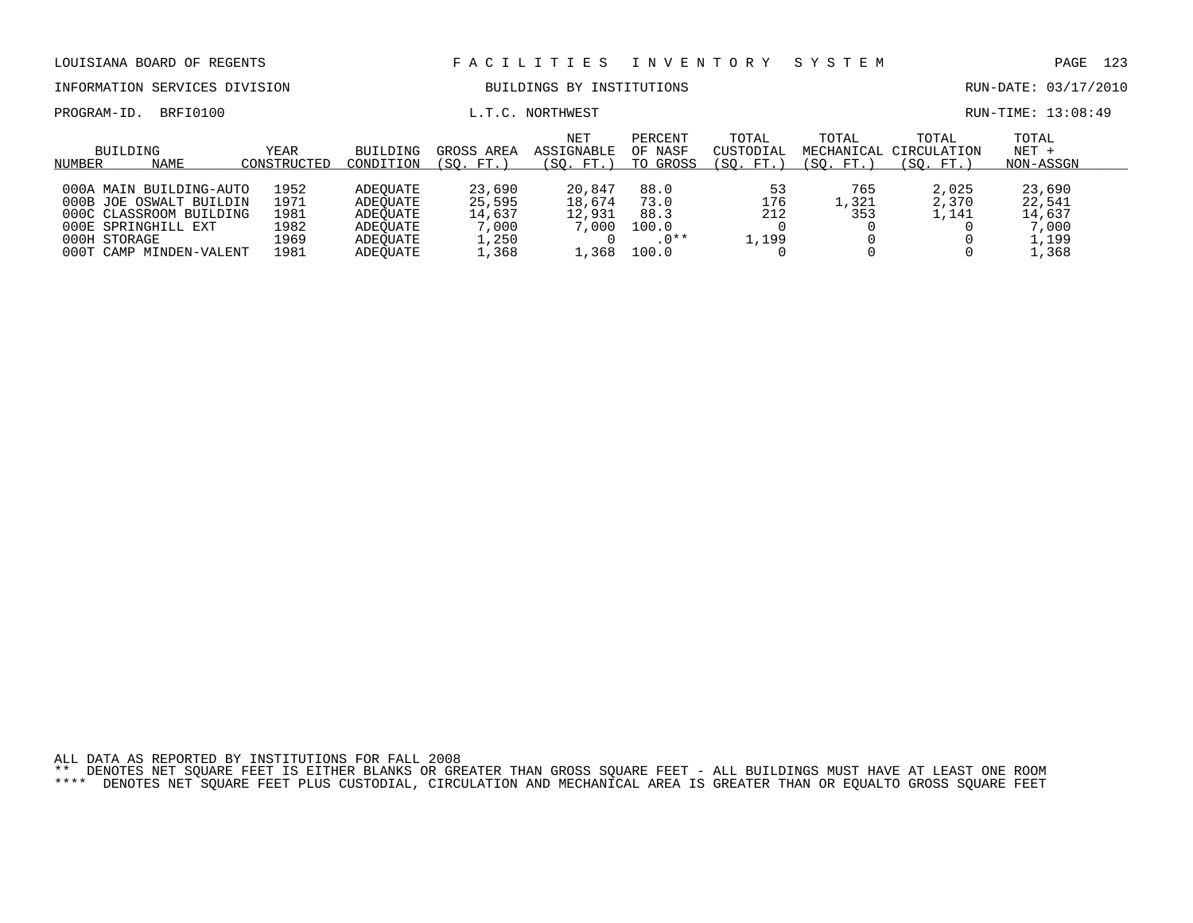LOUISIANA BOARD OF REGENTS — FACILITIES INVENTORY SYSTEM

INFORMATION SERVICES DIVISION — BUILDINGS BY INSTITUTIONS — RUN-DATE: 03/17/2010

PROGRAM-ID. BRFI0100 — L.T.C. NORTHWEST — RUN-TIME: 13:08:49

| BUILDING NUMBER | NAME | YEAR CONSTRUCTED | BUILDING CONDITION | GROSS AREA (SQ. FT.) | NET ASSIGNABLE (SQ. FT.) | PERCENT OF NASF TO GROSS | TOTAL CUSTODIAL (SQ. FT.) | TOTAL MECHANICAL (SQ. FT.) | TOTAL CIRCULATION (SQ. FT.) | TOTAL NET + NON-ASSGN |
|---|---|---|---|---|---|---|---|---|---|---|
| 000A | MAIN BUILDING-AUTO | 1952 | ADEQUATE | 23,690 | 20,847 | 88.0 | 53 | 765 | 2,025 | 23,690 |
| 000B | JOE OSWALT BUILDIN | 1971 | ADEQUATE | 25,595 | 18,674 | 73.0 | 176 | 1,321 | 2,370 | 22,541 |
| 000C | CLASSROOM BUILDING | 1981 | ADEQUATE | 14,637 | 12,931 | 88.3 | 212 | 353 | 1,141 | 14,637 |
| 000E | SPRINGHILL EXT | 1982 | ADEQUATE | 7,000 | 7,000 | 100.0 | 0 | 0 | 0 | 7,000 |
| 000H | STORAGE | 1969 | ADEQUATE | 1,250 | 0 | .0** | 1,199 | 0 | 0 | 1,199 |
| 000T | CAMP MINDEN-VALENT | 1981 | ADEQUATE | 1,368 | 1,368 | 100.0 | 0 | 0 | 0 | 1,368 |

ALL DATA AS REPORTED BY INSTITUTIONS FOR FALL 2008

** DENOTES NET SQUARE FEET IS EITHER BLANKS OR GREATER THAN GROSS SQUARE FEET - ALL BUILDINGS MUST HAVE AT LEAST ONE ROOM

**** DENOTES NET SQUARE FEET PLUS CUSTODIAL, CIRCULATION AND MECHANICAL AREA IS GREATER THAN OR EQUALTO GROSS SQUARE FEET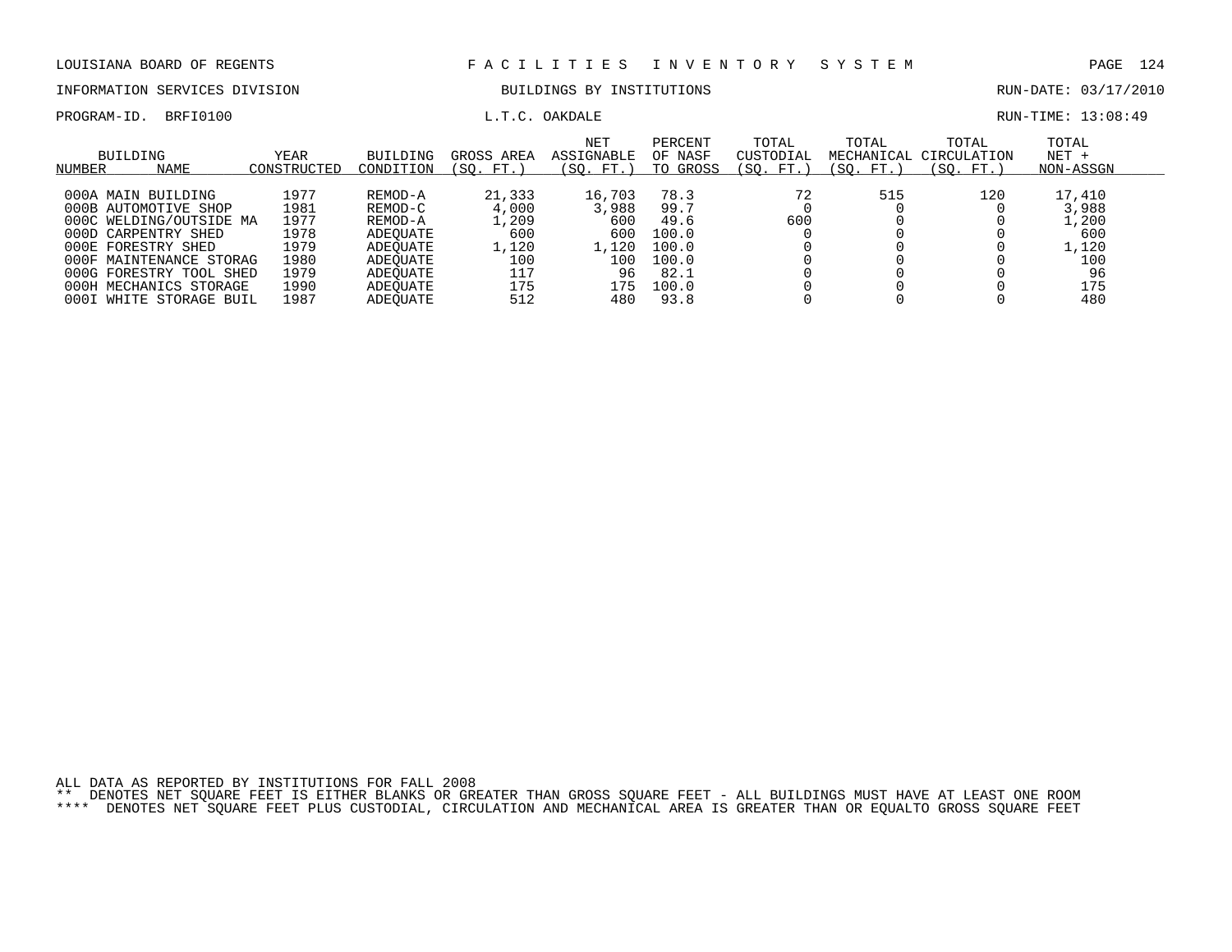LOUISIANA BOARD OF REGENTS — FACILITIES INVENTORY SYSTEM

INFORMATION SERVICES DIVISION — BUILDINGS BY INSTITUTIONS — RUN-DATE: 03/17/2010

PROGRAM-ID. BRFI0100 — L.T.C. OAKDALE — RUN-TIME: 13:08:49

| BUILDING NUMBER | NAME | YEAR CONSTRUCTED | BUILDING CONDITION | GROSS AREA (SQ. FT.) | NET ASSIGNABLE (SQ. FT.) | PERCENT OF NASF TO GROSS | TOTAL CUSTODIAL (SQ. FT.) | TOTAL MECHANICAL (SQ. FT.) | TOTAL CIRCULATION (SQ. FT.) | TOTAL NET + NON-ASSGN |
|---|---|---|---|---|---|---|---|---|---|---|
| 000A | MAIN BUILDING | 1977 | REMOD-A | 21,333 | 16,703 | 78.3 | 72 | 515 | 120 | 17,410 |
| 000B | AUTOMOTIVE SHOP | 1981 | REMOD-C | 4,000 | 3,988 | 99.7 | 0 | 0 | 0 | 3,988 |
| 000C | WELDING/OUTSIDE MA | 1977 | REMOD-A | 1,209 | 600 | 49.6 | 600 | 0 | 0 | 1,200 |
| 000D | CARPENTRY SHED | 1978 | ADEQUATE | 600 | 600 | 100.0 | 0 | 0 | 0 | 600 |
| 000E | FORESTRY SHED | 1979 | ADEQUATE | 1,120 | 1,120 | 100.0 | 0 | 0 | 0 | 1,120 |
| 000F | MAINTENANCE STORAG | 1980 | ADEQUATE | 100 | 100 | 100.0 | 0 | 0 | 0 | 100 |
| 000G | FORESTRY TOOL SHED | 1979 | ADEQUATE | 117 | 96 | 82.1 | 0 | 0 | 0 | 96 |
| 000H | MECHANICS STORAGE | 1990 | ADEQUATE | 175 | 175 | 100.0 | 0 | 0 | 0 | 175 |
| 000I | WHITE STORAGE BUIL | 1987 | ADEQUATE | 512 | 480 | 93.8 | 0 | 0 | 0 | 480 |

ALL DATA AS REPORTED BY INSTITUTIONS FOR FALL 2008

** DENOTES NET SQUARE FEET IS EITHER BLANKS OR GREATER THAN GROSS SQUARE FEET - ALL BUILDINGS MUST HAVE AT LEAST ONE ROOM

**** DENOTES NET SQUARE FEET PLUS CUSTODIAL, CIRCULATION AND MECHANICAL AREA IS GREATER THAN OR EQUALTO GROSS SQUARE FEET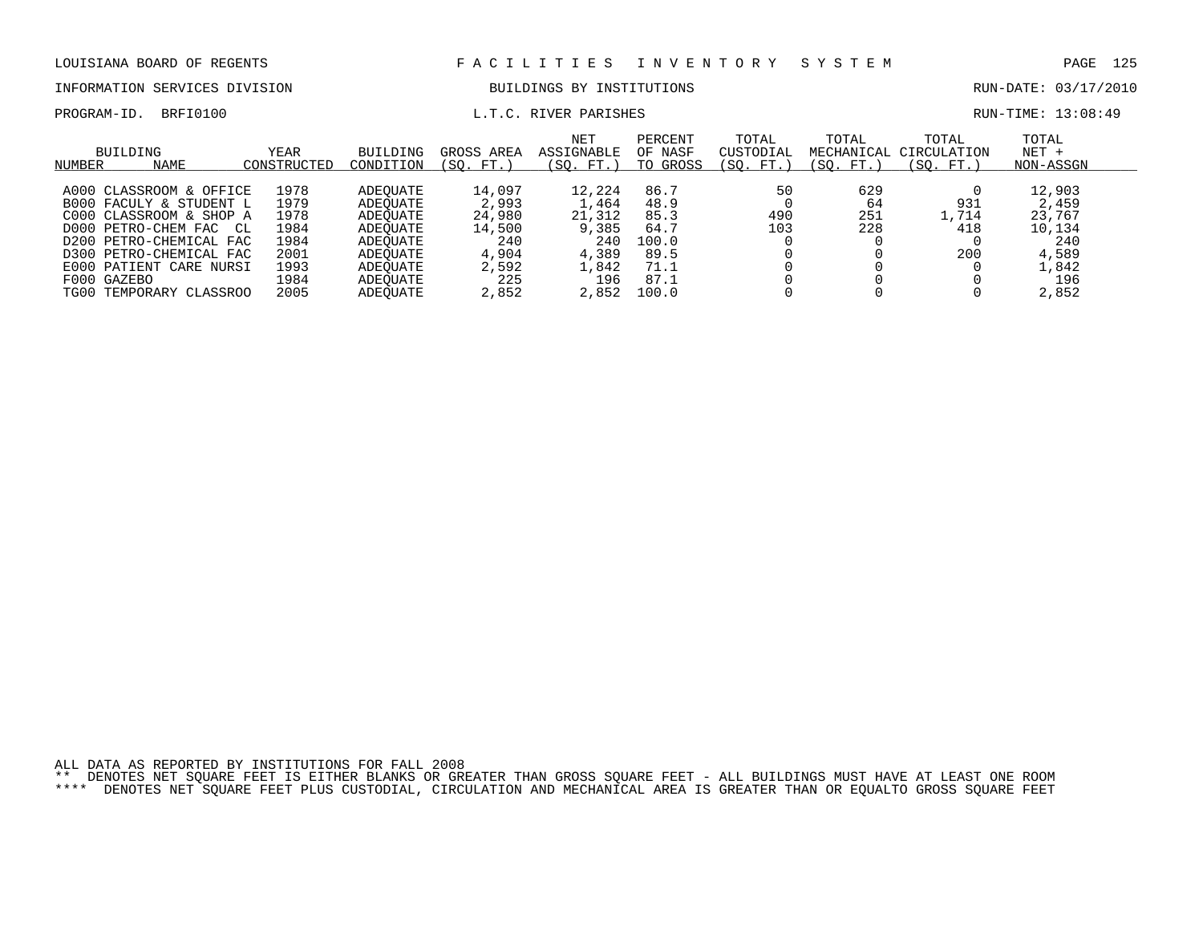LOUISIANA BOARD OF REGENTS — FACILITIES INVENTORY SYSTEM

INFORMATION SERVICES DIVISION — BUILDINGS BY INSTITUTIONS — RUN-DATE: 03/17/2010

PROGRAM-ID. BRFI0100 — L.T.C. RIVER PARISHES — RUN-TIME: 13:08:49

| BUILDING NUMBER | NAME | YEAR CONSTRUCTED | BUILDING CONDITION | GROSS AREA (SQ. FT.) | NET ASSIGNABLE (SQ. FT.) | PERCENT OF NASF TO GROSS | TOTAL CUSTODIAL (SQ. FT.) | TOTAL MECHANICAL (SQ. FT.) | TOTAL CIRCULATION (SQ. FT.) | TOTAL NET + NON-ASSGN |
|---|---|---|---|---|---|---|---|---|---|---|
| A000 | CLASSROOM & OFFICE | 1978 | ADEQUATE | 14,097 | 12,224 | 86.7 | 50 | 629 | 0 | 12,903 |
| B000 | FACULY & STUDENT L | 1979 | ADEQUATE | 2,993 | 1,464 | 48.9 | 0 | 64 | 931 | 2,459 |
| C000 | CLASSROOM & SHOP A | 1978 | ADEQUATE | 24,980 | 21,312 | 85.3 | 490 | 251 | 1,714 | 23,767 |
| D000 | PETRO-CHEM FAC CL | 1984 | ADEQUATE | 14,500 | 9,385 | 64.7 | 103 | 228 | 418 | 10,134 |
| D200 | PETRO-CHEMICAL FAC | 1984 | ADEQUATE | 240 | 240 | 100.0 | 0 | 0 | 0 | 240 |
| D300 | PETRO-CHEMICAL FAC | 2001 | ADEQUATE | 4,904 | 4,389 | 89.5 | 0 | 0 | 200 | 4,589 |
| E000 | PATIENT CARE NURSI | 1993 | ADEQUATE | 2,592 | 1,842 | 71.1 | 0 | 0 | 0 | 1,842 |
| F000 | GAZEBO | 1984 | ADEQUATE | 225 | 196 | 87.1 | 0 | 0 | 0 | 196 |
| TG00 | TEMPORARY CLASSROO | 2005 | ADEQUATE | 2,852 | 2,852 | 100.0 | 0 | 0 | 0 | 2,852 |

ALL DATA AS REPORTED BY INSTITUTIONS FOR FALL 2008

** DENOTES NET SQUARE FEET IS EITHER BLANKS OR GREATER THAN GROSS SQUARE FEET - ALL BUILDINGS MUST HAVE AT LEAST ONE ROOM

**** DENOTES NET SQUARE FEET PLUS CUSTODIAL, CIRCULATION AND MECHANICAL AREA IS GREATER THAN OR EQUALTO GROSS SQUARE FEET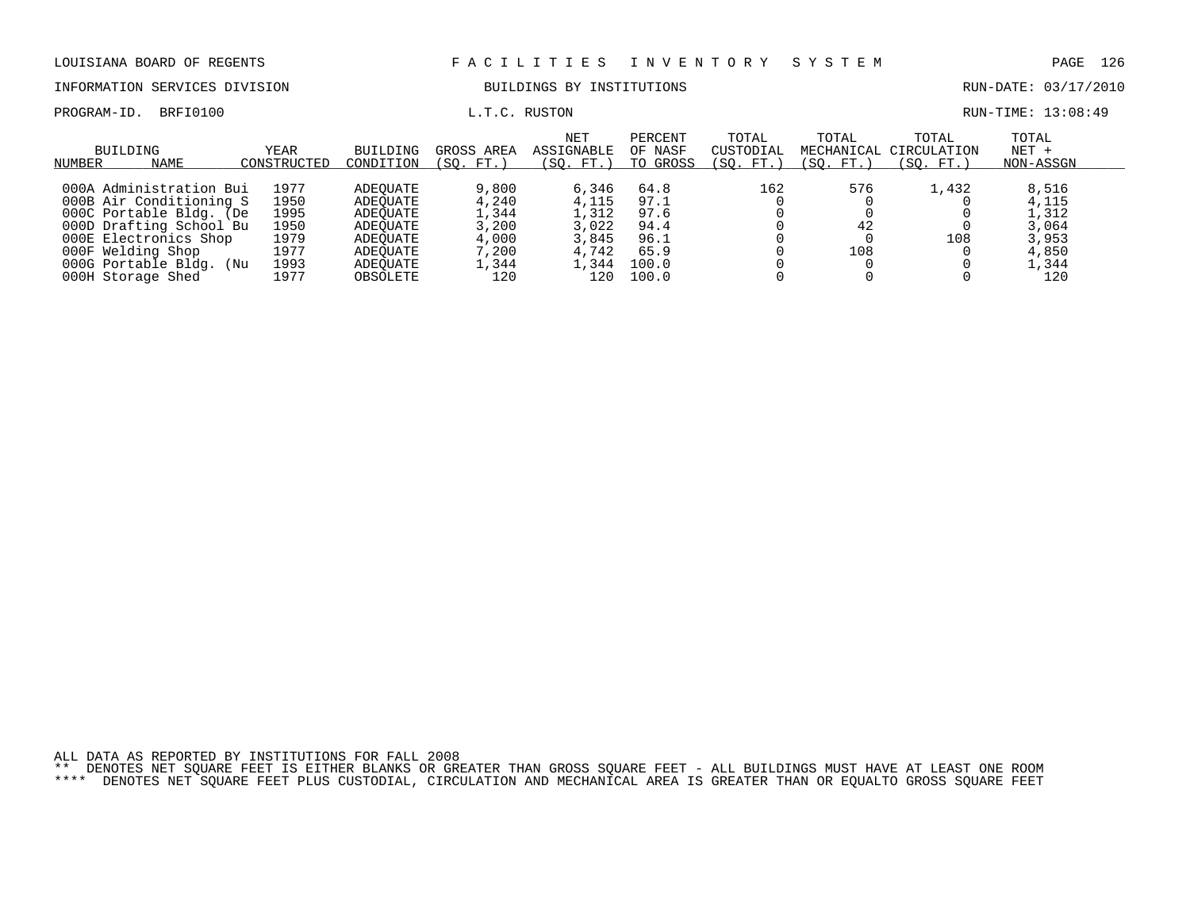LOUISIANA BOARD OF REGENTS — FACILITIES INVENTORY SYSTEM

INFORMATION SERVICES DIVISION — BUILDINGS BY INSTITUTIONS — RUN-DATE: 03/17/2010

PROGRAM-ID. BRFI0100 — L.T.C. RUSTON — RUN-TIME: 13:08:49

| BUILDING NUMBER | NAME | YEAR CONSTRUCTED | BUILDING CONDITION | GROSS AREA (SQ. FT.) | NET ASSIGNABLE (SQ. FT.) | PERCENT OF NASF TO GROSS | TOTAL CUSTODIAL (SQ. FT.) | TOTAL MECHANICAL (SQ. FT.) | TOTAL CIRCULATION (SQ. FT.) | TOTAL NET + NON-ASSGN |
|---|---|---|---|---|---|---|---|---|---|---|
| 000A | Administration Bui | 1977 | ADEQUATE | 9,800 | 6,346 | 64.8 | 162 | 576 | 1,432 | 8,516 |
| 000B | Air Conditioning S | 1950 | ADEQUATE | 4,240 | 4,115 | 97.1 | 0 | 0 | 0 | 4,115 |
| 000C | Portable Bldg. (De | 1995 | ADEQUATE | 1,344 | 1,312 | 97.6 | 0 | 0 | 0 | 1,312 |
| 000D | Drafting School Bu | 1950 | ADEQUATE | 3,200 | 3,022 | 94.4 | 0 | 42 | 0 | 3,064 |
| 000E | Electronics Shop | 1979 | ADEQUATE | 4,000 | 3,845 | 96.1 | 0 | 0 | 108 | 3,953 |
| 000F | Welding Shop | 1977 | ADEQUATE | 7,200 | 4,742 | 65.9 | 0 | 108 | 0 | 4,850 |
| 000G | Portable Bldg. (Nu | 1993 | ADEQUATE | 1,344 | 1,344 | 100.0 | 0 | 0 | 0 | 1,344 |
| 000H | Storage Shed | 1977 | OBSOLETE | 120 | 120 | 100.0 | 0 | 0 | 0 | 120 |

ALL DATA AS REPORTED BY INSTITUTIONS FOR FALL 2008

** DENOTES NET SQUARE FEET IS EITHER BLANKS OR GREATER THAN GROSS SQUARE FEET - ALL BUILDINGS MUST HAVE AT LEAST ONE ROOM

**** DENOTES NET SQUARE FEET PLUS CUSTODIAL, CIRCULATION AND MECHANICAL AREA IS GREATER THAN OR EQUALTO GROSS SQUARE FEET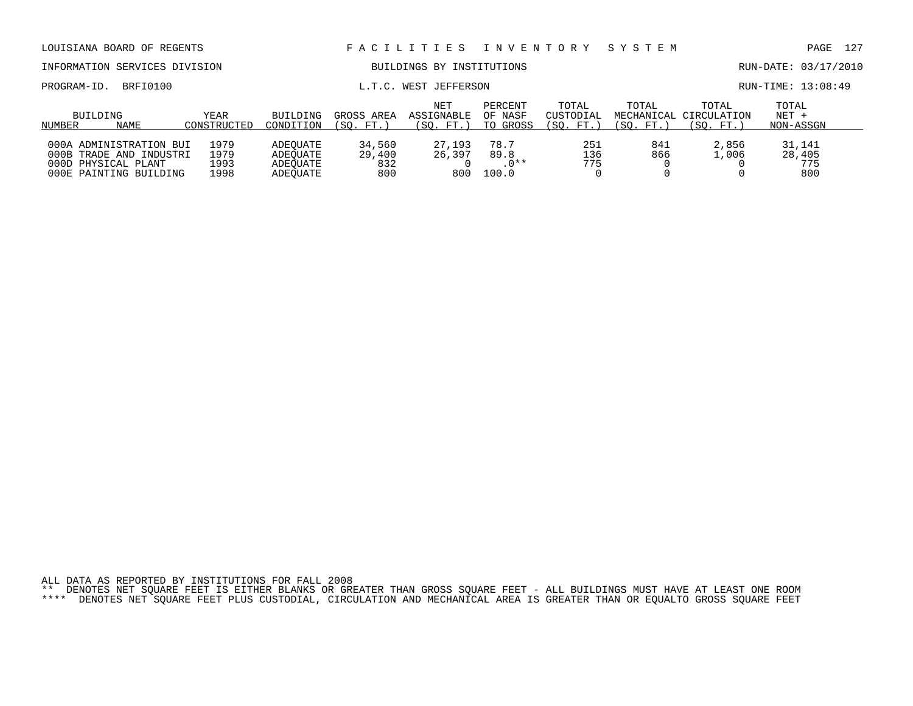LOUISIANA BOARD OF REGENTS — FACILITIES INVENTORY SYSTEM

INFORMATION SERVICES DIVISION — BUILDINGS BY INSTITUTIONS — RUN-DATE: 03/17/2010

PROGRAM-ID. BRFI0100 — L.T.C. WEST JEFFERSON — RUN-TIME: 13:08:49

| BUILDING NUMBER | NAME | YEAR CONSTRUCTED | BUILDING CONDITION | GROSS AREA (SQ. FT.) | NET ASSIGNABLE (SQ. FT.) | PERCENT OF NASF TO GROSS | TOTAL CUSTODIAL (SQ. FT.) | TOTAL MECHANICAL (SQ. FT.) | TOTAL CIRCULATION (SQ. FT.) | TOTAL NET + NON-ASSGN |
|---|---|---|---|---|---|---|---|---|---|---|
| 000A | ADMINISTRATION BUI | 1979 | ADEQUATE | 34,560 | 27,193 | 78.7 | 251 | 841 | 2,856 | 31,141 |
| 000B | TRADE AND INDUSTRI | 1979 | ADEQUATE | 29,400 | 26,397 | 89.8 | 136 | 866 | 1,006 | 28,405 |
| 000D | PHYSICAL PLANT | 1993 | ADEQUATE | 832 | 0 | .0** | 775 | 0 | 0 | 775 |
| 000E | PAINTING BUILDING | 1998 | ADEQUATE | 800 | 800 | 100.0 | 0 | 0 | 0 | 800 |

ALL DATA AS REPORTED BY INSTITUTIONS FOR FALL 2008

** DENOTES NET SQUARE FEET IS EITHER BLANKS OR GREATER THAN GROSS SQUARE FEET - ALL BUILDINGS MUST HAVE AT LEAST ONE ROOM

**** DENOTES NET SQUARE FEET PLUS CUSTODIAL, CIRCULATION AND MECHANICAL AREA IS GREATER THAN OR EQUALTO GROSS SQUARE FEET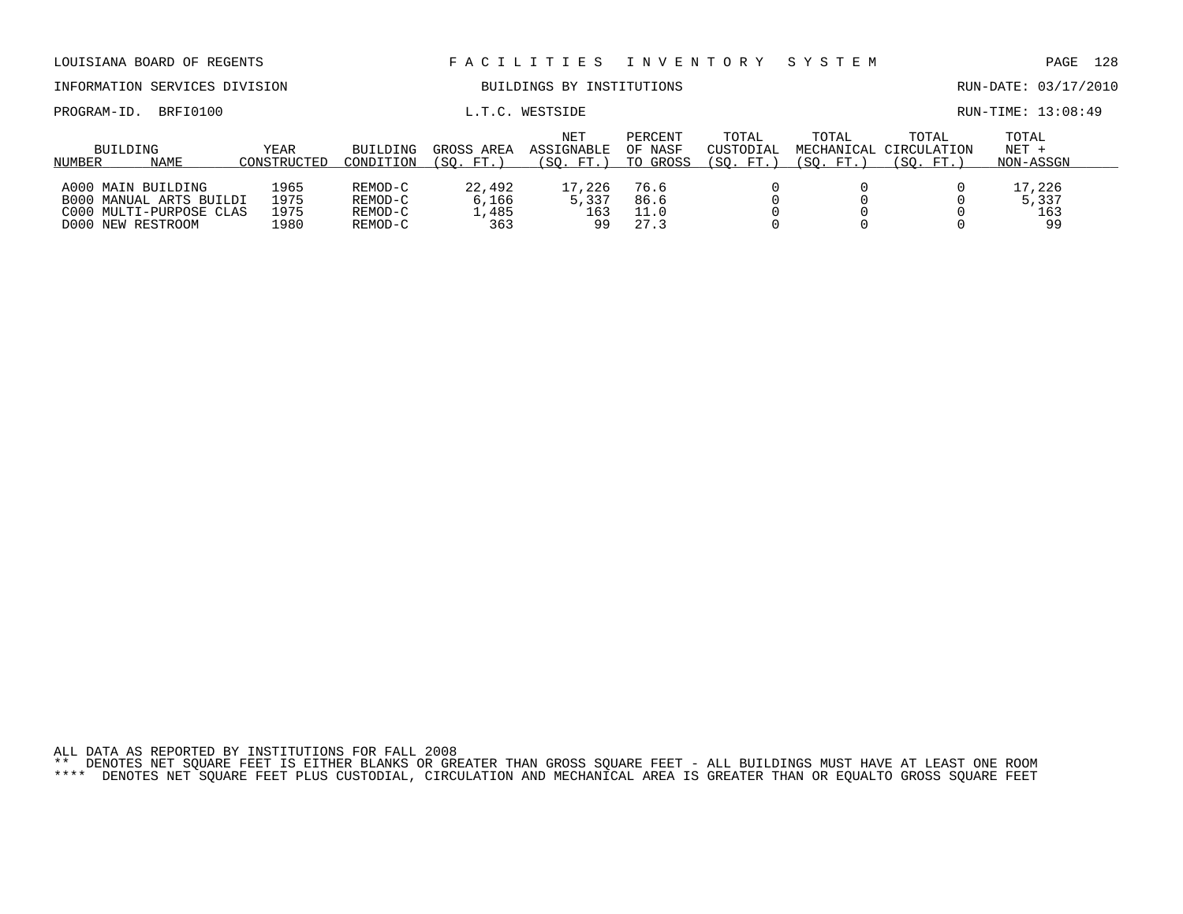LOUISIANA BOARD OF REGENTS — FACILITIES INVENTORY SYSTEM

INFORMATION SERVICES DIVISION — BUILDINGS BY INSTITUTIONS — RUN-DATE: 03/17/2010

PROGRAM-ID. BRFI0100 — L.T.C. WESTSIDE — RUN-TIME: 13:08:49

| BUILDING NUMBER | NAME | YEAR CONSTRUCTED | BUILDING CONDITION | GROSS AREA (SQ. FT.) | NET ASSIGNABLE (SQ. FT.) | PERCENT OF NASF TO GROSS | TOTAL CUSTODIAL (SQ. FT.) | TOTAL MECHANICAL (SQ. FT.) | TOTAL CIRCULATION (SQ. FT.) | TOTAL NET + NON-ASSGN |
|---|---|---|---|---|---|---|---|---|---|---|
| A000 | MAIN BUILDING | 1965 | REMOD-C | 22,492 | 17,226 | 76.6 | 0 | 0 | 0 | 17,226 |
| B000 | MANUAL ARTS BUILDI | 1975 | REMOD-C | 6,166 | 5,337 | 86.6 | 0 | 0 | 0 | 5,337 |
| C000 | MULTI-PURPOSE CLAS | 1975 | REMOD-C | 1,485 | 163 | 11.0 | 0 | 0 | 0 | 163 |
| D000 | NEW RESTROOM | 1980 | REMOD-C | 363 | 99 | 27.3 | 0 | 0 | 0 | 99 |

ALL DATA AS REPORTED BY INSTITUTIONS FOR FALL 2008

** DENOTES NET SQUARE FEET IS EITHER BLANKS OR GREATER THAN GROSS SQUARE FEET - ALL BUILDINGS MUST HAVE AT LEAST ONE ROOM

**** DENOTES NET SQUARE FEET PLUS CUSTODIAL, CIRCULATION AND MECHANICAL AREA IS GREATER THAN OR EQUALTO GROSS SQUARE FEET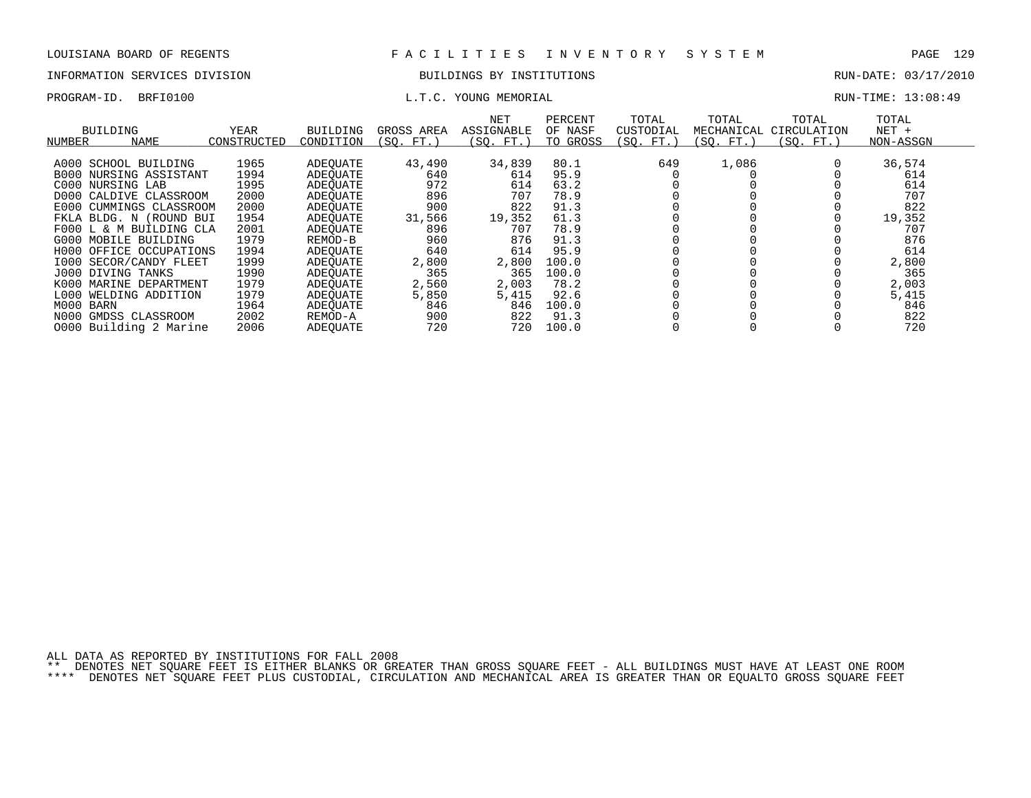LOUISIANA BOARD OF REGENTS — FACILITIES INVENTORY SYSTEM

INFORMATION SERVICES DIVISION — BUILDINGS BY INSTITUTIONS — RUN-DATE: 03/17/2010

PROGRAM-ID. BRFI0100 — L.T.C. YOUNG MEMORIAL — RUN-TIME: 13:08:49

| BUILDING NUMBER | NAME | YEAR CONSTRUCTED | BUILDING CONDITION | GROSS AREA (SQ. FT.) | NET ASSIGNABLE (SQ. FT.) | PERCENT OF NASF TO GROSS | TOTAL CUSTODIAL (SQ. FT.) | TOTAL MECHANICAL (SQ. FT.) | TOTAL CIRCULATION (SQ. FT.) | TOTAL NET + NON-ASSGN |
|---|---|---|---|---|---|---|---|---|---|---|
| A000 | SCHOOL BUILDING | 1965 | ADEQUATE | 43,490 | 34,839 | 80.1 | 649 | 1,086 | 0 | 36,574 |
| B000 | NURSING ASSISTANT | 1994 | ADEQUATE | 640 | 614 | 95.9 | 0 | 0 | 0 | 614 |
| C000 | NURSING LAB | 1995 | ADEQUATE | 972 | 614 | 63.2 | 0 | 0 | 0 | 614 |
| D000 | CALDIVE CLASSROOM | 2000 | ADEQUATE | 896 | 707 | 78.9 | 0 | 0 | 0 | 707 |
| E000 | CUMMINGS CLASSROOM | 2000 | ADEQUATE | 900 | 822 | 91.3 | 0 | 0 | 0 | 822 |
| FKLA | BLDG. N (ROUND BUI | 1954 | ADEQUATE | 31,566 | 19,352 | 61.3 | 0 | 0 | 0 | 19,352 |
| F000 | L & M BUILDING CLA | 2001 | ADEQUATE | 896 | 707 | 78.9 | 0 | 0 | 0 | 707 |
| G000 | MOBILE BUILDING | 1979 | REMOD-B | 960 | 876 | 91.3 | 0 | 0 | 0 | 876 |
| H000 | OFFICE OCCUPATIONS | 1994 | ADEQUATE | 640 | 614 | 95.9 | 0 | 0 | 0 | 614 |
| I000 | SECOR/CANDY FLEET | 1999 | ADEQUATE | 2,800 | 2,800 | 100.0 | 0 | 0 | 0 | 2,800 |
| J000 | DIVING TANKS | 1990 | ADEQUATE | 365 | 365 | 100.0 | 0 | 0 | 0 | 365 |
| K000 | MARINE DEPARTMENT | 1979 | ADEQUATE | 2,560 | 2,003 | 78.2 | 0 | 0 | 0 | 2,003 |
| L000 | WELDING ADDITION | 1979 | ADEQUATE | 5,850 | 5,415 | 92.6 | 0 | 0 | 0 | 5,415 |
| M000 | BARN | 1964 | ADEQUATE | 846 | 846 | 100.0 | 0 | 0 | 0 | 846 |
| N000 | GMDSS CLASSROOM | 2002 | REMOD-A | 900 | 822 | 91.3 | 0 | 0 | 0 | 822 |
| O000 | Building 2 Marine | 2006 | ADEQUATE | 720 | 720 | 100.0 | 0 | 0 | 0 | 720 |

ALL DATA AS REPORTED BY INSTITUTIONS FOR FALL 2008

** DENOTES NET SQUARE FEET IS EITHER BLANKS OR GREATER THAN GROSS SQUARE FEET - ALL BUILDINGS MUST HAVE AT LEAST ONE ROOM

**** DENOTES NET SQUARE FEET PLUS CUSTODIAL, CIRCULATION AND MECHANICAL AREA IS GREATER THAN OR EQUALTO GROSS SQUARE FEET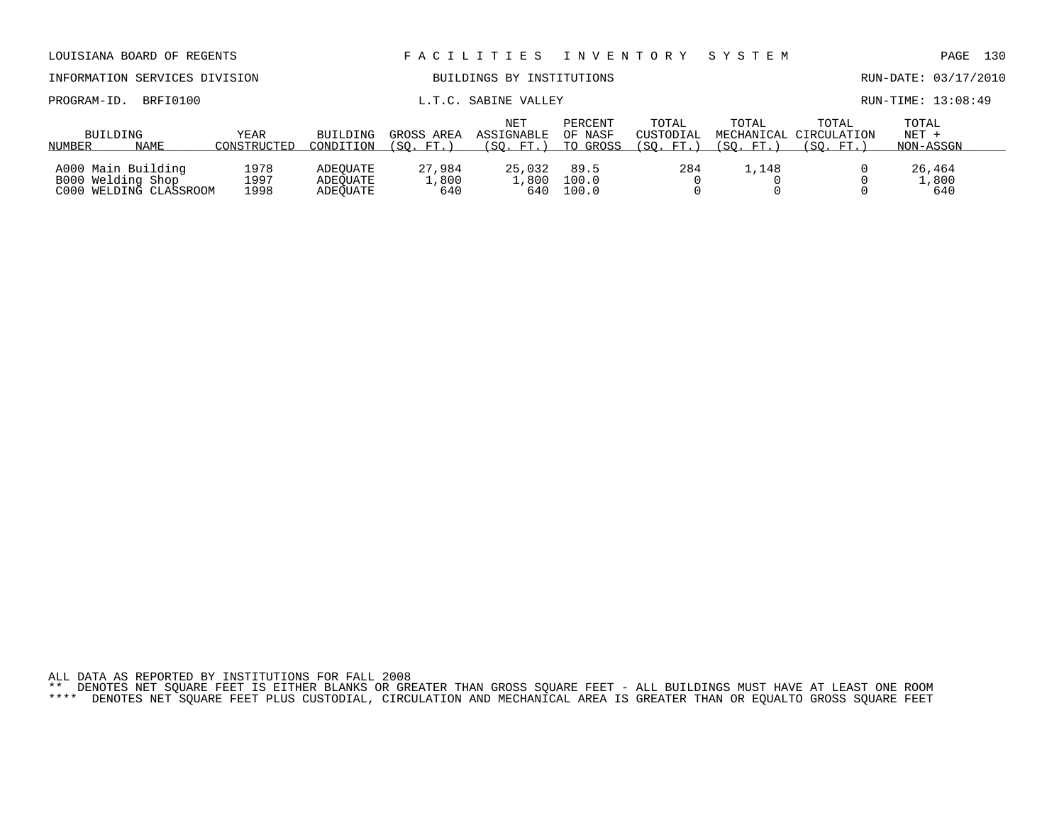LOUISIANA BOARD OF REGENTS — FACILITIES INVENTORY SYSTEM

INFORMATION SERVICES DIVISION — BUILDINGS BY INSTITUTIONS — RUN-DATE: 03/17/2010

PROGRAM-ID. BRFI0100 — L.T.C. SABINE VALLEY — RUN-TIME: 13:08:49

| BUILDING NUMBER | NAME | YEAR CONSTRUCTED | BUILDING CONDITION | GROSS AREA (SQ. FT.) | NET ASSIGNABLE (SQ. FT.) | PERCENT OF NASF TO GROSS | TOTAL CUSTODIAL (SQ. FT.) | TOTAL MECHANICAL (SQ. FT.) | TOTAL CIRCULATION (SQ. FT.) | TOTAL NET + NON-ASSGN |
|---|---|---|---|---|---|---|---|---|---|---|
| A000 | Main Building | 1978 | ADEQUATE | 27,984 | 25,032 | 89.5 | 284 | 1,148 | 0 | 26,464 |
| B000 | Welding Shop | 1997 | ADEQUATE | 1,800 | 1,800 | 100.0 | 0 | 0 | 0 | 1,800 |
| C000 | WELDING CLASSROOM | 1998 | ADEQUATE | 640 | 640 | 100.0 | 0 | 0 | 0 | 640 |

ALL DATA AS REPORTED BY INSTITUTIONS FOR FALL 2008

** DENOTES NET SQUARE FEET IS EITHER BLANKS OR GREATER THAN GROSS SQUARE FEET - ALL BUILDINGS MUST HAVE AT LEAST ONE ROOM

**** DENOTES NET SQUARE FEET PLUS CUSTODIAL, CIRCULATION AND MECHANICAL AREA IS GREATER THAN OR EQUALTO GROSS SQUARE FEET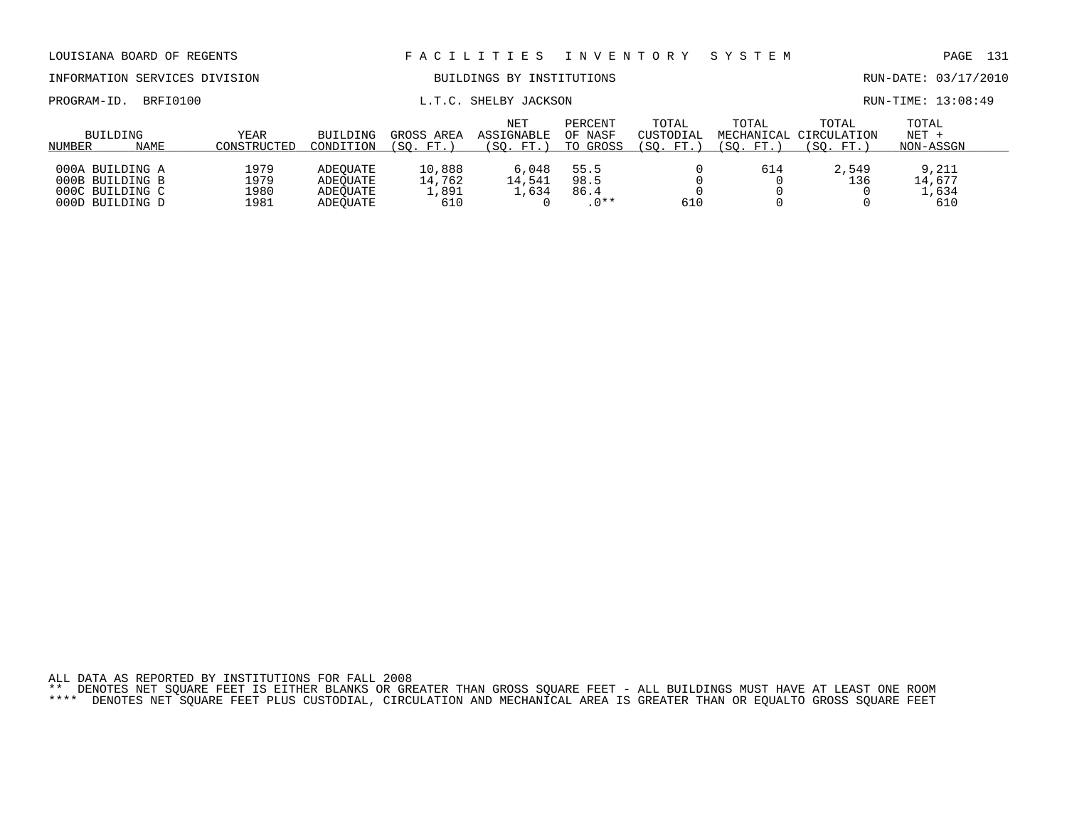LOUISIANA BOARD OF REGENTS — FACILITIES INVENTORY SYSTEM

INFORMATION SERVICES DIVISION — BUILDINGS BY INSTITUTIONS — RUN-DATE: 03/17/2010

PROGRAM-ID. BRFI0100 — L.T.C. SHELBY JACKSON — RUN-TIME: 13:08:49

| BUILDING NUMBER | NAME | YEAR CONSTRUCTED | BUILDING CONDITION | GROSS AREA (SQ. FT.) | NET ASSIGNABLE (SQ. FT.) | PERCENT OF NASF TO GROSS | TOTAL CUSTODIAL (SQ. FT.) | TOTAL MECHANICAL (SQ. FT.) | TOTAL CIRCULATION (SQ. FT.) | TOTAL NET + NON-ASSGN |
|---|---|---|---|---|---|---|---|---|---|---|
| 000A | BUILDING A | 1979 | ADEQUATE | 10,888 | 6,048 | 55.5 | 0 | 614 | 2,549 | 9,211 |
| 000B | BUILDING B | 1979 | ADEQUATE | 14,762 | 14,541 | 98.5 | 0 | 0 | 136 | 14,677 |
| 000C | BUILDING C | 1980 | ADEQUATE | 1,891 | 1,634 | 86.4 | 0 | 0 | 0 | 1,634 |
| 000D | BUILDING D | 1981 | ADEQUATE | 610 | 0 | .0** | 610 | 0 | 0 | 610 |

ALL DATA AS REPORTED BY INSTITUTIONS FOR FALL 2008

** DENOTES NET SQUARE FEET IS EITHER BLANKS OR GREATER THAN GROSS SQUARE FEET - ALL BUILDINGS MUST HAVE AT LEAST ONE ROOM

**** DENOTES NET SQUARE FEET PLUS CUSTODIAL, CIRCULATION AND MECHANICAL AREA IS GREATER THAN OR EQUALTO GROSS SQUARE FEET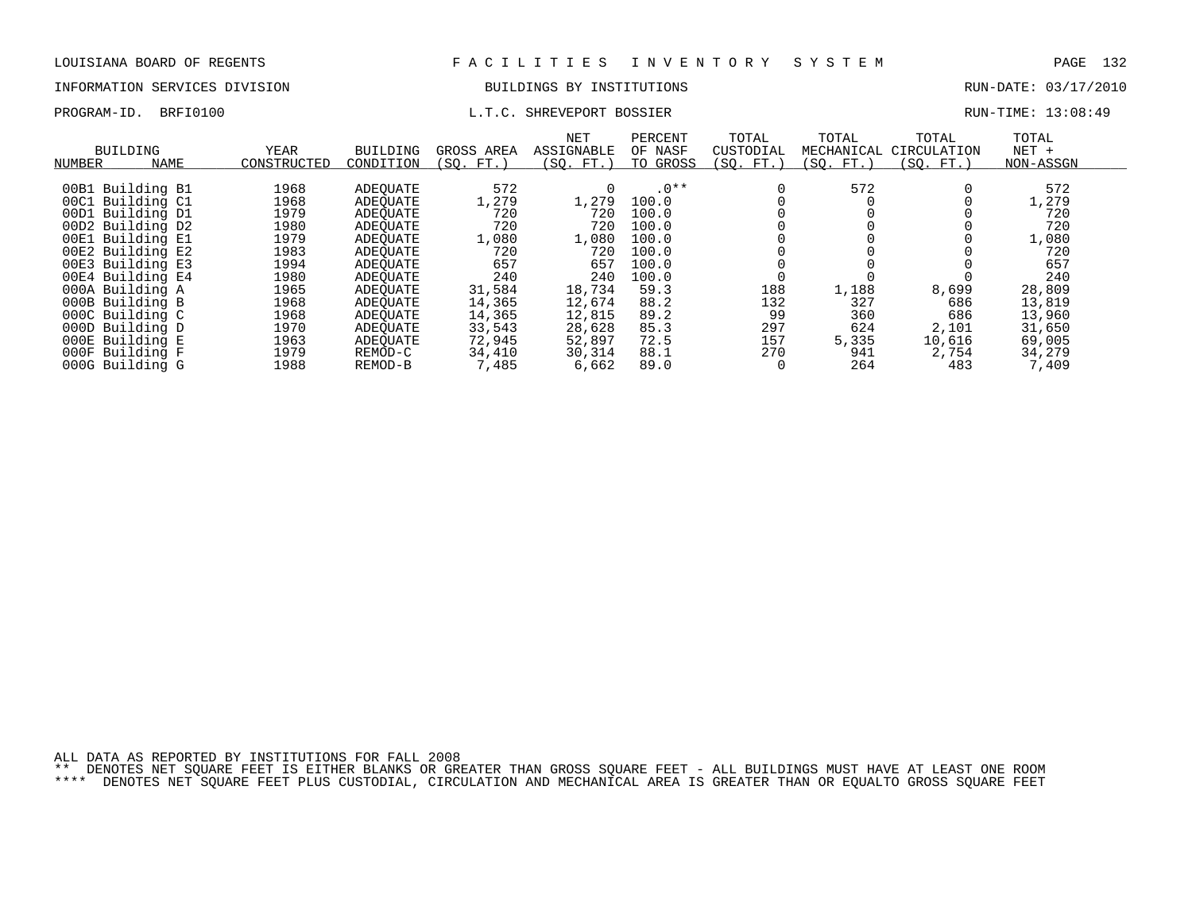LOUISIANA BOARD OF REGENTS — FACILITIES INVENTORY SYSTEM

INFORMATION SERVICES DIVISION — BUILDINGS BY INSTITUTIONS — RUN-DATE: 03/17/2010

PROGRAM-ID. BRFI0100 — L.T.C. SHREVEPORT BOSSIER — RUN-TIME: 13:08:49

| BUILDING NUMBER | NAME | YEAR CONSTRUCTED | BUILDING CONDITION | GROSS AREA (SQ. FT.) | NET ASSIGNABLE (SQ. FT.) | PERCENT OF NASF TO GROSS | TOTAL CUSTODIAL (SQ. FT.) | TOTAL MECHANICAL (SQ. FT.) | TOTAL CIRCULATION (SQ. FT.) | TOTAL NET + NON-ASSGN |
|---|---|---|---|---|---|---|---|---|---|---|
| 00B1 | Building B1 | 1968 | ADEQUATE | 572 | 0 | .0** | 0 | 572 | 0 | 572 |
| 00C1 | Building C1 | 1968 | ADEQUATE | 1,279 | 1,279 | 100.0 | 0 | 0 | 0 | 1,279 |
| 00D1 | Building D1 | 1979 | ADEQUATE | 720 | 720 | 100.0 | 0 | 0 | 0 | 720 |
| 00D2 | Building D2 | 1980 | ADEQUATE | 720 | 720 | 100.0 | 0 | 0 | 0 | 720 |
| 00E1 | Building E1 | 1979 | ADEQUATE | 1,080 | 1,080 | 100.0 | 0 | 0 | 0 | 1,080 |
| 00E2 | Building E2 | 1983 | ADEQUATE | 720 | 720 | 100.0 | 0 | 0 | 0 | 720 |
| 00E3 | Building E3 | 1994 | ADEQUATE | 657 | 657 | 100.0 | 0 | 0 | 0 | 657 |
| 00E4 | Building E4 | 1980 | ADEQUATE | 240 | 240 | 100.0 | 0 | 0 | 0 | 240 |
| 000A | Building A | 1965 | ADEQUATE | 31,584 | 18,734 | 59.3 | 188 | 1,188 | 8,699 | 28,809 |
| 000B | Building B | 1968 | ADEQUATE | 14,365 | 12,674 | 88.2 | 132 | 327 | 686 | 13,819 |
| 000C | Building C | 1968 | ADEQUATE | 14,365 | 12,815 | 89.2 | 99 | 360 | 686 | 13,960 |
| 000D | Building D | 1970 | ADEQUATE | 33,543 | 28,628 | 85.3 | 297 | 624 | 2,101 | 31,650 |
| 000E | Building E | 1963 | ADEQUATE | 72,945 | 52,897 | 72.5 | 157 | 5,335 | 10,616 | 69,005 |
| 000F | Building F | 1979 | REMOD-C | 34,410 | 30,314 | 88.1 | 270 | 941 | 2,754 | 34,279 |
| 000G | Building G | 1988 | REMOD-B | 7,485 | 6,662 | 89.0 | 0 | 264 | 483 | 7,409 |

ALL DATA AS REPORTED BY INSTITUTIONS FOR FALL 2008

** DENOTES NET SQUARE FEET IS EITHER BLANKS OR GREATER THAN GROSS SQUARE FEET - ALL BUILDINGS MUST HAVE AT LEAST ONE ROOM

**** DENOTES NET SQUARE FEET PLUS CUSTODIAL, CIRCULATION AND MECHANICAL AREA IS GREATER THAN OR EQUALTO GROSS SQUARE FEET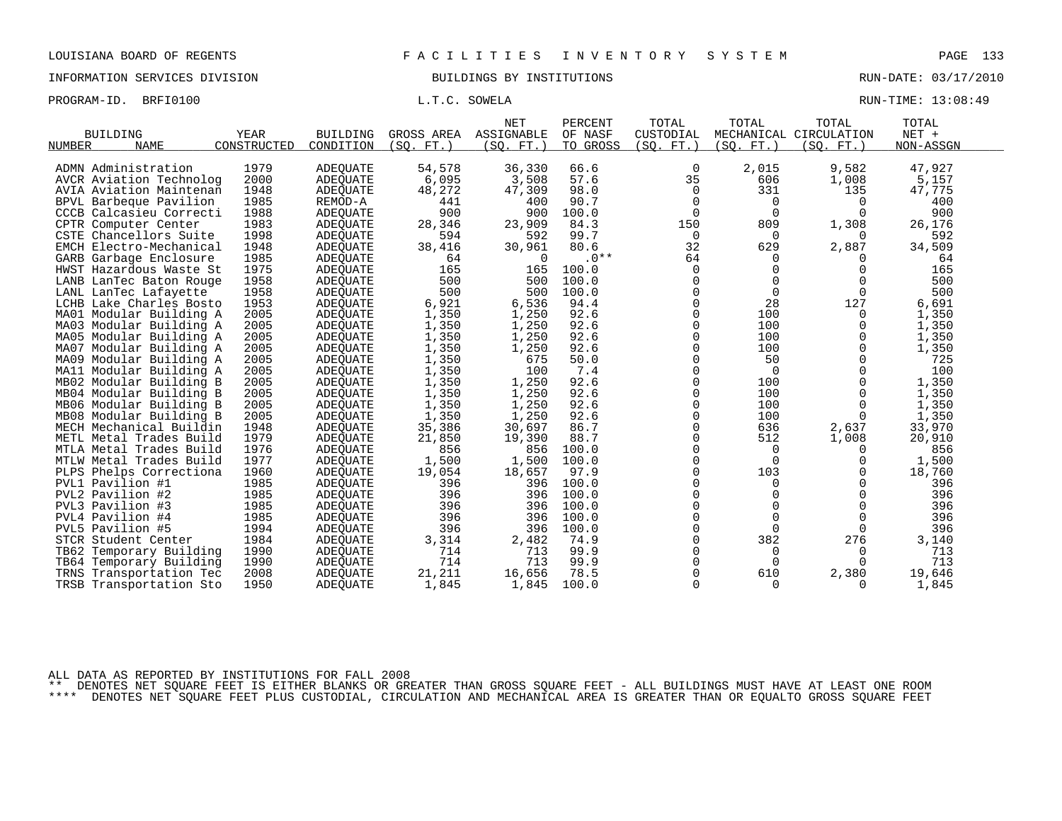LOUISIANA BOARD OF REGENTS — FACILITIES INVENTORY SYSTEM

INFORMATION SERVICES DIVISION — BUILDINGS BY INSTITUTIONS — RUN-DATE: 03/17/2010

PROGRAM-ID. BRFI0100 — L.T.C. SOWELA — RUN-TIME: 13:08:49

| BUILDING NUMBER | NAME | YEAR CONSTRUCTED | BUILDING CONDITION | GROSS AREA (SQ. FT.) | NET ASSIGNABLE (SQ. FT.) | PERCENT OF NASF TO GROSS | TOTAL CUSTODIAL (SQ. FT.) | TOTAL MECHANICAL (SQ. FT.) | TOTAL CIRCULATION (SQ. FT.) | TOTAL NET + NON-ASSGN |
|---|---|---|---|---|---|---|---|---|---|---|
| ADMN | Administration | 1979 | ADEQUATE | 54,578 | 36,330 | 66.6 | 0 | 2,015 | 9,582 | 47,927 |
| AVCR | Aviation Technolog | 2000 | ADEQUATE | 6,095 | 3,508 | 57.6 | 35 | 606 | 1,008 | 5,157 |
| AVIA | Aviation Maintenan | 1948 | ADEQUATE | 48,272 | 47,309 | 98.0 | 0 | 331 | 135 | 47,775 |
| BPVL | Barbeque Pavilion | 1985 | REMOD-A | 441 | 400 | 90.7 | 0 | 0 | 0 | 400 |
| CCCB | Calcasieu Correcti | 1988 | ADEQUATE | 900 | 900 | 100.0 | 0 | 0 | 0 | 900 |
| CPTR | Computer Center | 1983 | ADEQUATE | 28,346 | 23,909 | 84.3 | 150 | 809 | 1,308 | 26,176 |
| CSTE | Chancellors Suite | 1998 | ADEQUATE | 594 | 592 | 99.7 | 0 | 0 | 0 | 592 |
| EMCH | Electro-Mechanical | 1948 | ADEQUATE | 38,416 | 30,961 | 80.6 | 32 | 629 | 2,887 | 34,509 |
| GARB | Garbage Enclosure | 1985 | ADEQUATE | 64 | 0 | .0** | 64 | 0 | 0 | 64 |
| HWST | Hazardous Waste St | 1975 | ADEQUATE | 165 | 165 | 100.0 | 0 | 0 | 0 | 165 |
| LANB | LanTec Baton Rouge | 1958 | ADEQUATE | 500 | 500 | 100.0 | 0 | 0 | 0 | 500 |
| LANL | LanTec Lafayette | 1958 | ADEQUATE | 500 | 500 | 100.0 | 0 | 0 | 0 | 500 |
| LCHB | Lake Charles Bosto | 1953 | ADEQUATE | 6,921 | 6,536 | 94.4 | 0 | 28 | 127 | 6,691 |
| MA01 | Modular Building A | 2005 | ADEQUATE | 1,350 | 1,250 | 92.6 | 0 | 100 | 0 | 1,350 |
| MA03 | Modular Building A | 2005 | ADEQUATE | 1,350 | 1,250 | 92.6 | 0 | 100 | 0 | 1,350 |
| MA05 | Modular Building A | 2005 | ADEQUATE | 1,350 | 1,250 | 92.6 | 0 | 100 | 0 | 1,350 |
| MA07 | Modular Building A | 2005 | ADEQUATE | 1,350 | 1,250 | 92.6 | 0 | 100 | 0 | 1,350 |
| MA09 | Modular Building A | 2005 | ADEQUATE | 1,350 | 675 | 50.0 | 0 | 50 | 0 | 725 |
| MA11 | Modular Building A | 2005 | ADEQUATE | 1,350 | 100 | 7.4 | 0 | 0 | 0 | 100 |
| MB02 | Modular Building B | 2005 | ADEQUATE | 1,350 | 1,250 | 92.6 | 0 | 100 | 0 | 1,350 |
| MB04 | Modular Building B | 2005 | ADEQUATE | 1,350 | 1,250 | 92.6 | 0 | 100 | 0 | 1,350 |
| MB06 | Modular Building B | 2005 | ADEQUATE | 1,350 | 1,250 | 92.6 | 0 | 100 | 0 | 1,350 |
| MB08 | Modular Building B | 2005 | ADEQUATE | 1,350 | 1,250 | 92.6 | 0 | 100 | 0 | 1,350 |
| MECH | Mechanical Buildin | 1948 | ADEQUATE | 35,386 | 30,697 | 86.7 | 0 | 636 | 2,637 | 33,970 |
| METL | Metal Trades Build | 1979 | ADEQUATE | 21,850 | 19,390 | 88.7 | 0 | 512 | 1,008 | 20,910 |
| MTLA | Metal Trades Build | 1976 | ADEQUATE | 856 | 856 | 100.0 | 0 | 0 | 0 | 856 |
| MTLW | Metal Trades Build | 1977 | ADEQUATE | 1,500 | 1,500 | 100.0 | 0 | 0 | 0 | 1,500 |
| PLPS | Phelps Correctiona | 1960 | ADEQUATE | 19,054 | 18,657 | 97.9 | 0 | 103 | 0 | 18,760 |
| PVL1 | Pavilion #1 | 1985 | ADEQUATE | 396 | 396 | 100.0 | 0 | 0 | 0 | 396 |
| PVL2 | Pavilion #2 | 1985 | ADEQUATE | 396 | 396 | 100.0 | 0 | 0 | 0 | 396 |
| PVL3 | Pavilion #3 | 1985 | ADEQUATE | 396 | 396 | 100.0 | 0 | 0 | 0 | 396 |
| PVL4 | Pavilion #4 | 1985 | ADEQUATE | 396 | 396 | 100.0 | 0 | 0 | 0 | 396 |
| PVL5 | Pavilion #5 | 1994 | ADEQUATE | 396 | 396 | 100.0 | 0 | 0 | 0 | 396 |
| STCR | Student Center | 1984 | ADEQUATE | 3,314 | 2,482 | 74.9 | 0 | 382 | 276 | 3,140 |
| TB62 | Temporary Building | 1990 | ADEQUATE | 714 | 713 | 99.9 | 0 | 0 | 0 | 713 |
| TB64 | Temporary Building | 1990 | ADEQUATE | 714 | 713 | 99.9 | 0 | 0 | 0 | 713 |
| TRNS | Transportation Tec | 2008 | ADEQUATE | 21,211 | 16,656 | 78.5 | 0 | 610 | 2,380 | 19,646 |
| TRSB | Transportation Sto | 1950 | ADEQUATE | 1,845 | 1,845 | 100.0 | 0 | 0 | 0 | 1,845 |

ALL DATA AS REPORTED BY INSTITUTIONS FOR FALL 2008

** DENOTES NET SQUARE FEET IS EITHER BLANKS OR GREATER THAN GROSS SQUARE FEET - ALL BUILDINGS MUST HAVE AT LEAST ONE ROOM

**** DENOTES NET SQUARE FEET PLUS CUSTODIAL, CIRCULATION AND MECHANICAL AREA IS GREATER THAN OR EQUALTO GROSS SQUARE FEET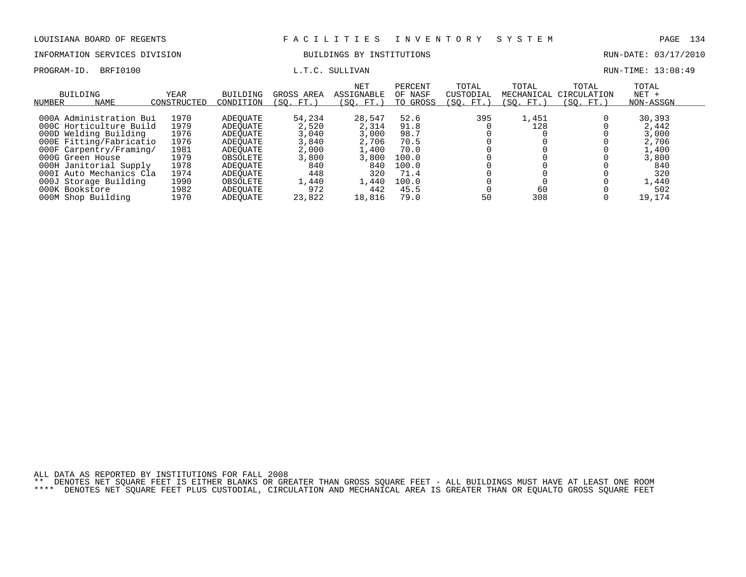LOUISIANA BOARD OF REGENTS — FACILITIES INVENTORY SYSTEM

INFORMATION SERVICES DIVISION — BUILDINGS BY INSTITUTIONS — RUN-DATE: 03/17/2010

PROGRAM-ID. BRFI0100 — L.T.C. SULLIVAN — RUN-TIME: 13:08:49

| BUILDING NUMBER | NAME | YEAR CONSTRUCTED | BUILDING CONDITION | GROSS AREA (SQ. FT.) | NET ASSIGNABLE (SQ. FT.) | PERCENT OF NASF TO GROSS | TOTAL CUSTODIAL (SQ. FT.) | TOTAL MECHANICAL (SQ. FT.) | TOTAL CIRCULATION (SQ. FT.) | TOTAL NET + NON-ASSGN |
|---|---|---|---|---|---|---|---|---|---|---|
| 000A | Administration Bui | 1970 | ADEQUATE | 54,234 | 28,547 | 52.6 | 395 | 1,451 | 0 | 30,393 |
| 000C | Horticulture Build | 1979 | ADEQUATE | 2,520 | 2,314 | 91.8 | 0 | 128 | 0 | 2,442 |
| 000D | Welding Building | 1976 | ADEQUATE | 3,040 | 3,000 | 98.7 | 0 | 0 | 0 | 3,000 |
| 000E | Fitting/Fabricatio | 1976 | ADEQUATE | 3,840 | 2,706 | 70.5 | 0 | 0 | 0 | 2,706 |
| 000F | Carpentry/Framing/ | 1981 | ADEQUATE | 2,000 | 1,400 | 70.0 | 0 | 0 | 0 | 1,400 |
| 000G | Green House | 1979 | OBSOLETE | 3,800 | 3,800 | 100.0 | 0 | 0 | 0 | 3,800 |
| 000H | Janitorial Supply | 1978 | ADEQUATE | 840 | 840 | 100.0 | 0 | 0 | 0 | 840 |
| 000I | Auto Mechanics Cla | 1974 | ADEQUATE | 448 | 320 | 71.4 | 0 | 0 | 0 | 320 |
| 000J | Storage Building | 1990 | OBSOLETE | 1,440 | 1,440 | 100.0 | 0 | 0 | 0 | 1,440 |
| 000K | Bookstore | 1982 | ADEQUATE | 972 | 442 | 45.5 | 0 | 60 | 0 | 502 |
| 000M | Shop Building | 1970 | ADEQUATE | 23,822 | 18,816 | 79.0 | 50 | 308 | 0 | 19,174 |

ALL DATA AS REPORTED BY INSTITUTIONS FOR FALL 2008

** DENOTES NET SQUARE FEET IS EITHER BLANKS OR GREATER THAN GROSS SQUARE FEET - ALL BUILDINGS MUST HAVE AT LEAST ONE ROOM

**** DENOTES NET SQUARE FEET PLUS CUSTODIAL, CIRCULATION AND MECHANICAL AREA IS GREATER THAN OR EQUALTO GROSS SQUARE FEET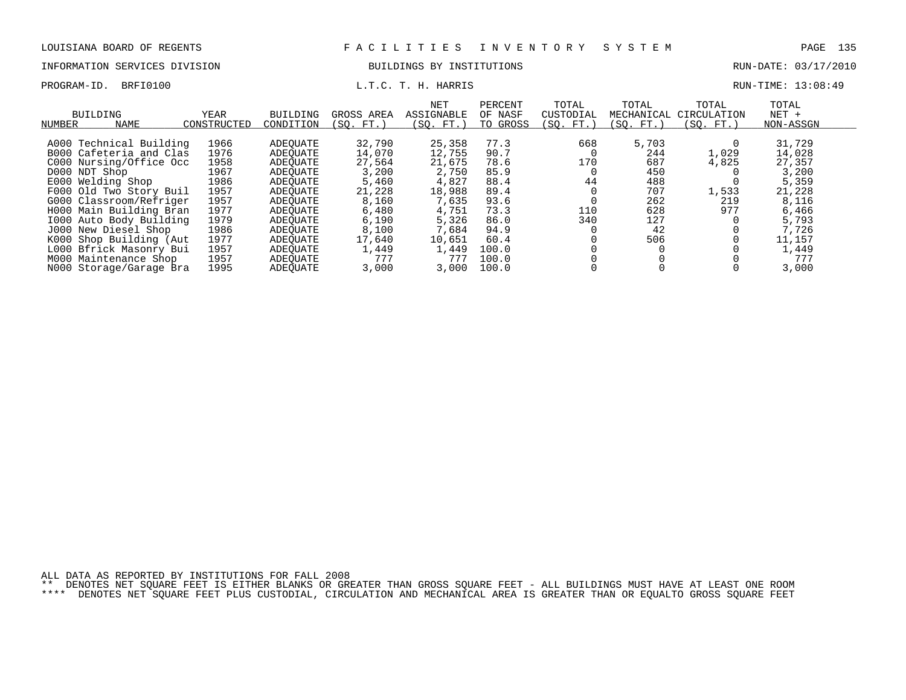LOUISIANA BOARD OF REGENTS — FACILITIES INVENTORY SYSTEM

INFORMATION SERVICES DIVISION — BUILDINGS BY INSTITUTIONS — RUN-DATE: 03/17/2010

PROGRAM-ID. BRFI0100 — L.T.C. T. H. HARRIS — RUN-TIME: 13:08:49

| BUILDING NUMBER | NAME | YEAR CONSTRUCTED | BUILDING CONDITION | GROSS AREA (SQ. FT.) | NET ASSIGNABLE (SQ. FT.) | PERCENT OF NASF TO GROSS | TOTAL CUSTODIAL (SQ. FT.) | TOTAL MECHANICAL (SQ. FT.) | TOTAL CIRCULATION (SQ. FT.) | TOTAL NET + NON-ASSGN |
|---|---|---|---|---|---|---|---|---|---|---|
| A000 | Technical Building | 1966 | ADEQUATE | 32,790 | 25,358 | 77.3 | 668 | 5,703 | 0 | 31,729 |
| B000 | Cafeteria and Clas | 1976 | ADEQUATE | 14,070 | 12,755 | 90.7 | 0 | 244 | 1,029 | 14,028 |
| C000 | Nursing/Office Occ | 1958 | ADEQUATE | 27,564 | 21,675 | 78.6 | 170 | 687 | 4,825 | 27,357 |
| D000 | NDT Shop | 1967 | ADEQUATE | 3,200 | 2,750 | 85.9 | 0 | 450 | 0 | 3,200 |
| E000 | Welding Shop | 1986 | ADEQUATE | 5,460 | 4,827 | 88.4 | 44 | 488 | 0 | 5,359 |
| F000 | Old Two Story Buil | 1957 | ADEQUATE | 21,228 | 18,988 | 89.4 | 0 | 707 | 1,533 | 21,228 |
| G000 | Classroom/Refriger | 1957 | ADEQUATE | 8,160 | 7,635 | 93.6 | 0 | 262 | 219 | 8,116 |
| H000 | Main Building Bran | 1977 | ADEQUATE | 6,480 | 4,751 | 73.3 | 110 | 628 | 977 | 6,466 |
| I000 | Auto Body Building | 1979 | ADEQUATE | 6,190 | 5,326 | 86.0 | 340 | 127 | 0 | 5,793 |
| J000 | New Diesel Shop | 1986 | ADEQUATE | 8,100 | 7,684 | 94.9 | 0 | 42 | 0 | 7,726 |
| K000 | Shop Building (Aut | 1977 | ADEQUATE | 17,640 | 10,651 | 60.4 | 0 | 506 | 0 | 11,157 |
| L000 | Bfrick Masonry Bui | 1957 | ADEQUATE | 1,449 | 1,449 | 100.0 | 0 | 0 | 0 | 1,449 |
| M000 | Maintenance Shop | 1957 | ADEQUATE | 777 | 777 | 100.0 | 0 | 0 | 0 | 777 |
| N000 | Storage/Garage Bra | 1995 | ADEQUATE | 3,000 | 3,000 | 100.0 | 0 | 0 | 0 | 3,000 |

ALL DATA AS REPORTED BY INSTITUTIONS FOR FALL 2008

** DENOTES NET SQUARE FEET IS EITHER BLANKS OR GREATER THAN GROSS SQUARE FEET - ALL BUILDINGS MUST HAVE AT LEAST ONE ROOM

**** DENOTES NET SQUARE FEET PLUS CUSTODIAL, CIRCULATION AND MECHANICAL AREA IS GREATER THAN OR EQUALTO GROSS SQUARE FEET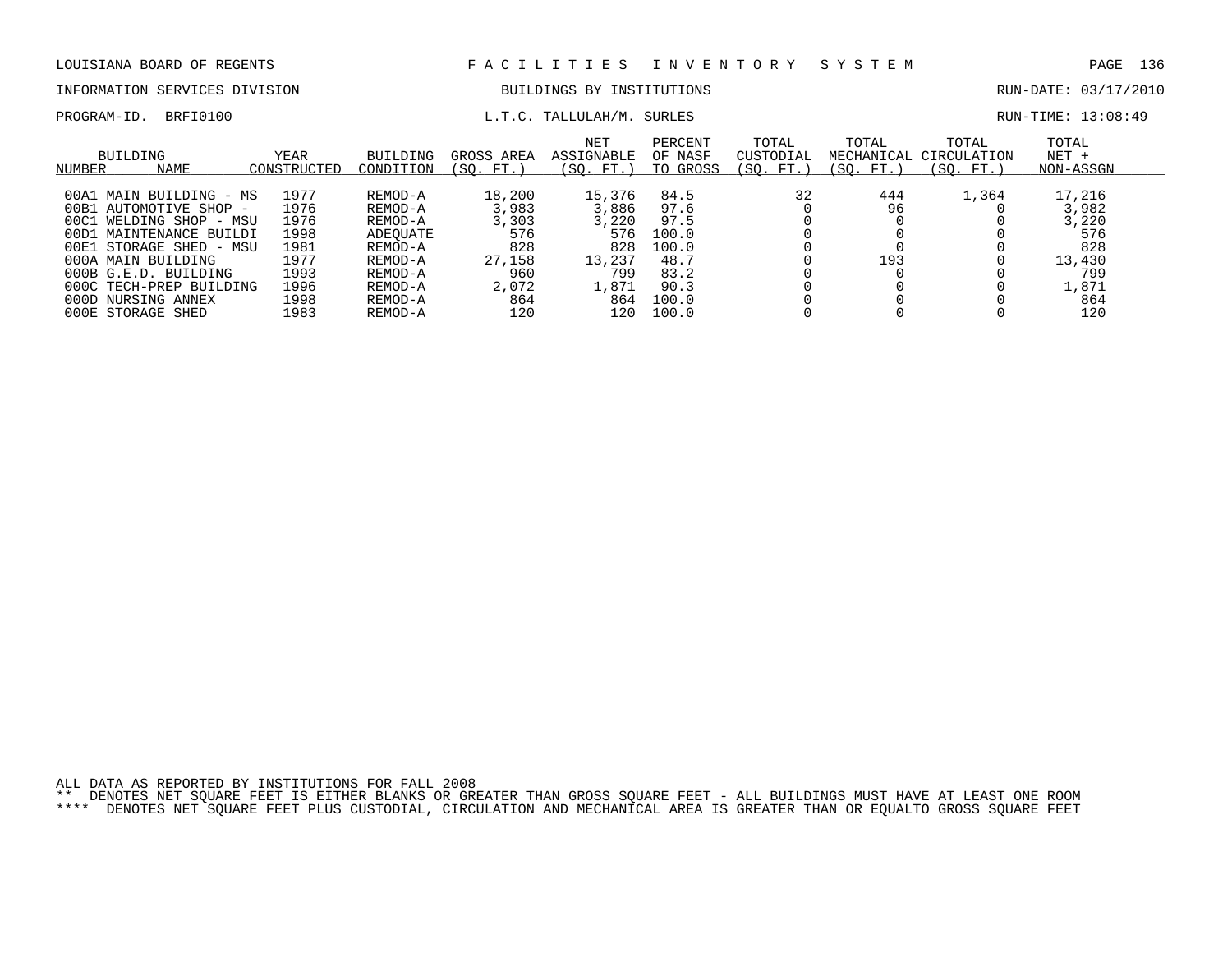LOUISIANA BOARD OF REGENTS — FACILITIES INVENTORY SYSTEM

INFORMATION SERVICES DIVISION — BUILDINGS BY INSTITUTIONS — RUN-DATE: 03/17/2010

PROGRAM-ID. BRFI0100 — L.T.C. TALLULAH/M. SURLES — RUN-TIME: 13:08:49

| BUILDING NUMBER | NAME | YEAR CONSTRUCTED | BUILDING CONDITION | GROSS AREA (SQ. FT.) | NET ASSIGNABLE (SQ. FT.) | PERCENT OF NASF TO GROSS | TOTAL CUSTODIAL (SQ. FT.) | TOTAL MECHANICAL (SQ. FT.) | TOTAL CIRCULATION (SQ. FT.) | TOTAL NET + NON-ASSGN |
|---|---|---|---|---|---|---|---|---|---|---|
| 00A1 | MAIN BUILDING - MS | 1977 | REMOD-A | 18,200 | 15,376 | 84.5 | 32 | 444 | 1,364 | 17,216 |
| 00B1 | AUTOMOTIVE SHOP - | 1976 | REMOD-A | 3,983 | 3,886 | 97.6 | 0 | 96 | 0 | 3,982 |
| 00C1 | WELDING SHOP - MSU | 1976 | REMOD-A | 3,303 | 3,220 | 97.5 | 0 | 0 | 0 | 3,220 |
| 00D1 | MAINTENANCE BUILDI | 1998 | ADEQUATE | 576 | 576 | 100.0 | 0 | 0 | 0 | 576 |
| 00E1 | STORAGE SHED - MSU | 1981 | REMOD-A | 828 | 828 | 100.0 | 0 | 0 | 0 | 828 |
| 000A | MAIN BUILDING | 1977 | REMOD-A | 27,158 | 13,237 | 48.7 | 0 | 193 | 0 | 13,430 |
| 000B | G.E.D. BUILDING | 1993 | REMOD-A | 960 | 799 | 83.2 | 0 | 0 | 0 | 799 |
| 000C | TECH-PREP BUILDING | 1996 | REMOD-A | 2,072 | 1,871 | 90.3 | 0 | 0 | 0 | 1,871 |
| 000D | NURSING ANNEX | 1998 | REMOD-A | 864 | 864 | 100.0 | 0 | 0 | 0 | 864 |
| 000E | STORAGE SHED | 1983 | REMOD-A | 120 | 120 | 100.0 | 0 | 0 | 0 | 120 |

ALL DATA AS REPORTED BY INSTITUTIONS FOR FALL 2008

** DENOTES NET SQUARE FEET IS EITHER BLANKS OR GREATER THAN GROSS SQUARE FEET - ALL BUILDINGS MUST HAVE AT LEAST ONE ROOM

**** DENOTES NET SQUARE FEET PLUS CUSTODIAL, CIRCULATION AND MECHANICAL AREA IS GREATER THAN OR EQUALTO GROSS SQUARE FEET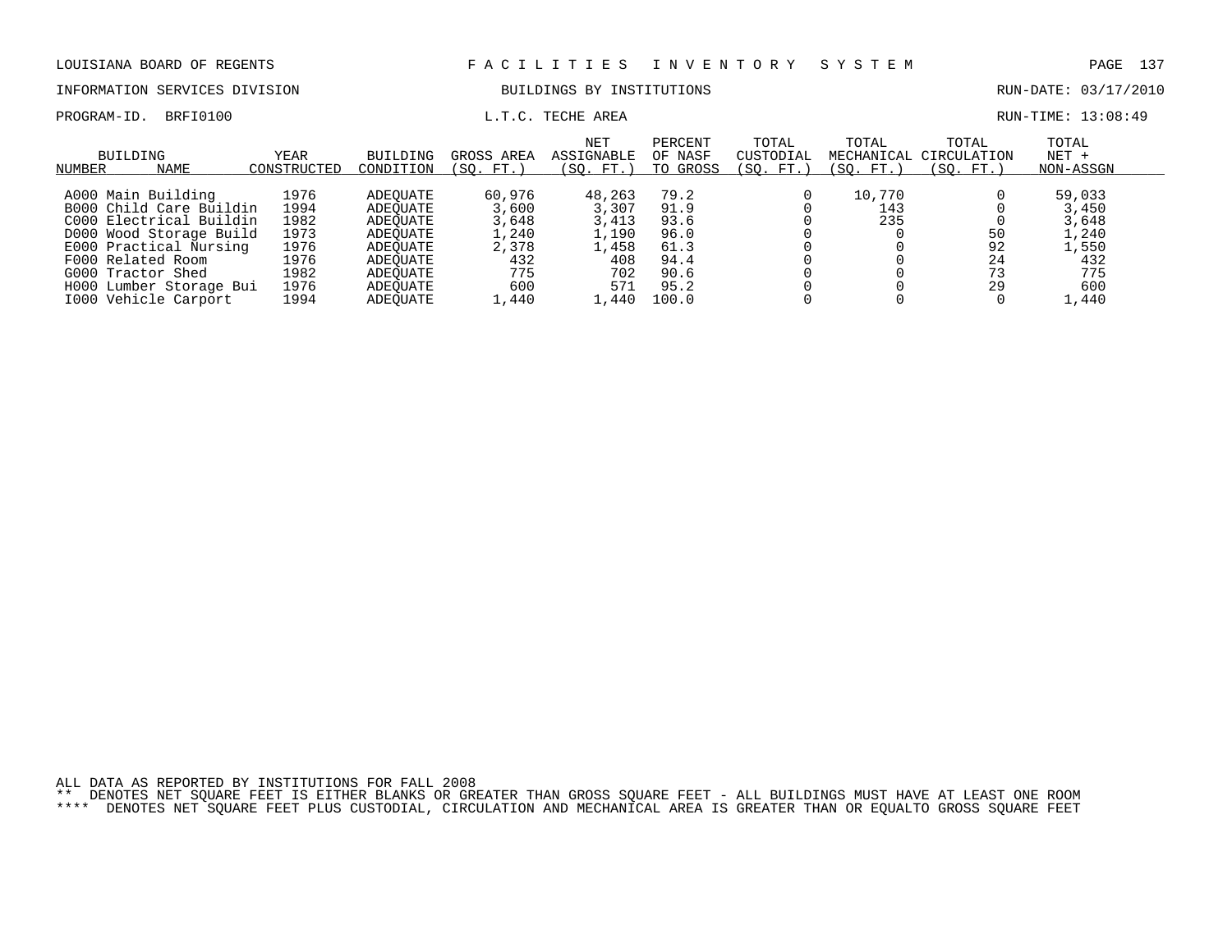LOUISIANA BOARD OF REGENTS — FACILITIES INVENTORY SYSTEM

INFORMATION SERVICES DIVISION — BUILDINGS BY INSTITUTIONS — RUN-DATE: 03/17/2010

PROGRAM-ID. BRFI0100 — L.T.C. TECHE AREA — RUN-TIME: 13:08:49

| BUILDING NUMBER | NAME | YEAR CONSTRUCTED | BUILDING CONDITION | GROSS AREA (SQ. FT.) | NET ASSIGNABLE (SQ. FT.) | PERCENT OF NASF TO GROSS | TOTAL CUSTODIAL (SQ. FT.) | TOTAL MECHANICAL (SQ. FT.) | TOTAL CIRCULATION (SQ. FT.) | TOTAL NET + NON-ASSGN |
|---|---|---|---|---|---|---|---|---|---|---|
| A000 | Main Building | 1976 | ADEQUATE | 60,976 | 48,263 | 79.2 | 0 | 10,770 | 0 | 59,033 |
| B000 | Child Care Buildin | 1994 | ADEQUATE | 3,600 | 3,307 | 91.9 | 0 | 143 | 0 | 3,450 |
| C000 | Electrical Buildin | 1982 | ADEQUATE | 3,648 | 3,413 | 93.6 | 0 | 235 | 0 | 3,648 |
| D000 | Wood Storage Build | 1973 | ADEQUATE | 1,240 | 1,190 | 96.0 | 0 | 0 | 50 | 1,240 |
| E000 | Practical Nursing | 1976 | ADEQUATE | 2,378 | 1,458 | 61.3 | 0 | 0 | 92 | 1,550 |
| F000 | Related Room | 1976 | ADEQUATE | 432 | 408 | 94.4 | 0 | 0 | 24 | 432 |
| G000 | Tractor Shed | 1982 | ADEQUATE | 775 | 702 | 90.6 | 0 | 0 | 73 | 775 |
| H000 | Lumber Storage Bui | 1976 | ADEQUATE | 600 | 571 | 95.2 | 0 | 0 | 29 | 600 |
| I000 | Vehicle Carport | 1994 | ADEQUATE | 1,440 | 1,440 | 100.0 | 0 | 0 | 0 | 1,440 |

ALL DATA AS REPORTED BY INSTITUTIONS FOR FALL 2008

** DENOTES NET SQUARE FEET IS EITHER BLANKS OR GREATER THAN GROSS SQUARE FEET - ALL BUILDINGS MUST HAVE AT LEAST ONE ROOM

**** DENOTES NET SQUARE FEET PLUS CUSTODIAL, CIRCULATION AND MECHANICAL AREA IS GREATER THAN OR EQUALTO GROSS SQUARE FEET